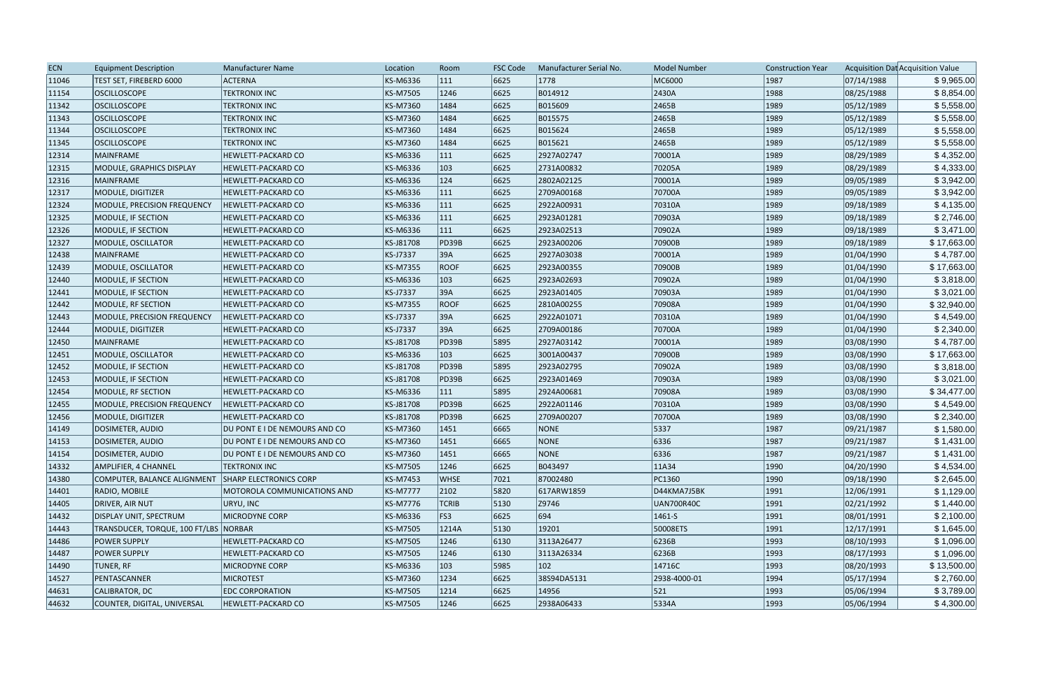| ECN | Equipment Description | Manufacturer Name | Location | Room | FSC Code | Manufacturer Serial No. | Model Number | Construction Year | Acquisition Dat | Acquisition Value |
|---|---|---|---|---|---|---|---|---|---|---|
| 11046 | TEST SET, FIREBERD 6000 | ACTERNA | KS-M6336 | 111 | 6625 | 1778 | MC6000 | 1987 | 07/14/1988 | $ 9,965.00 |
| 11154 | OSCILLOSCOPE | TEKTRONIX INC | KS-M7505 | 1246 | 6625 | B014912 | 2430A | 1988 | 08/25/1988 | $ 8,854.00 |
| 11342 | OSCILLOSCOPE | TEKTRONIX INC | KS-M7360 | 1484 | 6625 | B015609 | 2465B | 1989 | 05/12/1989 | $ 5,558.00 |
| 11343 | OSCILLOSCOPE | TEKTRONIX INC | KS-M7360 | 1484 | 6625 | B015575 | 2465B | 1989 | 05/12/1989 | $ 5,558.00 |
| 11344 | OSCILLOSCOPE | TEKTRONIX INC | KS-M7360 | 1484 | 6625 | B015624 | 2465B | 1989 | 05/12/1989 | $ 5,558.00 |
| 11345 | OSCILLOSCOPE | TEKTRONIX INC | KS-M7360 | 1484 | 6625 | B015621 | 2465B | 1989 | 05/12/1989 | $ 5,558.00 |
| 12314 | MAINFRAME | HEWLETT-PACKARD CO | KS-M6336 | 111 | 6625 | 2927A02747 | 70001A | 1989 | 08/29/1989 | $ 4,352.00 |
| 12315 | MODULE, GRAPHICS DISPLAY | HEWLETT-PACKARD CO | KS-M6336 | 103 | 6625 | 2731A00832 | 70205A | 1989 | 08/29/1989 | $ 4,333.00 |
| 12316 | MAINFRAME | HEWLETT-PACKARD CO | KS-M6336 | 124 | 6625 | 2802A02125 | 70001A | 1989 | 09/05/1989 | $ 3,942.00 |
| 12317 | MODULE, DIGITIZER | HEWLETT-PACKARD CO | KS-M6336 | 111 | 6625 | 2709A00168 | 70700A | 1989 | 09/05/1989 | $ 3,942.00 |
| 12324 | MODULE, PRECISION FREQUENCY | HEWLETT-PACKARD CO | KS-M6336 | 111 | 6625 | 2922A00931 | 70310A | 1989 | 09/18/1989 | $ 4,135.00 |
| 12325 | MODULE, IF SECTION | HEWLETT-PACKARD CO | KS-M6336 | 111 | 6625 | 2923A01281 | 70903A | 1989 | 09/18/1989 | $ 2,746.00 |
| 12326 | MODULE, IF SECTION | HEWLETT-PACKARD CO | KS-M6336 | 111 | 6625 | 2923A02513 | 70902A | 1989 | 09/18/1989 | $ 3,471.00 |
| 12327 | MODULE, OSCILLATOR | HEWLETT-PACKARD CO | KS-J81708 | PD39B | 6625 | 2923A00206 | 70900B | 1989 | 09/18/1989 | $ 17,663.00 |
| 12438 | MAINFRAME | HEWLETT-PACKARD CO | KS-J7337 | 39A | 6625 | 2927A03038 | 70001A | 1989 | 01/04/1990 | $ 4,787.00 |
| 12439 | MODULE, OSCILLATOR | HEWLETT-PACKARD CO | KS-M7355 | ROOF | 6625 | 2923A00355 | 70900B | 1989 | 01/04/1990 | $ 17,663.00 |
| 12440 | MODULE, IF SECTION | HEWLETT-PACKARD CO | KS-M6336 | 103 | 6625 | 2923A02693 | 70902A | 1989 | 01/04/1990 | $ 3,818.00 |
| 12441 | MODULE, IF SECTION | HEWLETT-PACKARD CO | KS-J7337 | 39A | 6625 | 2923A01405 | 70903A | 1989 | 01/04/1990 | $ 3,021.00 |
| 12442 | MODULE, RF SECTION | HEWLETT-PACKARD CO | KS-M7355 | ROOF | 6625 | 2810A00255 | 70908A | 1989 | 01/04/1990 | $ 32,940.00 |
| 12443 | MODULE, PRECISION FREQUENCY | HEWLETT-PACKARD CO | KS-J7337 | 39A | 6625 | 2922A01071 | 70310A | 1989 | 01/04/1990 | $ 4,549.00 |
| 12444 | MODULE, DIGITIZER | HEWLETT-PACKARD CO | KS-J7337 | 39A | 6625 | 2709A00186 | 70700A | 1989 | 01/04/1990 | $ 2,340.00 |
| 12450 | MAINFRAME | HEWLETT-PACKARD CO | KS-J81708 | PD39B | 5895 | 2927A03142 | 70001A | 1989 | 03/08/1990 | $ 4,787.00 |
| 12451 | MODULE, OSCILLATOR | HEWLETT-PACKARD CO | KS-M6336 | 103 | 6625 | 3001A00437 | 70900B | 1989 | 03/08/1990 | $ 17,663.00 |
| 12452 | MODULE, IF SECTION | HEWLETT-PACKARD CO | KS-J81708 | PD39B | 5895 | 2923A02795 | 70902A | 1989 | 03/08/1990 | $ 3,818.00 |
| 12453 | MODULE, IF SECTION | HEWLETT-PACKARD CO | KS-J81708 | PD39B | 6625 | 2923A01469 | 70903A | 1989 | 03/08/1990 | $ 3,021.00 |
| 12454 | MODULE, RF SECTION | HEWLETT-PACKARD CO | KS-M6336 | 111 | 5895 | 2924A00681 | 70908A | 1989 | 03/08/1990 | $ 34,477.00 |
| 12455 | MODULE, PRECISION FREQUENCY | HEWLETT-PACKARD CO | KS-J81708 | PD39B | 6625 | 2922A01146 | 70310A | 1989 | 03/08/1990 | $ 4,549.00 |
| 12456 | MODULE, DIGITIZER | HEWLETT-PACKARD CO | KS-J81708 | PD39B | 6625 | 2709A00207 | 70700A | 1989 | 03/08/1990 | $ 2,340.00 |
| 14149 | DOSIMETER, AUDIO | DU PONT E I DE NEMOURS AND CO | KS-M7360 | 1451 | 6665 | NONE | 5337 | 1987 | 09/21/1987 | $ 1,580.00 |
| 14153 | DOSIMETER, AUDIO | DU PONT E I DE NEMOURS AND CO | KS-M7360 | 1451 | 6665 | NONE | 6336 | 1987 | 09/21/1987 | $ 1,431.00 |
| 14154 | DOSIMETER, AUDIO | DU PONT E I DE NEMOURS AND CO | KS-M7360 | 1451 | 6665 | NONE | 6336 | 1987 | 09/21/1987 | $ 1,431.00 |
| 14332 | AMPLIFIER, 4 CHANNEL | TEKTRONIX INC | KS-M7505 | 1246 | 6625 | B043497 | 11A34 | 1990 | 04/20/1990 | $ 4,534.00 |
| 14380 | COMPUTER, BALANCE ALIGNMENT | SHARP ELECTRONICS CORP | KS-M7453 | WHSE | 7021 | 87002480 | PC1360 | 1990 | 09/18/1990 | $ 2,645.00 |
| 14401 | RADIO, MOBILE | MOTOROLA COMMUNICATIONS AND | KS-M7777 | 2102 | 5820 | 617ARW1859 | D44KMA7J5BK | 1991 | 12/06/1991 | $ 1,129.00 |
| 14405 | DRIVER, AIR NUT | URYU, INC | KS-M7776 | TCRIB | 5130 | Z9746 | UAN700R40C | 1991 | 02/21/1992 | $ 1,440.00 |
| 14432 | DISPLAY UNIT, SPECTRUM | MICRODYNE CORP | KS-M6336 | FS3 | 6625 | 694 | 1461-S | 1991 | 08/01/1991 | $ 2,100.00 |
| 14443 | TRANSDUCER, TORQUE, 100 FT/LBS | NORBAR | KS-M7505 | 1214A | 5130 | 19201 | 50008ETS | 1991 | 12/17/1991 | $ 1,645.00 |
| 14486 | POWER SUPPLY | HEWLETT-PACKARD CO | KS-M7505 | 1246 | 6130 | 3113A26477 | 6236B | 1993 | 08/10/1993 | $ 1,096.00 |
| 14487 | POWER SUPPLY | HEWLETT-PACKARD CO | KS-M7505 | 1246 | 6130 | 3113A26334 | 6236B | 1993 | 08/17/1993 | $ 1,096.00 |
| 14490 | TUNER, RF | MICRODYNE CORP | KS-M6336 | 103 | 5985 | 102 | 14716C | 1993 | 08/20/1993 | $ 13,500.00 |
| 14527 | PENTASCANNER | MICROTEST | KS-M7360 | 1234 | 6625 | 38S94DA5131 | 2938-4000-01 | 1994 | 05/17/1994 | $ 2,760.00 |
| 44631 | CALIBRATOR, DC | EDC CORPORATION | KS-M7505 | 1214 | 6625 | 14956 | 521 | 1993 | 05/06/1994 | $ 3,789.00 |
| 44632 | COUNTER, DIGITAL, UNIVERSAL | HEWLETT-PACKARD CO | KS-M7505 | 1246 | 6625 | 2938A06433 | 5334A | 1993 | 05/06/1994 | $ 4,300.00 |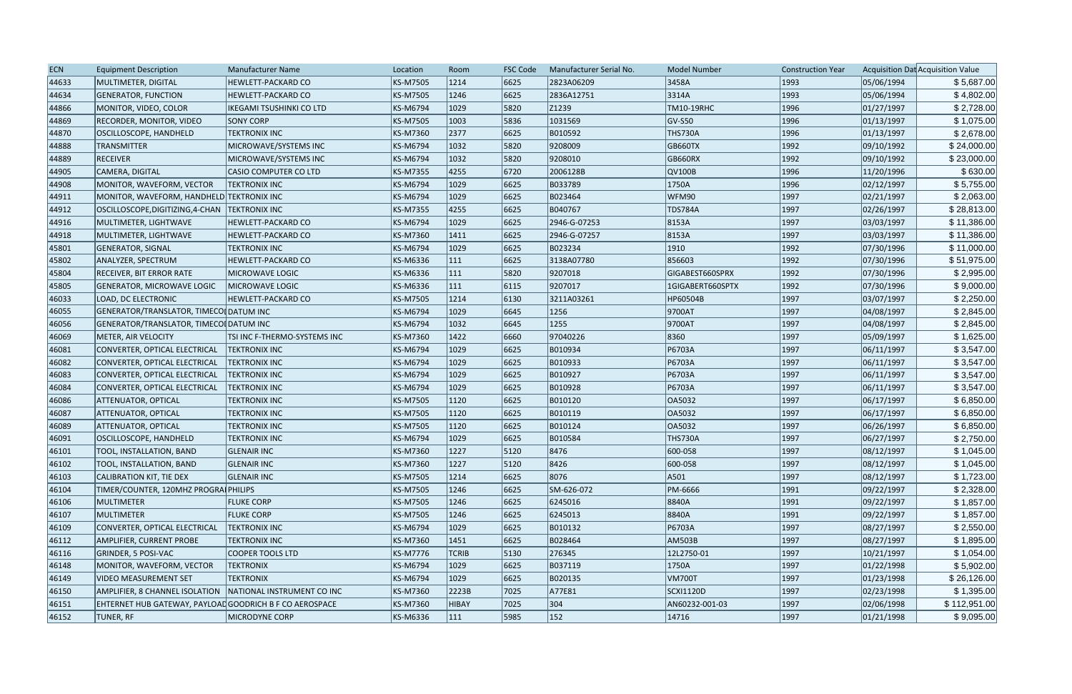| ECN | Equipment Description | Manufacturer Name | Location | Room | FSC Code | Manufacturer Serial No. | Model Number | Construction Year | Acquisition Dat | Acquisition Value |
|---|---|---|---|---|---|---|---|---|---|---|
| 44633 | MULTIMETER, DIGITAL | HEWLETT-PACKARD CO | KS-M7505 | 1214 | 6625 | 2823A06209 | 3458A | 1993 | 05/06/1994 | $ 5,687.00 |
| 44634 | GENERATOR, FUNCTION | HEWLETT-PACKARD CO | KS-M7505 | 1246 | 6625 | 2836A12751 | 3314A | 1993 | 05/06/1994 | $ 4,802.00 |
| 44866 | MONITOR, VIDEO, COLOR | IKEGAMI TSUSHINKI CO LTD | KS-M6794 | 1029 | 5820 | Z1239 | TM10-19RHC | 1996 | 01/27/1997 | $ 2,728.00 |
| 44869 | RECORDER, MONITOR, VIDEO | SONY CORP | KS-M7505 | 1003 | 5836 | 1031569 | GV-S50 | 1996 | 01/13/1997 | $ 1,075.00 |
| 44870 | OSCILLOSCOPE, HANDHELD | TEKTRONIX INC | KS-M7360 | 2377 | 6625 | B010592 | THS730A | 1996 | 01/13/1997 | $ 2,678.00 |
| 44888 | TRANSMITTER | MICROWAVE/SYSTEMS INC | KS-M6794 | 1032 | 5820 | 9208009 | GB660TX | 1992 | 09/10/1992 | $ 24,000.00 |
| 44889 | RECEIVER | MICROWAVE/SYSTEMS INC | KS-M6794 | 1032 | 5820 | 9208010 | GB660RX | 1992 | 09/10/1992 | $ 23,000.00 |
| 44905 | CAMERA, DIGITAL | CASIO COMPUTER CO LTD | KS-M7355 | 4255 | 6720 | 2006128B | QV100B | 1996 | 11/20/1996 | $ 630.00 |
| 44908 | MONITOR, WAVEFORM, VECTOR | TEKTRONIX INC | KS-M6794 | 1029 | 6625 | B033789 | 1750A | 1996 | 02/12/1997 | $ 5,755.00 |
| 44911 | MONITOR, WAVEFORM, HANDHELD | TEKTRONIX INC | KS-M6794 | 1029 | 6625 | B023464 | WFM90 | 1997 | 02/21/1997 | $ 2,063.00 |
| 44912 | OSCILLOSCOPE,DIGITIZING,4-CHAN | TEKTRONIX INC | KS-M7355 | 4255 | 6625 | B040767 | TDS784A | 1997 | 02/26/1997 | $ 28,813.00 |
| 44916 | MULTIMETER, LIGHTWAVE | HEWLETT-PACKARD CO | KS-M6794 | 1029 | 6625 | 2946-G-07253 | 8153A | 1997 | 03/03/1997 | $ 11,386.00 |
| 44918 | MULTIMETER, LIGHTWAVE | HEWLETT-PACKARD CO | KS-M7360 | 1411 | 6625 | 2946-G-07257 | 8153A | 1997 | 03/03/1997 | $ 11,386.00 |
| 45801 | GENERATOR, SIGNAL | TEKTRONIX INC | KS-M6794 | 1029 | 6625 | B023234 | 1910 | 1992 | 07/30/1996 | $ 11,000.00 |
| 45802 | ANALYZER, SPECTRUM | HEWLETT-PACKARD CO | KS-M6336 | 111 | 6625 | 3138A07780 | 856603 | 1992 | 07/30/1996 | $ 51,975.00 |
| 45804 | RECEIVER, BIT ERROR RATE | MICROWAVE LOGIC | KS-M6336 | 111 | 5820 | 9207018 | GIGABEST660SPRX | 1992 | 07/30/1996 | $ 2,995.00 |
| 45805 | GENERATOR, MICROWAVE LOGIC | MICROWAVE LOGIC | KS-M6336 | 111 | 6115 | 9207017 | 1GIGABERT660SPTX | 1992 | 07/30/1996 | $ 9,000.00 |
| 46033 | LOAD, DC ELECTRONIC | HEWLETT-PACKARD CO | KS-M7505 | 1214 | 6130 | 3211A03261 | HP60504B | 1997 | 03/07/1997 | $ 2,250.00 |
| 46055 | GENERATOR/TRANSLATOR, TIMECOI | DATUM INC | KS-M6794 | 1029 | 6645 | 1256 | 9700AT | 1997 | 04/08/1997 | $ 2,845.00 |
| 46056 | GENERATOR/TRANSLATOR, TIMECOI | DATUM INC | KS-M6794 | 1032 | 6645 | 1255 | 9700AT | 1997 | 04/08/1997 | $ 2,845.00 |
| 46069 | METER, AIR VELOCITY | TSI INC F-THERMO-SYSTEMS INC | KS-M7360 | 1422 | 6660 | 97040226 | 8360 | 1997 | 05/09/1997 | $ 1,625.00 |
| 46081 | CONVERTER, OPTICAL ELECTRICAL | TEKTRONIX INC | KS-M6794 | 1029 | 6625 | B010934 | P6703A | 1997 | 06/11/1997 | $ 3,547.00 |
| 46082 | CONVERTER, OPTICAL ELECTRICAL | TEKTRONIX INC | KS-M6794 | 1029 | 6625 | B010933 | P6703A | 1997 | 06/11/1997 | $ 3,547.00 |
| 46083 | CONVERTER, OPTICAL ELECTRICAL | TEKTRONIX INC | KS-M6794 | 1029 | 6625 | B010927 | P6703A | 1997 | 06/11/1997 | $ 3,547.00 |
| 46084 | CONVERTER, OPTICAL ELECTRICAL | TEKTRONIX INC | KS-M6794 | 1029 | 6625 | B010928 | P6703A | 1997 | 06/11/1997 | $ 3,547.00 |
| 46086 | ATTENUATOR, OPTICAL | TEKTRONIX INC | KS-M7505 | 1120 | 6625 | B010120 | OA5032 | 1997 | 06/17/1997 | $ 6,850.00 |
| 46087 | ATTENUATOR, OPTICAL | TEKTRONIX INC | KS-M7505 | 1120 | 6625 | B010119 | OA5032 | 1997 | 06/17/1997 | $ 6,850.00 |
| 46089 | ATTENUATOR, OPTICAL | TEKTRONIX INC | KS-M7505 | 1120 | 6625 | B010124 | OA5032 | 1997 | 06/26/1997 | $ 6,850.00 |
| 46091 | OSCILLOSCOPE, HANDHELD | TEKTRONIX INC | KS-M6794 | 1029 | 6625 | B010584 | THS730A | 1997 | 06/27/1997 | $ 2,750.00 |
| 46101 | TOOL, INSTALLATION, BAND | GLENAIR INC | KS-M7360 | 1227 | 5120 | 8476 | 600-058 | 1997 | 08/12/1997 | $ 1,045.00 |
| 46102 | TOOL, INSTALLATION, BAND | GLENAIR INC | KS-M7360 | 1227 | 5120 | 8426 | 600-058 | 1997 | 08/12/1997 | $ 1,045.00 |
| 46103 | CALIBRATION KIT, TIE DEX | GLENAIR INC | KS-M7505 | 1214 | 6625 | 8076 | A501 | 1997 | 08/12/1997 | $ 1,723.00 |
| 46104 | TIMER/COUNTER, 120MHZ PROGRAI | PHILIPS | KS-M7505 | 1246 | 6625 | SM-626-072 | PM-6666 | 1991 | 09/22/1997 | $ 2,328.00 |
| 46106 | MULTIMETER | FLUKE CORP | KS-M7505 | 1246 | 6625 | 6245016 | 8840A | 1991 | 09/22/1997 | $ 1,857.00 |
| 46107 | MULTIMETER | FLUKE CORP | KS-M7505 | 1246 | 6625 | 6245013 | 8840A | 1991 | 09/22/1997 | $ 1,857.00 |
| 46109 | CONVERTER, OPTICAL ELECTRICAL | TEKTRONIX INC | KS-M6794 | 1029 | 6625 | B010132 | P6703A | 1997 | 08/27/1997 | $ 2,550.00 |
| 46112 | AMPLIFIER, CURRENT PROBE | TEKTRONIX INC | KS-M7360 | 1451 | 6625 | B028464 | AM503B | 1997 | 08/27/1997 | $ 1,895.00 |
| 46116 | GRINDER, 5 POSI-VAC | COOPER TOOLS LTD | KS-M7776 | TCRIB | 5130 | 276345 | 12L2750-01 | 1997 | 10/21/1997 | $ 1,054.00 |
| 46148 | MONITOR, WAVEFORM, VECTOR | TEKTRONIX | KS-M6794 | 1029 | 6625 | B037119 | 1750A | 1997 | 01/22/1998 | $ 5,902.00 |
| 46149 | VIDEO MEASUREMENT SET | TEKTRONIX | KS-M6794 | 1029 | 6625 | B020135 | VM700T | 1997 | 01/23/1998 | $ 26,126.00 |
| 46150 | AMPLIFIER, 8 CHANNEL ISOLATION | NATIONAL INSTRUMENT CO INC | KS-M7360 | 2223B | 7025 | A77E81 | SCXI1120D | 1997 | 02/23/1998 | $ 1,395.00 |
| 46151 | EHTERNET HUB GATEWAY, PAYLOAD | GOODRICH B F CO AEROSPACE | KS-M7360 | HIBAY | 7025 | 304 | AN60232-001-03 | 1997 | 02/06/1998 | $ 112,951.00 |
| 46152 | TUNER, RF | MICRODYNE CORP | KS-M6336 | 111 | 5985 | 152 | 14716 | 1997 | 01/21/1998 | $ 9,095.00 |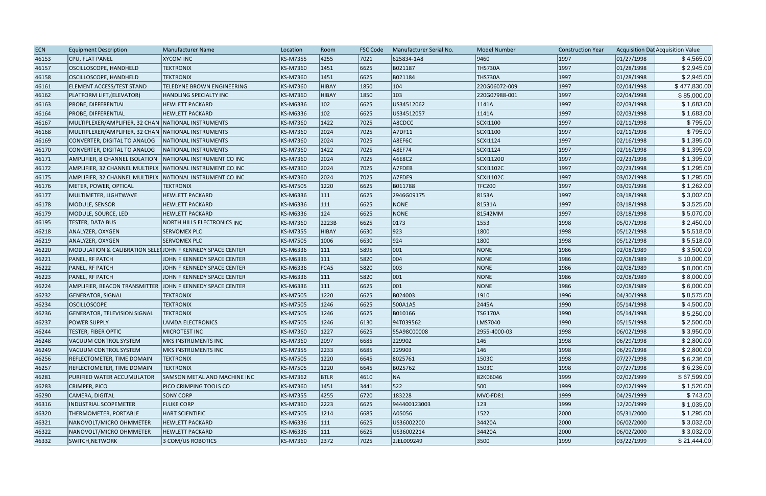| ECN | Equipment Description | Manufacturer Name | Location | Room | FSC Code | Manufacturer Serial No. | Model Number | Construction Year | Acquisition Dat | Acquisition Value |
|---|---|---|---|---|---|---|---|---|---|---|
| 46153 | CPU, FLAT PANEL | XYCOM INC | KS-M7355 | 4255 | 7021 | 625834-1A8 | 9460 | 1997 | 01/27/1998 | $ 4,565.00 |
| 46157 | OSCILLOSCOPE, HANDHELD | TEKTRONIX | KS-M7360 | 1451 | 6625 | B021187 | THS730A | 1997 | 01/28/1998 | $ 2,945.00 |
| 46158 | OSCILLOSCOPE, HANDHELD | TEKTRONIX | KS-M7360 | 1451 | 6625 | B021184 | THS730A | 1997 | 01/28/1998 | $ 2,945.00 |
| 46161 | ELEMENT ACCESS/TEST STAND | TELEDYNE BROWN ENGINEERING | KS-M7360 | HIBAY | 1850 | 104 | 220G06072-009 | 1997 | 02/04/1998 | $ 477,830.00 |
| 46162 | PLATFORM LIFT,(ELEVATOR) | HANDLING SPECIALTY INC | KS-M7360 | HIBAY | 1850 | 103 | 220G07988-001 | 1997 | 02/04/1998 | $ 85,000.00 |
| 46163 | PROBE, DIFFERENTIAL | HEWLETT PACKARD | KS-M6336 | 102 | 6625 | US34512062 | 1141A | 1997 | 02/03/1998 | $ 1,683.00 |
| 46164 | PROBE, DIFFERENTIAL | HEWLETT PACKARD | KS-M6336 | 102 | 6625 | US34512057 | 1141A | 1997 | 02/03/1998 | $ 1,683.00 |
| 46167 | MULTIPLEXER/AMPLIFIER, 32 CHAN | NATIONAL INSTRUMENTS | KS-M7360 | 1422 | 7025 | A8CDCC | SCXI1100 | 1997 | 02/11/1998 | $ 795.00 |
| 46168 | MULTIPLEXER/AMPLIFIER, 32 CHAN | NATIONAL INSTRUMENTS | KS-M7360 | 2024 | 7025 | A7DF11 | SCXI1100 | 1997 | 02/11/1998 | $ 795.00 |
| 46169 | CONVERTER, DIGITAL TO ANALOG | NATIONAL INSTRUMENTS | KS-M7360 | 2024 | 7025 | A8EF6C | SCXI1124 | 1997 | 02/16/1998 | $ 1,395.00 |
| 46170 | CONVERTER, DIGITAL TO ANALOG | NATIONAL INSTRUMENTS | KS-M7360 | 1422 | 7025 | A8EF74 | SCXI1124 | 1997 | 02/16/1998 | $ 1,395.00 |
| 46171 | AMPLIFIER, 8 CHANNEL ISOLATION | NATIONAL INSTRUMENT CO INC | KS-M7360 | 2024 | 7025 | A6E8C2 | SCXI1120D | 1997 | 02/23/1998 | $ 1,395.00 |
| 46172 | AMPLIFIER, 32 CHANNEL MULTIPLX | NATIONAL INSTRUMENT CO INC | KS-M7360 | 2024 | 7025 | A7FDEB | SCXI1102C | 1997 | 02/23/1998 | $ 1,295.00 |
| 46175 | AMPLIFIER, 32 CHANNEL MULTIPLX | NATIONAL INSTRUMENT CO INC | KS-M7360 | 2024 | 7025 | A7FDE9 | SCXI1102C | 1997 | 03/02/1998 | $ 1,295.00 |
| 46176 | METER, POWER, OPTICAL | TEKTRONIX | KS-M7505 | 1220 | 6625 | B011788 | TFC200 | 1997 | 03/09/1998 | $ 1,262.00 |
| 46177 | MULTIMETER, LIGHTWAVE | HEWLETT PACKARD | KS-M6336 | 111 | 6625 | 2946G09175 | 8153A | 1997 | 03/18/1998 | $ 3,002.00 |
| 46178 | MODULE, SENSOR | HEWLETT PACKARD | KS-M6336 | 111 | 6625 | NONE | 81531A | 1997 | 03/18/1998 | $ 3,525.00 |
| 46179 | MODULE, SOURCE, LED | HEWLETT PACKARD | KS-M6336 | 124 | 6625 | NONE | 81542MM | 1997 | 03/18/1998 | $ 5,070.00 |
| 46195 | TESTER, DATA BUS | NORTH HILLS ELECTRONICS INC | KS-M7360 | 2223B | 6625 | 0173 | 1553 | 1998 | 05/07/1998 | $ 2,450.00 |
| 46218 | ANALYZER, OXYGEN | SERVOMEX PLC | KS-M7355 | HIBAY | 6630 | 923 | 1800 | 1998 | 05/12/1998 | $ 5,518.00 |
| 46219 | ANALYZER, OXYGEN | SERVOMEX PLC | KS-M7505 | 1006 | 6630 | 924 | 1800 | 1998 | 05/12/1998 | $ 5,518.00 |
| 46220 | MODULATION & CALIBRATION SELE( | JOHN F KENNEDY SPACE CENTER | KS-M6336 | 111 | 5895 | 001 | NONE | 1986 | 02/08/1989 | $ 3,500.00 |
| 46221 | PANEL, RF PATCH | JOHN F KENNEDY SPACE CENTER | KS-M6336 | 111 | 5820 | 004 | NONE | 1986 | 02/08/1989 | $ 10,000.00 |
| 46222 | PANEL, RF PATCH | JOHN F KENNEDY SPACE CENTER | KS-M6336 | FCA5 | 5820 | 003 | NONE | 1986 | 02/08/1989 | $ 8,000.00 |
| 46223 | PANEL, RF PATCH | JOHN F KENNEDY SPACE CENTER | KS-M6336 | 111 | 5820 | 001 | NONE | 1986 | 02/08/1989 | $ 8,000.00 |
| 46224 | AMPLIFIER, BEACON TRANSMITTER | JOHN F KENNEDY SPACE CENTER | KS-M6336 | 111 | 6625 | 001 | NONE | 1986 | 02/08/1989 | $ 6,000.00 |
| 46232 | GENERATOR, SIGNAL | TEKTRONIX | KS-M7505 | 1220 | 6625 | B024003 | 1910 | 1996 | 04/30/1998 | $ 8,575.00 |
| 46234 | OSCILLOSCOPE | TEKTRONIX | KS-M7505 | 1246 | 6625 | 500A1A5 | 2445A | 1990 | 05/14/1998 | $ 4,500.00 |
| 46236 | GENERATOR, TELEVISION SIGNAL | TEKTRONIX | KS-M7505 | 1246 | 6625 | B010166 | TSG170A | 1990 | 05/14/1998 | $ 5,250.00 |
| 46237 | POWER SUPPLY | LAMDA ELECTRONICS | KS-M7505 | 1246 | 6130 | 94T039562 | LMS7040 | 1990 | 05/15/1998 | $ 2,500.00 |
| 46244 | TESTER, FIBER OPTIC | MICROTEST INC | KS-M7360 | 1227 | 6625 | 55A98C00008 | 2955-4000-03 | 1998 | 06/02/1998 | $ 3,950.00 |
| 46248 | VACUUM CONTROL SYSTEM | MKS INSTRUMENTS INC | KS-M7360 | 2097 | 6685 | 229902 | 146 | 1998 | 06/29/1998 | $ 2,800.00 |
| 46249 | VACUUM CONTROL SYSTEM | MKS INSTRUMENTS INC | KS-M7355 | 2233 | 6685 | 229903 | 146 | 1998 | 06/29/1998 | $ 2,800.00 |
| 46256 | REFLECTOMETER, TIME DOMAIN | TEKTRONIX | KS-M7505 | 1220 | 6645 | 8025761 | 1503C | 1998 | 07/27/1998 | $ 6,236.00 |
| 46257 | REFLECTOMETER, TIME DOMAIN | TEKTRONIX | KS-M7505 | 1220 | 6645 | B025762 | 1503C | 1998 | 07/27/1998 | $ 6,236.00 |
| 46281 | PURIFIED WATER ACCUMULATOR | SAMSON METAL AND MACHINE INC | KS-M7362 | BTLR | 4610 | NA | 82K06046 | 1999 | 02/02/1999 | $ 67,599.00 |
| 46283 | CRIMPER, PICO | PICO CRIMPING TOOLS CO | KS-M7360 | 1451 | 3441 | 522 | 500 | 1999 | 02/02/1999 | $ 1,520.00 |
| 46290 | CAMERA, DIGITAL | SONY CORP | KS-M7355 | 4255 | 6720 | 183228 | MVC-FD81 | 1999 | 04/29/1999 | $ 743.00 |
| 46316 | INDUSTRIAL SCOPEMETER | FLUKE CORP | KS-M7360 | 2223 | 6625 | 944400123003 | 123 | 1999 | 12/20/1999 | $ 1,035.00 |
| 46320 | THERMOMETER, PORTABLE | HART SCIENTIFIC | KS-M7505 | 1214 | 6685 | A05056 | 1522 | 2000 | 05/31/2000 | $ 1,295.00 |
| 46321 | NANOVOLT/MICRO OHMMETER | HEWLETT PACKARD | KS-M6336 | 111 | 6625 | US36002200 | 34420A | 2000 | 06/02/2000 | $ 3,032.00 |
| 46322 | NANOVOLT/MICRO OHMMETER | HEWLETT PACKARD | KS-M6336 | 111 | 6625 | US36002214 | 34420A | 2000 | 06/02/2000 | $ 3,032.00 |
| 46332 | SWITCH,NETWORK | 3 COM/US ROBOTICS | KS-M7360 | 2372 | 7025 | 2JEL009249 | 3500 | 1999 | 03/22/1999 | $ 21,444.00 |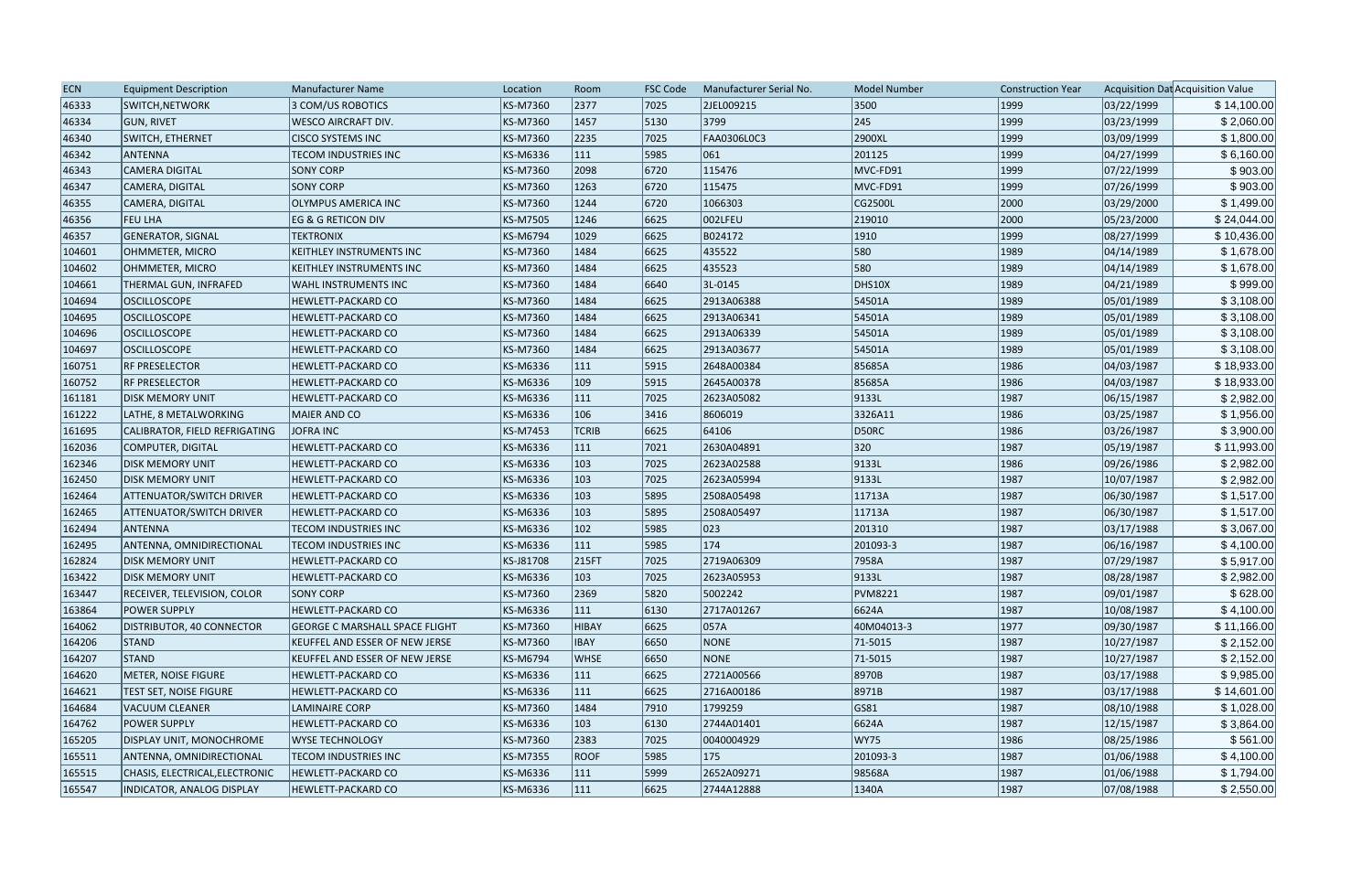| ECN | Equipment Description | Manufacturer Name | Location | Room | FSC Code | Manufacturer Serial No. | Model Number | Construction Year | Acquisition Dat | Acquisition Value |
|---|---|---|---|---|---|---|---|---|---|---|
| 46333 | SWITCH,NETWORK | 3 COM/US ROBOTICS | KS-M7360 | 2377 | 7025 | 2JEL009215 | 3500 | 1999 | 03/22/1999 | $ 14,100.00 |
| 46334 | GUN, RIVET | WESCO AIRCRAFT DIV. | KS-M7360 | 1457 | 5130 | 3799 | 245 | 1999 | 03/23/1999 | $ 2,060.00 |
| 46340 | SWITCH, ETHERNET | CISCO SYSTEMS INC | KS-M7360 | 2235 | 7025 | FAA0306L0C3 | 2900XL | 1999 | 03/09/1999 | $ 1,800.00 |
| 46342 | ANTENNA | TECOM INDUSTRIES INC | KS-M6336 | 111 | 5985 | 061 | 201125 | 1999 | 04/27/1999 | $ 6,160.00 |
| 46343 | CAMERA DIGITAL | SONY CORP | KS-M7360 | 2098 | 6720 | 115476 | MVC-FD91 | 1999 | 07/22/1999 | $ 903.00 |
| 46347 | CAMERA, DIGITAL | SONY CORP | KS-M7360 | 1263 | 6720 | 115475 | MVC-FD91 | 1999 | 07/26/1999 | $ 903.00 |
| 46355 | CAMERA, DIGITAL | OLYMPUS AMERICA INC | KS-M7360 | 1244 | 6720 | 1066303 | CG2500L | 2000 | 03/29/2000 | $ 1,499.00 |
| 46356 | FEU LHA | EG & G RETICON DIV | KS-M7505 | 1246 | 6625 | 002LFEU | 219010 | 2000 | 05/23/2000 | $ 24,044.00 |
| 46357 | GENERATOR, SIGNAL | TEKTRONIX | KS-M6794 | 1029 | 6625 | B024172 | 1910 | 1999 | 08/27/1999 | $ 10,436.00 |
| 104601 | OHMMETER, MICRO | KEITHLEY INSTRUMENTS INC | KS-M7360 | 1484 | 6625 | 435522 | 580 | 1989 | 04/14/1989 | $ 1,678.00 |
| 104602 | OHMMETER, MICRO | KEITHLEY INSTRUMENTS INC | KS-M7360 | 1484 | 6625 | 435523 | 580 | 1989 | 04/14/1989 | $ 1,678.00 |
| 104661 | THERMAL GUN, INFRAFED | WAHL INSTRUMENTS INC | KS-M7360 | 1484 | 6640 | 3L-0145 | DHS10X | 1989 | 04/21/1989 | $ 999.00 |
| 104694 | OSCILLOSCOPE | HEWLETT-PACKARD CO | KS-M7360 | 1484 | 6625 | 2913A06388 | 54501A | 1989 | 05/01/1989 | $ 3,108.00 |
| 104695 | OSCILLOSCOPE | HEWLETT-PACKARD CO | KS-M7360 | 1484 | 6625 | 2913A06341 | 54501A | 1989 | 05/01/1989 | $ 3,108.00 |
| 104696 | OSCILLOSCOPE | HEWLETT-PACKARD CO | KS-M7360 | 1484 | 6625 | 2913A06339 | 54501A | 1989 | 05/01/1989 | $ 3,108.00 |
| 104697 | OSCILLOSCOPE | HEWLETT-PACKARD CO | KS-M7360 | 1484 | 6625 | 2913A03677 | 54501A | 1989 | 05/01/1989 | $ 3,108.00 |
| 160751 | RF PRESELECTOR | HEWLETT-PACKARD CO | KS-M6336 | 111 | 5915 | 2648A00384 | 85685A | 1986 | 04/03/1987 | $ 18,933.00 |
| 160752 | RF PRESELECTOR | HEWLETT-PACKARD CO | KS-M6336 | 109 | 5915 | 2645A00378 | 85685A | 1986 | 04/03/1987 | $ 18,933.00 |
| 161181 | DISK MEMORY UNIT | HEWLETT-PACKARD CO | KS-M6336 | 111 | 7025 | 2623A05082 | 9133L | 1987 | 06/15/1987 | $ 2,982.00 |
| 161222 | LATHE, 8 METALWORKING | MAIER AND CO | KS-M6336 | 106 | 3416 | 8606019 | 3326A11 | 1986 | 03/25/1987 | $ 1,956.00 |
| 161695 | CALIBRATOR, FIELD REFRIGATING | JOFRA INC | KS-M7453 | TCRIB | 6625 | 64106 | D50RC | 1986 | 03/26/1987 | $ 3,900.00 |
| 162036 | COMPUTER, DIGITAL | HEWLETT-PACKARD CO | KS-M6336 | 111 | 7021 | 2630A04891 | 320 | 1987 | 05/19/1987 | $ 11,993.00 |
| 162346 | DISK MEMORY UNIT | HEWLETT-PACKARD CO | KS-M6336 | 103 | 7025 | 2623A02588 | 9133L | 1986 | 09/26/1986 | $ 2,982.00 |
| 162450 | DISK MEMORY UNIT | HEWLETT-PACKARD CO | KS-M6336 | 103 | 7025 | 2623A05994 | 9133L | 1987 | 10/07/1987 | $ 2,982.00 |
| 162464 | ATTENUATOR/SWITCH DRIVER | HEWLETT-PACKARD CO | KS-M6336 | 103 | 5895 | 2508A05498 | 11713A | 1987 | 06/30/1987 | $ 1,517.00 |
| 162465 | ATTENUATOR/SWITCH DRIVER | HEWLETT-PACKARD CO | KS-M6336 | 103 | 5895 | 2508A05497 | 11713A | 1987 | 06/30/1987 | $ 1,517.00 |
| 162494 | ANTENNA | TECOM INDUSTRIES INC | KS-M6336 | 102 | 5985 | 023 | 201310 | 1987 | 03/17/1988 | $ 3,067.00 |
| 162495 | ANTENNA, OMNIDIRECTIONAL | TECOM INDUSTRIES INC | KS-M6336 | 111 | 5985 | 174 | 201093-3 | 1987 | 06/16/1987 | $ 4,100.00 |
| 162824 | DISK MEMORY UNIT | HEWLETT-PACKARD CO | KS-J81708 | 215FT | 7025 | 2719A06309 | 7958A | 1987 | 07/29/1987 | $ 5,917.00 |
| 163422 | DISK MEMORY UNIT | HEWLETT-PACKARD CO | KS-M6336 | 103 | 7025 | 2623A05953 | 9133L | 1987 | 08/28/1987 | $ 2,982.00 |
| 163447 | RECEIVER, TELEVISION, COLOR | SONY CORP | KS-M7360 | 2369 | 5820 | 5002242 | PVM8221 | 1987 | 09/01/1987 | $ 628.00 |
| 163864 | POWER SUPPLY | HEWLETT-PACKARD CO | KS-M6336 | 111 | 6130 | 2717A01267 | 6624A | 1987 | 10/08/1987 | $ 4,100.00 |
| 164062 | DISTRIBUTOR, 40 CONNECTOR | GEORGE C MARSHALL SPACE FLIGHT | KS-M7360 | HIBAY | 6625 | 057A | 40M04013-3 | 1977 | 09/30/1987 | $ 11,166.00 |
| 164206 | STAND | KEUFFEL AND ESSER OF NEW JERSE | KS-M7360 | IBAY | 6650 | NONE | 71-5015 | 1987 | 10/27/1987 | $ 2,152.00 |
| 164207 | STAND | KEUFFEL AND ESSER OF NEW JERSE | KS-M6794 | WHSE | 6650 | NONE | 71-5015 | 1987 | 10/27/1987 | $ 2,152.00 |
| 164620 | METER, NOISE FIGURE | HEWLETT-PACKARD CO | KS-M6336 | 111 | 6625 | 2721A00566 | 8970B | 1987 | 03/17/1988 | $ 9,985.00 |
| 164621 | TEST SET, NOISE FIGURE | HEWLETT-PACKARD CO | KS-M6336 | 111 | 6625 | 2716A00186 | 8971B | 1987 | 03/17/1988 | $ 14,601.00 |
| 164684 | VACUUM CLEANER | LAMINAIRE CORP | KS-M7360 | 1484 | 7910 | 1799259 | GS81 | 1987 | 08/10/1988 | $ 1,028.00 |
| 164762 | POWER SUPPLY | HEWLETT-PACKARD CO | KS-M6336 | 103 | 6130 | 2744A01401 | 6624A | 1987 | 12/15/1987 | $ 3,864.00 |
| 165205 | DISPLAY UNIT, MONOCHROME | WYSE TECHNOLOGY | KS-M7360 | 2383 | 7025 | 0040004929 | WY75 | 1986 | 08/25/1986 | $ 561.00 |
| 165511 | ANTENNA, OMNIDIRECTIONAL | TECOM INDUSTRIES INC | KS-M7355 | ROOF | 5985 | 175 | 201093-3 | 1987 | 01/06/1988 | $ 4,100.00 |
| 165515 | CHASIS, ELECTRICAL,ELECTRONIC | HEWLETT-PACKARD CO | KS-M6336 | 111 | 5999 | 2652A09271 | 98568A | 1987 | 01/06/1988 | $ 1,794.00 |
| 165547 | INDICATOR, ANALOG DISPLAY | HEWLETT-PACKARD CO | KS-M6336 | 111 | 6625 | 2744A12888 | 1340A | 1987 | 07/08/1988 | $ 2,550.00 |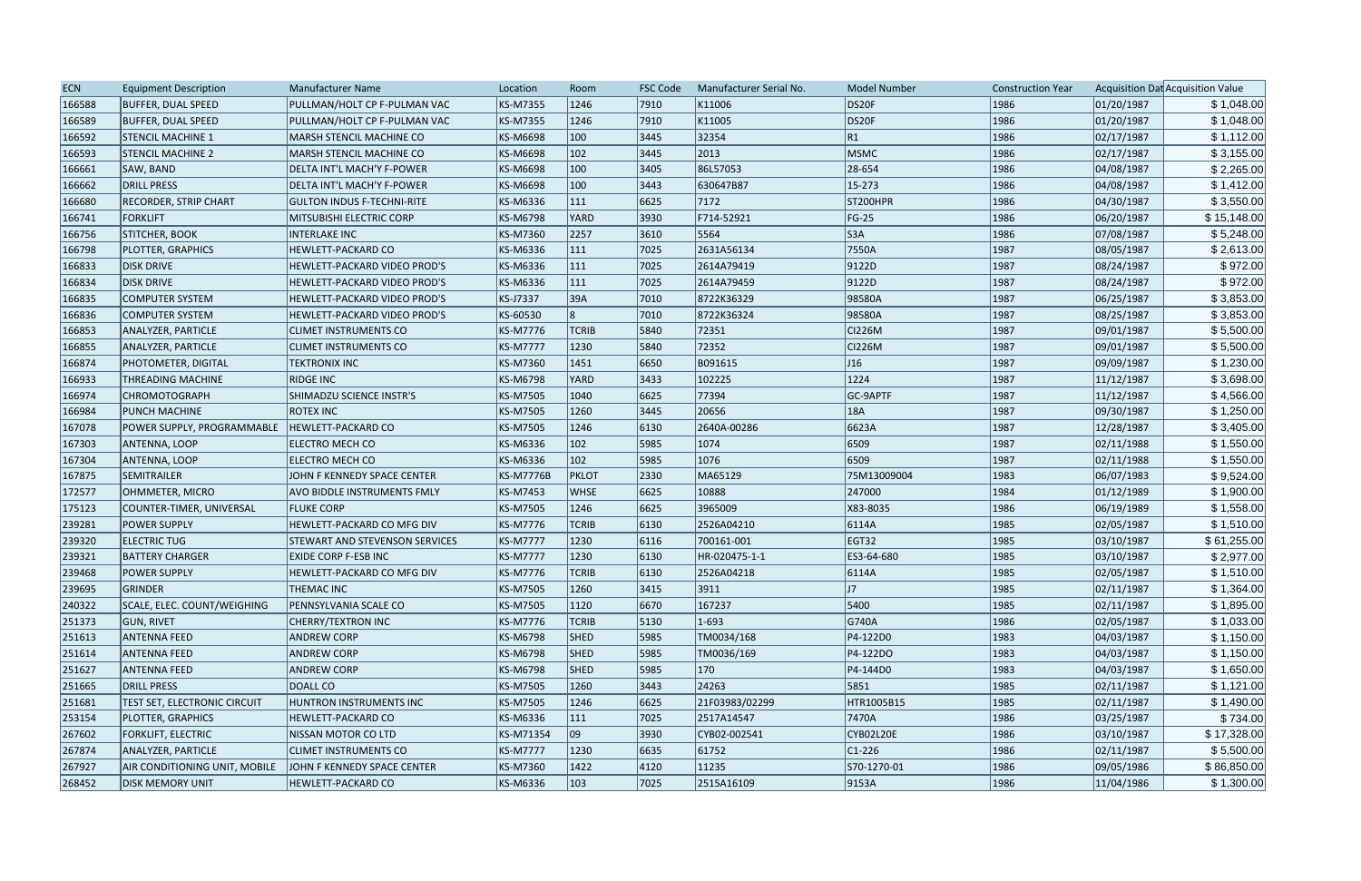| ECN | Equipment Description | Manufacturer Name | Location | Room | FSC Code | Manufacturer Serial No. | Model Number | Construction Year | Acquisition Dat | Acquisition Value |
|---|---|---|---|---|---|---|---|---|---|---|
| 166588 | BUFFER, DUAL SPEED | PULLMAN/HOLT CP F-PULMAN VAC | KS-M7355 | 1246 | 7910 | K11006 | DS20F | 1986 | 01/20/1987 | $ 1,048.00 |
| 166589 | BUFFER, DUAL SPEED | PULLMAN/HOLT CP F-PULMAN VAC | KS-M7355 | 1246 | 7910 | K11005 | DS20F | 1986 | 01/20/1987 | $ 1,048.00 |
| 166592 | STENCIL MACHINE 1 | MARSH STENCIL MACHINE CO | KS-M6698 | 100 | 3445 | 32354 | R1 | 1986 | 02/17/1987 | $ 1,112.00 |
| 166593 | STENCIL MACHINE 2 | MARSH STENCIL MACHINE CO | KS-M6698 | 102 | 3445 | 2013 | MSMC | 1986 | 02/17/1987 | $ 3,155.00 |
| 166661 | SAW, BAND | DELTA INT'L MACH'Y F-POWER | KS-M6698 | 100 | 3405 | 86L57053 | 28-654 | 1986 | 04/08/1987 | $ 2,265.00 |
| 166662 | DRILL PRESS | DELTA INT'L MACH'Y F-POWER | KS-M6698 | 100 | 3443 | 630647B87 | 15-273 | 1986 | 04/08/1987 | $ 1,412.00 |
| 166680 | RECORDER, STRIP CHART | GULTON INDUS F-TECHNI-RITE | KS-M6336 | 111 | 6625 | 7172 | ST200HPR | 1986 | 04/30/1987 | $ 3,550.00 |
| 166741 | FORKLIFT | MITSUBISHI ELECTRIC CORP | KS-M6798 | YARD | 3930 | F714-52921 | FG-25 | 1986 | 06/20/1987 | $ 15,148.00 |
| 166756 | STITCHER, BOOK | INTERLAKE INC | KS-M7360 | 2257 | 3610 | 5564 | S3A | 1986 | 07/08/1987 | $ 5,248.00 |
| 166798 | PLOTTER, GRAPHICS | HEWLETT-PACKARD CO | KS-M6336 | 111 | 7025 | 2631A56134 | 7550A | 1987 | 08/05/1987 | $ 2,613.00 |
| 166833 | DISK DRIVE | HEWLETT-PACKARD VIDEO PROD'S | KS-M6336 | 111 | 7025 | 2614A79419 | 9122D | 1987 | 08/24/1987 | $ 972.00 |
| 166834 | DISK DRIVE | HEWLETT-PACKARD VIDEO PROD'S | KS-M6336 | 111 | 7025 | 2614A79459 | 9122D | 1987 | 08/24/1987 | $ 972.00 |
| 166835 | COMPUTER SYSTEM | HEWLETT-PACKARD VIDEO PROD'S | KS-J7337 | 39A | 7010 | 8722K36329 | 98580A | 1987 | 06/25/1987 | $ 3,853.00 |
| 166836 | COMPUTER SYSTEM | HEWLETT-PACKARD VIDEO PROD'S | KS-60530 | 8 | 7010 | 8722K36324 | 98580A | 1987 | 08/25/1987 | $ 3,853.00 |
| 166853 | ANALYZER, PARTICLE | CLIMET INSTRUMENTS CO | KS-M7776 | TCRIB | 5840 | 72351 | CI226M | 1987 | 09/01/1987 | $ 5,500.00 |
| 166855 | ANALYZER, PARTICLE | CLIMET INSTRUMENTS CO | KS-M7777 | 1230 | 5840 | 72352 | CI226M | 1987 | 09/01/1987 | $ 5,500.00 |
| 166874 | PHOTOMETER, DIGITAL | TEKTRONIX INC | KS-M7360 | 1451 | 6650 | B091615 | J16 | 1987 | 09/09/1987 | $ 1,230.00 |
| 166933 | THREADING MACHINE | RIDGE INC | KS-M6798 | YARD | 3433 | 102225 | 1224 | 1987 | 11/12/1987 | $ 3,698.00 |
| 166974 | CHROMOTOGRAPH | SHIMADZU SCIENCE INSTR'S | KS-M7505 | 1040 | 6625 | 77394 | GC-9APTF | 1987 | 11/12/1987 | $ 4,566.00 |
| 166984 | PUNCH MACHINE | ROTEX INC | KS-M7505 | 1260 | 3445 | 20656 | 18A | 1987 | 09/30/1987 | $ 1,250.00 |
| 167078 | POWER SUPPLY, PROGRAMMABLE | HEWLETT-PACKARD CO | KS-M7505 | 1246 | 6130 | 2640A-00286 | 6623A | 1987 | 12/28/1987 | $ 3,405.00 |
| 167303 | ANTENNA, LOOP | ELECTRO MECH CO | KS-M6336 | 102 | 5985 | 1074 | 6509 | 1987 | 02/11/1988 | $ 1,550.00 |
| 167304 | ANTENNA, LOOP | ELECTRO MECH CO | KS-M6336 | 102 | 5985 | 1076 | 6509 | 1987 | 02/11/1988 | $ 1,550.00 |
| 167875 | SEMITRAILER | JOHN F KENNEDY SPACE CENTER | KS-M7776B | PKLOT | 2330 | MA65129 | 75M13009004 | 1983 | 06/07/1983 | $ 9,524.00 |
| 172577 | OHMMETER, MICRO | AVO BIDDLE INSTRUMENTS FMLY | KS-M7453 | WHSE | 6625 | 10888 | 247000 | 1984 | 01/12/1989 | $ 1,900.00 |
| 175123 | COUNTER-TIMER, UNIVERSAL | FLUKE CORP | KS-M7505 | 1246 | 6625 | 3965009 | X83-8035 | 1986 | 06/19/1989 | $ 1,558.00 |
| 239281 | POWER SUPPLY | HEWLETT-PACKARD CO MFG DIV | KS-M7776 | TCRIB | 6130 | 2526A04210 | 6114A | 1985 | 02/05/1987 | $ 1,510.00 |
| 239320 | ELECTRIC TUG | STEWART AND STEVENSON SERVICES | KS-M7777 | 1230 | 6116 | 700161-001 | EGT32 | 1985 | 03/10/1987 | $ 61,255.00 |
| 239321 | BATTERY CHARGER | EXIDE CORP F-ESB INC | KS-M7777 | 1230 | 6130 | HR-020475-1-1 | ES3-64-680 | 1985 | 03/10/1987 | $ 2,977.00 |
| 239468 | POWER SUPPLY | HEWLETT-PACKARD CO MFG DIV | KS-M7776 | TCRIB | 6130 | 2526A04218 | 6114A | 1985 | 02/05/1987 | $ 1,510.00 |
| 239695 | GRINDER | THEMAC INC | KS-M7505 | 1260 | 3415 | 3911 | J7 | 1985 | 02/11/1987 | $ 1,364.00 |
| 240322 | SCALE, ELEC. COUNT/WEIGHING | PENNSYLVANIA SCALE CO | KS-M7505 | 1120 | 6670 | 167237 | 5400 | 1985 | 02/11/1987 | $ 1,895.00 |
| 251373 | GUN, RIVET | CHERRY/TEXTRON INC | KS-M7776 | TCRIB | 5130 | 1-693 | G740A | 1986 | 02/05/1987 | $ 1,033.00 |
| 251613 | ANTENNA FEED | ANDREW CORP | KS-M6798 | SHED | 5985 | TM0034/168 | P4-122D0 | 1983 | 04/03/1987 | $ 1,150.00 |
| 251614 | ANTENNA FEED | ANDREW CORP | KS-M6798 | SHED | 5985 | TM0036/169 | P4-122DO | 1983 | 04/03/1987 | $ 1,150.00 |
| 251627 | ANTENNA FEED | ANDREW CORP | KS-M6798 | SHED | 5985 | 170 | P4-144D0 | 1983 | 04/03/1987 | $ 1,650.00 |
| 251665 | DRILL PRESS | DOALL CO | KS-M7505 | 1260 | 3443 | 24263 | 5851 | 1985 | 02/11/1987 | $ 1,121.00 |
| 251681 | TEST SET, ELECTRONIC CIRCUIT | HUNTRON INSTRUMENTS INC | KS-M7505 | 1246 | 6625 | 21F03983/02299 | HTR1005B15 | 1985 | 02/11/1987 | $ 1,490.00 |
| 253154 | PLOTTER, GRAPHICS | HEWLETT-PACKARD CO | KS-M6336 | 111 | 7025 | 2517A14547 | 7470A | 1986 | 03/25/1987 | $ 734.00 |
| 267602 | FORKLIFT, ELECTRIC | NISSAN MOTOR CO LTD | KS-M71354 | 09 | 3930 | CYB02-002541 | CYB02L20E | 1986 | 03/10/1987 | $ 17,328.00 |
| 267874 | ANALYZER, PARTICLE | CLIMET INSTRUMENTS CO | KS-M7777 | 1230 | 6635 | 61752 | C1-226 | 1986 | 02/11/1987 | $ 5,500.00 |
| 267927 | AIR CONDITIONING UNIT, MOBILE | JOHN F KENNEDY SPACE CENTER | KS-M7360 | 1422 | 4120 | 11235 | S70-1270-01 | 1986 | 09/05/1986 | $ 86,850.00 |
| 268452 | DISK MEMORY UNIT | HEWLETT-PACKARD CO | KS-M6336 | 103 | 7025 | 2515A16109 | 9153A | 1986 | 11/04/1986 | $ 1,300.00 |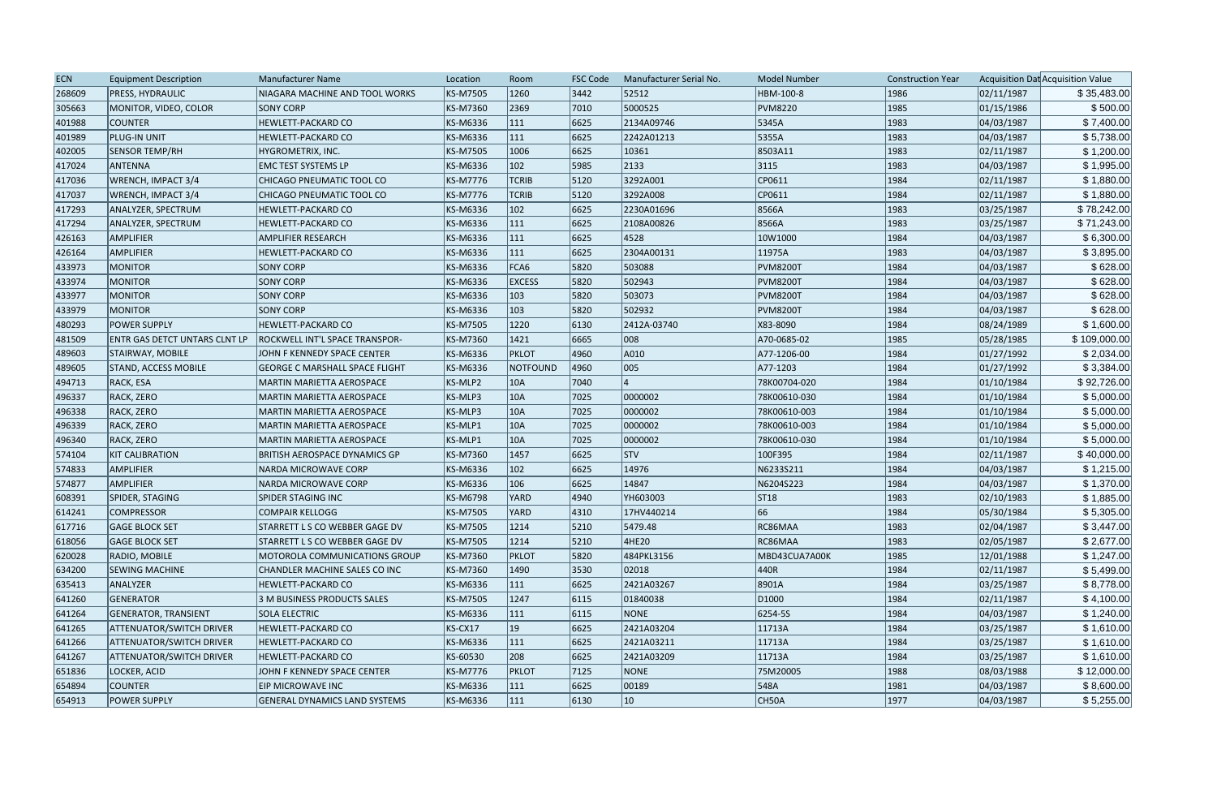| ECN | Equipment Description | Manufacturer Name | Location | Room | FSC Code | Manufacturer Serial No. | Model Number | Construction Year | Acquisition Dat | Acquisition Value |
|---|---|---|---|---|---|---|---|---|---|---|
| 268609 | PRESS, HYDRAULIC | NIAGARA MACHINE AND TOOL WORKS | KS-M7505 | 1260 | 3442 | 52512 | HBM-100-8 | 1986 | 02/11/1987 | $ 35,483.00 |
| 305663 | MONITOR, VIDEO, COLOR | SONY CORP | KS-M7360 | 2369 | 7010 | 5000525 | PVM8220 | 1985 | 01/15/1986 | $ 500.00 |
| 401988 | COUNTER | HEWLETT-PACKARD CO | KS-M6336 | 111 | 6625 | 2134A09746 | 5345A | 1983 | 04/03/1987 | $ 7,400.00 |
| 401989 | PLUG-IN UNIT | HEWLETT-PACKARD CO | KS-M6336 | 111 | 6625 | 2242A01213 | 5355A | 1983 | 04/03/1987 | $ 5,738.00 |
| 402005 | SENSOR TEMP/RH | HYGROMETRIX, INC. | KS-M7505 | 1006 | 6625 | 10361 | 8503A11 | 1983 | 02/11/1987 | $ 1,200.00 |
| 417024 | ANTENNA | EMC TEST SYSTEMS LP | KS-M6336 | 102 | 5985 | 2133 | 3115 | 1983 | 04/03/1987 | $ 1,995.00 |
| 417036 | WRENCH, IMPACT 3/4 | CHICAGO PNEUMATIC TOOL CO | KS-M7776 | TCRIB | 5120 | 3292A001 | CP0611 | 1984 | 02/11/1987 | $ 1,880.00 |
| 417037 | WRENCH, IMPACT 3/4 | CHICAGO PNEUMATIC TOOL CO | KS-M7776 | TCRIB | 5120 | 3292A008 | CP0611 | 1984 | 02/11/1987 | $ 1,880.00 |
| 417293 | ANALYZER, SPECTRUM | HEWLETT-PACKARD CO | KS-M6336 | 102 | 6625 | 2230A01696 | 8566A | 1983 | 03/25/1987 | $ 78,242.00 |
| 417294 | ANALYZER, SPECTRUM | HEWLETT-PACKARD CO | KS-M6336 | 111 | 6625 | 2108A00826 | 8566A | 1983 | 03/25/1987 | $ 71,243.00 |
| 426163 | AMPLIFIER | AMPLIFIER RESEARCH | KS-M6336 | 111 | 6625 | 4528 | 10W1000 | 1984 | 04/03/1987 | $ 6,300.00 |
| 426164 | AMPLIFIER | HEWLETT-PACKARD CO | KS-M6336 | 111 | 6625 | 2304A00131 | 11975A | 1983 | 04/03/1987 | $ 3,895.00 |
| 433973 | MONITOR | SONY CORP | KS-M6336 | FCA6 | 5820 | 503088 | PVM8200T | 1984 | 04/03/1987 | $ 628.00 |
| 433974 | MONITOR | SONY CORP | KS-M6336 | EXCESS | 5820 | 502943 | PVM8200T | 1984 | 04/03/1987 | $ 628.00 |
| 433977 | MONITOR | SONY CORP | KS-M6336 | 103 | 5820 | 503073 | PVM8200T | 1984 | 04/03/1987 | $ 628.00 |
| 433979 | MONITOR | SONY CORP | KS-M6336 | 103 | 5820 | 502932 | PVM8200T | 1984 | 04/03/1987 | $ 628.00 |
| 480293 | POWER SUPPLY | HEWLETT-PACKARD CO | KS-M7505 | 1220 | 6130 | 2412A-03740 | X83-8090 | 1984 | 08/24/1989 | $ 1,600.00 |
| 481509 | ENTR GAS DETCT UNTARS CLNT LP | ROCKWELL INT'L SPACE TRANSPOR- | KS-M7360 | 1421 | 6665 | 008 | A70-0685-02 | 1985 | 05/28/1985 | $ 109,000.00 |
| 489603 | STAIRWAY, MOBILE | JOHN F KENNEDY SPACE CENTER | KS-M6336 | PKLOT | 4960 | A010 | A77-1206-00 | 1984 | 01/27/1992 | $ 2,034.00 |
| 489605 | STAND, ACCESS MOBILE | GEORGE C MARSHALL SPACE FLIGHT | KS-M6336 | NOTFOUND | 4960 | 005 | A77-1203 | 1984 | 01/27/1992 | $ 3,384.00 |
| 494713 | RACK, ESA | MARTIN MARIETTA AEROSPACE | KS-MLP2 | 10A | 7040 | 4 | 78K00704-020 | 1984 | 01/10/1984 | $ 92,726.00 |
| 496337 | RACK, ZERO | MARTIN MARIETTA AEROSPACE | KS-MLP3 | 10A | 7025 | 0000002 | 78K00610-030 | 1984 | 01/10/1984 | $ 5,000.00 |
| 496338 | RACK, ZERO | MARTIN MARIETTA AEROSPACE | KS-MLP3 | 10A | 7025 | 0000002 | 78K00610-003 | 1984 | 01/10/1984 | $ 5,000.00 |
| 496339 | RACK, ZERO | MARTIN MARIETTA AEROSPACE | KS-MLP1 | 10A | 7025 | 0000002 | 78K00610-003 | 1984 | 01/10/1984 | $ 5,000.00 |
| 496340 | RACK, ZERO | MARTIN MARIETTA AEROSPACE | KS-MLP1 | 10A | 7025 | 0000002 | 78K00610-030 | 1984 | 01/10/1984 | $ 5,000.00 |
| 574104 | KIT CALIBRATION | BRITISH AEROSPACE DYNAMICS GP | KS-M7360 | 1457 | 6625 | STV | 100F395 | 1984 | 02/11/1987 | $ 40,000.00 |
| 574833 | AMPLIFIER | NARDA MICROWAVE CORP | KS-M6336 | 102 | 6625 | 14976 | N6233S211 | 1984 | 04/03/1987 | $ 1,215.00 |
| 574877 | AMPLIFIER | NARDA MICROWAVE CORP | KS-M6336 | 106 | 6625 | 14847 | N6204S223 | 1984 | 04/03/1987 | $ 1,370.00 |
| 608391 | SPIDER, STAGING | SPIDER STAGING INC | KS-M6798 | YARD | 4940 | YH603003 | ST18 | 1983 | 02/10/1983 | $ 1,885.00 |
| 614241 | COMPRESSOR | COMPAIR KELLOGG | KS-M7505 | YARD | 4310 | 17HV440214 | 66 | 1984 | 05/30/1984 | $ 5,305.00 |
| 617716 | GAGE BLOCK SET | STARRETT L S CO WEBBER GAGE DV | KS-M7505 | 1214 | 5210 | 5479.48 | RC86MAA | 1983 | 02/04/1987 | $ 3,447.00 |
| 618056 | GAGE BLOCK SET | STARRETT L S CO WEBBER GAGE DV | KS-M7505 | 1214 | 5210 | 4HE20 | RC86MAA | 1983 | 02/05/1987 | $ 2,677.00 |
| 620028 | RADIO, MOBILE | MOTOROLA COMMUNICATIONS GROUP | KS-M7360 | PKLOT | 5820 | 484PKL3156 | MBD43CUA7A00K | 1985 | 12/01/1988 | $ 1,247.00 |
| 634200 | SEWING MACHINE | CHANDLER MACHINE SALES CO INC | KS-M7360 | 1490 | 3530 | 02018 | 440R | 1984 | 02/11/1987 | $ 5,499.00 |
| 635413 | ANALYZER | HEWLETT-PACKARD CO | KS-M6336 | 111 | 6625 | 2421A03267 | 8901A | 1984 | 03/25/1987 | $ 8,778.00 |
| 641260 | GENERATOR | 3 M BUSINESS PRODUCTS SALES | KS-M7505 | 1247 | 6115 | 01840038 | D1000 | 1984 | 02/11/1987 | $ 4,100.00 |
| 641264 | GENERATOR, TRANSIENT | SOLA ELECTRIC | KS-M6336 | 111 | 6115 | NONE | 6254-5S | 1984 | 04/03/1987 | $ 1,240.00 |
| 641265 | ATTENUATOR/SWITCH DRIVER | HEWLETT-PACKARD CO | KS-CX17 | 19 | 6625 | 2421A03204 | 11713A | 1984 | 03/25/1987 | $ 1,610.00 |
| 641266 | ATTENUATOR/SWITCH DRIVER | HEWLETT-PACKARD CO | KS-M6336 | 111 | 6625 | 2421A03211 | 11713A | 1984 | 03/25/1987 | $ 1,610.00 |
| 641267 | ATTENUATOR/SWITCH DRIVER | HEWLETT-PACKARD CO | KS-60530 | 208 | 6625 | 2421A03209 | 11713A | 1984 | 03/25/1987 | $ 1,610.00 |
| 651836 | LOCKER, ACID | JOHN F KENNEDY SPACE CENTER | KS-M7776 | PKLOT | 7125 | NONE | 75M20005 | 1988 | 08/03/1988 | $ 12,000.00 |
| 654894 | COUNTER | EIP MICROWAVE INC | KS-M6336 | 111 | 6625 | 00189 | 548A | 1981 | 04/03/1987 | $ 8,600.00 |
| 654913 | POWER SUPPLY | GENERAL DYNAMICS LAND SYSTEMS | KS-M6336 | 111 | 6130 | 10 | CH50A | 1977 | 04/03/1987 | $ 5,255.00 |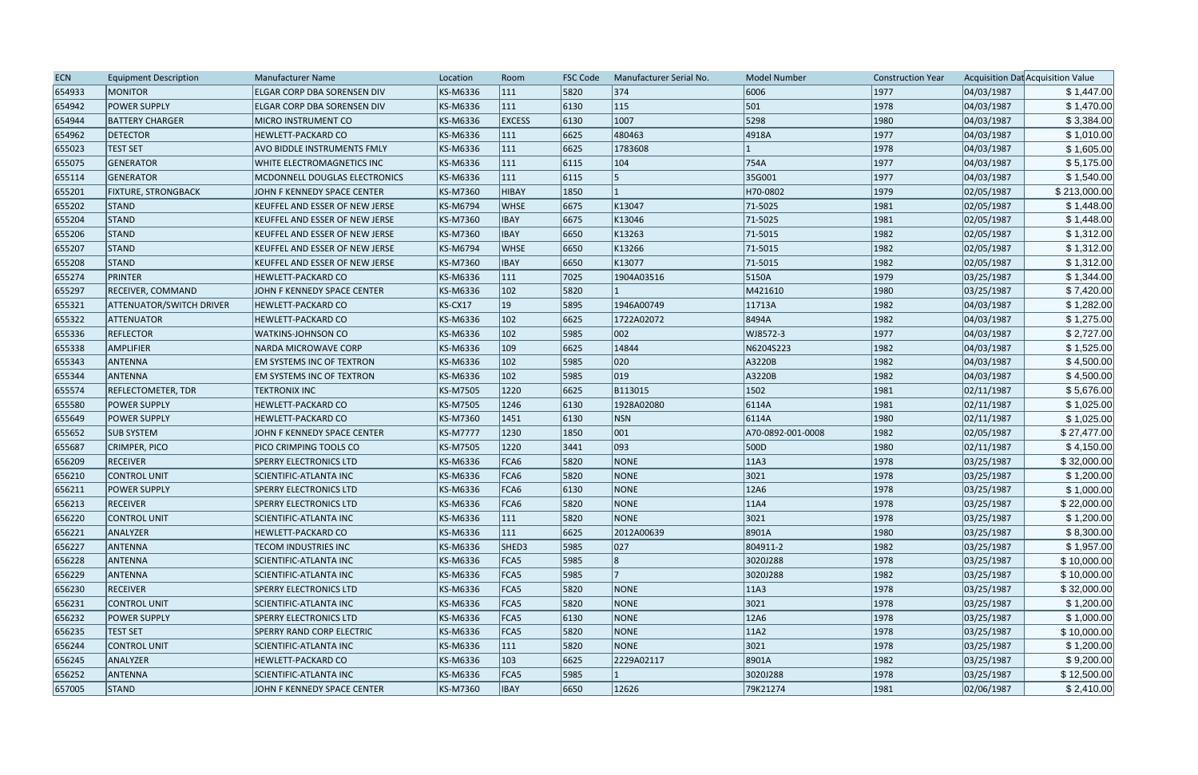| ECN | Equipment Description | Manufacturer Name | Location | Room | FSC Code | Manufacturer Serial No. | Model Number | Construction Year | Acquisition Dat | Acquisition Value |
|---|---|---|---|---|---|---|---|---|---|---|
| 654933 | MONITOR | ELGAR CORP DBA SORENSEN DIV | KS-M6336 | 111 | 5820 | 374 | 6006 | 1977 | 04/03/1987 | $ 1,447.00 |
| 654942 | POWER SUPPLY | ELGAR CORP DBA SORENSEN DIV | KS-M6336 | 111 | 6130 | 115 | 501 | 1978 | 04/03/1987 | $ 1,470.00 |
| 654944 | BATTERY CHARGER | MICRO INSTRUMENT CO | KS-M6336 | EXCESS | 6130 | 1007 | 5298 | 1980 | 04/03/1987 | $ 3,384.00 |
| 654962 | DETECTOR | HEWLETT-PACKARD CO | KS-M6336 | 111 | 6625 | 480463 | 4918A | 1977 | 04/03/1987 | $ 1,010.00 |
| 655023 | TEST SET | AVO BIDDLE INSTRUMENTS FMLY | KS-M6336 | 111 | 6625 | 1783608 | 1 | 1978 | 04/03/1987 | $ 1,605.00 |
| 655075 | GENERATOR | WHITE ELECTROMAGNETICS INC | KS-M6336 | 111 | 6115 | 104 | 754A | 1977 | 04/03/1987 | $ 5,175.00 |
| 655114 | GENERATOR | MCDONNELL DOUGLAS ELECTRONICS | KS-M6336 | 111 | 6115 | 5 | 35G001 | 1977 | 04/03/1987 | $ 1,540.00 |
| 655201 | FIXTURE, STRONGBACK | JOHN F KENNEDY SPACE CENTER | KS-M7360 | HIBAY | 1850 | 1 | H70-0802 | 1979 | 02/05/1987 | $ 213,000.00 |
| 655202 | STAND | KEUFFEL AND ESSER OF NEW JERSE | KS-M6794 | WHSE | 6675 | K13047 | 71-5025 | 1981 | 02/05/1987 | $ 1,448.00 |
| 655204 | STAND | KEUFFEL AND ESSER OF NEW JERSE | KS-M7360 | IBAY | 6675 | K13046 | 71-5025 | 1981 | 02/05/1987 | $ 1,448.00 |
| 655206 | STAND | KEUFFEL AND ESSER OF NEW JERSE | KS-M7360 | IBAY | 6650 | K13263 | 71-5015 | 1982 | 02/05/1987 | $ 1,312.00 |
| 655207 | STAND | KEUFFEL AND ESSER OF NEW JERSE | KS-M6794 | WHSE | 6650 | K13266 | 71-5015 | 1982 | 02/05/1987 | $ 1,312.00 |
| 655208 | STAND | KEUFFEL AND ESSER OF NEW JERSE | KS-M7360 | IBAY | 6650 | K13077 | 71-5015 | 1982 | 02/05/1987 | $ 1,312.00 |
| 655274 | PRINTER | HEWLETT-PACKARD CO | KS-M6336 | 111 | 7025 | 1904A03516 | 5150A | 1979 | 03/25/1987 | $ 1,344.00 |
| 655297 | RECEIVER, COMMAND | JOHN F KENNEDY SPACE CENTER | KS-M6336 | 102 | 5820 | 1 | M421610 | 1980 | 03/25/1987 | $ 7,420.00 |
| 655321 | ATTENUATOR/SWITCH DRIVER | HEWLETT-PACKARD CO | KS-CX17 | 19 | 5895 | 1946A00749 | 11713A | 1982 | 04/03/1987 | $ 1,282.00 |
| 655322 | ATTENUATOR | HEWLETT-PACKARD CO | KS-M6336 | 102 | 6625 | 1722A02072 | 8494A | 1982 | 04/03/1987 | $ 1,275.00 |
| 655336 | REFLECTOR | WATKINS-JOHNSON CO | KS-M6336 | 102 | 5985 | 002 | WJ8572-3 | 1977 | 04/03/1987 | $ 2,727.00 |
| 655338 | AMPLIFIER | NARDA MICROWAVE CORP | KS-M6336 | 109 | 6625 | 14844 | N6204S223 | 1982 | 04/03/1987 | $ 1,525.00 |
| 655343 | ANTENNA | EM SYSTEMS INC OF TEXTRON | KS-M6336 | 102 | 5985 | 020 | A3220B | 1982 | 04/03/1987 | $ 4,500.00 |
| 655344 | ANTENNA | EM SYSTEMS INC OF TEXTRON | KS-M6336 | 102 | 5985 | 019 | A3220B | 1982 | 04/03/1987 | $ 4,500.00 |
| 655574 | REFLECTOMETER, TDR | TEKTRONIX INC | KS-M7505 | 1220 | 6625 | B113015 | 1502 | 1981 | 02/11/1987 | $ 5,676.00 |
| 655580 | POWER SUPPLY | HEWLETT-PACKARD CO | KS-M7505 | 1246 | 6130 | 1928A02080 | 6114A | 1981 | 02/11/1987 | $ 1,025.00 |
| 655649 | POWER SUPPLY | HEWLETT-PACKARD CO | KS-M7360 | 1451 | 6130 | NSN | 6114A | 1980 | 02/11/1987 | $ 1,025.00 |
| 655652 | SUB SYSTEM | JOHN F KENNEDY SPACE CENTER | KS-M7777 | 1230 | 1850 | 001 | A70-0892-001-0008 | 1982 | 02/05/1987 | $ 27,477.00 |
| 655687 | CRIMPER, PICO | PICO CRIMPING TOOLS CO | KS-M7505 | 1220 | 3441 | 093 | 500D | 1980 | 02/11/1987 | $ 4,150.00 |
| 656209 | RECEIVER | SPERRY ELECTRONICS LTD | KS-M6336 | FCA6 | 5820 | NONE | 11A3 | 1978 | 03/25/1987 | $ 32,000.00 |
| 656210 | CONTROL UNIT | SCIENTIFIC-ATLANTA INC | KS-M6336 | FCA6 | 5820 | NONE | 3021 | 1978 | 03/25/1987 | $ 1,200.00 |
| 656211 | POWER SUPPLY | SPERRY ELECTRONICS LTD | KS-M6336 | FCA6 | 6130 | NONE | 12A6 | 1978 | 03/25/1987 | $ 1,000.00 |
| 656213 | RECEIVER | SPERRY ELECTRONICS LTD | KS-M6336 | FCA6 | 5820 | NONE | 11A4 | 1978 | 03/25/1987 | $ 22,000.00 |
| 656220 | CONTROL UNIT | SCIENTIFIC-ATLANTA INC | KS-M6336 | 111 | 5820 | NONE | 3021 | 1978 | 03/25/1987 | $ 1,200.00 |
| 656221 | ANALYZER | HEWLETT-PACKARD CO | KS-M6336 | 111 | 6625 | 2012A00639 | 8901A | 1980 | 03/25/1987 | $ 8,300.00 |
| 656227 | ANTENNA | TECOM INDUSTRIES INC | KS-M6336 | SHED3 | 5985 | 027 | 804911-2 | 1982 | 03/25/1987 | $ 1,957.00 |
| 656228 | ANTENNA | SCIENTIFIC-ATLANTA INC | KS-M6336 | FCA5 | 5985 | 8 | 3020J288 | 1978 | 03/25/1987 | $ 10,000.00 |
| 656229 | ANTENNA | SCIENTIFIC-ATLANTA INC | KS-M6336 | FCA5 | 5985 | 7 | 3020J288 | 1982 | 03/25/1987 | $ 10,000.00 |
| 656230 | RECEIVER | SPERRY ELECTRONICS LTD | KS-M6336 | FCA5 | 5820 | NONE | 11A3 | 1978 | 03/25/1987 | $ 32,000.00 |
| 656231 | CONTROL UNIT | SCIENTIFIC-ATLANTA INC | KS-M6336 | FCA5 | 5820 | NONE | 3021 | 1978 | 03/25/1987 | $ 1,200.00 |
| 656232 | POWER SUPPLY | SPERRY ELECTRONICS LTD | KS-M6336 | FCA5 | 6130 | NONE | 12A6 | 1978 | 03/25/1987 | $ 1,000.00 |
| 656235 | TEST SET | SPERRY RAND CORP ELECTRIC | KS-M6336 | FCA5 | 5820 | NONE | 11A2 | 1978 | 03/25/1987 | $ 10,000.00 |
| 656244 | CONTROL UNIT | SCIENTIFIC-ATLANTA INC | KS-M6336 | 111 | 5820 | NONE | 3021 | 1978 | 03/25/1987 | $ 1,200.00 |
| 656245 | ANALYZER | HEWLETT-PACKARD CO | KS-M6336 | 103 | 6625 | 2229A02117 | 8901A | 1982 | 03/25/1987 | $ 9,200.00 |
| 656252 | ANTENNA | SCIENTIFIC-ATLANTA INC | KS-M6336 | FCA5 | 5985 | 1 | 3020J288 | 1978 | 03/25/1987 | $ 12,500.00 |
| 657005 | STAND | JOHN F KENNEDY SPACE CENTER | KS-M7360 | IBAY | 6650 | 12626 | 79K21274 | 1981 | 02/06/1987 | $ 2,410.00 |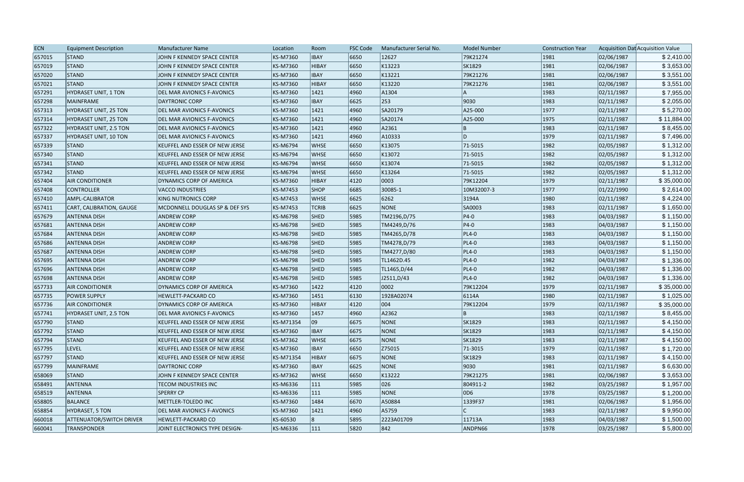| ECN | Equipment Description | Manufacturer Name | Location | Room | FSC Code | Manufacturer Serial No. | Model Number | Construction Year | Acquisition Dat | Acquisition Value |
| --- | --- | --- | --- | --- | --- | --- | --- | --- | --- | --- |
| 657015 | STAND | JOHN F KENNEDY SPACE CENTER | KS-M7360 | IBAY | 6650 | 12627 | 79K21274 | 1981 | 02/06/1987 | $ 2,410.00 |
| 657019 | STAND | JOHN F KENNEDY SPACE CENTER | KS-M7360 | HIBAY | 6650 | K13223 | SK1829 | 1981 | 02/06/1987 | $ 3,653.00 |
| 657020 | STAND | JOHN F KENNEDY SPACE CENTER | KS-M7360 | IBAY | 6650 | K13221 | 79K21276 | 1981 | 02/06/1987 | $ 3,551.00 |
| 657021 | STAND | JOHN F KENNEDY SPACE CENTER | KS-M7360 | HIBAY | 6650 | K13220 | 79K21276 | 1981 | 02/06/1987 | $ 3,551.00 |
| 657291 | HYDRASET UNIT, 1 TON | DEL MAR AVIONICS F-AVONICS | KS-M7360 | 1421 | 4960 | A1304 | A | 1983 | 02/11/1987 | $ 7,955.00 |
| 657298 | MAINFRAME | DAYTRONIC CORP | KS-M7360 | IBAY | 6625 | 253 | 9030 | 1983 | 02/11/1987 | $ 2,055.00 |
| 657313 | HYDRASET UNIT, 25 TON | DEL MAR AVIONICS F-AVONICS | KS-M7360 | 1421 | 4960 | SA20179 | A25-000 | 1977 | 02/11/1987 | $ 5,270.00 |
| 657314 | HYDRASET UNIT, 25 TON | DEL MAR AVIONICS F-AVONICS | KS-M7360 | 1421 | 4960 | SA20174 | A25-000 | 1975 | 02/11/1987 | $ 11,884.00 |
| 657322 | HYDRASET UNIT, 2.5 TON | DEL MAR AVIONICS F-AVONICS | KS-M7360 | 1421 | 4960 | A2361 | B | 1983 | 02/11/1987 | $ 8,455.00 |
| 657337 | HYDRASET UNIT, 10 TON | DEL MAR AVIONICS F-AVONICS | KS-M7360 | 1421 | 4960 | A10333 | D | 1979 | 02/11/1987 | $ 7,496.00 |
| 657339 | STAND | KEUFFEL AND ESSER OF NEW JERSE | KS-M6794 | WHSE | 6650 | K13075 | 71-5015 | 1982 | 02/05/1987 | $ 1,312.00 |
| 657340 | STAND | KEUFFEL AND ESSER OF NEW JERSE | KS-M6794 | WHSE | 6650 | K13072 | 71-5015 | 1982 | 02/05/1987 | $ 1,312.00 |
| 657341 | STAND | KEUFFEL AND ESSER OF NEW JERSE | KS-M6794 | WHSE | 6650 | K13074 | 71-5015 | 1982 | 02/05/1987 | $ 1,312.00 |
| 657342 | STAND | KEUFFEL AND ESSER OF NEW JERSE | KS-M6794 | WHSE | 6650 | K13264 | 71-5015 | 1982 | 02/05/1987 | $ 1,312.00 |
| 657404 | AIR CONDITIONER | DYNAMICS CORP OF AMERICA | KS-M7360 | HIBAY | 4120 | 0003 | 79K12204 | 1979 | 02/11/1987 | $ 35,000.00 |
| 657408 | CONTROLLER | VACCO INDUSTRIES | KS-M7453 | SHOP | 6685 | 30085-1 | 10M32007-3 | 1977 | 01/22/1990 | $ 2,614.00 |
| 657410 | AMPL-CALIBRATOR | KING NUTRONICS CORP | KS-M7453 | WHSE | 6625 | 6262 | 3194A | 1980 | 02/11/1987 | $ 4,224.00 |
| 657411 | CART, CALIBRATION, GAUGE | MCDONNELL DOUGLAS SP & DEF SYS | KS-M7453 | TCRIB | 6625 | NONE | SA0003 | 1983 | 02/11/1987 | $ 1,650.00 |
| 657679 | ANTENNA DISH | ANDREW CORP | KS-M6798 | SHED | 5985 | TM2196,D/75 | P4-0 | 1983 | 04/03/1987 | $ 1,150.00 |
| 657681 | ANTENNA DISH | ANDREW CORP | KS-M6798 | SHED | 5985 | TM4249,D/76 | P4-0 | 1983 | 04/03/1987 | $ 1,150.00 |
| 657684 | ANTENNA DISH | ANDREW CORP | KS-M6798 | SHED | 5985 | TM4265,D/78 | PL4-0 | 1983 | 04/03/1987 | $ 1,150.00 |
| 657686 | ANTENNA DISH | ANDREW CORP | KS-M6798 | SHED | 5985 | TM4278,D/79 | PL4-0 | 1983 | 04/03/1987 | $ 1,150.00 |
| 657687 | ANTENNA DISH | ANDREW CORP | KS-M6798 | SHED | 5985 | TM4277,D/80 | PL4-0 | 1983 | 04/03/1987 | $ 1,150.00 |
| 657695 | ANTENNA DISH | ANDREW CORP | KS-M6798 | SHED | 5985 | TL1462D.45 | PL4-0 | 1982 | 04/03/1987 | $ 1,336.00 |
| 657696 | ANTENNA DISH | ANDREW CORP | KS-M6798 | SHED | 5985 | TL1465,D/44 | PL4-0 | 1982 | 04/03/1987 | $ 1,336.00 |
| 657698 | ANTENNA DISH | ANDREW CORP | KS-M6798 | SHED | 5985 | J2511,D/43 | PL4-0 | 1982 | 04/03/1987 | $ 1,336.00 |
| 657733 | AIR CONDITIONER | DYNAMICS CORP OF AMERICA | KS-M7360 | 1422 | 4120 | 0002 | 79K12204 | 1979 | 02/11/1987 | $ 35,000.00 |
| 657735 | POWER SUPPLY | HEWLETT-PACKARD CO | KS-M7360 | 1451 | 6130 | 1928A02074 | 6114A | 1980 | 02/11/1987 | $ 1,025.00 |
| 657736 | AIR CONDITIONER | DYNAMICS CORP OF AMERICA | KS-M7360 | HIBAY | 4120 | 004 | 79K12204 | 1979 | 02/11/1987 | $ 35,000.00 |
| 657741 | HYDRASET UNIT, 2.5 TON | DEL MAR AVIONICS F-AVONICS | KS-M7360 | 1457 | 4960 | A2362 | B | 1983 | 02/11/1987 | $ 8,455.00 |
| 657790 | STAND | KEUFFEL AND ESSER OF NEW JERSE | KS-M71354 | 09 | 6675 | NONE | SK1829 | 1983 | 02/11/1987 | $ 4,150.00 |
| 657792 | STAND | KEUFFEL AND ESSER OF NEW JERSE | KS-M7360 | IBAY | 6675 | NONE | SK1829 | 1983 | 02/11/1987 | $ 4,150.00 |
| 657794 | STAND | KEUFFEL AND ESSER OF NEW JERSE | KS-M7362 | WHSE | 6675 | NONE | SK1829 | 1983 | 02/11/1987 | $ 4,150.00 |
| 657795 | LEVEL | KEUFFEL AND ESSER OF NEW JERSE | KS-M7360 | IBAY | 6650 | Z75015 | 71-3015 | 1979 | 02/11/1987 | $ 1,720.00 |
| 657797 | STAND | KEUFFEL AND ESSER OF NEW JERSE | KS-M71354 | HIBAY | 6675 | NONE | SK1829 | 1983 | 02/11/1987 | $ 4,150.00 |
| 657799 | MAINFRAME | DAYTRONIC CORP | KS-M7360 | IBAY | 6625 | NONE | 9030 | 1981 | 02/11/1987 | $ 6,630.00 |
| 658069 | STAND | JOHN F KENNEDY SPACE CENTER | KS-M7362 | WHSE | 6650 | K13222 | 79K21275 | 1981 | 02/06/1987 | $ 3,653.00 |
| 658491 | ANTENNA | TECOM INDUSTRIES INC | KS-M6336 | 111 | 5985 | 026 | 804911-2 | 1982 | 03/25/1987 | $ 1,957.00 |
| 658519 | ANTENNA | SPERRY CP | KS-M6336 | 111 | 5985 | NONE | 0D6 | 1978 | 03/25/1987 | $ 1,200.00 |
| 658805 | BALANCE | METTLER-TOLEDO INC | KS-M7360 | 1484 | 6670 | A50884 | 1339F37 | 1981 | 02/06/1987 | $ 1,956.00 |
| 658854 | HYDRASET, 5 TON | DEL MAR AVIONICS F-AVONICS | KS-M7360 | 1421 | 4960 | A5759 | C | 1983 | 02/11/1987 | $ 9,950.00 |
| 660018 | ATTENUATOR/SWITCH DRIVER | HEWLETT-PACKARD CO | KS-60530 | 8 | 5895 | 2223A01709 | 11713A | 1983 | 04/03/1987 | $ 1,500.00 |
| 660041 | TRANSPONDER | JOINT ELECTRONICS TYPE DESIGN- | KS-M6336 | 111 | 5820 | 842 | ANDPN66 | 1978 | 03/25/1987 | $ 5,800.00 |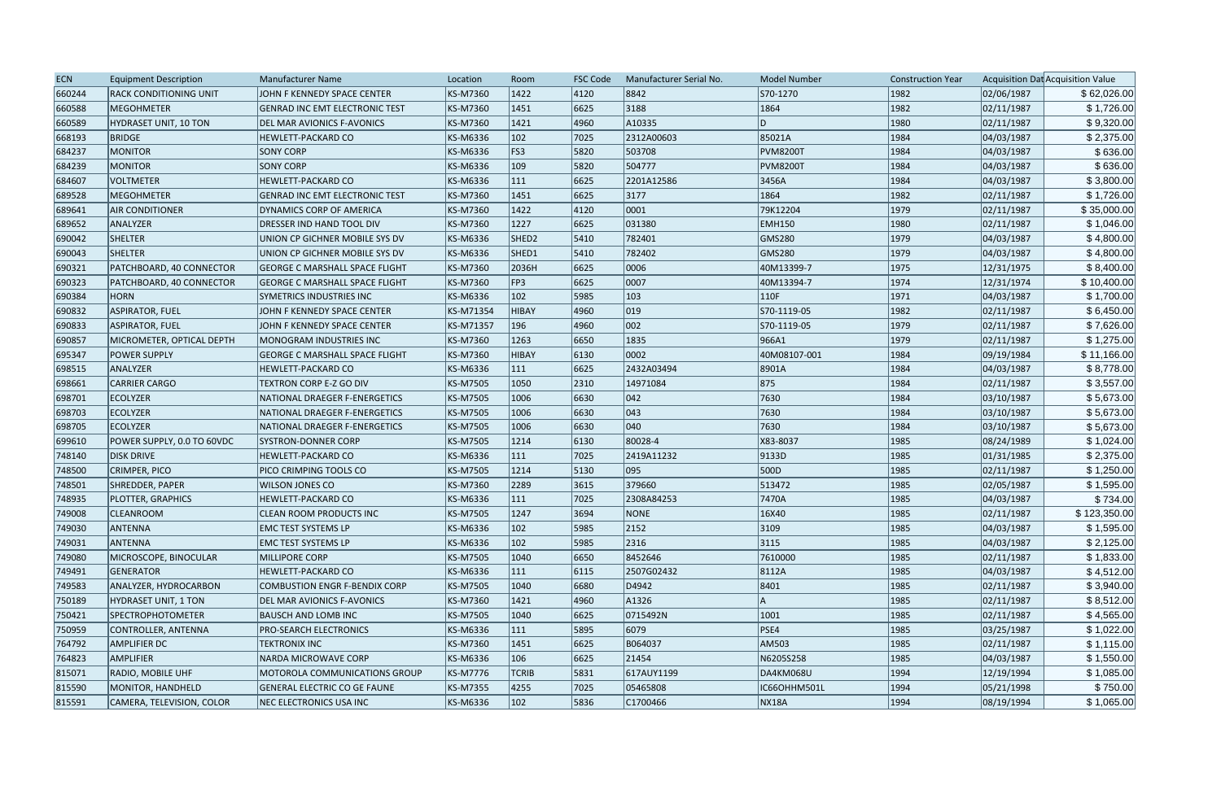| ECN | Equipment Description | Manufacturer Name | Location | Room | FSC Code | Manufacturer Serial No. | Model Number | Construction Year | Acquisition Dat | Acquisition Value |
|---|---|---|---|---|---|---|---|---|---|---|
| 660244 | RACK CONDITIONING UNIT | JOHN F KENNEDY SPACE CENTER | KS-M7360 | 1422 | 4120 | 8842 | S70-1270 | 1982 | 02/06/1987 | $ 62,026.00 |
| 660588 | MEGOHMETER | GENRAD INC EMT ELECTRONIC TEST | KS-M7360 | 1451 | 6625 | 3188 | 1864 | 1982 | 02/11/1987 | $ 1,726.00 |
| 660589 | HYDRASET UNIT, 10 TON | DEL MAR AVIONICS F-AVONICS | KS-M7360 | 1421 | 4960 | A10335 | D | 1980 | 02/11/1987 | $ 9,320.00 |
| 668193 | BRIDGE | HEWLETT-PACKARD CO | KS-M6336 | 102 | 7025 | 2312A00603 | 85021A | 1984 | 04/03/1987 | $ 2,375.00 |
| 684237 | MONITOR | SONY CORP | KS-M6336 | FS3 | 5820 | 503708 | PVM8200T | 1984 | 04/03/1987 | $ 636.00 |
| 684239 | MONITOR | SONY CORP | KS-M6336 | 109 | 5820 | 504777 | PVM8200T | 1984 | 04/03/1987 | $ 636.00 |
| 684607 | VOLTMETER | HEWLETT-PACKARD CO | KS-M6336 | 111 | 6625 | 2201A12586 | 3456A | 1984 | 04/03/1987 | $ 3,800.00 |
| 689528 | MEGOHMETER | GENRAD INC EMT ELECTRONIC TEST | KS-M7360 | 1451 | 6625 | 3177 | 1864 | 1982 | 02/11/1987 | $ 1,726.00 |
| 689641 | AIR CONDITIONER | DYNAMICS CORP OF AMERICA | KS-M7360 | 1422 | 4120 | 0001 | 79K12204 | 1979 | 02/11/1987 | $ 35,000.00 |
| 689652 | ANALYZER | DRESSER IND HAND TOOL DIV | KS-M7360 | 1227 | 6625 | 031380 | EMH150 | 1980 | 02/11/1987 | $ 1,046.00 |
| 690042 | SHELTER | UNION CP GICHNER MOBILE SYS DV | KS-M6336 | SHED2 | 5410 | 782401 | GMS280 | 1979 | 04/03/1987 | $ 4,800.00 |
| 690043 | SHELTER | UNION CP GICHNER MOBILE SYS DV | KS-M6336 | SHED1 | 5410 | 782402 | GMS280 | 1979 | 04/03/1987 | $ 4,800.00 |
| 690321 | PATCHBOARD, 40 CONNECTOR | GEORGE C MARSHALL SPACE FLIGHT | KS-M7360 | 2036H | 6625 | 0006 | 40M13399-7 | 1975 | 12/31/1975 | $ 8,400.00 |
| 690323 | PATCHBOARD, 40 CONNECTOR | GEORGE C MARSHALL SPACE FLIGHT | KS-M7360 | FP3 | 6625 | 0007 | 40M13394-7 | 1974 | 12/31/1974 | $ 10,400.00 |
| 690384 | HORN | SYMETRICS INDUSTRIES INC | KS-M6336 | 102 | 5985 | 103 | 110F | 1971 | 04/03/1987 | $ 1,700.00 |
| 690832 | ASPIRATOR, FUEL | JOHN F KENNEDY SPACE CENTER | KS-M71354 | HIBAY | 4960 | 019 | S70-1119-05 | 1982 | 02/11/1987 | $ 6,450.00 |
| 690833 | ASPIRATOR, FUEL | JOHN F KENNEDY SPACE CENTER | KS-M71357 | 196 | 4960 | 002 | S70-1119-05 | 1979 | 02/11/1987 | $ 7,626.00 |
| 690857 | MICROMETER, OPTICAL DEPTH | MONOGRAM INDUSTRIES INC | KS-M7360 | 1263 | 6650 | 1835 | 966A1 | 1979 | 02/11/1987 | $ 1,275.00 |
| 695347 | POWER SUPPLY | GEORGE C MARSHALL SPACE FLIGHT | KS-M7360 | HIBAY | 6130 | 0002 | 40M08107-001 | 1984 | 09/19/1984 | $ 11,166.00 |
| 698515 | ANALYZER | HEWLETT-PACKARD CO | KS-M6336 | 111 | 6625 | 2432A03494 | 8901A | 1984 | 04/03/1987 | $ 8,778.00 |
| 698661 | CARRIER CARGO | TEXTRON CORP E-Z GO DIV | KS-M7505 | 1050 | 2310 | 14971084 | 875 | 1984 | 02/11/1987 | $ 3,557.00 |
| 698701 | ECOLYZER | NATIONAL DRAEGER F-ENERGETICS | KS-M7505 | 1006 | 6630 | 042 | 7630 | 1984 | 03/10/1987 | $ 5,673.00 |
| 698703 | ECOLYZER | NATIONAL DRAEGER F-ENERGETICS | KS-M7505 | 1006 | 6630 | 043 | 7630 | 1984 | 03/10/1987 | $ 5,673.00 |
| 698705 | ECOLYZER | NATIONAL DRAEGER F-ENERGETICS | KS-M7505 | 1006 | 6630 | 040 | 7630 | 1984 | 03/10/1987 | $ 5,673.00 |
| 699610 | POWER SUPPLY, 0.0 TO 60VDC | SYSTRON-DONNER CORP | KS-M7505 | 1214 | 6130 | 80028-4 | X83-8037 | 1985 | 08/24/1989 | $ 1,024.00 |
| 748140 | DISK DRIVE | HEWLETT-PACKARD CO | KS-M6336 | 111 | 7025 | 2419A11232 | 9133D | 1985 | 01/31/1985 | $ 2,375.00 |
| 748500 | CRIMPER, PICO | PICO CRIMPING TOOLS CO | KS-M7505 | 1214 | 5130 | 095 | 500D | 1985 | 02/11/1987 | $ 1,250.00 |
| 748501 | SHREDDER, PAPER | WILSON JONES CO | KS-M7360 | 2289 | 3615 | 379660 | 513472 | 1985 | 02/05/1987 | $ 1,595.00 |
| 748935 | PLOTTER, GRAPHICS | HEWLETT-PACKARD CO | KS-M6336 | 111 | 7025 | 2308A84253 | 7470A | 1985 | 04/03/1987 | $ 734.00 |
| 749008 | CLEANROOM | CLEAN ROOM PRODUCTS INC | KS-M7505 | 1247 | 3694 | NONE | 16X40 | 1985 | 02/11/1987 | $ 123,350.00 |
| 749030 | ANTENNA | EMC TEST SYSTEMS LP | KS-M6336 | 102 | 5985 | 2152 | 3109 | 1985 | 04/03/1987 | $ 1,595.00 |
| 749031 | ANTENNA | EMC TEST SYSTEMS LP | KS-M6336 | 102 | 5985 | 2316 | 3115 | 1985 | 04/03/1987 | $ 2,125.00 |
| 749080 | MICROSCOPE, BINOCULAR | MILLIPORE CORP | KS-M7505 | 1040 | 6650 | 8452646 | 7610000 | 1985 | 02/11/1987 | $ 1,833.00 |
| 749491 | GENERATOR | HEWLETT-PACKARD CO | KS-M6336 | 111 | 6115 | 2507G02432 | 8112A | 1985 | 04/03/1987 | $ 4,512.00 |
| 749583 | ANALYZER, HYDROCARBON | COMBUSTION ENGR F-BENDIX CORP | KS-M7505 | 1040 | 6680 | D4942 | 8401 | 1985 | 02/11/1987 | $ 3,940.00 |
| 750189 | HYDRASET UNIT, 1 TON | DEL MAR AVIONICS F-AVONICS | KS-M7360 | 1421 | 4960 | A1326 | A | 1985 | 02/11/1987 | $ 8,512.00 |
| 750421 | SPECTROPHOTOMETER | BAUSCH AND LOMB INC | KS-M7505 | 1040 | 6625 | 0715492N | 1001 | 1985 | 02/11/1987 | $ 4,565.00 |
| 750959 | CONTROLLER, ANTENNA | PRO-SEARCH ELECTRONICS | KS-M6336 | 111 | 5895 | 6079 | PSE4 | 1985 | 03/25/1987 | $ 1,022.00 |
| 764792 | AMPLIFIER DC | TEKTRONIX INC | KS-M7360 | 1451 | 6625 | B064037 | AM503 | 1985 | 02/11/1987 | $ 1,115.00 |
| 764823 | AMPLIFIER | NARDA MICROWAVE CORP | KS-M6336 | 106 | 6625 | 21454 | N6205S258 | 1985 | 04/03/1987 | $ 1,550.00 |
| 815071 | RADIO, MOBILE UHF | MOTOROLA COMMUNICATIONS GROUP | KS-M7776 | TCRIB | 5831 | 617AUY1199 | DA4KM068U | 1994 | 12/19/1994 | $ 1,085.00 |
| 815590 | MONITOR, HANDHELD | GENERAL ELECTRIC CO GE FAUNE | KS-M7355 | 4255 | 7025 | 05465808 | IC66OHHM501L | 1994 | 05/21/1998 | $ 750.00 |
| 815591 | CAMERA, TELEVISION, COLOR | NEC ELECTRONICS USA INC | KS-M6336 | 102 | 5836 | C1700466 | NX18A | 1994 | 08/19/1994 | $ 1,065.00 |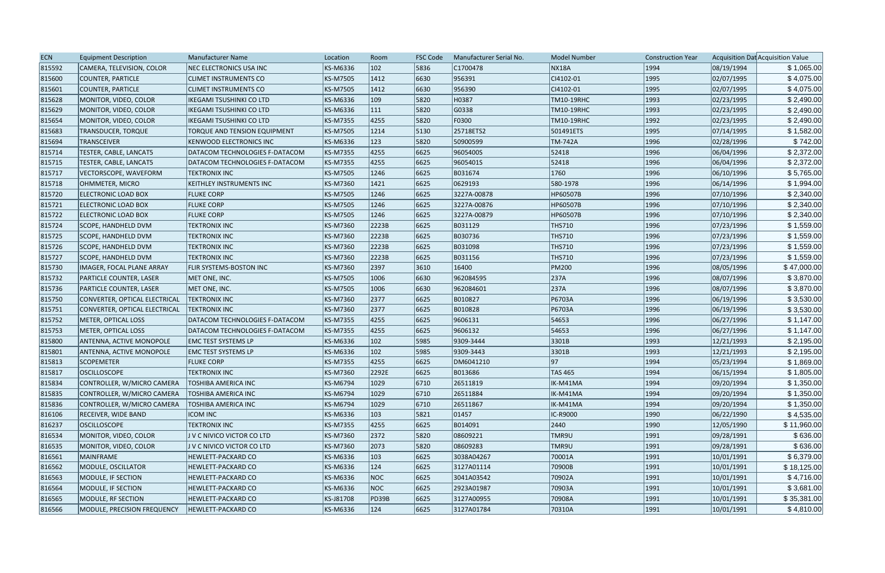| ECN | Equipment Description | Manufacturer Name | Location | Room | FSC Code | Manufacturer Serial No. | Model Number | Construction Year | Acquisition Dat | Acquisition Value |
|---|---|---|---|---|---|---|---|---|---|---|
| 815592 | CAMERA, TELEVISION, COLOR | NEC ELECTRONICS USA INC | KS-M6336 | 102 | 5836 | C1700478 | NX18A | 1994 | 08/19/1994 | $ 1,065.00 |
| 815600 | COUNTER, PARTICLE | CLIMET INSTRUMENTS CO | KS-M7505 | 1412 | 6630 | 956391 | CI4102-01 | 1995 | 02/07/1995 | $ 4,075.00 |
| 815601 | COUNTER, PARTICLE | CLIMET INSTRUMENTS CO | KS-M7505 | 1412 | 6630 | 956390 | CI4102-01 | 1995 | 02/07/1995 | $ 4,075.00 |
| 815628 | MONITOR, VIDEO, COLOR | IKEGAMI TSUSHINKI CO LTD | KS-M6336 | 109 | 5820 | H0387 | TM10-19RHC | 1993 | 02/23/1995 | $ 2,490.00 |
| 815629 | MONITOR, VIDEO, COLOR | IKEGAMI TSUSHINKI CO LTD | KS-M6336 | 111 | 5820 | G0338 | TM10-19RHC | 1993 | 02/23/1995 | $ 2,490.00 |
| 815654 | MONITOR, VIDEO, COLOR | IKEGAMI TSUSHINKI CO LTD | KS-M7355 | 4255 | 5820 | F0300 | TM10-19RHC | 1992 | 02/23/1995 | $ 2,490.00 |
| 815683 | TRANSDUCER, TORQUE | TORQUE AND TENSION EQUIPMENT | KS-M7505 | 1214 | 5130 | 25718ETS2 | 501491ETS | 1995 | 07/14/1995 | $ 1,582.00 |
| 815694 | TRANSCEIVER | KENWOOD ELECTRONICS INC | KS-M6336 | 123 | 5820 | 50900599 | TM-742A | 1996 | 02/28/1996 | $ 742.00 |
| 815714 | TESTER, CABLE, LANCAT5 | DATACOM TECHNOLOGIES F-DATACOM | KS-M7355 | 4255 | 6625 | 9605400S | 52418 | 1996 | 06/04/1996 | $ 2,372.00 |
| 815715 | TESTER, CABLE, LANCAT5 | DATACOM TECHNOLOGIES F-DATACOM | KS-M7355 | 4255 | 6625 | 9605401S | 52418 | 1996 | 06/04/1996 | $ 2,372.00 |
| 815717 | VECTORSCOPE, WAVEFORM | TEKTRONIX INC | KS-M7505 | 1246 | 6625 | B031674 | 1760 | 1996 | 06/10/1996 | $ 5,765.00 |
| 815718 | OHMMETER, MICRO | KEITHLEY INSTRUMENTS INC | KS-M7360 | 1421 | 6625 | 0629193 | 580-1978 | 1996 | 06/14/1996 | $ 1,994.00 |
| 815720 | ELECTRONIC LOAD BOX | FLUKE CORP | KS-M7505 | 1246 | 6625 | 3227A-00878 | HP60507B | 1996 | 07/10/1996 | $ 2,340.00 |
| 815721 | ELECTRONIC LOAD BOX | FLUKE CORP | KS-M7505 | 1246 | 6625 | 3227A-00876 | HP60507B | 1996 | 07/10/1996 | $ 2,340.00 |
| 815722 | ELECTRONIC LOAD BOX | FLUKE CORP | KS-M7505 | 1246 | 6625 | 3227A-00879 | HP60507B | 1996 | 07/10/1996 | $ 2,340.00 |
| 815724 | SCOPE, HANDHELD DVM | TEKTRONIX INC | KS-M7360 | 2223B | 6625 | B031129 | THS710 | 1996 | 07/23/1996 | $ 1,559.00 |
| 815725 | SCOPE, HANDHELD DVM | TEKTRONIX INC | KS-M7360 | 2223B | 6625 | B030736 | THS710 | 1996 | 07/23/1996 | $ 1,559.00 |
| 815726 | SCOPE, HANDHELD DVM | TEKTRONIX INC | KS-M7360 | 2223B | 6625 | B031098 | THS710 | 1996 | 07/23/1996 | $ 1,559.00 |
| 815727 | SCOPE, HANDHELD DVM | TEKTRONIX INC | KS-M7360 | 2223B | 6625 | B031156 | THS710 | 1996 | 07/23/1996 | $ 1,559.00 |
| 815730 | IMAGER, FOCAL PLANE ARRAY | FLIR SYSTEMS-BOSTON INC | KS-M7360 | 2397 | 3610 | 16400 | PM200 | 1996 | 08/05/1996 | $ 47,000.00 |
| 815732 | PARTICLE COUNTER, LASER | MET ONE, INC. | KS-M7505 | 1006 | 6630 | 962084595 | 237A | 1996 | 08/07/1996 | $ 3,870.00 |
| 815736 | PARTICLE COUNTER, LASER | MET ONE, INC. | KS-M7505 | 1006 | 6630 | 962084601 | 237A | 1996 | 08/07/1996 | $ 3,870.00 |
| 815750 | CONVERTER, OPTICAL ELECTRICAL | TEKTRONIX INC | KS-M7360 | 2377 | 6625 | B010827 | P6703A | 1996 | 06/19/1996 | $ 3,530.00 |
| 815751 | CONVERTER, OPTICAL ELECTRICAL | TEKTRONIX INC | KS-M7360 | 2377 | 6625 | B010828 | P6703A | 1996 | 06/19/1996 | $ 3,530.00 |
| 815752 | METER, OPTICAL LOSS | DATACOM TECHNOLOGIES F-DATACOM | KS-M7355 | 4255 | 6625 | 9606131 | 54653 | 1996 | 06/27/1996 | $ 1,147.00 |
| 815753 | METER, OPTICAL LOSS | DATACOM TECHNOLOGIES F-DATACOM | KS-M7355 | 4255 | 6625 | 9606132 | 54653 | 1996 | 06/27/1996 | $ 1,147.00 |
| 815800 | ANTENNA, ACTIVE MONOPOLE | EMC TEST SYSTEMS LP | KS-M6336 | 102 | 5985 | 9309-3444 | 3301B | 1993 | 12/21/1993 | $ 2,195.00 |
| 815801 | ANTENNA, ACTIVE MONOPOLE | EMC TEST SYSTEMS LP | KS-M6336 | 102 | 5985 | 9309-3443 | 3301B | 1993 | 12/21/1993 | $ 2,195.00 |
| 815813 | SCOPEMETER | FLUKE CORP | KS-M7355 | 4255 | 6625 | DM6041210 | 97 | 1994 | 05/23/1994 | $ 1,869.00 |
| 815817 | OSCILLOSCOPE | TEKTRONIX INC | KS-M7360 | 2292E | 6625 | B013686 | TAS 465 | 1994 | 06/15/1994 | $ 1,805.00 |
| 815834 | CONTROLLER, W/MICRO CAMERA | TOSHIBA AMERICA INC | KS-M6794 | 1029 | 6710 | 26511819 | IK-M41MA | 1994 | 09/20/1994 | $ 1,350.00 |
| 815835 | CONTROLLER, W/MICRO CAMERA | TOSHIBA AMERICA INC | KS-M6794 | 1029 | 6710 | 26511884 | IK-M41MA | 1994 | 09/20/1994 | $ 1,350.00 |
| 815836 | CONTROLLER, W/MICRO CAMERA | TOSHIBA AMERICA INC | KS-M6794 | 1029 | 6710 | 26511867 | IK-M41MA | 1994 | 09/20/1994 | $ 1,350.00 |
| 816106 | RECEIVER, WIDE BAND | ICOM INC | KS-M6336 | 103 | 5821 | 01457 | IC-R9000 | 1990 | 06/22/1990 | $ 4,535.00 |
| 816237 | OSCILLOSCOPE | TEKTRONIX INC | KS-M7355 | 4255 | 6625 | B014091 | 2440 | 1990 | 12/05/1990 | $ 11,960.00 |
| 816534 | MONITOR, VIDEO, COLOR | J V C NIVICO VICTOR CO LTD | KS-M7360 | 2372 | 5820 | 08609221 | TMR9U | 1991 | 09/28/1991 | $ 636.00 |
| 816535 | MONITOR, VIDEO, COLOR | J V C NIVICO VICTOR CO LTD | KS-M7360 | 2073 | 5820 | 08609283 | TMR9U | 1991 | 09/28/1991 | $ 636.00 |
| 816561 | MAINFRAME | HEWLETT-PACKARD CO | KS-M6336 | 103 | 6625 | 3038A04267 | 70001A | 1991 | 10/01/1991 | $ 6,379.00 |
| 816562 | MODULE, OSCILLATOR | HEWLETT-PACKARD CO | KS-M6336 | 124 | 6625 | 3127A01114 | 70900B | 1991 | 10/01/1991 | $ 18,125.00 |
| 816563 | MODULE, IF SECTION | HEWLETT-PACKARD CO | KS-M6336 | NOC | 6625 | 3041A03542 | 70902A | 1991 | 10/01/1991 | $ 4,716.00 |
| 816564 | MODULE, IF SECTION | HEWLETT-PACKARD CO | KS-M6336 | NOC | 6625 | 2923A01987 | 70903A | 1991 | 10/01/1991 | $ 3,681.00 |
| 816565 | MODULE, RF SECTION | HEWLETT-PACKARD CO | KS-J81708 | PD39B | 6625 | 3127A00955 | 70908A | 1991 | 10/01/1991 | $ 35,381.00 |
| 816566 | MODULE, PRECISION FREQUENCY | HEWLETT-PACKARD CO | KS-M6336 | 124 | 6625 | 3127A01784 | 70310A | 1991 | 10/01/1991 | $ 4,810.00 |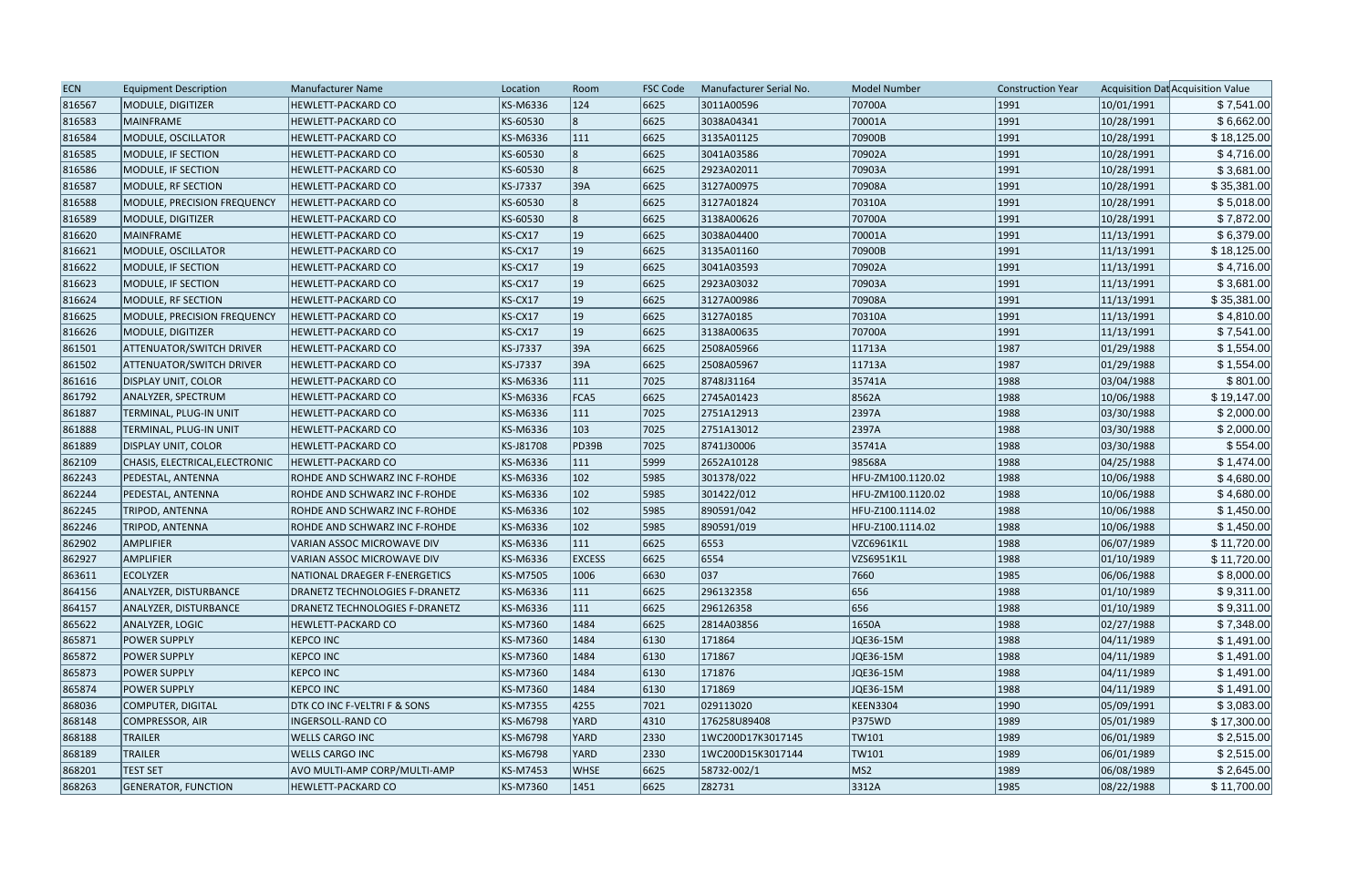| ECN | Equipment Description | Manufacturer Name | Location | Room | FSC Code | Manufacturer Serial No. | Model Number | Construction Year | Acquisition Dat | Acquisition Value |
|---|---|---|---|---|---|---|---|---|---|---|
| 816567 | MODULE, DIGITIZER | HEWLETT-PACKARD CO | KS-M6336 | 124 | 6625 | 3011A00596 | 70700A | 1991 | 10/01/1991 | $ 7,541.00 |
| 816583 | MAINFRAME | HEWLETT-PACKARD CO | KS-60530 | 8 | 6625 | 3038A04341 | 70001A | 1991 | 10/28/1991 | $ 6,662.00 |
| 816584 | MODULE, OSCILLATOR | HEWLETT-PACKARD CO | KS-M6336 | 111 | 6625 | 3135A01125 | 70900B | 1991 | 10/28/1991 | $ 18,125.00 |
| 816585 | MODULE, IF SECTION | HEWLETT-PACKARD CO | KS-60530 | 8 | 6625 | 3041A03586 | 70902A | 1991 | 10/28/1991 | $ 4,716.00 |
| 816586 | MODULE, IF SECTION | HEWLETT-PACKARD CO | KS-60530 | 8 | 6625 | 2923A02011 | 70903A | 1991 | 10/28/1991 | $ 3,681.00 |
| 816587 | MODULE, RF SECTION | HEWLETT-PACKARD CO | KS-J7337 | 39A | 6625 | 3127A00975 | 70908A | 1991 | 10/28/1991 | $ 35,381.00 |
| 816588 | MODULE, PRECISION FREQUENCY | HEWLETT-PACKARD CO | KS-60530 | 8 | 6625 | 3127A01824 | 70310A | 1991 | 10/28/1991 | $ 5,018.00 |
| 816589 | MODULE, DIGITIZER | HEWLETT-PACKARD CO | KS-60530 | 8 | 6625 | 3138A00626 | 70700A | 1991 | 10/28/1991 | $ 7,872.00 |
| 816620 | MAINFRAME | HEWLETT-PACKARD CO | KS-CX17 | 19 | 6625 | 3038A04400 | 70001A | 1991 | 11/13/1991 | $ 6,379.00 |
| 816621 | MODULE, OSCILLATOR | HEWLETT-PACKARD CO | KS-CX17 | 19 | 6625 | 3135A01160 | 70900B | 1991 | 11/13/1991 | $ 18,125.00 |
| 816622 | MODULE, IF SECTION | HEWLETT-PACKARD CO | KS-CX17 | 19 | 6625 | 3041A03593 | 70902A | 1991 | 11/13/1991 | $ 4,716.00 |
| 816623 | MODULE, IF SECTION | HEWLETT-PACKARD CO | KS-CX17 | 19 | 6625 | 2923A03032 | 70903A | 1991 | 11/13/1991 | $ 3,681.00 |
| 816624 | MODULE, RF SECTION | HEWLETT-PACKARD CO | KS-CX17 | 19 | 6625 | 3127A00986 | 70908A | 1991 | 11/13/1991 | $ 35,381.00 |
| 816625 | MODULE, PRECISION FREQUENCY | HEWLETT-PACKARD CO | KS-CX17 | 19 | 6625 | 3127A0185 | 70310A | 1991 | 11/13/1991 | $ 4,810.00 |
| 816626 | MODULE, DIGITIZER | HEWLETT-PACKARD CO | KS-CX17 | 19 | 6625 | 3138A00635 | 70700A | 1991 | 11/13/1991 | $ 7,541.00 |
| 861501 | ATTENUATOR/SWITCH DRIVER | HEWLETT-PACKARD CO | KS-J7337 | 39A | 6625 | 2508A05966 | 11713A | 1987 | 01/29/1988 | $ 1,554.00 |
| 861502 | ATTENUATOR/SWITCH DRIVER | HEWLETT-PACKARD CO | KS-J7337 | 39A | 6625 | 2508A05967 | 11713A | 1987 | 01/29/1988 | $ 1,554.00 |
| 861616 | DISPLAY UNIT, COLOR | HEWLETT-PACKARD CO | KS-M6336 | 111 | 7025 | 8748J31164 | 35741A | 1988 | 03/04/1988 | $ 801.00 |
| 861792 | ANALYZER, SPECTRUM | HEWLETT-PACKARD CO | KS-M6336 | FCA5 | 6625 | 2745A01423 | 8562A | 1988 | 10/06/1988 | $ 19,147.00 |
| 861887 | TERMINAL, PLUG-IN UNIT | HEWLETT-PACKARD CO | KS-M6336 | 111 | 7025 | 2751A12913 | 2397A | 1988 | 03/30/1988 | $ 2,000.00 |
| 861888 | TERMINAL, PLUG-IN UNIT | HEWLETT-PACKARD CO | KS-M6336 | 103 | 7025 | 2751A13012 | 2397A | 1988 | 03/30/1988 | $ 2,000.00 |
| 861889 | DISPLAY UNIT, COLOR | HEWLETT-PACKARD CO | KS-J81708 | PD39B | 7025 | 8741J30006 | 35741A | 1988 | 03/30/1988 | $ 554.00 |
| 862109 | CHASIS, ELECTRICAL,ELECTRONIC | HEWLETT-PACKARD CO | KS-M6336 | 111 | 5999 | 2652A10128 | 98568A | 1988 | 04/25/1988 | $ 1,474.00 |
| 862243 | PEDESTAL, ANTENNA | ROHDE AND SCHWARZ INC F-ROHDE | KS-M6336 | 102 | 5985 | 301378/022 | HFU-ZM100.1120.02 | 1988 | 10/06/1988 | $ 4,680.00 |
| 862244 | PEDESTAL, ANTENNA | ROHDE AND SCHWARZ INC F-ROHDE | KS-M6336 | 102 | 5985 | 301422/012 | HFU-ZM100.1120.02 | 1988 | 10/06/1988 | $ 4,680.00 |
| 862245 | TRIPOD, ANTENNA | ROHDE AND SCHWARZ INC F-ROHDE | KS-M6336 | 102 | 5985 | 890591/042 | HFU-Z100.1114.02 | 1988 | 10/06/1988 | $ 1,450.00 |
| 862246 | TRIPOD, ANTENNA | ROHDE AND SCHWARZ INC F-ROHDE | KS-M6336 | 102 | 5985 | 890591/019 | HFU-Z100.1114.02 | 1988 | 10/06/1988 | $ 1,450.00 |
| 862902 | AMPLIFIER | VARIAN ASSOC MICROWAVE DIV | KS-M6336 | 111 | 6625 | 6553 | VZC6961K1L | 1988 | 06/07/1989 | $ 11,720.00 |
| 862927 | AMPLIFIER | VARIAN ASSOC MICROWAVE DIV | KS-M6336 | EXCESS | 6625 | 6554 | VZS6951K1L | 1988 | 01/10/1989 | $ 11,720.00 |
| 863611 | ECOLYZER | NATIONAL DRAEGER F-ENERGETICS | KS-M7505 | 1006 | 6630 | 037 | 7660 | 1985 | 06/06/1988 | $ 8,000.00 |
| 864156 | ANALYZER, DISTURBANCE | DRANETZ TECHNOLOGIES F-DRANETZ | KS-M6336 | 111 | 6625 | 296132358 | 656 | 1988 | 01/10/1989 | $ 9,311.00 |
| 864157 | ANALYZER, DISTURBANCE | DRANETZ TECHNOLOGIES F-DRANETZ | KS-M6336 | 111 | 6625 | 296126358 | 656 | 1988 | 01/10/1989 | $ 9,311.00 |
| 865622 | ANALYZER, LOGIC | HEWLETT-PACKARD CO | KS-M7360 | 1484 | 6625 | 2814A03856 | 1650A | 1988 | 02/27/1988 | $ 7,348.00 |
| 865871 | POWER SUPPLY | KEPCO INC | KS-M7360 | 1484 | 6130 | 171864 | JQE36-15M | 1988 | 04/11/1989 | $ 1,491.00 |
| 865872 | POWER SUPPLY | KEPCO INC | KS-M7360 | 1484 | 6130 | 171867 | JQE36-15M | 1988 | 04/11/1989 | $ 1,491.00 |
| 865873 | POWER SUPPLY | KEPCO INC | KS-M7360 | 1484 | 6130 | 171876 | JQE36-15M | 1988 | 04/11/1989 | $ 1,491.00 |
| 865874 | POWER SUPPLY | KEPCO INC | KS-M7360 | 1484 | 6130 | 171869 | JQE36-15M | 1988 | 04/11/1989 | $ 1,491.00 |
| 868036 | COMPUTER, DIGITAL | DTK CO INC F-VELTRI F & SONS | KS-M7355 | 4255 | 7021 | 029113020 | KEEN3304 | 1990 | 05/09/1991 | $ 3,083.00 |
| 868148 | COMPRESSOR, AIR | INGERSOLL-RAND CO | KS-M6798 | YARD | 4310 | 176258U89408 | P375WD | 1989 | 05/01/1989 | $ 17,300.00 |
| 868188 | TRAILER | WELLS CARGO INC | KS-M6798 | YARD | 2330 | 1WC200D17K3017145 | TW101 | 1989 | 06/01/1989 | $ 2,515.00 |
| 868189 | TRAILER | WELLS CARGO INC | KS-M6798 | YARD | 2330 | 1WC200D15K3017144 | TW101 | 1989 | 06/01/1989 | $ 2,515.00 |
| 868201 | TEST SET | AVO MULTI-AMP CORP/MULTI-AMP | KS-M7453 | WHSE | 6625 | 58732-002/1 | MS2 | 1989 | 06/08/1989 | $ 2,645.00 |
| 868263 | GENERATOR, FUNCTION | HEWLETT-PACKARD CO | KS-M7360 | 1451 | 6625 | Z82731 | 3312A | 1985 | 08/22/1988 | $ 11,700.00 |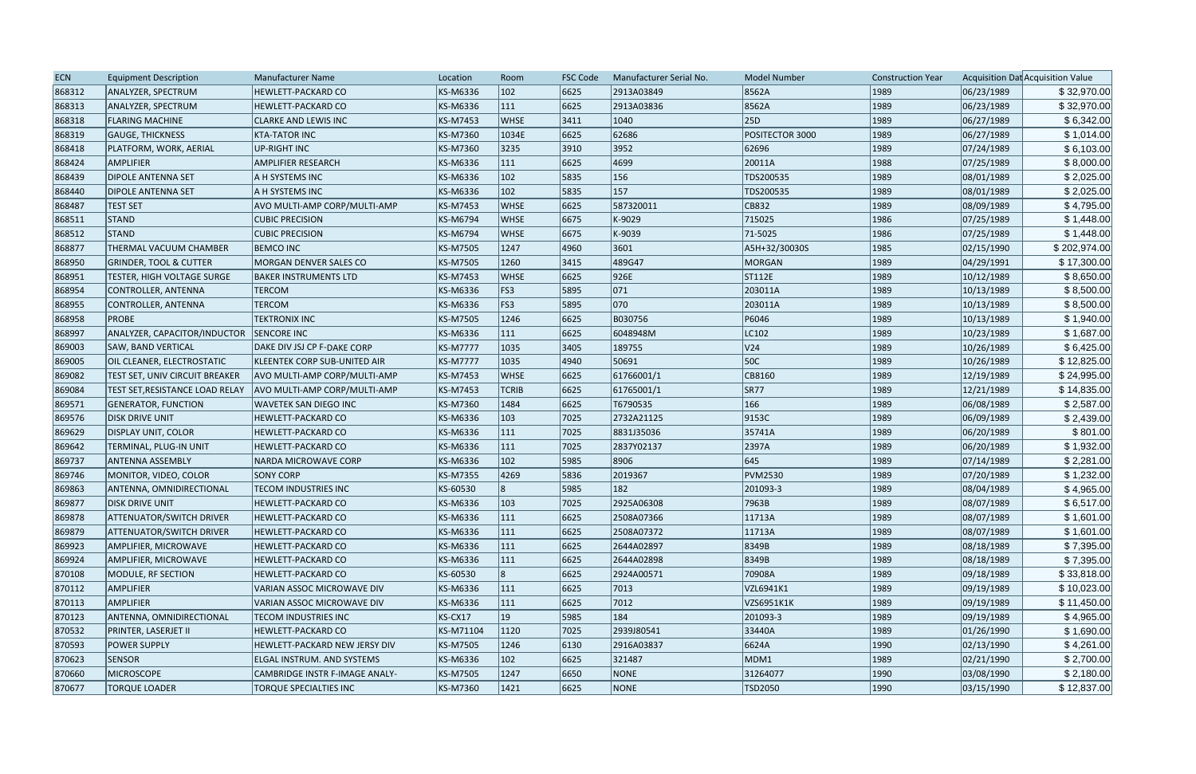| ECN | Equipment Description | Manufacturer Name | Location | Room | FSC Code | Manufacturer Serial No. | Model Number | Construction Year | Acquisition Dat | Acquisition Value |
|---|---|---|---|---|---|---|---|---|---|---|
| 868312 | ANALYZER, SPECTRUM | HEWLETT-PACKARD CO | KS-M6336 | 102 | 6625 | 2913A03849 | 8562A | 1989 | 06/23/1989 | $ 32,970.00 |
| 868313 | ANALYZER, SPECTRUM | HEWLETT-PACKARD CO | KS-M6336 | 111 | 6625 | 2913A03836 | 8562A | 1989 | 06/23/1989 | $ 32,970.00 |
| 868318 | FLARING MACHINE | CLARKE AND LEWIS INC | KS-M7453 | WHSE | 3411 | 1040 | 25D | 1989 | 06/27/1989 | $ 6,342.00 |
| 868319 | GAUGE, THICKNESS | KTA-TATOR INC | KS-M7360 | 1034E | 6625 | 62686 | POSITECTOR 3000 | 1989 | 06/27/1989 | $ 1,014.00 |
| 868418 | PLATFORM, WORK, AERIAL | UP-RIGHT INC | KS-M7360 | 3235 | 3910 | 3952 | 62696 | 1989 | 07/24/1989 | $ 6,103.00 |
| 868424 | AMPLIFIER | AMPLIFIER RESEARCH | KS-M6336 | 111 | 6625 | 4699 | 20011A | 1988 | 07/25/1989 | $ 8,000.00 |
| 868439 | DIPOLE ANTENNA SET | A H SYSTEMS INC | KS-M6336 | 102 | 5835 | 156 | TDS200535 | 1989 | 08/01/1989 | $ 2,025.00 |
| 868440 | DIPOLE ANTENNA SET | A H SYSTEMS INC | KS-M6336 | 102 | 5835 | 157 | TDS200535 | 1989 | 08/01/1989 | $ 2,025.00 |
| 868487 | TEST SET | AVO MULTI-AMP CORP/MULTI-AMP | KS-M7453 | WHSE | 6625 | 587320011 | CB832 | 1989 | 08/09/1989 | $ 4,795.00 |
| 868511 | STAND | CUBIC PRECISION | KS-M6794 | WHSE | 6675 | K-9029 | 715025 | 1986 | 07/25/1989 | $ 1,448.00 |
| 868512 | STAND | CUBIC PRECISION | KS-M6794 | WHSE | 6675 | K-9039 | 71-5025 | 1986 | 07/25/1989 | $ 1,448.00 |
| 868877 | THERMAL VACUUM CHAMBER | BEMCO INC | KS-M7505 | 1247 | 4960 | 3601 | A5H+32/30030S | 1985 | 02/15/1990 | $ 202,974.00 |
| 868950 | GRINDER, TOOL & CUTTER | MORGAN DENVER SALES CO | KS-M7505 | 1260 | 3415 | 489G47 | MORGAN | 1989 | 04/29/1991 | $ 17,300.00 |
| 868951 | TESTER, HIGH VOLTAGE SURGE | BAKER INSTRUMENTS LTD | KS-M7453 | WHSE | 6625 | 926E | ST112E | 1989 | 10/12/1989 | $ 8,650.00 |
| 868954 | CONTROLLER, ANTENNA | TERCOM | KS-M6336 | FS3 | 5895 | 071 | 203011A | 1989 | 10/13/1989 | $ 8,500.00 |
| 868955 | CONTROLLER, ANTENNA | TERCOM | KS-M6336 | FS3 | 5895 | 070 | 203011A | 1989 | 10/13/1989 | $ 8,500.00 |
| 868958 | PROBE | TEKTRONIX INC | KS-M7505 | 1246 | 6625 | B030756 | P6046 | 1989 | 10/13/1989 | $ 1,940.00 |
| 868997 | ANALYZER, CAPACITOR/INDUCTOR | SENCORE INC | KS-M6336 | 111 | 6625 | 6048948M | LC102 | 1989 | 10/23/1989 | $ 1,687.00 |
| 869003 | SAW, BAND VERTICAL | DAKE DIV JSJ CP F-DAKE CORP | KS-M7777 | 1035 | 3405 | 189755 | V24 | 1989 | 10/26/1989 | $ 6,425.00 |
| 869005 | OIL CLEANER, ELECTROSTATIC | KLEENTEK CORP SUB-UNITED AIR | KS-M7777 | 1035 | 4940 | 50691 | 50C | 1989 | 10/26/1989 | $ 12,825.00 |
| 869082 | TEST SET, UNIV CIRCUIT BREAKER | AVO MULTI-AMP CORP/MULTI-AMP | KS-M7453 | WHSE | 6625 | 61766001/1 | CB8160 | 1989 | 12/19/1989 | $ 24,995.00 |
| 869084 | TEST SET,RESISTANCE LOAD RELAY | AVO MULTI-AMP CORP/MULTI-AMP | KS-M7453 | TCRIB | 6625 | 61765001/1 | SR77 | 1989 | 12/21/1989 | $ 14,835.00 |
| 869571 | GENERATOR, FUNCTION | WAVETEK SAN DIEGO INC | KS-M7360 | 1484 | 6625 | T6790535 | 166 | 1989 | 06/08/1989 | $ 2,587.00 |
| 869576 | DISK DRIVE UNIT | HEWLETT-PACKARD CO | KS-M6336 | 103 | 7025 | 2732A21125 | 9153C | 1989 | 06/09/1989 | $ 2,439.00 |
| 869629 | DISPLAY UNIT, COLOR | HEWLETT-PACKARD CO | KS-M6336 | 111 | 7025 | 8831J35036 | 35741A | 1989 | 06/20/1989 | $ 801.00 |
| 869642 | TERMINAL, PLUG-IN UNIT | HEWLETT-PACKARD CO | KS-M6336 | 111 | 7025 | 2837Y02137 | 2397A | 1989 | 06/20/1989 | $ 1,932.00 |
| 869737 | ANTENNA ASSEMBLY | NARDA MICROWAVE CORP | KS-M6336 | 102 | 5985 | 8906 | 645 | 1989 | 07/14/1989 | $ 2,281.00 |
| 869746 | MONITOR, VIDEO, COLOR | SONY CORP | KS-M7355 | 4269 | 5836 | 2019367 | PVM2530 | 1989 | 07/20/1989 | $ 1,232.00 |
| 869863 | ANTENNA, OMNIDIRECTIONAL | TECOM INDUSTRIES INC | KS-60530 | 8 | 5985 | 182 | 201093-3 | 1989 | 08/04/1989 | $ 4,965.00 |
| 869877 | DISK DRIVE UNIT | HEWLETT-PACKARD CO | KS-M6336 | 103 | 7025 | 2925A06308 | 7963B | 1989 | 08/07/1989 | $ 6,517.00 |
| 869878 | ATTENUATOR/SWITCH DRIVER | HEWLETT-PACKARD CO | KS-M6336 | 111 | 6625 | 2508A07366 | 11713A | 1989 | 08/07/1989 | $ 1,601.00 |
| 869879 | ATTENUATOR/SWITCH DRIVER | HEWLETT-PACKARD CO | KS-M6336 | 111 | 6625 | 2508A07372 | 11713A | 1989 | 08/07/1989 | $ 1,601.00 |
| 869923 | AMPLIFIER, MICROWAVE | HEWLETT-PACKARD CO | KS-M6336 | 111 | 6625 | 2644A02897 | 8349B | 1989 | 08/18/1989 | $ 7,395.00 |
| 869924 | AMPLIFIER, MICROWAVE | HEWLETT-PACKARD CO | KS-M6336 | 111 | 6625 | 2644A02898 | 8349B | 1989 | 08/18/1989 | $ 7,395.00 |
| 870108 | MODULE, RF SECTION | HEWLETT-PACKARD CO | KS-60530 | 8 | 6625 | 2924A00571 | 70908A | 1989 | 09/18/1989 | $ 33,818.00 |
| 870112 | AMPLIFIER | VARIAN ASSOC MICROWAVE DIV | KS-M6336 | 111 | 6625 | 7013 | VZL6941K1 | 1989 | 09/19/1989 | $ 10,023.00 |
| 870113 | AMPLIFIER | VARIAN ASSOC MICROWAVE DIV | KS-M6336 | 111 | 6625 | 7012 | VZS6951K1K | 1989 | 09/19/1989 | $ 11,450.00 |
| 870123 | ANTENNA, OMNIDIRECTIONAL | TECOM INDUSTRIES INC | KS-CX17 | 19 | 5985 | 184 | 201093-3 | 1989 | 09/19/1989 | $ 4,965.00 |
| 870532 | PRINTER, LASERJET II | HEWLETT-PACKARD CO | KS-M71104 | 1120 | 7025 | 2939J80541 | 33440A | 1989 | 01/26/1990 | $ 1,690.00 |
| 870593 | POWER SUPPLY | HEWLETT-PACKARD NEW JERSY DIV | KS-M7505 | 1246 | 6130 | 2916A03837 | 6624A | 1990 | 02/13/1990 | $ 4,261.00 |
| 870623 | SENSOR | ELGAL INSTRUM. AND SYSTEMS | KS-M6336 | 102 | 6625 | 321487 | MDM1 | 1989 | 02/21/1990 | $ 2,700.00 |
| 870660 | MICROSCOPE | CAMBRIDGE INSTR F-IMAGE ANALY- | KS-M7505 | 1247 | 6650 | NONE | 31264077 | 1990 | 03/08/1990 | $ 2,180.00 |
| 870677 | TORQUE LOADER | TORQUE SPECIALTIES INC | KS-M7360 | 1421 | 6625 | NONE | TSD2050 | 1990 | 03/15/1990 | $ 12,837.00 |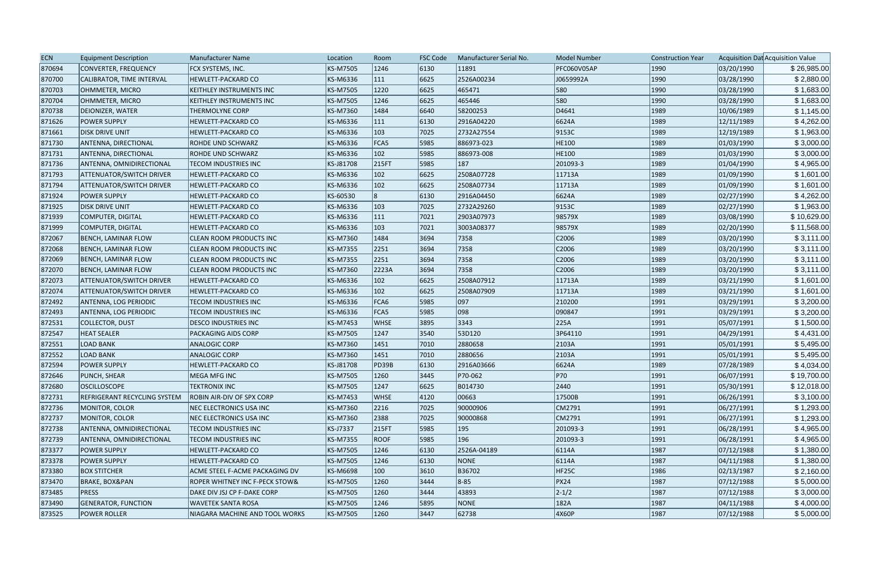| ECN | Equipment Description | Manufacturer Name | Location | Room | FSC Code | Manufacturer Serial No. | Model Number | Construction Year | Acquisition Dat | Acquisition Value |
|---|---|---|---|---|---|---|---|---|---|---|
| 870694 | CONVERTER, FREQUENCY | FCX SYSTEMS, INC. | KS-M7505 | 1246 | 6130 | 11891 | PFC060V05AP | 1990 | 03/20/1990 | $ 26,985.00 |
| 870700 | CALIBRATOR, TIME INTERVAL | HEWLETT-PACKARD CO | KS-M6336 | 111 | 6625 | 2526A00234 | J0659992A | 1990 | 03/28/1990 | $ 2,880.00 |
| 870703 | OHMMETER, MICRO | KEITHLEY INSTRUMENTS INC | KS-M7505 | 1220 | 6625 | 465471 | 580 | 1990 | 03/28/1990 | $ 1,683.00 |
| 870704 | OHMMETER, MICRO | KEITHLEY INSTRUMENTS INC | KS-M7505 | 1246 | 6625 | 465446 | 580 | 1990 | 03/28/1990 | $ 1,683.00 |
| 870738 | DEIONIZER, WATER | THERMOLYNE CORP | KS-M7360 | 1484 | 6640 | 58200253 | D4641 | 1989 | 10/06/1989 | $ 1,145.00 |
| 871626 | POWER SUPPLY | HEWLETT-PACKARD CO | KS-M6336 | 111 | 6130 | 2916A04220 | 6624A | 1989 | 12/11/1989 | $ 4,262.00 |
| 871661 | DISK DRIVE UNIT | HEWLETT-PACKARD CO | KS-M6336 | 103 | 7025 | 2732A27554 | 9153C | 1989 | 12/19/1989 | $ 1,963.00 |
| 871730 | ANTENNA, DIRECTIONAL | ROHDE UND SCHWARZ | KS-M6336 | FCA5 | 5985 | 886973-023 | HE100 | 1989 | 01/03/1990 | $ 3,000.00 |
| 871731 | ANTENNA, DIRECTIONAL | ROHDE UND SCHWARZ | KS-M6336 | 102 | 5985 | 886973-008 | HE100 | 1989 | 01/03/1990 | $ 3,000.00 |
| 871736 | ANTENNA, OMNIDIRECTIONAL | TECOM INDUSTRIES INC | KS-J81708 | 215FT | 5985 | 187 | 201093-3 | 1989 | 01/04/1990 | $ 4,965.00 |
| 871793 | ATTENUATOR/SWITCH DRIVER | HEWLETT-PACKARD CO | KS-M6336 | 102 | 6625 | 2508A07728 | 11713A | 1989 | 01/09/1990 | $ 1,601.00 |
| 871794 | ATTENUATOR/SWITCH DRIVER | HEWLETT-PACKARD CO | KS-M6336 | 102 | 6625 | 2508A07734 | 11713A | 1989 | 01/09/1990 | $ 1,601.00 |
| 871924 | POWER SUPPLY | HEWLETT-PACKARD CO | KS-60530 | 8 | 6130 | 2916A04450 | 6624A | 1989 | 02/27/1990 | $ 4,262.00 |
| 871925 | DISK DRIVE UNIT | HEWLETT-PACKARD CO | KS-M6336 | 103 | 7025 | 2732A29260 | 9153C | 1989 | 02/27/1990 | $ 1,963.00 |
| 871939 | COMPUTER, DIGITAL | HEWLETT-PACKARD CO | KS-M6336 | 111 | 7021 | 2903A07973 | 98579X | 1989 | 03/08/1990 | $ 10,629.00 |
| 871999 | COMPUTER, DIGITAL | HEWLETT-PACKARD CO | KS-M6336 | 103 | 7021 | 3003A08377 | 98579X | 1989 | 02/20/1990 | $ 11,568.00 |
| 872067 | BENCH, LAMINAR FLOW | CLEAN ROOM PRODUCTS INC | KS-M7360 | 1484 | 3694 | 7358 | C2006 | 1989 | 03/20/1990 | $ 3,111.00 |
| 872068 | BENCH, LAMINAR FLOW | CLEAN ROOM PRODUCTS INC | KS-M7355 | 2251 | 3694 | 7358 | C2006 | 1989 | 03/20/1990 | $ 3,111.00 |
| 872069 | BENCH, LAMINAR FLOW | CLEAN ROOM PRODUCTS INC | KS-M7355 | 2251 | 3694 | 7358 | C2006 | 1989 | 03/20/1990 | $ 3,111.00 |
| 872070 | BENCH, LAMINAR FLOW | CLEAN ROOM PRODUCTS INC | KS-M7360 | 2223A | 3694 | 7358 | C2006 | 1989 | 03/20/1990 | $ 3,111.00 |
| 872073 | ATTENUATOR/SWITCH DRIVER | HEWLETT-PACKARD CO | KS-M6336 | 102 | 6625 | 2508A07912 | 11713A | 1989 | 03/21/1990 | $ 1,601.00 |
| 872074 | ATTENUATOR/SWITCH DRIVER | HEWLETT-PACKARD CO | KS-M6336 | 102 | 6625 | 2508A07909 | 11713A | 1989 | 03/21/1990 | $ 1,601.00 |
| 872492 | ANTENNA, LOG PERIODIC | TECOM INDUSTRIES INC | KS-M6336 | FCA6 | 5985 | 097 | 210200 | 1991 | 03/29/1991 | $ 3,200.00 |
| 872493 | ANTENNA, LOG PERIODIC | TECOM INDUSTRIES INC | KS-M6336 | FCA5 | 5985 | 098 | 090847 | 1991 | 03/29/1991 | $ 3,200.00 |
| 872531 | COLLECTOR, DUST | DESCO INDUSTRIES INC | KS-M7453 | WHSE | 3895 | 3343 | 225A | 1991 | 05/07/1991 | $ 1,500.00 |
| 872547 | HEAT SEALER | PACKAGING AIDS CORP | KS-M7505 | 1247 | 3540 | 53D120 | 3P64110 | 1991 | 04/29/1991 | $ 4,431.00 |
| 872551 | LOAD BANK | ANALOGIC CORP | KS-M7360 | 1451 | 7010 | 2880658 | 2103A | 1991 | 05/01/1991 | $ 5,495.00 |
| 872552 | LOAD BANK | ANALOGIC CORP | KS-M7360 | 1451 | 7010 | 2880656 | 2103A | 1991 | 05/01/1991 | $ 5,495.00 |
| 872594 | POWER SUPPLY | HEWLETT-PACKARD CO | KS-J81708 | PD39B | 6130 | 2916A03666 | 6624A | 1989 | 07/28/1989 | $ 4,034.00 |
| 872646 | PUNCH, SHEAR | MEGA MFG INC | KS-M7505 | 1260 | 3445 | P70-062 | P70 | 1991 | 06/07/1991 | $ 19,700.00 |
| 872680 | OSCILLOSCOPE | TEKTRONIX INC | KS-M7505 | 1247 | 6625 | B014730 | 2440 | 1991 | 05/30/1991 | $ 12,018.00 |
| 872731 | REFRIGERANT RECYCLING SYSTEM | ROBIN AIR-DIV OF SPX CORP | KS-M7453 | WHSE | 4120 | 00663 | 17500B | 1991 | 06/26/1991 | $ 3,100.00 |
| 872736 | MONITOR, COLOR | NEC ELECTRONICS USA INC | KS-M7360 | 2216 | 7025 | 90000906 | CM2791 | 1991 | 06/27/1991 | $ 1,293.00 |
| 872737 | MONITOR, COLOR | NEC ELECTRONICS USA INC | KS-M7360 | 2388 | 7025 | 90000868 | CM2791 | 1991 | 06/27/1991 | $ 1,293.00 |
| 872738 | ANTENNA, OMNIDIRECTIONAL | TECOM INDUSTRIES INC | KS-J7337 | 215FT | 5985 | 195 | 201093-3 | 1991 | 06/28/1991 | $ 4,965.00 |
| 872739 | ANTENNA, OMNIDIRECTIONAL | TECOM INDUSTRIES INC | KS-M7355 | ROOF | 5985 | 196 | 201093-3 | 1991 | 06/28/1991 | $ 4,965.00 |
| 873377 | POWER SUPPLY | HEWLETT-PACKARD CO | KS-M7505 | 1246 | 6130 | 2526A-04189 | 6114A | 1987 | 07/12/1988 | $ 1,380.00 |
| 873378 | POWER SUPPLY | HEWLETT-PACKARD CO | KS-M7505 | 1246 | 6130 | NONE | 6114A | 1987 | 04/11/1988 | $ 1,380.00 |
| 873380 | BOX STITCHER | ACME STEEL F-ACME PACKAGING DV | KS-M6698 | 100 | 3610 | B36702 | HF25C | 1986 | 02/13/1987 | $ 2,160.00 |
| 873470 | BRAKE, BOX&PAN | ROPER WHITNEY INC F-PECK STOW& | KS-M7505 | 1260 | 3444 | 8-85 | PX24 | 1987 | 07/12/1988 | $ 5,000.00 |
| 873485 | PRESS | DAKE DIV JSJ CP F-DAKE CORP | KS-M7505 | 1260 | 3444 | 43893 | 2-1/2 | 1987 | 07/12/1988 | $ 3,000.00 |
| 873490 | GENERATOR, FUNCTION | WAVETEK SANTA ROSA | KS-M7505 | 1246 | 5895 | NONE | 182A | 1987 | 04/11/1988 | $ 4,000.00 |
| 873525 | POWER ROLLER | NIAGARA MACHINE AND TOOL WORKS | KS-M7505 | 1260 | 3447 | 62738 | 4X60P | 1987 | 07/12/1988 | $ 5,000.00 |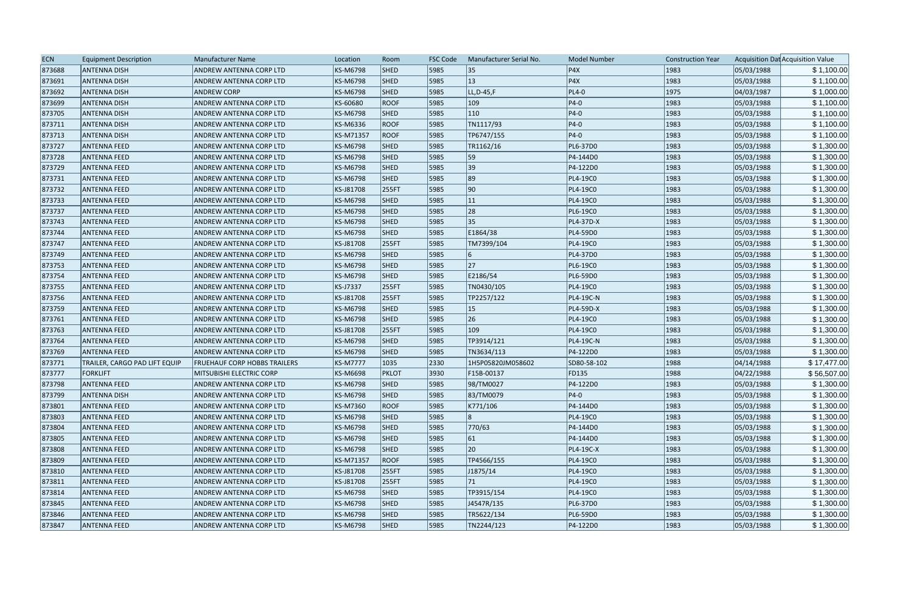| ECN | Equipment Description | Manufacturer Name | Location | Room | FSC Code | Manufacturer Serial No. | Model Number | Construction Year | Acquisition Dat | Acquisition Value |
|---|---|---|---|---|---|---|---|---|---|---|
| 873688 | ANTENNA DISH | ANDREW ANTENNA CORP LTD | KS-M6798 | SHED | 5985 | 35 | P4X | 1983 | 05/03/1988 | $ 1,100.00 |
| 873691 | ANTENNA DISH | ANDREW ANTENNA CORP LTD | KS-M6798 | SHED | 5985 | 13 | P4X | 1983 | 05/03/1988 | $ 1,100.00 |
| 873692 | ANTENNA DISH | ANDREW CORP | KS-M6798 | SHED | 5985 | LL,D-45,F | PL4-0 | 1975 | 04/03/1987 | $ 1,000.00 |
| 873699 | ANTENNA DISH | ANDREW ANTENNA CORP LTD | KS-60680 | ROOF | 5985 | 109 | P4-0 | 1983 | 05/03/1988 | $ 1,100.00 |
| 873705 | ANTENNA DISH | ANDREW ANTENNA CORP LTD | KS-M6798 | SHED | 5985 | 110 | P4-0 | 1983 | 05/03/1988 | $ 1,100.00 |
| 873711 | ANTENNA DISH | ANDREW ANTENNA CORP LTD | KS-M6336 | ROOF | 5985 | TN1117/93 | P4-0 | 1983 | 05/03/1988 | $ 1,100.00 |
| 873713 | ANTENNA DISH | ANDREW ANTENNA CORP LTD | KS-M71357 | ROOF | 5985 | TP6747/155 | P4-0 | 1983 | 05/03/1988 | $ 1,100.00 |
| 873727 | ANTENNA FEED | ANDREW ANTENNA CORP LTD | KS-M6798 | SHED | 5985 | TR1162/16 | PL6-37D0 | 1983 | 05/03/1988 | $ 1,300.00 |
| 873728 | ANTENNA FEED | ANDREW ANTENNA CORP LTD | KS-M6798 | SHED | 5985 | 59 | P4-144D0 | 1983 | 05/03/1988 | $ 1,300.00 |
| 873729 | ANTENNA FEED | ANDREW ANTENNA CORP LTD | KS-M6798 | SHED | 5985 | 39 | P4-122D0 | 1983 | 05/03/1988 | $ 1,300.00 |
| 873731 | ANTENNA FEED | ANDREW ANTENNA CORP LTD | KS-M6798 | SHED | 5985 | 89 | PL4-19C0 | 1983 | 05/03/1988 | $ 1,300.00 |
| 873732 | ANTENNA FEED | ANDREW ANTENNA CORP LTD | KS-J81708 | 255FT | 5985 | 90 | PL4-19C0 | 1983 | 05/03/1988 | $ 1,300.00 |
| 873733 | ANTENNA FEED | ANDREW ANTENNA CORP LTD | KS-M6798 | SHED | 5985 | 11 | PL4-19C0 | 1983 | 05/03/1988 | $ 1,300.00 |
| 873737 | ANTENNA FEED | ANDREW ANTENNA CORP LTD | KS-M6798 | SHED | 5985 | 28 | PL6-19C0 | 1983 | 05/03/1988 | $ 1,300.00 |
| 873743 | ANTENNA FEED | ANDREW ANTENNA CORP LTD | KS-M6798 | SHED | 5985 | 35 | PL4-37D-X | 1983 | 05/03/1988 | $ 1,300.00 |
| 873744 | ANTENNA FEED | ANDREW ANTENNA CORP LTD | KS-M6798 | SHED | 5985 | E1864/38 | PL4-59D0 | 1983 | 05/03/1988 | $ 1,300.00 |
| 873747 | ANTENNA FEED | ANDREW ANTENNA CORP LTD | KS-J81708 | 255FT | 5985 | TM7399/104 | PL4-19C0 | 1983 | 05/03/1988 | $ 1,300.00 |
| 873749 | ANTENNA FEED | ANDREW ANTENNA CORP LTD | KS-M6798 | SHED | 5985 | 6 | PL4-37D0 | 1983 | 05/03/1988 | $ 1,300.00 |
| 873753 | ANTENNA FEED | ANDREW ANTENNA CORP LTD | KS-M6798 | SHED | 5985 | 27 | PL6-19C0 | 1983 | 05/03/1988 | $ 1,300.00 |
| 873754 | ANTENNA FEED | ANDREW ANTENNA CORP LTD | KS-M6798 | SHED | 5985 | E2186/54 | PL6-59D0 | 1983 | 05/03/1988 | $ 1,300.00 |
| 873755 | ANTENNA FEED | ANDREW ANTENNA CORP LTD | KS-J7337 | 255FT | 5985 | TN0430/105 | PL4-19C0 | 1983 | 05/03/1988 | $ 1,300.00 |
| 873756 | ANTENNA FEED | ANDREW ANTENNA CORP LTD | KS-J81708 | 255FT | 5985 | TP2257/122 | PL4-19C-N | 1983 | 05/03/1988 | $ 1,300.00 |
| 873759 | ANTENNA FEED | ANDREW ANTENNA CORP LTD | KS-M6798 | SHED | 5985 | 15 | PL4-59D-X | 1983 | 05/03/1988 | $ 1,300.00 |
| 873761 | ANTENNA FEED | ANDREW ANTENNA CORP LTD | KS-M6798 | SHED | 5985 | 26 | PL4-19C0 | 1983 | 05/03/1988 | $ 1,300.00 |
| 873763 | ANTENNA FEED | ANDREW ANTENNA CORP LTD | KS-J81708 | 255FT | 5985 | 109 | PL4-19C0 | 1983 | 05/03/1988 | $ 1,300.00 |
| 873764 | ANTENNA FEED | ANDREW ANTENNA CORP LTD | KS-M6798 | SHED | 5985 | TP3914/121 | PL4-19C-N | 1983 | 05/03/1988 | $ 1,300.00 |
| 873769 | ANTENNA FEED | ANDREW ANTENNA CORP LTD | KS-M6798 | SHED | 5985 | TN3634/113 | P4-122D0 | 1983 | 05/03/1988 | $ 1,300.00 |
| 873771 | TRAILER, CARGO PAD LIFT EQUIP | FRUEHAUF CORP HOBBS TRAILERS | KS-M7777 | 1035 | 2330 | 1H5P05820JM058602 | SD80-58-102 | 1988 | 04/14/1988 | $ 17,477.00 |
| 873777 | FORKLIFT | MITSUBISHI ELECTRIC CORP | KS-M6698 | PKLOT | 3930 | F15B-00137 | FD135 | 1988 | 04/22/1988 | $ 56,507.00 |
| 873798 | ANTENNA FEED | ANDREW ANTENNA CORP LTD | KS-M6798 | SHED | 5985 | 98/TM0027 | P4-122D0 | 1983 | 05/03/1988 | $ 1,300.00 |
| 873799 | ANTENNA DISH | ANDREW ANTENNA CORP LTD | KS-M6798 | SHED | 5985 | 83/TM0079 | P4-0 | 1983 | 05/03/1988 | $ 1,300.00 |
| 873801 | ANTENNA FEED | ANDREW ANTENNA CORP LTD | KS-M7360 | ROOF | 5985 | K771/106 | P4-144D0 | 1983 | 05/03/1988 | $ 1,300.00 |
| 873803 | ANTENNA FEED | ANDREW ANTENNA CORP LTD | KS-M6798 | SHED | 5985 | 8 | PL4-19C0 | 1983 | 05/03/1988 | $ 1,300.00 |
| 873804 | ANTENNA FEED | ANDREW ANTENNA CORP LTD | KS-M6798 | SHED | 5985 | 770/63 | P4-144D0 | 1983 | 05/03/1988 | $ 1,300.00 |
| 873805 | ANTENNA FEED | ANDREW ANTENNA CORP LTD | KS-M6798 | SHED | 5985 | 61 | P4-144D0 | 1983 | 05/03/1988 | $ 1,300.00 |
| 873808 | ANTENNA FEED | ANDREW ANTENNA CORP LTD | KS-M6798 | SHED | 5985 | 20 | PL4-19C-X | 1983 | 05/03/1988 | $ 1,300.00 |
| 873809 | ANTENNA FEED | ANDREW ANTENNA CORP LTD | KS-M71357 | ROOF | 5985 | TP4566/155 | PL4-19C0 | 1983 | 05/03/1988 | $ 1,300.00 |
| 873810 | ANTENNA FEED | ANDREW ANTENNA CORP LTD | KS-J81708 | 255FT | 5985 | J1875/14 | PL4-19C0 | 1983 | 05/03/1988 | $ 1,300.00 |
| 873811 | ANTENNA FEED | ANDREW ANTENNA CORP LTD | KS-J81708 | 255FT | 5985 | 71 | PL4-19C0 | 1983 | 05/03/1988 | $ 1,300.00 |
| 873814 | ANTENNA FEED | ANDREW ANTENNA CORP LTD | KS-M6798 | SHED | 5985 | TP3915/154 | PL4-19C0 | 1983 | 05/03/1988 | $ 1,300.00 |
| 873845 | ANTENNA FEED | ANDREW ANTENNA CORP LTD | KS-M6798 | SHED | 5985 | J4547R/135 | PL6-37D0 | 1983 | 05/03/1988 | $ 1,300.00 |
| 873846 | ANTENNA FEED | ANDREW ANTENNA CORP LTD | KS-M6798 | SHED | 5985 | TR5622/134 | PL6-59D0 | 1983 | 05/03/1988 | $ 1,300.00 |
| 873847 | ANTENNA FEED | ANDREW ANTENNA CORP LTD | KS-M6798 | SHED | 5985 | TN2244/123 | P4-122D0 | 1983 | 05/03/1988 | $ 1,300.00 |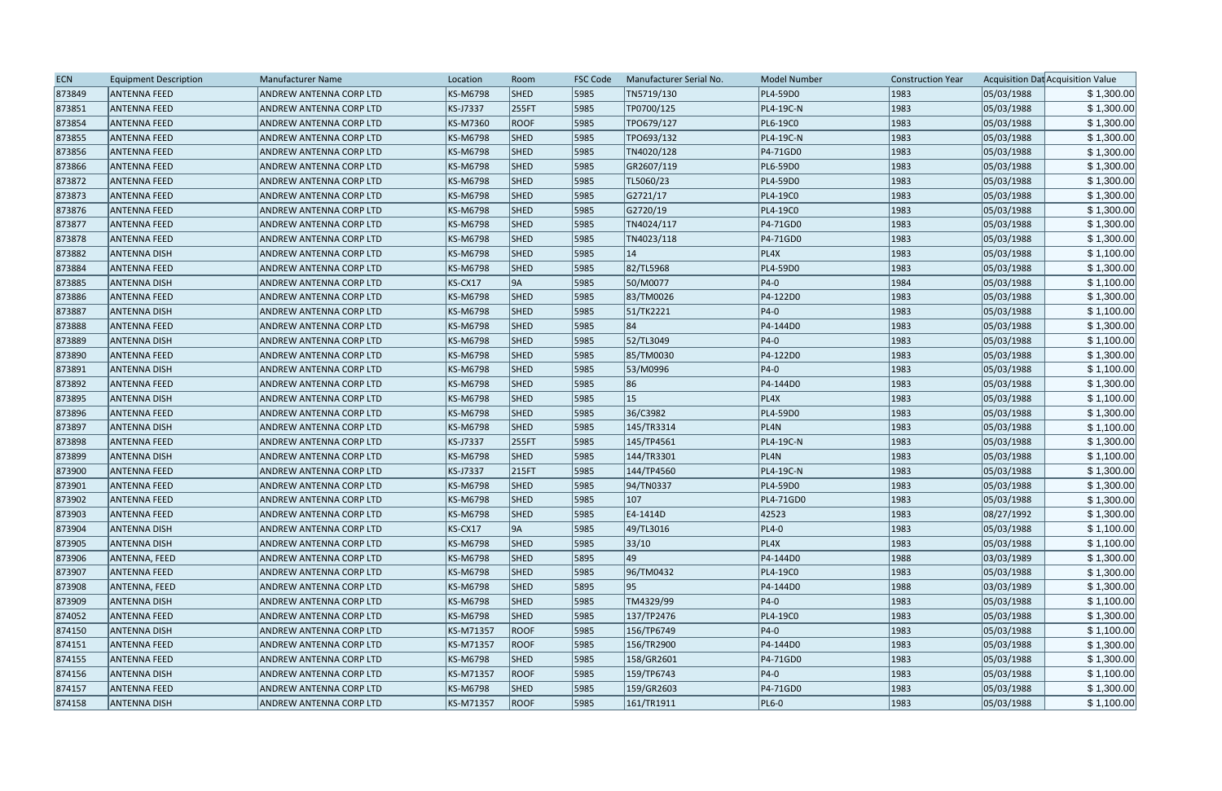| ECN | Equipment Description | Manufacturer Name | Location | Room | FSC Code | Manufacturer Serial No. | Model Number | Construction Year | Acquisition Dat | Acquisition Value |
|---|---|---|---|---|---|---|---|---|---|---|
| 873849 | ANTENNA FEED | ANDREW ANTENNA CORP LTD | KS-M6798 | SHED | 5985 | TN5719/130 | PL4-59D0 | 1983 | 05/03/1988 | $ 1,300.00 |
| 873851 | ANTENNA FEED | ANDREW ANTENNA CORP LTD | KS-J7337 | 255FT | 5985 | TP0700/125 | PL4-19C-N | 1983 | 05/03/1988 | $ 1,300.00 |
| 873854 | ANTENNA FEED | ANDREW ANTENNA CORP LTD | KS-M7360 | ROOF | 5985 | TPO679/127 | PL6-19C0 | 1983 | 05/03/1988 | $ 1,300.00 |
| 873855 | ANTENNA FEED | ANDREW ANTENNA CORP LTD | KS-M6798 | SHED | 5985 | TPO693/132 | PL4-19C-N | 1983 | 05/03/1988 | $ 1,300.00 |
| 873856 | ANTENNA FEED | ANDREW ANTENNA CORP LTD | KS-M6798 | SHED | 5985 | TN4020/128 | P4-71GD0 | 1983 | 05/03/1988 | $ 1,300.00 |
| 873866 | ANTENNA FEED | ANDREW ANTENNA CORP LTD | KS-M6798 | SHED | 5985 | GR2607/119 | PL6-59D0 | 1983 | 05/03/1988 | $ 1,300.00 |
| 873872 | ANTENNA FEED | ANDREW ANTENNA CORP LTD | KS-M6798 | SHED | 5985 | TL5060/23 | PL4-59D0 | 1983 | 05/03/1988 | $ 1,300.00 |
| 873873 | ANTENNA FEED | ANDREW ANTENNA CORP LTD | KS-M6798 | SHED | 5985 | G2721/17 | PL4-19C0 | 1983 | 05/03/1988 | $ 1,300.00 |
| 873876 | ANTENNA FEED | ANDREW ANTENNA CORP LTD | KS-M6798 | SHED | 5985 | G2720/19 | PL4-19C0 | 1983 | 05/03/1988 | $ 1,300.00 |
| 873877 | ANTENNA FEED | ANDREW ANTENNA CORP LTD | KS-M6798 | SHED | 5985 | TN4024/117 | P4-71GD0 | 1983 | 05/03/1988 | $ 1,300.00 |
| 873878 | ANTENNA FEED | ANDREW ANTENNA CORP LTD | KS-M6798 | SHED | 5985 | TN4023/118 | P4-71GD0 | 1983 | 05/03/1988 | $ 1,300.00 |
| 873882 | ANTENNA DISH | ANDREW ANTENNA CORP LTD | KS-M6798 | SHED | 5985 | 14 | PL4X | 1983 | 05/03/1988 | $ 1,100.00 |
| 873884 | ANTENNA FEED | ANDREW ANTENNA CORP LTD | KS-M6798 | SHED | 5985 | 82/TL5968 | PL4-59D0 | 1983 | 05/03/1988 | $ 1,300.00 |
| 873885 | ANTENNA DISH | ANDREW ANTENNA CORP LTD | KS-CX17 | 9A | 5985 | 50/M0077 | P4-0 | 1984 | 05/03/1988 | $ 1,100.00 |
| 873886 | ANTENNA FEED | ANDREW ANTENNA CORP LTD | KS-M6798 | SHED | 5985 | 83/TM0026 | P4-122D0 | 1983 | 05/03/1988 | $ 1,300.00 |
| 873887 | ANTENNA DISH | ANDREW ANTENNA CORP LTD | KS-M6798 | SHED | 5985 | 51/TK2221 | P4-0 | 1983 | 05/03/1988 | $ 1,100.00 |
| 873888 | ANTENNA FEED | ANDREW ANTENNA CORP LTD | KS-M6798 | SHED | 5985 | 84 | P4-144D0 | 1983 | 05/03/1988 | $ 1,300.00 |
| 873889 | ANTENNA DISH | ANDREW ANTENNA CORP LTD | KS-M6798 | SHED | 5985 | 52/TL3049 | P4-0 | 1983 | 05/03/1988 | $ 1,100.00 |
| 873890 | ANTENNA FEED | ANDREW ANTENNA CORP LTD | KS-M6798 | SHED | 5985 | 85/TM0030 | P4-122D0 | 1983 | 05/03/1988 | $ 1,300.00 |
| 873891 | ANTENNA DISH | ANDREW ANTENNA CORP LTD | KS-M6798 | SHED | 5985 | 53/M0996 | P4-0 | 1983 | 05/03/1988 | $ 1,100.00 |
| 873892 | ANTENNA FEED | ANDREW ANTENNA CORP LTD | KS-M6798 | SHED | 5985 | 86 | P4-144D0 | 1983 | 05/03/1988 | $ 1,300.00 |
| 873895 | ANTENNA DISH | ANDREW ANTENNA CORP LTD | KS-M6798 | SHED | 5985 | 15 | PL4X | 1983 | 05/03/1988 | $ 1,100.00 |
| 873896 | ANTENNA FEED | ANDREW ANTENNA CORP LTD | KS-M6798 | SHED | 5985 | 36/C3982 | PL4-59D0 | 1983 | 05/03/1988 | $ 1,300.00 |
| 873897 | ANTENNA DISH | ANDREW ANTENNA CORP LTD | KS-M6798 | SHED | 5985 | 145/TR3314 | PL4N | 1983 | 05/03/1988 | $ 1,100.00 |
| 873898 | ANTENNA FEED | ANDREW ANTENNA CORP LTD | KS-J7337 | 255FT | 5985 | 145/TP4561 | PL4-19C-N | 1983 | 05/03/1988 | $ 1,300.00 |
| 873899 | ANTENNA DISH | ANDREW ANTENNA CORP LTD | KS-M6798 | SHED | 5985 | 144/TR3301 | PL4N | 1983 | 05/03/1988 | $ 1,100.00 |
| 873900 | ANTENNA FEED | ANDREW ANTENNA CORP LTD | KS-J7337 | 215FT | 5985 | 144/TP4560 | PL4-19C-N | 1983 | 05/03/1988 | $ 1,300.00 |
| 873901 | ANTENNA FEED | ANDREW ANTENNA CORP LTD | KS-M6798 | SHED | 5985 | 94/TN0337 | PL4-59D0 | 1983 | 05/03/1988 | $ 1,300.00 |
| 873902 | ANTENNA FEED | ANDREW ANTENNA CORP LTD | KS-M6798 | SHED | 5985 | 107 | PL4-71GD0 | 1983 | 05/03/1988 | $ 1,300.00 |
| 873903 | ANTENNA FEED | ANDREW ANTENNA CORP LTD | KS-M6798 | SHED | 5985 | E4-1414D | 42523 | 1983 | 08/27/1992 | $ 1,300.00 |
| 873904 | ANTENNA DISH | ANDREW ANTENNA CORP LTD | KS-CX17 | 9A | 5985 | 49/TL3016 | PL4-0 | 1983 | 05/03/1988 | $ 1,100.00 |
| 873905 | ANTENNA DISH | ANDREW ANTENNA CORP LTD | KS-M6798 | SHED | 5985 | 33/10 | PL4X | 1983 | 05/03/1988 | $ 1,100.00 |
| 873906 | ANTENNA, FEED | ANDREW ANTENNA CORP LTD | KS-M6798 | SHED | 5895 | 49 | P4-144D0 | 1988 | 03/03/1989 | $ 1,300.00 |
| 873907 | ANTENNA FEED | ANDREW ANTENNA CORP LTD | KS-M6798 | SHED | 5985 | 96/TM0432 | PL4-19C0 | 1983 | 05/03/1988 | $ 1,300.00 |
| 873908 | ANTENNA, FEED | ANDREW ANTENNA CORP LTD | KS-M6798 | SHED | 5895 | 95 | P4-144D0 | 1988 | 03/03/1989 | $ 1,300.00 |
| 873909 | ANTENNA DISH | ANDREW ANTENNA CORP LTD | KS-M6798 | SHED | 5985 | TM4329/99 | P4-0 | 1983 | 05/03/1988 | $ 1,100.00 |
| 874052 | ANTENNA FEED | ANDREW ANTENNA CORP LTD | KS-M6798 | SHED | 5985 | 137/TP2476 | PL4-19C0 | 1983 | 05/03/1988 | $ 1,300.00 |
| 874150 | ANTENNA DISH | ANDREW ANTENNA CORP LTD | KS-M71357 | ROOF | 5985 | 156/TP6749 | P4-0 | 1983 | 05/03/1988 | $ 1,100.00 |
| 874151 | ANTENNA FEED | ANDREW ANTENNA CORP LTD | KS-M71357 | ROOF | 5985 | 156/TR2900 | P4-144D0 | 1983 | 05/03/1988 | $ 1,300.00 |
| 874155 | ANTENNA FEED | ANDREW ANTENNA CORP LTD | KS-M6798 | SHED | 5985 | 158/GR2601 | P4-71GD0 | 1983 | 05/03/1988 | $ 1,300.00 |
| 874156 | ANTENNA DISH | ANDREW ANTENNA CORP LTD | KS-M71357 | ROOF | 5985 | 159/TP6743 | P4-0 | 1983 | 05/03/1988 | $ 1,100.00 |
| 874157 | ANTENNA FEED | ANDREW ANTENNA CORP LTD | KS-M6798 | SHED | 5985 | 159/GR2603 | P4-71GD0 | 1983 | 05/03/1988 | $ 1,300.00 |
| 874158 | ANTENNA DISH | ANDREW ANTENNA CORP LTD | KS-M71357 | ROOF | 5985 | 161/TR1911 | PL6-0 | 1983 | 05/03/1988 | $ 1,100.00 |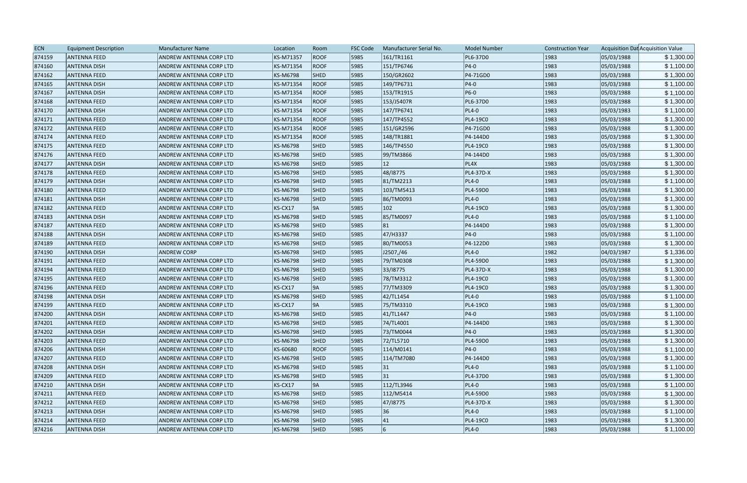| ECN | Equipment Description | Manufacturer Name | Location | Room | FSC Code | Manufacturer Serial No. | Model Number | Construction Year | Acquisition Dat | Acquisition Value |
|---|---|---|---|---|---|---|---|---|---|---|
| 874159 | ANTENNA FEED | ANDREW ANTENNA CORP LTD | KS-M71357 | ROOF | 5985 | 161/TR1161 | PL6-37D0 | 1983 | 05/03/1988 | $ 1,300.00 |
| 874160 | ANTENNA DISH | ANDREW ANTENNA CORP LTD | KS-M71354 | ROOF | 5985 | 151/TP6746 | P4-0 | 1983 | 05/03/1988 | $ 1,100.00 |
| 874162 | ANTENNA FEED | ANDREW ANTENNA CORP LTD | KS-M6798 | SHED | 5985 | 150/GR2602 | P4-71GD0 | 1983 | 05/03/1988 | $ 1,300.00 |
| 874165 | ANTENNA DISH | ANDREW ANTENNA CORP LTD | KS-M71354 | ROOF | 5985 | 149/TP6731 | P4-0 | 1983 | 05/03/1988 | $ 1,100.00 |
| 874167 | ANTENNA DISH | ANDREW ANTENNA CORP LTD | KS-M71354 | ROOF | 5985 | 153/TR1915 | P6-0 | 1983 | 05/03/1988 | $ 1,100.00 |
| 874168 | ANTENNA FEED | ANDREW ANTENNA CORP LTD | KS-M71354 | ROOF | 5985 | 153/J5407R | PL6-37D0 | 1983 | 05/03/1988 | $ 1,300.00 |
| 874170 | ANTENNA DISH | ANDREW ANTENNA CORP LTD | KS-M71354 | ROOF | 5985 | 147/TP6741 | PL4-0 | 1983 | 05/03/1983 | $ 1,100.00 |
| 874171 | ANTENNA FEED | ANDREW ANTENNA CORP LTD | KS-M71354 | ROOF | 5985 | 147/TP4552 | PL4-19C0 | 1983 | 05/03/1988 | $ 1,300.00 |
| 874172 | ANTENNA FEED | ANDREW ANTENNA CORP LTD | KS-M71354 | ROOF | 5985 | 151/GR2596 | P4-71GD0 | 1983 | 05/03/1988 | $ 1,300.00 |
| 874174 | ANTENNA FEED | ANDREW ANTENNA CORP LTD | KS-M71354 | ROOF | 5985 | 148/TR1881 | P4-144D0 | 1983 | 05/03/1988 | $ 1,300.00 |
| 874175 | ANTENNA FEED | ANDREW ANTENNA CORP LTD | KS-M6798 | SHED | 5985 | 146/TP4550 | PL4-19C0 | 1983 | 05/03/1988 | $ 1,300.00 |
| 874176 | ANTENNA FEED | ANDREW ANTENNA CORP LTD | KS-M6798 | SHED | 5985 | 99/TM3866 | P4-144D0 | 1983 | 05/03/1988 | $ 1,300.00 |
| 874177 | ANTENNA DISH | ANDREW ANTENNA CORP LTD | KS-M6798 | SHED | 5985 | 12 | PL4X | 1983 | 05/03/1988 | $ 1,300.00 |
| 874178 | ANTENNA FEED | ANDREW ANTENNA CORP LTD | KS-M6798 | SHED | 5985 | 48/I8775 | PL4-37D-X | 1983 | 05/03/1988 | $ 1,300.00 |
| 874179 | ANTENNA DISH | ANDREW ANTENNA CORP LTD | KS-M6798 | SHED | 5985 | 81/TM2213 | PL4-0 | 1983 | 05/03/1988 | $ 1,100.00 |
| 874180 | ANTENNA FEED | ANDREW ANTENNA CORP LTD | KS-M6798 | SHED | 5985 | 103/TM5413 | PL4-59D0 | 1983 | 05/03/1988 | $ 1,300.00 |
| 874181 | ANTENNA DISH | ANDREW ANTENNA CORP LTD | KS-M6798 | SHED | 5985 | 86/TM0093 | PL4-0 | 1983 | 05/03/1988 | $ 1,300.00 |
| 874182 | ANTENNA FEED | ANDREW ANTENNA CORP LTD | KS-CX17 | 9A | 5985 | 102 | PL4-19C0 | 1983 | 05/03/1988 | $ 1,300.00 |
| 874183 | ANTENNA DISH | ANDREW ANTENNA CORP LTD | KS-M6798 | SHED | 5985 | 85/TM0097 | PL4-0 | 1983 | 05/03/1988 | $ 1,100.00 |
| 874187 | ANTENNA FEED | ANDREW ANTENNA CORP LTD | KS-M6798 | SHED | 5985 | 81 | P4-144D0 | 1983 | 05/03/1988 | $ 1,300.00 |
| 874188 | ANTENNA DISH | ANDREW ANTENNA CORP LTD | KS-M6798 | SHED | 5985 | 47/H3337 | P4-0 | 1983 | 05/03/1988 | $ 1,100.00 |
| 874189 | ANTENNA FEED | ANDREW ANTENNA CORP LTD | KS-M6798 | SHED | 5985 | 80/TM0053 | P4-122D0 | 1983 | 05/03/1988 | $ 1,300.00 |
| 874190 | ANTENNA DISH | ANDREW CORP | KS-M6798 | SHED | 5985 | J2507,/46 | PL4-0 | 1982 | 04/03/1987 | $ 1,336.00 |
| 874191 | ANTENNA FEED | ANDREW ANTENNA CORP LTD | KS-M6798 | SHED | 5985 | 79/TM0308 | PL4-59D0 | 1983 | 05/03/1988 | $ 1,300.00 |
| 874194 | ANTENNA FEED | ANDREW ANTENNA CORP LTD | KS-M6798 | SHED | 5985 | 33/I8775 | PL4-37D-X | 1983 | 05/03/1988 | $ 1,300.00 |
| 874195 | ANTENNA FEED | ANDREW ANTENNA CORP LTD | KS-M6798 | SHED | 5985 | 78/TM3312 | PL4-19C0 | 1983 | 05/03/1988 | $ 1,300.00 |
| 874196 | ANTENNA FEED | ANDREW ANTENNA CORP LTD | KS-CX17 | 9A | 5985 | 77/TM3309 | PL4-19C0 | 1983 | 05/03/1988 | $ 1,300.00 |
| 874198 | ANTENNA DISH | ANDREW ANTENNA CORP LTD | KS-M6798 | SHED | 5985 | 42/TL1454 | PL4-0 | 1983 | 05/03/1988 | $ 1,100.00 |
| 874199 | ANTENNA FEED | ANDREW ANTENNA CORP LTD | KS-CX17 | 9A | 5985 | 75/TM3310 | PL4-19C0 | 1983 | 05/03/1988 | $ 1,300.00 |
| 874200 | ANTENNA DISH | ANDREW ANTENNA CORP LTD | KS-M6798 | SHED | 5985 | 41/TL1447 | P4-0 | 1983 | 05/03/1988 | $ 1,100.00 |
| 874201 | ANTENNA FEED | ANDREW ANTENNA CORP LTD | KS-M6798 | SHED | 5985 | 74/TL4001 | P4-144D0 | 1983 | 05/03/1988 | $ 1,300.00 |
| 874202 | ANTENNA DISH | ANDREW ANTENNA CORP LTD | KS-M6798 | SHED | 5985 | 73/TM0044 | P4-0 | 1983 | 05/03/1988 | $ 1,300.00 |
| 874203 | ANTENNA FEED | ANDREW ANTENNA CORP LTD | KS-M6798 | SHED | 5985 | 72/TL5710 | PL4-59D0 | 1983 | 05/03/1988 | $ 1,300.00 |
| 874206 | ANTENNA DISH | ANDREW ANTENNA CORP LTD | KS-60680 | ROOF | 5985 | 114/M0141 | P4-0 | 1983 | 05/03/1988 | $ 1,100.00 |
| 874207 | ANTENNA FEED | ANDREW ANTENNA CORP LTD | KS-M6798 | SHED | 5985 | 114/TM7080 | P4-144D0 | 1983 | 05/03/1988 | $ 1,300.00 |
| 874208 | ANTENNA DISH | ANDREW ANTENNA CORP LTD | KS-M6798 | SHED | 5985 | 31 | PL4-0 | 1983 | 05/03/1988 | $ 1,100.00 |
| 874209 | ANTENNA FEED | ANDREW ANTENNA CORP LTD | KS-M6798 | SHED | 5985 | 31 | PL4-37D0 | 1983 | 05/03/1988 | $ 1,300.00 |
| 874210 | ANTENNA DISH | ANDREW ANTENNA CORP LTD | KS-CX17 | 9A | 5985 | 112/TL3946 | PL4-0 | 1983 | 05/03/1988 | $ 1,100.00 |
| 874211 | ANTENNA FEED | ANDREW ANTENNA CORP LTD | KS-M6798 | SHED | 5985 | 112/M5414 | PL4-59D0 | 1983 | 05/03/1988 | $ 1,300.00 |
| 874212 | ANTENNA FEED | ANDREW ANTENNA CORP LTD | KS-M6798 | SHED | 5985 | 47/I8775 | PL4-37D-X | 1983 | 05/03/1988 | $ 1,300.00 |
| 874213 | ANTENNA DISH | ANDREW ANTENNA CORP LTD | KS-M6798 | SHED | 5985 | 36 | PL4-0 | 1983 | 05/03/1988 | $ 1,100.00 |
| 874214 | ANTENNA FEED | ANDREW ANTENNA CORP LTD | KS-M6798 | SHED | 5985 | 41 | PL4-19C0 | 1983 | 05/03/1988 | $ 1,300.00 |
| 874216 | ANTENNA DISH | ANDREW ANTENNA CORP LTD | KS-M6798 | SHED | 5985 | 6 | PL4-0 | 1983 | 05/03/1988 | $ 1,100.00 |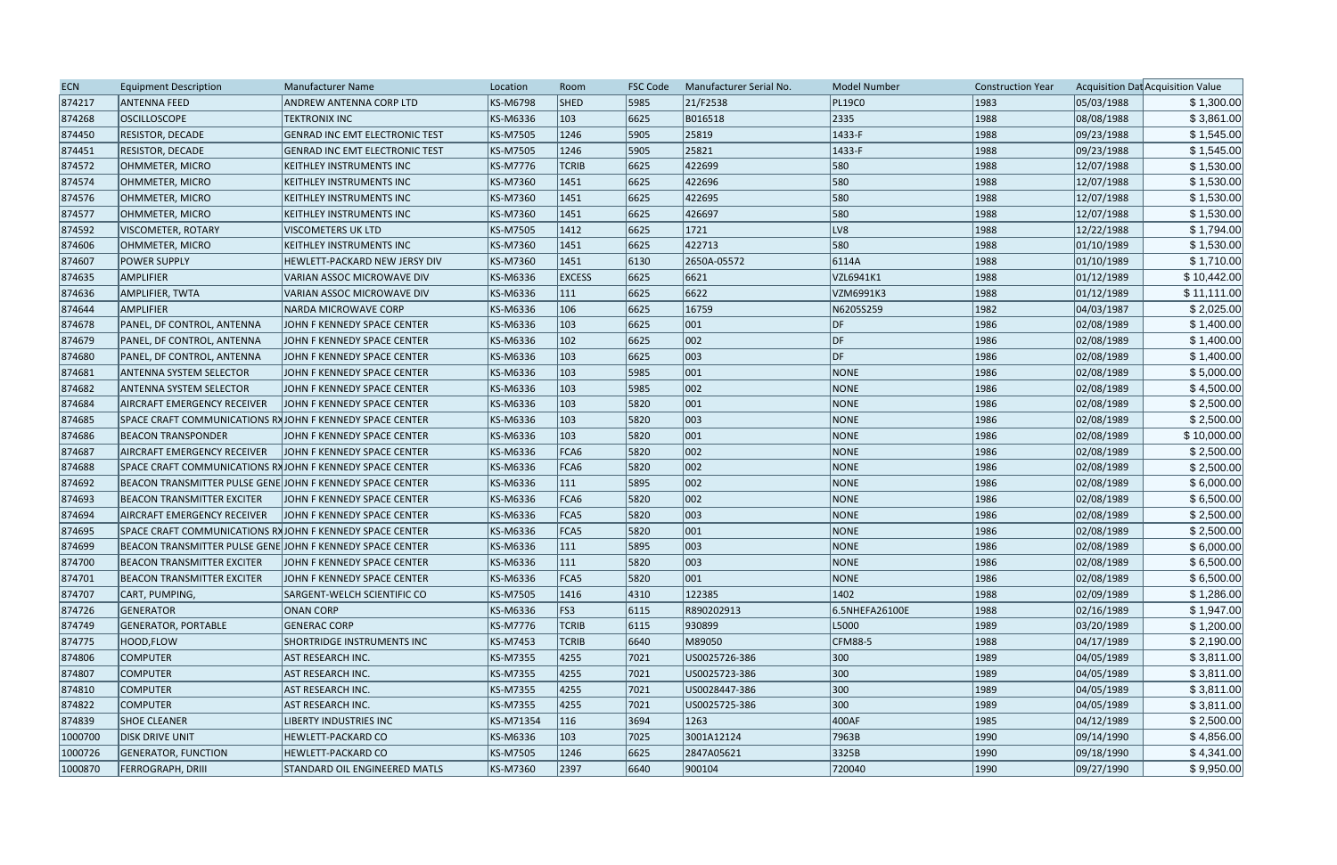| ECN | Equipment Description | Manufacturer Name | Location | Room | FSC Code | Manufacturer Serial No. | Model Number | Construction Year | Acquisition Dat | Acquisition Value |
|---|---|---|---|---|---|---|---|---|---|---|
| 874217 | ANTENNA FEED | ANDREW ANTENNA CORP LTD | KS-M6798 | SHED | 5985 | 21/F2538 | PL19C0 | 1983 | 05/03/1988 | $ 1,300.00 |
| 874268 | OSCILLOSCOPE | TEKTRONIX INC | KS-M6336 | 103 | 6625 | B016518 | 2335 | 1988 | 08/08/1988 | $ 3,861.00 |
| 874450 | RESISTOR, DECADE | GENRAD INC EMT ELECTRONIC TEST | KS-M7505 | 1246 | 5905 | 25819 | 1433-F | 1988 | 09/23/1988 | $ 1,545.00 |
| 874451 | RESISTOR, DECADE | GENRAD INC EMT ELECTRONIC TEST | KS-M7505 | 1246 | 5905 | 25821 | 1433-F | 1988 | 09/23/1988 | $ 1,545.00 |
| 874572 | OHMMETER, MICRO | KEITHLEY INSTRUMENTS INC | KS-M7776 | TCRIB | 6625 | 422699 | 580 | 1988 | 12/07/1988 | $ 1,530.00 |
| 874574 | OHMMETER, MICRO | KEITHLEY INSTRUMENTS INC | KS-M7360 | 1451 | 6625 | 422696 | 580 | 1988 | 12/07/1988 | $ 1,530.00 |
| 874576 | OHMMETER, MICRO | KEITHLEY INSTRUMENTS INC | KS-M7360 | 1451 | 6625 | 422695 | 580 | 1988 | 12/07/1988 | $ 1,530.00 |
| 874577 | OHMMETER, MICRO | KEITHLEY INSTRUMENTS INC | KS-M7360 | 1451 | 6625 | 426697 | 580 | 1988 | 12/07/1988 | $ 1,530.00 |
| 874592 | VISCOMETER, ROTARY | VISCOMETERS UK LTD | KS-M7505 | 1412 | 6625 | 1721 | LV8 | 1988 | 12/22/1988 | $ 1,794.00 |
| 874606 | OHMMETER, MICRO | KEITHLEY INSTRUMENTS INC | KS-M7360 | 1451 | 6625 | 422713 | 580 | 1988 | 01/10/1989 | $ 1,530.00 |
| 874607 | POWER SUPPLY | HEWLETT-PACKARD NEW JERSY DIV | KS-M7360 | 1451 | 6130 | 2650A-05572 | 6114A | 1988 | 01/10/1989 | $ 1,710.00 |
| 874635 | AMPLIFIER | VARIAN ASSOC MICROWAVE DIV | KS-M6336 | EXCESS | 6625 | 6621 | VZL6941K1 | 1988 | 01/12/1989 | $ 10,442.00 |
| 874636 | AMPLIFIER, TWTA | VARIAN ASSOC MICROWAVE DIV | KS-M6336 | 111 | 6625 | 6622 | VZM6991K3 | 1988 | 01/12/1989 | $ 11,111.00 |
| 874644 | AMPLIFIER | NARDA MICROWAVE CORP | KS-M6336 | 106 | 6625 | 16759 | N6205S259 | 1982 | 04/03/1987 | $ 2,025.00 |
| 874678 | PANEL, DF CONTROL, ANTENNA | JOHN F KENNEDY SPACE CENTER | KS-M6336 | 103 | 6625 | 001 | DF | 1986 | 02/08/1989 | $ 1,400.00 |
| 874679 | PANEL, DF CONTROL, ANTENNA | JOHN F KENNEDY SPACE CENTER | KS-M6336 | 102 | 6625 | 002 | DF | 1986 | 02/08/1989 | $ 1,400.00 |
| 874680 | PANEL, DF CONTROL, ANTENNA | JOHN F KENNEDY SPACE CENTER | KS-M6336 | 103 | 6625 | 003 | DF | 1986 | 02/08/1989 | $ 1,400.00 |
| 874681 | ANTENNA SYSTEM SELECTOR | JOHN F KENNEDY SPACE CENTER | KS-M6336 | 103 | 5985 | 001 | NONE | 1986 | 02/08/1989 | $ 5,000.00 |
| 874682 | ANTENNA SYSTEM SELECTOR | JOHN F KENNEDY SPACE CENTER | KS-M6336 | 103 | 5985 | 002 | NONE | 1986 | 02/08/1989 | $ 4,500.00 |
| 874684 | AIRCRAFT EMERGENCY RECEIVER | JOHN F KENNEDY SPACE CENTER | KS-M6336 | 103 | 5820 | 001 | NONE | 1986 | 02/08/1989 | $ 2,500.00 |
| 874685 | SPACE CRAFT COMMUNICATIONS RX | JOHN F KENNEDY SPACE CENTER | KS-M6336 | 103 | 5820 | 003 | NONE | 1986 | 02/08/1989 | $ 2,500.00 |
| 874686 | BEACON TRANSPONDER | JOHN F KENNEDY SPACE CENTER | KS-M6336 | 103 | 5820 | 001 | NONE | 1986 | 02/08/1989 | $ 10,000.00 |
| 874687 | AIRCRAFT EMERGENCY RECEIVER | JOHN F KENNEDY SPACE CENTER | KS-M6336 | FCA6 | 5820 | 002 | NONE | 1986 | 02/08/1989 | $ 2,500.00 |
| 874688 | SPACE CRAFT COMMUNICATIONS RX | JOHN F KENNEDY SPACE CENTER | KS-M6336 | FCA6 | 5820 | 002 | NONE | 1986 | 02/08/1989 | $ 2,500.00 |
| 874692 | BEACON TRANSMITTER PULSE GENE | JOHN F KENNEDY SPACE CENTER | KS-M6336 | 111 | 5895 | 002 | NONE | 1986 | 02/08/1989 | $ 6,000.00 |
| 874693 | BEACON TRANSMITTER EXCITER | JOHN F KENNEDY SPACE CENTER | KS-M6336 | FCA6 | 5820 | 002 | NONE | 1986 | 02/08/1989 | $ 6,500.00 |
| 874694 | AIRCRAFT EMERGENCY RECEIVER | JOHN F KENNEDY SPACE CENTER | KS-M6336 | FCA5 | 5820 | 003 | NONE | 1986 | 02/08/1989 | $ 2,500.00 |
| 874695 | SPACE CRAFT COMMUNICATIONS RX | JOHN F KENNEDY SPACE CENTER | KS-M6336 | FCA5 | 5820 | 001 | NONE | 1986 | 02/08/1989 | $ 2,500.00 |
| 874699 | BEACON TRANSMITTER PULSE GENE | JOHN F KENNEDY SPACE CENTER | KS-M6336 | 111 | 5895 | 003 | NONE | 1986 | 02/08/1989 | $ 6,000.00 |
| 874700 | BEACON TRANSMITTER EXCITER | JOHN F KENNEDY SPACE CENTER | KS-M6336 | 111 | 5820 | 003 | NONE | 1986 | 02/08/1989 | $ 6,500.00 |
| 874701 | BEACON TRANSMITTER EXCITER | JOHN F KENNEDY SPACE CENTER | KS-M6336 | FCA5 | 5820 | 001 | NONE | 1986 | 02/08/1989 | $ 6,500.00 |
| 874707 | CART, PUMPING, | SARGENT-WELCH SCIENTIFIC CO | KS-M7505 | 1416 | 4310 | 122385 | 1402 | 1988 | 02/09/1989 | $ 1,286.00 |
| 874726 | GENERATOR | ONAN CORP | KS-M6336 | FS3 | 6115 | R890202913 | 6.5NHEFA26100E | 1988 | 02/16/1989 | $ 1,947.00 |
| 874749 | GENERATOR, PORTABLE | GENERAC CORP | KS-M7776 | TCRIB | 6115 | 930899 | L5000 | 1989 | 03/20/1989 | $ 1,200.00 |
| 874775 | HOOD,FLOW | SHORTRIDGE INSTRUMENTS INC | KS-M7453 | TCRIB | 6640 | M89050 | CFM88-5 | 1988 | 04/17/1989 | $ 2,190.00 |
| 874806 | COMPUTER | AST RESEARCH INC. | KS-M7355 | 4255 | 7021 | US0025726-386 | 300 | 1989 | 04/05/1989 | $ 3,811.00 |
| 874807 | COMPUTER | AST RESEARCH INC. | KS-M7355 | 4255 | 7021 | US0025723-386 | 300 | 1989 | 04/05/1989 | $ 3,811.00 |
| 874810 | COMPUTER | AST RESEARCH INC. | KS-M7355 | 4255 | 7021 | US0028447-386 | 300 | 1989 | 04/05/1989 | $ 3,811.00 |
| 874822 | COMPUTER | AST RESEARCH INC. | KS-M7355 | 4255 | 7021 | US0025725-386 | 300 | 1989 | 04/05/1989 | $ 3,811.00 |
| 874839 | SHOE CLEANER | LIBERTY INDUSTRIES INC | KS-M71354 | 116 | 3694 | 1263 | 400AF | 1985 | 04/12/1989 | $ 2,500.00 |
| 1000700 | DISK DRIVE UNIT | HEWLETT-PACKARD CO | KS-M6336 | 103 | 7025 | 3001A12124 | 7963B | 1990 | 09/14/1990 | $ 4,856.00 |
| 1000726 | GENERATOR, FUNCTION | HEWLETT-PACKARD CO | KS-M7505 | 1246 | 6625 | 2847A05621 | 3325B | 1990 | 09/18/1990 | $ 4,341.00 |
| 1000870 | FERROGRAPH, DRIII | STANDARD OIL ENGINEERED MATLS | KS-M7360 | 2397 | 6640 | 900104 | 720040 | 1990 | 09/27/1990 | $ 9,950.00 |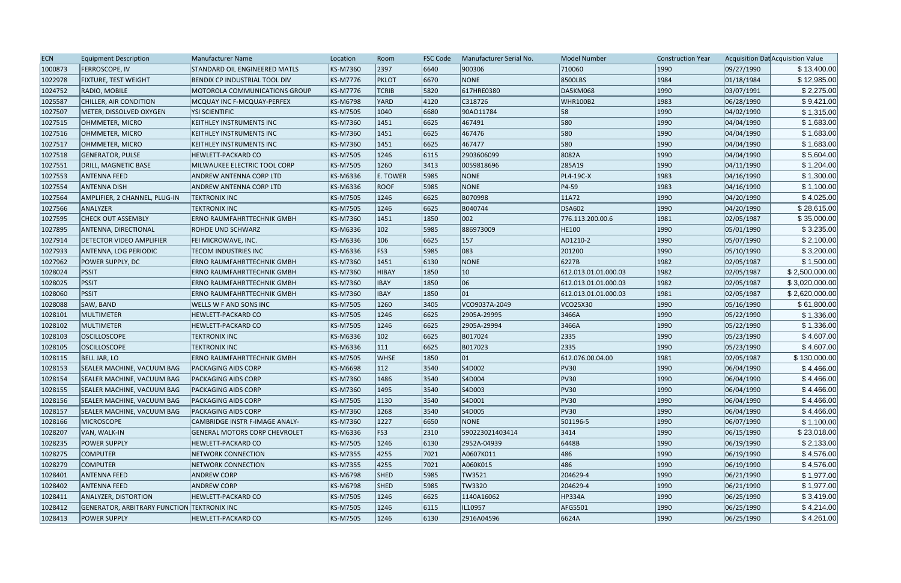| ECN | Equipment Description | Manufacturer Name | Location | Room | FSC Code | Manufacturer Serial No. | Model Number | Construction Year | Acquisition Dat | Acquisition Value |
|---|---|---|---|---|---|---|---|---|---|---|
| 1000873 | FERROSCOPE, IV | STANDARD OIL ENGINEERED MATLS | KS-M7360 | 2397 | 6640 | 900306 | 710060 | 1990 | 09/27/1990 | $ 13,400.00 |
| 1022978 | FIXTURE, TEST WEIGHT | BENDIX CP INDUSTRIAL TOOL DIV | KS-M7776 | PKLOT | 6670 | NONE | 8500LBS | 1984 | 01/18/1984 | $ 12,985.00 |
| 1024752 | RADIO, MOBILE | MOTOROLA COMMUNICATIONS GROUP | KS-M7776 | TCRIB | 5820 | 617HRE0380 | DA5KM068 | 1990 | 03/07/1991 | $ 2,275.00 |
| 1025587 | CHILLER, AIR CONDITION | MCQUAY INC F-MCQUAY-PERFEX | KS-M6798 | YARD | 4120 | C318726 | WHR100B2 | 1983 | 06/28/1990 | $ 9,421.00 |
| 1027507 | METER, DISSOLVED OXYGEN | YSI SCIENTIFIC | KS-M7505 | 1040 | 6680 | 90AO11784 | 58 | 1990 | 04/02/1990 | $ 1,315.00 |
| 1027515 | OHMMETER, MICRO | KEITHLEY INSTRUMENTS INC | KS-M7360 | 1451 | 6625 | 467491 | 580 | 1990 | 04/04/1990 | $ 1,683.00 |
| 1027516 | OHMMETER, MICRO | KEITHLEY INSTRUMENTS INC | KS-M7360 | 1451 | 6625 | 467476 | 580 | 1990 | 04/04/1990 | $ 1,683.00 |
| 1027517 | OHMMETER, MICRO | KEITHLEY INSTRUMENTS INC | KS-M7360 | 1451 | 6625 | 467477 | 580 | 1990 | 04/04/1990 | $ 1,683.00 |
| 1027518 | GENERATOR, PULSE | HEWLETT-PACKARD CO | KS-M7505 | 1246 | 6115 | 2903606099 | 8082A | 1990 | 04/04/1990 | $ 5,604.00 |
| 1027551 | DRILL, MAGNETIC BASE | MILWAUKEE ELECTRIC TOOL CORP | KS-M7505 | 1260 | 3413 | 0059818696 | 285A19 | 1990 | 04/11/1990 | $ 1,204.00 |
| 1027553 | ANTENNA FEED | ANDREW ANTENNA CORP LTD | KS-M6336 | E. TOWER | 5985 | NONE | PL4-19C-X | 1983 | 04/16/1990 | $ 1,300.00 |
| 1027554 | ANTENNA DISH | ANDREW ANTENNA CORP LTD | KS-M6336 | ROOF | 5985 | NONE | P4-59 | 1983 | 04/16/1990 | $ 1,100.00 |
| 1027564 | AMPLIFIER, 2 CHANNEL, PLUG-IN | TEKTRONIX INC | KS-M7505 | 1246 | 6625 | B070998 | 11A72 | 1990 | 04/20/1990 | $ 4,025.00 |
| 1027566 | ANALYZER | TEKTRONIX INC | KS-M7505 | 1246 | 6625 | B040744 | DSA602 | 1990 | 04/20/1990 | $ 28,615.00 |
| 1027595 | CHECK OUT ASSEMBLY | ERNO RAUMFAHRTTECHNIK GMBH | KS-M7360 | 1451 | 1850 | 002 | 776.113.200.00.6 | 1981 | 02/05/1987 | $ 35,000.00 |
| 1027895 | ANTENNA, DIRECTIONAL | ROHDE UND SCHWARZ | KS-M6336 | 102 | 5985 | 886973009 | HE100 | 1990 | 05/01/1990 | $ 3,235.00 |
| 1027914 | DETECTOR VIDEO AMPLIFIER | FEI MICROWAVE, INC. | KS-M6336 | 106 | 6625 | 157 | AD1210-2 | 1990 | 05/07/1990 | $ 2,100.00 |
| 1027933 | ANTENNA, LOG PERIODIC | TECOM INDUSTRIES INC | KS-M6336 | FS3 | 5985 | 083 | 201200 | 1990 | 05/10/1990 | $ 3,200.00 |
| 1027962 | POWER SUPPLY, DC | ERNO RAUMFAHRTTECHNIK GMBH | KS-M7360 | 1451 | 6130 | NONE | 6227B | 1982 | 02/05/1987 | $ 1,500.00 |
| 1028024 | PSSIT | ERNO RAUMFAHRTTECHNIK GMBH | KS-M7360 | HIBAY | 1850 | 10 | 612.013.01.01.000.03 | 1982 | 02/05/1987 | $ 2,500,000.00 |
| 1028025 | PSSIT | ERNO RAUMFAHRTTECHNIK GMBH | KS-M7360 | IBAY | 1850 | 06 | 612.013.01.01.000.03 | 1982 | 02/05/1987 | $ 3,020,000.00 |
| 1028060 | PSSIT | ERNO RAUMFAHRTTECHNIK GMBH | KS-M7360 | IBAY | 1850 | 01 | 612.013.01.01.000.03 | 1981 | 02/05/1987 | $ 2,620,000.00 |
| 1028088 | SAW, BAND | WELLS W F AND SONS INC | KS-M7505 | 1260 | 3405 | VCO9037A-2049 | VCO25X30 | 1990 | 05/16/1990 | $ 61,800.00 |
| 1028101 | MULTIMETER | HEWLETT-PACKARD CO | KS-M7505 | 1246 | 6625 | 2905A-29995 | 3466A | 1990 | 05/22/1990 | $ 1,336.00 |
| 1028102 | MULTIMETER | HEWLETT-PACKARD CO | KS-M7505 | 1246 | 6625 | 2905A-29994 | 3466A | 1990 | 05/22/1990 | $ 1,336.00 |
| 1028103 | OSCILLOSCOPE | TEKTRONIX INC | KS-M6336 | 102 | 6625 | B017024 | 2335 | 1990 | 05/23/1990 | $ 4,607.00 |
| 1028105 | OSCILLOSCOPE | TEKTRONIX INC | KS-M6336 | 111 | 6625 | B017023 | 2335 | 1990 | 05/23/1990 | $ 4,607.00 |
| 1028115 | BELL JAR, LO | ERNO RAUMFAHRTTECHNIK GMBH | KS-M7505 | WHSE | 1850 | 01 | 612.076.00.04.00 | 1981 | 02/05/1987 | $ 130,000.00 |
| 1028153 | SEALER MACHINE, VACUUM BAG | PACKAGING AIDS CORP | KS-M6698 | 112 | 3540 | S4D002 | PV30 | 1990 | 06/04/1990 | $ 4,466.00 |
| 1028154 | SEALER MACHINE, VACUUM BAG | PACKAGING AIDS CORP | KS-M7360 | 1486 | 3540 | S4D004 | PV30 | 1990 | 06/04/1990 | $ 4,466.00 |
| 1028155 | SEALER MACHINE, VACUUM BAG | PACKAGING AIDS CORP | KS-M7360 | 1495 | 3540 | S4D003 | PV30 | 1990 | 06/04/1990 | $ 4,466.00 |
| 1028156 | SEALER MACHINE, VACUUM BAG | PACKAGING AIDS CORP | KS-M7505 | 1130 | 3540 | S4D001 | PV30 | 1990 | 06/04/1990 | $ 4,466.00 |
| 1028157 | SEALER MACHINE, VACUUM BAG | PACKAGING AIDS CORP | KS-M7360 | 1268 | 3540 | S4D005 | PV30 | 1990 | 06/04/1990 | $ 4,466.00 |
| 1028166 | MICROSCOPE | CAMBRIDGE INSTR F-IMAGE ANALY- | KS-M7360 | 1227 | 6650 | NONE | 501196-5 | 1990 | 06/07/1990 | $ 1,100.00 |
| 1028207 | VAN, WALK-IN | GENERAL MOTORS CORP CHEVROLET | KS-M6336 | FS3 | 2310 | 590223021403414 | 3414 | 1990 | 06/15/1990 | $ 23,018.00 |
| 1028235 | POWER SUPPLY | HEWLETT-PACKARD CO | KS-M7505 | 1246 | 6130 | 2952A-04939 | 6448B | 1990 | 06/19/1990 | $ 2,133.00 |
| 1028275 | COMPUTER | NETWORK CONNECTION | KS-M7355 | 4255 | 7021 | A0607K011 | 486 | 1990 | 06/19/1990 | $ 4,576.00 |
| 1028279 | COMPUTER | NETWORK CONNECTION | KS-M7355 | 4255 | 7021 | A060K015 | 486 | 1990 | 06/19/1990 | $ 4,576.00 |
| 1028401 | ANTENNA FEED | ANDREW CORP | KS-M6798 | SHED | 5985 | TW3521 | 204629-4 | 1990 | 06/21/1990 | $ 1,977.00 |
| 1028402 | ANTENNA FEED | ANDREW CORP | KS-M6798 | SHED | 5985 | TW3320 | 204629-4 | 1990 | 06/21/1990 | $ 1,977.00 |
| 1028411 | ANALYZER, DISTORTION | HEWLETT-PACKARD CO | KS-M7505 | 1246 | 6625 | 1140A16062 | HP334A | 1990 | 06/25/1990 | $ 3,419.00 |
| 1028412 | GENERATOR, ARBITRARY FUNCTION | TEKTRONIX INC | KS-M7505 | 1246 | 6115 | IL10957 | AFG5501 | 1990 | 06/25/1990 | $ 4,214.00 |
| 1028413 | POWER SUPPLY | HEWLETT-PACKARD CO | KS-M7505 | 1246 | 6130 | 2916A04596 | 6624A | 1990 | 06/25/1990 | $ 4,261.00 |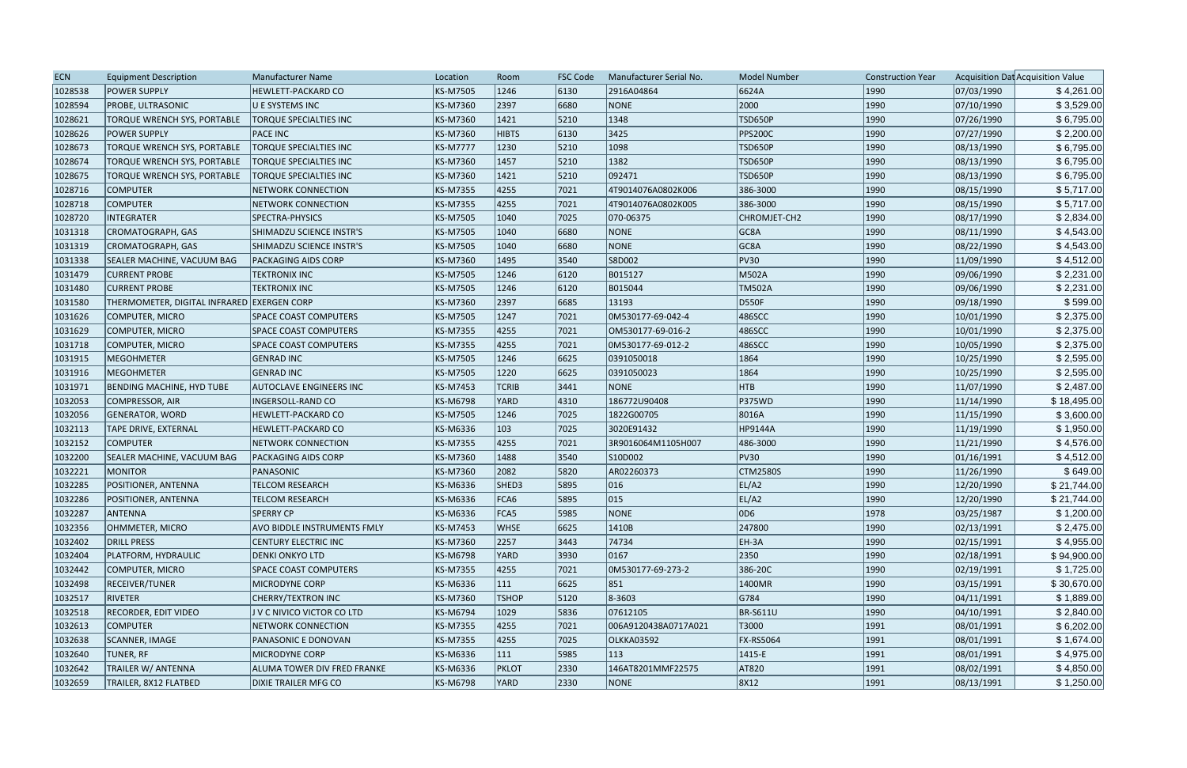| ECN | Equipment Description | Manufacturer Name | Location | Room | FSC Code | Manufacturer Serial No. | Model Number | Construction Year | Acquisition Dat | Acquisition Value |
|---|---|---|---|---|---|---|---|---|---|---|
| 1028538 | POWER SUPPLY | HEWLETT-PACKARD CO | KS-M7505 | 1246 | 6130 | 2916A04864 | 6624A | 1990 | 07/03/1990 | $ 4,261.00 |
| 1028594 | PROBE, ULTRASONIC | U E SYSTEMS INC | KS-M7360 | 2397 | 6680 | NONE | 2000 | 1990 | 07/10/1990 | $ 3,529.00 |
| 1028621 | TORQUE WRENCH SYS, PORTABLE | TORQUE SPECIALTIES INC | KS-M7360 | 1421 | 5210 | 1348 | TSD650P | 1990 | 07/26/1990 | $ 6,795.00 |
| 1028626 | POWER SUPPLY | PACE INC | KS-M7360 | HIBTS | 6130 | 3425 | PPS200C | 1990 | 07/27/1990 | $ 2,200.00 |
| 1028673 | TORQUE WRENCH SYS, PORTABLE | TORQUE SPECIALTIES INC | KS-M7777 | 1230 | 5210 | 1098 | TSD650P | 1990 | 08/13/1990 | $ 6,795.00 |
| 1028674 | TORQUE WRENCH SYS, PORTABLE | TORQUE SPECIALTIES INC | KS-M7360 | 1457 | 5210 | 1382 | TSD650P | 1990 | 08/13/1990 | $ 6,795.00 |
| 1028675 | TORQUE WRENCH SYS, PORTABLE | TORQUE SPECIALTIES INC | KS-M7360 | 1421 | 5210 | 092471 | TSD650P | 1990 | 08/13/1990 | $ 6,795.00 |
| 1028716 | COMPUTER | NETWORK CONNECTION | KS-M7355 | 4255 | 7021 | 4T9014076A0802K006 | 386-3000 | 1990 | 08/15/1990 | $ 5,717.00 |
| 1028718 | COMPUTER | NETWORK CONNECTION | KS-M7355 | 4255 | 7021 | 4T9014076A0802K005 | 386-3000 | 1990 | 08/15/1990 | $ 5,717.00 |
| 1028720 | INTEGRATER | SPECTRA-PHYSICS | KS-M7505 | 1040 | 7025 | 070-06375 | CHROMJET-CH2 | 1990 | 08/17/1990 | $ 2,834.00 |
| 1031318 | CROMATOGRAPH, GAS | SHIMADZU SCIENCE INSTR'S | KS-M7505 | 1040 | 6680 | NONE | GC8A | 1990 | 08/11/1990 | $ 4,543.00 |
| 1031319 | CROMATOGRAPH, GAS | SHIMADZU SCIENCE INSTR'S | KS-M7505 | 1040 | 6680 | NONE | GC8A | 1990 | 08/22/1990 | $ 4,543.00 |
| 1031338 | SEALER MACHINE, VACUUM BAG | PACKAGING AIDS CORP | KS-M7360 | 1495 | 3540 | S8D002 | PV30 | 1990 | 11/09/1990 | $ 4,512.00 |
| 1031479 | CURRENT PROBE | TEKTRONIX INC | KS-M7505 | 1246 | 6120 | B015127 | M502A | 1990 | 09/06/1990 | $ 2,231.00 |
| 1031480 | CURRENT PROBE | TEKTRONIX INC | KS-M7505 | 1246 | 6120 | B015044 | TM502A | 1990 | 09/06/1990 | $ 2,231.00 |
| 1031580 | THERMOMETER, DIGITAL INFRARED | EXERGEN CORP | KS-M7360 | 2397 | 6685 | 13193 | D550F | 1990 | 09/18/1990 | $ 599.00 |
| 1031626 | COMPUTER, MICRO | SPACE COAST COMPUTERS | KS-M7505 | 1247 | 7021 | 0M530177-69-042-4 | 486SCC | 1990 | 10/01/1990 | $ 2,375.00 |
| 1031629 | COMPUTER, MICRO | SPACE COAST COMPUTERS | KS-M7355 | 4255 | 7021 | OM530177-69-016-2 | 486SCC | 1990 | 10/01/1990 | $ 2,375.00 |
| 1031718 | COMPUTER, MICRO | SPACE COAST COMPUTERS | KS-M7355 | 4255 | 7021 | 0M530177-69-012-2 | 486SCC | 1990 | 10/05/1990 | $ 2,375.00 |
| 1031915 | MEGOHMETER | GENRAD INC | KS-M7505 | 1246 | 6625 | 0391050018 | 1864 | 1990 | 10/25/1990 | $ 2,595.00 |
| 1031916 | MEGOHMETER | GENRAD INC | KS-M7505 | 1220 | 6625 | 0391050023 | 1864 | 1990 | 10/25/1990 | $ 2,595.00 |
| 1031971 | BENDING MACHINE, HYD TUBE | AUTOCLAVE ENGINEERS INC | KS-M7453 | TCRIB | 3441 | NONE | HTB | 1990 | 11/07/1990 | $ 2,487.00 |
| 1032053 | COMPRESSOR, AIR | INGERSOLL-RAND CO | KS-M6798 | YARD | 4310 | 186772U90408 | P375WD | 1990 | 11/14/1990 | $ 18,495.00 |
| 1032056 | GENERATOR, WORD | HEWLETT-PACKARD CO | KS-M7505 | 1246 | 7025 | 1822G00705 | 8016A | 1990 | 11/15/1990 | $ 3,600.00 |
| 1032113 | TAPE DRIVE, EXTERNAL | HEWLETT-PACKARD CO | KS-M6336 | 103 | 7025 | 3020E91432 | HP9144A | 1990 | 11/19/1990 | $ 1,950.00 |
| 1032152 | COMPUTER | NETWORK CONNECTION | KS-M7355 | 4255 | 7021 | 3R9016064M1105H007 | 486-3000 | 1990 | 11/21/1990 | $ 4,576.00 |
| 1032200 | SEALER MACHINE, VACUUM BAG | PACKAGING AIDS CORP | KS-M7360 | 1488 | 3540 | S10D002 | PV30 | 1990 | 01/16/1991 | $ 4,512.00 |
| 1032221 | MONITOR | PANASONIC | KS-M7360 | 2082 | 5820 | AR02260373 | CTM2580S | 1990 | 11/26/1990 | $ 649.00 |
| 1032285 | POSITIONER, ANTENNA | TELCOM RESEARCH | KS-M6336 | SHED3 | 5895 | 016 | EL/A2 | 1990 | 12/20/1990 | $ 21,744.00 |
| 1032286 | POSITIONER, ANTENNA | TELCOM RESEARCH | KS-M6336 | FCA6 | 5895 | 015 | EL/A2 | 1990 | 12/20/1990 | $ 21,744.00 |
| 1032287 | ANTENNA | SPERRY CP | KS-M6336 | FCA5 | 5985 | NONE | 0D6 | 1978 | 03/25/1987 | $ 1,200.00 |
| 1032356 | OHMMETER, MICRO | AVO BIDDLE INSTRUMENTS FMLY | KS-M7453 | WHSE | 6625 | 1410B | 247800 | 1990 | 02/13/1991 | $ 2,475.00 |
| 1032402 | DRILL PRESS | CENTURY ELECTRIC INC | KS-M7360 | 2257 | 3443 | 74734 | EH-3A | 1990 | 02/15/1991 | $ 4,955.00 |
| 1032404 | PLATFORM, HYDRAULIC | DENKI ONKYO LTD | KS-M6798 | YARD | 3930 | 0167 | 2350 | 1990 | 02/18/1991 | $ 94,900.00 |
| 1032442 | COMPUTER, MICRO | SPACE COAST COMPUTERS | KS-M7355 | 4255 | 7021 | 0M530177-69-273-2 | 386-20C | 1990 | 02/19/1991 | $ 1,725.00 |
| 1032498 | RECEIVER/TUNER | MICRODYNE CORP | KS-M6336 | 111 | 6625 | 851 | 1400MR | 1990 | 03/15/1991 | $ 30,670.00 |
| 1032517 | RIVETER | CHERRY/TEXTRON INC | KS-M7360 | TSHOP | 5120 | 8-3603 | G784 | 1990 | 04/11/1991 | $ 1,889.00 |
| 1032518 | RECORDER, EDIT VIDEO | J V C NIVICO VICTOR CO LTD | KS-M6794 | 1029 | 5836 | 07612105 | BR-S611U | 1990 | 04/10/1991 | $ 2,840.00 |
| 1032613 | COMPUTER | NETWORK CONNECTION | KS-M7355 | 4255 | 7021 | 006A9120438A0717A021 | T3000 | 1991 | 08/01/1991 | $ 6,202.00 |
| 1032638 | SCANNER, IMAGE | PANASONIC E DONOVAN | KS-M7355 | 4255 | 7025 | OLKKA03592 | FX-RS5064 | 1991 | 08/01/1991 | $ 1,674.00 |
| 1032640 | TUNER, RF | MICRODYNE CORP | KS-M6336 | 111 | 5985 | 113 | 1415-E | 1991 | 08/01/1991 | $ 4,975.00 |
| 1032642 | TRAILER W/ ANTENNA | ALUMA TOWER DIV FRED FRANKE | KS-M6336 | PKLOT | 2330 | 146AT8201MMF22575 | AT820 | 1991 | 08/02/1991 | $ 4,850.00 |
| 1032659 | TRAILER, 8X12 FLATBED | DIXIE TRAILER MFG CO | KS-M6798 | YARD | 2330 | NONE | 8X12 | 1991 | 08/13/1991 | $ 1,250.00 |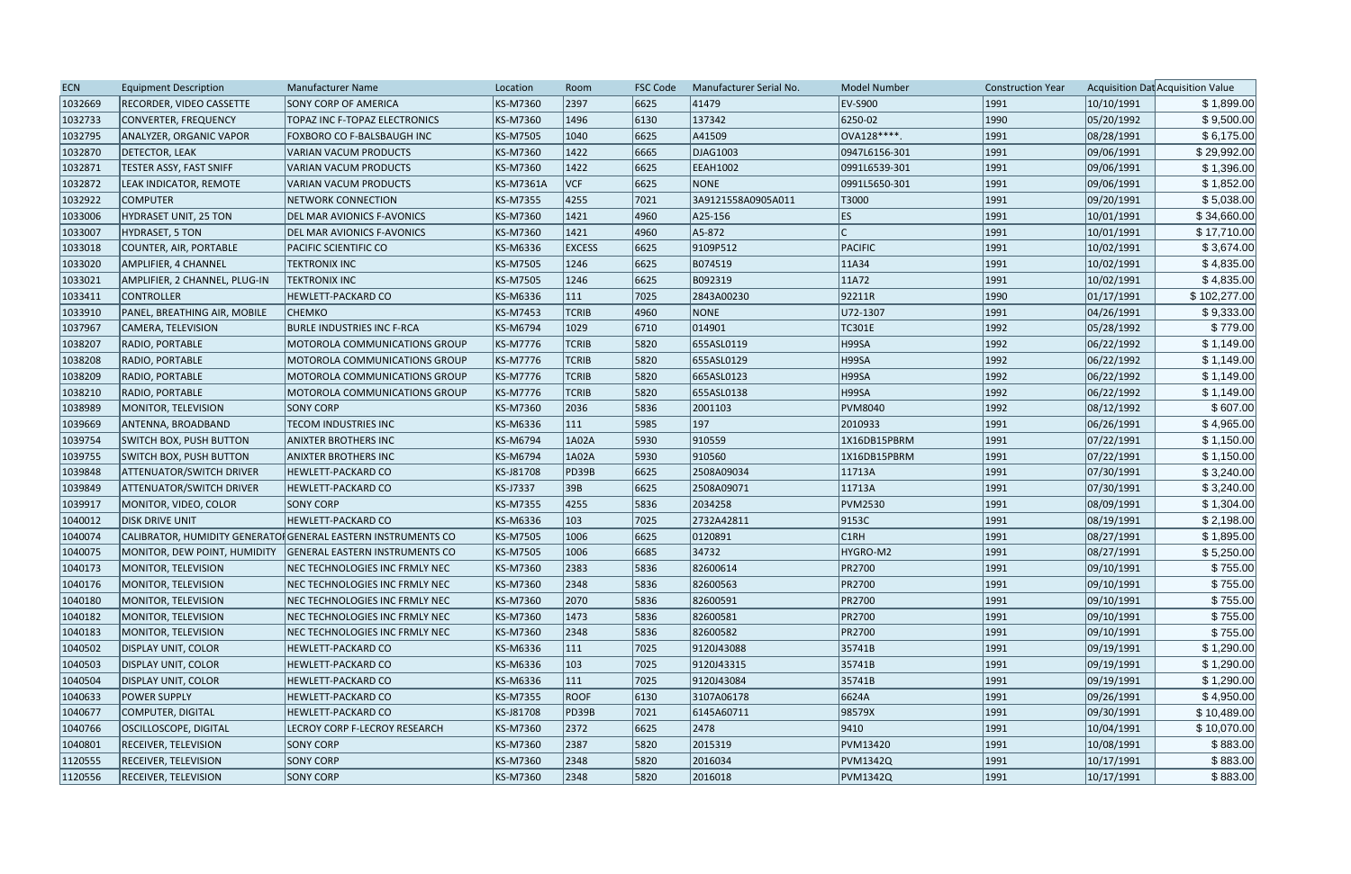| ECN | Equipment Description | Manufacturer Name | Location | Room | FSC Code | Manufacturer Serial No. | Model Number | Construction Year | Acquisition Dat | Acquisition Value |
|---|---|---|---|---|---|---|---|---|---|---|
| 1032669 | RECORDER, VIDEO CASSETTE | SONY CORP OF AMERICA | KS-M7360 | 2397 | 6625 | 41479 | EV-S900 | 1991 | 10/10/1991 | $ 1,899.00 |
| 1032733 | CONVERTER, FREQUENCY | TOPAZ INC F-TOPAZ ELECTRONICS | KS-M7360 | 1496 | 6130 | 137342 | 6250-02 | 1990 | 05/20/1992 | $ 9,500.00 |
| 1032795 | ANALYZER, ORGANIC VAPOR | FOXBORO CO F-BALSBAUGH INC | KS-M7505 | 1040 | 6625 | A41509 | OVA128****. | 1991 | 08/28/1991 | $ 6,175.00 |
| 1032870 | DETECTOR, LEAK | VARIAN VACUM PRODUCTS | KS-M7360 | 1422 | 6665 | DJAG1003 | 0947L6156-301 | 1991 | 09/06/1991 | $ 29,992.00 |
| 1032871 | TESTER ASSY, FAST SNIFF | VARIAN VACUM PRODUCTS | KS-M7360 | 1422 | 6625 | EEAH1002 | 0991L6539-301 | 1991 | 09/06/1991 | $ 1,396.00 |
| 1032872 | LEAK INDICATOR, REMOTE | VARIAN VACUM PRODUCTS | KS-M7361A | VCF | 6625 | NONE | 0991L5650-301 | 1991 | 09/06/1991 | $ 1,852.00 |
| 1032922 | COMPUTER | NETWORK CONNECTION | KS-M7355 | 4255 | 7021 | 3A9121558A0905A011 | T3000 | 1991 | 09/20/1991 | $ 5,038.00 |
| 1033006 | HYDRASET UNIT, 25 TON | DEL MAR AVIONICS F-AVONICS | KS-M7360 | 1421 | 4960 | A25-156 | ES | 1991 | 10/01/1991 | $ 34,660.00 |
| 1033007 | HYDRASET, 5 TON | DEL MAR AVIONICS F-AVONICS | KS-M7360 | 1421 | 4960 | A5-872 | C | 1991 | 10/01/1991 | $ 17,710.00 |
| 1033018 | COUNTER, AIR, PORTABLE | PACIFIC SCIENTIFIC CO | KS-M6336 | EXCESS | 6625 | 9109P512 | PACIFIC | 1991 | 10/02/1991 | $ 3,674.00 |
| 1033020 | AMPLIFIER, 4 CHANNEL | TEKTRONIX INC | KS-M7505 | 1246 | 6625 | B074519 | 11A34 | 1991 | 10/02/1991 | $ 4,835.00 |
| 1033021 | AMPLIFIER, 2 CHANNEL, PLUG-IN | TEKTRONIX INC | KS-M7505 | 1246 | 6625 | B092319 | 11A72 | 1991 | 10/02/1991 | $ 4,835.00 |
| 1033411 | CONTROLLER | HEWLETT-PACKARD CO | KS-M6336 | 111 | 7025 | 2843A00230 | 92211R | 1990 | 01/17/1991 | $ 102,277.00 |
| 1033910 | PANEL, BREATHING AIR, MOBILE | CHEMKO | KS-M7453 | TCRIB | 4960 | NONE | U72-1307 | 1991 | 04/26/1991 | $ 9,333.00 |
| 1037967 | CAMERA, TELEVISION | BURLE INDUSTRIES INC F-RCA | KS-M6794 | 1029 | 6710 | 014901 | TC301E | 1992 | 05/28/1992 | $ 779.00 |
| 1038207 | RADIO, PORTABLE | MOTOROLA COMMUNICATIONS GROUP | KS-M7776 | TCRIB | 5820 | 655ASL0119 | H99SA | 1992 | 06/22/1992 | $ 1,149.00 |
| 1038208 | RADIO, PORTABLE | MOTOROLA COMMUNICATIONS GROUP | KS-M7776 | TCRIB | 5820 | 655ASL0129 | H99SA | 1992 | 06/22/1992 | $ 1,149.00 |
| 1038209 | RADIO, PORTABLE | MOTOROLA COMMUNICATIONS GROUP | KS-M7776 | TCRIB | 5820 | 665ASL0123 | H99SA | 1992 | 06/22/1992 | $ 1,149.00 |
| 1038210 | RADIO, PORTABLE | MOTOROLA COMMUNICATIONS GROUP | KS-M7776 | TCRIB | 5820 | 655ASL0138 | H99SA | 1992 | 06/22/1992 | $ 1,149.00 |
| 1038989 | MONITOR, TELEVISION | SONY CORP | KS-M7360 | 2036 | 5836 | 2001103 | PVM8040 | 1992 | 08/12/1992 | $ 607.00 |
| 1039669 | ANTENNA, BROADBAND | TECOM INDUSTRIES INC | KS-M6336 | 111 | 5985 | 197 | 2010933 | 1991 | 06/26/1991 | $ 4,965.00 |
| 1039754 | SWITCH BOX, PUSH BUTTON | ANIXTER BROTHERS INC | KS-M6794 | 1A02A | 5930 | 910559 | 1X16DB15PBRM | 1991 | 07/22/1991 | $ 1,150.00 |
| 1039755 | SWITCH BOX, PUSH BUTTON | ANIXTER BROTHERS INC | KS-M6794 | 1A02A | 5930 | 910560 | 1X16DB15PBRM | 1991 | 07/22/1991 | $ 1,150.00 |
| 1039848 | ATTENUATOR/SWITCH DRIVER | HEWLETT-PACKARD CO | KS-J81708 | PD39B | 6625 | 2508A09034 | 11713A | 1991 | 07/30/1991 | $ 3,240.00 |
| 1039849 | ATTENUATOR/SWITCH DRIVER | HEWLETT-PACKARD CO | KS-J7337 | 39B | 6625 | 2508A09071 | 11713A | 1991 | 07/30/1991 | $ 3,240.00 |
| 1039917 | MONITOR, VIDEO, COLOR | SONY CORP | KS-M7355 | 4255 | 5836 | 2034258 | PVM2530 | 1991 | 08/09/1991 | $ 1,304.00 |
| 1040012 | DISK DRIVE UNIT | HEWLETT-PACKARD CO | KS-M6336 | 103 | 7025 | 2732A42811 | 9153C | 1991 | 08/19/1991 | $ 2,198.00 |
| 1040074 | CALIBRATOR, HUMIDITY GENERATOI | GENERAL EASTERN INSTRUMENTS CO | KS-M7505 | 1006 | 6625 | 0120891 | C1RH | 1991 | 08/27/1991 | $ 1,895.00 |
| 1040075 | MONITOR, DEW POINT, HUMIDITY | GENERAL EASTERN INSTRUMENTS CO | KS-M7505 | 1006 | 6685 | 34732 | HYGRO-M2 | 1991 | 08/27/1991 | $ 5,250.00 |
| 1040173 | MONITOR, TELEVISION | NEC TECHNOLOGIES INC FRMLY NEC | KS-M7360 | 2383 | 5836 | 82600614 | PR2700 | 1991 | 09/10/1991 | $ 755.00 |
| 1040176 | MONITOR, TELEVISION | NEC TECHNOLOGIES INC FRMLY NEC | KS-M7360 | 2348 | 5836 | 82600563 | PR2700 | 1991 | 09/10/1991 | $ 755.00 |
| 1040180 | MONITOR, TELEVISION | NEC TECHNOLOGIES INC FRMLY NEC | KS-M7360 | 2070 | 5836 | 82600591 | PR2700 | 1991 | 09/10/1991 | $ 755.00 |
| 1040182 | MONITOR, TELEVISION | NEC TECHNOLOGIES INC FRMLY NEC | KS-M7360 | 1473 | 5836 | 82600581 | PR2700 | 1991 | 09/10/1991 | $ 755.00 |
| 1040183 | MONITOR, TELEVISION | NEC TECHNOLOGIES INC FRMLY NEC | KS-M7360 | 2348 | 5836 | 82600582 | PR2700 | 1991 | 09/10/1991 | $ 755.00 |
| 1040502 | DISPLAY UNIT, COLOR | HEWLETT-PACKARD CO | KS-M6336 | 111 | 7025 | 9120J43088 | 35741B | 1991 | 09/19/1991 | $ 1,290.00 |
| 1040503 | DISPLAY UNIT, COLOR | HEWLETT-PACKARD CO | KS-M6336 | 103 | 7025 | 9120J43315 | 35741B | 1991 | 09/19/1991 | $ 1,290.00 |
| 1040504 | DISPLAY UNIT, COLOR | HEWLETT-PACKARD CO | KS-M6336 | 111 | 7025 | 9120J43084 | 35741B | 1991 | 09/19/1991 | $ 1,290.00 |
| 1040633 | POWER SUPPLY | HEWLETT-PACKARD CO | KS-M7355 | ROOF | 6130 | 3107A06178 | 6624A | 1991 | 09/26/1991 | $ 4,950.00 |
| 1040677 | COMPUTER, DIGITAL | HEWLETT-PACKARD CO | KS-J81708 | PD39B | 7021 | 6145A60711 | 98579X | 1991 | 09/30/1991 | $ 10,489.00 |
| 1040766 | OSCILLOSCOPE, DIGITAL | LECROY CORP F-LECROY RESEARCH | KS-M7360 | 2372 | 6625 | 2478 | 9410 | 1991 | 10/04/1991 | $ 10,070.00 |
| 1040801 | RECEIVER, TELEVISION | SONY CORP | KS-M7360 | 2387 | 5820 | 2015319 | PVM13420 | 1991 | 10/08/1991 | $ 883.00 |
| 1120555 | RECEIVER, TELEVISION | SONY CORP | KS-M7360 | 2348 | 5820 | 2016034 | PVM1342Q | 1991 | 10/17/1991 | $ 883.00 |
| 1120556 | RECEIVER, TELEVISION | SONY CORP | KS-M7360 | 2348 | 5820 | 2016018 | PVM1342Q | 1991 | 10/17/1991 | $ 883.00 |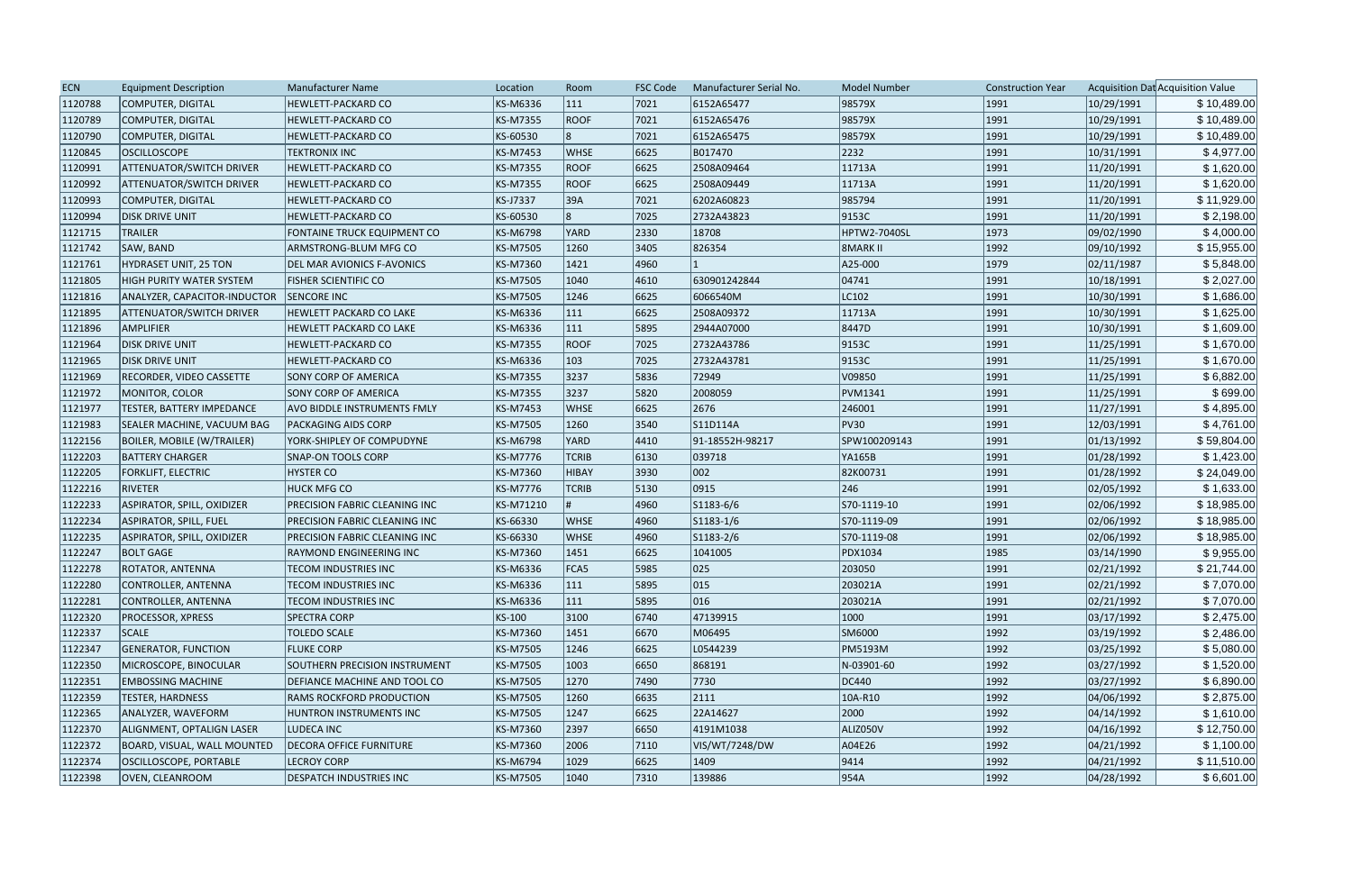| ECN | Equipment Description | Manufacturer Name | Location | Room | FSC Code | Manufacturer Serial No. | Model Number | Construction Year | Acquisition Dat | Acquisition Value |
| --- | --- | --- | --- | --- | --- | --- | --- | --- | --- | --- |
| 1120788 | COMPUTER, DIGITAL | HEWLETT-PACKARD CO | KS-M6336 | 111 | 7021 | 6152A65477 | 98579X | 1991 | 10/29/1991 | $ 10,489.00 |
| 1120789 | COMPUTER, DIGITAL | HEWLETT-PACKARD CO | KS-M7355 | ROOF | 7021 | 6152A65476 | 98579X | 1991 | 10/29/1991 | $ 10,489.00 |
| 1120790 | COMPUTER, DIGITAL | HEWLETT-PACKARD CO | KS-60530 | 8 | 7021 | 6152A65475 | 98579X | 1991 | 10/29/1991 | $ 10,489.00 |
| 1120845 | OSCILLOSCOPE | TEKTRONIX INC | KS-M7453 | WHSE | 6625 | B017470 | 2232 | 1991 | 10/31/1991 | $ 4,977.00 |
| 1120991 | ATTENUATOR/SWITCH DRIVER | HEWLETT-PACKARD CO | KS-M7355 | ROOF | 6625 | 2508A09464 | 11713A | 1991 | 11/20/1991 | $ 1,620.00 |
| 1120992 | ATTENUATOR/SWITCH DRIVER | HEWLETT-PACKARD CO | KS-M7355 | ROOF | 6625 | 2508A09449 | 11713A | 1991 | 11/20/1991 | $ 1,620.00 |
| 1120993 | COMPUTER, DIGITAL | HEWLETT-PACKARD CO | KS-J7337 | 39A | 7021 | 6202A60823 | 985794 | 1991 | 11/20/1991 | $ 11,929.00 |
| 1120994 | DISK DRIVE UNIT | HEWLETT-PACKARD CO | KS-60530 | 8 | 7025 | 2732A43823 | 9153C | 1991 | 11/20/1991 | $ 2,198.00 |
| 1121715 | TRAILER | FONTAINE TRUCK EQUIPMENT CO | KS-M6798 | YARD | 2330 | 18708 | HPTW2-7040SL | 1973 | 09/02/1990 | $ 4,000.00 |
| 1121742 | SAW, BAND | ARMSTRONG-BLUM MFG CO | KS-M7505 | 1260 | 3405 | 826354 | 8MARK II | 1992 | 09/10/1992 | $ 15,955.00 |
| 1121761 | HYDRASET UNIT, 25 TON | DEL MAR AVIONICS F-AVONICS | KS-M7360 | 1421 | 4960 | 1 | A25-000 | 1979 | 02/11/1987 | $ 5,848.00 |
| 1121805 | HIGH PURITY WATER SYSTEM | FISHER SCIENTIFIC CO | KS-M7505 | 1040 | 4610 | 630901242844 | 04741 | 1991 | 10/18/1991 | $ 2,027.00 |
| 1121816 | ANALYZER, CAPACITOR-INDUCTOR | SENCORE INC | KS-M7505 | 1246 | 6625 | 6066540M | LC102 | 1991 | 10/30/1991 | $ 1,686.00 |
| 1121895 | ATTENUATOR/SWITCH DRIVER | HEWLETT PACKARD CO LAKE | KS-M6336 | 111 | 6625 | 2508A09372 | 11713A | 1991 | 10/30/1991 | $ 1,625.00 |
| 1121896 | AMPLIFIER | HEWLETT PACKARD CO LAKE | KS-M6336 | 111 | 5895 | 2944A07000 | 8447D | 1991 | 10/30/1991 | $ 1,609.00 |
| 1121964 | DISK DRIVE UNIT | HEWLETT-PACKARD CO | KS-M7355 | ROOF | 7025 | 2732A43786 | 9153C | 1991 | 11/25/1991 | $ 1,670.00 |
| 1121965 | DISK DRIVE UNIT | HEWLETT-PACKARD CO | KS-M6336 | 103 | 7025 | 2732A43781 | 9153C | 1991 | 11/25/1991 | $ 1,670.00 |
| 1121969 | RECORDER, VIDEO CASSETTE | SONY CORP OF AMERICA | KS-M7355 | 3237 | 5836 | 72949 | V09850 | 1991 | 11/25/1991 | $ 6,882.00 |
| 1121972 | MONITOR, COLOR | SONY CORP OF AMERICA | KS-M7355 | 3237 | 5820 | 2008059 | PVM1341 | 1991 | 11/25/1991 | $ 699.00 |
| 1121977 | TESTER, BATTERY IMPEDANCE | AVO BIDDLE INSTRUMENTS FMLY | KS-M7453 | WHSE | 6625 | 2676 | 246001 | 1991 | 11/27/1991 | $ 4,895.00 |
| 1121983 | SEALER MACHINE, VACUUM BAG | PACKAGING AIDS CORP | KS-M7505 | 1260 | 3540 | S11D114A | PV30 | 1991 | 12/03/1991 | $ 4,761.00 |
| 1122156 | BOILER, MOBILE (W/TRAILER) | YORK-SHIPLEY OF COMPUDYNE | KS-M6798 | YARD | 4410 | 91-18552H-98217 | SPW100209143 | 1991 | 01/13/1992 | $ 59,804.00 |
| 1122203 | BATTERY CHARGER | SNAP-ON TOOLS CORP | KS-M7776 | TCRIB | 6130 | 039718 | YA165B | 1991 | 01/28/1992 | $ 1,423.00 |
| 1122205 | FORKLIFT, ELECTRIC | HYSTER CO | KS-M7360 | HIBAY | 3930 | 002 | 82K00731 | 1991 | 01/28/1992 | $ 24,049.00 |
| 1122216 | RIVETER | HUCK MFG CO | KS-M7776 | TCRIB | 5130 | 0915 | 246 | 1991 | 02/05/1992 | $ 1,633.00 |
| 1122233 | ASPIRATOR, SPILL, OXIDIZER | PRECISION FABRIC CLEANING INC | KS-M71210 | # | 4960 | S1183-6/6 | S70-1119-10 | 1991 | 02/06/1992 | $ 18,985.00 |
| 1122234 | ASPIRATOR, SPILL, FUEL | PRECISION FABRIC CLEANING INC | KS-66330 | WHSE | 4960 | S1183-1/6 | S70-1119-09 | 1991 | 02/06/1992 | $ 18,985.00 |
| 1122235 | ASPIRATOR, SPILL, OXIDIZER | PRECISION FABRIC CLEANING INC | KS-66330 | WHSE | 4960 | S1183-2/6 | S70-1119-08 | 1991 | 02/06/1992 | $ 18,985.00 |
| 1122247 | BOLT GAGE | RAYMOND ENGINEERING INC | KS-M7360 | 1451 | 6625 | 1041005 | PDX1034 | 1985 | 03/14/1990 | $ 9,955.00 |
| 1122278 | ROTATOR, ANTENNA | TECOM INDUSTRIES INC | KS-M6336 | FCA5 | 5985 | 025 | 203050 | 1991 | 02/21/1992 | $ 21,744.00 |
| 1122280 | CONTROLLER, ANTENNA | TECOM INDUSTRIES INC | KS-M6336 | 111 | 5895 | 015 | 203021A | 1991 | 02/21/1992 | $ 7,070.00 |
| 1122281 | CONTROLLER, ANTENNA | TECOM INDUSTRIES INC | KS-M6336 | 111 | 5895 | 016 | 203021A | 1991 | 02/21/1992 | $ 7,070.00 |
| 1122320 | PROCESSOR, XPRESS | SPECTRA CORP | KS-100 | 3100 | 6740 | 47139915 | 1000 | 1991 | 03/17/1992 | $ 2,475.00 |
| 1122337 | SCALE | TOLEDO SCALE | KS-M7360 | 1451 | 6670 | M06495 | SM6000 | 1992 | 03/19/1992 | $ 2,486.00 |
| 1122347 | GENERATOR, FUNCTION | FLUKE CORP | KS-M7505 | 1246 | 6625 | L0544239 | PM5193M | 1992 | 03/25/1992 | $ 5,080.00 |
| 1122350 | MICROSCOPE, BINOCULAR | SOUTHERN PRECISION INSTRUMENT | KS-M7505 | 1003 | 6650 | 868191 | N-03901-60 | 1992 | 03/27/1992 | $ 1,520.00 |
| 1122351 | EMBOSSING MACHINE | DEFIANCE MACHINE AND TOOL CO | KS-M7505 | 1270 | 7490 | 7730 | DC440 | 1992 | 03/27/1992 | $ 6,890.00 |
| 1122359 | TESTER, HARDNESS | RAMS ROCKFORD PRODUCTION | KS-M7505 | 1260 | 6635 | 2111 | 10A-R10 | 1992 | 04/06/1992 | $ 2,875.00 |
| 1122365 | ANALYZER, WAVEFORM | HUNTRON INSTRUMENTS INC | KS-M7505 | 1247 | 6625 | 22A14627 | 2000 | 1992 | 04/14/1992 | $ 1,610.00 |
| 1122370 | ALIGNMENT, OPTALIGN LASER | LUDECA INC | KS-M7360 | 2397 | 6650 | 4191M1038 | ALIZ050V | 1992 | 04/16/1992 | $ 12,750.00 |
| 1122372 | BOARD, VISUAL, WALL MOUNTED | DECORA OFFICE FURNITURE | KS-M7360 | 2006 | 7110 | VIS/WT/7248/DW | A04E26 | 1992 | 04/21/1992 | $ 1,100.00 |
| 1122374 | OSCILLOSCOPE, PORTABLE | LECROY CORP | KS-M6794 | 1029 | 6625 | 1409 | 9414 | 1992 | 04/21/1992 | $ 11,510.00 |
| 1122398 | OVEN, CLEANROOM | DESPATCH INDUSTRIES INC | KS-M7505 | 1040 | 7310 | 139886 | 954A | 1992 | 04/28/1992 | $ 6,601.00 |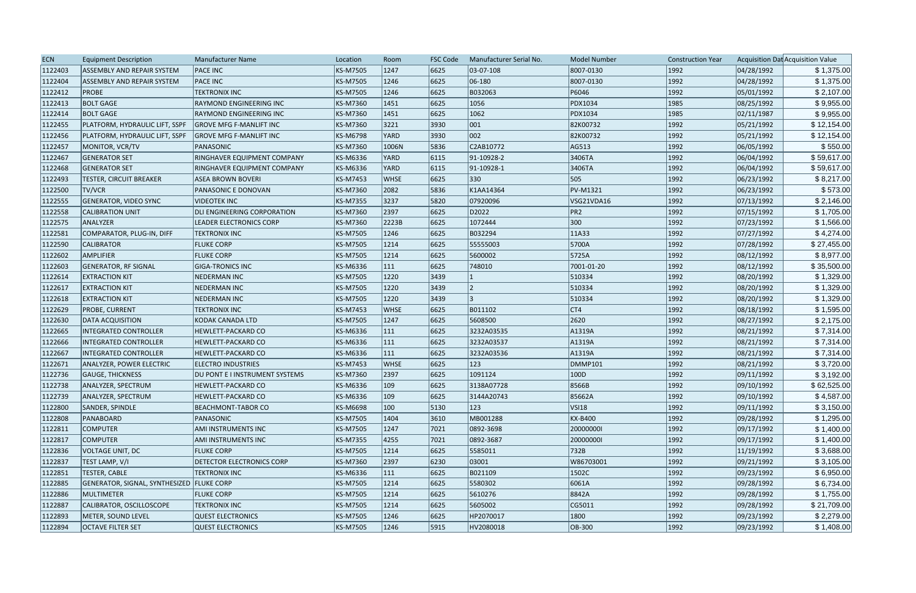| ECN | Equipment Description | Manufacturer Name | Location | Room | FSC Code | Manufacturer Serial No. | Model Number | Construction Year | Acquisition Dat | Acquisition Value |
|---|---|---|---|---|---|---|---|---|---|---|
| 1122403 | ASSEMBLY AND REPAIR SYSTEM | PACE INC | KS-M7505 | 1247 | 6625 | 03-07-108 | 8007-0130 | 1992 | 04/28/1992 | $ 1,375.00 |
| 1122404 | ASSEMBLY AND REPAIR SYSTEM | PACE INC | KS-M7505 | 1246 | 6625 | 06-180 | 8007-0130 | 1992 | 04/28/1992 | $ 1,375.00 |
| 1122412 | PROBE | TEKTRONIX INC | KS-M7505 | 1246 | 6625 | B032063 | P6046 | 1992 | 05/01/1992 | $ 2,107.00 |
| 1122413 | BOLT GAGE | RAYMOND ENGINEERING INC | KS-M7360 | 1451 | 6625 | 1056 | PDX1034 | 1985 | 08/25/1992 | $ 9,955.00 |
| 1122414 | BOLT GAGE | RAYMOND ENGINEERING INC | KS-M7360 | 1451 | 6625 | 1062 | PDX1034 | 1985 | 02/11/1987 | $ 9,955.00 |
| 1122455 | PLATFORM, HYDRAULIC LIFT, SSPF | GROVE MFG F-MANLIFT INC | KS-M7360 | 3221 | 3930 | 001 | 82K00732 | 1992 | 05/21/1992 | $ 12,154.00 |
| 1122456 | PLATFORM, HYDRAULIC LIFT, SSPF | GROVE MFG F-MANLIFT INC | KS-M6798 | YARD | 3930 | 002 | 82K00732 | 1992 | 05/21/1992 | $ 12,154.00 |
| 1122457 | MONITOR, VCR/TV | PANASONIC | KS-M7360 | 1006N | 5836 | C2AB10772 | AG513 | 1992 | 06/05/1992 | $ 550.00 |
| 1122467 | GENERATOR SET | RINGHAVER EQUIPMENT COMPANY | KS-M6336 | YARD | 6115 | 91-10928-2 | 3406TA | 1992 | 06/04/1992 | $ 59,617.00 |
| 1122468 | GENERATOR SET | RINGHAVER EQUIPMENT COMPANY | KS-M6336 | YARD | 6115 | 91-10928-1 | 3406TA | 1992 | 06/04/1992 | $ 59,617.00 |
| 1122493 | TESTER, CIRCUIT BREAKER | ASEA BROWN BOVERI | KS-M7453 | WHSE | 6625 | 330 | 505 | 1992 | 06/23/1992 | $ 8,217.00 |
| 1122500 | TV/VCR | PANASONIC E DONOVAN | KS-M7360 | 2082 | 5836 | K1AA14364 | PV-M1321 | 1992 | 06/23/1992 | $ 573.00 |
| 1122555 | GENERATOR, VIDEO SYNC | VIDEOTEK INC | KS-M7355 | 3237 | 5820 | 07920096 | VSG21VDA16 | 1992 | 07/13/1992 | $ 2,146.00 |
| 1122558 | CALIBRATION UNIT | DLI ENGINEERING CORPORATION | KS-M7360 | 2397 | 6625 | D2022 | PR2 | 1992 | 07/15/1992 | $ 1,705.00 |
| 1122575 | ANALYZER | LEADER ELECTRONICS CORP | KS-M7360 | 2223B | 6625 | 1072444 | 300 | 1992 | 07/23/1992 | $ 1,566.00 |
| 1122581 | COMPARATOR, PLUG-IN, DIFF | TEKTRONIX INC | KS-M7505 | 1246 | 6625 | B032294 | 11A33 | 1992 | 07/27/1992 | $ 4,274.00 |
| 1122590 | CALIBRATOR | FLUKE CORP | KS-M7505 | 1214 | 6625 | 55555003 | 5700A | 1992 | 07/28/1992 | $ 27,455.00 |
| 1122602 | AMPLIFIER | FLUKE CORP | KS-M7505 | 1214 | 6625 | 5600002 | 5725A | 1992 | 08/12/1992 | $ 8,977.00 |
| 1122603 | GENERATOR, RF SIGNAL | GIGA-TRONICS INC | KS-M6336 | 111 | 6625 | 748010 | 7001-01-20 | 1992 | 08/12/1992 | $ 35,500.00 |
| 1122614 | EXTRACTION KIT | NEDERMAN INC | KS-M7505 | 1220 | 3439 | 1 | 510334 | 1992 | 08/20/1992 | $ 1,329.00 |
| 1122617 | EXTRACTION KIT | NEDERMAN INC | KS-M7505 | 1220 | 3439 | 2 | 510334 | 1992 | 08/20/1992 | $ 1,329.00 |
| 1122618 | EXTRACTION KIT | NEDERMAN INC | KS-M7505 | 1220 | 3439 | 3 | 510334 | 1992 | 08/20/1992 | $ 1,329.00 |
| 1122629 | PROBE, CURRENT | TEKTRONIX INC | KS-M7453 | WHSE | 6625 | B011102 | CT4 | 1992 | 08/18/1992 | $ 1,595.00 |
| 1122630 | DATA ACQUISITION | KODAK CANADA LTD | KS-M7505 | 1247 | 6625 | 5608500 | 2620 | 1992 | 08/27/1992 | $ 2,175.00 |
| 1122665 | INTEGRATED CONTROLLER | HEWLETT-PACKARD CO | KS-M6336 | 111 | 6625 | 3232A03535 | A1319A | 1992 | 08/21/1992 | $ 7,314.00 |
| 1122666 | INTEGRATED CONTROLLER | HEWLETT-PACKARD CO | KS-M6336 | 111 | 6625 | 3232A03537 | A1319A | 1992 | 08/21/1992 | $ 7,314.00 |
| 1122667 | INTEGRATED CONTROLLER | HEWLETT-PACKARD CO | KS-M6336 | 111 | 6625 | 3232A03536 | A1319A | 1992 | 08/21/1992 | $ 7,314.00 |
| 1122671 | ANALYZER, POWER ELECTRIC | ELECTRO INDUSTRIES | KS-M7453 | WHSE | 6625 | 123 | DMMP101 | 1992 | 08/21/1992 | $ 3,720.00 |
| 1122736 | GAUGE, THICKNESS | DU PONT E I INSTRUMENT SYSTEMS | KS-M7360 | 2397 | 6625 | 1091124 | 100D | 1992 | 09/11/1992 | $ 3,192.00 |
| 1122738 | ANALYZER, SPECTRUM | HEWLETT-PACKARD CO | KS-M6336 | 109 | 6625 | 3138A07728 | 8566B | 1992 | 09/10/1992 | $ 62,525.00 |
| 1122739 | ANALYZER, SPECTRUM | HEWLETT-PACKARD CO | KS-M6336 | 109 | 6625 | 3144A20743 | 85662A | 1992 | 09/10/1992 | $ 4,587.00 |
| 1122800 | SANDER, SPINDLE | BEACHMONT-TABOR CO | KS-M6698 | 100 | 5130 | 123 | VSI18 | 1992 | 09/11/1992 | $ 3,150.00 |
| 1122808 | PANABOARD | PANASONIC | KS-M7505 | 1404 | 3610 | MB001288 | KX-B400 | 1992 | 09/28/1992 | $ 1,295.00 |
| 1122811 | COMPUTER | AMI INSTRUMENTS INC | KS-M7505 | 1247 | 7021 | 0892-3698 | 20000000I | 1992 | 09/17/1992 | $ 1,400.00 |
| 1122817 | COMPUTER | AMI INSTRUMENTS INC | KS-M7355 | 4255 | 7021 | 0892-3687 | 20000000I | 1992 | 09/17/1992 | $ 1,400.00 |
| 1122836 | VOLTAGE UNIT, DC | FLUKE CORP | KS-M7505 | 1214 | 6625 | 5585011 | 732B | 1992 | 11/19/1992 | $ 3,688.00 |
| 1122837 | TEST LAMP, V/I | DETECTOR ELECTRONICS CORP | KS-M7360 | 2397 | 6230 | 03001 | W86703001 | 1992 | 09/21/1992 | $ 3,105.00 |
| 1122851 | TESTER, CABLE | TEKTRONIX INC | KS-M6336 | 111 | 6625 | B021109 | 1502C | 1992 | 09/23/1992 | $ 6,950.00 |
| 1122885 | GENERATOR, SIGNAL, SYNTHESIZED | FLUKE CORP | KS-M7505 | 1214 | 6625 | 5580302 | 6061A | 1992 | 09/28/1992 | $ 6,734.00 |
| 1122886 | MULTIMETER | FLUKE CORP | KS-M7505 | 1214 | 6625 | 5610276 | 8842A | 1992 | 09/28/1992 | $ 1,755.00 |
| 1122887 | CALIBRATOR, OSCILLOSCOPE | TEKTRONIX INC | KS-M7505 | 1214 | 6625 | 5605002 | CG5011 | 1992 | 09/28/1992 | $ 21,709.00 |
| 1122893 | METER, SOUND LEVEL | QUEST ELECTRONICS | KS-M7505 | 1246 | 6625 | HP2070017 | 1800 | 1992 | 09/23/1992 | $ 2,279.00 |
| 1122894 | OCTAVE FILTER SET | QUEST ELECTRONICS | KS-M7505 | 1246 | 5915 | HV2080018 | OB-300 | 1992 | 09/23/1992 | $ 1,408.00 |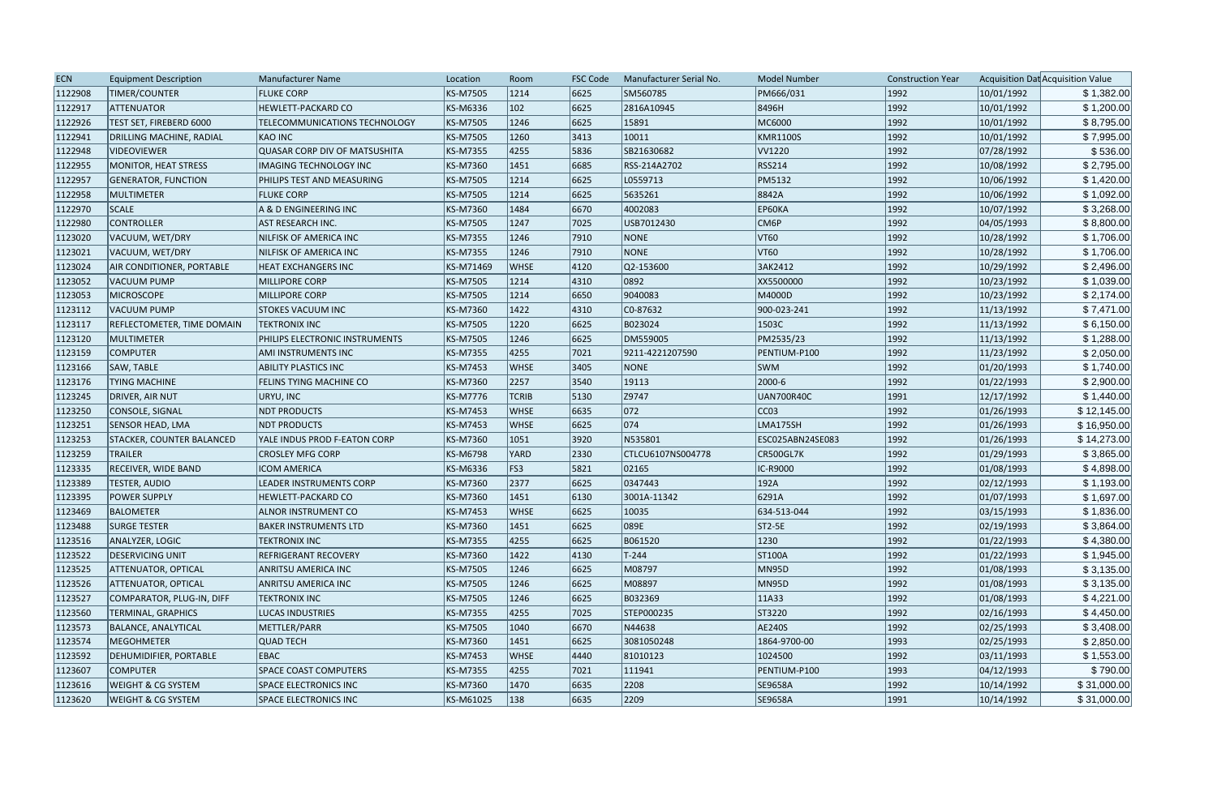| ECN | Equipment Description | Manufacturer Name | Location | Room | FSC Code | Manufacturer Serial No. | Model Number | Construction Year | Acquisition Dat | Acquisition Value |
|---|---|---|---|---|---|---|---|---|---|---|
| 1122908 | TIMER/COUNTER | FLUKE CORP | KS-M7505 | 1214 | 6625 | SM560785 | PM666/031 | 1992 | 10/01/1992 | $ 1,382.00 |
| 1122917 | ATTENUATOR | HEWLETT-PACKARD CO | KS-M6336 | 102 | 6625 | 2816A10945 | 8496H | 1992 | 10/01/1992 | $ 1,200.00 |
| 1122926 | TEST SET, FIREBERD 6000 | TELECOMMUNICATIONS TECHNOLOGY | KS-M7505 | 1246 | 6625 | 15891 | MC6000 | 1992 | 10/01/1992 | $ 8,795.00 |
| 1122941 | DRILLING MACHINE, RADIAL | KAO INC | KS-M7505 | 1260 | 3413 | 10011 | KMR1100S | 1992 | 10/01/1992 | $ 7,995.00 |
| 1122948 | VIDEOVIEWER | QUASAR CORP DIV OF MATSUSHITA | KS-M7355 | 4255 | 5836 | SB21630682 | VV1220 | 1992 | 07/28/1992 | $ 536.00 |
| 1122955 | MONITOR, HEAT STRESS | IMAGING TECHNOLOGY INC | KS-M7360 | 1451 | 6685 | RSS-214A2702 | RSS214 | 1992 | 10/08/1992 | $ 2,795.00 |
| 1122957 | GENERATOR, FUNCTION | PHILIPS TEST AND MEASURING | KS-M7505 | 1214 | 6625 | L0559713 | PM5132 | 1992 | 10/06/1992 | $ 1,420.00 |
| 1122958 | MULTIMETER | FLUKE CORP | KS-M7505 | 1214 | 6625 | 5635261 | 8842A | 1992 | 10/06/1992 | $ 1,092.00 |
| 1122970 | SCALE | A & D ENGINEERING INC | KS-M7360 | 1484 | 6670 | 4002083 | EP60KA | 1992 | 10/07/1992 | $ 3,268.00 |
| 1122980 | CONTROLLER | AST RESEARCH INC. | KS-M7505 | 1247 | 7025 | USB7012430 | CM6P | 1992 | 04/05/1993 | $ 8,800.00 |
| 1123020 | VACUUM, WET/DRY | NILFISK OF AMERICA INC | KS-M7355 | 1246 | 7910 | NONE | VT60 | 1992 | 10/28/1992 | $ 1,706.00 |
| 1123021 | VACUUM, WET/DRY | NILFISK OF AMERICA INC | KS-M7355 | 1246 | 7910 | NONE | VT60 | 1992 | 10/28/1992 | $ 1,706.00 |
| 1123024 | AIR CONDITIONER, PORTABLE | HEAT EXCHANGERS INC | KS-M71469 | WHSE | 4120 | Q2-153600 | 3AK2412 | 1992 | 10/29/1992 | $ 2,496.00 |
| 1123052 | VACUUM PUMP | MILLIPORE CORP | KS-M7505 | 1214 | 4310 | 0892 | XX5500000 | 1992 | 10/23/1992 | $ 1,039.00 |
| 1123053 | MICROSCOPE | MILLIPORE CORP | KS-M7505 | 1214 | 6650 | 9040083 | M4000D | 1992 | 10/23/1992 | $ 2,174.00 |
| 1123112 | VACUUM PUMP | STOKES VACUUM INC | KS-M7360 | 1422 | 4310 | C0-87632 | 900-023-241 | 1992 | 11/13/1992 | $ 7,471.00 |
| 1123117 | REFLECTOMETER, TIME DOMAIN | TEKTRONIX INC | KS-M7505 | 1220 | 6625 | B023024 | 1503C | 1992 | 11/13/1992 | $ 6,150.00 |
| 1123120 | MULTIMETER | PHILIPS ELECTRONIC INSTRUMENTS | KS-M7505 | 1246 | 6625 | DM559005 | PM2535/23 | 1992 | 11/13/1992 | $ 1,288.00 |
| 1123159 | COMPUTER | AMI INSTRUMENTS INC | KS-M7355 | 4255 | 7021 | 9211-4221207590 | PENTIUM-P100 | 1992 | 11/23/1992 | $ 2,050.00 |
| 1123166 | SAW, TABLE | ABILITY PLASTICS INC | KS-M7453 | WHSE | 3405 | NONE | SWM | 1992 | 01/20/1993 | $ 1,740.00 |
| 1123176 | TYING MACHINE | FELINS TYING MACHINE CO | KS-M7360 | 2257 | 3540 | 19113 | 2000-6 | 1992 | 01/22/1993 | $ 2,900.00 |
| 1123245 | DRIVER, AIR NUT | URYU, INC | KS-M7776 | TCRIB | 5130 | Z9747 | UAN700R40C | 1991 | 12/17/1992 | $ 1,440.00 |
| 1123250 | CONSOLE, SIGNAL | NDT PRODUCTS | KS-M7453 | WHSE | 6635 | 072 | CC03 | 1992 | 01/26/1993 | $ 12,145.00 |
| 1123251 | SENSOR HEAD, LMA | NDT PRODUCTS | KS-M7453 | WHSE | 6625 | 074 | LMA175SH | 1992 | 01/26/1993 | $ 16,950.00 |
| 1123253 | STACKER, COUNTER BALANCED | YALE INDUS PROD F-EATON CORP | KS-M7360 | 1051 | 3920 | N535801 | ESC025ABN24SE083 | 1992 | 01/26/1993 | $ 14,273.00 |
| 1123259 | TRAILER | CROSLEY MFG CORP | KS-M6798 | YARD | 2330 | CTLCU6107NS004778 | CR500GL7K | 1992 | 01/29/1993 | $ 3,865.00 |
| 1123335 | RECEIVER, WIDE BAND | ICOM AMERICA | KS-M6336 | FS3 | 5821 | 02165 | IC-R9000 | 1992 | 01/08/1993 | $ 4,898.00 |
| 1123389 | TESTER, AUDIO | LEADER INSTRUMENTS CORP | KS-M7360 | 2377 | 6625 | 0347443 | 192A | 1992 | 02/12/1993 | $ 1,193.00 |
| 1123395 | POWER SUPPLY | HEWLETT-PACKARD CO | KS-M7360 | 1451 | 6130 | 3001A-11342 | 6291A | 1992 | 01/07/1993 | $ 1,697.00 |
| 1123469 | BALOMETER | ALNOR INSTRUMENT CO | KS-M7453 | WHSE | 6625 | 10035 | 634-513-044 | 1992 | 03/15/1993 | $ 1,836.00 |
| 1123488 | SURGE TESTER | BAKER INSTRUMENTS LTD | KS-M7360 | 1451 | 6625 | 089E | ST2-5E | 1992 | 02/19/1993 | $ 3,864.00 |
| 1123516 | ANALYZER, LOGIC | TEKTRONIX INC | KS-M7355 | 4255 | 6625 | B061520 | 1230 | 1992 | 01/22/1993 | $ 4,380.00 |
| 1123522 | DESERVICING UNIT | REFRIGERANT RECOVERY | KS-M7360 | 1422 | 4130 | T-244 | ST100A | 1992 | 01/22/1993 | $ 1,945.00 |
| 1123525 | ATTENUATOR, OPTICAL | ANRITSU AMERICA INC | KS-M7505 | 1246 | 6625 | M08797 | MN95D | 1992 | 01/08/1993 | $ 3,135.00 |
| 1123526 | ATTENUATOR, OPTICAL | ANRITSU AMERICA INC | KS-M7505 | 1246 | 6625 | M08897 | MN95D | 1992 | 01/08/1993 | $ 3,135.00 |
| 1123527 | COMPARATOR, PLUG-IN, DIFF | TEKTRONIX INC | KS-M7505 | 1246 | 6625 | B032369 | 11A33 | 1992 | 01/08/1993 | $ 4,221.00 |
| 1123560 | TERMINAL, GRAPHICS | LUCAS INDUSTRIES | KS-M7355 | 4255 | 7025 | STEP000235 | ST3220 | 1992 | 02/16/1993 | $ 4,450.00 |
| 1123573 | BALANCE, ANALYTICAL | METTLER/PARR | KS-M7505 | 1040 | 6670 | N44638 | AE240S | 1992 | 02/25/1993 | $ 3,408.00 |
| 1123574 | MEGOHMETER | QUAD TECH | KS-M7360 | 1451 | 6625 | 3081050248 | 1864-9700-00 | 1993 | 02/25/1993 | $ 2,850.00 |
| 1123592 | DEHUMIDIFIER, PORTABLE | EBAC | KS-M7453 | WHSE | 4440 | 81010123 | 1024500 | 1992 | 03/11/1993 | $ 1,553.00 |
| 1123607 | COMPUTER | SPACE COAST COMPUTERS | KS-M7355 | 4255 | 7021 | 111941 | PENTIUM-P100 | 1993 | 04/12/1993 | $ 790.00 |
| 1123616 | WEIGHT & CG SYSTEM | SPACE ELECTRONICS INC | KS-M7360 | 1470 | 6635 | 2208 | SE9658A | 1992 | 10/14/1992 | $ 31,000.00 |
| 1123620 | WEIGHT & CG SYSTEM | SPACE ELECTRONICS INC | KS-M61025 | 138 | 6635 | 2209 | SE9658A | 1991 | 10/14/1992 | $ 31,000.00 |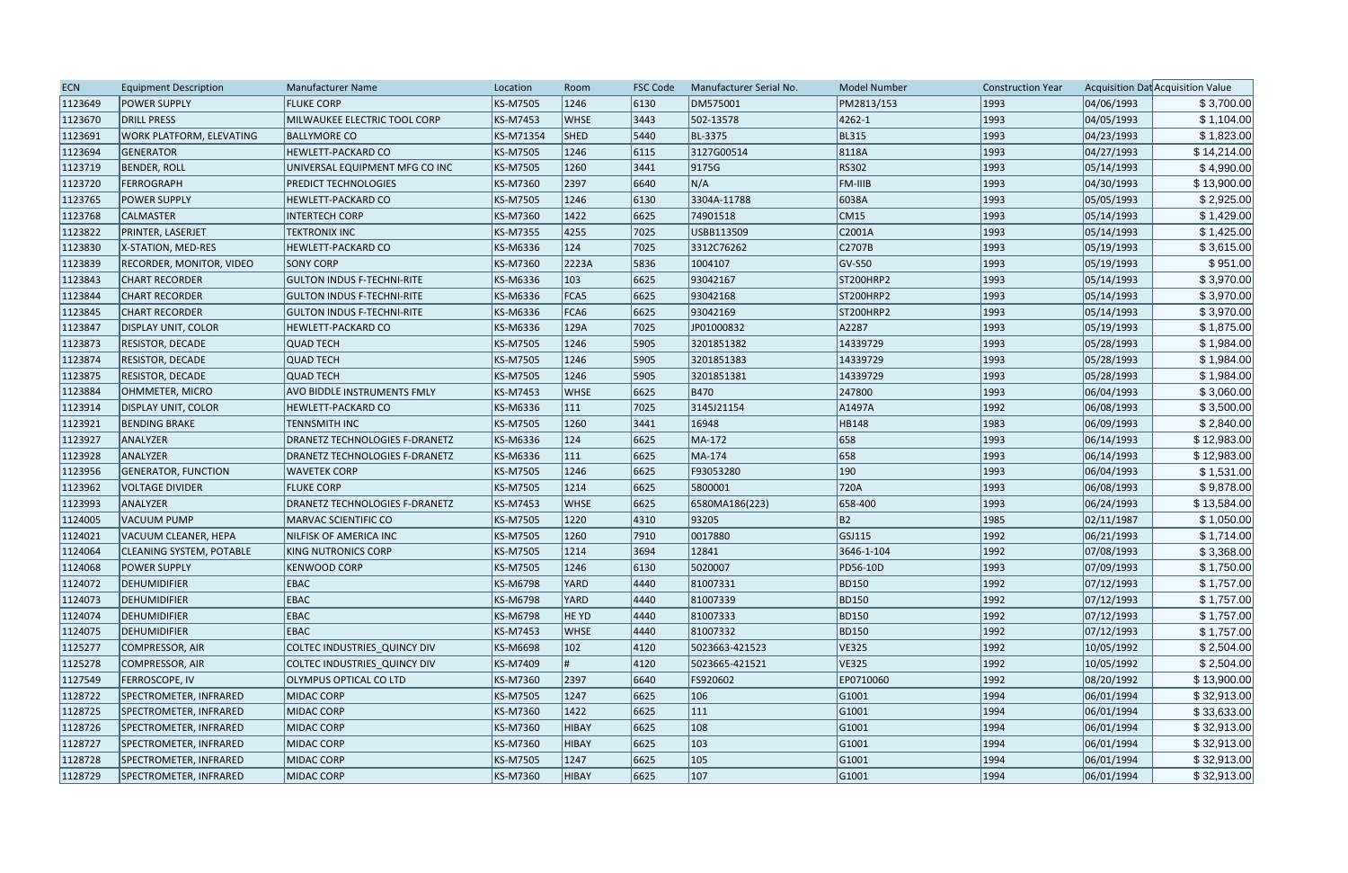| ECN | Equipment Description | Manufacturer Name | Location | Room | FSC Code | Manufacturer Serial No. | Model Number | Construction Year | Acquisition Dat | Acquisition Value |
|---|---|---|---|---|---|---|---|---|---|---|
| 1123649 | POWER SUPPLY | FLUKE CORP | KS-M7505 | 1246 | 6130 | DM575001 | PM2813/153 | 1993 | 04/06/1993 | $ 3,700.00 |
| 1123670 | DRILL PRESS | MILWAUKEE ELECTRIC TOOL CORP | KS-M7453 | WHSE | 3443 | 502-13578 | 4262-1 | 1993 | 04/05/1993 | $ 1,104.00 |
| 1123691 | WORK PLATFORM, ELEVATING | BALLYMORE CO | KS-M71354 | SHED | 5440 | BL-3375 | BL315 | 1993 | 04/23/1993 | $ 1,823.00 |
| 1123694 | GENERATOR | HEWLETT-PACKARD CO | KS-M7505 | 1246 | 6115 | 3127G00514 | 8118A | 1993 | 04/27/1993 | $ 14,214.00 |
| 1123719 | BENDER, ROLL | UNIVERSAL EQUIPMENT MFG CO INC | KS-M7505 | 1260 | 3441 | 9175G | RS302 | 1993 | 05/14/1993 | $ 4,990.00 |
| 1123720 | FERROGRAPH | PREDICT TECHNOLOGIES | KS-M7360 | 2397 | 6640 | N/A | FM-IIIB | 1993 | 04/30/1993 | $ 13,900.00 |
| 1123765 | POWER SUPPLY | HEWLETT-PACKARD CO | KS-M7505 | 1246 | 6130 | 3304A-11788 | 6038A | 1993 | 05/05/1993 | $ 2,925.00 |
| 1123768 | CALMASTER | INTERTECH CORP | KS-M7360 | 1422 | 6625 | 74901518 | CM15 | 1993 | 05/14/1993 | $ 1,429.00 |
| 1123822 | PRINTER, LASERJET | TEKTRONIX INC | KS-M7355 | 4255 | 7025 | USBB113509 | C2001A | 1993 | 05/14/1993 | $ 1,425.00 |
| 1123830 | X-STATION, MED-RES | HEWLETT-PACKARD CO | KS-M6336 | 124 | 7025 | 3312C76262 | C2707B | 1993 | 05/19/1993 | $ 3,615.00 |
| 1123839 | RECORDER, MONITOR, VIDEO | SONY CORP | KS-M7360 | 2223A | 5836 | 1004107 | GV-S50 | 1993 | 05/19/1993 | $ 951.00 |
| 1123843 | CHART RECORDER | GULTON INDUS F-TECHNI-RITE | KS-M6336 | 103 | 6625 | 93042167 | ST200HRP2 | 1993 | 05/14/1993 | $ 3,970.00 |
| 1123844 | CHART RECORDER | GULTON INDUS F-TECHNI-RITE | KS-M6336 | FCA5 | 6625 | 93042168 | ST200HRP2 | 1993 | 05/14/1993 | $ 3,970.00 |
| 1123845 | CHART RECORDER | GULTON INDUS F-TECHNI-RITE | KS-M6336 | FCA6 | 6625 | 93042169 | ST200HRP2 | 1993 | 05/14/1993 | $ 3,970.00 |
| 1123847 | DISPLAY UNIT, COLOR | HEWLETT-PACKARD CO | KS-M6336 | 129A | 7025 | JP01000832 | A2287 | 1993 | 05/19/1993 | $ 1,875.00 |
| 1123873 | RESISTOR, DECADE | QUAD TECH | KS-M7505 | 1246 | 5905 | 3201851382 | 14339729 | 1993 | 05/28/1993 | $ 1,984.00 |
| 1123874 | RESISTOR, DECADE | QUAD TECH | KS-M7505 | 1246 | 5905 | 3201851383 | 14339729 | 1993 | 05/28/1993 | $ 1,984.00 |
| 1123875 | RESISTOR, DECADE | QUAD TECH | KS-M7505 | 1246 | 5905 | 3201851381 | 14339729 | 1993 | 05/28/1993 | $ 1,984.00 |
| 1123884 | OHMMETER, MICRO | AVO BIDDLE INSTRUMENTS FMLY | KS-M7453 | WHSE | 6625 | B470 | 247800 | 1993 | 06/04/1993 | $ 3,060.00 |
| 1123914 | DISPLAY UNIT, COLOR | HEWLETT-PACKARD CO | KS-M6336 | 111 | 7025 | 3145J21154 | A1497A | 1992 | 06/08/1993 | $ 3,500.00 |
| 1123921 | BENDING BRAKE | TENNSMITH INC | KS-M7505 | 1260 | 3441 | 16948 | HB148 | 1983 | 06/09/1993 | $ 2,840.00 |
| 1123927 | ANALYZER | DRANETZ TECHNOLOGIES F-DRANETZ | KS-M6336 | 124 | 6625 | MA-172 | 658 | 1993 | 06/14/1993 | $ 12,983.00 |
| 1123928 | ANALYZER | DRANETZ TECHNOLOGIES F-DRANETZ | KS-M6336 | 111 | 6625 | MA-174 | 658 | 1993 | 06/14/1993 | $ 12,983.00 |
| 1123956 | GENERATOR, FUNCTION | WAVETEK CORP | KS-M7505 | 1246 | 6625 | F93053280 | 190 | 1993 | 06/04/1993 | $ 1,531.00 |
| 1123962 | VOLTAGE DIVIDER | FLUKE CORP | KS-M7505 | 1214 | 6625 | 5800001 | 720A | 1993 | 06/08/1993 | $ 9,878.00 |
| 1123993 | ANALYZER | DRANETZ TECHNOLOGIES F-DRANETZ | KS-M7453 | WHSE | 6625 | 6580MA186(223) | 658-400 | 1993 | 06/24/1993 | $ 13,584.00 |
| 1124005 | VACUUM PUMP | MARVAC SCIENTIFIC CO | KS-M7505 | 1220 | 4310 | 93205 | B2 | 1985 | 02/11/1987 | $ 1,050.00 |
| 1124021 | VACUUM CLEANER, HEPA | NILFISK OF AMERICA INC | KS-M7505 | 1260 | 7910 | 0017880 | GSJ115 | 1992 | 06/21/1993 | $ 1,714.00 |
| 1124064 | CLEANING SYSTEM, POTABLE | KING NUTRONICS CORP | KS-M7505 | 1214 | 3694 | 12841 | 3646-1-104 | 1992 | 07/08/1993 | $ 3,368.00 |
| 1124068 | POWER SUPPLY | KENWOOD CORP | KS-M7505 | 1246 | 6130 | 5020007 | PD56-10D | 1993 | 07/09/1993 | $ 1,750.00 |
| 1124072 | DEHUMIDIFIER | EBAC | KS-M6798 | YARD | 4440 | 81007331 | BD150 | 1992 | 07/12/1993 | $ 1,757.00 |
| 1124073 | DEHUMIDIFIER | EBAC | KS-M6798 | YARD | 4440 | 81007339 | BD150 | 1992 | 07/12/1993 | $ 1,757.00 |
| 1124074 | DEHUMIDIFIER | EBAC | KS-M6798 | HE YD | 4440 | 81007333 | BD150 | 1992 | 07/12/1993 | $ 1,757.00 |
| 1124075 | DEHUMIDIFIER | EBAC | KS-M7453 | WHSE | 4440 | 81007332 | BD150 | 1992 | 07/12/1993 | $ 1,757.00 |
| 1125277 | COMPRESSOR, AIR | COLTEC INDUSTRIES_QUINCY DIV | KS-M6698 | 102 | 4120 | 5023663-421523 | VE325 | 1992 | 10/05/1992 | $ 2,504.00 |
| 1125278 | COMPRESSOR, AIR | COLTEC INDUSTRIES_QUINCY DIV | KS-M7409 | # | 4120 | 5023665-421521 | VE325 | 1992 | 10/05/1992 | $ 2,504.00 |
| 1127549 | FERROSCOPE, IV | OLYMPUS OPTICAL CO LTD | KS-M7360 | 2397 | 6640 | FS920602 | EP0710060 | 1992 | 08/20/1992 | $ 13,900.00 |
| 1128722 | SPECTROMETER, INFRARED | MIDAC CORP | KS-M7505 | 1247 | 6625 | 106 | G1001 | 1994 | 06/01/1994 | $ 32,913.00 |
| 1128725 | SPECTROMETER, INFRARED | MIDAC CORP | KS-M7360 | 1422 | 6625 | 111 | G1001 | 1994 | 06/01/1994 | $ 33,633.00 |
| 1128726 | SPECTROMETER, INFRARED | MIDAC CORP | KS-M7360 | HIBAY | 6625 | 108 | G1001 | 1994 | 06/01/1994 | $ 32,913.00 |
| 1128727 | SPECTROMETER, INFRARED | MIDAC CORP | KS-M7360 | HIBAY | 6625 | 103 | G1001 | 1994 | 06/01/1994 | $ 32,913.00 |
| 1128728 | SPECTROMETER, INFRARED | MIDAC CORP | KS-M7505 | 1247 | 6625 | 105 | G1001 | 1994 | 06/01/1994 | $ 32,913.00 |
| 1128729 | SPECTROMETER, INFRARED | MIDAC CORP | KS-M7360 | HIBAY | 6625 | 107 | G1001 | 1994 | 06/01/1994 | $ 32,913.00 |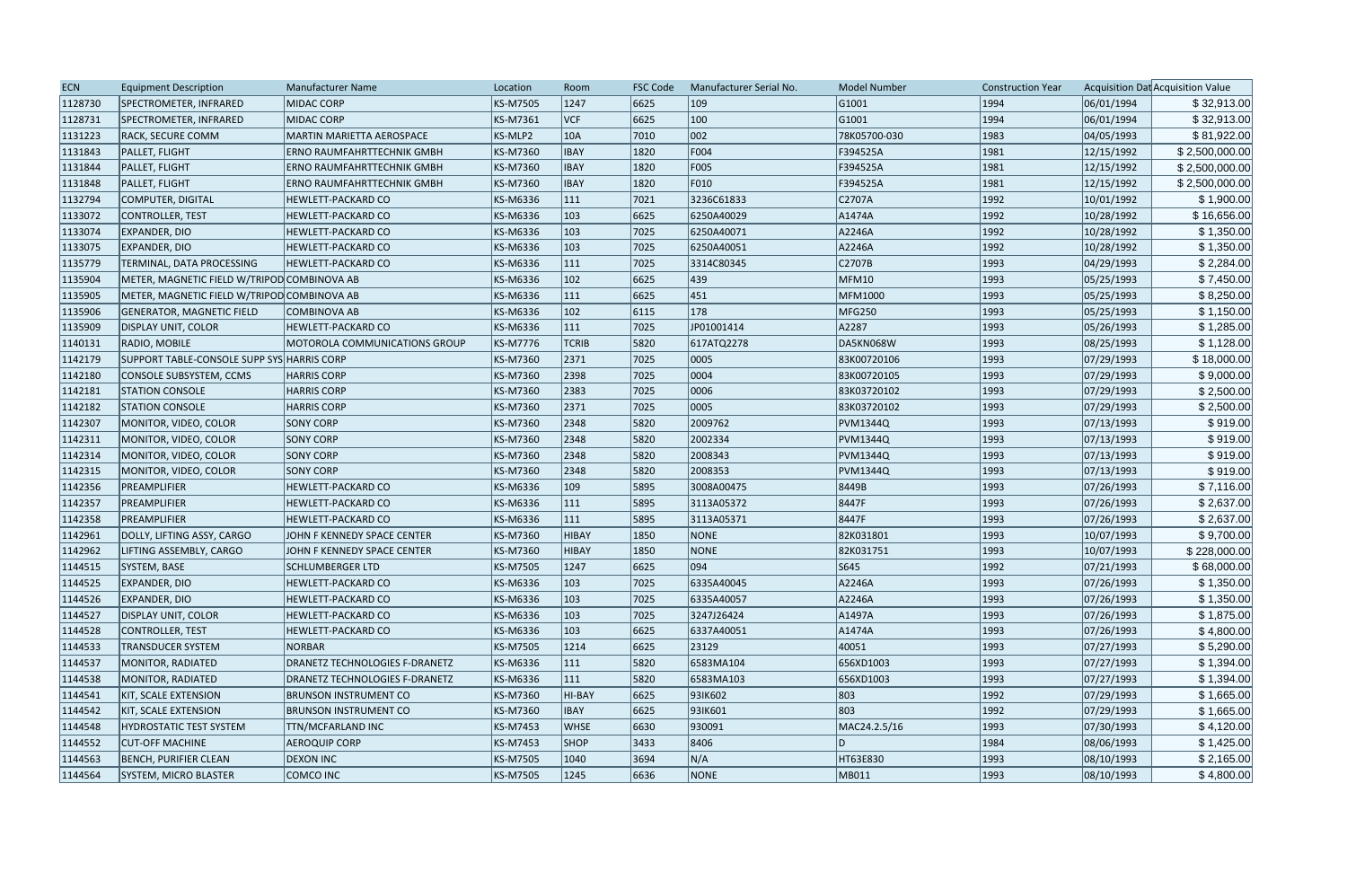| ECN | Equipment Description | Manufacturer Name | Location | Room | FSC Code | Manufacturer Serial No. | Model Number | Construction Year | Acquisition Dat | Acquisition Value |
|---|---|---|---|---|---|---|---|---|---|---|
| 1128730 | SPECTROMETER, INFRARED | MIDAC CORP | KS-M7505 | 1247 | 6625 | 109 | G1001 | 1994 | 06/01/1994 | $ 32,913.00 |
| 1128731 | SPECTROMETER, INFRARED | MIDAC CORP | KS-M7361 | VCF | 6625 | 100 | G1001 | 1994 | 06/01/1994 | $ 32,913.00 |
| 1131223 | RACK, SECURE COMM | MARTIN MARIETTA AEROSPACE | KS-MLP2 | 10A | 7010 | 002 | 78K05700-030 | 1983 | 04/05/1993 | $ 81,922.00 |
| 1131843 | PALLET, FLIGHT | ERNO RAUMFAHRTTECHNIK GMBH | KS-M7360 | IBAY | 1820 | F004 | F394525A | 1981 | 12/15/1992 | $ 2,500,000.00 |
| 1131844 | PALLET, FLIGHT | ERNO RAUMFAHRTTECHNIK GMBH | KS-M7360 | IBAY | 1820 | F005 | F394525A | 1981 | 12/15/1992 | $ 2,500,000.00 |
| 1131848 | PALLET, FLIGHT | ERNO RAUMFAHRTTECHNIK GMBH | KS-M7360 | IBAY | 1820 | F010 | F394525A | 1981 | 12/15/1992 | $ 2,500,000.00 |
| 1132794 | COMPUTER, DIGITAL | HEWLETT-PACKARD CO | KS-M6336 | 111 | 7021 | 3236C61833 | C2707A | 1992 | 10/01/1992 | $ 1,900.00 |
| 1133072 | CONTROLLER, TEST | HEWLETT-PACKARD CO | KS-M6336 | 103 | 6625 | 6250A40029 | A1474A | 1992 | 10/28/1992 | $ 16,656.00 |
| 1133074 | EXPANDER, DIO | HEWLETT-PACKARD CO | KS-M6336 | 103 | 7025 | 6250A40071 | A2246A | 1992 | 10/28/1992 | $ 1,350.00 |
| 1133075 | EXPANDER, DIO | HEWLETT-PACKARD CO | KS-M6336 | 103 | 7025 | 6250A40051 | A2246A | 1992 | 10/28/1992 | $ 1,350.00 |
| 1135779 | TERMINAL, DATA PROCESSING | HEWLETT-PACKARD CO | KS-M6336 | 111 | 7025 | 3314C80345 | C2707B | 1993 | 04/29/1993 | $ 2,284.00 |
| 1135904 | METER, MAGNETIC FIELD W/TRIPOD | COMBINOVA AB | KS-M6336 | 102 | 6625 | 439 | MFM10 | 1993 | 05/25/1993 | $ 7,450.00 |
| 1135905 | METER, MAGNETIC FIELD W/TRIPOD | COMBINOVA AB | KS-M6336 | 111 | 6625 | 451 | MFM1000 | 1993 | 05/25/1993 | $ 8,250.00 |
| 1135906 | GENERATOR, MAGNETIC FIELD | COMBINOVA AB | KS-M6336 | 102 | 6115 | 178 | MFG250 | 1993 | 05/25/1993 | $ 1,150.00 |
| 1135909 | DISPLAY UNIT, COLOR | HEWLETT-PACKARD CO | KS-M6336 | 111 | 7025 | JP01001414 | A2287 | 1993 | 05/26/1993 | $ 1,285.00 |
| 1140131 | RADIO, MOBILE | MOTOROLA COMMUNICATIONS GROUP | KS-M7776 | TCRIB | 5820 | 617ATQ2278 | DA5KN068W | 1993 | 08/25/1993 | $ 1,128.00 |
| 1142179 | SUPPORT TABLE-CONSOLE SUPP SYS | HARRIS CORP | KS-M7360 | 2371 | 7025 | 0005 | 83K00720106 | 1993 | 07/29/1993 | $ 18,000.00 |
| 1142180 | CONSOLE SUBSYSTEM, CCMS | HARRIS CORP | KS-M7360 | 2398 | 7025 | 0004 | 83K00720105 | 1993 | 07/29/1993 | $ 9,000.00 |
| 1142181 | STATION CONSOLE | HARRIS CORP | KS-M7360 | 2383 | 7025 | 0006 | 83K03720102 | 1993 | 07/29/1993 | $ 2,500.00 |
| 1142182 | STATION CONSOLE | HARRIS CORP | KS-M7360 | 2371 | 7025 | 0005 | 83K03720102 | 1993 | 07/29/1993 | $ 2,500.00 |
| 1142307 | MONITOR, VIDEO, COLOR | SONY CORP | KS-M7360 | 2348 | 5820 | 2009762 | PVM1344Q | 1993 | 07/13/1993 | $ 919.00 |
| 1142311 | MONITOR, VIDEO, COLOR | SONY CORP | KS-M7360 | 2348 | 5820 | 2002334 | PVM1344Q | 1993 | 07/13/1993 | $ 919.00 |
| 1142314 | MONITOR, VIDEO, COLOR | SONY CORP | KS-M7360 | 2348 | 5820 | 2008343 | PVM1344Q | 1993 | 07/13/1993 | $ 919.00 |
| 1142315 | MONITOR, VIDEO, COLOR | SONY CORP | KS-M7360 | 2348 | 5820 | 2008353 | PVM1344Q | 1993 | 07/13/1993 | $ 919.00 |
| 1142356 | PREAMPLIFIER | HEWLETT-PACKARD CO | KS-M6336 | 109 | 5895 | 3008A00475 | 8449B | 1993 | 07/26/1993 | $ 7,116.00 |
| 1142357 | PREAMPLIFIER | HEWLETT-PACKARD CO | KS-M6336 | 111 | 5895 | 3113A05372 | 8447F | 1993 | 07/26/1993 | $ 2,637.00 |
| 1142358 | PREAMPLIFIER | HEWLETT-PACKARD CO | KS-M6336 | 111 | 5895 | 3113A05371 | 8447F | 1993 | 07/26/1993 | $ 2,637.00 |
| 1142961 | DOLLY, LIFTING ASSY, CARGO | JOHN F KENNEDY SPACE CENTER | KS-M7360 | HIBAY | 1850 | NONE | 82K031801 | 1993 | 10/07/1993 | $ 9,700.00 |
| 1142962 | LIFTING ASSEMBLY, CARGO | JOHN F KENNEDY SPACE CENTER | KS-M7360 | HIBAY | 1850 | NONE | 82K031751 | 1993 | 10/07/1993 | $ 228,000.00 |
| 1144515 | SYSTEM, BASE | SCHLUMBERGER LTD | KS-M7505 | 1247 | 6625 | 094 | S645 | 1992 | 07/21/1993 | $ 68,000.00 |
| 1144525 | EXPANDER, DIO | HEWLETT-PACKARD CO | KS-M6336 | 103 | 7025 | 6335A40045 | A2246A | 1993 | 07/26/1993 | $ 1,350.00 |
| 1144526 | EXPANDER, DIO | HEWLETT-PACKARD CO | KS-M6336 | 103 | 7025 | 6335A40057 | A2246A | 1993 | 07/26/1993 | $ 1,350.00 |
| 1144527 | DISPLAY UNIT, COLOR | HEWLETT-PACKARD CO | KS-M6336 | 103 | 7025 | 3247J26424 | A1497A | 1993 | 07/26/1993 | $ 1,875.00 |
| 1144528 | CONTROLLER, TEST | HEWLETT-PACKARD CO | KS-M6336 | 103 | 6625 | 6337A40051 | A1474A | 1993 | 07/26/1993 | $ 4,800.00 |
| 1144533 | TRANSDUCER SYSTEM | NORBAR | KS-M7505 | 1214 | 6625 | 23129 | 40051 | 1993 | 07/27/1993 | $ 5,290.00 |
| 1144537 | MONITOR, RADIATED | DRANETZ TECHNOLOGIES F-DRANETZ | KS-M6336 | 111 | 5820 | 6583MA104 | 656XD1003 | 1993 | 07/27/1993 | $ 1,394.00 |
| 1144538 | MONITOR, RADIATED | DRANETZ TECHNOLOGIES F-DRANETZ | KS-M6336 | 111 | 5820 | 6583MA103 | 656XD1003 | 1993 | 07/27/1993 | $ 1,394.00 |
| 1144541 | KIT, SCALE EXTENSION | BRUNSON INSTRUMENT CO | KS-M7360 | HI-BAY | 6625 | 93IK602 | 803 | 1992 | 07/29/1993 | $ 1,665.00 |
| 1144542 | KIT, SCALE EXTENSION | BRUNSON INSTRUMENT CO | KS-M7360 | IBAY | 6625 | 93IK601 | 803 | 1992 | 07/29/1993 | $ 1,665.00 |
| 1144548 | HYDROSTATIC TEST SYSTEM | TTN/MCFARLAND INC | KS-M7453 | WHSE | 6630 | 930091 | MAC24.2.5/16 | 1993 | 07/30/1993 | $ 4,120.00 |
| 1144552 | CUT-OFF MACHINE | AEROQUIP CORP | KS-M7453 | SHOP | 3433 | 8406 | D | 1984 | 08/06/1993 | $ 1,425.00 |
| 1144563 | BENCH, PURIFIER CLEAN | DEXON INC | KS-M7505 | 1040 | 3694 | N/A | HT63E830 | 1993 | 08/10/1993 | $ 2,165.00 |
| 1144564 | SYSTEM, MICRO BLASTER | COMCO INC | KS-M7505 | 1245 | 6636 | NONE | MB011 | 1993 | 08/10/1993 | $ 4,800.00 |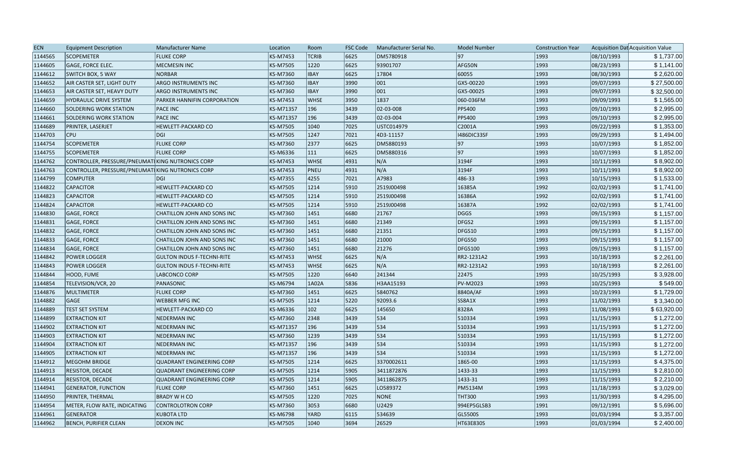| ECN | Equipment Description | Manufacturer Name | Location | Room | FSC Code | Manufacturer Serial No. | Model Number | Construction Year | Acquisition Dat | Acquisition Value |
|---|---|---|---|---|---|---|---|---|---|---|
| 1144565 | SCOPEMETER | FLUKE CORP | KS-M7453 | TCRIB | 6625 | DM5780918 | 97 | 1993 | 08/10/1993 | $ 1,737.00 |
| 1144605 | GAGE, FORCE ELEC. | MECMESIN INC | KS-M7505 | 1220 | 6625 | 93901707 | AFG50N | 1993 | 08/23/1993 | $ 1,141.00 |
| 1144612 | SWITCH BOX, 5 WAY | NORBAR | KS-M7360 | IBAY | 6625 | 17804 | 60055 | 1993 | 08/30/1993 | $ 2,620.00 |
| 1144652 | AIR CASTER SET, LIGHT DUTY | ARGO INSTRUMENTS INC | KS-M7360 | IBAY | 3990 | 001 | GX5-00220 | 1993 | 09/07/1993 | $ 27,500.00 |
| 1144653 | AIR CASTER SET, HEAVY DUTY | ARGO INSTRUMENTS INC | KS-M7360 | IBAY | 3990 | 001 | GX5-00025 | 1993 | 09/07/1993 | $ 32,500.00 |
| 1144659 | HYDRAULIC DRIVE SYSTEM | PARKER HANNIFIN CORPORATION | KS-M7453 | WHSE | 3950 | 1837 | 060-036FM | 1993 | 09/09/1993 | $ 1,565.00 |
| 1144660 | SOLDERING WORK STATION | PACE INC | KS-M71357 | 196 | 3439 | 02-03-008 | PPS400 | 1993 | 09/10/1993 | $ 2,995.00 |
| 1144661 | SOLDERING WORK STATION | PACE INC | KS-M71357 | 196 | 3439 | 02-03-004 | PPS400 | 1993 | 09/10/1993 | $ 2,995.00 |
| 1144689 | PRINTER, LASERJET | HEWLETT-PACKARD CO | KS-M7505 | 1040 | 7025 | USTC014979 | C2001A | 1993 | 09/22/1993 | $ 1,353.00 |
| 1144703 | CPU | DGI | KS-M7505 | 1247 | 7021 | 4D3-11157 | I486DIC33SF | 1993 | 09/29/1993 | $ 1,494.00 |
| 1144754 | SCOPEMETER | FLUKE CORP | KS-M7360 | 2377 | 6625 | DM5880193 | 97 | 1993 | 10/07/1993 | $ 1,852.00 |
| 1144755 | SCOPEMETER | FLUKE CORP | KS-M6336 | 111 | 6625 | DM5880316 | 97 | 1993 | 10/07/1993 | $ 1,852.00 |
| 1144762 | CONTROLLER, PRESSURE/PNEUMATI | KING NUTRONICS CORP | KS-M7453 | WHSE | 4931 | N/A | 3194F | 1993 | 10/11/1993 | $ 8,902.00 |
| 1144763 | CONTROLLER, PRESSURE/PNEUMATI | KING NUTRONICS CORP | KS-M7453 | PNEU | 4931 | N/A | 3194F | 1993 | 10/11/1993 | $ 8,902.00 |
| 1144799 | COMPUTER | DGI | KS-M7355 | 4255 | 7021 | A7983 | 486-33 | 1993 | 10/15/1993 | $ 1,533.00 |
| 1144822 | CAPACITOR | HEWLETT-PACKARD CO | KS-M7505 | 1214 | 5910 | 2519J00498 | 16385A | 1992 | 02/02/1993 | $ 1,741.00 |
| 1144823 | CAPACITOR | HEWLETT-PACKARD CO | KS-M7505 | 1214 | 5910 | 2519J00498 | 16386A | 1992 | 02/02/1993 | $ 1,741.00 |
| 1144824 | CAPACITOR | HEWLETT-PACKARD CO | KS-M7505 | 1214 | 5910 | 2519J00498 | 16387A | 1992 | 02/02/1993 | $ 1,741.00 |
| 1144830 | GAGE, FORCE | CHATILLON JOHN AND SONS INC | KS-M7360 | 1451 | 6680 | 21767 | DGGS | 1993 | 09/15/1993 | $ 1,157.00 |
| 1144831 | GAGE, FORCE | CHATILLON JOHN AND SONS INC | KS-M7360 | 1451 | 6680 | 21349 | DFGS2 | 1993 | 09/15/1993 | $ 1,157.00 |
| 1144832 | GAGE, FORCE | CHATILLON JOHN AND SONS INC | KS-M7360 | 1451 | 6680 | 21351 | DFGS10 | 1993 | 09/15/1993 | $ 1,157.00 |
| 1144833 | GAGE, FORCE | CHATILLON JOHN AND SONS INC | KS-M7360 | 1451 | 6680 | 21000 | DFGS50 | 1993 | 09/15/1993 | $ 1,157.00 |
| 1144834 | GAGE, FORCE | CHATILLON JOHN AND SONS INC | KS-M7360 | 1451 | 6680 | 21276 | DFGS100 | 1993 | 09/15/1993 | $ 1,157.00 |
| 1144842 | POWER LOGGER | GULTON INDUS F-TECHNI-RITE | KS-M7453 | WHSE | 6625 | N/A | RR2-1231A2 | 1993 | 10/18/1993 | $ 2,261.00 |
| 1144843 | POWER LOGGER | GULTON INDUS F-TECHNI-RITE | KS-M7453 | WHSE | 6625 | N/A | RR2-1231A2 | 1993 | 10/18/1993 | $ 2,261.00 |
| 1144844 | HOOD, FUME | LABCONCO CORP | KS-M7505 | 1220 | 6640 | 241344 | 22475 | 1993 | 10/25/1993 | $ 3,928.00 |
| 1144854 | TELEVISION/VCR, 20 | PANASONIC | KS-M6794 | 1A02A | 5836 | H3AA15193 | PV-M2023 | 1993 | 10/25/1993 | $ 549.00 |
| 1144876 | MULTIMETER | FLUKE CORP | KS-M7360 | 1451 | 6625 | 5840762 | 8840A/AF | 1993 | 10/23/1993 | $ 1,729.00 |
| 1144882 | GAGE | WEBBER MFG INC | KS-M7505 | 1214 | 5220 | 92093.6 | SS8A1X | 1993 | 11/02/1993 | $ 3,340.00 |
| 1144889 | TEST SET SYSTEM | HEWLETT-PACKARD CO | KS-M6336 | 102 | 6625 | 145650 | 8328A | 1993 | 11/08/1993 | $ 63,920.00 |
| 1144899 | EXTRACTION KIT | NEDERMAN INC | KS-M7360 | 2348 | 3439 | 534 | 510334 | 1993 | 11/15/1993 | $ 1,272.00 |
| 1144902 | EXTRACTION KIT | NEDERMAN INC | KS-M71357 | 196 | 3439 | 534 | 510334 | 1993 | 11/15/1993 | $ 1,272.00 |
| 1144903 | EXTRACTION KIT | NEDERMAN INC | KS-M7360 | 1239 | 3439 | 534 | 510334 | 1993 | 11/15/1993 | $ 1,272.00 |
| 1144904 | EXTRACTION KIT | NEDERMAN INC | KS-M71357 | 196 | 3439 | 534 | 510334 | 1993 | 11/15/1993 | $ 1,272.00 |
| 1144905 | EXTRACTION KIT | NEDERMAN INC | KS-M71357 | 196 | 3439 | 534 | 510334 | 1993 | 11/15/1993 | $ 1,272.00 |
| 1144912 | MEGOHM BRIDGE | QUADRANT ENGINEERING CORP | KS-M7505 | 1214 | 6625 | 3370002611 | 1865-00 | 1993 | 11/15/1993 | $ 4,375.00 |
| 1144913 | RESISTOR, DECADE | QUADRANT ENGINEERING CORP | KS-M7505 | 1214 | 5905 | 3411872876 | 1433-33 | 1993 | 11/15/1993 | $ 2,810.00 |
| 1144914 | RESISTOR, DECADE | QUADRANT ENGINEERING CORP | KS-M7505 | 1214 | 5905 | 3411862875 | 1433-31 | 1993 | 11/15/1993 | $ 2,210.00 |
| 1144941 | GENERATOR, FUNCTION | FLUKE CORP | KS-M7360 | 1451 | 6625 | LO589372 | PM5134M | 1993 | 11/18/1993 | $ 3,029.00 |
| 1144950 | PRINTER, THERMAL | BRADY W H CO | KS-M7505 | 1220 | 7025 | NONE | THT300 | 1993 | 11/30/1993 | $ 4,295.00 |
| 1144954 | METER, FLOW RATE, INDICATING | CONTROLOTRON CORP | KS-M7360 | 3053 | 6680 | U2429 | 994EP5GLSB3 | 1991 | 09/12/1991 | $ 5,696.00 |
| 1144961 | GENERATOR | KUBOTA LTD | KS-M6798 | YARD | 6115 | 534639 | GL5500S | 1993 | 01/03/1994 | $ 3,357.00 |
| 1144962 | BENCH, PURIFIER CLEAN | DEXON INC | KS-M7505 | 1040 | 3694 | 26529 | HT63E830S | 1993 | 01/03/1994 | $ 2,400.00 |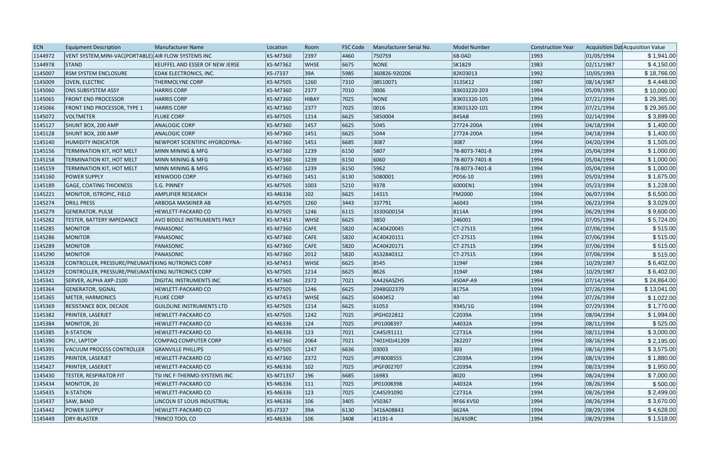| ECN | Equipment Description | Manufacturer Name | Location | Room | FSC Code | Manufacturer Serial No. | Model Number | Construction Year | Acquisition Dat | Acquisition Value |
|---|---|---|---|---|---|---|---|---|---|---|
| 1144972 | VENT SYSTEM,MINI-VAC(PORTABLE) | AIR FLOW SYSTEMS INC | KS-M7360 | 2397 | 4460 | 750759 | 68-0AD | 1993 | 01/05/1994 | $ 1,941.00 |
| 1144978 | STAND | KEUFFEL AND ESSER OF NEW JERSE | KS-M7362 | WHSE | 6675 | NONE | SK1829 | 1983 | 02/11/1987 | $ 4,150.00 |
| 1145007 | RSM SYSTEM ENCLOSURE | EDAK ELECTRONICS, INC. | KS-J7337 | 39A | 5985 | 360826-920206 | 82K03013 | 1992 | 10/05/1993 | $ 18,766.00 |
| 1145009 | OVEN, ELECTRIC | THERMOLYNE CORP | KS-M7505 | 1260 | 7310 | 08510071 | 3135K12 | 1987 | 08/14/1987 | $ 4,448.00 |
| 1145060 | DNS SUBSYSTEM ASSY | HARRIS CORP | KS-M7360 | 2377 | 7010 | 0006 | 83K03220-203 | 1994 | 05/09/1995 | $ 10,000.00 |
| 1145065 | FRONT END PROCESSOR | HARRIS CORP | KS-M7360 | HIBAY | 7025 | NONE | 83K01320-105 | 1994 | 07/21/1994 | $ 29,365.00 |
| 1145066 | FRONT END PROCESSOR, TYPE 1 | HARRIS CORP | KS-M7360 | 2377 | 7025 | 0016 | 83K01320-101 | 1994 | 07/21/1994 | $ 29,365.00 |
| 1145072 | VOLTMETER | FLUKE CORP | KS-M7505 | 1214 | 6625 | 5850004 | 845AB | 1993 | 02/14/1994 | $ 3,899.00 |
| 1145127 | SHUNT BOX, 200 AMP | ANALOGIC CORP | KS-M7360 | 1457 | 6625 | 5045 | 27724-200A | 1994 | 04/18/1994 | $ 1,400.00 |
| 1145128 | SHUNT BOX, 200 AMP | ANALOGIC CORP | KS-M7360 | 1451 | 6625 | 5044 | 27724-200A | 1994 | 04/18/1994 | $ 1,400.00 |
| 1145140 | HUMIDITY INDICATOR | NEWPORT SCIENTIFIC HYGRODYNA- | KS-M7360 | 1451 | 6685 | 3087 | 3087 | 1994 | 04/20/1994 | $ 1,505.00 |
| 1145156 | TERMINATION KIT, HOT MELT | MINN MINING & MFG | KS-M7360 | 1239 | 6150 | 5807 | 78-8073-7401-8 | 1994 | 05/04/1994 | $ 1,000.00 |
| 1145158 | TERMINATION KIT, HOT MELT | MINN MINING & MFG | KS-M7360 | 1239 | 6150 | 6060 | 78-8073-7401-8 | 1994 | 05/04/1994 | $ 1,000.00 |
| 1145159 | TERMINATION KIT, HOT MELT | MINN MINING & MFG | KS-M7360 | 1239 | 6150 | 5962 | 78-8073-7401-8 | 1994 | 05/04/1994 | $ 1,000.00 |
| 1145160 | POWER SUPPLY | KENWOOD CORP | KS-M7360 | 1451 | 6130 | 5080001 | PD56-10 | 1993 | 05/03/1994 | $ 1,675.00 |
| 1145189 | GAGE, COATING THICKNESS | S.G. PINNEY | KS-M7505 | 1003 | 5210 | 9378 | 6000EN1 | 1994 | 05/23/1994 | $ 1,228.00 |
| 1145221 | MONITOR, ISTROPIC, FIELD | AMPLIFIER RESEARCH | KS-M6336 | 102 | 6625 | 14315 | FM2000 | 1994 | 06/07/1994 | $ 6,500.00 |
| 1145274 | DRILL PRESS | ARBOGA MASKINER AB | KS-M7505 | 1260 | 3443 | 337791 | A6043 | 1994 | 06/23/1994 | $ 3,029.00 |
| 1145279 | GENERATOR, PULSE | HEWLETT-PACKARD CO | KS-M7505 | 1246 | 6115 | 3330G00154 | 8114A | 1994 | 06/29/1994 | $ 9,600.00 |
| 1145282 | TESTER, BATTERY IMPEDANCE | AVO BIDDLE INSTRUMENTS FMLY | KS-M7453 | WHSE | 6625 | 3850 | 246001 | 1994 | 07/05/1994 | $ 5,724.00 |
| 1145285 | MONITOR | PANASONIC | KS-M7360 | CAFE | 5820 | AC40420045 | CT-27S15 | 1994 | 07/06/1994 | $ 515.00 |
| 1145286 | MONITOR | PANASONIC | KS-M7360 | CAFE | 5820 | AC40420151 | CT-27S15 | 1994 | 07/06/1994 | $ 515.00 |
| 1145289 | MONITOR | PANASONIC | KS-M7360 | CAFE | 5820 | AC40420171 | CT-27S15 | 1994 | 07/06/1994 | $ 515.00 |
| 1145290 | MONITOR | PANASONIC | KS-M7360 | 2012 | 5820 | AS32840312 | CT-27S15 | 1994 | 07/06/1994 | $ 515.00 |
| 1145328 | CONTROLLER, PRESSURE/PNEUMATI | KING NUTRONICS CORP | KS-M7453 | WHSE | 6625 | 8545 | 3194F | 1984 | 10/29/1987 | $ 6,402.00 |
| 1145329 | CONTROLLER, PRESSURE/PNEUMATI | KING NUTRONICS CORP | KS-M7505 | 1214 | 6625 | 8626 | 3194F | 1984 | 10/29/1987 | $ 6,402.00 |
| 1145341 | SERVER, ALPHA AXP-2100 | DIGITAL INSTRUMENTS INC | KS-M7360 | 2372 | 7021 | KA426ASZH5 | 450AP-A9 | 1994 | 07/14/1994 | $ 24,864.00 |
| 1145364 | GENERATOR, SIGNAL | HEWLETT-PACKARD CO | KS-M7505 | 1246 | 6625 | 2948G02379 | 8175A | 1994 | 07/26/1994 | $ 13,041.00 |
| 1145365 | METER, HARMONICS | FLUKE CORP | KS-M7453 | WHSE | 6625 | 6040452 | 40 | 1994 | 07/26/1994 | $ 1,022.00 |
| 1145369 | RESISTANCE BOX, DECADE | GUILDLINE INSTRUMENTS LTD | KS-M7505 | 1214 | 6625 | 61053 | 9345/1G | 1994 | 07/29/1994 | $ 1,770.00 |
| 1145382 | PRINTER, LASERJET | HEWLETT-PACKARD CO | KS-M7505 | 1242 | 7025 | JPGH022812 | C2039A | 1994 | 08/04/1994 | $ 1,994.00 |
| 1145384 | MONITOR, 20 | HEWLETT-PACKARD CO | KS-M6336 | 124 | 7025 | JP01008397 | A4032A | 1994 | 08/11/1994 | $ 525.00 |
| 1145385 | X-STATION | HEWLETT-PACKARD CO | KS-M6336 | 123 | 7021 | CA45J91111 | C2731A | 1994 | 08/11/1994 | $ 3,000.00 |
| 1145390 | CPU, LAPTOP | COMPAQ COMPUTER CORP | KS-M7360 | 2064 | 7021 | 7401HDJ41209 | 282207 | 1994 | 08/16/1994 | $ 2,195.00 |
| 1145391 | VACUUM PROCESS CONTROLLER | GRANVILLE PHILLIPS | KS-M7505 | 1247 | 6636 | 03003 | 303 | 1994 | 08/16/1994 | $ 3,575.00 |
| 1145395 | PRINTER, LASERJET | HEWLETT-PACKARD CO | KS-M7360 | 2372 | 7025 | JPFB008555 | C2039A | 1994 | 08/19/1994 | $ 1,880.00 |
| 1145427 | PRINTER, LASERJET | HEWLETT-PACKARD CO | KS-M6336 | 102 | 7025 | JPGF002707 | C2039A | 1994 | 08/23/1994 | $ 1,950.00 |
| 1145430 | TESTER, RESPIRATOR FIT | TSI INC F-THERMO-SYSTEMS INC | KS-M71357 | 196 | 6685 | 16983 | 8020 | 1994 | 08/24/1994 | $ 7,000.00 |
| 1145434 | MONITOR, 20 | HEWLETT-PACKARD CO | KS-M6336 | 111 | 7025 | JP01008398 | A4032A | 1994 | 08/26/1994 | $ 500.00 |
| 1145435 | X-STATION | HEWLETT-PACKARD CO | KS-M6336 | 123 | 7025 | CA45J91090 | C2731A | 1994 | 08/26/1994 | $ 2,499.00 |
| 1145437 | SAW, BAND | LINCOLN ST LOUIS INDUSTRIAL | KS-M6336 | 106 | 3405 | V50367 | RF66 KV50 | 1994 | 08/26/1994 | $ 3,670.00 |
| 1145442 | POWER SUPPLY | HEWLETT-PACKARD CO | KS-J7337 | 39A | 6130 | 3416A08843 | 6624A | 1994 | 08/29/1994 | $ 4,628.00 |
| 1145449 | DRY-BLASTER | TRINCO TOOL CO | KS-M6336 | 106 | 3408 | 41191-4 | 36/450RC | 1994 | 08/29/1994 | $ 1,518.00 |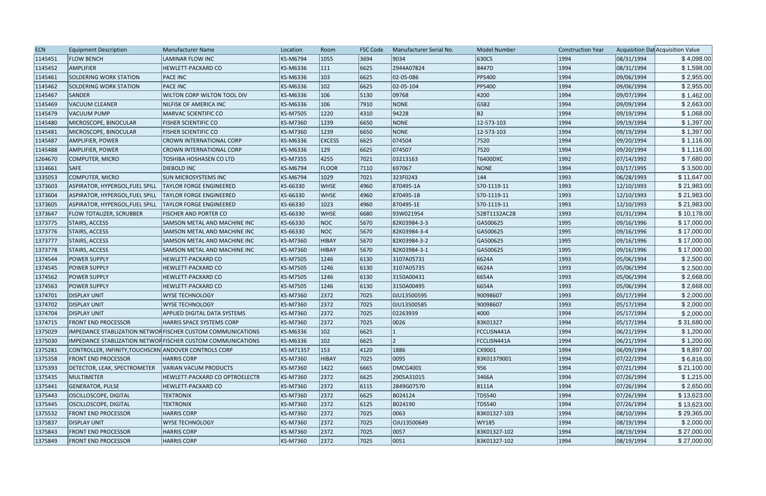| ECN | Equipment Description | Manufacturer Name | Location | Room | FSC Code | Manufacturer Serial No. | Model Number | Construction Year | Acquisition Dat | Acquisition Value |
|---|---|---|---|---|---|---|---|---|---|---|
| 1145451 | FLOW BENCH | LAMINAR FLOW INC | KS-M6794 | 1055 | 3694 | 9034 | 630CS | 1994 | 08/31/1994 | $ 4,098.00 |
| 1145452 | AMPLIFIER | HEWLETT-PACKARD CO | KS-M6336 | 111 | 6625 | 2944A07824 | 8447D | 1994 | 08/31/1994 | $ 1,598.00 |
| 1145461 | SOLDERING WORK STATION | PACE INC | KS-M6336 | 103 | 6625 | 02-05-086 | PPS400 | 1994 | 09/06/1994 | $ 2,955.00 |
| 1145462 | SOLDERING WORK STATION | PACE INC | KS-M6336 | 102 | 6625 | 02-05-104 | PPS400 | 1994 | 09/06/1994 | $ 2,955.00 |
| 1145467 | SANDER | WILTON CORP WILTON TOOL DIV | KS-M6336 | 106 | 5130 | 09768 | 4200 | 1994 | 09/07/1994 | $ 1,462.00 |
| 1145469 | VACUUM CLEANER | NILFISK OF AMERICA INC | KS-M6336 | 106 | 7910 | NONE | GS82 | 1994 | 09/09/1994 | $ 2,663.00 |
| 1145479 | VACUUM PUMP | MARVAC SCIENTIFIC CO | KS-M7505 | 1220 | 4310 | 94228 | B2 | 1994 | 09/19/1994 | $ 1,068.00 |
| 1145480 | MICROSCOPE, BINOCULAR | FISHER SCIENTIFIC CO | KS-M7360 | 1239 | 6650 | NONE | 12-573-103 | 1994 | 09/19/1994 | $ 1,397.00 |
| 1145481 | MICROSCOPE, BINOCULAR | FISHER SCIENTIFIC CO | KS-M7360 | 1239 | 6650 | NONE | 12-573-103 | 1994 | 09/19/1994 | $ 1,397.00 |
| 1145487 | AMPLIFIER, POWER | CROWN INTERNATIONAL CORP | KS-M6336 | EXCESS | 6625 | 074504 | 7520 | 1994 | 09/20/1994 | $ 1,116.00 |
| 1145488 | AMPLIFIER, POWER | CROWN INTERNATIONAL CORP | KS-M6336 | 129 | 6625 | 074507 | 7520 | 1994 | 09/20/1994 | $ 1,116.00 |
| 1264670 | COMPUTER, MICRO | TOSHIBA HOSHASEN CO LTD | KS-M7355 | 4255 | 7021 | 03213163 | T6400DXC | 1992 | 07/14/1992 | $ 7,680.00 |
| 1314661 | SAFE | DIEBOLD INC | KS-M6794 | FLOOR | 7110 | 697067 | NONE | 1994 | 03/17/1995 | $ 3,500.00 |
| 1335053 | COMPUTER, MICRO | SUN MICROSYSTEMS INC | KS-M6794 | 1029 | 7021 | 323F0243 | 144 | 1993 | 06/28/1993 | $ 11,647.00 |
| 1373603 | ASPIRATOR, HYPERGOL,FUEL SPILL | TAYLOR FORGE ENGINEERED | KS-66330 | WHSE | 4960 | 870495-1A | S70-1119-11 | 1993 | 12/10/1993 | $ 21,983.00 |
| 1373604 | ASPIRATOR, HYPERGOL,FUEL SPILL | TAYLOR FORGE ENGINEERED | KS-66330 | WHSE | 4960 | 870495-1B | S70-1119-11 | 1993 | 12/10/1993 | $ 21,983.00 |
| 1373605 | ASPIRATOR, HYPERGOL,FUEL SPILL | TAYLOR FORGE ENGINEERED | KS-66330 | 1023 | 4960 | 870495-1E | S70-1119-11 | 1993 | 12/10/1993 | $ 21,983.00 |
| 1373647 | FLOW TOTALIZER, SCRUBBER | FISCHER AND PORTER CO | KS-66330 | WHSE | 6680 | 93W021954 | 52BT1132AC2B | 1993 | 01/31/1994 | $ 10,178.00 |
| 1373775 | STAIRS, ACCESS | SAMSON METAL AND MACHINE INC | KS-66330 | NOC | 5670 | 82K03984-3-3 | GA500625 | 1995 | 09/16/1996 | $ 17,000.00 |
| 1373776 | STAIRS, ACCESS | SAMSON METAL AND MACHINE INC | KS-66330 | NOC | 5670 | 82K03984-3-4 | GA500625 | 1995 | 09/16/1996 | $ 17,000.00 |
| 1373777 | STAIRS, ACCESS | SAMSON METAL AND MACHINE INC | KS-M7360 | HIBAY | 5670 | 82K03984-3-2 | GA500625 | 1995 | 09/16/1996 | $ 17,000.00 |
| 1373778 | STAIRS, ACCESS | SAMSON METAL AND MACHINE INC | KS-M7360 | HIBAY | 5670 | 82K03984-3-1 | GA500625 | 1995 | 09/16/1996 | $ 17,000.00 |
| 1374544 | POWER SUPPLY | HEWLETT-PACKARD CO | KS-M7505 | 1246 | 6130 | 3107A05731 | 6624A | 1993 | 05/06/1994 | $ 2,500.00 |
| 1374545 | POWER SUPPLY | HEWLETT-PACKARD CO | KS-M7505 | 1246 | 6130 | 3107A05735 | 6624A | 1993 | 05/06/1994 | $ 2,500.00 |
| 1374562 | POWER SUPPLY | HEWLETT-PACKARD CO | KS-M7505 | 1246 | 6130 | 3150A00431 | 6654A | 1993 | 05/06/1994 | $ 2,668.00 |
| 1374563 | POWER SUPPLY | HEWLETT-PACKARD CO | KS-M7505 | 1246 | 6130 | 3150A00495 | 6654A | 1993 | 05/06/1994 | $ 2,668.00 |
| 1374701 | DISPLAY UNIT | WYSE TECHNOLOGY | KS-M7360 | 2372 | 7025 | 0JU13500595 | 90098607 | 1993 | 05/17/1994 | $ 2,000.00 |
| 1374702 | DISPLAY UNIT | WYSE TECHNOLOGY | KS-M7360 | 2372 | 7025 | 0JU13500585 | 90098607 | 1993 | 05/17/1994 | $ 2,000.00 |
| 1374704 | DISPLAY UNIT | APPLIED DIGITAL DATA SYSTEMS | KS-M7360 | 2372 | 7025 | 02263939 | 4000 | 1994 | 05/17/1994 | $ 2,000.00 |
| 1374715 | FRONT END PROCESSOR | HARRIS SPACE SYSTEMS CORP | KS-M7360 | 2372 | 7025 | 0026 | 83K01327 | 1994 | 05/17/1994 | $ 31,680.00 |
| 1375029 | IMPEDANCE STABLIZATION NETWOR | FISCHER CUSTOM COMMUNICATIONS | KS-M6336 | 102 | 6625 | 1 | FCCLISN441A | 1994 | 06/21/1994 | $ 1,200.00 |
| 1375030 | IMPEDANCE STABLIZATION NETWOR | FISCHER CUSTOM COMMUNICATIONS | KS-M6336 | 102 | 6625 | 2 | FCCLISN441A | 1994 | 06/21/1994 | $ 1,200.00 |
| 1375281 | CONTROLLER, INFINITY,TOUCHSCRN | ANDOVER CONTROLS CORP | KS-M71357 | 153 | 4120 | 1886 | CX9001 | 1994 | 06/09/1994 | $ 8,897.00 |
| 1375358 | FRONT END PROCESSOR | HARRIS CORP | KS-M7360 | HIBAY | 7025 | 0095 | 83K01379001 | 1994 | 07/22/1994 | $ 6,816.00 |
| 1375393 | DETECTOR, LEAK, SPECTROMETER | VARIAN VACUM PRODUCTS | KS-M7360 | 1422 | 6665 | DMCG4001 | 956 | 1994 | 07/21/1994 | $ 21,100.00 |
| 1375435 | MULTIMETER | HEWLETT-PACKARD CO OPTROELECTR | KS-M7360 | 2372 | 6625 | 2905A31015 | 3466A | 1994 | 07/26/1994 | $ 1,215.00 |
| 1375441 | GENERATOR, PULSE | HEWLETT-PACKARD CO | KS-M7360 | 2372 | 6115 | 2849G07570 | 8111A | 1994 | 07/26/1994 | $ 2,650.00 |
| 1375443 | OSCILLOSCOPE, DIGITAL | TEKTRONIX | KS-M7360 | 2372 | 6625 | B024124 | TDS540 | 1994 | 07/26/1994 | $ 13,623.00 |
| 1375445 | OSCILLOSCOPE, DIGITAL | TEKTRONIX | KS-M7360 | 2372 | 6125 | B024190 | TDS540 | 1994 | 07/26/1994 | $ 13,623.00 |
| 1375532 | FRONT END PROCESSOR | HARRIS CORP | KS-M7360 | 2372 | 7025 | 0063 | 83K01327-103 | 1994 | 08/10/1994 | $ 29,365.00 |
| 1375837 | DISPLAY UNIT | WYSE TECHNOLOGY | KS-M7360 | 2372 | 7025 | OJU13500649 | WY185 | 1994 | 08/19/1994 | $ 2,000.00 |
| 1375843 | FRONT END PROCESSOR | HARRIS CORP | KS-M7360 | 2372 | 7025 | 0057 | 83K01327-102 | 1994 | 08/19/1994 | $ 27,000.00 |
| 1375849 | FRONT END PROCESSOR | HARRIS CORP | KS-M7360 | 2372 | 7025 | 0051 | 83K01327-102 | 1994 | 08/19/1994 | $ 27,000.00 |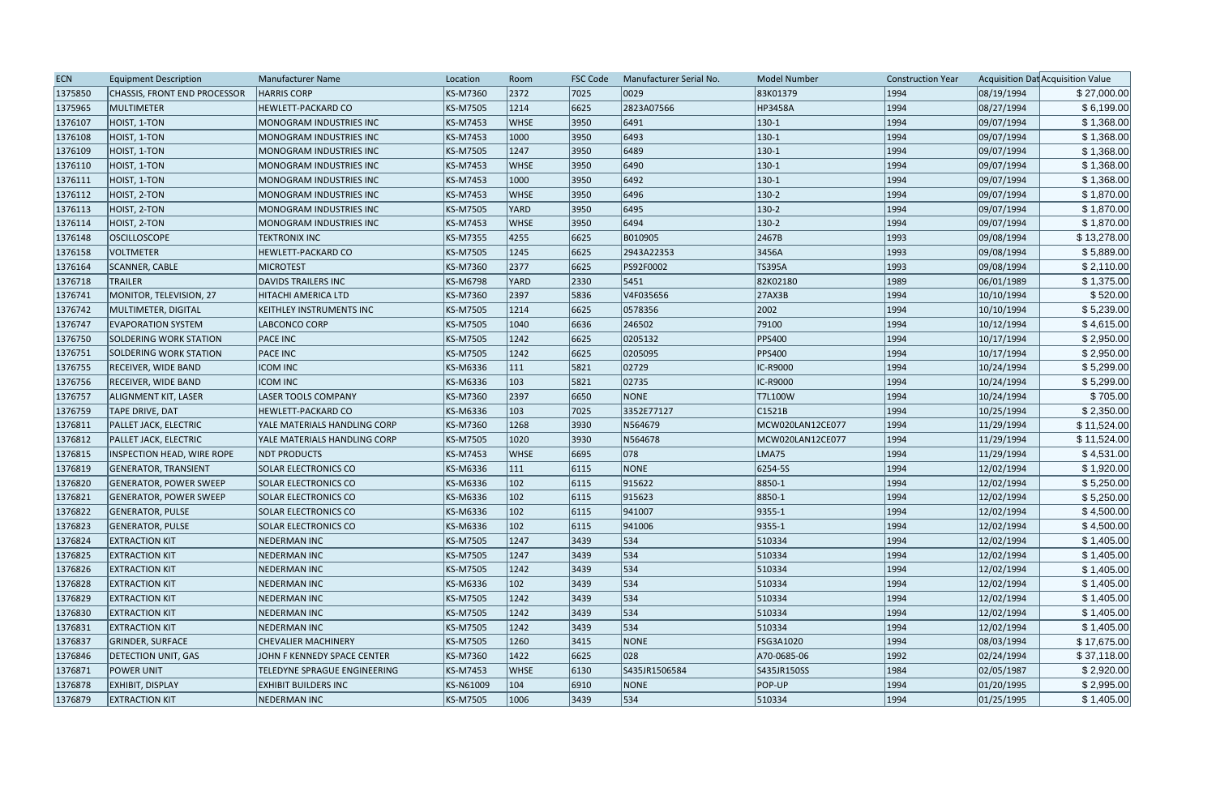| ECN | Equipment Description | Manufacturer Name | Location | Room | FSC Code | Manufacturer Serial No. | Model Number | Construction Year | Acquisition Dat | Acquisition Value |
|---|---|---|---|---|---|---|---|---|---|---|
| 1375850 | CHASSIS, FRONT END PROCESSOR | HARRIS CORP | KS-M7360 | 2372 | 7025 | 0029 | 83K01379 | 1994 | 08/19/1994 | $ 27,000.00 |
| 1375965 | MULTIMETER | HEWLETT-PACKARD CO | KS-M7505 | 1214 | 6625 | 2823A07566 | HP3458A | 1994 | 08/27/1994 | $ 6,199.00 |
| 1376107 | HOIST, 1-TON | MONOGRAM INDUSTRIES INC | KS-M7453 | WHSE | 3950 | 6491 | 130-1 | 1994 | 09/07/1994 | $ 1,368.00 |
| 1376108 | HOIST, 1-TON | MONOGRAM INDUSTRIES INC | KS-M7453 | 1000 | 3950 | 6493 | 130-1 | 1994 | 09/07/1994 | $ 1,368.00 |
| 1376109 | HOIST, 1-TON | MONOGRAM INDUSTRIES INC | KS-M7505 | 1247 | 3950 | 6489 | 130-1 | 1994 | 09/07/1994 | $ 1,368.00 |
| 1376110 | HOIST, 1-TON | MONOGRAM INDUSTRIES INC | KS-M7453 | WHSE | 3950 | 6490 | 130-1 | 1994 | 09/07/1994 | $ 1,368.00 |
| 1376111 | HOIST, 1-TON | MONOGRAM INDUSTRIES INC | KS-M7453 | 1000 | 3950 | 6492 | 130-1 | 1994 | 09/07/1994 | $ 1,368.00 |
| 1376112 | HOIST, 2-TON | MONOGRAM INDUSTRIES INC | KS-M7453 | WHSE | 3950 | 6496 | 130-2 | 1994 | 09/07/1994 | $ 1,870.00 |
| 1376113 | HOIST, 2-TON | MONOGRAM INDUSTRIES INC | KS-M7505 | YARD | 3950 | 6495 | 130-2 | 1994 | 09/07/1994 | $ 1,870.00 |
| 1376114 | HOIST, 2-TON | MONOGRAM INDUSTRIES INC | KS-M7453 | WHSE | 3950 | 6494 | 130-2 | 1994 | 09/07/1994 | $ 1,870.00 |
| 1376148 | OSCILLOSCOPE | TEKTRONIX INC | KS-M7355 | 4255 | 6625 | B010905 | 2467B | 1993 | 09/08/1994 | $ 13,278.00 |
| 1376158 | VOLTMETER | HEWLETT-PACKARD CO | KS-M7505 | 1245 | 6625 | 2943A22353 | 3456A | 1993 | 09/08/1994 | $ 5,889.00 |
| 1376164 | SCANNER, CABLE | MICROTEST | KS-M7360 | 2377 | 6625 | PS92F0002 | TS395A | 1993 | 09/08/1994 | $ 2,110.00 |
| 1376718 | TRAILER | DAVIDS TRAILERS INC | KS-M6798 | YARD | 2330 | 5451 | 82K02180 | 1989 | 06/01/1989 | $ 1,375.00 |
| 1376741 | MONITOR, TELEVISION, 27 | HITACHI AMERICA LTD | KS-M7360 | 2397 | 5836 | V4F035656 | 27AX3B | 1994 | 10/10/1994 | $ 520.00 |
| 1376742 | MULTIMETER, DIGITAL | KEITHLEY INSTRUMENTS INC | KS-M7505 | 1214 | 6625 | 0578356 | 2002 | 1994 | 10/10/1994 | $ 5,239.00 |
| 1376747 | EVAPORATION SYSTEM | LABCONCO CORP | KS-M7505 | 1040 | 6636 | 246502 | 79100 | 1994 | 10/12/1994 | $ 4,615.00 |
| 1376750 | SOLDERING WORK STATION | PACE INC | KS-M7505 | 1242 | 6625 | 0205132 | PPS400 | 1994 | 10/17/1994 | $ 2,950.00 |
| 1376751 | SOLDERING WORK STATION | PACE INC | KS-M7505 | 1242 | 6625 | 0205095 | PPS400 | 1994 | 10/17/1994 | $ 2,950.00 |
| 1376755 | RECEIVER, WIDE BAND | ICOM INC | KS-M6336 | 111 | 5821 | 02729 | IC-R9000 | 1994 | 10/24/1994 | $ 5,299.00 |
| 1376756 | RECEIVER, WIDE BAND | ICOM INC | KS-M6336 | 103 | 5821 | 02735 | IC-R9000 | 1994 | 10/24/1994 | $ 5,299.00 |
| 1376757 | ALIGNMENT KIT, LASER | LASER TOOLS COMPANY | KS-M7360 | 2397 | 6650 | NONE | T7L100W | 1994 | 10/24/1994 | $ 705.00 |
| 1376759 | TAPE DRIVE, DAT | HEWLETT-PACKARD CO | KS-M6336 | 103 | 7025 | 3352E77127 | C1521B | 1994 | 10/25/1994 | $ 2,350.00 |
| 1376811 | PALLET JACK, ELECTRIC | YALE MATERIALS HANDLING CORP | KS-M7360 | 1268 | 3930 | N564679 | MCW020LAN12CE077 | 1994 | 11/29/1994 | $ 11,524.00 |
| 1376812 | PALLET JACK, ELECTRIC | YALE MATERIALS HANDLING CORP | KS-M7505 | 1020 | 3930 | N564678 | MCW020LAN12CE077 | 1994 | 11/29/1994 | $ 11,524.00 |
| 1376815 | INSPECTION HEAD, WIRE ROPE | NDT PRODUCTS | KS-M7453 | WHSE | 6695 | 078 | LMA75 | 1994 | 11/29/1994 | $ 4,531.00 |
| 1376819 | GENERATOR, TRANSIENT | SOLAR ELECTRONICS CO | KS-M6336 | 111 | 6115 | NONE | 6254-5S | 1994 | 12/02/1994 | $ 1,920.00 |
| 1376820 | GENERATOR, POWER SWEEP | SOLAR ELECTRONICS CO | KS-M6336 | 102 | 6115 | 915622 | 8850-1 | 1994 | 12/02/1994 | $ 5,250.00 |
| 1376821 | GENERATOR, POWER SWEEP | SOLAR ELECTRONICS CO | KS-M6336 | 102 | 6115 | 915623 | 8850-1 | 1994 | 12/02/1994 | $ 5,250.00 |
| 1376822 | GENERATOR, PULSE | SOLAR ELECTRONICS CO | KS-M6336 | 102 | 6115 | 941007 | 9355-1 | 1994 | 12/02/1994 | $ 4,500.00 |
| 1376823 | GENERATOR, PULSE | SOLAR ELECTRONICS CO | KS-M6336 | 102 | 6115 | 941006 | 9355-1 | 1994 | 12/02/1994 | $ 4,500.00 |
| 1376824 | EXTRACTION KIT | NEDERMAN INC | KS-M7505 | 1247 | 3439 | 534 | 510334 | 1994 | 12/02/1994 | $ 1,405.00 |
| 1376825 | EXTRACTION KIT | NEDERMAN INC | KS-M7505 | 1247 | 3439 | 534 | 510334 | 1994 | 12/02/1994 | $ 1,405.00 |
| 1376826 | EXTRACTION KIT | NEDERMAN INC | KS-M7505 | 1242 | 3439 | 534 | 510334 | 1994 | 12/02/1994 | $ 1,405.00 |
| 1376828 | EXTRACTION KIT | NEDERMAN INC | KS-M6336 | 102 | 3439 | 534 | 510334 | 1994 | 12/02/1994 | $ 1,405.00 |
| 1376829 | EXTRACTION KIT | NEDERMAN INC | KS-M7505 | 1242 | 3439 | 534 | 510334 | 1994 | 12/02/1994 | $ 1,405.00 |
| 1376830 | EXTRACTION KIT | NEDERMAN INC | KS-M7505 | 1242 | 3439 | 534 | 510334 | 1994 | 12/02/1994 | $ 1,405.00 |
| 1376831 | EXTRACTION KIT | NEDERMAN INC | KS-M7505 | 1242 | 3439 | 534 | 510334 | 1994 | 12/02/1994 | $ 1,405.00 |
| 1376837 | GRINDER, SURFACE | CHEVALIER MACHINERY | KS-M7505 | 1260 | 3415 | NONE | FSG3A1020 | 1994 | 08/03/1994 | $ 17,675.00 |
| 1376846 | DETECTION UNIT, GAS | JOHN F KENNEDY SPACE CENTER | KS-M7360 | 1422 | 6625 | 028 | A70-0685-06 | 1992 | 02/24/1994 | $ 37,118.00 |
| 1376871 | POWER UNIT | TELEDYNE SPRAGUE ENGINEERING | KS-M7453 | WHSE | 6130 | S435JR1506584 | S435JR150SS | 1984 | 02/05/1987 | $ 2,920.00 |
| 1376878 | EXHIBIT, DISPLAY | EXHIBIT BUILDERS INC | KS-N61009 | 104 | 6910 | NONE | POP-UP | 1994 | 01/20/1995 | $ 2,995.00 |
| 1376879 | EXTRACTION KIT | NEDERMAN INC | KS-M7505 | 1006 | 3439 | 534 | 510334 | 1994 | 01/25/1995 | $ 1,405.00 |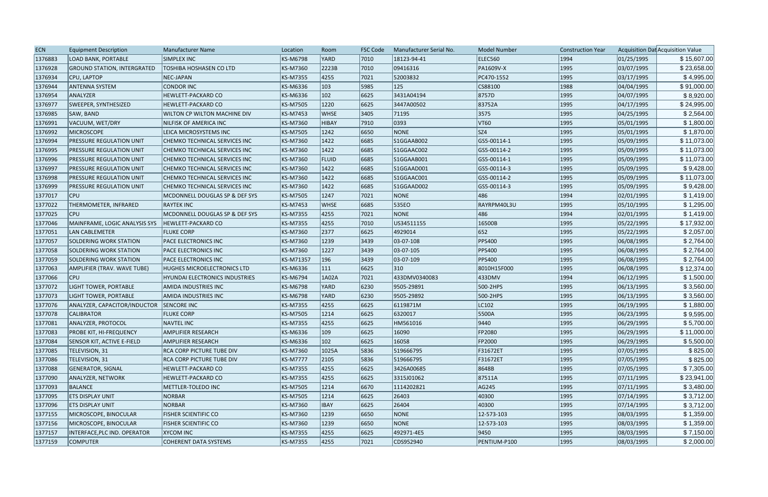| ECN | Equipment Description | Manufacturer Name | Location | Room | FSC Code | Manufacturer Serial No. | Model Number | Construction Year | Acquisition Dat | Acquisition Value |
|---|---|---|---|---|---|---|---|---|---|---|
| 1376883 | LOAD BANK, PORTABLE | SIMPLEX INC | KS-M6798 | YARD | 7010 | 18123-94-41 | ELEC560 | 1994 | 01/25/1995 | $ 15,607.00 |
| 1376928 | GROUND STATION, INTERGRATED | TOSHIBA HOSHASEN CO LTD | KS-M7360 | 2223B | 7010 | 09416316 | PA1609V-X | 1995 | 03/07/1995 | $ 23,658.00 |
| 1376934 | CPU, LAPTOP | NEC-JAPAN | KS-M7355 | 4255 | 7021 | 52003832 | PC470-1552 | 1995 | 03/17/1995 | $ 4,995.00 |
| 1376944 | ANTENNA SYSTEM | CONDOR INC | KS-M6336 | 103 | 5985 | 125 | CS88100 | 1988 | 04/04/1995 | $ 91,000.00 |
| 1376954 | ANALYZER | HEWLETT-PACKARD CO | KS-M6336 | 102 | 6625 | 3431A04194 | 8757D | 1995 | 04/07/1995 | $ 8,920.00 |
| 1376977 | SWEEPER, SYNTHESIZED | HEWLETT-PACKARD CO | KS-M7505 | 1220 | 6625 | 3447A00502 | 83752A | 1995 | 04/17/1995 | $ 24,995.00 |
| 1376985 | SAW, BAND | WILTON CP WILTON MACHINE DIV | KS-M7453 | WHSE | 3405 | 71195 | 3575 | 1995 | 04/25/1995 | $ 2,564.00 |
| 1376991 | VACUUM, WET/DRY | NILFISK OF AMERICA INC | KS-M7360 | HIBAY | 7910 | 0393 | VT60 | 1995 | 05/01/1995 | $ 1,800.00 |
| 1376992 | MICROSCOPE | LEICA MICROSYSTEMS INC | KS-M7505 | 1242 | 6650 | NONE | SZ4 | 1995 | 05/01/1995 | $ 1,870.00 |
| 1376994 | PRESSURE REGULATION UNIT | CHEMKO TECHNICAL SERVICES INC | KS-M7360 | 1422 | 6685 | S1GGAAB002 | GS5-00114-1 | 1995 | 05/09/1995 | $ 11,073.00 |
| 1376995 | PRESSURE REGULATION UNIT | CHEMKO TECHNICAL SERVICES INC | KS-M7360 | 1422 | 6685 | S1GGAAC002 | GS5-00114-2 | 1995 | 05/09/1995 | $ 11,073.00 |
| 1376996 | PRESSURE REGULATION UNIT | CHEMKO TECHNICAL SERVICES INC | KS-M7360 | FLUID | 6685 | S1GGAAB001 | GS5-00114-1 | 1995 | 05/09/1995 | $ 11,073.00 |
| 1376997 | PRESSURE REGULATION UNIT | CHEMKO TECHNICAL SERVICES INC | KS-M7360 | 1422 | 6685 | S1GGAAD001 | GS5-00114-3 | 1995 | 05/09/1995 | $ 9,428.00 |
| 1376998 | PRESSURE REGULATION UNIT | CHEMKO TECHNICAL SERVICES INC | KS-M7360 | 1422 | 6685 | S1GGAAC001 | GS5-00114-2 | 1995 | 05/09/1995 | $ 11,073.00 |
| 1376999 | PRESSURE REGULATION UNIT | CHEMKO TECHNICAL SERVICES INC | KS-M7360 | 1422 | 6685 | S1GGAAD002 | GS5-00114-3 | 1995 | 05/09/1995 | $ 9,428.00 |
| 1377017 | CPU | MCDONNELL DOUGLAS SP & DEF SYS | KS-M7505 | 1247 | 7021 | NONE | 486 | 1994 | 02/01/1995 | $ 1,419.00 |
| 1377022 | THERMOMETER, INFRARED | RAYTEK INC | KS-M7453 | WHSE | 6685 | 535EO | RAYRPM40L3U | 1995 | 05/10/1995 | $ 1,295.00 |
| 1377025 | CPU | MCDONNELL DOUGLAS SP & DEF SYS | KS-M7355 | 4255 | 7021 | NONE | 486 | 1994 | 02/01/1995 | $ 1,419.00 |
| 1377046 | MAINFRAME, LOGIC ANALYSIS SYS | HEWLETT-PACKARD CO | KS-M7355 | 4255 | 7010 | US34511155 | 16500B | 1995 | 05/22/1995 | $ 17,932.00 |
| 1377051 | LAN CABLEMETER | FLUKE CORP | KS-M7360 | 2377 | 6625 | 4929014 | 652 | 1995 | 05/22/1995 | $ 2,057.00 |
| 1377057 | SOLDERING WORK STATION | PACE ELECTRONICS INC | KS-M7360 | 1239 | 3439 | 03-07-108 | PPS400 | 1995 | 06/08/1995 | $ 2,764.00 |
| 1377058 | SOLDERING WORK STATION | PACE ELECTRONICS INC | KS-M7360 | 1227 | 3439 | 03-07-105 | PPS400 | 1995 | 06/08/1995 | $ 2,764.00 |
| 1377059 | SOLDERING WORK STATION | PACE ELECTRONICS INC | KS-M71357 | 196 | 3439 | 03-07-109 | PPS400 | 1995 | 06/08/1995 | $ 2,764.00 |
| 1377063 | AMPLIFIER (TRAV. WAVE TUBE) | HUGHES MICROELECTRONICS LTD | KS-M6336 | 111 | 6625 | 310 | 8010H15F000 | 1995 | 06/08/1995 | $ 12,374.00 |
| 1377066 | CPU | HYUNDAI ELECTRONICS INDUSTRIES | KS-M6794 | 1A02A | 7021 | 433DMV0340083 | 433DMV | 1994 | 06/12/1995 | $ 1,500.00 |
| 1377072 | LIGHT TOWER, PORTABLE | AMIDA INDUSTRIES INC | KS-M6798 | YARD | 6230 | 9505-29891 | 500-2HPS | 1995 | 06/13/1995 | $ 3,560.00 |
| 1377073 | LIGHT TOWER, PORTABLE | AMIDA INDUSTRIES INC | KS-M6798 | YARD | 6230 | 9505-29892 | 500-2HPS | 1995 | 06/13/1995 | $ 3,560.00 |
| 1377076 | ANALYZER, CAPACITOR/INDUCTOR | SENCORE INC | KS-M7355 | 4255 | 6625 | 6119871M | LC102 | 1995 | 06/19/1995 | $ 1,880.00 |
| 1377078 | CALIBRATOR | FLUKE CORP | KS-M7505 | 1214 | 6625 | 6320017 | 5500A | 1995 | 06/23/1995 | $ 9,595.00 |
| 1377081 | ANALYZER, PROTOCOL | NAVTEL INC | KS-M7355 | 4255 | 6625 | HM561016 | 9440 | 1995 | 06/29/1995 | $ 5,700.00 |
| 1377083 | PROBE KIT, HI-FREQUENCY | AMPLIFIER RESEARCH | KS-M6336 | 109 | 6625 | 16090 | FP2080 | 1995 | 06/29/1995 | $ 11,000.00 |
| 1377084 | SENSOR KIT, ACTIVE E-FIELD | AMPLIFIER RESEARCH | KS-M6336 | 102 | 6625 | 16058 | FP2000 | 1995 | 06/29/1995 | $ 5,500.00 |
| 1377085 | TELEVISION, 31 | RCA CORP PICTURE TUBE DIV | KS-M7360 | 1025A | 5836 | 519666795 | F31672ET | 1995 | 07/05/1995 | $ 825.00 |
| 1377086 | TELEVISION, 31 | RCA CORP PICTURE TUBE DIV | KS-M7777 | 2105 | 5836 | 519666795 | F31672ET | 1995 | 07/05/1995 | $ 825.00 |
| 1377088 | GENERATOR, SIGNAL | HEWLETT-PACKARD CO | KS-M7355 | 4255 | 6625 | 3426A00685 | 8648B | 1995 | 07/05/1995 | $ 7,305.00 |
| 1377090 | ANALYZER, NETWORK | HEWLETT-PACKARD CO | KS-M7355 | 4255 | 6625 | 3315J01062 | 87511A | 1995 | 07/11/1995 | $ 23,941.00 |
| 1377093 | BALANCE | METTLER-TOLEDO INC | KS-M7505 | 1214 | 6670 | 1114202821 | AG245 | 1995 | 07/11/1995 | $ 3,480.00 |
| 1377095 | ETS DISPLAY UNIT | NORBAR | KS-M7505 | 1214 | 6625 | 26403 | 40300 | 1995 | 07/14/1995 | $ 3,712.00 |
| 1377096 | ETS DISPLAY UNIT | NORBAR | KS-M7360 | IBAY | 6625 | 26404 | 40300 | 1995 | 07/14/1995 | $ 3,712.00 |
| 1377155 | MICROSCOPE, BINOCULAR | FISHER SCIENTIFIC CO | KS-M7360 | 1239 | 6650 | NONE | 12-573-103 | 1995 | 08/03/1995 | $ 1,359.00 |
| 1377156 | MICROSCOPE, BINOCULAR | FISHER SCIENTIFIC CO | KS-M7360 | 1239 | 6650 | NONE | 12-573-103 | 1995 | 08/03/1995 | $ 1,359.00 |
| 1377157 | INTERFACE,PLC IND. OPERATOR | XYCOM INC | KS-M7355 | 4255 | 6625 | 492971-4E5 | 9450 | 1995 | 08/03/1995 | $ 7,150.00 |
| 1377159 | COMPUTER | COHERENT DATA SYSTEMS | KS-M7355 | 4255 | 7021 | CDS952940 | PENTIUM-P100 | 1995 | 08/03/1995 | $ 2,000.00 |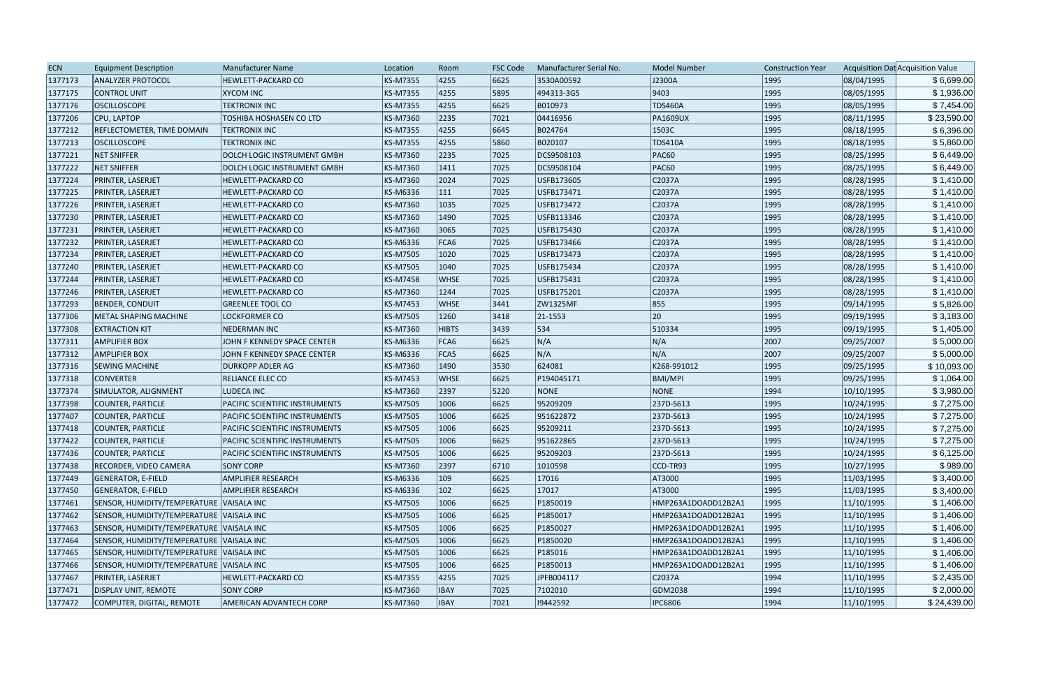| ECN | Equipment Description | Manufacturer Name | Location | Room | FSC Code | Manufacturer Serial No. | Model Number | Construction Year | Acquisition Dat | Acquisition Value |
|---|---|---|---|---|---|---|---|---|---|---|
| 1377173 | ANALYZER PROTOCOL | HEWLETT-PACKARD CO | KS-M7355 | 4255 | 6625 | 3530A00592 | J2300A | 1995 | 08/04/1995 | $ 6,699.00 |
| 1377175 | CONTROL UNIT | XYCOM INC | KS-M7355 | 4255 | 5895 | 494313-3G5 | 9403 | 1995 | 08/05/1995 | $ 1,936.00 |
| 1377176 | OSCILLOSCOPE | TEKTRONIX INC | KS-M7355 | 4255 | 6625 | B010973 | TDS460A | 1995 | 08/05/1995 | $ 7,454.00 |
| 1377206 | CPU, LAPTOP | TOSHIBA HOSHASEN CO LTD | KS-M7360 | 2235 | 7021 | 04416956 | PA1609UX | 1995 | 08/11/1995 | $ 23,590.00 |
| 1377212 | REFLECTOMETER, TIME DOMAIN | TEKTRONIX INC | KS-M7355 | 4255 | 6645 | B024764 | 1503C | 1995 | 08/18/1995 | $ 6,396.00 |
| 1377213 | OSCILLOSCOPE | TEKTRONIX INC | KS-M7355 | 4255 | 5860 | B020107 | TDS410A | 1995 | 08/18/1995 | $ 5,860.00 |
| 1377221 | NET SNIFFER | DOLCH LOGIC INSTRUMENT GMBH | KS-M7360 | 2235 | 7025 | DCS9508103 | PAC60 | 1995 | 08/25/1995 | $ 6,449.00 |
| 1377222 | NET SNIFFER | DOLCH LOGIC INSTRUMENT GMBH | KS-M7360 | 1411 | 7025 | DCS9508104 | PAC60 | 1995 | 08/25/1995 | $ 6,449.00 |
| 1377224 | PRINTER, LASERJET | HEWLETT-PACKARD CO | KS-M7360 | 2024 | 7025 | USFB173605 | C2037A | 1995 | 08/28/1995 | $ 1,410.00 |
| 1377225 | PRINTER, LASERJET | HEWLETT-PACKARD CO | KS-M6336 | 111 | 7025 | USFB173471 | C2037A | 1995 | 08/28/1995 | $ 1,410.00 |
| 1377226 | PRINTER, LASERJET | HEWLETT-PACKARD CO | KS-M7360 | 1035 | 7025 | USFB173472 | C2037A | 1995 | 08/28/1995 | $ 1,410.00 |
| 1377230 | PRINTER, LASERJET | HEWLETT-PACKARD CO | KS-M7360 | 1490 | 7025 | USFB113346 | C2037A | 1995 | 08/28/1995 | $ 1,410.00 |
| 1377231 | PRINTER, LASERJET | HEWLETT-PACKARD CO | KS-M7360 | 3065 | 7025 | USFB175430 | C2037A | 1995 | 08/28/1995 | $ 1,410.00 |
| 1377232 | PRINTER, LASERJET | HEWLETT-PACKARD CO | KS-M6336 | FCA6 | 7025 | USFB173466 | C2037A | 1995 | 08/28/1995 | $ 1,410.00 |
| 1377234 | PRINTER, LASERJET | HEWLETT-PACKARD CO | KS-M7505 | 1020 | 7025 | USFB173473 | C2037A | 1995 | 08/28/1995 | $ 1,410.00 |
| 1377240 | PRINTER, LASERJET | HEWLETT-PACKARD CO | KS-M7505 | 1040 | 7025 | USFB175434 | C2037A | 1995 | 08/28/1995 | $ 1,410.00 |
| 1377244 | PRINTER, LASERJET | HEWLETT-PACKARD CO | KS-M7458 | WHSE | 7025 | USFB175431 | C2037A | 1995 | 08/28/1995 | $ 1,410.00 |
| 1377246 | PRINTER, LASERJET | HEWLETT-PACKARD CO | KS-M7360 | 1244 | 7025 | USFB175201 | C2037A | 1995 | 08/28/1995 | $ 1,410.00 |
| 1377293 | BENDER, CONDUIT | GREENLEE TOOL CO | KS-M7453 | WHSE | 3441 | ZW1325MF | 855 | 1995 | 09/14/1995 | $ 5,826.00 |
| 1377306 | METAL SHAPING MACHINE | LOCKFORMER CO | KS-M7505 | 1260 | 3418 | 21-1553 | 20 | 1995 | 09/19/1995 | $ 3,183.00 |
| 1377308 | EXTRACTION KIT | NEDERMAN INC | KS-M7360 | HIBTS | 3439 | 534 | 510334 | 1995 | 09/19/1995 | $ 1,405.00 |
| 1377311 | AMPLIFIER BOX | JOHN F KENNEDY SPACE CENTER | KS-M6336 | FCA6 | 6625 | N/A | N/A | 2007 | 09/25/2007 | $ 5,000.00 |
| 1377312 | AMPLIFIER BOX | JOHN F KENNEDY SPACE CENTER | KS-M6336 | FCA5 | 6625 | N/A | N/A | 2007 | 09/25/2007 | $ 5,000.00 |
| 1377316 | SEWING MACHINE | DURKOPP ADLER AG | KS-M7360 | 1490 | 3530 | 624081 | K268-991012 | 1995 | 09/25/1995 | $ 10,093.00 |
| 1377318 | CONVERTER | RELIANCE ELEC CO | KS-M7453 | WHSE | 6625 | P194045171 | BMI/MPI | 1995 | 09/25/1995 | $ 1,064.00 |
| 1377374 | SIMULATOR, ALIGNMENT | LUDECA INC | KS-M7360 | 2397 | 5220 | NONE | NONE | 1994 | 10/10/1995 | $ 3,980.00 |
| 1377398 | COUNTER, PARTICLE | PACIFIC SCIENTIFIC INSTRUMENTS | KS-M7505 | 1006 | 6625 | 95209209 | 237D-S613 | 1995 | 10/24/1995 | $ 7,275.00 |
| 1377407 | COUNTER, PARTICLE | PACIFIC SCIENTIFIC INSTRUMENTS | KS-M7505 | 1006 | 6625 | 951622872 | 237D-S613 | 1995 | 10/24/1995 | $ 7,275.00 |
| 1377418 | COUNTER, PARTICLE | PACIFIC SCIENTIFIC INSTRUMENTS | KS-M7505 | 1006 | 6625 | 95209211 | 237D-S613 | 1995 | 10/24/1995 | $ 7,275.00 |
| 1377422 | COUNTER, PARTICLE | PACIFIC SCIENTIFIC INSTRUMENTS | KS-M7505 | 1006 | 6625 | 951622865 | 237D-S613 | 1995 | 10/24/1995 | $ 7,275.00 |
| 1377436 | COUNTER, PARTICLE | PACIFIC SCIENTIFIC INSTRUMENTS | KS-M7505 | 1006 | 6625 | 95209203 | 237D-S613 | 1995 | 10/24/1995 | $ 6,125.00 |
| 1377438 | RECORDER, VIDEO CAMERA | SONY CORP | KS-M7360 | 2397 | 6710 | 1010598 | CCD-TR93 | 1995 | 10/27/1995 | $ 989.00 |
| 1377449 | GENERATOR, E-FIELD | AMPLIFIER RESEARCH | KS-M6336 | 109 | 6625 | 17016 | AT3000 | 1995 | 11/03/1995 | $ 3,400.00 |
| 1377450 | GENERATOR, E-FIELD | AMPLIFIER RESEARCH | KS-M6336 | 102 | 6625 | 17017 | AT3000 | 1995 | 11/03/1995 | $ 3,400.00 |
| 1377461 | SENSOR, HUMIDITY/TEMPERATURE | VAISALA INC | KS-M7505 | 1006 | 6625 | P1850019 | HMP263A1DOADD12B2A1 | 1995 | 11/10/1995 | $ 1,406.00 |
| 1377462 | SENSOR, HUMIDITY/TEMPERATURE | VAISALA INC | KS-M7505 | 1006 | 6625 | P1850017 | HMP263A1DOADD12B2A1 | 1995 | 11/10/1995 | $ 1,406.00 |
| 1377463 | SENSOR, HUMIDITY/TEMPERATURE | VAISALA INC | KS-M7505 | 1006 | 6625 | P1850027 | HMP263A1DOADD12B2A1 | 1995 | 11/10/1995 | $ 1,406.00 |
| 1377464 | SENSOR, HUMIDITY/TEMPERATURE | VAISALA INC | KS-M7505 | 1006 | 6625 | P1850020 | HMP263A1DOADD12B2A1 | 1995 | 11/10/1995 | $ 1,406.00 |
| 1377465 | SENSOR, HUMIDITY/TEMPERATURE | VAISALA INC | KS-M7505 | 1006 | 6625 | P185016 | HMP263A1DOADD12B2A1 | 1995 | 11/10/1995 | $ 1,406.00 |
| 1377466 | SENSOR, HUMIDITY/TEMPERATURE | VAISALA INC | KS-M7505 | 1006 | 6625 | P1850013 | HMP263A1DOADD12B2A1 | 1995 | 11/10/1995 | $ 1,406.00 |
| 1377467 | PRINTER, LASERJET | HEWLETT-PACKARD CO | KS-M7355 | 4255 | 7025 | JPFB004117 | C2037A | 1994 | 11/10/1995 | $ 2,435.00 |
| 1377471 | DISPLAY UNIT, REMOTE | SONY CORP | KS-M7360 | IBAY | 7025 | 7102010 | GDM2038 | 1994 | 11/10/1995 | $ 2,000.00 |
| 1377472 | COMPUTER, DIGITAL, REMOTE | AMERICAN ADVANTECH CORP | KS-M7360 | IBAY | 7021 | I9442592 | IPC6806 | 1994 | 11/10/1995 | $ 24,439.00 |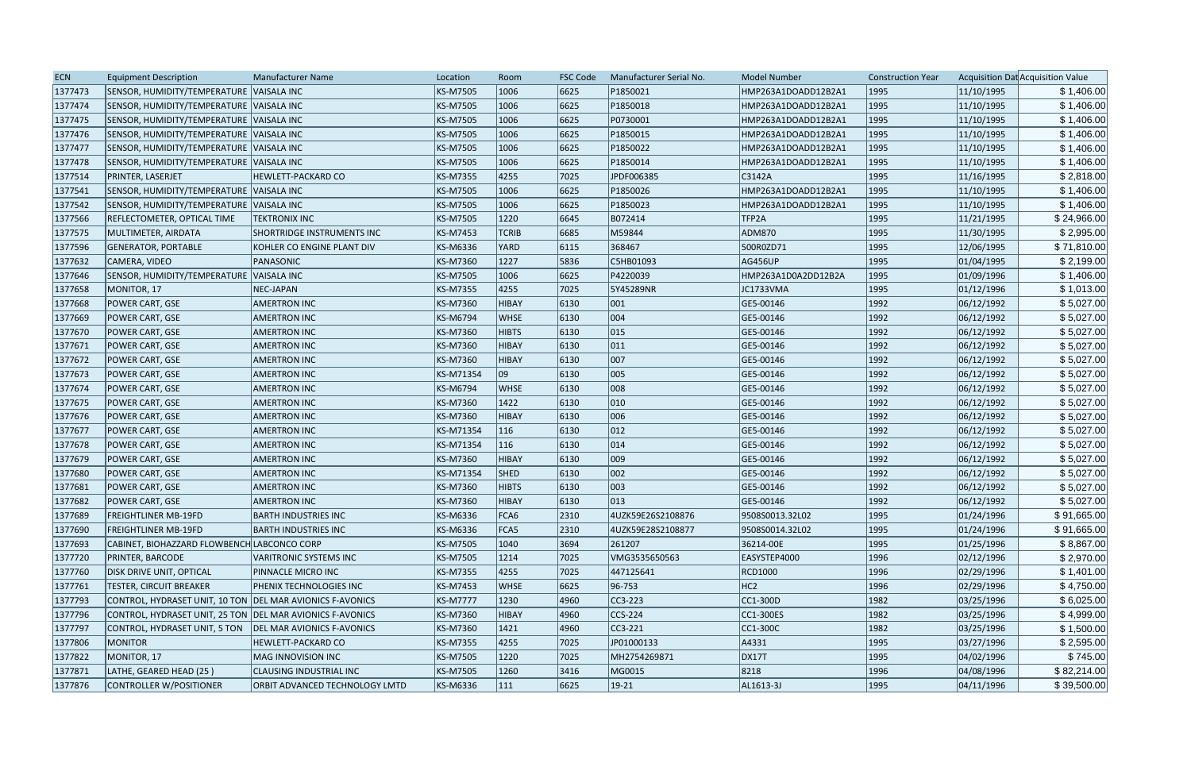| ECN | Equipment Description | Manufacturer Name | Location | Room | FSC Code | Manufacturer Serial No. | Model Number | Construction Year | Acquisition Dat | Acquisition Value |
|---|---|---|---|---|---|---|---|---|---|---|
| 1377473 | SENSOR, HUMIDITY/TEMPERATURE | VAISALA INC | KS-M7505 | 1006 | 6625 | P1850021 | HMP263A1DOADD12B2A1 | 1995 | 11/10/1995 | $ 1,406.00 |
| 1377474 | SENSOR, HUMIDITY/TEMPERATURE | VAISALA INC | KS-M7505 | 1006 | 6625 | P1850018 | HMP263A1DOADD12B2A1 | 1995 | 11/10/1995 | $ 1,406.00 |
| 1377475 | SENSOR, HUMIDITY/TEMPERATURE | VAISALA INC | KS-M7505 | 1006 | 6625 | P0730001 | HMP263A1DOADD12B2A1 | 1995 | 11/10/1995 | $ 1,406.00 |
| 1377476 | SENSOR, HUMIDITY/TEMPERATURE | VAISALA INC | KS-M7505 | 1006 | 6625 | P1850015 | HMP263A1DOADD12B2A1 | 1995 | 11/10/1995 | $ 1,406.00 |
| 1377477 | SENSOR, HUMIDITY/TEMPERATURE | VAISALA INC | KS-M7505 | 1006 | 6625 | P1850022 | HMP263A1DOADD12B2A1 | 1995 | 11/10/1995 | $ 1,406.00 |
| 1377478 | SENSOR, HUMIDITY/TEMPERATURE | VAISALA INC | KS-M7505 | 1006 | 6625 | P1850014 | HMP263A1DOADD12B2A1 | 1995 | 11/10/1995 | $ 1,406.00 |
| 1377514 | PRINTER, LASERJET | HEWLETT-PACKARD CO | KS-M7355 | 4255 | 7025 | JPDF006385 | C3142A | 1995 | 11/16/1995 | $ 2,818.00 |
| 1377541 | SENSOR, HUMIDITY/TEMPERATURE | VAISALA INC | KS-M7505 | 1006 | 6625 | P1850026 | HMP263A1DOADD12B2A1 | 1995 | 11/10/1995 | $ 1,406.00 |
| 1377542 | SENSOR, HUMIDITY/TEMPERATURE | VAISALA INC | KS-M7505 | 1006 | 6625 | P1850023 | HMP263A1DOADD12B2A1 | 1995 | 11/10/1995 | $ 1,406.00 |
| 1377566 | REFLECTOMETER, OPTICAL TIME | TEKTRONIX INC | KS-M7505 | 1220 | 6645 | B072414 | TFP2A | 1995 | 11/21/1995 | $ 24,966.00 |
| 1377575 | MULTIMETER, AIRDATA | SHORTRIDGE INSTRUMENTS INC | KS-M7453 | TCRIB | 6685 | M59844 | ADM870 | 1995 | 11/30/1995 | $ 2,995.00 |
| 1377596 | GENERATOR, PORTABLE | KOHLER CO ENGINE PLANT DIV | KS-M6336 | YARD | 6115 | 368467 | 500R0ZD71 | 1995 | 12/06/1995 | $ 71,810.00 |
| 1377632 | CAMERA, VIDEO | PANASONIC | KS-M7360 | 1227 | 5836 | C5HB01093 | AG456UP | 1995 | 01/04/1995 | $ 2,199.00 |
| 1377646 | SENSOR, HUMIDITY/TEMPERATURE | VAISALA INC | KS-M7505 | 1006 | 6625 | P4220039 | HMP263A1D0A2DD12B2A | 1995 | 01/09/1996 | $ 1,406.00 |
| 1377658 | MONITOR, 17 | NEC-JAPAN | KS-M7355 | 4255 | 7025 | 5Y45289NR | JC1733VMA | 1995 | 01/12/1996 | $ 1,013.00 |
| 1377668 | POWER CART, GSE | AMERTRON INC | KS-M7360 | HIBAY | 6130 | 001 | GE5-00146 | 1992 | 06/12/1992 | $ 5,027.00 |
| 1377669 | POWER CART, GSE | AMERTRON INC | KS-M6794 | WHSE | 6130 | 004 | GE5-00146 | 1992 | 06/12/1992 | $ 5,027.00 |
| 1377670 | POWER CART, GSE | AMERTRON INC | KS-M7360 | HIBTS | 6130 | 015 | GE5-00146 | 1992 | 06/12/1992 | $ 5,027.00 |
| 1377671 | POWER CART, GSE | AMERTRON INC | KS-M7360 | HIBAY | 6130 | 011 | GE5-00146 | 1992 | 06/12/1992 | $ 5,027.00 |
| 1377672 | POWER CART, GSE | AMERTRON INC | KS-M7360 | HIBAY | 6130 | 007 | GE5-00146 | 1992 | 06/12/1992 | $ 5,027.00 |
| 1377673 | POWER CART, GSE | AMERTRON INC | KS-M71354 | 09 | 6130 | 005 | GE5-00146 | 1992 | 06/12/1992 | $ 5,027.00 |
| 1377674 | POWER CART, GSE | AMERTRON INC | KS-M6794 | WHSE | 6130 | 008 | GE5-00146 | 1992 | 06/12/1992 | $ 5,027.00 |
| 1377675 | POWER CART, GSE | AMERTRON INC | KS-M7360 | 1422 | 6130 | 010 | GE5-00146 | 1992 | 06/12/1992 | $ 5,027.00 |
| 1377676 | POWER CART, GSE | AMERTRON INC | KS-M7360 | HIBAY | 6130 | 006 | GE5-00146 | 1992 | 06/12/1992 | $ 5,027.00 |
| 1377677 | POWER CART, GSE | AMERTRON INC | KS-M71354 | 116 | 6130 | 012 | GE5-00146 | 1992 | 06/12/1992 | $ 5,027.00 |
| 1377678 | POWER CART, GSE | AMERTRON INC | KS-M71354 | 116 | 6130 | 014 | GE5-00146 | 1992 | 06/12/1992 | $ 5,027.00 |
| 1377679 | POWER CART, GSE | AMERTRON INC | KS-M7360 | HIBAY | 6130 | 009 | GE5-00146 | 1992 | 06/12/1992 | $ 5,027.00 |
| 1377680 | POWER CART, GSE | AMERTRON INC | KS-M71354 | SHED | 6130 | 002 | GE5-00146 | 1992 | 06/12/1992 | $ 5,027.00 |
| 1377681 | POWER CART, GSE | AMERTRON INC | KS-M7360 | HIBTS | 6130 | 003 | GE5-00146 | 1992 | 06/12/1992 | $ 5,027.00 |
| 1377682 | POWER CART, GSE | AMERTRON INC | KS-M7360 | HIBAY | 6130 | 013 | GE5-00146 | 1992 | 06/12/1992 | $ 5,027.00 |
| 1377689 | FREIGHTLINER MB-19FD | BARTH INDUSTRIES INC | KS-M6336 | FCA6 | 2310 | 4UZK59E26S2108876 | 9508S0013.32L02 | 1995 | 01/24/1996 | $ 91,665.00 |
| 1377690 | FREIGHTLINER MB-19FD | BARTH INDUSTRIES INC | KS-M6336 | FCA5 | 2310 | 4UZK59E28S2108877 | 9508S0014.32L02 | 1995 | 01/24/1996 | $ 91,665.00 |
| 1377693 | CABINET, BIOHAZZARD FLOWBENCH | LABCONCO CORP | KS-M7505 | 1040 | 3694 | 261207 | 36214-00E | 1995 | 01/25/1996 | $ 8,867.00 |
| 1377720 | PRINTER, BARCODE | VARITRONIC SYSTEMS INC | KS-M7505 | 1214 | 7025 | VMG3535650563 | EASYSTEP4000 | 1996 | 02/12/1996 | $ 2,970.00 |
| 1377760 | DISK DRIVE UNIT, OPTICAL | PINNACLE MICRO INC | KS-M7355 | 4255 | 7025 | 447125641 | RCD1000 | 1996 | 02/29/1996 | $ 1,401.00 |
| 1377761 | TESTER, CIRCUIT BREAKER | PHENIX TECHNOLOGIES INC | KS-M7453 | WHSE | 6625 | 96-753 | HC2 | 1996 | 02/29/1996 | $ 4,750.00 |
| 1377793 | CONTROL, HYDRASET UNIT, 10 TON | DEL MAR AVIONICS F-AVONICS | KS-M7777 | 1230 | 4960 | CC3-223 | CC1-300D | 1982 | 03/25/1996 | $ 6,025.00 |
| 1377796 | CONTROL, HYDRASET UNIT, 25 TON | DEL MAR AVIONICS F-AVONICS | KS-M7360 | HIBAY | 4960 | CCS-224 | CC1-300ES | 1982 | 03/25/1996 | $ 4,999.00 |
| 1377797 | CONTROL, HYDRASET UNIT, 5 TON | DEL MAR AVIONICS F-AVONICS | KS-M7360 | 1421 | 4960 | CC3-221 | CC1-300C | 1982 | 03/25/1996 | $ 1,500.00 |
| 1377806 | MONITOR | HEWLETT-PACKARD CO | KS-M7355 | 4255 | 7025 | JP01000133 | A4331 | 1995 | 03/27/1996 | $ 2,595.00 |
| 1377822 | MONITOR, 17 | MAG INNOVISION INC | KS-M7505 | 1220 | 7025 | MH2754269871 | DX17T | 1995 | 04/02/1996 | $ 745.00 |
| 1377871 | LATHE, GEARED HEAD (25 ) | CLAUSING INDUSTRIAL INC | KS-M7505 | 1260 | 3416 | MG0015 | 8218 | 1996 | 04/08/1996 | $ 82,214.00 |
| 1377876 | CONTROLLER W/POSITIONER | ORBIT ADVANCED TECHNOLOGY LMTD | KS-M6336 | 111 | 6625 | 19-21 | AL1613-3J | 1995 | 04/11/1996 | $ 39,500.00 |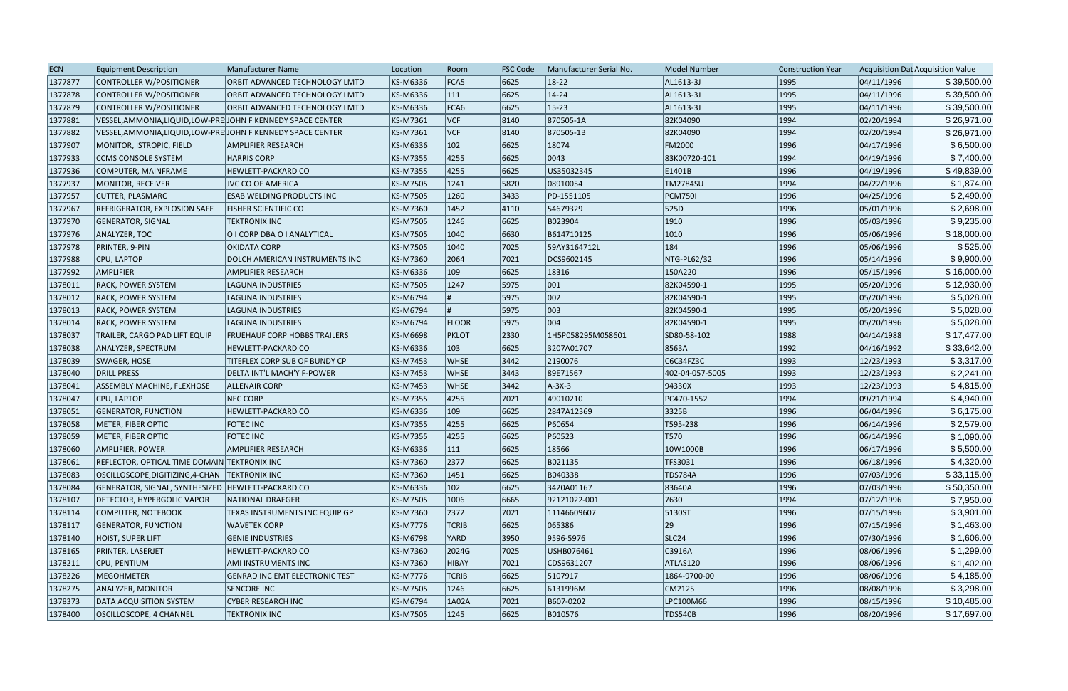| ECN | Equipment Description | Manufacturer Name | Location | Room | FSC Code | Manufacturer Serial No. | Model Number | Construction Year | Acquisition Dat | Acquisition Value |
|---|---|---|---|---|---|---|---|---|---|---|
| 1377877 | CONTROLLER W/POSITIONER | ORBIT ADVANCED TECHNOLOGY LMTD | KS-M6336 | FCA5 | 6625 | 18-22 | AL1613-3J | 1995 | 04/11/1996 | $ 39,500.00 |
| 1377878 | CONTROLLER W/POSITIONER | ORBIT ADVANCED TECHNOLOGY LMTD | KS-M6336 | 111 | 6625 | 14-24 | AL1613-3J | 1995 | 04/11/1996 | $ 39,500.00 |
| 1377879 | CONTROLLER W/POSITIONER | ORBIT ADVANCED TECHNOLOGY LMTD | KS-M6336 | FCA6 | 6625 | 15-23 | AL1613-3J | 1995 | 04/11/1996 | $ 39,500.00 |
| 1377881 | VESSEL,AMMONIA,LIQUID,LOW-PRE | JOHN F KENNEDY SPACE CENTER | KS-M7361 | VCF | 8140 | 870505-1A | 82K04090 | 1994 | 02/20/1994 | $ 26,971.00 |
| 1377882 | VESSEL,AMMONIA,LIQUID,LOW-PRE | JOHN F KENNEDY SPACE CENTER | KS-M7361 | VCF | 8140 | 870505-1B | 82K04090 | 1994 | 02/20/1994 | $ 26,971.00 |
| 1377907 | MONITOR, ISTROPIC, FIELD | AMPLIFIER RESEARCH | KS-M6336 | 102 | 6625 | 18074 | FM2000 | 1996 | 04/17/1996 | $ 6,500.00 |
| 1377933 | CCMS CONSOLE SYSTEM | HARRIS CORP | KS-M7355 | 4255 | 6625 | 0043 | 83K00720-101 | 1994 | 04/19/1996 | $ 7,400.00 |
| 1377936 | COMPUTER, MAINFRAME | HEWLETT-PACKARD CO | KS-M7355 | 4255 | 6625 | US35032345 | E1401B | 1996 | 04/19/1996 | $ 49,839.00 |
| 1377937 | MONITOR, RECEIVER | JVC CO OF AMERICA | KS-M7505 | 1241 | 5820 | 08910054 | TM2784SU | 1994 | 04/22/1996 | $ 1,874.00 |
| 1377957 | CUTTER, PLASMARC | ESAB WELDING PRODUCTS INC | KS-M7505 | 1260 | 3433 | PD-1551105 | PCM750I | 1996 | 04/25/1996 | $ 2,490.00 |
| 1377967 | REFRIGERATOR, EXPLOSION SAFE | FISHER SCIENTIFIC CO | KS-M7360 | 1452 | 4110 | 54679329 | 525D | 1996 | 05/01/1996 | $ 2,698.00 |
| 1377970 | GENERATOR, SIGNAL | TEKTRONIX INC | KS-M7505 | 1246 | 6625 | B023904 | 1910 | 1996 | 05/03/1996 | $ 9,235.00 |
| 1377976 | ANALYZER, TOC | O I CORP DBA O I ANALYTICAL | KS-M7505 | 1040 | 6630 | B614710125 | 1010 | 1996 | 05/06/1996 | $ 18,000.00 |
| 1377978 | PRINTER, 9-PIN | OKIDATA CORP | KS-M7505 | 1040 | 7025 | 59AY3164712L | 184 | 1996 | 05/06/1996 | $ 525.00 |
| 1377988 | CPU, LAPTOP | DOLCH AMERICAN INSTRUMENTS INC | KS-M7360 | 2064 | 7021 | DCS9602145 | NTG-PL62/32 | 1996 | 05/14/1996 | $ 9,900.00 |
| 1377992 | AMPLIFIER | AMPLIFIER RESEARCH | KS-M6336 | 109 | 6625 | 18316 | 150A220 | 1996 | 05/15/1996 | $ 16,000.00 |
| 1378011 | RACK, POWER SYSTEM | LAGUNA INDUSTRIES | KS-M7505 | 1247 | 5975 | 001 | 82K04590-1 | 1995 | 05/20/1996 | $ 12,930.00 |
| 1378012 | RACK, POWER SYSTEM | LAGUNA INDUSTRIES | KS-M6794 | # | 5975 | 002 | 82K04590-1 | 1995 | 05/20/1996 | $ 5,028.00 |
| 1378013 | RACK, POWER SYSTEM | LAGUNA INDUSTRIES | KS-M6794 | # | 5975 | 003 | 82K04590-1 | 1995 | 05/20/1996 | $ 5,028.00 |
| 1378014 | RACK, POWER SYSTEM | LAGUNA INDUSTRIES | KS-M6794 | FLOOR | 5975 | 004 | 82K04590-1 | 1995 | 05/20/1996 | $ 5,028.00 |
| 1378037 | TRAILER, CARGO PAD LIFT EQUIP | FRUEHAUF CORP HOBBS TRAILERS | KS-M6698 | PKLOT | 2330 | 1H5P058295M058601 | SD80-58-102 | 1988 | 04/14/1988 | $ 17,477.00 |
| 1378038 | ANALYZER, SPECTRUM | HEWLETT-PACKARD CO | KS-M6336 | 103 | 6625 | 3207A01707 | 8563A | 1992 | 04/16/1992 | $ 33,642.00 |
| 1378039 | SWAGER, HOSE | TITEFLEX CORP SUB OF BUNDY CP | KS-M7453 | WHSE | 3442 | 2190076 | C6C34FZ3C | 1993 | 12/23/1993 | $ 3,317.00 |
| 1378040 | DRILL PRESS | DELTA INT'L MACH'Y F-POWER | KS-M7453 | WHSE | 3443 | 89E71567 | 402-04-057-5005 | 1993 | 12/23/1993 | $ 2,241.00 |
| 1378041 | ASSEMBLY MACHINE, FLEXHOSE | ALLENAIR CORP | KS-M7453 | WHSE | 3442 | A-3X-3 | 94330X | 1993 | 12/23/1993 | $ 4,815.00 |
| 1378047 | CPU, LAPTOP | NEC CORP | KS-M7355 | 4255 | 7021 | 49010210 | PC470-1552 | 1994 | 09/21/1994 | $ 4,940.00 |
| 1378051 | GENERATOR, FUNCTION | HEWLETT-PACKARD CO | KS-M6336 | 109 | 6625 | 2847A12369 | 3325B | 1996 | 06/04/1996 | $ 6,175.00 |
| 1378058 | METER, FIBER OPTIC | FOTEC INC | KS-M7355 | 4255 | 6625 | P60654 | T595-238 | 1996 | 06/14/1996 | $ 2,579.00 |
| 1378059 | METER, FIBER OPTIC | FOTEC INC | KS-M7355 | 4255 | 6625 | P60523 | T570 | 1996 | 06/14/1996 | $ 1,090.00 |
| 1378060 | AMPLIFIER, POWER | AMPLIFIER RESEARCH | KS-M6336 | 111 | 6625 | 18566 | 10W1000B | 1996 | 06/17/1996 | $ 5,500.00 |
| 1378061 | REFLECTOR, OPTICAL TIME DOMAIN | TEKTRONIX INC | KS-M7360 | 2377 | 6625 | B021135 | TFS3031 | 1996 | 06/18/1996 | $ 4,320.00 |
| 1378083 | OSCILLOSCOPE,DIGITIZING,4-CHAN | TEKTRONIX INC | KS-M7360 | 1451 | 6625 | B040338 | TDS784A | 1996 | 07/03/1996 | $ 33,115.00 |
| 1378084 | GENERATOR, SIGNAL, SYNTHESIZED | HEWLETT-PACKARD CO | KS-M6336 | 102 | 6625 | 3420A01167 | 83640A | 1996 | 07/03/1996 | $ 50,350.00 |
| 1378107 | DETECTOR, HYPERGOLIC VAPOR | NATIONAL DRAEGER | KS-M7505 | 1006 | 6665 | 92121022-001 | 7630 | 1994 | 07/12/1996 | $ 7,950.00 |
| 1378114 | COMPUTER, NOTEBOOK | TEXAS INSTRUMENTS INC EQUIP GP | KS-M7360 | 2372 | 7021 | 11146609607 | 5130ST | 1996 | 07/15/1996 | $ 3,901.00 |
| 1378117 | GENERATOR, FUNCTION | WAVETEK CORP | KS-M7776 | TCRIB | 6625 | 065386 | 29 | 1996 | 07/15/1996 | $ 1,463.00 |
| 1378140 | HOIST, SUPER LIFT | GENIE INDUSTRIES | KS-M6798 | YARD | 3950 | 9596-5976 | SLC24 | 1996 | 07/30/1996 | $ 1,606.00 |
| 1378165 | PRINTER, LASERJET | HEWLETT-PACKARD CO | KS-M7360 | 2024G | 7025 | USHB076461 | C3916A | 1996 | 08/06/1996 | $ 1,299.00 |
| 1378211 | CPU, PENTIUM | AMI INSTRUMENTS INC | KS-M7360 | HIBAY | 7021 | CDS9631207 | ATLAS120 | 1996 | 08/06/1996 | $ 1,402.00 |
| 1378226 | MEGOHMETER | GENRAD INC EMT ELECTRONIC TEST | KS-M7776 | TCRIB | 6625 | 5107917 | 1864-9700-00 | 1996 | 08/06/1996 | $ 4,185.00 |
| 1378275 | ANALYZER, MONITOR | SENCORE INC | KS-M7505 | 1246 | 6625 | 6131996M | CM2125 | 1996 | 08/08/1996 | $ 3,298.00 |
| 1378373 | DATA ACQUISITION SYSTEM | CYBER RESEARCH INC | KS-M6794 | 1A02A | 7021 | B607-0202 | LPC100M66 | 1996 | 08/15/1996 | $ 10,485.00 |
| 1378400 | OSCILLOSCOPE, 4 CHANNEL | TEKTRONIX INC | KS-M7505 | 1245 | 6625 | B010576 | TDS540B | 1996 | 08/20/1996 | $ 17,697.00 |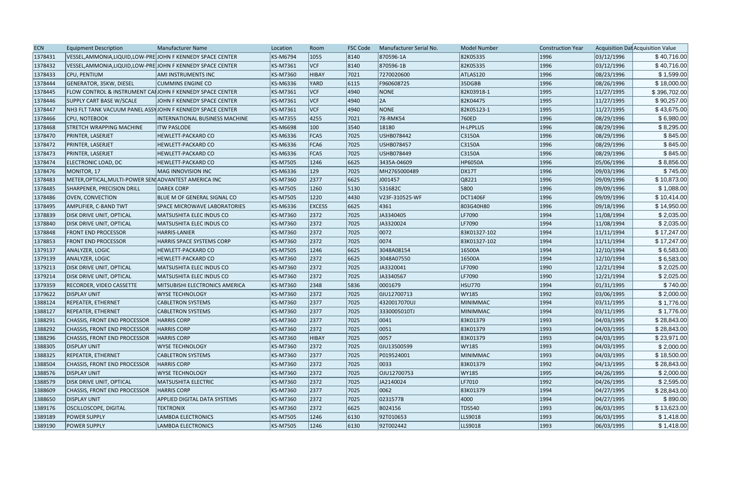| ECN | Equipment Description | Manufacturer Name | Location | Room | FSC Code | Manufacturer Serial No. | Model Number | Construction Year | Acquisition Dat | Acquisition Value |
|---|---|---|---|---|---|---|---|---|---|---|
| 1378431 | VESSEL,AMMONIA,LIQUID,LOW-PRE | JOHN F KENNEDY SPACE CENTER | KS-M6794 | 1055 | 8140 | 870596-1A | 82K05335 | 1996 | 03/12/1996 | $ 40,716.00 |
| 1378432 | VESSEL,AMMONIA,LIQUID,LOW-PRE | JOHN F KENNEDY SPACE CENTER | KS-M7361 | VCF | 8140 | 870596-1B | 82K05335 | 1996 | 03/12/1996 | $ 40,716.00 |
| 1378433 | CPU, PENTIUM | AMI INSTRUMENTS INC | KS-M7360 | HIBAY | 7021 | 7270020600 | ATLAS120 | 1996 | 08/23/1996 | $ 1,599.00 |
| 1378444 | GENERATOR, 35KW, DIESEL | CUMMINS ENGINE CO | KS-M6336 | YARD | 6115 | F960608725 | 35DGBB | 1996 | 08/26/1996 | $ 18,000.00 |
| 1378445 | FLOW CONTROL & INSTRUMENT CA | JOHN F KENNEDY SPACE CENTER | KS-M7361 | VCF | 4940 | NONE | 82K03918-1 | 1995 | 11/27/1995 | $ 396,702.00 |
| 1378446 | SUPPLY CART BASE W/SCALE | JOHN F KENNEDY SPACE CENTER | KS-M7361 | VCF | 4940 | 2A | 82K04475 | 1995 | 11/27/1995 | $ 90,257.00 |
| 1378447 | NH3 FLT TANK VACUUM PANEL ASSY | JOHN F KENNEDY SPACE CENTER | KS-M7361 | VCF | 4940 | NONE | 82K05123-1 | 1995 | 11/27/1995 | $ 43,675.00 |
| 1378466 | CPU, NOTEBOOK | INTERNATIONAL BUSINESS MACHINE | KS-M7355 | 4255 | 7021 | 78-RMK54 | 760ED | 1996 | 08/29/1996 | $ 6,980.00 |
| 1378468 | STRETCH WRAPPING MACHINE | ITW PASLODE | KS-M6698 | 100 | 3540 | 18180 | H-LPPLUS | 1996 | 08/29/1996 | $ 8,295.00 |
| 1378470 | PRINTER, LASERJET | HEWLETT-PACKARD CO | KS-M6336 | FCA5 | 7025 | USHB078442 | C3150A | 1996 | 08/29/1996 | $ 845.00 |
| 1378472 | PRINTER, LASERJET | HEWLETT-PACKARD CO | KS-M6336 | FCA6 | 7025 | USHB078457 | C3150A | 1996 | 08/29/1996 | $ 845.00 |
| 1378473 | PRINTER, LASERJET | HEWLETT-PACKARD CO | KS-M6336 | FCA5 | 7025 | USHB078449 | C3150A | 1996 | 08/29/1996 | $ 845.00 |
| 1378474 | ELECTRONIC LOAD, DC | HEWLETT-PACKARD CO | KS-M7505 | 1246 | 6625 | 3435A-04609 | HP6050A | 1996 | 05/06/1996 | $ 8,856.00 |
| 1378476 | MONITOR, 17 | MAG INNOVISION INC | KS-M6336 | 129 | 7025 | MH2765000489 | DX17T | 1996 | 09/03/1996 | $ 745.00 |
| 1378483 | METER,OPTICAL,MULTI-POWER SEN | ADVANTEST AMERICA INC | KS-M7360 | 2377 | 6625 | J001457 | Q8221 | 1996 | 09/09/1996 | $ 10,873.00 |
| 1378485 | SHARPENER, PRECISION DRILL | DAREX CORP | KS-M7505 | 1260 | 5130 | 531682C | 5800 | 1996 | 09/09/1996 | $ 1,088.00 |
| 1378486 | OVEN, CONVECTION | BLUE M OF GENERAL SIGNAL CO | KS-M7505 | 1220 | 4430 | V23F-310525-WF | DCT1406F | 1996 | 09/09/1996 | $ 10,414.00 |
| 1378495 | AMPLIFIER, C-BAND TWT | SPACE MICROWAVE LABORATORIES | KS-M6336 | EXCESS | 6625 | 4361 | 803G40H80 | 1996 | 09/18/1996 | $ 14,950.00 |
| 1378839 | DISK DRIVE UNIT, OPTICAL | MATSUSHITA ELEC INDUS CO | KS-M7360 | 2372 | 7025 | JA3340405 | LF7090 | 1994 | 11/08/1994 | $ 2,035.00 |
| 1378840 | DISK DRIVE UNIT, OPTICAL | MATSUSHITA ELEC INDUS CO | KS-M7360 | 2372 | 7025 | JA3320024 | LF7090 | 1994 | 11/08/1994 | $ 2,035.00 |
| 1378848 | FRONT END PROCESSOR | HARRIS-LANIER | KS-M7360 | 2372 | 7025 | 0072 | 83K01327-102 | 1994 | 11/11/1994 | $ 17,247.00 |
| 1378853 | FRONT END PROCESSOR | HARRIS SPACE SYSTEMS CORP | KS-M7360 | 2372 | 7025 | 0074 | 83K01327-102 | 1994 | 11/11/1994 | $ 17,247.00 |
| 1379137 | ANALYZER, LOGIC | HEWLETT-PACKARD CO | KS-M7505 | 1246 | 6625 | 3048A08154 | 16500A | 1994 | 12/10/1994 | $ 6,583.00 |
| 1379139 | ANALYZER, LOGIC | HEWLETT-PACKARD CO | KS-M7360 | 2372 | 6625 | 3048A07550 | 16500A | 1994 | 12/10/1994 | $ 6,583.00 |
| 1379213 | DISK DRIVE UNIT, OPTICAL | MATSUSHITA ELEC INDUS CO | KS-M7360 | 2372 | 7025 | JA3320041 | LF7090 | 1990 | 12/21/1994 | $ 2,025.00 |
| 1379214 | DISK DRIVE UNIT, OPTICAL | MATSUSHITA ELEC INDUS CO | KS-M7360 | 2372 | 7025 | JA3340567 | LF7090 | 1990 | 12/21/1994 | $ 2,025.00 |
| 1379359 | RECORDER, VIDEO CASSETTE | MITSUBISHI ELECTRONICS AMERICA | KS-M7360 | 2348 | 5836 | 0001679 | HSU770 | 1994 | 01/31/1995 | $ 740.00 |
| 1379622 | DISPLAY UNIT | WYSE TECHNOLOGY | KS-M7360 | 2372 | 7025 | 0JU12700713 | WY185 | 1992 | 03/06/1995 | $ 2,000.00 |
| 1388124 | REPEATER, ETHERNET | CABLETRON SYSTEMS | KS-M7360 | 2377 | 7025 | 4320017070UJ | MINIMMAC | 1994 | 03/11/1995 | $ 1,776.00 |
| 1388127 | REPEATER, ETHERNET | CABLETRON SYSTEMS | KS-M7360 | 2377 | 7025 | 3330005010TJ | MINIMMAC | 1994 | 03/11/1995 | $ 1,776.00 |
| 1388291 | CHASSIS, FRONT END PROCESSOR | HARRIS CORP | KS-M7360 | 2377 | 7025 | 0041 | 83K01379 | 1993 | 04/03/1995 | $ 28,843.00 |
| 1388292 | CHASSIS, FRONT END PROCESSOR | HARRIS CORP | KS-M7360 | 2372 | 7025 | 0051 | 83K01379 | 1993 | 04/03/1995 | $ 28,843.00 |
| 1388296 | CHASSIS, FRONT END PROCESSOR | HARRIS CORP | KS-M7360 | HIBAY | 7025 | 0057 | 83K01379 | 1993 | 04/03/1995 | $ 23,971.00 |
| 1388305 | DISPLAY UNIT | WYSE TECHNOLOGY | KS-M7360 | 2372 | 7025 | 0JU13500599 | WY185 | 1993 | 04/03/1995 | $ 2,000.00 |
| 1388325 | REPEATER, ETHERNET | CABLETRON SYSTEMS | KS-M7360 | 2377 | 7025 | P019524001 | MINIMMAC | 1993 | 04/03/1995 | $ 18,500.00 |
| 1388504 | CHASSIS, FRONT END PROCESSOR | HARRIS CORP | KS-M7360 | 2372 | 7025 | 0033 | 83K01379 | 1992 | 04/13/1995 | $ 28,843.00 |
| 1388576 | DISPLAY UNIT | WYSE TECHNOLOGY | KS-M7360 | 2372 | 7025 | OJU12700753 | WY185 | 1995 | 04/26/1995 | $ 2,000.00 |
| 1388579 | DISK DRIVE UNIT, OPTICAL | MATSUSHITA ELECTRIC | KS-M7360 | 2372 | 7025 | JA2140024 | LF7010 | 1992 | 04/26/1995 | $ 2,595.00 |
| 1388609 | CHASSIS, FRONT END PROCESSOR | HARRIS CORP | KS-M7360 | 2377 | 7025 | 0062 | 83K01379 | 1994 | 04/27/1995 | $ 28,843.00 |
| 1388650 | DISPLAY UNIT | APPLIED DIGITAL DATA SYSTEMS | KS-M7360 | 2372 | 7025 | 02315778 | 4000 | 1994 | 04/27/1995 | $ 890.00 |
| 1389176 | OSCILLOSCOPE, DIGITAL | TEKTRONIX | KS-M7360 | 2372 | 6625 | B024156 | TDS540 | 1993 | 06/03/1995 | $ 13,623.00 |
| 1389189 | POWER SUPPLY | LAMBDA ELECTRONICS | KS-M7505 | 1246 | 6130 | 92T010653 | LLS9018 | 1993 | 06/03/1995 | $ 1,418.00 |
| 1389190 | POWER SUPPLY | LAMBDA ELECTRONICS | KS-M7505 | 1246 | 6130 | 92T002442 | LLS9018 | 1993 | 06/03/1995 | $ 1,418.00 |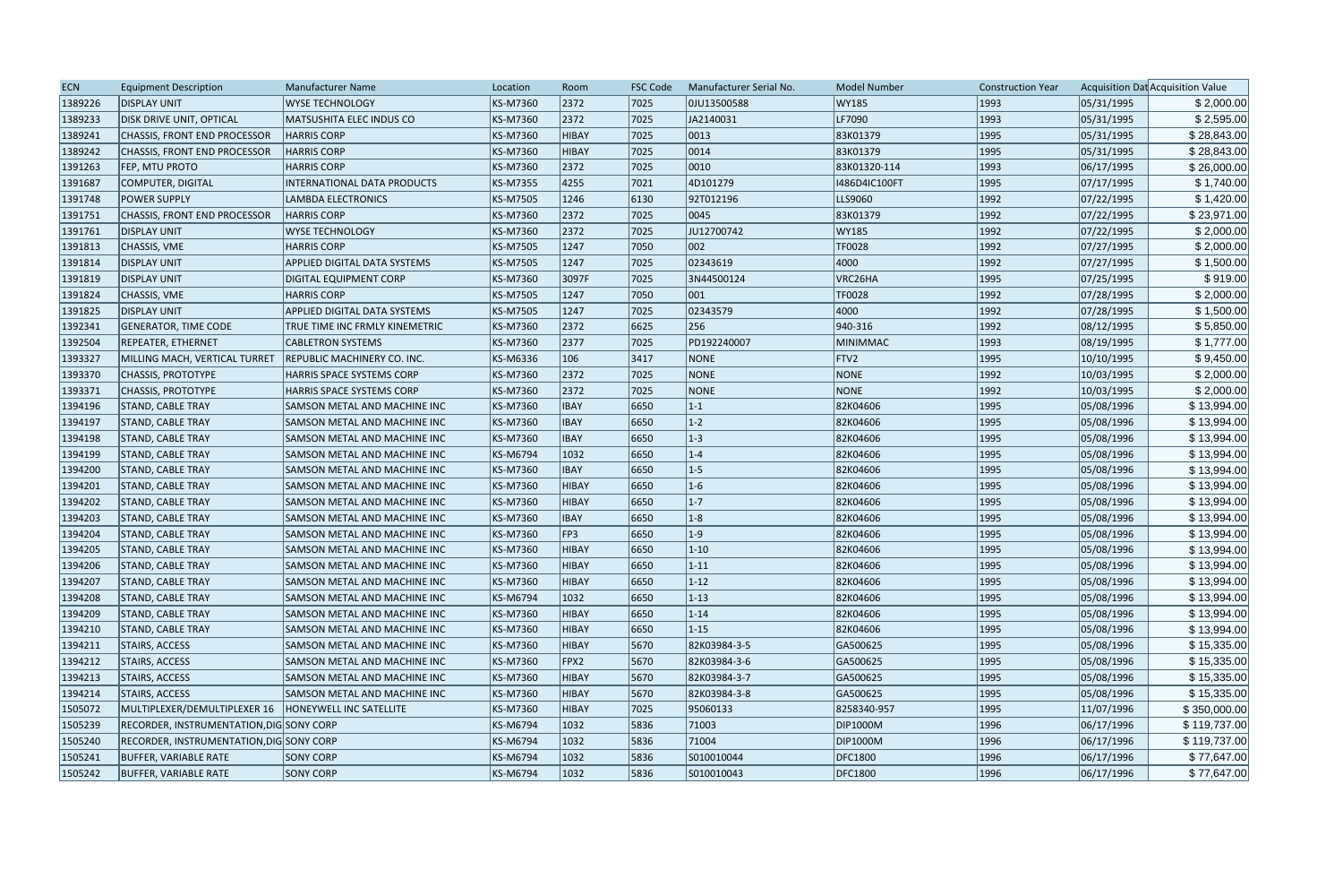| ECN | Equipment Description | Manufacturer Name | Location | Room | FSC Code | Manufacturer Serial No. | Model Number | Construction Year | Acquisition Dat | Acquisition Value |
|---|---|---|---|---|---|---|---|---|---|---|
| 1389226 | DISPLAY UNIT | WYSE TECHNOLOGY | KS-M7360 | 2372 | 7025 | 0JU13500588 | WY185 | 1993 | 05/31/1995 | $ 2,000.00 |
| 1389233 | DISK DRIVE UNIT, OPTICAL | MATSUSHITA ELEC INDUS CO | KS-M7360 | 2372 | 7025 | JA2140031 | LF7090 | 1993 | 05/31/1995 | $ 2,595.00 |
| 1389241 | CHASSIS, FRONT END PROCESSOR | HARRIS CORP | KS-M7360 | HIBAY | 7025 | 0013 | 83K01379 | 1995 | 05/31/1995 | $ 28,843.00 |
| 1389242 | CHASSIS, FRONT END PROCESSOR | HARRIS CORP | KS-M7360 | HIBAY | 7025 | 0014 | 83K01379 | 1995 | 05/31/1995 | $ 28,843.00 |
| 1391263 | FEP, MTU PROTO | HARRIS CORP | KS-M7360 | 2372 | 7025 | 0010 | 83K01320-114 | 1993 | 06/17/1995 | $ 26,000.00 |
| 1391687 | COMPUTER, DIGITAL | INTERNATIONAL DATA PRODUCTS | KS-M7355 | 4255 | 7021 | 4D101279 | I486D4IC100FT | 1995 | 07/17/1995 | $ 1,740.00 |
| 1391748 | POWER SUPPLY | LAMBDA ELECTRONICS | KS-M7505 | 1246 | 6130 | 92T012196 | LLS9060 | 1992 | 07/22/1995 | $ 1,420.00 |
| 1391751 | CHASSIS, FRONT END PROCESSOR | HARRIS CORP | KS-M7360 | 2372 | 7025 | 0045 | 83K01379 | 1992 | 07/22/1995 | $ 23,971.00 |
| 1391761 | DISPLAY UNIT | WYSE TECHNOLOGY | KS-M7360 | 2372 | 7025 | JU12700742 | WY185 | 1992 | 07/22/1995 | $ 2,000.00 |
| 1391813 | CHASSIS, VME | HARRIS CORP | KS-M7505 | 1247 | 7050 | 002 | TF0028 | 1992 | 07/27/1995 | $ 2,000.00 |
| 1391814 | DISPLAY UNIT | APPLIED DIGITAL DATA SYSTEMS | KS-M7505 | 1247 | 7025 | 02343619 | 4000 | 1992 | 07/27/1995 | $ 1,500.00 |
| 1391819 | DISPLAY UNIT | DIGITAL EQUIPMENT CORP | KS-M7360 | 3097F | 7025 | 3N44500124 | VRC26HA | 1995 | 07/25/1995 | $ 919.00 |
| 1391824 | CHASSIS, VME | HARRIS CORP | KS-M7505 | 1247 | 7050 | 001 | TF0028 | 1992 | 07/28/1995 | $ 2,000.00 |
| 1391825 | DISPLAY UNIT | APPLIED DIGITAL DATA SYSTEMS | KS-M7505 | 1247 | 7025 | 02343579 | 4000 | 1992 | 07/28/1995 | $ 1,500.00 |
| 1392341 | GENERATOR, TIME CODE | TRUE TIME INC FRMLY KINEMETRIC | KS-M7360 | 2372 | 6625 | 256 | 940-316 | 1992 | 08/12/1995 | $ 5,850.00 |
| 1392504 | REPEATER, ETHERNET | CABLETRON SYSTEMS | KS-M7360 | 2377 | 7025 | PD192240007 | MINIMMAC | 1993 | 08/19/1995 | $ 1,777.00 |
| 1393327 | MILLING MACH, VERTICAL TURRET | REPUBLIC MACHINERY CO. INC. | KS-M6336 | 106 | 3417 | NONE | FTV2 | 1995 | 10/10/1995 | $ 9,450.00 |
| 1393370 | CHASSIS, PROTOTYPE | HARRIS SPACE SYSTEMS CORP | KS-M7360 | 2372 | 7025 | NONE | NONE | 1992 | 10/03/1995 | $ 2,000.00 |
| 1393371 | CHASSIS, PROTOTYPE | HARRIS SPACE SYSTEMS CORP | KS-M7360 | 2372 | 7025 | NONE | NONE | 1992 | 10/03/1995 | $ 2,000.00 |
| 1394196 | STAND, CABLE TRAY | SAMSON METAL AND MACHINE INC | KS-M7360 | IBAY | 6650 | 1-1 | 82K04606 | 1995 | 05/08/1996 | $ 13,994.00 |
| 1394197 | STAND, CABLE TRAY | SAMSON METAL AND MACHINE INC | KS-M7360 | IBAY | 6650 | 1-2 | 82K04606 | 1995 | 05/08/1996 | $ 13,994.00 |
| 1394198 | STAND, CABLE TRAY | SAMSON METAL AND MACHINE INC | KS-M7360 | IBAY | 6650 | 1-3 | 82K04606 | 1995 | 05/08/1996 | $ 13,994.00 |
| 1394199 | STAND, CABLE TRAY | SAMSON METAL AND MACHINE INC | KS-M6794 | 1032 | 6650 | 1-4 | 82K04606 | 1995 | 05/08/1996 | $ 13,994.00 |
| 1394200 | STAND, CABLE TRAY | SAMSON METAL AND MACHINE INC | KS-M7360 | IBAY | 6650 | 1-5 | 82K04606 | 1995 | 05/08/1996 | $ 13,994.00 |
| 1394201 | STAND, CABLE TRAY | SAMSON METAL AND MACHINE INC | KS-M7360 | HIBAY | 6650 | 1-6 | 82K04606 | 1995 | 05/08/1996 | $ 13,994.00 |
| 1394202 | STAND, CABLE TRAY | SAMSON METAL AND MACHINE INC | KS-M7360 | HIBAY | 6650 | 1-7 | 82K04606 | 1995 | 05/08/1996 | $ 13,994.00 |
| 1394203 | STAND, CABLE TRAY | SAMSON METAL AND MACHINE INC | KS-M7360 | IBAY | 6650 | 1-8 | 82K04606 | 1995 | 05/08/1996 | $ 13,994.00 |
| 1394204 | STAND, CABLE TRAY | SAMSON METAL AND MACHINE INC | KS-M7360 | FP3 | 6650 | 1-9 | 82K04606 | 1995 | 05/08/1996 | $ 13,994.00 |
| 1394205 | STAND, CABLE TRAY | SAMSON METAL AND MACHINE INC | KS-M7360 | HIBAY | 6650 | 1-10 | 82K04606 | 1995 | 05/08/1996 | $ 13,994.00 |
| 1394206 | STAND, CABLE TRAY | SAMSON METAL AND MACHINE INC | KS-M7360 | HIBAY | 6650 | 1-11 | 82K04606 | 1995 | 05/08/1996 | $ 13,994.00 |
| 1394207 | STAND, CABLE TRAY | SAMSON METAL AND MACHINE INC | KS-M7360 | HIBAY | 6650 | 1-12 | 82K04606 | 1995 | 05/08/1996 | $ 13,994.00 |
| 1394208 | STAND, CABLE TRAY | SAMSON METAL AND MACHINE INC | KS-M6794 | 1032 | 6650 | 1-13 | 82K04606 | 1995 | 05/08/1996 | $ 13,994.00 |
| 1394209 | STAND, CABLE TRAY | SAMSON METAL AND MACHINE INC | KS-M7360 | HIBAY | 6650 | 1-14 | 82K04606 | 1995 | 05/08/1996 | $ 13,994.00 |
| 1394210 | STAND, CABLE TRAY | SAMSON METAL AND MACHINE INC | KS-M7360 | HIBAY | 6650 | 1-15 | 82K04606 | 1995 | 05/08/1996 | $ 13,994.00 |
| 1394211 | STAIRS, ACCESS | SAMSON METAL AND MACHINE INC | KS-M7360 | HIBAY | 5670 | 82K03984-3-5 | GA500625 | 1995 | 05/08/1996 | $ 15,335.00 |
| 1394212 | STAIRS, ACCESS | SAMSON METAL AND MACHINE INC | KS-M7360 | FPX2 | 5670 | 82K03984-3-6 | GA500625 | 1995 | 05/08/1996 | $ 15,335.00 |
| 1394213 | STAIRS, ACCESS | SAMSON METAL AND MACHINE INC | KS-M7360 | HIBAY | 5670 | 82K03984-3-7 | GA500625 | 1995 | 05/08/1996 | $ 15,335.00 |
| 1394214 | STAIRS, ACCESS | SAMSON METAL AND MACHINE INC | KS-M7360 | HIBAY | 5670 | 82K03984-3-8 | GA500625 | 1995 | 05/08/1996 | $ 15,335.00 |
| 1505072 | MULTIPLEXER/DEMULTIPLEXER 16 | HONEYWELL INC SATELLITE | KS-M7360 | HIBAY | 7025 | 95060133 | 8258340-957 | 1995 | 11/07/1996 | $ 350,000.00 |
| 1505239 | RECORDER, INSTRUMENTATION,DIG | SONY CORP | KS-M6794 | 1032 | 5836 | 71003 | DIP1000M | 1996 | 06/17/1996 | $ 119,737.00 |
| 1505240 | RECORDER, INSTRUMENTATION,DIG | SONY CORP | KS-M6794 | 1032 | 5836 | 71004 | DIP1000M | 1996 | 06/17/1996 | $ 119,737.00 |
| 1505241 | BUFFER, VARIABLE RATE | SONY CORP | KS-M6794 | 1032 | 5836 | S010010044 | DFC1800 | 1996 | 06/17/1996 | $ 77,647.00 |
| 1505242 | BUFFER, VARIABLE RATE | SONY CORP | KS-M6794 | 1032 | 5836 | S010010043 | DFC1800 | 1996 | 06/17/1996 | $ 77,647.00 |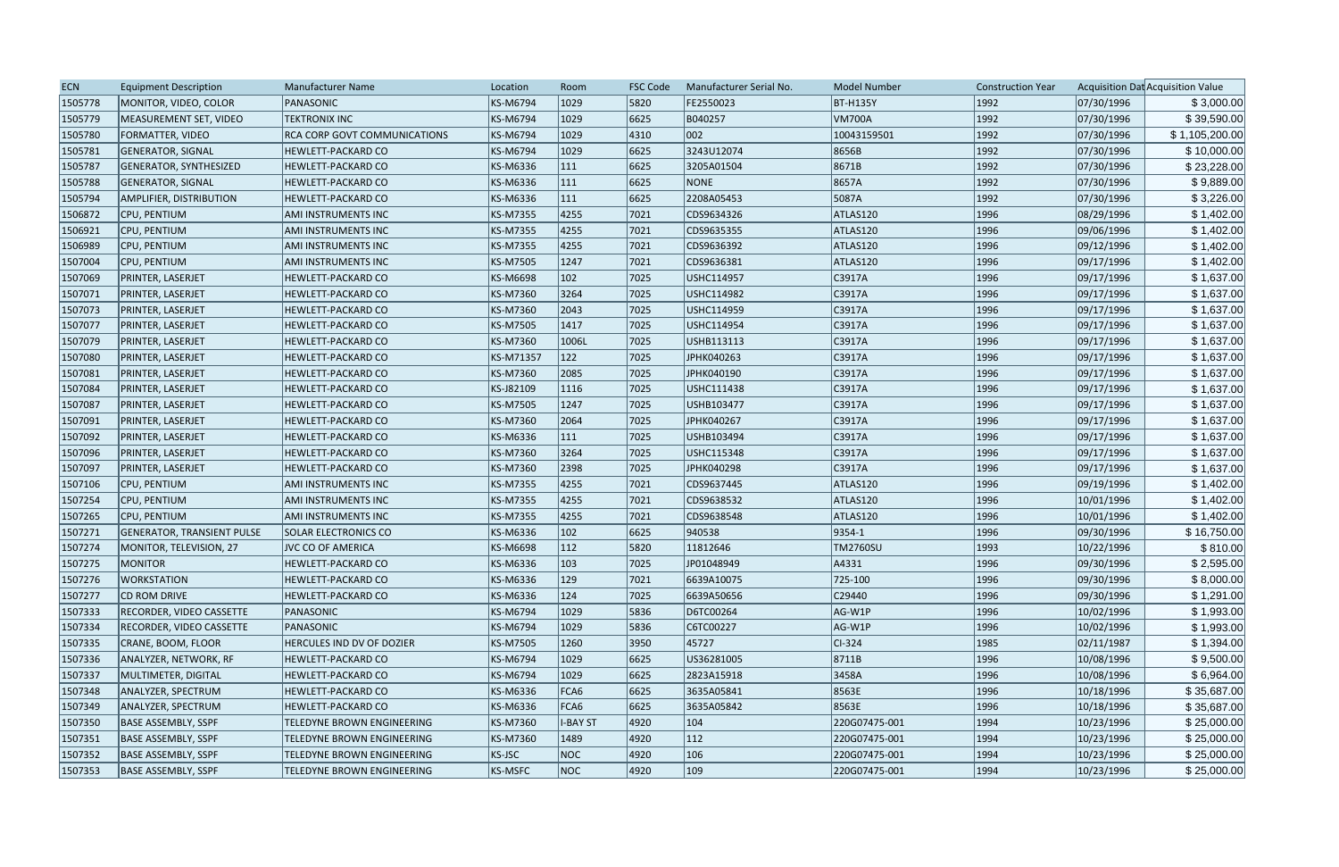| ECN | Equipment Description | Manufacturer Name | Location | Room | FSC Code | Manufacturer Serial No. | Model Number | Construction Year | Acquisition Dat | Acquisition Value |
|---|---|---|---|---|---|---|---|---|---|---|
| 1505778 | MONITOR, VIDEO, COLOR | PANASONIC | KS-M6794 | 1029 | 5820 | FE2550023 | BT-H135Y | 1992 | 07/30/1996 | $ 3,000.00 |
| 1505779 | MEASUREMENT SET, VIDEO | TEKTRONIX INC | KS-M6794 | 1029 | 6625 | B040257 | VM700A | 1992 | 07/30/1996 | $ 39,590.00 |
| 1505780 | FORMATTER, VIDEO | RCA CORP GOVT COMMUNICATIONS | KS-M6794 | 1029 | 4310 | 002 | 10043159501 | 1992 | 07/30/1996 | $ 1,105,200.00 |
| 1505781 | GENERATOR, SIGNAL | HEWLETT-PACKARD CO | KS-M6794 | 1029 | 6625 | 3243U12074 | 8656B | 1992 | 07/30/1996 | $ 10,000.00 |
| 1505787 | GENERATOR, SYNTHESIZED | HEWLETT-PACKARD CO | KS-M6336 | 111 | 6625 | 3205A01504 | 8671B | 1992 | 07/30/1996 | $ 23,228.00 |
| 1505788 | GENERATOR, SIGNAL | HEWLETT-PACKARD CO | KS-M6336 | 111 | 6625 | NONE | 8657A | 1992 | 07/30/1996 | $ 9,889.00 |
| 1505794 | AMPLIFIER, DISTRIBUTION | HEWLETT-PACKARD CO | KS-M6336 | 111 | 6625 | 2208A05453 | 5087A | 1992 | 07/30/1996 | $ 3,226.00 |
| 1506872 | CPU, PENTIUM | AMI INSTRUMENTS INC | KS-M7355 | 4255 | 7021 | CDS9634326 | ATLAS120 | 1996 | 08/29/1996 | $ 1,402.00 |
| 1506921 | CPU, PENTIUM | AMI INSTRUMENTS INC | KS-M7355 | 4255 | 7021 | CDS9635355 | ATLAS120 | 1996 | 09/06/1996 | $ 1,402.00 |
| 1506989 | CPU, PENTIUM | AMI INSTRUMENTS INC | KS-M7355 | 4255 | 7021 | CDS9636392 | ATLAS120 | 1996 | 09/12/1996 | $ 1,402.00 |
| 1507004 | CPU, PENTIUM | AMI INSTRUMENTS INC | KS-M7505 | 1247 | 7021 | CDS9636381 | ATLAS120 | 1996 | 09/17/1996 | $ 1,402.00 |
| 1507069 | PRINTER, LASERJET | HEWLETT-PACKARD CO | KS-M6698 | 102 | 7025 | USHC114957 | C3917A | 1996 | 09/17/1996 | $ 1,637.00 |
| 1507071 | PRINTER, LASERJET | HEWLETT-PACKARD CO | KS-M7360 | 3264 | 7025 | USHC114982 | C3917A | 1996 | 09/17/1996 | $ 1,637.00 |
| 1507073 | PRINTER, LASERJET | HEWLETT-PACKARD CO | KS-M7360 | 2043 | 7025 | USHC114959 | C3917A | 1996 | 09/17/1996 | $ 1,637.00 |
| 1507077 | PRINTER, LASERJET | HEWLETT-PACKARD CO | KS-M7505 | 1417 | 7025 | USHC114954 | C3917A | 1996 | 09/17/1996 | $ 1,637.00 |
| 1507079 | PRINTER, LASERJET | HEWLETT-PACKARD CO | KS-M7360 | 1006L | 7025 | USHB113113 | C3917A | 1996 | 09/17/1996 | $ 1,637.00 |
| 1507080 | PRINTER, LASERJET | HEWLETT-PACKARD CO | KS-M71357 | 122 | 7025 | JPHK040263 | C3917A | 1996 | 09/17/1996 | $ 1,637.00 |
| 1507081 | PRINTER, LASERJET | HEWLETT-PACKARD CO | KS-M7360 | 2085 | 7025 | JPHK040190 | C3917A | 1996 | 09/17/1996 | $ 1,637.00 |
| 1507084 | PRINTER, LASERJET | HEWLETT-PACKARD CO | KS-J82109 | 1116 | 7025 | USHC111438 | C3917A | 1996 | 09/17/1996 | $ 1,637.00 |
| 1507087 | PRINTER, LASERJET | HEWLETT-PACKARD CO | KS-M7505 | 1247 | 7025 | USHB103477 | C3917A | 1996 | 09/17/1996 | $ 1,637.00 |
| 1507091 | PRINTER, LASERJET | HEWLETT-PACKARD CO | KS-M7360 | 2064 | 7025 | JPHK040267 | C3917A | 1996 | 09/17/1996 | $ 1,637.00 |
| 1507092 | PRINTER, LASERJET | HEWLETT-PACKARD CO | KS-M6336 | 111 | 7025 | USHB103494 | C3917A | 1996 | 09/17/1996 | $ 1,637.00 |
| 1507096 | PRINTER, LASERJET | HEWLETT-PACKARD CO | KS-M7360 | 3264 | 7025 | USHC115348 | C3917A | 1996 | 09/17/1996 | $ 1,637.00 |
| 1507097 | PRINTER, LASERJET | HEWLETT-PACKARD CO | KS-M7360 | 2398 | 7025 | JPHK040298 | C3917A | 1996 | 09/17/1996 | $ 1,637.00 |
| 1507106 | CPU, PENTIUM | AMI INSTRUMENTS INC | KS-M7355 | 4255 | 7021 | CDS9637445 | ATLAS120 | 1996 | 09/19/1996 | $ 1,402.00 |
| 1507254 | CPU, PENTIUM | AMI INSTRUMENTS INC | KS-M7355 | 4255 | 7021 | CDS9638532 | ATLAS120 | 1996 | 10/01/1996 | $ 1,402.00 |
| 1507265 | CPU, PENTIUM | AMI INSTRUMENTS INC | KS-M7355 | 4255 | 7021 | CDS9638548 | ATLAS120 | 1996 | 10/01/1996 | $ 1,402.00 |
| 1507271 | GENERATOR, TRANSIENT PULSE | SOLAR ELECTRONICS CO | KS-M6336 | 102 | 6625 | 940538 | 9354-1 | 1996 | 09/30/1996 | $ 16,750.00 |
| 1507274 | MONITOR, TELEVISION, 27 | JVC CO OF AMERICA | KS-M6698 | 112 | 5820 | 11812646 | TM2760SU | 1993 | 10/22/1996 | $ 810.00 |
| 1507275 | MONITOR | HEWLETT-PACKARD CO | KS-M6336 | 103 | 7025 | JP01048949 | A4331 | 1996 | 09/30/1996 | $ 2,595.00 |
| 1507276 | WORKSTATION | HEWLETT-PACKARD CO | KS-M6336 | 129 | 7021 | 6639A10075 | 725-100 | 1996 | 09/30/1996 | $ 8,000.00 |
| 1507277 | CD ROM DRIVE | HEWLETT-PACKARD CO | KS-M6336 | 124 | 7025 | 6639A50656 | C29440 | 1996 | 09/30/1996 | $ 1,291.00 |
| 1507333 | RECORDER, VIDEO CASSETTE | PANASONIC | KS-M6794 | 1029 | 5836 | D6TC00264 | AG-W1P | 1996 | 10/02/1996 | $ 1,993.00 |
| 1507334 | RECORDER, VIDEO CASSETTE | PANASONIC | KS-M6794 | 1029 | 5836 | C6TC00227 | AG-W1P | 1996 | 10/02/1996 | $ 1,993.00 |
| 1507335 | CRANE, BOOM, FLOOR | HERCULES IND DV OF DOZIER | KS-M7505 | 1260 | 3950 | 45727 | CI-324 | 1985 | 02/11/1987 | $ 1,394.00 |
| 1507336 | ANALYZER, NETWORK, RF | HEWLETT-PACKARD CO | KS-M6794 | 1029 | 6625 | US36281005 | 8711B | 1996 | 10/08/1996 | $ 9,500.00 |
| 1507337 | MULTIMETER, DIGITAL | HEWLETT-PACKARD CO | KS-M6794 | 1029 | 6625 | 2823A15918 | 3458A | 1996 | 10/08/1996 | $ 6,964.00 |
| 1507348 | ANALYZER, SPECTRUM | HEWLETT-PACKARD CO | KS-M6336 | FCA6 | 6625 | 3635A05841 | 8563E | 1996 | 10/18/1996 | $ 35,687.00 |
| 1507349 | ANALYZER, SPECTRUM | HEWLETT-PACKARD CO | KS-M6336 | FCA6 | 6625 | 3635A05842 | 8563E | 1996 | 10/18/1996 | $ 35,687.00 |
| 1507350 | BASE ASSEMBLY, SSPF | TELEDYNE BROWN ENGINEERING | KS-M7360 | I-BAY ST | 4920 | 104 | 220G07475-001 | 1994 | 10/23/1996 | $ 25,000.00 |
| 1507351 | BASE ASSEMBLY, SSPF | TELEDYNE BROWN ENGINEERING | KS-M7360 | 1489 | 4920 | 112 | 220G07475-001 | 1994 | 10/23/1996 | $ 25,000.00 |
| 1507352 | BASE ASSEMBLY, SSPF | TELEDYNE BROWN ENGINEERING | KS-JSC | NOC | 4920 | 106 | 220G07475-001 | 1994 | 10/23/1996 | $ 25,000.00 |
| 1507353 | BASE ASSEMBLY, SSPF | TELEDYNE BROWN ENGINEERING | KS-MSFC | NOC | 4920 | 109 | 220G07475-001 | 1994 | 10/23/1996 | $ 25,000.00 |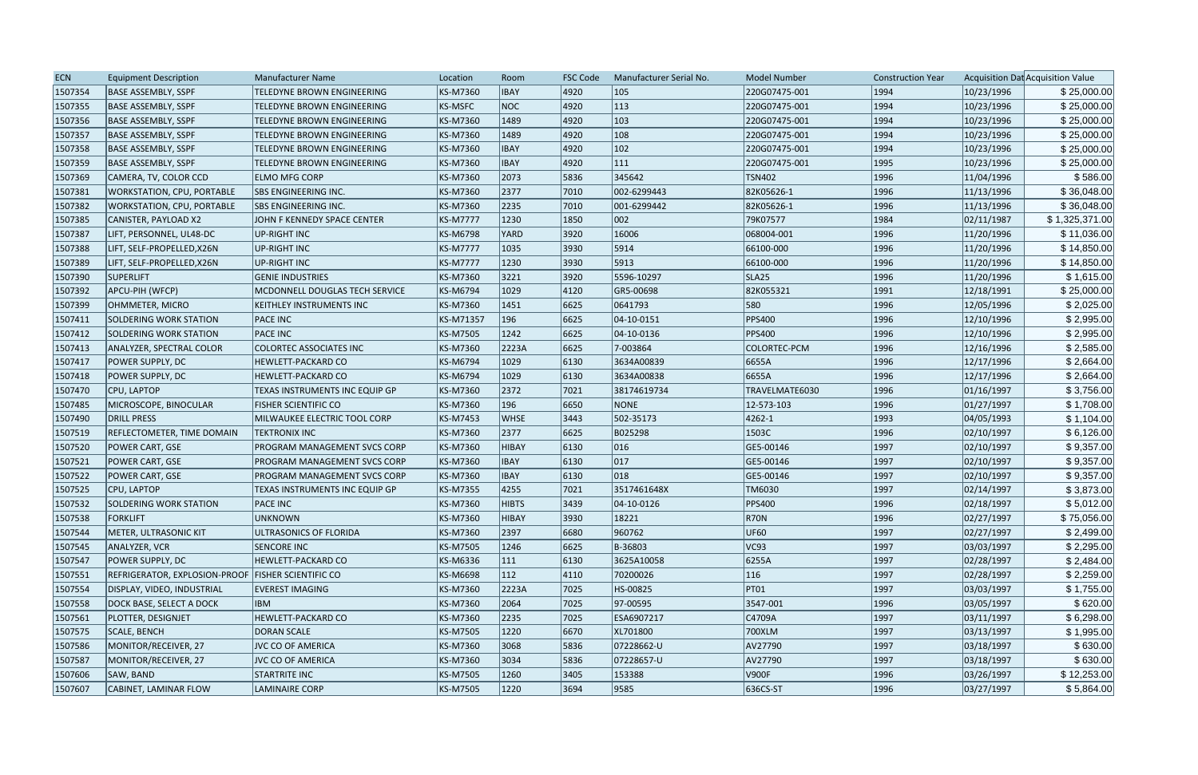| ECN | Equipment Description | Manufacturer Name | Location | Room | FSC Code | Manufacturer Serial No. | Model Number | Construction Year | Acquisition Dat | Acquisition Value |
|---|---|---|---|---|---|---|---|---|---|---|
| 1507354 | BASE ASSEMBLY, SSPF | TELEDYNE BROWN ENGINEERING | KS-M7360 | IBAY | 4920 | 105 | 220G07475-001 | 1994 | 10/23/1996 | $ 25,000.00 |
| 1507355 | BASE ASSEMBLY, SSPF | TELEDYNE BROWN ENGINEERING | KS-MSFC | NOC | 4920 | 113 | 220G07475-001 | 1994 | 10/23/1996 | $ 25,000.00 |
| 1507356 | BASE ASSEMBLY, SSPF | TELEDYNE BROWN ENGINEERING | KS-M7360 | 1489 | 4920 | 103 | 220G07475-001 | 1994 | 10/23/1996 | $ 25,000.00 |
| 1507357 | BASE ASSEMBLY, SSPF | TELEDYNE BROWN ENGINEERING | KS-M7360 | 1489 | 4920 | 108 | 220G07475-001 | 1994 | 10/23/1996 | $ 25,000.00 |
| 1507358 | BASE ASSEMBLY, SSPF | TELEDYNE BROWN ENGINEERING | KS-M7360 | IBAY | 4920 | 102 | 220G07475-001 | 1994 | 10/23/1996 | $ 25,000.00 |
| 1507359 | BASE ASSEMBLY, SSPF | TELEDYNE BROWN ENGINEERING | KS-M7360 | IBAY | 4920 | 111 | 220G07475-001 | 1995 | 10/23/1996 | $ 25,000.00 |
| 1507369 | CAMERA, TV, COLOR CCD | ELMO MFG CORP | KS-M7360 | 2073 | 5836 | 345642 | TSN402 | 1996 | 11/04/1996 | $ 586.00 |
| 1507381 | WORKSTATION, CPU, PORTABLE | SBS ENGINEERING INC. | KS-M7360 | 2377 | 7010 | 002-6299443 | 82K05626-1 | 1996 | 11/13/1996 | $ 36,048.00 |
| 1507382 | WORKSTATION, CPU, PORTABLE | SBS ENGINEERING INC. | KS-M7360 | 2235 | 7010 | 001-6299442 | 82K05626-1 | 1996 | 11/13/1996 | $ 36,048.00 |
| 1507385 | CANISTER, PAYLOAD X2 | JOHN F KENNEDY SPACE CENTER | KS-M7777 | 1230 | 1850 | 002 | 79K07577 | 1984 | 02/11/1987 | $ 1,325,371.00 |
| 1507387 | LIFT, PERSONNEL, UL48-DC | UP-RIGHT INC | KS-M6798 | YARD | 3920 | 16006 | 068004-001 | 1996 | 11/20/1996 | $ 11,036.00 |
| 1507388 | LIFT, SELF-PROPELLED,X26N | UP-RIGHT INC | KS-M7777 | 1035 | 3930 | 5914 | 66100-000 | 1996 | 11/20/1996 | $ 14,850.00 |
| 1507389 | LIFT, SELF-PROPELLED,X26N | UP-RIGHT INC | KS-M7777 | 1230 | 3930 | 5913 | 66100-000 | 1996 | 11/20/1996 | $ 14,850.00 |
| 1507390 | SUPERLIFT | GENIE INDUSTRIES | KS-M7360 | 3221 | 3920 | 5596-10297 | SLA25 | 1996 | 11/20/1996 | $ 1,615.00 |
| 1507392 | APCU-PIH (WFCP) | MCDONNELL DOUGLAS TECH SERVICE | KS-M6794 | 1029 | 4120 | GR5-00698 | 82K055321 | 1991 | 12/18/1991 | $ 25,000.00 |
| 1507399 | OHMMETER, MICRO | KEITHLEY INSTRUMENTS INC | KS-M7360 | 1451 | 6625 | 0641793 | 580 | 1996 | 12/05/1996 | $ 2,025.00 |
| 1507411 | SOLDERING WORK STATION | PACE INC | KS-M71357 | 196 | 6625 | 04-10-0151 | PPS400 | 1996 | 12/10/1996 | $ 2,995.00 |
| 1507412 | SOLDERING WORK STATION | PACE INC | KS-M7505 | 1242 | 6625 | 04-10-0136 | PPS400 | 1996 | 12/10/1996 | $ 2,995.00 |
| 1507413 | ANALYZER, SPECTRAL COLOR | COLORTEC ASSOCIATES INC | KS-M7360 | 2223A | 6625 | 7-003864 | COLORTEC-PCM | 1996 | 12/16/1996 | $ 2,585.00 |
| 1507417 | POWER SUPPLY, DC | HEWLETT-PACKARD CO | KS-M6794 | 1029 | 6130 | 3634A00839 | 6655A | 1996 | 12/17/1996 | $ 2,664.00 |
| 1507418 | POWER SUPPLY, DC | HEWLETT-PACKARD CO | KS-M6794 | 1029 | 6130 | 3634A00838 | 6655A | 1996 | 12/17/1996 | $ 2,664.00 |
| 1507470 | CPU, LAPTOP | TEXAS INSTRUMENTS INC EQUIP GP | KS-M7360 | 2372 | 7021 | 38174619734 | TRAVELMATE6030 | 1996 | 01/16/1997 | $ 3,756.00 |
| 1507485 | MICROSCOPE, BINOCULAR | FISHER SCIENTIFIC CO | KS-M7360 | 196 | 6650 | NONE | 12-573-103 | 1996 | 01/27/1997 | $ 1,708.00 |
| 1507490 | DRILL PRESS | MILWAUKEE ELECTRIC TOOL CORP | KS-M7453 | WHSE | 3443 | 502-35173 | 4262-1 | 1993 | 04/05/1993 | $ 1,104.00 |
| 1507519 | REFLECTOMETER, TIME DOMAIN | TEKTRONIX INC | KS-M7360 | 2377 | 6625 | B025298 | 1503C | 1996 | 02/10/1997 | $ 6,126.00 |
| 1507520 | POWER CART, GSE | PROGRAM MANAGEMENT SVCS CORP | KS-M7360 | HIBAY | 6130 | 016 | GE5-00146 | 1997 | 02/10/1997 | $ 9,357.00 |
| 1507521 | POWER CART, GSE | PROGRAM MANAGEMENT SVCS CORP | KS-M7360 | IBAY | 6130 | 017 | GE5-00146 | 1997 | 02/10/1997 | $ 9,357.00 |
| 1507522 | POWER CART, GSE | PROGRAM MANAGEMENT SVCS CORP | KS-M7360 | IBAY | 6130 | 018 | GE5-00146 | 1997 | 02/10/1997 | $ 9,357.00 |
| 1507525 | CPU, LAPTOP | TEXAS INSTRUMENTS INC EQUIP GP | KS-M7355 | 4255 | 7021 | 3517461648X | TM6030 | 1997 | 02/14/1997 | $ 3,873.00 |
| 1507532 | SOLDERING WORK STATION | PACE INC | KS-M7360 | HIBTS | 3439 | 04-10-0126 | PPS400 | 1996 | 02/18/1997 | $ 5,012.00 |
| 1507538 | FORKLIFT | UNKNOWN | KS-M7360 | HIBAY | 3930 | 18221 | R70N | 1996 | 02/27/1997 | $ 75,056.00 |
| 1507544 | METER, ULTRASONIC KIT | ULTRASONICS OF FLORIDA | KS-M7360 | 2397 | 6680 | 960762 | UF60 | 1997 | 02/27/1997 | $ 2,499.00 |
| 1507545 | ANALYZER, VCR | SENCORE INC | KS-M7505 | 1246 | 6625 | B-36803 | VC93 | 1997 | 03/03/1997 | $ 2,295.00 |
| 1507547 | POWER SUPPLY, DC | HEWLETT-PACKARD CO | KS-M6336 | 111 | 6130 | 3625A10058 | 6255A | 1997 | 02/28/1997 | $ 2,484.00 |
| 1507551 | REFRIGERATOR, EXPLOSION-PROOF | FISHER SCIENTIFIC CO | KS-M6698 | 112 | 4110 | 70200026 | 116 | 1997 | 02/28/1997 | $ 2,259.00 |
| 1507554 | DISPLAY, VIDEO, INDUSTRIAL | EVEREST IMAGING | KS-M7360 | 2223A | 7025 | HS-00825 | PT01 | 1997 | 03/03/1997 | $ 1,755.00 |
| 1507558 | DOCK BASE, SELECT A DOCK | IBM | KS-M7360 | 2064 | 7025 | 97-00595 | 3547-001 | 1996 | 03/05/1997 | $ 620.00 |
| 1507561 | PLOTTER, DESIGNJET | HEWLETT-PACKARD CO | KS-M7360 | 2235 | 7025 | ESA6907217 | C4709A | 1997 | 03/11/1997 | $ 6,298.00 |
| 1507575 | SCALE, BENCH | DORAN SCALE | KS-M7505 | 1220 | 6670 | XL701800 | 700XLM | 1997 | 03/13/1997 | $ 1,995.00 |
| 1507586 | MONITOR/RECEIVER, 27 | JVC CO OF AMERICA | KS-M7360 | 3068 | 5836 | 07228662-U | AV27790 | 1997 | 03/18/1997 | $ 630.00 |
| 1507587 | MONITOR/RECEIVER, 27 | JVC CO OF AMERICA | KS-M7360 | 3034 | 5836 | 07228657-U | AV27790 | 1997 | 03/18/1997 | $ 630.00 |
| 1507606 | SAW, BAND | STARTRITE INC | KS-M7505 | 1260 | 3405 | 153388 | V900F | 1996 | 03/26/1997 | $ 12,253.00 |
| 1507607 | CABINET, LAMINAR FLOW | LAMINAIRE CORP | KS-M7505 | 1220 | 3694 | 9585 | 636CS-ST | 1996 | 03/27/1997 | $ 5,864.00 |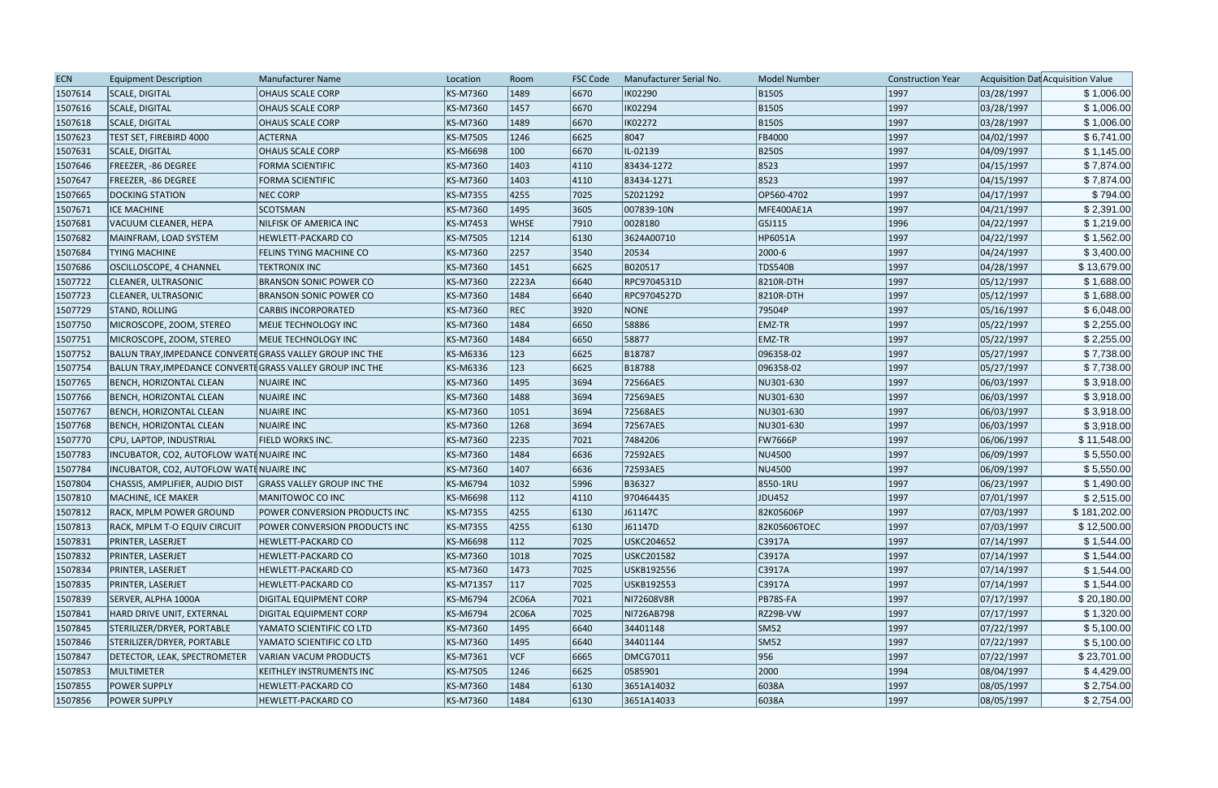| ECN | Equipment Description | Manufacturer Name | Location | Room | FSC Code | Manufacturer Serial No. | Model Number | Construction Year | Acquisition Dat | Acquisition Value |
|---|---|---|---|---|---|---|---|---|---|---|
| 1507614 | SCALE, DIGITAL | OHAUS SCALE CORP | KS-M7360 | 1489 | 6670 | IK02290 | B150S | 1997 | 03/28/1997 | $ 1,006.00 |
| 1507616 | SCALE, DIGITAL | OHAUS SCALE CORP | KS-M7360 | 1457 | 6670 | IK02294 | B150S | 1997 | 03/28/1997 | $ 1,006.00 |
| 1507618 | SCALE, DIGITAL | OHAUS SCALE CORP | KS-M7360 | 1489 | 6670 | IK02272 | B150S | 1997 | 03/28/1997 | $ 1,006.00 |
| 1507623 | TEST SET, FIREBIRD 4000 | ACTERNA | KS-M7505 | 1246 | 6625 | 8047 | FB4000 | 1997 | 04/02/1997 | $ 6,741.00 |
| 1507631 | SCALE, DIGITAL | OHAUS SCALE CORP | KS-M6698 | 100 | 6670 | IL-02139 | B250S | 1997 | 04/09/1997 | $ 1,145.00 |
| 1507646 | FREEZER, -86 DEGREE | FORMA SCIENTIFIC | KS-M7360 | 1403 | 4110 | 83434-1272 | 8523 | 1997 | 04/15/1997 | $ 7,874.00 |
| 1507647 | FREEZER, -86 DEGREE | FORMA SCIENTIFIC | KS-M7360 | 1403 | 4110 | 83434-1271 | 8523 | 1997 | 04/15/1997 | $ 7,874.00 |
| 1507665 | DOCKING STATION | NEC CORP | KS-M7355 | 4255 | 7025 | 5Z021292 | OP560-4702 | 1997 | 04/17/1997 | $ 794.00 |
| 1507671 | ICE MACHINE | SCOTSMAN | KS-M7360 | 1495 | 3605 | 007839-10N | MFE400AE1A | 1997 | 04/21/1997 | $ 2,391.00 |
| 1507681 | VACUUM CLEANER, HEPA | NILFISK OF AMERICA INC | KS-M7453 | WHSE | 7910 | 0028180 | GSJ115 | 1996 | 04/22/1997 | $ 1,219.00 |
| 1507682 | MAINFRAM, LOAD SYSTEM | HEWLETT-PACKARD CO | KS-M7505 | 1214 | 6130 | 3624A00710 | HP6051A | 1997 | 04/22/1997 | $ 1,562.00 |
| 1507684 | TYING MACHINE | FELINS TYING MACHINE CO | KS-M7360 | 2257 | 3540 | 20534 | 2000-6 | 1997 | 04/24/1997 | $ 3,400.00 |
| 1507686 | OSCILLOSCOPE, 4 CHANNEL | TEKTRONIX INC | KS-M7360 | 1451 | 6625 | B020517 | TDS540B | 1997 | 04/28/1997 | $ 13,679.00 |
| 1507722 | CLEANER, ULTRASONIC | BRANSON SONIC POWER CO | KS-M7360 | 2223A | 6640 | RPC9704531D | 8210R-DTH | 1997 | 05/12/1997 | $ 1,688.00 |
| 1507723 | CLEANER, ULTRASONIC | BRANSON SONIC POWER CO | KS-M7360 | 1484 | 6640 | RPC9704527D | 8210R-DTH | 1997 | 05/12/1997 | $ 1,688.00 |
| 1507729 | STAND, ROLLING | CARBIS INCORPORATED | KS-M7360 | REC | 3920 | NONE | 79504P | 1997 | 05/16/1997 | $ 6,048.00 |
| 1507750 | MICROSCOPE, ZOOM, STEREO | MEIJE TECHNOLOGY INC | KS-M7360 | 1484 | 6650 | 58886 | EMZ-TR | 1997 | 05/22/1997 | $ 2,255.00 |
| 1507751 | MICROSCOPE, ZOOM, STEREO | MEIJE TECHNOLOGY INC | KS-M7360 | 1484 | 6650 | 58877 | EMZ-TR | 1997 | 05/22/1997 | $ 2,255.00 |
| 1507752 | BALUN TRAY,IMPEDANCE CONVERTE | GRASS VALLEY GROUP INC THE | KS-M6336 | 123 | 6625 | B18787 | 096358-02 | 1997 | 05/27/1997 | $ 7,738.00 |
| 1507754 | BALUN TRAY,IMPEDANCE CONVERTE | GRASS VALLEY GROUP INC THE | KS-M6336 | 123 | 6625 | B18788 | 096358-02 | 1997 | 05/27/1997 | $ 7,738.00 |
| 1507765 | BENCH, HORIZONTAL CLEAN | NUAIRE INC | KS-M7360 | 1495 | 3694 | 72566AES | NU301-630 | 1997 | 06/03/1997 | $ 3,918.00 |
| 1507766 | BENCH, HORIZONTAL CLEAN | NUAIRE INC | KS-M7360 | 1488 | 3694 | 72569AES | NU301-630 | 1997 | 06/03/1997 | $ 3,918.00 |
| 1507767 | BENCH, HORIZONTAL CLEAN | NUAIRE INC | KS-M7360 | 1051 | 3694 | 72568AES | NU301-630 | 1997 | 06/03/1997 | $ 3,918.00 |
| 1507768 | BENCH, HORIZONTAL CLEAN | NUAIRE INC | KS-M7360 | 1268 | 3694 | 72567AES | NU301-630 | 1997 | 06/03/1997 | $ 3,918.00 |
| 1507770 | CPU, LAPTOP, INDUSTRIAL | FIELD WORKS INC. | KS-M7360 | 2235 | 7021 | 7484206 | FW7666P | 1997 | 06/06/1997 | $ 11,548.00 |
| 1507783 | INCUBATOR, CO2, AUTOFLOW WATE | NUAIRE INC | KS-M7360 | 1484 | 6636 | 72592AES | NU4500 | 1997 | 06/09/1997 | $ 5,550.00 |
| 1507784 | INCUBATOR, CO2, AUTOFLOW WATE | NUAIRE INC | KS-M7360 | 1407 | 6636 | 72593AES | NU4500 | 1997 | 06/09/1997 | $ 5,550.00 |
| 1507804 | CHASSIS, AMPLIFIER, AUDIO DIST | GRASS VALLEY GROUP INC THE | KS-M6794 | 1032 | 5996 | B36327 | 8550-1RU | 1997 | 06/23/1997 | $ 1,490.00 |
| 1507810 | MACHINE, ICE MAKER | MANITOWOC CO INC | KS-M6698 | 112 | 4110 | 970464435 | JDU452 | 1997 | 07/01/1997 | $ 2,515.00 |
| 1507812 | RACK, MPLM POWER GROUND | POWER CONVERSION PRODUCTS INC | KS-M7355 | 4255 | 6130 | J61147C | 82K05606P | 1997 | 07/03/1997 | $ 181,202.00 |
| 1507813 | RACK, MPLM T-O EQUIV CIRCUIT | POWER CONVERSION PRODUCTS INC | KS-M7355 | 4255 | 6130 | J61147D | 82K05606TOEC | 1997 | 07/03/1997 | $ 12,500.00 |
| 1507831 | PRINTER, LASERJET | HEWLETT-PACKARD CO | KS-M6698 | 112 | 7025 | USKC204652 | C3917A | 1997 | 07/14/1997 | $ 1,544.00 |
| 1507832 | PRINTER, LASERJET | HEWLETT-PACKARD CO | KS-M7360 | 1018 | 7025 | USKC201582 | C3917A | 1997 | 07/14/1997 | $ 1,544.00 |
| 1507834 | PRINTER, LASERJET | HEWLETT-PACKARD CO | KS-M7360 | 1473 | 7025 | USKB192556 | C3917A | 1997 | 07/14/1997 | $ 1,544.00 |
| 1507835 | PRINTER, LASERJET | HEWLETT-PACKARD CO | KS-M71357 | 117 | 7025 | USKB192553 | C3917A | 1997 | 07/14/1997 | $ 1,544.00 |
| 1507839 | SERVER, ALPHA 1000A | DIGITAL EQUIPMENT CORP | KS-M6794 | 2C06A | 7021 | NI72608V8R | PB78S-FA | 1997 | 07/17/1997 | $ 20,180.00 |
| 1507841 | HARD DRIVE UNIT, EXTERNAL | DIGITAL EQUIPMENT CORP | KS-M6794 | 2C06A | 7025 | NI726AB798 | RZ29B-VW | 1997 | 07/17/1997 | $ 1,320.00 |
| 1507845 | STERILIZER/DRYER, PORTABLE | YAMATO SCIENTIFIC CO LTD | KS-M7360 | 1495 | 6640 | 34401148 | SM52 | 1997 | 07/22/1997 | $ 5,100.00 |
| 1507846 | STERILIZER/DRYER, PORTABLE | YAMATO SCIENTIFIC CO LTD | KS-M7360 | 1495 | 6640 | 34401144 | SM52 | 1997 | 07/22/1997 | $ 5,100.00 |
| 1507847 | DETECTOR, LEAK, SPECTROMETER | VARIAN VACUM PRODUCTS | KS-M7361 | VCF | 6665 | DMCG7011 | 956 | 1997 | 07/22/1997 | $ 23,701.00 |
| 1507853 | MULTIMETER | KEITHLEY INSTRUMENTS INC | KS-M7505 | 1246 | 6625 | 0585901 | 2000 | 1994 | 08/04/1997 | $ 4,429.00 |
| 1507855 | POWER SUPPLY | HEWLETT-PACKARD CO | KS-M7360 | 1484 | 6130 | 3651A14032 | 6038A | 1997 | 08/05/1997 | $ 2,754.00 |
| 1507856 | POWER SUPPLY | HEWLETT-PACKARD CO | KS-M7360 | 1484 | 6130 | 3651A14033 | 6038A | 1997 | 08/05/1997 | $ 2,754.00 |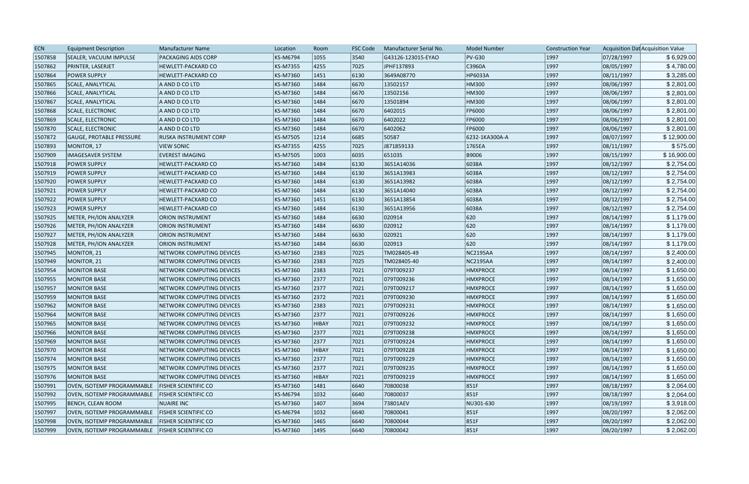| ECN | Equipment Description | Manufacturer Name | Location | Room | FSC Code | Manufacturer Serial No. | Model Number | Construction Year | Acquisition Dat | Acquisition Value |
|---|---|---|---|---|---|---|---|---|---|---|
| 1507858 | SEALER, VACUUM IMPULSE | PACKAGING AIDS CORP | KS-M6794 | 1055 | 3540 | G43126-123015-EYAO | PV-G30 | 1997 | 07/28/1997 | $ 6,929.00 |
| 1507862 | PRINTER, LASERJET | HEWLETT-PACKARD CO | KS-M7355 | 4255 | 7025 | JPHF137893 | C3960A | 1997 | 08/05/1997 | $ 4,780.00 |
| 1507864 | POWER SUPPLY | HEWLETT-PACKARD CO | KS-M7360 | 1451 | 6130 | 3649A08770 | HP6033A | 1997 | 08/11/1997 | $ 3,285.00 |
| 1507865 | SCALE, ANALYTICAL | A AND D CO LTD | KS-M7360 | 1484 | 6670 | 13502157 | HM300 | 1997 | 08/06/1997 | $ 2,801.00 |
| 1507866 | SCALE, ANALYTICAL | A AND D CO LTD | KS-M7360 | 1484 | 6670 | 13502156 | HM300 | 1997 | 08/06/1997 | $ 2,801.00 |
| 1507867 | SCALE, ANALYTICAL | A AND D CO LTD | KS-M7360 | 1484 | 6670 | 13501894 | HM300 | 1997 | 08/06/1997 | $ 2,801.00 |
| 1507868 | SCALE, ELECTRONIC | A AND D CO LTD | KS-M7360 | 1484 | 6670 | 6402015 | FP6000 | 1997 | 08/06/1997 | $ 2,801.00 |
| 1507869 | SCALE, ELECTRONIC | A AND D CO LTD | KS-M7360 | 1484 | 6670 | 6402022 | FP6000 | 1997 | 08/06/1997 | $ 2,801.00 |
| 1507870 | SCALE, ELECTRONIC | A AND D CO LTD | KS-M7360 | 1484 | 6670 | 6402062 | FP6000 | 1997 | 08/06/1997 | $ 2,801.00 |
| 1507872 | GAUGE, PROTABLE PRESSURE | RUSKA INSTRUMENT CORP | KS-M7505 | 1214 | 6685 | 50587 | 6232-1KA300A-A | 1997 | 08/07/1997 | $ 12,900.00 |
| 1507893 | MONITOR, 17 | VIEW SONIC | KS-M7355 | 4255 | 7025 | J871859133 | 1765EA | 1997 | 08/11/1997 | $ 575.00 |
| 1507909 | IMAGESAVER SYSTEM | EVEREST IMAGING | KS-M7505 | 1003 | 6035 | 651035 | B9006 | 1997 | 08/15/1997 | $ 16,900.00 |
| 1507918 | POWER SUPPLY | HEWLETT-PACKARD CO | KS-M7360 | 1484 | 6130 | 3651A14036 | 6038A | 1997 | 08/12/1997 | $ 2,754.00 |
| 1507919 | POWER SUPPLY | HEWLETT-PACKARD CO | KS-M7360 | 1484 | 6130 | 3651A13983 | 6038A | 1997 | 08/12/1997 | $ 2,754.00 |
| 1507920 | POWER SUPPLY | HEWLETT-PACKARD CO | KS-M7360 | 1484 | 6130 | 3651A13982 | 6038A | 1997 | 08/12/1997 | $ 2,754.00 |
| 1507921 | POWER SUPPLY | HEWLETT-PACKARD CO | KS-M7360 | 1484 | 6130 | 3651A14040 | 6038A | 1997 | 08/12/1997 | $ 2,754.00 |
| 1507922 | POWER SUPPLY | HEWLETT-PACKARD CO | KS-M7360 | 1451 | 6130 | 3651A13854 | 6038A | 1997 | 08/12/1997 | $ 2,754.00 |
| 1507923 | POWER SUPPLY | HEWLETT-PACKARD CO | KS-M7360 | 1484 | 6130 | 3651A13956 | 6038A | 1997 | 08/12/1997 | $ 2,754.00 |
| 1507925 | METER, PH/ION ANALYZER | ORION INSTRUMENT | KS-M7360 | 1484 | 6630 | 020914 | 620 | 1997 | 08/14/1997 | $ 1,179.00 |
| 1507926 | METER, PH/ION ANALYZER | ORION INSTRUMENT | KS-M7360 | 1484 | 6630 | 020912 | 620 | 1997 | 08/14/1997 | $ 1,179.00 |
| 1507927 | METER, PH/ION ANALYZER | ORION INSTRUMENT | KS-M7360 | 1484 | 6630 | 020921 | 620 | 1997 | 08/14/1997 | $ 1,179.00 |
| 1507928 | METER, PH/ION ANALYZER | ORION INSTRUMENT | KS-M7360 | 1484 | 6630 | 020913 | 620 | 1997 | 08/14/1997 | $ 1,179.00 |
| 1507945 | MONITOR, 21 | NETWORK COMPUTING DEVICES | KS-M7360 | 2383 | 7025 | TM028405-49 | NC2195AA | 1997 | 08/14/1997 | $ 2,400.00 |
| 1507949 | MONITOR, 21 | NETWORK COMPUTING DEVICES | KS-M7360 | 2383 | 7025 | TM028405-40 | NC2195AA | 1997 | 08/14/1997 | $ 2,400.00 |
| 1507954 | MONITOR BASE | NETWORK COMPUTING DEVICES | KS-M7360 | 2383 | 7021 | 079T009237 | HMXPROCE | 1997 | 08/14/1997 | $ 1,650.00 |
| 1507955 | MONITOR BASE | NETWORK COMPUTING DEVICES | KS-M7360 | 2377 | 7021 | 079T009236 | HMXPROCE | 1997 | 08/14/1997 | $ 1,650.00 |
| 1507957 | MONITOR BASE | NETWORK COMPUTING DEVICES | KS-M7360 | 2377 | 7021 | 079T009217 | HMXPROCE | 1997 | 08/14/1997 | $ 1,650.00 |
| 1507959 | MONITOR BASE | NETWORK COMPUTING DEVICES | KS-M7360 | 2372 | 7021 | 079T009230 | HMXPROCE | 1997 | 08/14/1997 | $ 1,650.00 |
| 1507962 | MONITOR BASE | NETWORK COMPUTING DEVICES | KS-M7360 | 2383 | 7021 | 079T009231 | HMXPROCE | 1997 | 08/14/1997 | $ 1,650.00 |
| 1507964 | MONITOR BASE | NETWORK COMPUTING DEVICES | KS-M7360 | 2377 | 7021 | 079T009226 | HMXPROCE | 1997 | 08/14/1997 | $ 1,650.00 |
| 1507965 | MONITOR BASE | NETWORK COMPUTING DEVICES | KS-M7360 | HIBAY | 7021 | 079T009232 | HMXPROCE | 1997 | 08/14/1997 | $ 1,650.00 |
| 1507966 | MONITOR BASE | NETWORK COMPUTING DEVICES | KS-M7360 | 2377 | 7021 | 079T009238 | HMXPROCE | 1997 | 08/14/1997 | $ 1,650.00 |
| 1507969 | MONITOR BASE | NETWORK COMPUTING DEVICES | KS-M7360 | 2377 | 7021 | 079T009224 | HMXPROCE | 1997 | 08/14/1997 | $ 1,650.00 |
| 1507970 | MONITOR BASE | NETWORK COMPUTING DEVICES | KS-M7360 | HIBAY | 7021 | 079T009228 | HMXPROCE | 1997 | 08/14/1997 | $ 1,650.00 |
| 1507974 | MONITOR BASE | NETWORK COMPUTING DEVICES | KS-M7360 | 2377 | 7021 | 079T009229 | HMXPROCE | 1997 | 08/14/1997 | $ 1,650.00 |
| 1507975 | MONITOR BASE | NETWORK COMPUTING DEVICES | KS-M7360 | 2377 | 7021 | 079T009235 | HMXPROCE | 1997 | 08/14/1997 | $ 1,650.00 |
| 1507976 | MONITOR BASE | NETWORK COMPUTING DEVICES | KS-M7360 | HIBAY | 7021 | 079T009219 | HMXPROCE | 1997 | 08/14/1997 | $ 1,650.00 |
| 1507991 | OVEN, ISOTEMP PROGRAMMABLE | FISHER SCIENTIFIC CO | KS-M7360 | 1481 | 6640 | 70800038 | 851F | 1997 | 08/18/1997 | $ 2,064.00 |
| 1507992 | OVEN, ISOTEMP PROGRAMMABLE | FISHER SCIENTIFIC CO | KS-M6794 | 1032 | 6640 | 70800037 | 851F | 1997 | 08/18/1997 | $ 2,064.00 |
| 1507995 | BENCH, CLEAN ROOM | NUAIRE INC | KS-M7360 | 1407 | 3694 | 73801AEV | NU301-630 | 1997 | 08/19/1997 | $ 3,918.00 |
| 1507997 | OVEN, ISOTEMP PROGRAMMABLE | FISHER SCIENTIFIC CO | KS-M6794 | 1032 | 6640 | 70800041 | 851F | 1997 | 08/20/1997 | $ 2,062.00 |
| 1507998 | OVEN, ISOTEMP PROGRAMMABLE | FISHER SCIENTIFIC CO | KS-M7360 | 1465 | 6640 | 70800044 | 851F | 1997 | 08/20/1997 | $ 2,062.00 |
| 1507999 | OVEN, ISOTEMP PROGRAMMABLE | FISHER SCIENTIFIC CO | KS-M7360 | 1495 | 6640 | 70800042 | 851F | 1997 | 08/20/1997 | $ 2,062.00 |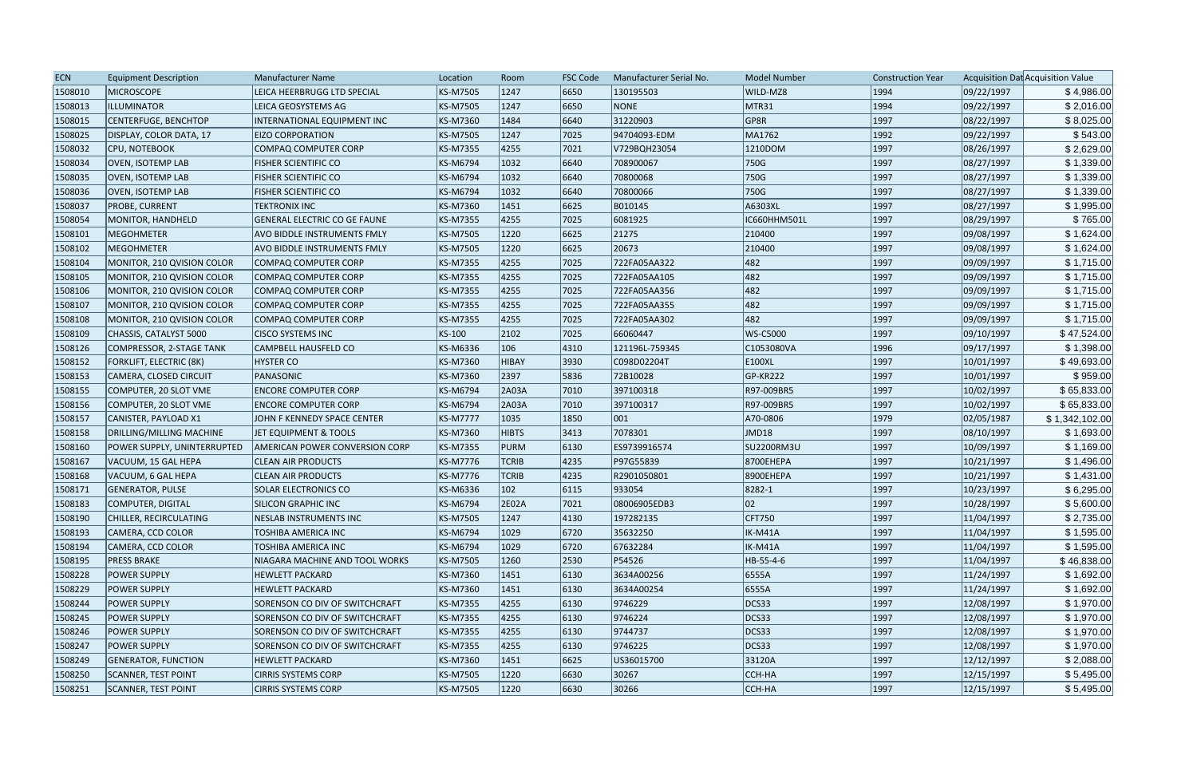| ECN | Equipment Description | Manufacturer Name | Location | Room | FSC Code | Manufacturer Serial No. | Model Number | Construction Year | Acquisition Dat | Acquisition Value |
|---|---|---|---|---|---|---|---|---|---|---|
| 1508010 | MICROSCOPE | LEICA HEERBRUGG LTD SPECIAL | KS-M7505 | 1247 | 6650 | 130195503 | WILD-MZ8 | 1994 | 09/22/1997 | $ 4,986.00 |
| 1508013 | ILLUMINATOR | LEICA GEOSYSTEMS AG | KS-M7505 | 1247 | 6650 | NONE | MTR31 | 1994 | 09/22/1997 | $ 2,016.00 |
| 1508015 | CENTERFUGE, BENCHTOP | INTERNATIONAL EQUIPMENT INC | KS-M7360 | 1484 | 6640 | 31220903 | GP8R | 1997 | 08/22/1997 | $ 8,025.00 |
| 1508025 | DISPLAY, COLOR DATA, 17 | EIZO CORPORATION | KS-M7505 | 1247 | 7025 | 94704093-EDM | MA1762 | 1992 | 09/22/1997 | $ 543.00 |
| 1508032 | CPU, NOTEBOOK | COMPAQ COMPUTER CORP | KS-M7355 | 4255 | 7021 | V729BQH23054 | 1210DOM | 1997 | 08/26/1997 | $ 2,629.00 |
| 1508034 | OVEN, ISOTEMP LAB | FISHER SCIENTIFIC CO | KS-M6794 | 1032 | 6640 | 708900067 | 750G | 1997 | 08/27/1997 | $ 1,339.00 |
| 1508035 | OVEN, ISOTEMP LAB | FISHER SCIENTIFIC CO | KS-M6794 | 1032 | 6640 | 70800068 | 750G | 1997 | 08/27/1997 | $ 1,339.00 |
| 1508036 | OVEN, ISOTEMP LAB | FISHER SCIENTIFIC CO | KS-M6794 | 1032 | 6640 | 70800066 | 750G | 1997 | 08/27/1997 | $ 1,339.00 |
| 1508037 | PROBE, CURRENT | TEKTRONIX INC | KS-M7360 | 1451 | 6625 | B010145 | A6303XL | 1997 | 08/27/1997 | $ 1,995.00 |
| 1508054 | MONITOR, HANDHELD | GENERAL ELECTRIC CO GE FAUNE | KS-M7355 | 4255 | 7025 | 6081925 | IC660HHM501L | 1997 | 08/29/1997 | $ 765.00 |
| 1508101 | MEGOHMETER | AVO BIDDLE INSTRUMENTS FMLY | KS-M7505 | 1220 | 6625 | 21275 | 210400 | 1997 | 09/08/1997 | $ 1,624.00 |
| 1508102 | MEGOHMETER | AVO BIDDLE INSTRUMENTS FMLY | KS-M7505 | 1220 | 6625 | 20673 | 210400 | 1997 | 09/08/1997 | $ 1,624.00 |
| 1508104 | MONITOR, 210 QVISION COLOR | COMPAQ COMPUTER CORP | KS-M7355 | 4255 | 7025 | 722FA05AA322 | 482 | 1997 | 09/09/1997 | $ 1,715.00 |
| 1508105 | MONITOR, 210 QVISION COLOR | COMPAQ COMPUTER CORP | KS-M7355 | 4255 | 7025 | 722FA05AA105 | 482 | 1997 | 09/09/1997 | $ 1,715.00 |
| 1508106 | MONITOR, 210 QVISION COLOR | COMPAQ COMPUTER CORP | KS-M7355 | 4255 | 7025 | 722FA05AA356 | 482 | 1997 | 09/09/1997 | $ 1,715.00 |
| 1508107 | MONITOR, 210 QVISION COLOR | COMPAQ COMPUTER CORP | KS-M7355 | 4255 | 7025 | 722FA05AA355 | 482 | 1997 | 09/09/1997 | $ 1,715.00 |
| 1508108 | MONITOR, 210 QVISION COLOR | COMPAQ COMPUTER CORP | KS-M7355 | 4255 | 7025 | 722FA05AA302 | 482 | 1997 | 09/09/1997 | $ 1,715.00 |
| 1508109 | CHASSIS, CATALYST 5000 | CISCO SYSTEMS INC | KS-100 | 2102 | 7025 | 66060447 | WS-C5000 | 1997 | 09/10/1997 | $ 47,524.00 |
| 1508126 | COMPRESSOR, 2-STAGE TANK | CAMPBELL HAUSFELD CO | KS-M6336 | 106 | 4310 | 121196L-759345 | C1053080VA | 1996 | 09/17/1997 | $ 1,398.00 |
| 1508152 | FORKLIFT, ELECTRIC (8K) | HYSTER CO | KS-M7360 | HIBAY | 3930 | C098D02204T | E100XL | 1997 | 10/01/1997 | $ 49,693.00 |
| 1508153 | CAMERA, CLOSED CIRCUIT | PANASONIC | KS-M7360 | 2397 | 5836 | 72B10028 | GP-KR222 | 1997 | 10/01/1997 | $ 959.00 |
| 1508155 | COMPUTER, 20 SLOT VME | ENCORE COMPUTER CORP | KS-M6794 | 2A03A | 7010 | 397100318 | R97-009BR5 | 1997 | 10/02/1997 | $ 65,833.00 |
| 1508156 | COMPUTER, 20 SLOT VME | ENCORE COMPUTER CORP | KS-M6794 | 2A03A | 7010 | 397100317 | R97-009BR5 | 1997 | 10/02/1997 | $ 65,833.00 |
| 1508157 | CANISTER, PAYLOAD X1 | JOHN F KENNEDY SPACE CENTER | KS-M7777 | 1035 | 1850 | 001 | A70-0806 | 1979 | 02/05/1987 | $ 1,342,102.00 |
| 1508158 | DRILLING/MILLING MACHINE | JET EQUIPMENT & TOOLS | KS-M7360 | HIBTS | 3413 | 7078301 | JMD18 | 1997 | 08/10/1997 | $ 1,693.00 |
| 1508160 | POWER SUPPLY, UNINTERRUPTED | AMERICAN POWER CONVERSION CORP | KS-M7355 | PURM | 6130 | ES9739916574 | SU2200RM3U | 1997 | 10/09/1997 | $ 1,169.00 |
| 1508167 | VACUUM, 15 GAL HEPA | CLEAN AIR PRODUCTS | KS-M7776 | TCRIB | 4235 | P97G55839 | 8700EHEPA | 1997 | 10/21/1997 | $ 1,496.00 |
| 1508168 | VACUUM, 6 GAL HEPA | CLEAN AIR PRODUCTS | KS-M7776 | TCRIB | 4235 | R2901050801 | 8900EHEPA | 1997 | 10/21/1997 | $ 1,431.00 |
| 1508171 | GENERATOR, PULSE | SOLAR ELECTRONICS CO | KS-M6336 | 102 | 6115 | 933054 | 8282-1 | 1997 | 10/23/1997 | $ 6,295.00 |
| 1508183 | COMPUTER, DIGITAL | SILICON GRAPHIC INC | KS-M6794 | 2E02A | 7021 | 08006905EDB3 | 02 | 1997 | 10/28/1997 | $ 5,600.00 |
| 1508190 | CHILLER, RECIRCULATING | NESLAB INSTRUMENTS INC | KS-M7505 | 1247 | 4130 | 197282135 | CFT750 | 1997 | 11/04/1997 | $ 2,735.00 |
| 1508193 | CAMERA, CCD COLOR | TOSHIBA AMERICA INC | KS-M6794 | 1029 | 6720 | 35632250 | IK-M41A | 1997 | 11/04/1997 | $ 1,595.00 |
| 1508194 | CAMERA, CCD COLOR | TOSHIBA AMERICA INC | KS-M6794 | 1029 | 6720 | 67632284 | IK-M41A | 1997 | 11/04/1997 | $ 1,595.00 |
| 1508195 | PRESS BRAKE | NIAGARA MACHINE AND TOOL WORKS | KS-M7505 | 1260 | 2530 | P54526 | HB-55-4-6 | 1997 | 11/04/1997 | $ 46,838.00 |
| 1508228 | POWER SUPPLY | HEWLETT PACKARD | KS-M7360 | 1451 | 6130 | 3634A00256 | 6555A | 1997 | 11/24/1997 | $ 1,692.00 |
| 1508229 | POWER SUPPLY | HEWLETT PACKARD | KS-M7360 | 1451 | 6130 | 3634A00254 | 6555A | 1997 | 11/24/1997 | $ 1,692.00 |
| 1508244 | POWER SUPPLY | SORENSON CO DIV OF SWITCHCRAFT | KS-M7355 | 4255 | 6130 | 9746229 | DCS33 | 1997 | 12/08/1997 | $ 1,970.00 |
| 1508245 | POWER SUPPLY | SORENSON CO DIV OF SWITCHCRAFT | KS-M7355 | 4255 | 6130 | 9746224 | DCS33 | 1997 | 12/08/1997 | $ 1,970.00 |
| 1508246 | POWER SUPPLY | SORENSON CO DIV OF SWITCHCRAFT | KS-M7355 | 4255 | 6130 | 9744737 | DCS33 | 1997 | 12/08/1997 | $ 1,970.00 |
| 1508247 | POWER SUPPLY | SORENSON CO DIV OF SWITCHCRAFT | KS-M7355 | 4255 | 6130 | 9746225 | DCS33 | 1997 | 12/08/1997 | $ 1,970.00 |
| 1508249 | GENERATOR, FUNCTION | HEWLETT PACKARD | KS-M7360 | 1451 | 6625 | US36015700 | 33120A | 1997 | 12/12/1997 | $ 2,088.00 |
| 1508250 | SCANNER, TEST POINT | CIRRIS SYSTEMS CORP | KS-M7505 | 1220 | 6630 | 30267 | CCH-HA | 1997 | 12/15/1997 | $ 5,495.00 |
| 1508251 | SCANNER, TEST POINT | CIRRIS SYSTEMS CORP | KS-M7505 | 1220 | 6630 | 30266 | CCH-HA | 1997 | 12/15/1997 | $ 5,495.00 |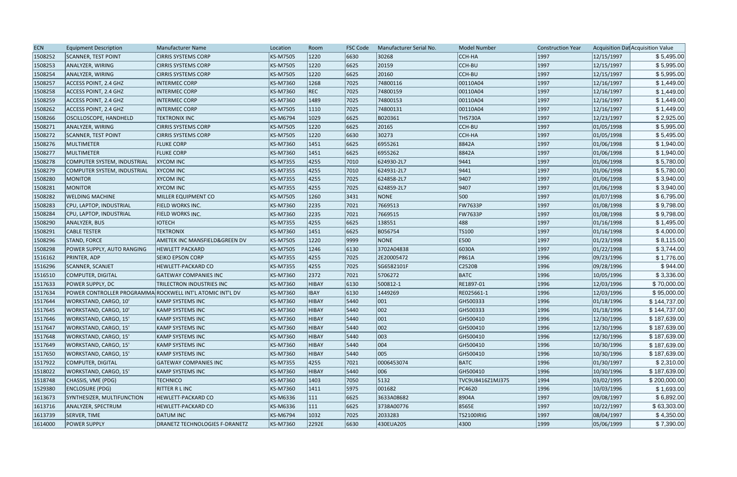| ECN | Equipment Description | Manufacturer Name | Location | Room | FSC Code | Manufacturer Serial No. | Model Number | Construction Year | Acquisition Dat | Acquisition Value |
|---|---|---|---|---|---|---|---|---|---|---|
| 1508252 | SCANNER, TEST POINT | CIRRIS SYSTEMS CORP | KS-M7505 | 1220 | 6630 | 30268 | CCH-HA | 1997 | 12/15/1997 | $ 5,495.00 |
| 1508253 | ANALYZER, WIRING | CIRRIS SYSTEMS CORP | KS-M7505 | 1220 | 6625 | 20159 | CCH-BU | 1997 | 12/15/1997 | $ 5,995.00 |
| 1508254 | ANALYZER, WIRING | CIRRIS SYSTEMS CORP | KS-M7505 | 1220 | 6625 | 20160 | CCH-BU | 1997 | 12/15/1997 | $ 5,995.00 |
| 1508257 | ACCESS POINT, 2.4 GHZ | INTERMEC CORP | KS-M7360 | 1268 | 7025 | 74800116 | 00110A04 | 1997 | 12/16/1997 | $ 1,449.00 |
| 1508258 | ACCESS POINT, 2.4 GHZ | INTERMEC CORP | KS-M7360 | REC | 7025 | 74800159 | 00110A04 | 1997 | 12/16/1997 | $ 1,449.00 |
| 1508259 | ACCESS POINT, 2.4 GHZ | INTERMEC CORP | KS-M7360 | 1489 | 7025 | 74800153 | 00110A04 | 1997 | 12/16/1997 | $ 1,449.00 |
| 1508262 | ACCESS POINT, 2.4 GHZ | INTERMEC CORP | KS-M7505 | 1110 | 7025 | 74800131 | 00110A04 | 1997 | 12/16/1997 | $ 1,449.00 |
| 1508266 | OSCILLOSCOPE, HANDHELD | TEKTRONIX INC | KS-M6794 | 1029 | 6625 | B020361 | THS730A | 1997 | 12/23/1997 | $ 2,925.00 |
| 1508271 | ANALYZER, WIRING | CIRRIS SYSTEMS CORP | KS-M7505 | 1220 | 6625 | 20165 | CCH-BU | 1997 | 01/05/1998 | $ 5,995.00 |
| 1508272 | SCANNER, TEST POINT | CIRRIS SYSTEMS CORP | KS-M7505 | 1220 | 6630 | 30273 | CCH-HA | 1997 | 01/05/1998 | $ 5,495.00 |
| 1508276 | MULTIMETER | FLUKE CORP | KS-M7360 | 1451 | 6625 | 6955261 | 8842A | 1997 | 01/06/1998 | $ 1,940.00 |
| 1508277 | MULTIMETER | FLUKE CORP | KS-M7360 | 1451 | 6625 | 6955262 | 8842A | 1997 | 01/06/1998 | $ 1,940.00 |
| 1508278 | COMPUTER SYSTEM, INDUSTRIAL | XYCOM INC | KS-M7355 | 4255 | 7010 | 624930-2L7 | 9441 | 1997 | 01/06/1998 | $ 5,780.00 |
| 1508279 | COMPUTER SYSTEM, INDUSTRIAL | XYCOM INC | KS-M7355 | 4255 | 7010 | 624931-2L7 | 9441 | 1997 | 01/06/1998 | $ 5,780.00 |
| 1508280 | MONITOR | XYCOM INC | KS-M7355 | 4255 | 7025 | 624858-2L7 | 9407 | 1997 | 01/06/1998 | $ 3,940.00 |
| 1508281 | MONITOR | XYCOM INC | KS-M7355 | 4255 | 7025 | 624859-2L7 | 9407 | 1997 | 01/06/1998 | $ 3,940.00 |
| 1508282 | WELDING MACHINE | MILLER EQUIPMENT CO | KS-M7505 | 1260 | 3431 | NONE | 500 | 1997 | 01/07/1998 | $ 6,795.00 |
| 1508283 | CPU, LAPTOP, INDUSTRIAL | FIELD WORKS INC. | KS-M7360 | 2235 | 7021 | 7669513 | FW7633P | 1997 | 01/08/1998 | $ 9,798.00 |
| 1508284 | CPU, LAPTOP, INDUSTRIAL | FIELD WORKS INC. | KS-M7360 | 2235 | 7021 | 7669515 | FW7633P | 1997 | 01/08/1998 | $ 9,798.00 |
| 1508290 | ANALYZER, BUS | IOTECH | KS-M7355 | 4255 | 6625 | 138551 | 488 | 1997 | 01/16/1998 | $ 1,495.00 |
| 1508291 | CABLE TESTER | TEKTRONIX | KS-M7360 | 1451 | 6625 | B056754 | TS100 | 1997 | 01/16/1998 | $ 4,000.00 |
| 1508296 | STAND, FORCE | AMETEK INC MANSFIELD&GREEN DV | KS-M7505 | 1220 | 9999 | NONE | E500 | 1997 | 01/23/1998 | $ 8,115.00 |
| 1508298 | POWER SUPPLY, AUTO RANGING | HEWLETT PACKARD | KS-M7505 | 1246 | 6130 | 3702A04838 | 6030A | 1997 | 01/22/1998 | $ 3,744.00 |
| 1516162 | PRINTER, ADP | SEIKO EPSON CORP | KS-M7355 | 4255 | 7025 | 2E20005472 | P861A | 1996 | 09/23/1996 | $ 1,776.00 |
| 1516296 | SCANNER, SCANJET | HEWLETT-PACKARD CO | KS-M7355 | 4255 | 7025 | SG6582101F | C2520B | 1996 | 09/28/1996 | $ 944.00 |
| 1516510 | COMPUTER, DIGITAL | GATEWAY COMPANIES INC | KS-M7360 | 2372 | 7021 | 5706272 | BATC | 1996 | 10/05/1996 | $ 3,336.00 |
| 1517633 | POWER SUPPLY, DC | TRILECTRON INDUSTRIES INC | KS-M7360 | HIBAY | 6130 | 500812-1 | RE1897-01 | 1996 | 12/03/1996 | $ 70,000.00 |
| 1517634 | POWER CONTROLLER PROGRAMMA | ROCKWELL INT'L ATOMIC INT'L DV | KS-M7360 | IBAY | 6130 | 1449269 | RE025661-1 | 1996 | 12/03/1996 | $ 95,000.00 |
| 1517644 | WORKSTAND, CARGO, 10' | KAMP SYSTEMS INC | KS-M7360 | HIBAY | 5440 | 001 | GH500333 | 1996 | 01/18/1996 | $ 144,737.00 |
| 1517645 | WORKSTAND, CARGO, 10' | KAMP SYSTEMS INC | KS-M7360 | HIBAY | 5440 | 002 | GH500333 | 1996 | 01/18/1996 | $ 144,737.00 |
| 1517646 | WORKSTAND, CARGO, 15' | KAMP SYSTEMS INC | KS-M7360 | HIBAY | 5440 | 001 | GH500410 | 1996 | 12/30/1996 | $ 187,639.00 |
| 1517647 | WORKSTAND, CARGO, 15' | KAMP SYSTEMS INC | KS-M7360 | HIBAY | 5440 | 002 | GH500410 | 1996 | 12/30/1996 | $ 187,639.00 |
| 1517648 | WORKSTAND, CARGO, 15' | KAMP SYSTEMS INC | KS-M7360 | HIBAY | 5440 | 003 | GH500410 | 1996 | 12/30/1996 | $ 187,639.00 |
| 1517649 | WORKSTAND, CARGO, 15' | KAMP SYSTEMS INC | KS-M7360 | HIBAY | 5440 | 004 | GH500410 | 1996 | 10/30/1996 | $ 187,639.00 |
| 1517650 | WORKSTAND, CARGO, 15' | KAMP SYSTEMS INC | KS-M7360 | HIBAY | 5440 | 005 | GH500410 | 1996 | 10/30/1996 | $ 187,639.00 |
| 1517922 | COMPUTER, DIGITAL | GATEWAY COMPANIES INC | KS-M7355 | 4255 | 7021 | 0006453074 | BATC | 1996 | 01/30/1997 | $ 2,310.00 |
| 1518022 | WORKSTAND, CARGO, 15' | KAMP SYSTEMS INC | KS-M7360 | HIBAY | 5440 | 006 | GH500410 | 1996 | 10/30/1996 | $ 187,639.00 |
| 1518748 | CHASSIS, VME (PDG) | TECHNICO | KS-M7360 | 1403 | 7050 | 5132 | TVC9U8416Z1MJ375 | 1994 | 03/02/1995 | $ 200,000.00 |
| 1529380 | ENCLOSURE (PDG) | RITTER R L INC | KS-M7360 | 1411 | 5975 | 001682 | PC4620 | 1996 | 10/03/1996 | $ 1,693.00 |
| 1613673 | SYNTHESIZER, MULTIFUNCTION | HEWLETT-PACKARD CO | KS-M6336 | 111 | 6625 | 3633A08682 | 8904A | 1997 | 09/08/1997 | $ 6,892.00 |
| 1613716 | ANALYZER, SPECTRUM | HEWLETT-PACKARD CO | KS-M6336 | 111 | 6625 | 3738A00776 | 8565E | 1997 | 10/22/1997 | $ 63,303.00 |
| 1613739 | SERVER, TIME | DATUM INC | KS-M6794 | 1032 | 7025 | 2033283 | TS2100IRIG | 1997 | 08/04/1997 | $ 4,350.00 |
| 1614000 | POWER SUPPLY | DRANETZ TECHNOLOGIES F-DRANETZ | KS-M7360 | 2292E | 6630 | 430EUA205 | 4300 | 1999 | 05/06/1999 | $ 7,390.00 |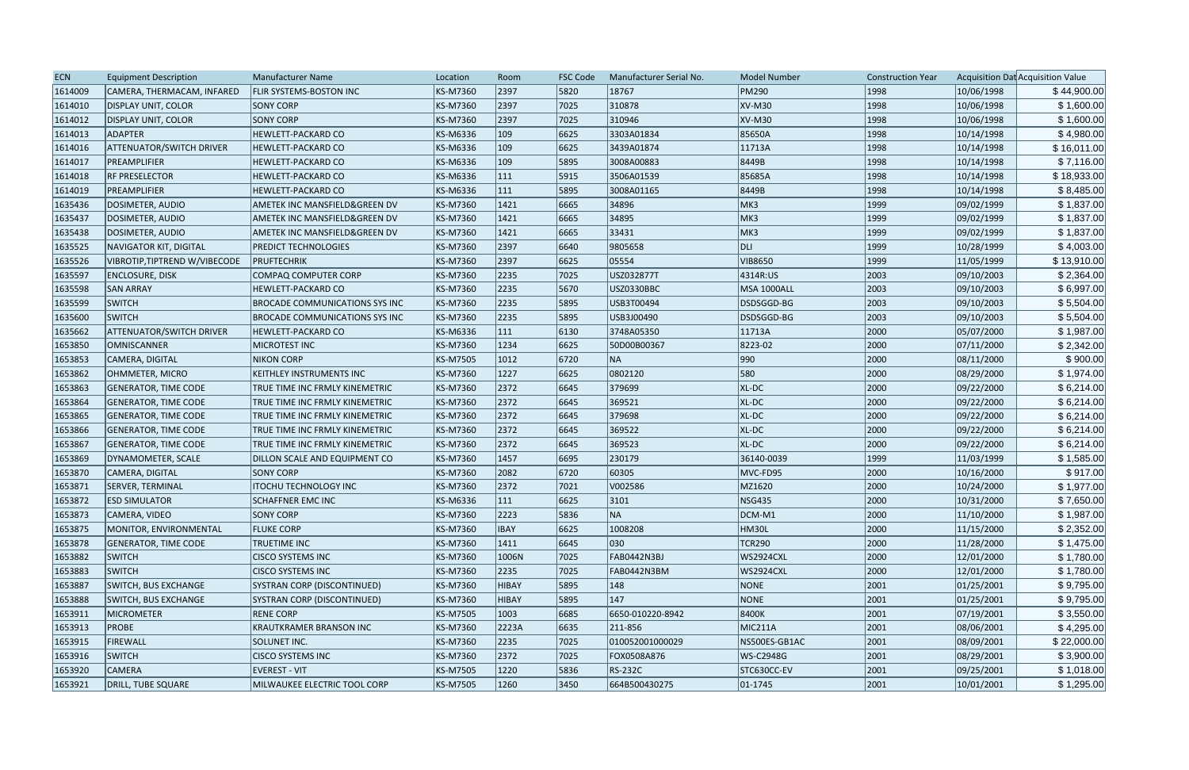| ECN | Equipment Description | Manufacturer Name | Location | Room | FSC Code | Manufacturer Serial No. | Model Number | Construction Year | Acquisition Dat | Acquisition Value |
|---|---|---|---|---|---|---|---|---|---|---|
| 1614009 | CAMERA, THERMACAM, INFARED | FLIR SYSTEMS-BOSTON INC | KS-M7360 | 2397 | 5820 | 18767 | PM290 | 1998 | 10/06/1998 | $ 44,900.00 |
| 1614010 | DISPLAY UNIT, COLOR | SONY CORP | KS-M7360 | 2397 | 7025 | 310878 | XV-M30 | 1998 | 10/06/1998 | $ 1,600.00 |
| 1614012 | DISPLAY UNIT, COLOR | SONY CORP | KS-M7360 | 2397 | 7025 | 310946 | XV-M30 | 1998 | 10/06/1998 | $ 1,600.00 |
| 1614013 | ADAPTER | HEWLETT-PACKARD CO | KS-M6336 | 109 | 6625 | 3303A01834 | 85650A | 1998 | 10/14/1998 | $ 4,980.00 |
| 1614016 | ATTENUATOR/SWITCH DRIVER | HEWLETT-PACKARD CO | KS-M6336 | 109 | 6625 | 3439A01874 | 11713A | 1998 | 10/14/1998 | $ 16,011.00 |
| 1614017 | PREAMPLIFIER | HEWLETT-PACKARD CO | KS-M6336 | 109 | 5895 | 3008A00883 | 8449B | 1998 | 10/14/1998 | $ 7,116.00 |
| 1614018 | RF PRESELECTOR | HEWLETT-PACKARD CO | KS-M6336 | 111 | 5915 | 3506A01539 | 85685A | 1998 | 10/14/1998 | $ 18,933.00 |
| 1614019 | PREAMPLIFIER | HEWLETT-PACKARD CO | KS-M6336 | 111 | 5895 | 3008A01165 | 8449B | 1998 | 10/14/1998 | $ 8,485.00 |
| 1635436 | DOSIMETER, AUDIO | AMETEK INC MANSFIELD&GREEN DV | KS-M7360 | 1421 | 6665 | 34896 | MK3 | 1999 | 09/02/1999 | $ 1,837.00 |
| 1635437 | DOSIMETER, AUDIO | AMETEK INC MANSFIELD&GREEN DV | KS-M7360 | 1421 | 6665 | 34895 | MK3 | 1999 | 09/02/1999 | $ 1,837.00 |
| 1635438 | DOSIMETER, AUDIO | AMETEK INC MANSFIELD&GREEN DV | KS-M7360 | 1421 | 6665 | 33431 | MK3 | 1999 | 09/02/1999 | $ 1,837.00 |
| 1635525 | NAVIGATOR KIT, DIGITAL | PREDICT TECHNOLOGIES | KS-M7360 | 2397 | 6640 | 9805658 | DLI | 1999 | 10/28/1999 | $ 4,003.00 |
| 1635526 | VIBROTIP,TIPTREND W/VIBECODE | PRUFTECHRIK | KS-M7360 | 2397 | 6625 | 05554 | VIB8650 | 1999 | 11/05/1999 | $ 13,910.00 |
| 1635597 | ENCLOSURE, DISK | COMPAQ COMPUTER CORP | KS-M7360 | 2235 | 7025 | USZ032877T | 4314R:US | 2003 | 09/10/2003 | $ 2,364.00 |
| 1635598 | SAN ARRAY | HEWLETT-PACKARD CO | KS-M7360 | 2235 | 5670 | USZ0330BBC | MSA 1000ALL | 2003 | 09/10/2003 | $ 6,997.00 |
| 1635599 | SWITCH | BROCADE COMMUNICATIONS SYS INC | KS-M7360 | 2235 | 5895 | USB3T00494 | DSDSGGD-BG | 2003 | 09/10/2003 | $ 5,504.00 |
| 1635600 | SWITCH | BROCADE COMMUNICATIONS SYS INC | KS-M7360 | 2235 | 5895 | USB3J00490 | DSDSGGD-BG | 2003 | 09/10/2003 | $ 5,504.00 |
| 1635662 | ATTENUATOR/SWITCH DRIVER | HEWLETT-PACKARD CO | KS-M6336 | 111 | 6130 | 3748A05350 | 11713A | 2000 | 05/07/2000 | $ 1,987.00 |
| 1653850 | OMNISCANNER | MICROTEST INC | KS-M7360 | 1234 | 6625 | 50D00B00367 | 8223-02 | 2000 | 07/11/2000 | $ 2,342.00 |
| 1653853 | CAMERA, DIGITAL | NIKON CORP | KS-M7505 | 1012 | 6720 | NA | 990 | 2000 | 08/11/2000 | $ 900.00 |
| 1653862 | OHMMETER, MICRO | KEITHLEY INSTRUMENTS INC | KS-M7360 | 1227 | 6625 | 0802120 | 580 | 2000 | 08/29/2000 | $ 1,974.00 |
| 1653863 | GENERATOR, TIME CODE | TRUE TIME INC FRMLY KINEMETRIC | KS-M7360 | 2372 | 6645 | 379699 | XL-DC | 2000 | 09/22/2000 | $ 6,214.00 |
| 1653864 | GENERATOR, TIME CODE | TRUE TIME INC FRMLY KINEMETRIC | KS-M7360 | 2372 | 6645 | 369521 | XL-DC | 2000 | 09/22/2000 | $ 6,214.00 |
| 1653865 | GENERATOR, TIME CODE | TRUE TIME INC FRMLY KINEMETRIC | KS-M7360 | 2372 | 6645 | 379698 | XL-DC | 2000 | 09/22/2000 | $ 6,214.00 |
| 1653866 | GENERATOR, TIME CODE | TRUE TIME INC FRMLY KINEMETRIC | KS-M7360 | 2372 | 6645 | 369522 | XL-DC | 2000 | 09/22/2000 | $ 6,214.00 |
| 1653867 | GENERATOR, TIME CODE | TRUE TIME INC FRMLY KINEMETRIC | KS-M7360 | 2372 | 6645 | 369523 | XL-DC | 2000 | 09/22/2000 | $ 6,214.00 |
| 1653869 | DYNAMOMETER, SCALE | DILLON SCALE AND EQUIPMENT CO | KS-M7360 | 1457 | 6695 | 230179 | 36140-0039 | 1999 | 11/03/1999 | $ 1,585.00 |
| 1653870 | CAMERA, DIGITAL | SONY CORP | KS-M7360 | 2082 | 6720 | 60305 | MVC-FD95 | 2000 | 10/16/2000 | $ 917.00 |
| 1653871 | SERVER, TERMINAL | ITOCHU TECHNOLOGY INC | KS-M7360 | 2372 | 7021 | V002586 | MZ1620 | 2000 | 10/24/2000 | $ 1,977.00 |
| 1653872 | ESD SIMULATOR | SCHAFFNER EMC INC | KS-M6336 | 111 | 6625 | 3101 | NSG435 | 2000 | 10/31/2000 | $ 7,650.00 |
| 1653873 | CAMERA, VIDEO | SONY CORP | KS-M7360 | 2223 | 5836 | NA | DCM-M1 | 2000 | 11/10/2000 | $ 1,987.00 |
| 1653875 | MONITOR, ENVIRONMENTAL | FLUKE CORP | KS-M7360 | IBAY | 6625 | 1008208 | HM30L | 2000 | 11/15/2000 | $ 2,352.00 |
| 1653878 | GENERATOR, TIME CODE | TRUETIME INC | KS-M7360 | 1411 | 6645 | 030 | TCR290 | 2000 | 11/28/2000 | $ 1,475.00 |
| 1653882 | SWITCH | CISCO SYSTEMS INC | KS-M7360 | 1006N | 7025 | FAB0442N3BJ | WS2924CXL | 2000 | 12/01/2000 | $ 1,780.00 |
| 1653883 | SWITCH | CISCO SYSTEMS INC | KS-M7360 | 2235 | 7025 | FAB0442N3BM | WS2924CXL | 2000 | 12/01/2000 | $ 1,780.00 |
| 1653887 | SWITCH, BUS EXCHANGE | SYSTRAN CORP (DISCONTINUED) | KS-M7360 | HIBAY | 5895 | 148 | NONE | 2001 | 01/25/2001 | $ 9,795.00 |
| 1653888 | SWITCH, BUS EXCHANGE | SYSTRAN CORP (DISCONTINUED) | KS-M7360 | HIBAY | 5895 | 147 | NONE | 2001 | 01/25/2001 | $ 9,795.00 |
| 1653911 | MICROMETER | RENE CORP | KS-M7505 | 1003 | 6685 | 6650-010220-8942 | 8400K | 2001 | 07/19/2001 | $ 3,550.00 |
| 1653913 | PROBE | KRAUTKRAMER BRANSON INC | KS-M7360 | 2223A | 6635 | 211-856 | MIC211A | 2001 | 08/06/2001 | $ 4,295.00 |
| 1653915 | FIREWALL | SOLUNET INC. | KS-M7360 | 2235 | 7025 | 010052001000029 | NS500ES-GB1AC | 2001 | 08/09/2001 | $ 22,000.00 |
| 1653916 | SWITCH | CISCO SYSTEMS INC | KS-M7360 | 2372 | 7025 | FOX0508A876 | WS-C2948G | 2001 | 08/29/2001 | $ 3,900.00 |
| 1653920 | CAMERA | EVEREST - VIT | KS-M7505 | 1220 | 5836 | RS-232C | STC630CC-EV | 2001 | 09/25/2001 | $ 1,018.00 |
| 1653921 | DRILL, TUBE SQUARE | MILWAUKEE ELECTRIC TOOL CORP | KS-M7505 | 1260 | 3450 | 664B500430275 | 01-1745 | 2001 | 10/01/2001 | $ 1,295.00 |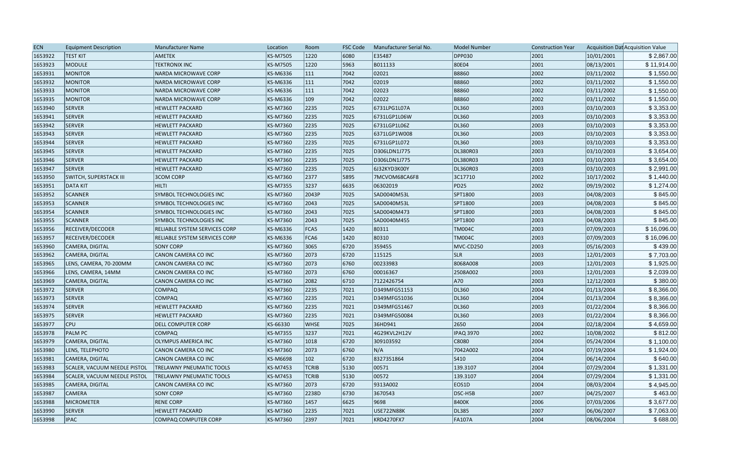| ECN | Equipment Description | Manufacturer Name | Location | Room | FSC Code | Manufacturer Serial No. | Model Number | Construction Year | Acquisition Dat | Acquisition Value |
|---|---|---|---|---|---|---|---|---|---|---|
| 1653922 | TEST KIT | AMETEK | KS-M7505 | 1220 | 6080 | E35487 | DPP030 | 2001 | 10/01/2001 | $ 2,867.00 |
| 1653923 | MODULE | TEKTRONIX INC | KS-M7505 | 1220 | 5963 | B011133 | 80E04 | 2001 | 08/13/2001 | $ 11,914.00 |
| 1653931 | MONITOR | NARDA MICROWAVE CORP | KS-M6336 | 111 | 7042 | 02021 | B8860 | 2002 | 03/11/2002 | $ 1,550.00 |
| 1653932 | MONITOR | NARDA MICROWAVE CORP | KS-M6336 | 111 | 7042 | 02019 | B8860 | 2002 | 03/11/2002 | $ 1,550.00 |
| 1653933 | MONITOR | NARDA MICROWAVE CORP | KS-M6336 | 111 | 7042 | 02023 | B8860 | 2002 | 03/11/2002 | $ 1,550.00 |
| 1653935 | MONITOR | NARDA MICROWAVE CORP | KS-M6336 | 109 | 7042 | 02022 | B8860 | 2002 | 03/11/2002 | $ 1,550.00 |
| 1653940 | SERVER | HEWLETT PACKARD | KS-M7360 | 2235 | 7025 | 6731LPG1L07A | DL360 | 2003 | 03/10/2003 | $ 3,353.00 |
| 1653941 | SERVER | HEWLETT PACKARD | KS-M7360 | 2235 | 7025 | 6731LGP1L06W | DL360 | 2003 | 03/10/2003 | $ 3,353.00 |
| 1653942 | SERVER | HEWLETT PACKARD | KS-M7360 | 2235 | 7025 | 6731LGP1L06Z | DL360 | 2003 | 03/10/2003 | $ 3,353.00 |
| 1653943 | SERVER | HEWLETT PACKARD | KS-M7360 | 2235 | 7025 | 6371LGP1W008 | DL360 | 2003 | 03/10/2003 | $ 3,353.00 |
| 1653944 | SERVER | HEWLETT PACKARD | KS-M7360 | 2235 | 7025 | 6731LGP1L072 | DL360 | 2003 | 03/10/2003 | $ 3,353.00 |
| 1653945 | SERVER | HEWLETT PACKARD | KS-M7360 | 2235 | 7025 | D306LDN1J775 | DL380R03 | 2003 | 03/10/2003 | $ 3,654.00 |
| 1653946 | SERVER | HEWLETT PACKARD | KS-M7360 | 2235 | 7025 | D306LDN1J775 | DL380R03 | 2003 | 03/10/2003 | $ 3,654.00 |
| 1653947 | SERVER | HEWLETT PACKARD | KS-M7360 | 2235 | 7025 | 6J32KYD3K00Y | DL360R03 | 2003 | 03/10/2003 | $ 2,991.00 |
| 1653950 | SWITCH, SUPERSTACK III | 3COM CORP | KS-M7360 | 2377 | 5895 | 7MCVOM68CA6F8 | 3C17710 | 2002 | 10/17/2002 | $ 1,440.00 |
| 1653951 | DATA KIT | HILTI | KS-M7355 | 3237 | 6635 | 06302019 | PD25 | 2002 | 09/19/2002 | $ 1,274.00 |
| 1653952 | SCANNER | SYMBOL TECHNOLOGIES INC | KS-M7360 | 2043P | 7025 | SAD0040M53L | SPT1800 | 2003 | 04/08/2003 | $ 845.00 |
| 1653953 | SCANNER | SYMBOL TECHNOLOGIES INC | KS-M7360 | 2043 | 7025 | SAD0040M53L | SPT1800 | 2003 | 04/08/2003 | $ 845.00 |
| 1653954 | SCANNER | SYMBOL TECHNOLOGIES INC | KS-M7360 | 2043 | 7025 | SAD0040M473 | SPT1800 | 2003 | 04/08/2003 | $ 845.00 |
| 1653955 | SCANNER | SYMBOL TECHNOLOGIES INC | KS-M7360 | 2043 | 7025 | SAD0040M455 | SPT1800 | 2003 | 04/08/2003 | $ 845.00 |
| 1653956 | RECEIVER/DECODER | RELIABLE SYSTEM SERVICES CORP | KS-M6336 | FCA5 | 1420 | 80311 | TM004C | 2003 | 07/09/2003 | $ 16,096.00 |
| 1653957 | RECEIVER/DECODER | RELIABLE SYSTEM SERVICES CORP | KS-M6336 | FCA6 | 1420 | 80310 | TM004C | 2003 | 07/09/2003 | $ 16,096.00 |
| 1653960 | CAMERA, DIGITAL | SONY CORP | KS-M7360 | 3065 | 6720 | 359455 | MVC-CD250 | 2003 | 05/16/2003 | $ 439.00 |
| 1653962 | CAMERA, DIGITAL | CANON CAMERA CO INC | KS-M7360 | 2073 | 6720 | 115125 | SLR | 2003 | 12/01/2003 | $ 7,703.00 |
| 1653965 | LENS, CAMERA, 70-200MM | CANON CAMERA CO INC | KS-M7360 | 2073 | 6760 | 00233983 | 8068A008 | 2003 | 12/01/2003 | $ 1,925.00 |
| 1653966 | LENS, CAMERA, 14MM | CANON CAMERA CO INC | KS-M7360 | 2073 | 6760 | 00016367 | 2508A002 | 2003 | 12/01/2003 | $ 2,039.00 |
| 1653969 | CAMERA, DIGITAL | CANON CAMERA CO INC | KS-M7360 | 2082 | 6710 | 7122426754 | A70 | 2003 | 12/12/2003 | $ 380.00 |
| 1653972 | SERVER | COMPAQ | KS-M7360 | 2235 | 7021 | D349MFG51153 | DL360 | 2004 | 01/13/2004 | $ 8,366.00 |
| 1653973 | SERVER | COMPAQ | KS-M7360 | 2235 | 7021 | D349MFG51036 | DL360 | 2004 | 01/13/2004 | $ 8,366.00 |
| 1653974 | SERVER | HEWLETT PACKARD | KS-M7360 | 2235 | 7021 | D349MFG51467 | DL360 | 2003 | 01/22/2004 | $ 8,366.00 |
| 1653975 | SERVER | HEWLETT PACKARD | KS-M7360 | 2235 | 7021 | D349MFG50084 | DL360 | 2003 | 01/22/2004 | $ 8,366.00 |
| 1653977 | CPU | DELL COMPUTER CORP | KS-66330 | WHSE | 7025 | 36HD941 | 2650 | 2004 | 02/18/2004 | $ 4,659.00 |
| 1653978 | PALM PC | COMPAQ | KS-M7355 | 3237 | 7021 | 4G29KVL2H12V | IPAQ 3970 | 2002 | 10/08/2002 | $ 812.00 |
| 1653979 | CAMERA, DIGITAL | OLYMPUS AMERICA INC | KS-M7360 | 1018 | 6720 | 309103592 | C8080 | 2004 | 05/24/2004 | $ 1,100.00 |
| 1653980 | LENS, TELEPHOTO | CANON CAMERA CO INC | KS-M7360 | 2073 | 6760 | N/A | 7042A002 | 2004 | 07/19/2004 | $ 1,924.00 |
| 1653981 | CAMERA, DIGITAL | CANON CAMERA CO INC | KS-M6698 | 102 | 6720 | 8327351864 | S410 | 2004 | 06/14/2004 | $ 640.00 |
| 1653983 | SCALER, VACUUM NEEDLE PISTOL | TRELAWNY PNEUMATIC TOOLS | KS-M7453 | TCRIB | 5130 | 00571 | 139.3107 | 2004 | 07/29/2004 | $ 1,331.00 |
| 1653984 | SCALER, VACUUM NEEDLE PISTOL | TRELAWNY PNEUMATIC TOOLS | KS-M7453 | TCRIB | 5130 | 00572 | 139.3107 | 2004 | 07/29/2004 | $ 1,331.00 |
| 1653985 | CAMERA, DIGITAL | CANON CAMERA CO INC | KS-M7360 | 2073 | 6720 | 9313A002 | EOS1D | 2004 | 08/03/2004 | $ 4,945.00 |
| 1653987 | CAMERA | SONY CORP | KS-M7360 | 2238D | 6730 | 3670543 | DSC-H5B | 2007 | 04/25/2007 | $ 463.00 |
| 1653988 | MICROMETER | RENE CORP | KS-M7360 | 1457 | 6625 | 9698 | 8400K | 2006 | 07/03/2006 | $ 3,677.00 |
| 1653990 | SERVER | HEWLETT PACKARD | KS-M7360 | 2235 | 7021 | USE722N88K | DL385 | 2007 | 06/06/2007 | $ 7,063.00 |
| 1653998 | IPAC | COMPAQ COMPUTER CORP | KS-M7360 | 2397 | 7021 | KRD4270FX7 | FA107A | 2004 | 08/06/2004 | $ 688.00 |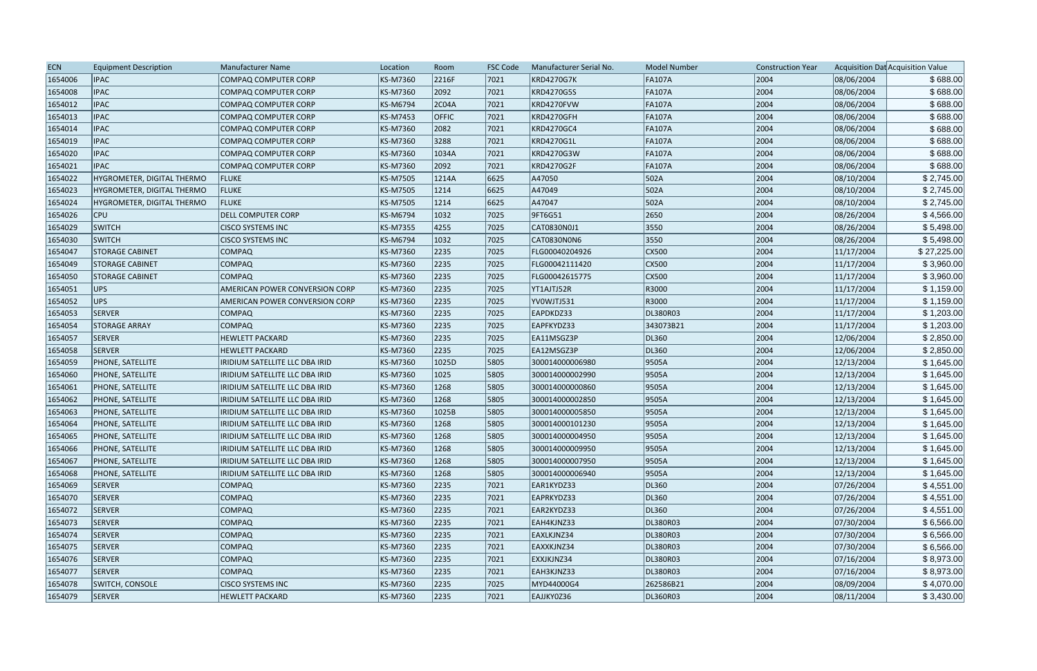| ECN | Equipment Description | Manufacturer Name | Location | Room | FSC Code | Manufacturer Serial No. | Model Number | Construction Year | Acquisition Dat | Acquisition Value |
|---|---|---|---|---|---|---|---|---|---|---|
| 1654006 | IPAC | COMPAQ COMPUTER CORP | KS-M7360 | 2216F | 7021 | KRD4270G7K | FA107A | 2004 | 08/06/2004 | $ 688.00 |
| 1654008 | IPAC | COMPAQ COMPUTER CORP | KS-M7360 | 2092 | 7021 | KRD4270G5S | FA107A | 2004 | 08/06/2004 | $ 688.00 |
| 1654012 | IPAC | COMPAQ COMPUTER CORP | KS-M6794 | 2C04A | 7021 | KRD4270FVW | FA107A | 2004 | 08/06/2004 | $ 688.00 |
| 1654013 | IPAC | COMPAQ COMPUTER CORP | KS-M7453 | OFFIC | 7021 | KRD4270GFH | FA107A | 2004 | 08/06/2004 | $ 688.00 |
| 1654014 | IPAC | COMPAQ COMPUTER CORP | KS-M7360 | 2082 | 7021 | KRD4270GC4 | FA107A | 2004 | 08/06/2004 | $ 688.00 |
| 1654019 | IPAC | COMPAQ COMPUTER CORP | KS-M7360 | 3288 | 7021 | KRD4270G1L | FA107A | 2004 | 08/06/2004 | $ 688.00 |
| 1654020 | IPAC | COMPAQ COMPUTER CORP | KS-M7360 | 1034A | 7021 | KRD4270G3W | FA107A | 2004 | 08/06/2004 | $ 688.00 |
| 1654021 | IPAC | COMPAQ COMPUTER CORP | KS-M7360 | 2092 | 7021 | KRD4270G2F | FA107A | 2004 | 08/06/2004 | $ 688.00 |
| 1654022 | HYGROMETER, DIGITAL THERMO | FLUKE | KS-M7505 | 1214A | 6625 | A47050 | 502A | 2004 | 08/10/2004 | $ 2,745.00 |
| 1654023 | HYGROMETER, DIGITAL THERMO | FLUKE | KS-M7505 | 1214 | 6625 | A47049 | 502A | 2004 | 08/10/2004 | $ 2,745.00 |
| 1654024 | HYGROMETER, DIGITAL THERMO | FLUKE | KS-M7505 | 1214 | 6625 | A47047 | 502A | 2004 | 08/10/2004 | $ 2,745.00 |
| 1654026 | CPU | DELL COMPUTER CORP | KS-M6794 | 1032 | 7025 | 9FT6G51 | 2650 | 2004 | 08/26/2004 | $ 4,566.00 |
| 1654029 | SWITCH | CISCO SYSTEMS INC | KS-M7355 | 4255 | 7025 | CAT0830N0J1 | 3550 | 2004 | 08/26/2004 | $ 5,498.00 |
| 1654030 | SWITCH | CISCO SYSTEMS INC | KS-M6794 | 1032 | 7025 | CAT0830N0N6 | 3550 | 2004 | 08/26/2004 | $ 5,498.00 |
| 1654047 | STORAGE CABINET | COMPAQ | KS-M7360 | 2235 | 7025 | FLG00040204926 | CX500 | 2004 | 11/17/2004 | $ 27,225.00 |
| 1654049 | STORAGE CABINET | COMPAQ | KS-M7360 | 2235 | 7025 | FLG00042111420 | CX500 | 2004 | 11/17/2004 | $ 3,960.00 |
| 1654050 | STORAGE CABINET | COMPAQ | KS-M7360 | 2235 | 7025 | FLG00042615775 | CX500 | 2004 | 11/17/2004 | $ 3,960.00 |
| 1654051 | UPS | AMERICAN POWER CONVERSION CORP | KS-M7360 | 2235 | 7025 | YT1AJTJ52R | R3000 | 2004 | 11/17/2004 | $ 1,159.00 |
| 1654052 | UPS | AMERICAN POWER CONVERSION CORP | KS-M7360 | 2235 | 7025 | YV0WJTJ531 | R3000 | 2004 | 11/17/2004 | $ 1,159.00 |
| 1654053 | SERVER | COMPAQ | KS-M7360 | 2235 | 7025 | EAPDKDZ33 | DL380R03 | 2004 | 11/17/2004 | $ 1,203.00 |
| 1654054 | STORAGE ARRAY | COMPAQ | KS-M7360 | 2235 | 7025 | EAPFKYDZ33 | 343073B21 | 2004 | 11/17/2004 | $ 1,203.00 |
| 1654057 | SERVER | HEWLETT PACKARD | KS-M7360 | 2235 | 7025 | EA11MSGZ3P | DL360 | 2004 | 12/06/2004 | $ 2,850.00 |
| 1654058 | SERVER | HEWLETT PACKARD | KS-M7360 | 2235 | 7025 | EA12MSGZ3P | DL360 | 2004 | 12/06/2004 | $ 2,850.00 |
| 1654059 | PHONE, SATELLITE | IRIDIUM SATELLITE LLC DBA IRID | KS-M7360 | 1025D | 5805 | 300014000006980 | 9505A | 2004 | 12/13/2004 | $ 1,645.00 |
| 1654060 | PHONE, SATELLITE | IRIDIUM SATELLITE LLC DBA IRID | KS-M7360 | 1025 | 5805 | 300014000002990 | 9505A | 2004 | 12/13/2004 | $ 1,645.00 |
| 1654061 | PHONE, SATELLITE | IRIDIUM SATELLITE LLC DBA IRID | KS-M7360 | 1268 | 5805 | 300014000000860 | 9505A | 2004 | 12/13/2004 | $ 1,645.00 |
| 1654062 | PHONE, SATELLITE | IRIDIUM SATELLITE LLC DBA IRID | KS-M7360 | 1268 | 5805 | 300014000002850 | 9505A | 2004 | 12/13/2004 | $ 1,645.00 |
| 1654063 | PHONE, SATELLITE | IRIDIUM SATELLITE LLC DBA IRID | KS-M7360 | 1025B | 5805 | 300014000005850 | 9505A | 2004 | 12/13/2004 | $ 1,645.00 |
| 1654064 | PHONE, SATELLITE | IRIDIUM SATELLITE LLC DBA IRID | KS-M7360 | 1268 | 5805 | 300014000101230 | 9505A | 2004 | 12/13/2004 | $ 1,645.00 |
| 1654065 | PHONE, SATELLITE | IRIDIUM SATELLITE LLC DBA IRID | KS-M7360 | 1268 | 5805 | 300014000004950 | 9505A | 2004 | 12/13/2004 | $ 1,645.00 |
| 1654066 | PHONE, SATELLITE | IRIDIUM SATELLITE LLC DBA IRID | KS-M7360 | 1268 | 5805 | 300014000009950 | 9505A | 2004 | 12/13/2004 | $ 1,645.00 |
| 1654067 | PHONE, SATELLITE | IRIDIUM SATELLITE LLC DBA IRID | KS-M7360 | 1268 | 5805 | 300014000007950 | 9505A | 2004 | 12/13/2004 | $ 1,645.00 |
| 1654068 | PHONE, SATELLITE | IRIDIUM SATELLITE LLC DBA IRID | KS-M7360 | 1268 | 5805 | 300014000006940 | 9505A | 2004 | 12/13/2004 | $ 1,645.00 |
| 1654069 | SERVER | COMPAQ | KS-M7360 | 2235 | 7021 | EAR1KYDZ33 | DL360 | 2004 | 07/26/2004 | $ 4,551.00 |
| 1654070 | SERVER | COMPAQ | KS-M7360 | 2235 | 7021 | EAPRKYDZ33 | DL360 | 2004 | 07/26/2004 | $ 4,551.00 |
| 1654072 | SERVER | COMPAQ | KS-M7360 | 2235 | 7021 | EAR2KYDZ33 | DL360 | 2004 | 07/26/2004 | $ 4,551.00 |
| 1654073 | SERVER | COMPAQ | KS-M7360 | 2235 | 7021 | EAH4KJNZ33 | DL380R03 | 2004 | 07/30/2004 | $ 6,566.00 |
| 1654074 | SERVER | COMPAQ | KS-M7360 | 2235 | 7021 | EAXLKJNZ34 | DL380R03 | 2004 | 07/30/2004 | $ 6,566.00 |
| 1654075 | SERVER | COMPAQ | KS-M7360 | 2235 | 7021 | EAXXKJNZ34 | DL380R03 | 2004 | 07/30/2004 | $ 6,566.00 |
| 1654076 | SERVER | COMPAQ | KS-M7360 | 2235 | 7021 | EXXJKJNZ34 | DL380R03 | 2004 | 07/16/2004 | $ 8,973.00 |
| 1654077 | SERVER | COMPAQ | KS-M7360 | 2235 | 7021 | EAH3KJNZ33 | DL380R03 | 2004 | 07/16/2004 | $ 8,973.00 |
| 1654078 | SWITCH, CONSOLE | CISCO SYSTEMS INC | KS-M7360 | 2235 | 7025 | MYD44000G4 | 262586B21 | 2004 | 08/09/2004 | $ 4,070.00 |
| 1654079 | SERVER | HEWLETT PACKARD | KS-M7360 | 2235 | 7021 | EAJJKY0Z36 | DL360R03 | 2004 | 08/11/2004 | $ 3,430.00 |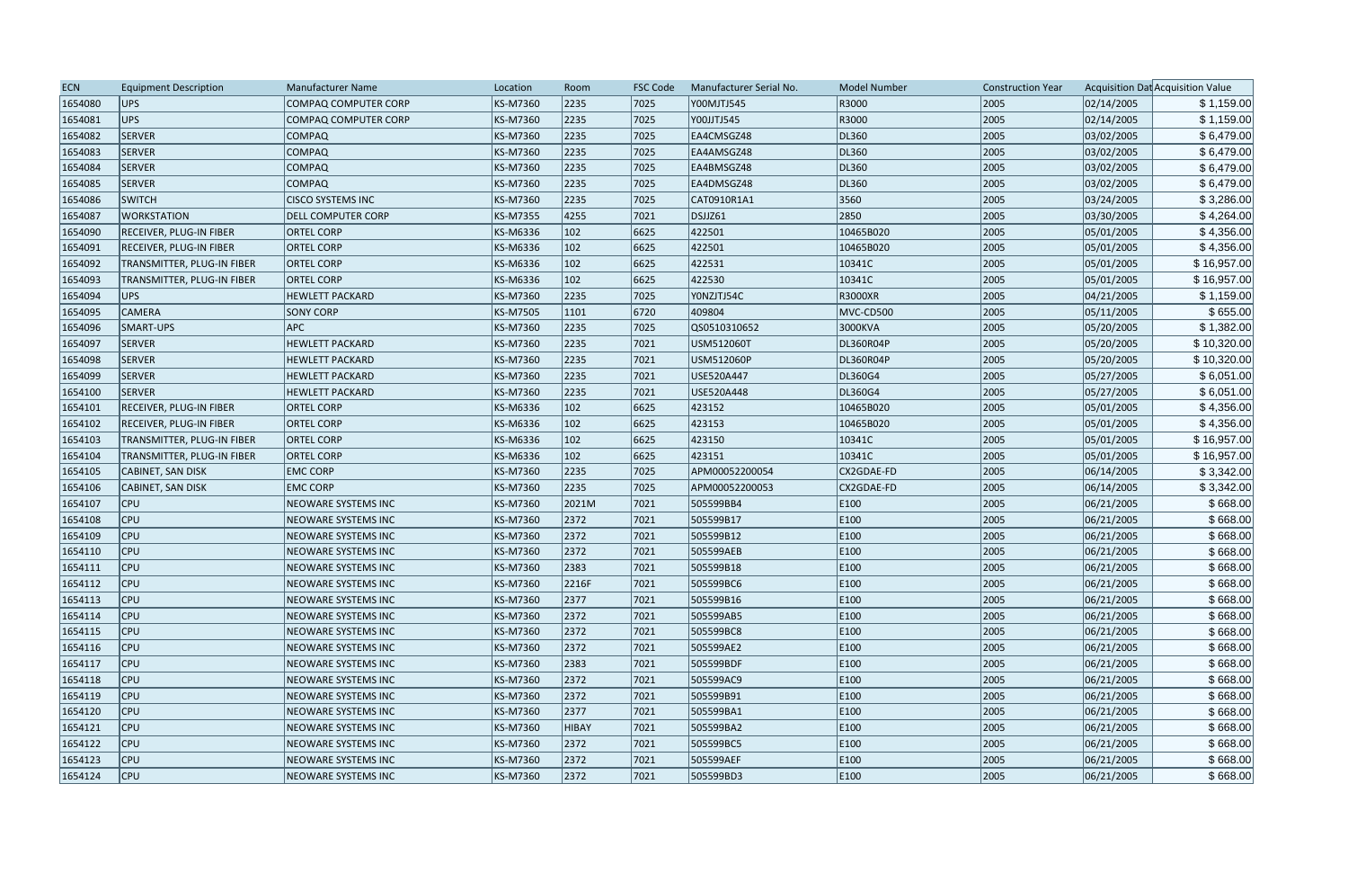| ECN | Equipment Description | Manufacturer Name | Location | Room | FSC Code | Manufacturer Serial No. | Model Number | Construction Year | Acquisition Dat | Acquisition Value |
|---|---|---|---|---|---|---|---|---|---|---|
| 1654080 | UPS | COMPAQ COMPUTER CORP | KS-M7360 | 2235 | 7025 | Y00MJTJ545 | R3000 | 2005 | 02/14/2005 | $ 1,159.00 |
| 1654081 | UPS | COMPAQ COMPUTER CORP | KS-M7360 | 2235 | 7025 | Y00JJTJ545 | R3000 | 2005 | 02/14/2005 | $ 1,159.00 |
| 1654082 | SERVER | COMPAQ | KS-M7360 | 2235 | 7025 | EA4CMSGZ48 | DL360 | 2005 | 03/02/2005 | $ 6,479.00 |
| 1654083 | SERVER | COMPAQ | KS-M7360 | 2235 | 7025 | EA4AMSGZ48 | DL360 | 2005 | 03/02/2005 | $ 6,479.00 |
| 1654084 | SERVER | COMPAQ | KS-M7360 | 2235 | 7025 | EA4BMSGZ48 | DL360 | 2005 | 03/02/2005 | $ 6,479.00 |
| 1654085 | SERVER | COMPAQ | KS-M7360 | 2235 | 7025 | EA4DMSGZ48 | DL360 | 2005 | 03/02/2005 | $ 6,479.00 |
| 1654086 | SWITCH | CISCO SYSTEMS INC | KS-M7360 | 2235 | 7025 | CAT0910R1A1 | 3560 | 2005 | 03/24/2005 | $ 3,286.00 |
| 1654087 | WORKSTATION | DELL COMPUTER CORP | KS-M7355 | 4255 | 7021 | DSJJZ61 | 2850 | 2005 | 03/30/2005 | $ 4,264.00 |
| 1654090 | RECEIVER, PLUG-IN FIBER | ORTEL CORP | KS-M6336 | 102 | 6625 | 422501 | 10465B020 | 2005 | 05/01/2005 | $ 4,356.00 |
| 1654091 | RECEIVER, PLUG-IN FIBER | ORTEL CORP | KS-M6336 | 102 | 6625 | 422501 | 10465B020 | 2005 | 05/01/2005 | $ 4,356.00 |
| 1654092 | TRANSMITTER, PLUG-IN FIBER | ORTEL CORP | KS-M6336 | 102 | 6625 | 422531 | 10341C | 2005 | 05/01/2005 | $ 16,957.00 |
| 1654093 | TRANSMITTER, PLUG-IN FIBER | ORTEL CORP | KS-M6336 | 102 | 6625 | 422530 | 10341C | 2005 | 05/01/2005 | $ 16,957.00 |
| 1654094 | UPS | HEWLETT PACKARD | KS-M7360 | 2235 | 7025 | Y0NZJTJ54C | R3000XR | 2005 | 04/21/2005 | $ 1,159.00 |
| 1654095 | CAMERA | SONY CORP | KS-M7505 | 1101 | 6720 | 409804 | MVC-CD500 | 2005 | 05/11/2005 | $ 655.00 |
| 1654096 | SMART-UPS | APC | KS-M7360 | 2235 | 7025 | QS0510310652 | 3000KVA | 2005 | 05/20/2005 | $ 1,382.00 |
| 1654097 | SERVER | HEWLETT PACKARD | KS-M7360 | 2235 | 7021 | USM512060T | DL360R04P | 2005 | 05/20/2005 | $ 10,320.00 |
| 1654098 | SERVER | HEWLETT PACKARD | KS-M7360 | 2235 | 7021 | USM512060P | DL360R04P | 2005 | 05/20/2005 | $ 10,320.00 |
| 1654099 | SERVER | HEWLETT PACKARD | KS-M7360 | 2235 | 7021 | USE520A447 | DL360G4 | 2005 | 05/27/2005 | $ 6,051.00 |
| 1654100 | SERVER | HEWLETT PACKARD | KS-M7360 | 2235 | 7021 | USE520A448 | DL360G4 | 2005 | 05/27/2005 | $ 6,051.00 |
| 1654101 | RECEIVER, PLUG-IN FIBER | ORTEL CORP | KS-M6336 | 102 | 6625 | 423152 | 10465B020 | 2005 | 05/01/2005 | $ 4,356.00 |
| 1654102 | RECEIVER, PLUG-IN FIBER | ORTEL CORP | KS-M6336 | 102 | 6625 | 423153 | 10465B020 | 2005 | 05/01/2005 | $ 4,356.00 |
| 1654103 | TRANSMITTER, PLUG-IN FIBER | ORTEL CORP | KS-M6336 | 102 | 6625 | 423150 | 10341C | 2005 | 05/01/2005 | $ 16,957.00 |
| 1654104 | TRANSMITTER, PLUG-IN FIBER | ORTEL CORP | KS-M6336 | 102 | 6625 | 423151 | 10341C | 2005 | 05/01/2005 | $ 16,957.00 |
| 1654105 | CABINET, SAN DISK | EMC CORP | KS-M7360 | 2235 | 7025 | APM00052200054 | CX2GDAE-FD | 2005 | 06/14/2005 | $ 3,342.00 |
| 1654106 | CABINET, SAN DISK | EMC CORP | KS-M7360 | 2235 | 7025 | APM00052200053 | CX2GDAE-FD | 2005 | 06/14/2005 | $ 3,342.00 |
| 1654107 | CPU | NEOWARE SYSTEMS INC | KS-M7360 | 2021M | 7021 | 505599BB4 | E100 | 2005 | 06/21/2005 | $ 668.00 |
| 1654108 | CPU | NEOWARE SYSTEMS INC | KS-M7360 | 2372 | 7021 | 505599B17 | E100 | 2005 | 06/21/2005 | $ 668.00 |
| 1654109 | CPU | NEOWARE SYSTEMS INC | KS-M7360 | 2372 | 7021 | 505599B12 | E100 | 2005 | 06/21/2005 | $ 668.00 |
| 1654110 | CPU | NEOWARE SYSTEMS INC | KS-M7360 | 2372 | 7021 | 505599AEB | E100 | 2005 | 06/21/2005 | $ 668.00 |
| 1654111 | CPU | NEOWARE SYSTEMS INC | KS-M7360 | 2383 | 7021 | 505599B18 | E100 | 2005 | 06/21/2005 | $ 668.00 |
| 1654112 | CPU | NEOWARE SYSTEMS INC | KS-M7360 | 2216F | 7021 | 505599BC6 | E100 | 2005 | 06/21/2005 | $ 668.00 |
| 1654113 | CPU | NEOWARE SYSTEMS INC | KS-M7360 | 2377 | 7021 | 505599B16 | E100 | 2005 | 06/21/2005 | $ 668.00 |
| 1654114 | CPU | NEOWARE SYSTEMS INC | KS-M7360 | 2372 | 7021 | 505599AB5 | E100 | 2005 | 06/21/2005 | $ 668.00 |
| 1654115 | CPU | NEOWARE SYSTEMS INC | KS-M7360 | 2372 | 7021 | 505599BC8 | E100 | 2005 | 06/21/2005 | $ 668.00 |
| 1654116 | CPU | NEOWARE SYSTEMS INC | KS-M7360 | 2372 | 7021 | 505599AE2 | E100 | 2005 | 06/21/2005 | $ 668.00 |
| 1654117 | CPU | NEOWARE SYSTEMS INC | KS-M7360 | 2383 | 7021 | 505599BDF | E100 | 2005 | 06/21/2005 | $ 668.00 |
| 1654118 | CPU | NEOWARE SYSTEMS INC | KS-M7360 | 2372 | 7021 | 505599AC9 | E100 | 2005 | 06/21/2005 | $ 668.00 |
| 1654119 | CPU | NEOWARE SYSTEMS INC | KS-M7360 | 2372 | 7021 | 505599B91 | E100 | 2005 | 06/21/2005 | $ 668.00 |
| 1654120 | CPU | NEOWARE SYSTEMS INC | KS-M7360 | 2377 | 7021 | 505599BA1 | E100 | 2005 | 06/21/2005 | $ 668.00 |
| 1654121 | CPU | NEOWARE SYSTEMS INC | KS-M7360 | HIBAY | 7021 | 505599BA2 | E100 | 2005 | 06/21/2005 | $ 668.00 |
| 1654122 | CPU | NEOWARE SYSTEMS INC | KS-M7360 | 2372 | 7021 | 505599BC5 | E100 | 2005 | 06/21/2005 | $ 668.00 |
| 1654123 | CPU | NEOWARE SYSTEMS INC | KS-M7360 | 2372 | 7021 | 505599AEF | E100 | 2005 | 06/21/2005 | $ 668.00 |
| 1654124 | CPU | NEOWARE SYSTEMS INC | KS-M7360 | 2372 | 7021 | 505599BD3 | E100 | 2005 | 06/21/2005 | $ 668.00 |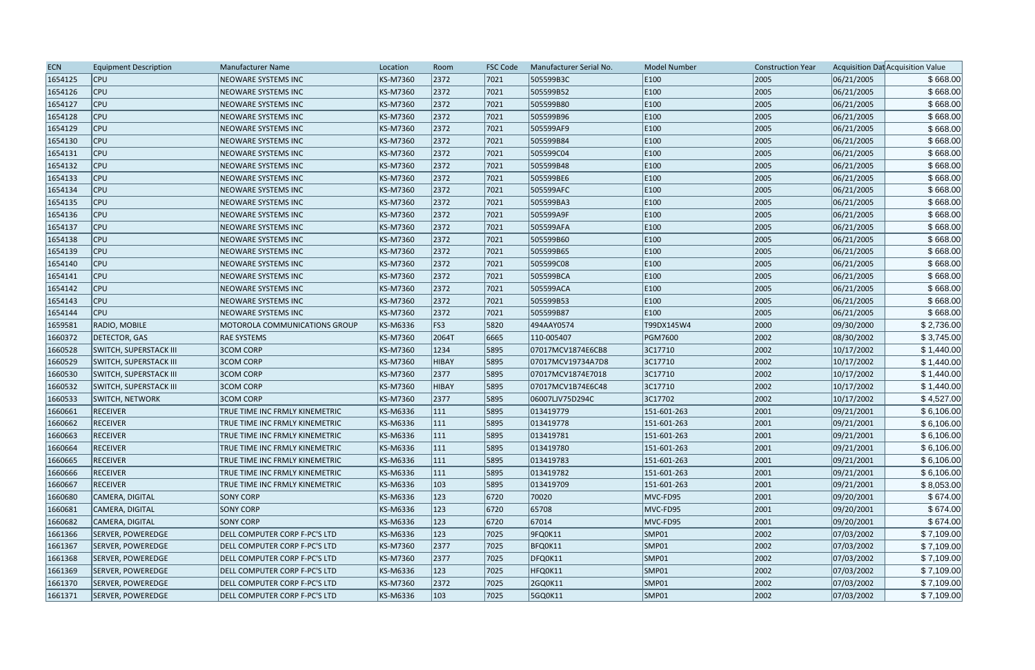| ECN | Equipment Description | Manufacturer Name | Location | Room | FSC Code | Manufacturer Serial No. | Model Number | Construction Year | Acquisition Dat | Acquisition Value |
|---|---|---|---|---|---|---|---|---|---|---|
| 1654125 | CPU | NEOWARE SYSTEMS INC | KS-M7360 | 2372 | 7021 | 505599B3C | E100 | 2005 | 06/21/2005 | $ 668.00 |
| 1654126 | CPU | NEOWARE SYSTEMS INC | KS-M7360 | 2372 | 7021 | 505599B52 | E100 | 2005 | 06/21/2005 | $ 668.00 |
| 1654127 | CPU | NEOWARE SYSTEMS INC | KS-M7360 | 2372 | 7021 | 505599B80 | E100 | 2005 | 06/21/2005 | $ 668.00 |
| 1654128 | CPU | NEOWARE SYSTEMS INC | KS-M7360 | 2372 | 7021 | 505599B96 | E100 | 2005 | 06/21/2005 | $ 668.00 |
| 1654129 | CPU | NEOWARE SYSTEMS INC | KS-M7360 | 2372 | 7021 | 505599AF9 | E100 | 2005 | 06/21/2005 | $ 668.00 |
| 1654130 | CPU | NEOWARE SYSTEMS INC | KS-M7360 | 2372 | 7021 | 505599B84 | E100 | 2005 | 06/21/2005 | $ 668.00 |
| 1654131 | CPU | NEOWARE SYSTEMS INC | KS-M7360 | 2372 | 7021 | 505599C04 | E100 | 2005 | 06/21/2005 | $ 668.00 |
| 1654132 | CPU | NEOWARE SYSTEMS INC | KS-M7360 | 2372 | 7021 | 505599B48 | E100 | 2005 | 06/21/2005 | $ 668.00 |
| 1654133 | CPU | NEOWARE SYSTEMS INC | KS-M7360 | 2372 | 7021 | 505599BE6 | E100 | 2005 | 06/21/2005 | $ 668.00 |
| 1654134 | CPU | NEOWARE SYSTEMS INC | KS-M7360 | 2372 | 7021 | 505599AFC | E100 | 2005 | 06/21/2005 | $ 668.00 |
| 1654135 | CPU | NEOWARE SYSTEMS INC | KS-M7360 | 2372 | 7021 | 505599BA3 | E100 | 2005 | 06/21/2005 | $ 668.00 |
| 1654136 | CPU | NEOWARE SYSTEMS INC | KS-M7360 | 2372 | 7021 | 505599A9F | E100 | 2005 | 06/21/2005 | $ 668.00 |
| 1654137 | CPU | NEOWARE SYSTEMS INC | KS-M7360 | 2372 | 7021 | 505599AFA | E100 | 2005 | 06/21/2005 | $ 668.00 |
| 1654138 | CPU | NEOWARE SYSTEMS INC | KS-M7360 | 2372 | 7021 | 505599B60 | E100 | 2005 | 06/21/2005 | $ 668.00 |
| 1654139 | CPU | NEOWARE SYSTEMS INC | KS-M7360 | 2372 | 7021 | 505599B65 | E100 | 2005 | 06/21/2005 | $ 668.00 |
| 1654140 | CPU | NEOWARE SYSTEMS INC | KS-M7360 | 2372 | 7021 | 505599C08 | E100 | 2005 | 06/21/2005 | $ 668.00 |
| 1654141 | CPU | NEOWARE SYSTEMS INC | KS-M7360 | 2372 | 7021 | 505599BCA | E100 | 2005 | 06/21/2005 | $ 668.00 |
| 1654142 | CPU | NEOWARE SYSTEMS INC | KS-M7360 | 2372 | 7021 | 505599ACA | E100 | 2005 | 06/21/2005 | $ 668.00 |
| 1654143 | CPU | NEOWARE SYSTEMS INC | KS-M7360 | 2372 | 7021 | 505599B53 | E100 | 2005 | 06/21/2005 | $ 668.00 |
| 1654144 | CPU | NEOWARE SYSTEMS INC | KS-M7360 | 2372 | 7021 | 505599B87 | E100 | 2005 | 06/21/2005 | $ 668.00 |
| 1659581 | RADIO, MOBILE | MOTOROLA COMMUNICATIONS GROUP | KS-M6336 | FS3 | 5820 | 494AAY0574 | T99DX145W4 | 2000 | 09/30/2000 | $ 2,736.00 |
| 1660372 | DETECTOR, GAS | RAE SYSTEMS | KS-M7360 | 2064T | 6665 | 110-005407 | PGM7600 | 2002 | 08/30/2002 | $ 3,745.00 |
| 1660528 | SWITCH, SUPERSTACK III | 3COM CORP | KS-M7360 | 1234 | 5895 | 07017MCV1874E6CB8 | 3C17710 | 2002 | 10/17/2002 | $ 1,440.00 |
| 1660529 | SWITCH, SUPERSTACK III | 3COM CORP | KS-M7360 | HIBAY | 5895 | 07017MCV19734A7D8 | 3C17710 | 2002 | 10/17/2002 | $ 1,440.00 |
| 1660530 | SWITCH, SUPERSTACK III | 3COM CORP | KS-M7360 | 2377 | 5895 | 07017MCV1874E7018 | 3C17710 | 2002 | 10/17/2002 | $ 1,440.00 |
| 1660532 | SWITCH, SUPERSTACK III | 3COM CORP | KS-M7360 | HIBAY | 5895 | 07017MCV1B74E6C48 | 3C17710 | 2002 | 10/17/2002 | $ 1,440.00 |
| 1660533 | SWITCH, NETWORK | 3COM CORP | KS-M7360 | 2377 | 5895 | 06007LJV75D294C | 3C17702 | 2002 | 10/17/2002 | $ 4,527.00 |
| 1660661 | RECEIVER | TRUE TIME INC FRMLY KINEMETRIC | KS-M6336 | 111 | 5895 | 013419779 | 151-601-263 | 2001 | 09/21/2001 | $ 6,106.00 |
| 1660662 | RECEIVER | TRUE TIME INC FRMLY KINEMETRIC | KS-M6336 | 111 | 5895 | 013419778 | 151-601-263 | 2001 | 09/21/2001 | $ 6,106.00 |
| 1660663 | RECEIVER | TRUE TIME INC FRMLY KINEMETRIC | KS-M6336 | 111 | 5895 | 013419781 | 151-601-263 | 2001 | 09/21/2001 | $ 6,106.00 |
| 1660664 | RECEIVER | TRUE TIME INC FRMLY KINEMETRIC | KS-M6336 | 111 | 5895 | 013419780 | 151-601-263 | 2001 | 09/21/2001 | $ 6,106.00 |
| 1660665 | RECEIVER | TRUE TIME INC FRMLY KINEMETRIC | KS-M6336 | 111 | 5895 | 013419783 | 151-601-263 | 2001 | 09/21/2001 | $ 6,106.00 |
| 1660666 | RECEIVER | TRUE TIME INC FRMLY KINEMETRIC | KS-M6336 | 111 | 5895 | 013419782 | 151-601-263 | 2001 | 09/21/2001 | $ 6,106.00 |
| 1660667 | RECEIVER | TRUE TIME INC FRMLY KINEMETRIC | KS-M6336 | 103 | 5895 | 013419709 | 151-601-263 | 2001 | 09/21/2001 | $ 8,053.00 |
| 1660680 | CAMERA, DIGITAL | SONY CORP | KS-M6336 | 123 | 6720 | 70020 | MVC-FD95 | 2001 | 09/20/2001 | $ 674.00 |
| 1660681 | CAMERA, DIGITAL | SONY CORP | KS-M6336 | 123 | 6720 | 65708 | MVC-FD95 | 2001 | 09/20/2001 | $ 674.00 |
| 1660682 | CAMERA, DIGITAL | SONY CORP | KS-M6336 | 123 | 6720 | 67014 | MVC-FD95 | 2001 | 09/20/2001 | $ 674.00 |
| 1661366 | SERVER, POWEREDGE | DELL COMPUTER CORP F-PC'S LTD | KS-M6336 | 123 | 7025 | 9FQ0K11 | SMP01 | 2002 | 07/03/2002 | $ 7,109.00 |
| 1661367 | SERVER, POWEREDGE | DELL COMPUTER CORP F-PC'S LTD | KS-M7360 | 2377 | 7025 | BFQ0K11 | SMP01 | 2002 | 07/03/2002 | $ 7,109.00 |
| 1661368 | SERVER, POWEREDGE | DELL COMPUTER CORP F-PC'S LTD | KS-M7360 | 2377 | 7025 | DFQ0K11 | SMP01 | 2002 | 07/03/2002 | $ 7,109.00 |
| 1661369 | SERVER, POWEREDGE | DELL COMPUTER CORP F-PC'S LTD | KS-M6336 | 123 | 7025 | HFQ0K11 | SMP01 | 2002 | 07/03/2002 | $ 7,109.00 |
| 1661370 | SERVER, POWEREDGE | DELL COMPUTER CORP F-PC'S LTD | KS-M7360 | 2372 | 7025 | 2GQ0K11 | SMP01 | 2002 | 07/03/2002 | $ 7,109.00 |
| 1661371 | SERVER, POWEREDGE | DELL COMPUTER CORP F-PC'S LTD | KS-M6336 | 103 | 7025 | 5GQ0K11 | SMP01 | 2002 | 07/03/2002 | $ 7,109.00 |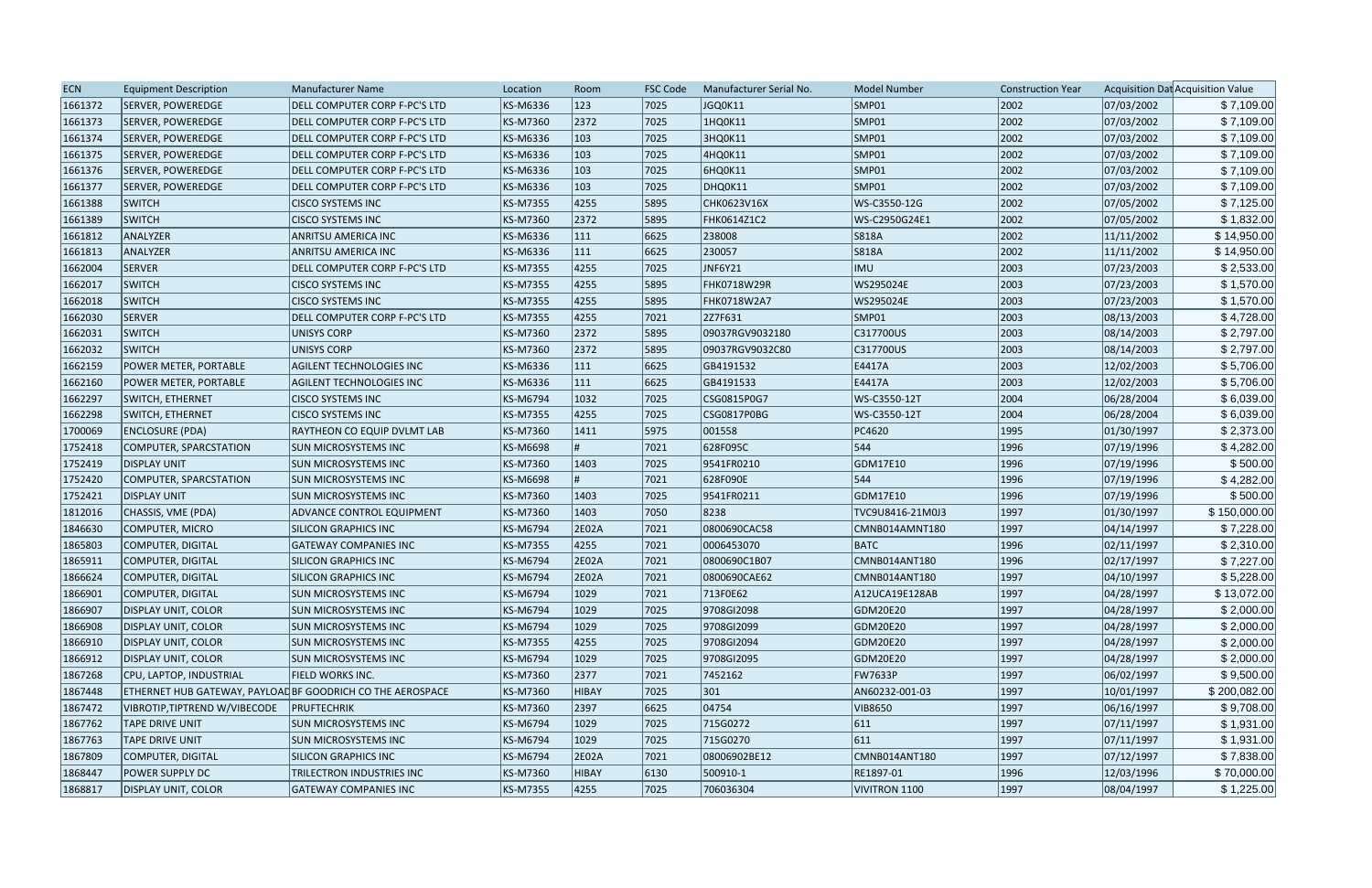| ECN | Equipment Description | Manufacturer Name | Location | Room | FSC Code | Manufacturer Serial No. | Model Number | Construction Year | Acquisition Dat | Acquisition Value |
|---|---|---|---|---|---|---|---|---|---|---|
| 1661372 | SERVER, POWEREDGE | DELL COMPUTER CORP F-PC'S LTD | KS-M6336 | 123 | 7025 | JGQ0K11 | SMP01 | 2002 | 07/03/2002 | $ 7,109.00 |
| 1661373 | SERVER, POWEREDGE | DELL COMPUTER CORP F-PC'S LTD | KS-M7360 | 2372 | 7025 | 1HQ0K11 | SMP01 | 2002 | 07/03/2002 | $ 7,109.00 |
| 1661374 | SERVER, POWEREDGE | DELL COMPUTER CORP F-PC'S LTD | KS-M6336 | 103 | 7025 | 3HQ0K11 | SMP01 | 2002 | 07/03/2002 | $ 7,109.00 |
| 1661375 | SERVER, POWEREDGE | DELL COMPUTER CORP F-PC'S LTD | KS-M6336 | 103 | 7025 | 4HQ0K11 | SMP01 | 2002 | 07/03/2002 | $ 7,109.00 |
| 1661376 | SERVER, POWEREDGE | DELL COMPUTER CORP F-PC'S LTD | KS-M6336 | 103 | 7025 | 6HQ0K11 | SMP01 | 2002 | 07/03/2002 | $ 7,109.00 |
| 1661377 | SERVER, POWEREDGE | DELL COMPUTER CORP F-PC'S LTD | KS-M6336 | 103 | 7025 | DHQ0K11 | SMP01 | 2002 | 07/03/2002 | $ 7,109.00 |
| 1661388 | SWITCH | CISCO SYSTEMS INC | KS-M7355 | 4255 | 5895 | CHK0623V16X | WS-C3550-12G | 2002 | 07/05/2002 | $ 7,125.00 |
| 1661389 | SWITCH | CISCO SYSTEMS INC | KS-M7360 | 2372 | 5895 | FHK0614Z1C2 | WS-C2950G24E1 | 2002 | 07/05/2002 | $ 1,832.00 |
| 1661812 | ANALYZER | ANRITSU AMERICA INC | KS-M6336 | 111 | 6625 | 238008 | S818A | 2002 | 11/11/2002 | $ 14,950.00 |
| 1661813 | ANALYZER | ANRITSU AMERICA INC | KS-M6336 | 111 | 6625 | 230057 | S818A | 2002 | 11/11/2002 | $ 14,950.00 |
| 1662004 | SERVER | DELL COMPUTER CORP F-PC'S LTD | KS-M7355 | 4255 | 7025 | JNF6Y21 | IMU | 2003 | 07/23/2003 | $ 2,533.00 |
| 1662017 | SWITCH | CISCO SYSTEMS INC | KS-M7355 | 4255 | 5895 | FHK0718W29R | WS295024E | 2003 | 07/23/2003 | $ 1,570.00 |
| 1662018 | SWITCH | CISCO SYSTEMS INC | KS-M7355 | 4255 | 5895 | FHK0718W2A7 | WS295024E | 2003 | 07/23/2003 | $ 1,570.00 |
| 1662030 | SERVER | DELL COMPUTER CORP F-PC'S LTD | KS-M7355 | 4255 | 7021 | 2Z7F631 | SMP01 | 2003 | 08/13/2003 | $ 4,728.00 |
| 1662031 | SWITCH | UNISYS CORP | KS-M7360 | 2372 | 5895 | 09037RGV9032180 | C317700US | 2003 | 08/14/2003 | $ 2,797.00 |
| 1662032 | SWITCH | UNISYS CORP | KS-M7360 | 2372 | 5895 | 09037RGV9032C80 | C317700US | 2003 | 08/14/2003 | $ 2,797.00 |
| 1662159 | POWER METER, PORTABLE | AGILENT TECHNOLOGIES INC | KS-M6336 | 111 | 6625 | GB4191532 | E4417A | 2003 | 12/02/2003 | $ 5,706.00 |
| 1662160 | POWER METER, PORTABLE | AGILENT TECHNOLOGIES INC | KS-M6336 | 111 | 6625 | GB4191533 | E4417A | 2003 | 12/02/2003 | $ 5,706.00 |
| 1662297 | SWITCH, ETHERNET | CISCO SYSTEMS INC | KS-M6794 | 1032 | 7025 | CSG0815P0G7 | WS-C3550-12T | 2004 | 06/28/2004 | $ 6,039.00 |
| 1662298 | SWITCH, ETHERNET | CISCO SYSTEMS INC | KS-M7355 | 4255 | 7025 | CSG0817P0BG | WS-C3550-12T | 2004 | 06/28/2004 | $ 6,039.00 |
| 1700069 | ENCLOSURE (PDA) | RAYTHEON CO EQUIP DVLMT LAB | KS-M7360 | 1411 | 5975 | 001558 | PC4620 | 1995 | 01/30/1997 | $ 2,373.00 |
| 1752418 | COMPUTER, SPARCSTATION | SUN MICROSYSTEMS INC | KS-M6698 | # | 7021 | 628F095C | 544 | 1996 | 07/19/1996 | $ 4,282.00 |
| 1752419 | DISPLAY UNIT | SUN MICROSYSTEMS INC | KS-M7360 | 1403 | 7025 | 9541FR0210 | GDM17E10 | 1996 | 07/19/1996 | $ 500.00 |
| 1752420 | COMPUTER, SPARCSTATION | SUN MICROSYSTEMS INC | KS-M6698 | # | 7021 | 628F090E | 544 | 1996 | 07/19/1996 | $ 4,282.00 |
| 1752421 | DISPLAY UNIT | SUN MICROSYSTEMS INC | KS-M7360 | 1403 | 7025 | 9541FR0211 | GDM17E10 | 1996 | 07/19/1996 | $ 500.00 |
| 1812016 | CHASSIS, VME (PDA) | ADVANCE CONTROL EQUIPMENT | KS-M7360 | 1403 | 7050 | 8238 | TVC9U8416-21M0J3 | 1997 | 01/30/1997 | $ 150,000.00 |
| 1846630 | COMPUTER, MICRO | SILICON GRAPHICS INC | KS-M6794 | 2E02A | 7021 | 0800690CAC58 | CMNB014AMNT180 | 1997 | 04/14/1997 | $ 7,228.00 |
| 1865803 | COMPUTER, DIGITAL | GATEWAY COMPANIES INC | KS-M7355 | 4255 | 7021 | 0006453070 | BATC | 1996 | 02/11/1997 | $ 2,310.00 |
| 1865911 | COMPUTER, DIGITAL | SILICON GRAPHICS INC | KS-M6794 | 2E02A | 7021 | 0800690C1B07 | CMNB014ANT180 | 1996 | 02/17/1997 | $ 7,227.00 |
| 1866624 | COMPUTER, DIGITAL | SILICON GRAPHICS INC | KS-M6794 | 2E02A | 7021 | 0800690CAE62 | CMNB014ANT180 | 1997 | 04/10/1997 | $ 5,228.00 |
| 1866901 | COMPUTER, DIGITAL | SUN MICROSYSTEMS INC | KS-M6794 | 1029 | 7021 | 713F0E62 | A12UCA19E128AB | 1997 | 04/28/1997 | $ 13,072.00 |
| 1866907 | DISPLAY UNIT, COLOR | SUN MICROSYSTEMS INC | KS-M6794 | 1029 | 7025 | 9708GI2098 | GDM20E20 | 1997 | 04/28/1997 | $ 2,000.00 |
| 1866908 | DISPLAY UNIT, COLOR | SUN MICROSYSTEMS INC | KS-M6794 | 1029 | 7025 | 9708GI2099 | GDM20E20 | 1997 | 04/28/1997 | $ 2,000.00 |
| 1866910 | DISPLAY UNIT, COLOR | SUN MICROSYSTEMS INC | KS-M7355 | 4255 | 7025 | 9708GI2094 | GDM20E20 | 1997 | 04/28/1997 | $ 2,000.00 |
| 1866912 | DISPLAY UNIT, COLOR | SUN MICROSYSTEMS INC | KS-M6794 | 1029 | 7025 | 9708GI2095 | GDM20E20 | 1997 | 04/28/1997 | $ 2,000.00 |
| 1867268 | CPU, LAPTOP, INDUSTRIAL | FIELD WORKS INC. | KS-M7360 | 2377 | 7021 | 7452162 | FW7633P | 1997 | 06/02/1997 | $ 9,500.00 |
| 1867448 | ETHERNET HUB GATEWAY, PAYLOAD | BF GOODRICH CO THE AEROSPACE | KS-M7360 | HIBAY | 7025 | 301 | AN60232-001-03 | 1997 | 10/01/1997 | $ 200,082.00 |
| 1867472 | VIBROTIP,TIPTREND W/VIBECODE | PRUFTECHRIK | KS-M7360 | 2397 | 6625 | 04754 | VIB8650 | 1997 | 06/16/1997 | $ 9,708.00 |
| 1867762 | TAPE DRIVE UNIT | SUN MICROSYSTEMS INC | KS-M6794 | 1029 | 7025 | 715G0272 | 611 | 1997 | 07/11/1997 | $ 1,931.00 |
| 1867763 | TAPE DRIVE UNIT | SUN MICROSYSTEMS INC | KS-M6794 | 1029 | 7025 | 715G0270 | 611 | 1997 | 07/11/1997 | $ 1,931.00 |
| 1867809 | COMPUTER, DIGITAL | SILICON GRAPHICS INC | KS-M6794 | 2E02A | 7021 | 08006902BE12 | CMNB014ANT180 | 1997 | 07/12/1997 | $ 7,838.00 |
| 1868447 | POWER SUPPLY DC | TRILECTRON INDUSTRIES INC | KS-M7360 | HIBAY | 6130 | 500910-1 | RE1897-01 | 1996 | 12/03/1996 | $ 70,000.00 |
| 1868817 | DISPLAY UNIT, COLOR | GATEWAY COMPANIES INC | KS-M7355 | 4255 | 7025 | 706036304 | VIVITRON 1100 | 1997 | 08/04/1997 | $ 1,225.00 |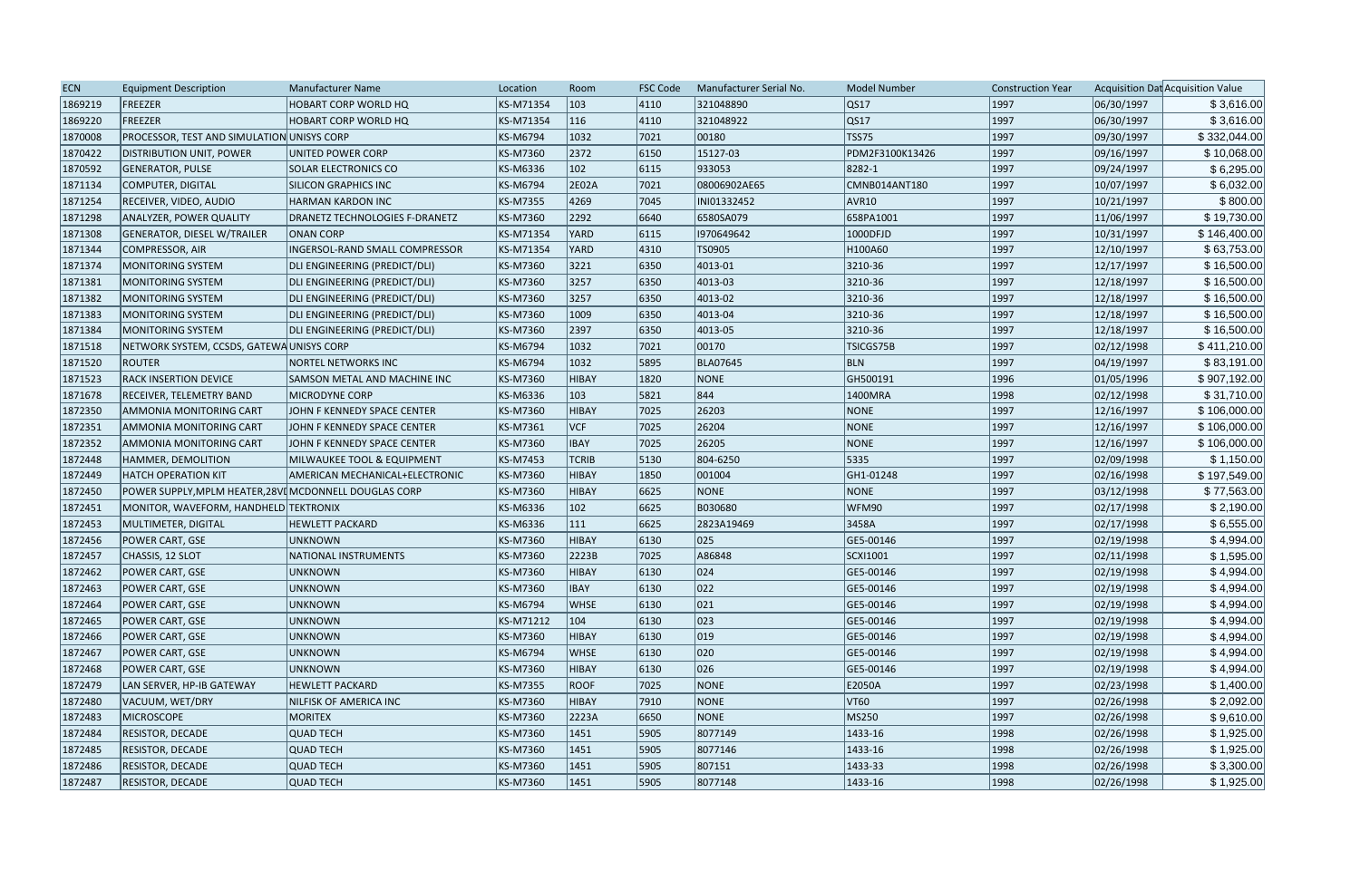| ECN | Equipment Description | Manufacturer Name | Location | Room | FSC Code | Manufacturer Serial No. | Model Number | Construction Year | Acquisition Dat | Acquisition Value |
|---|---|---|---|---|---|---|---|---|---|---|
| 1869219 | FREEZER | HOBART CORP WORLD HQ | KS-M71354 | 103 | 4110 | 321048890 | QS17 | 1997 | 06/30/1997 | $ 3,616.00 |
| 1869220 | FREEZER | HOBART CORP WORLD HQ | KS-M71354 | 116 | 4110 | 321048922 | QS17 | 1997 | 06/30/1997 | $ 3,616.00 |
| 1870008 | PROCESSOR, TEST AND SIMULATION | UNISYS CORP | KS-M6794 | 1032 | 7021 | 00180 | TSS75 | 1997 | 09/30/1997 | $ 332,044.00 |
| 1870422 | DISTRIBUTION UNIT, POWER | UNITED POWER CORP | KS-M7360 | 2372 | 6150 | 15127-03 | PDM2F3100K13426 | 1997 | 09/16/1997 | $ 10,068.00 |
| 1870592 | GENERATOR, PULSE | SOLAR ELECTRONICS CO | KS-M6336 | 102 | 6115 | 933053 | 8282-1 | 1997 | 09/24/1997 | $ 6,295.00 |
| 1871134 | COMPUTER, DIGITAL | SILICON GRAPHICS INC | KS-M6794 | 2E02A | 7021 | 08006902AE65 | CMNB014ANT180 | 1997 | 10/07/1997 | $ 6,032.00 |
| 1871254 | RECEIVER, VIDEO, AUDIO | HARMAN KARDON INC | KS-M7355 | 4269 | 7045 | INI01332452 | AVR10 | 1997 | 10/21/1997 | $ 800.00 |
| 1871298 | ANALYZER, POWER QUALITY | DRANETZ TECHNOLOGIES F-DRANETZ | KS-M7360 | 2292 | 6640 | 6580SA079 | 658PA1001 | 1997 | 11/06/1997 | $ 19,730.00 |
| 1871308 | GENERATOR, DIESEL W/TRAILER | ONAN CORP | KS-M71354 | YARD | 6115 | I970649642 | 1000DFJD | 1997 | 10/31/1997 | $ 146,400.00 |
| 1871344 | COMPRESSOR, AIR | INGERSOL-RAND SMALL COMPRESSOR | KS-M71354 | YARD | 4310 | TS0905 | H100A60 | 1997 | 12/10/1997 | $ 63,753.00 |
| 1871374 | MONITORING SYSTEM | DLI ENGINEERING (PREDICT/DLI) | KS-M7360 | 3221 | 6350 | 4013-01 | 3210-36 | 1997 | 12/17/1997 | $ 16,500.00 |
| 1871381 | MONITORING SYSTEM | DLI ENGINEERING (PREDICT/DLI) | KS-M7360 | 3257 | 6350 | 4013-03 | 3210-36 | 1997 | 12/18/1997 | $ 16,500.00 |
| 1871382 | MONITORING SYSTEM | DLI ENGINEERING (PREDICT/DLI) | KS-M7360 | 3257 | 6350 | 4013-02 | 3210-36 | 1997 | 12/18/1997 | $ 16,500.00 |
| 1871383 | MONITORING SYSTEM | DLI ENGINEERING (PREDICT/DLI) | KS-M7360 | 1009 | 6350 | 4013-04 | 3210-36 | 1997 | 12/18/1997 | $ 16,500.00 |
| 1871384 | MONITORING SYSTEM | DLI ENGINEERING (PREDICT/DLI) | KS-M7360 | 2397 | 6350 | 4013-05 | 3210-36 | 1997 | 12/18/1997 | $ 16,500.00 |
| 1871518 | NETWORK SYSTEM, CCSDS, GATEWA | UNISYS CORP | KS-M6794 | 1032 | 7021 | 00170 | TSICGS75B | 1997 | 02/12/1998 | $ 411,210.00 |
| 1871520 | ROUTER | NORTEL NETWORKS INC | KS-M6794 | 1032 | 5895 | BLA07645 | BLN | 1997 | 04/19/1997 | $ 83,191.00 |
| 1871523 | RACK INSERTION DEVICE | SAMSON METAL AND MACHINE INC | KS-M7360 | HIBAY | 1820 | NONE | GH500191 | 1996 | 01/05/1996 | $ 907,192.00 |
| 1871678 | RECEIVER, TELEMETRY BAND | MICRODYNE CORP | KS-M6336 | 103 | 5821 | 844 | 1400MRA | 1998 | 02/12/1998 | $ 31,710.00 |
| 1872350 | AMMONIA MONITORING CART | JOHN F KENNEDY SPACE CENTER | KS-M7360 | HIBAY | 7025 | 26203 | NONE | 1997 | 12/16/1997 | $ 106,000.00 |
| 1872351 | AMMONIA MONITORING CART | JOHN F KENNEDY SPACE CENTER | KS-M7361 | VCF | 7025 | 26204 | NONE | 1997 | 12/16/1997 | $ 106,000.00 |
| 1872352 | AMMONIA MONITORING CART | JOHN F KENNEDY SPACE CENTER | KS-M7360 | IBAY | 7025 | 26205 | NONE | 1997 | 12/16/1997 | $ 106,000.00 |
| 1872448 | HAMMER, DEMOLITION | MILWAUKEE TOOL & EQUIPMENT | KS-M7453 | TCRIB | 5130 | 804-6250 | 5335 | 1997 | 02/09/1998 | $ 1,150.00 |
| 1872449 | HATCH OPERATION KIT | AMERICAN MECHANICAL+ELECTRONIC | KS-M7360 | HIBAY | 1850 | 001004 | GH1-01248 | 1997 | 02/16/1998 | $ 197,549.00 |
| 1872450 | POWER SUPPLY,MPLM HEATER,28VI | MCDONNELL DOUGLAS CORP | KS-M7360 | HIBAY | 6625 | NONE | NONE | 1997 | 03/12/1998 | $ 77,563.00 |
| 1872451 | MONITOR, WAVEFORM, HANDHELD | TEKTRONIX | KS-M6336 | 102 | 6625 | B030680 | WFM90 | 1997 | 02/17/1998 | $ 2,190.00 |
| 1872453 | MULTIMETER, DIGITAL | HEWLETT PACKARD | KS-M6336 | 111 | 6625 | 2823A19469 | 3458A | 1997 | 02/17/1998 | $ 6,555.00 |
| 1872456 | POWER CART, GSE | UNKNOWN | KS-M7360 | HIBAY | 6130 | 025 | GE5-00146 | 1997 | 02/19/1998 | $ 4,994.00 |
| 1872457 | CHASSIS, 12 SLOT | NATIONAL INSTRUMENTS | KS-M7360 | 2223B | 7025 | A86848 | SCXI1001 | 1997 | 02/11/1998 | $ 1,595.00 |
| 1872462 | POWER CART, GSE | UNKNOWN | KS-M7360 | HIBAY | 6130 | 024 | GE5-00146 | 1997 | 02/19/1998 | $ 4,994.00 |
| 1872463 | POWER CART, GSE | UNKNOWN | KS-M7360 | IBAY | 6130 | 022 | GE5-00146 | 1997 | 02/19/1998 | $ 4,994.00 |
| 1872464 | POWER CART, GSE | UNKNOWN | KS-M6794 | WHSE | 6130 | 021 | GE5-00146 | 1997 | 02/19/1998 | $ 4,994.00 |
| 1872465 | POWER CART, GSE | UNKNOWN | KS-M71212 | 104 | 6130 | 023 | GE5-00146 | 1997 | 02/19/1998 | $ 4,994.00 |
| 1872466 | POWER CART, GSE | UNKNOWN | KS-M7360 | HIBAY | 6130 | 019 | GE5-00146 | 1997 | 02/19/1998 | $ 4,994.00 |
| 1872467 | POWER CART, GSE | UNKNOWN | KS-M6794 | WHSE | 6130 | 020 | GE5-00146 | 1997 | 02/19/1998 | $ 4,994.00 |
| 1872468 | POWER CART, GSE | UNKNOWN | KS-M7360 | HIBAY | 6130 | 026 | GE5-00146 | 1997 | 02/19/1998 | $ 4,994.00 |
| 1872479 | LAN SERVER, HP-IB GATEWAY | HEWLETT PACKARD | KS-M7355 | ROOF | 7025 | NONE | E2050A | 1997 | 02/23/1998 | $ 1,400.00 |
| 1872480 | VACUUM, WET/DRY | NILFISK OF AMERICA INC | KS-M7360 | HIBAY | 7910 | NONE | VT60 | 1997 | 02/26/1998 | $ 2,092.00 |
| 1872483 | MICROSCOPE | MORITEX | KS-M7360 | 2223A | 6650 | NONE | MS250 | 1997 | 02/26/1998 | $ 9,610.00 |
| 1872484 | RESISTOR, DECADE | QUAD TECH | KS-M7360 | 1451 | 5905 | 8077149 | 1433-16 | 1998 | 02/26/1998 | $ 1,925.00 |
| 1872485 | RESISTOR, DECADE | QUAD TECH | KS-M7360 | 1451 | 5905 | 8077146 | 1433-16 | 1998 | 02/26/1998 | $ 1,925.00 |
| 1872486 | RESISTOR, DECADE | QUAD TECH | KS-M7360 | 1451 | 5905 | 807151 | 1433-33 | 1998 | 02/26/1998 | $ 3,300.00 |
| 1872487 | RESISTOR, DECADE | QUAD TECH | KS-M7360 | 1451 | 5905 | 8077148 | 1433-16 | 1998 | 02/26/1998 | $ 1,925.00 |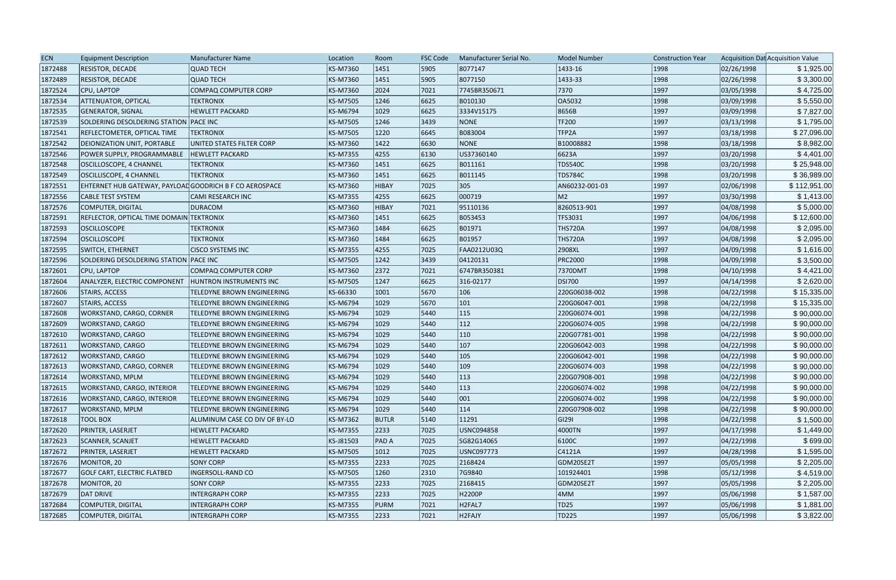| ECN | Equipment Description | Manufacturer Name | Location | Room | FSC Code | Manufacturer Serial No. | Model Number | Construction Year | Acquisition Dat | Acquisition Value |
|---|---|---|---|---|---|---|---|---|---|---|
| 1872488 | RESISTOR, DECADE | QUAD TECH | KS-M7360 | 1451 | 5905 | 8077147 | 1433-16 | 1998 | 02/26/1998 | $ 1,925.00 |
| 1872489 | RESISTOR, DECADE | QUAD TECH | KS-M7360 | 1451 | 5905 | 8077150 | 1433-33 | 1998 | 02/26/1998 | $ 3,300.00 |
| 1872524 | CPU, LAPTOP | COMPAQ COMPUTER CORP | KS-M7360 | 2024 | 7021 | 7745BR350671 | 7370 | 1997 | 03/05/1998 | $ 4,725.00 |
| 1872534 | ATTENUATOR, OPTICAL | TEKTRONIX | KS-M7505 | 1246 | 6625 | B010130 | OA5032 | 1998 | 03/09/1998 | $ 5,550.00 |
| 1872535 | GENERATOR, SIGNAL | HEWLETT PACKARD | KS-M6794 | 1029 | 6625 | 3334V15175 | 8656B | 1997 | 03/09/1998 | $ 7,827.00 |
| 1872539 | SOLDERING DESOLDERING STATION | PACE INC | KS-M7505 | 1246 | 3439 | NONE | TF200 | 1997 | 03/13/1998 | $ 1,795.00 |
| 1872541 | REFLECTOMETER, OPTICAL TIME | TEKTRONIX | KS-M7505 | 1220 | 6645 | B083004 | TFP2A | 1997 | 03/18/1998 | $ 27,096.00 |
| 1872542 | DEIONIZATION UNIT, PORTABLE | UNITED STATES FILTER CORP | KS-M7360 | 1422 | 6630 | NONE | B10008882 | 1998 | 03/18/1998 | $ 8,982.00 |
| 1872546 | POWER SUPPLY, PROGRAMMABLE | HEWLETT PACKARD | KS-M7355 | 4255 | 6130 | US37360140 | 6623A | 1997 | 03/20/1998 | $ 4,401.00 |
| 1872548 | OSCILLOSCOPE, 4 CHANNEL | TEKTRONIX | KS-M7360 | 1451 | 6625 | B011161 | TDS540C | 1998 | 03/20/1998 | $ 25,948.00 |
| 1872549 | OSCILLOSCOPE, 4 CHANNEL | TEKTRONIX | KS-M7360 | 1451 | 6625 | B011145 | TDS784C | 1998 | 03/20/1998 | $ 36,989.00 |
| 1872551 | EHTERNET HUB GATEWAY, PAYLOAD | GOODRICH B F CO AEROSPACE | KS-M7360 | HIBAY | 7025 | 305 | AN60232-001-03 | 1997 | 02/06/1998 | $ 112,951.00 |
| 1872556 | CABLE TEST SYSTEM | CAMI RESEARCH INC | KS-M7355 | 4255 | 6625 | 000719 | M2 | 1997 | 03/30/1998 | $ 1,413.00 |
| 1872576 | COMPUTER, DIGITAL | DURACOM | KS-M7360 | HIBAY | 7021 | 95110136 | 8260513-901 | 1997 | 04/08/1998 | $ 5,000.00 |
| 1872591 | REFLECTOR, OPTICAL TIME DOMAIN | TEKTRONIX | KS-M7360 | 1451 | 6625 | B053453 | TFS3031 | 1997 | 04/06/1998 | $ 12,600.00 |
| 1872593 | OSCILLOSCOPE | TEKTRONIX | KS-M7360 | 1484 | 6625 | B01971 | THS720A | 1997 | 04/08/1998 | $ 2,095.00 |
| 1872594 | OSCILLOSCOPE | TEKTRONIX | KS-M7360 | 1484 | 6625 | B01957 | THS720A | 1997 | 04/08/1998 | $ 2,095.00 |
| 1872595 | SWITCH, ETHERNET | CISCO SYSTEMS INC | KS-M7355 | 4255 | 7025 | FAA0212U03Q | 2908XL | 1997 | 04/09/1998 | $ 1,616.00 |
| 1872596 | SOLDERING DESOLDERING STATION | PACE INC | KS-M7505 | 1242 | 3439 | 04120131 | PRC2000 | 1998 | 04/09/1998 | $ 3,500.00 |
| 1872601 | CPU, LAPTOP | COMPAQ COMPUTER CORP | KS-M7360 | 2372 | 7021 | 6747BR350381 | 7370DMT | 1998 | 04/10/1998 | $ 4,421.00 |
| 1872604 | ANALYZER, ELECTRIC COMPONENT | HUNTRON INSTRUMENTS INC | KS-M7505 | 1247 | 6625 | 316-02177 | DSI700 | 1997 | 04/14/1998 | $ 2,620.00 |
| 1872606 | STAIRS, ACCESS | TELEDYNE BROWN ENGINEERING | KS-66330 | 1001 | 5670 | 106 | 220G06038-002 | 1998 | 04/22/1998 | $ 15,335.00 |
| 1872607 | STAIRS, ACCESS | TELEDYNE BROWN ENGINEERING | KS-M6794 | 1029 | 5670 | 101 | 220G06047-001 | 1998 | 04/22/1998 | $ 15,335.00 |
| 1872608 | WORKSTAND, CARGO, CORNER | TELEDYNE BROWN ENGINEERING | KS-M6794 | 1029 | 5440 | 115 | 220G06074-001 | 1998 | 04/22/1998 | $ 90,000.00 |
| 1872609 | WORKSTAND, CARGO | TELEDYNE BROWN ENGINEERING | KS-M6794 | 1029 | 5440 | 112 | 220G06074-005 | 1998 | 04/22/1998 | $ 90,000.00 |
| 1872610 | WORKSTAND, CARGO | TELEDYNE BROWN ENGINEERING | KS-M6794 | 1029 | 5440 | 110 | 220G07781-001 | 1998 | 04/22/1998 | $ 90,000.00 |
| 1872611 | WORKSTAND, CARGO | TELEDYNE BROWN ENGINEERING | KS-M6794 | 1029 | 5440 | 107 | 220G06042-003 | 1998 | 04/22/1998 | $ 90,000.00 |
| 1872612 | WORKSTAND, CARGO | TELEDYNE BROWN ENGINEERING | KS-M6794 | 1029 | 5440 | 105 | 220G06042-001 | 1998 | 04/22/1998 | $ 90,000.00 |
| 1872613 | WORKSTAND, CARGO, CORNER | TELEDYNE BROWN ENGINEERING | KS-M6794 | 1029 | 5440 | 109 | 220G06074-003 | 1998 | 04/22/1998 | $ 90,000.00 |
| 1872614 | WORKSTAND, MPLM | TELEDYNE BROWN ENGINEERING | KS-M6794 | 1029 | 5440 | 113 | 220G07908-001 | 1998 | 04/22/1998 | $ 90,000.00 |
| 1872615 | WORKSTAND, CARGO, INTERIOR | TELEDYNE BROWN ENGINEERING | KS-M6794 | 1029 | 5440 | 113 | 220G06074-002 | 1998 | 04/22/1998 | $ 90,000.00 |
| 1872616 | WORKSTAND, CARGO, INTERIOR | TELEDYNE BROWN ENGINEERING | KS-M6794 | 1029 | 5440 | 001 | 220G06074-002 | 1998 | 04/22/1998 | $ 90,000.00 |
| 1872617 | WORKSTAND, MPLM | TELEDYNE BROWN ENGINEERING | KS-M6794 | 1029 | 5440 | 114 | 220G07908-002 | 1998 | 04/22/1998 | $ 90,000.00 |
| 1872618 | TOOL BOX | ALUMINUM CASE CO DIV OF BY-LO | KS-M7362 | BUTLR | 5140 | 11291 | GI29I | 1998 | 04/22/1998 | $ 1,500.00 |
| 1872620 | PRINTER, LASERJET | HEWLETT PACKARD | KS-M7355 | 2233 | 7025 | USNC094858 | 4000TN | 1997 | 04/17/1998 | $ 1,449.00 |
| 1872623 | SCANNER, SCANJET | HEWLETT PACKARD | KS-J81503 | PAD A | 7025 | SG82G14065 | 6100C | 1997 | 04/22/1998 | $ 699.00 |
| 1872672 | PRINTER, LASERJET | HEWLETT PACKARD | KS-M7505 | 1012 | 7025 | USNC097773 | C4121A | 1997 | 04/28/1998 | $ 1,595.00 |
| 1872676 | MONITOR, 20 | SONY CORP | KS-M7355 | 2233 | 7025 | 2168424 | GDM20SE2T | 1997 | 05/05/1998 | $ 2,205.00 |
| 1872677 | GOLF CART, ELECTRIC FLATBED | INGERSOLL-RAND CO | KS-M7505 | 1260 | 2310 | 7G9840 | 101924401 | 1998 | 05/12/1998 | $ 4,519.00 |
| 1872678 | MONITOR, 20 | SONY CORP | KS-M7355 | 2233 | 7025 | 2168415 | GDM20SE2T | 1997 | 05/05/1998 | $ 2,205.00 |
| 1872679 | DAT DRIVE | INTERGRAPH CORP | KS-M7355 | 2233 | 7025 | H2200P | 4MM | 1997 | 05/06/1998 | $ 1,587.00 |
| 1872684 | COMPUTER, DIGITAL | INTERGRAPH CORP | KS-M7355 | PURM | 7021 | H2FAL7 | TD25 | 1997 | 05/06/1998 | $ 1,881.00 |
| 1872685 | COMPUTER, DIGITAL | INTERGRAPH CORP | KS-M7355 | 2233 | 7021 | H2FAJY | TD225 | 1997 | 05/06/1998 | $ 3,822.00 |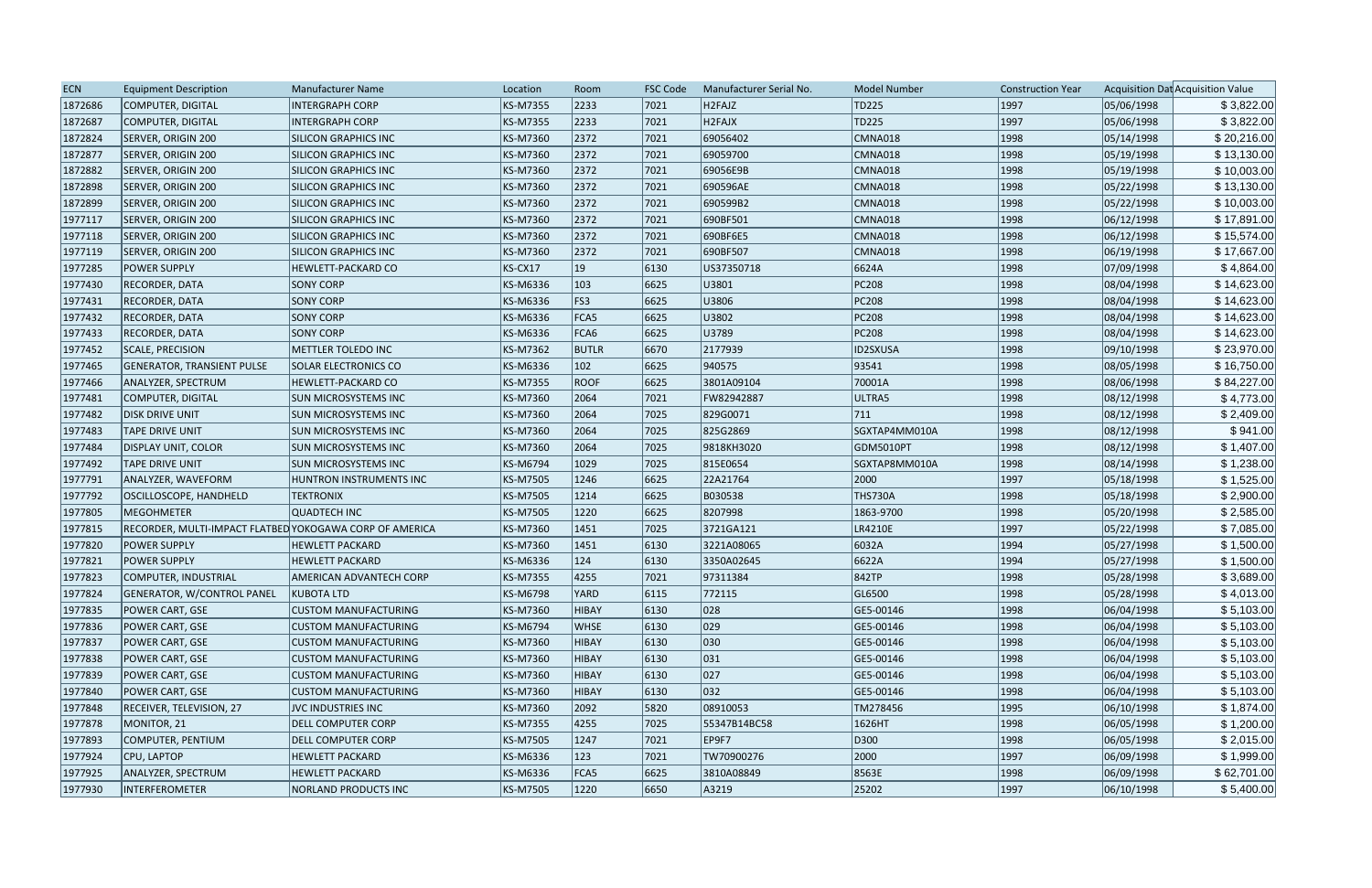| ECN | Equipment Description | Manufacturer Name | Location | Room | FSC Code | Manufacturer Serial No. | Model Number | Construction Year | Acquisition Dat | Acquisition Value |
|---|---|---|---|---|---|---|---|---|---|---|
| 1872686 | COMPUTER, DIGITAL | INTERGRAPH CORP | KS-M7355 | 2233 | 7021 | H2FAJZ | TD225 | 1997 | 05/06/1998 | $ 3,822.00 |
| 1872687 | COMPUTER, DIGITAL | INTERGRAPH CORP | KS-M7355 | 2233 | 7021 | H2FAJX | TD225 | 1997 | 05/06/1998 | $ 3,822.00 |
| 1872824 | SERVER, ORIGIN 200 | SILICON GRAPHICS INC | KS-M7360 | 2372 | 7021 | 69056402 | CMNA018 | 1998 | 05/14/1998 | $ 20,216.00 |
| 1872877 | SERVER, ORIGIN 200 | SILICON GRAPHICS INC | KS-M7360 | 2372 | 7021 | 69059700 | CMNA018 | 1998 | 05/19/1998 | $ 13,130.00 |
| 1872882 | SERVER, ORIGIN 200 | SILICON GRAPHICS INC | KS-M7360 | 2372 | 7021 | 69056E9B | CMNA018 | 1998 | 05/19/1998 | $ 10,003.00 |
| 1872898 | SERVER, ORIGIN 200 | SILICON GRAPHICS INC | KS-M7360 | 2372 | 7021 | 690596AE | CMNA018 | 1998 | 05/22/1998 | $ 13,130.00 |
| 1872899 | SERVER, ORIGIN 200 | SILICON GRAPHICS INC | KS-M7360 | 2372 | 7021 | 690599B2 | CMNA018 | 1998 | 05/22/1998 | $ 10,003.00 |
| 1977117 | SERVER, ORIGIN 200 | SILICON GRAPHICS INC | KS-M7360 | 2372 | 7021 | 690BF501 | CMNA018 | 1998 | 06/12/1998 | $ 17,891.00 |
| 1977118 | SERVER, ORIGIN 200 | SILICON GRAPHICS INC | KS-M7360 | 2372 | 7021 | 690BF6E5 | CMNA018 | 1998 | 06/12/1998 | $ 15,574.00 |
| 1977119 | SERVER, ORIGIN 200 | SILICON GRAPHICS INC | KS-M7360 | 2372 | 7021 | 690BF507 | CMNA018 | 1998 | 06/19/1998 | $ 17,667.00 |
| 1977285 | POWER SUPPLY | HEWLETT-PACKARD CO | KS-CX17 | 19 | 6130 | US37350718 | 6624A | 1998 | 07/09/1998 | $ 4,864.00 |
| 1977430 | RECORDER, DATA | SONY CORP | KS-M6336 | 103 | 6625 | U3801 | PC208 | 1998 | 08/04/1998 | $ 14,623.00 |
| 1977431 | RECORDER, DATA | SONY CORP | KS-M6336 | FS3 | 6625 | U3806 | PC208 | 1998 | 08/04/1998 | $ 14,623.00 |
| 1977432 | RECORDER, DATA | SONY CORP | KS-M6336 | FCA5 | 6625 | U3802 | PC208 | 1998 | 08/04/1998 | $ 14,623.00 |
| 1977433 | RECORDER, DATA | SONY CORP | KS-M6336 | FCA6 | 6625 | U3789 | PC208 | 1998 | 08/04/1998 | $ 14,623.00 |
| 1977452 | SCALE, PRECISION | METTLER TOLEDO INC | KS-M7362 | BUTLR | 6670 | 2177939 | ID2SXUSA | 1998 | 09/10/1998 | $ 23,970.00 |
| 1977465 | GENERATOR, TRANSIENT PULSE | SOLAR ELECTRONICS CO | KS-M6336 | 102 | 6625 | 940575 | 93541 | 1998 | 08/05/1998 | $ 16,750.00 |
| 1977466 | ANALYZER, SPECTRUM | HEWLETT-PACKARD CO | KS-M7355 | ROOF | 6625 | 3801A09104 | 70001A | 1998 | 08/06/1998 | $ 84,227.00 |
| 1977481 | COMPUTER, DIGITAL | SUN MICROSYSTEMS INC | KS-M7360 | 2064 | 7021 | FW82942887 | ULTRA5 | 1998 | 08/12/1998 | $ 4,773.00 |
| 1977482 | DISK DRIVE UNIT | SUN MICROSYSTEMS INC | KS-M7360 | 2064 | 7025 | 829G0071 | 711 | 1998 | 08/12/1998 | $ 2,409.00 |
| 1977483 | TAPE DRIVE UNIT | SUN MICROSYSTEMS INC | KS-M7360 | 2064 | 7025 | 825G2869 | SGXTAP4MM010A | 1998 | 08/12/1998 | $ 941.00 |
| 1977484 | DISPLAY UNIT, COLOR | SUN MICROSYSTEMS INC | KS-M7360 | 2064 | 7025 | 9818KH3020 | GDM5010PT | 1998 | 08/12/1998 | $ 1,407.00 |
| 1977492 | TAPE DRIVE UNIT | SUN MICROSYSTEMS INC | KS-M6794 | 1029 | 7025 | 815E0654 | SGXTAP8MM010A | 1998 | 08/14/1998 | $ 1,238.00 |
| 1977791 | ANALYZER, WAVEFORM | HUNTRON INSTRUMENTS INC | KS-M7505 | 1246 | 6625 | 22A21764 | 2000 | 1997 | 05/18/1998 | $ 1,525.00 |
| 1977792 | OSCILLOSCOPE, HANDHELD | TEKTRONIX | KS-M7505 | 1214 | 6625 | B030538 | THS730A | 1998 | 05/18/1998 | $ 2,900.00 |
| 1977805 | MEGOHMETER | QUADTECH INC | KS-M7505 | 1220 | 6625 | 8207998 | 1863-9700 | 1998 | 05/20/1998 | $ 2,585.00 |
| 1977815 | RECORDER, MULTI-IMPACT FLATBED | YOKOGAWA CORP OF AMERICA | KS-M7360 | 1451 | 7025 | 3721GA121 | LR4210E | 1997 | 05/22/1998 | $ 7,085.00 |
| 1977820 | POWER SUPPLY | HEWLETT PACKARD | KS-M7360 | 1451 | 6130 | 3221A08065 | 6032A | 1994 | 05/27/1998 | $ 1,500.00 |
| 1977821 | POWER SUPPLY | HEWLETT PACKARD | KS-M6336 | 124 | 6130 | 3350A02645 | 6622A | 1994 | 05/27/1998 | $ 1,500.00 |
| 1977823 | COMPUTER, INDUSTRIAL | AMERICAN ADVANTECH CORP | KS-M7355 | 4255 | 7021 | 97311384 | 842TP | 1998 | 05/28/1998 | $ 3,689.00 |
| 1977824 | GENERATOR, W/CONTROL PANEL | KUBOTA LTD | KS-M6798 | YARD | 6115 | 772115 | GL6500 | 1998 | 05/28/1998 | $ 4,013.00 |
| 1977835 | POWER CART, GSE | CUSTOM MANUFACTURING | KS-M7360 | HIBAY | 6130 | 028 | GE5-00146 | 1998 | 06/04/1998 | $ 5,103.00 |
| 1977836 | POWER CART, GSE | CUSTOM MANUFACTURING | KS-M6794 | WHSE | 6130 | 029 | GE5-00146 | 1998 | 06/04/1998 | $ 5,103.00 |
| 1977837 | POWER CART, GSE | CUSTOM MANUFACTURING | KS-M7360 | HIBAY | 6130 | 030 | GE5-00146 | 1998 | 06/04/1998 | $ 5,103.00 |
| 1977838 | POWER CART, GSE | CUSTOM MANUFACTURING | KS-M7360 | HIBAY | 6130 | 031 | GE5-00146 | 1998 | 06/04/1998 | $ 5,103.00 |
| 1977839 | POWER CART, GSE | CUSTOM MANUFACTURING | KS-M7360 | HIBAY | 6130 | 027 | GE5-00146 | 1998 | 06/04/1998 | $ 5,103.00 |
| 1977840 | POWER CART, GSE | CUSTOM MANUFACTURING | KS-M7360 | HIBAY | 6130 | 032 | GE5-00146 | 1998 | 06/04/1998 | $ 5,103.00 |
| 1977848 | RECEIVER, TELEVISION, 27 | JVC INDUSTRIES INC | KS-M7360 | 2092 | 5820 | 08910053 | TM278456 | 1995 | 06/10/1998 | $ 1,874.00 |
| 1977878 | MONITOR, 21 | DELL COMPUTER CORP | KS-M7355 | 4255 | 7025 | 55347B14BC58 | 1626HT | 1998 | 06/05/1998 | $ 1,200.00 |
| 1977893 | COMPUTER, PENTIUM | DELL COMPUTER CORP | KS-M7505 | 1247 | 7021 | EP9F7 | D300 | 1998 | 06/05/1998 | $ 2,015.00 |
| 1977924 | CPU, LAPTOP | HEWLETT PACKARD | KS-M6336 | 123 | 7021 | TW70900276 | 2000 | 1997 | 06/09/1998 | $ 1,999.00 |
| 1977925 | ANALYZER, SPECTRUM | HEWLETT PACKARD | KS-M6336 | FCA5 | 6625 | 3810A08849 | 8563E | 1998 | 06/09/1998 | $ 62,701.00 |
| 1977930 | INTERFEROMETER | NORLAND PRODUCTS INC | KS-M7505 | 1220 | 6650 | A3219 | 25202 | 1997 | 06/10/1998 | $ 5,400.00 |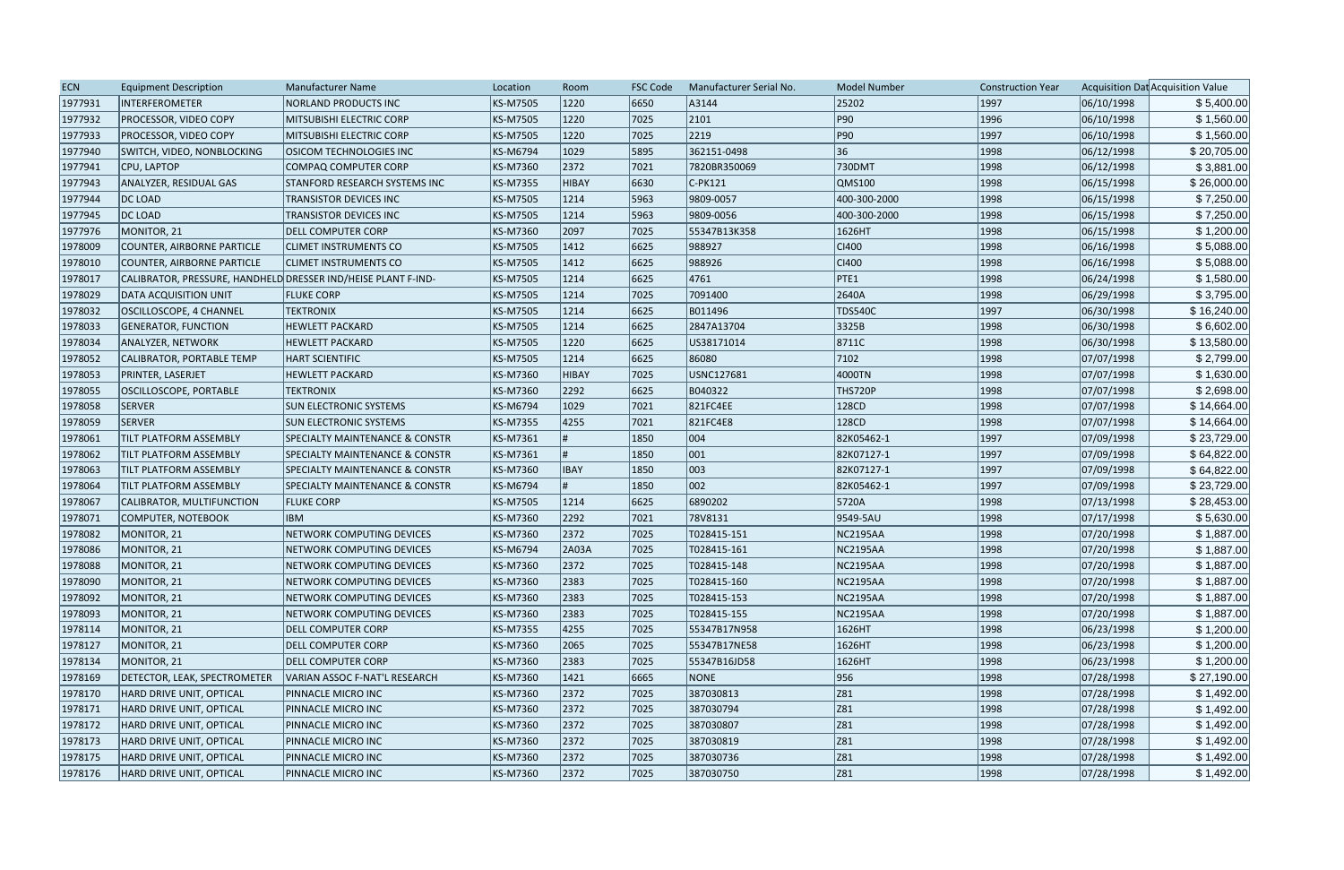| ECN | Equipment Description | Manufacturer Name | Location | Room | FSC Code | Manufacturer Serial No. | Model Number | Construction Year | Acquisition Dat | Acquisition Value |
|---|---|---|---|---|---|---|---|---|---|---|
| 1977931 | INTERFEROMETER | NORLAND PRODUCTS INC | KS-M7505 | 1220 | 6650 | A3144 | 25202 | 1997 | 06/10/1998 | $ 5,400.00 |
| 1977932 | PROCESSOR, VIDEO COPY | MITSUBISHI ELECTRIC CORP | KS-M7505 | 1220 | 7025 | 2101 | P90 | 1996 | 06/10/1998 | $ 1,560.00 |
| 1977933 | PROCESSOR, VIDEO COPY | MITSUBISHI ELECTRIC CORP | KS-M7505 | 1220 | 7025 | 2219 | P90 | 1997 | 06/10/1998 | $ 1,560.00 |
| 1977940 | SWITCH, VIDEO, NONBLOCKING | OSICOM TECHNOLOGIES INC | KS-M6794 | 1029 | 5895 | 362151-0498 | 36 | 1998 | 06/12/1998 | $ 20,705.00 |
| 1977941 | CPU, LAPTOP | COMPAQ COMPUTER CORP | KS-M7360 | 2372 | 7021 | 7820BR350069 | 730DMT | 1998 | 06/12/1998 | $ 3,881.00 |
| 1977943 | ANALYZER, RESIDUAL GAS | STANFORD RESEARCH SYSTEMS INC | KS-M7355 | HIBAY | 6630 | C-PK121 | QMS100 | 1998 | 06/15/1998 | $ 26,000.00 |
| 1977944 | DC LOAD | TRANSISTOR DEVICES INC | KS-M7505 | 1214 | 5963 | 9809-0057 | 400-300-2000 | 1998 | 06/15/1998 | $ 7,250.00 |
| 1977945 | DC LOAD | TRANSISTOR DEVICES INC | KS-M7505 | 1214 | 5963 | 9809-0056 | 400-300-2000 | 1998 | 06/15/1998 | $ 7,250.00 |
| 1977976 | MONITOR, 21 | DELL COMPUTER CORP | KS-M7360 | 2097 | 7025 | 55347B13K358 | 1626HT | 1998 | 06/15/1998 | $ 1,200.00 |
| 1978009 | COUNTER, AIRBORNE PARTICLE | CLIMET INSTRUMENTS CO | KS-M7505 | 1412 | 6625 | 988927 | CI400 | 1998 | 06/16/1998 | $ 5,088.00 |
| 1978010 | COUNTER, AIRBORNE PARTICLE | CLIMET INSTRUMENTS CO | KS-M7505 | 1412 | 6625 | 988926 | CI400 | 1998 | 06/16/1998 | $ 5,088.00 |
| 1978017 | CALIBRATOR, PRESSURE, HANDHELD | DRESSER IND/HEISE PLANT F-IND- | KS-M7505 | 1214 | 6625 | 4761 | PTE1 | 1998 | 06/24/1998 | $ 1,580.00 |
| 1978029 | DATA ACQUISITION UNIT | FLUKE CORP | KS-M7505 | 1214 | 7025 | 7091400 | 2640A | 1998 | 06/29/1998 | $ 3,795.00 |
| 1978032 | OSCILLOSCOPE, 4 CHANNEL | TEKTRONIX | KS-M7505 | 1214 | 6625 | B011496 | TDS540C | 1997 | 06/30/1998 | $ 16,240.00 |
| 1978033 | GENERATOR, FUNCTION | HEWLETT PACKARD | KS-M7505 | 1214 | 6625 | 2847A13704 | 3325B | 1998 | 06/30/1998 | $ 6,602.00 |
| 1978034 | ANALYZER, NETWORK | HEWLETT PACKARD | KS-M7505 | 1220 | 6625 | US38171014 | 8711C | 1998 | 06/30/1998 | $ 13,580.00 |
| 1978052 | CALIBRATOR, PORTABLE TEMP | HART SCIENTIFIC | KS-M7505 | 1214 | 6625 | 86080 | 7102 | 1998 | 07/07/1998 | $ 2,799.00 |
| 1978053 | PRINTER, LASERJET | HEWLETT PACKARD | KS-M7360 | HIBAY | 7025 | USNC127681 | 4000TN | 1998 | 07/07/1998 | $ 1,630.00 |
| 1978055 | OSCILLOSCOPE, PORTABLE | TEKTRONIX | KS-M7360 | 2292 | 6625 | B040322 | THS720P | 1998 | 07/07/1998 | $ 2,698.00 |
| 1978058 | SERVER | SUN ELECTRONIC SYSTEMS | KS-M6794 | 1029 | 7021 | 821FC4EE | 128CD | 1998 | 07/07/1998 | $ 14,664.00 |
| 1978059 | SERVER | SUN ELECTRONIC SYSTEMS | KS-M7355 | 4255 | 7021 | 821FC4E8 | 128CD | 1998 | 07/07/1998 | $ 14,664.00 |
| 1978061 | TILT PLATFORM ASSEMBLY | SPECIALTY MAINTENANCE & CONSTR | KS-M7361 | # | 1850 | 004 | 82K05462-1 | 1997 | 07/09/1998 | $ 23,729.00 |
| 1978062 | TILT PLATFORM ASSEMBLY | SPECIALTY MAINTENANCE & CONSTR | KS-M7361 | # | 1850 | 001 | 82K07127-1 | 1997 | 07/09/1998 | $ 64,822.00 |
| 1978063 | TILT PLATFORM ASSEMBLY | SPECIALTY MAINTENANCE & CONSTR | KS-M7360 | IBAY | 1850 | 003 | 82K07127-1 | 1997 | 07/09/1998 | $ 64,822.00 |
| 1978064 | TILT PLATFORM ASSEMBLY | SPECIALTY MAINTENANCE & CONSTR | KS-M6794 | # | 1850 | 002 | 82K05462-1 | 1997 | 07/09/1998 | $ 23,729.00 |
| 1978067 | CALIBRATOR, MULTIFUNCTION | FLUKE CORP | KS-M7505 | 1214 | 6625 | 6890202 | 5720A | 1998 | 07/13/1998 | $ 28,453.00 |
| 1978071 | COMPUTER, NOTEBOOK | IBM | KS-M7360 | 2292 | 7021 | 78V8131 | 9549-5AU | 1998 | 07/17/1998 | $ 5,630.00 |
| 1978082 | MONITOR, 21 | NETWORK COMPUTING DEVICES | KS-M7360 | 2372 | 7025 | T028415-151 | NC2195AA | 1998 | 07/20/1998 | $ 1,887.00 |
| 1978086 | MONITOR, 21 | NETWORK COMPUTING DEVICES | KS-M6794 | 2A03A | 7025 | T028415-161 | NC2195AA | 1998 | 07/20/1998 | $ 1,887.00 |
| 1978088 | MONITOR, 21 | NETWORK COMPUTING DEVICES | KS-M7360 | 2372 | 7025 | T028415-148 | NC2195AA | 1998 | 07/20/1998 | $ 1,887.00 |
| 1978090 | MONITOR, 21 | NETWORK COMPUTING DEVICES | KS-M7360 | 2383 | 7025 | T028415-160 | NC2195AA | 1998 | 07/20/1998 | $ 1,887.00 |
| 1978092 | MONITOR, 21 | NETWORK COMPUTING DEVICES | KS-M7360 | 2383 | 7025 | T028415-153 | NC2195AA | 1998 | 07/20/1998 | $ 1,887.00 |
| 1978093 | MONITOR, 21 | NETWORK COMPUTING DEVICES | KS-M7360 | 2383 | 7025 | T028415-155 | NC2195AA | 1998 | 07/20/1998 | $ 1,887.00 |
| 1978114 | MONITOR, 21 | DELL COMPUTER CORP | KS-M7355 | 4255 | 7025 | 55347B17N958 | 1626HT | 1998 | 06/23/1998 | $ 1,200.00 |
| 1978127 | MONITOR, 21 | DELL COMPUTER CORP | KS-M7360 | 2065 | 7025 | 55347B17NE58 | 1626HT | 1998 | 06/23/1998 | $ 1,200.00 |
| 1978134 | MONITOR, 21 | DELL COMPUTER CORP | KS-M7360 | 2383 | 7025 | 55347B16JD58 | 1626HT | 1998 | 06/23/1998 | $ 1,200.00 |
| 1978169 | DETECTOR, LEAK, SPECTROMETER | VARIAN ASSOC F-NAT'L RESEARCH | KS-M7360 | 1421 | 6665 | NONE | 956 | 1998 | 07/28/1998 | $ 27,190.00 |
| 1978170 | HARD DRIVE UNIT, OPTICAL | PINNACLE MICRO INC | KS-M7360 | 2372 | 7025 | 387030813 | Z81 | 1998 | 07/28/1998 | $ 1,492.00 |
| 1978171 | HARD DRIVE UNIT, OPTICAL | PINNACLE MICRO INC | KS-M7360 | 2372 | 7025 | 387030794 | Z81 | 1998 | 07/28/1998 | $ 1,492.00 |
| 1978172 | HARD DRIVE UNIT, OPTICAL | PINNACLE MICRO INC | KS-M7360 | 2372 | 7025 | 387030807 | Z81 | 1998 | 07/28/1998 | $ 1,492.00 |
| 1978173 | HARD DRIVE UNIT, OPTICAL | PINNACLE MICRO INC | KS-M7360 | 2372 | 7025 | 387030819 | Z81 | 1998 | 07/28/1998 | $ 1,492.00 |
| 1978175 | HARD DRIVE UNIT, OPTICAL | PINNACLE MICRO INC | KS-M7360 | 2372 | 7025 | 387030736 | Z81 | 1998 | 07/28/1998 | $ 1,492.00 |
| 1978176 | HARD DRIVE UNIT, OPTICAL | PINNACLE MICRO INC | KS-M7360 | 2372 | 7025 | 387030750 | Z81 | 1998 | 07/28/1998 | $ 1,492.00 |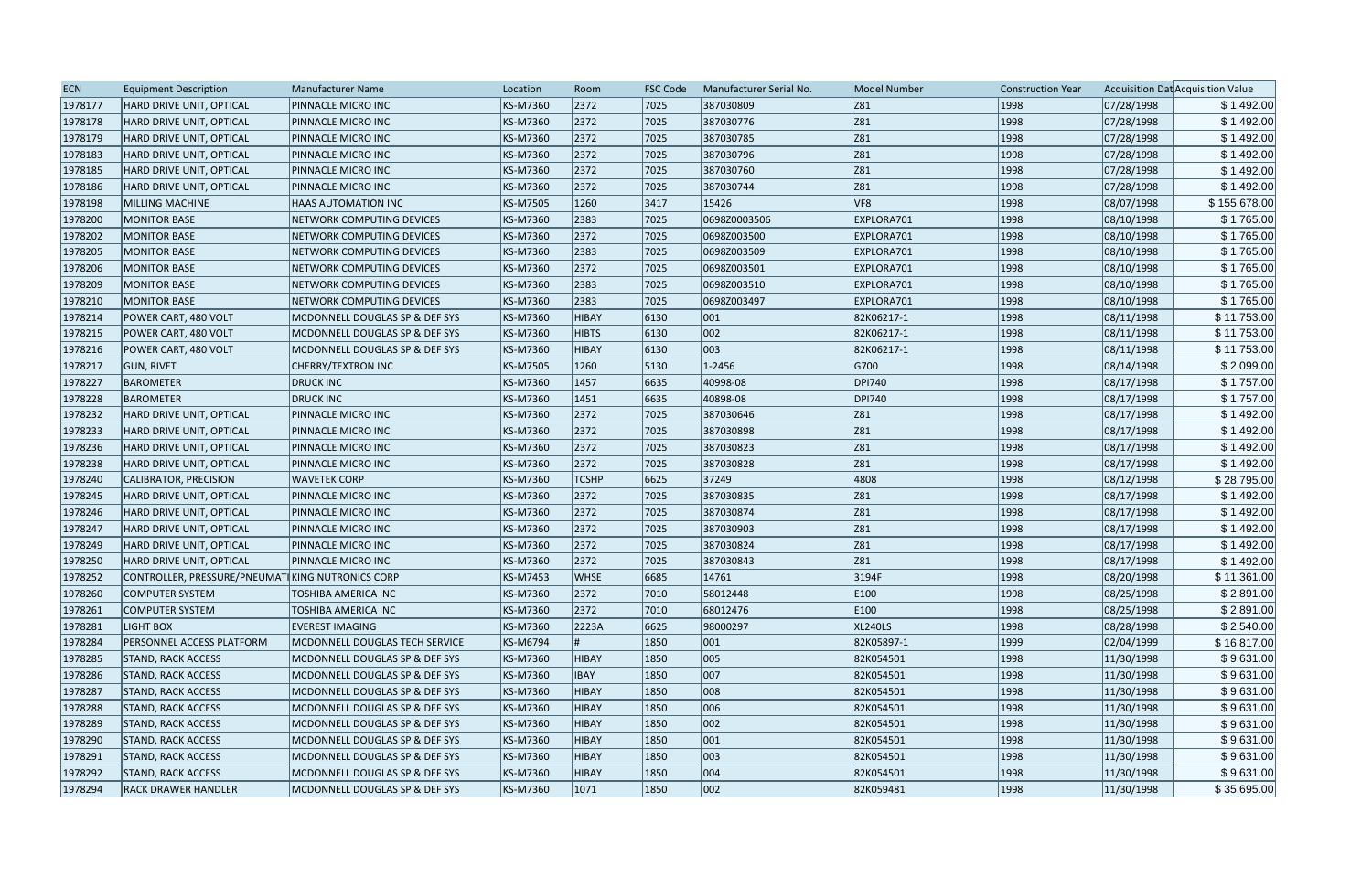| ECN | Equipment Description | Manufacturer Name | Location | Room | FSC Code | Manufacturer Serial No. | Model Number | Construction Year | Acquisition Dat | Acquisition Value |
|---|---|---|---|---|---|---|---|---|---|---|
| 1978177 | HARD DRIVE UNIT, OPTICAL | PINNACLE MICRO INC | KS-M7360 | 2372 | 7025 | 387030809 | Z81 | 1998 | 07/28/1998 | $ 1,492.00 |
| 1978178 | HARD DRIVE UNIT, OPTICAL | PINNACLE MICRO INC | KS-M7360 | 2372 | 7025 | 387030776 | Z81 | 1998 | 07/28/1998 | $ 1,492.00 |
| 1978179 | HARD DRIVE UNIT, OPTICAL | PINNACLE MICRO INC | KS-M7360 | 2372 | 7025 | 387030785 | Z81 | 1998 | 07/28/1998 | $ 1,492.00 |
| 1978183 | HARD DRIVE UNIT, OPTICAL | PINNACLE MICRO INC | KS-M7360 | 2372 | 7025 | 387030796 | Z81 | 1998 | 07/28/1998 | $ 1,492.00 |
| 1978185 | HARD DRIVE UNIT, OPTICAL | PINNACLE MICRO INC | KS-M7360 | 2372 | 7025 | 387030760 | Z81 | 1998 | 07/28/1998 | $ 1,492.00 |
| 1978186 | HARD DRIVE UNIT, OPTICAL | PINNACLE MICRO INC | KS-M7360 | 2372 | 7025 | 387030744 | Z81 | 1998 | 07/28/1998 | $ 1,492.00 |
| 1978198 | MILLING MACHINE | HAAS AUTOMATION INC | KS-M7505 | 1260 | 3417 | 15426 | VF8 | 1998 | 08/07/1998 | $ 155,678.00 |
| 1978200 | MONITOR BASE | NETWORK COMPUTING DEVICES | KS-M7360 | 2383 | 7025 | 0698Z0003506 | EXPLORA701 | 1998 | 08/10/1998 | $ 1,765.00 |
| 1978202 | MONITOR BASE | NETWORK COMPUTING DEVICES | KS-M7360 | 2372 | 7025 | 0698Z003500 | EXPLORA701 | 1998 | 08/10/1998 | $ 1,765.00 |
| 1978205 | MONITOR BASE | NETWORK COMPUTING DEVICES | KS-M7360 | 2383 | 7025 | 0698Z003509 | EXPLORA701 | 1998 | 08/10/1998 | $ 1,765.00 |
| 1978206 | MONITOR BASE | NETWORK COMPUTING DEVICES | KS-M7360 | 2372 | 7025 | 0698Z003501 | EXPLORA701 | 1998 | 08/10/1998 | $ 1,765.00 |
| 1978209 | MONITOR BASE | NETWORK COMPUTING DEVICES | KS-M7360 | 2383 | 7025 | 0698Z003510 | EXPLORA701 | 1998 | 08/10/1998 | $ 1,765.00 |
| 1978210 | MONITOR BASE | NETWORK COMPUTING DEVICES | KS-M7360 | 2383 | 7025 | 0698Z003497 | EXPLORA701 | 1998 | 08/10/1998 | $ 1,765.00 |
| 1978214 | POWER CART, 480 VOLT | MCDONNELL DOUGLAS SP & DEF SYS | KS-M7360 | HIBAY | 6130 | 001 | 82K06217-1 | 1998 | 08/11/1998 | $ 11,753.00 |
| 1978215 | POWER CART, 480 VOLT | MCDONNELL DOUGLAS SP & DEF SYS | KS-M7360 | HIBTS | 6130 | 002 | 82K06217-1 | 1998 | 08/11/1998 | $ 11,753.00 |
| 1978216 | POWER CART, 480 VOLT | MCDONNELL DOUGLAS SP & DEF SYS | KS-M7360 | HIBAY | 6130 | 003 | 82K06217-1 | 1998 | 08/11/1998 | $ 11,753.00 |
| 1978217 | GUN, RIVET | CHERRY/TEXTRON INC | KS-M7505 | 1260 | 5130 | 1-2456 | G700 | 1998 | 08/14/1998 | $ 2,099.00 |
| 1978227 | BAROMETER | DRUCK INC | KS-M7360 | 1457 | 6635 | 40998-08 | DPI740 | 1998 | 08/17/1998 | $ 1,757.00 |
| 1978228 | BAROMETER | DRUCK INC | KS-M7360 | 1451 | 6635 | 40898-08 | DPI740 | 1998 | 08/17/1998 | $ 1,757.00 |
| 1978232 | HARD DRIVE UNIT, OPTICAL | PINNACLE MICRO INC | KS-M7360 | 2372 | 7025 | 387030646 | Z81 | 1998 | 08/17/1998 | $ 1,492.00 |
| 1978233 | HARD DRIVE UNIT, OPTICAL | PINNACLE MICRO INC | KS-M7360 | 2372 | 7025 | 387030898 | Z81 | 1998 | 08/17/1998 | $ 1,492.00 |
| 1978236 | HARD DRIVE UNIT, OPTICAL | PINNACLE MICRO INC | KS-M7360 | 2372 | 7025 | 387030823 | Z81 | 1998 | 08/17/1998 | $ 1,492.00 |
| 1978238 | HARD DRIVE UNIT, OPTICAL | PINNACLE MICRO INC | KS-M7360 | 2372 | 7025 | 387030828 | Z81 | 1998 | 08/17/1998 | $ 1,492.00 |
| 1978240 | CALIBRATOR, PRECISION | WAVETEK CORP | KS-M7360 | TCSHP | 6625 | 37249 | 4808 | 1998 | 08/12/1998 | $ 28,795.00 |
| 1978245 | HARD DRIVE UNIT, OPTICAL | PINNACLE MICRO INC | KS-M7360 | 2372 | 7025 | 387030835 | Z81 | 1998 | 08/17/1998 | $ 1,492.00 |
| 1978246 | HARD DRIVE UNIT, OPTICAL | PINNACLE MICRO INC | KS-M7360 | 2372 | 7025 | 387030874 | Z81 | 1998 | 08/17/1998 | $ 1,492.00 |
| 1978247 | HARD DRIVE UNIT, OPTICAL | PINNACLE MICRO INC | KS-M7360 | 2372 | 7025 | 387030903 | Z81 | 1998 | 08/17/1998 | $ 1,492.00 |
| 1978249 | HARD DRIVE UNIT, OPTICAL | PINNACLE MICRO INC | KS-M7360 | 2372 | 7025 | 387030824 | Z81 | 1998 | 08/17/1998 | $ 1,492.00 |
| 1978250 | HARD DRIVE UNIT, OPTICAL | PINNACLE MICRO INC | KS-M7360 | 2372 | 7025 | 387030843 | Z81 | 1998 | 08/17/1998 | $ 1,492.00 |
| 1978252 | CONTROLLER, PRESSURE/PNEUMATI | KING NUTRONICS CORP | KS-M7453 | WHSE | 6685 | 14761 | 3194F | 1998 | 08/20/1998 | $ 11,361.00 |
| 1978260 | COMPUTER SYSTEM | TOSHIBA AMERICA INC | KS-M7360 | 2372 | 7010 | 58012448 | E100 | 1998 | 08/25/1998 | $ 2,891.00 |
| 1978261 | COMPUTER SYSTEM | TOSHIBA AMERICA INC | KS-M7360 | 2372 | 7010 | 68012476 | E100 | 1998 | 08/25/1998 | $ 2,891.00 |
| 1978281 | LIGHT BOX | EVEREST IMAGING | KS-M7360 | 2223A | 6625 | 98000297 | XL240LS | 1998 | 08/28/1998 | $ 2,540.00 |
| 1978284 | PERSONNEL ACCESS PLATFORM | MCDONNELL DOUGLAS TECH SERVICE | KS-M6794 | # | 1850 | 001 | 82K05897-1 | 1999 | 02/04/1999 | $ 16,817.00 |
| 1978285 | STAND, RACK ACCESS | MCDONNELL DOUGLAS SP & DEF SYS | KS-M7360 | HIBAY | 1850 | 005 | 82K054501 | 1998 | 11/30/1998 | $ 9,631.00 |
| 1978286 | STAND, RACK ACCESS | MCDONNELL DOUGLAS SP & DEF SYS | KS-M7360 | IBAY | 1850 | 007 | 82K054501 | 1998 | 11/30/1998 | $ 9,631.00 |
| 1978287 | STAND, RACK ACCESS | MCDONNELL DOUGLAS SP & DEF SYS | KS-M7360 | HIBAY | 1850 | 008 | 82K054501 | 1998 | 11/30/1998 | $ 9,631.00 |
| 1978288 | STAND, RACK ACCESS | MCDONNELL DOUGLAS SP & DEF SYS | KS-M7360 | HIBAY | 1850 | 006 | 82K054501 | 1998 | 11/30/1998 | $ 9,631.00 |
| 1978289 | STAND, RACK ACCESS | MCDONNELL DOUGLAS SP & DEF SYS | KS-M7360 | HIBAY | 1850 | 002 | 82K054501 | 1998 | 11/30/1998 | $ 9,631.00 |
| 1978290 | STAND, RACK ACCESS | MCDONNELL DOUGLAS SP & DEF SYS | KS-M7360 | HIBAY | 1850 | 001 | 82K054501 | 1998 | 11/30/1998 | $ 9,631.00 |
| 1978291 | STAND, RACK ACCESS | MCDONNELL DOUGLAS SP & DEF SYS | KS-M7360 | HIBAY | 1850 | 003 | 82K054501 | 1998 | 11/30/1998 | $ 9,631.00 |
| 1978292 | STAND, RACK ACCESS | MCDONNELL DOUGLAS SP & DEF SYS | KS-M7360 | HIBAY | 1850 | 004 | 82K054501 | 1998 | 11/30/1998 | $ 9,631.00 |
| 1978294 | RACK DRAWER HANDLER | MCDONNELL DOUGLAS SP & DEF SYS | KS-M7360 | 1071 | 1850 | 002 | 82K059481 | 1998 | 11/30/1998 | $ 35,695.00 |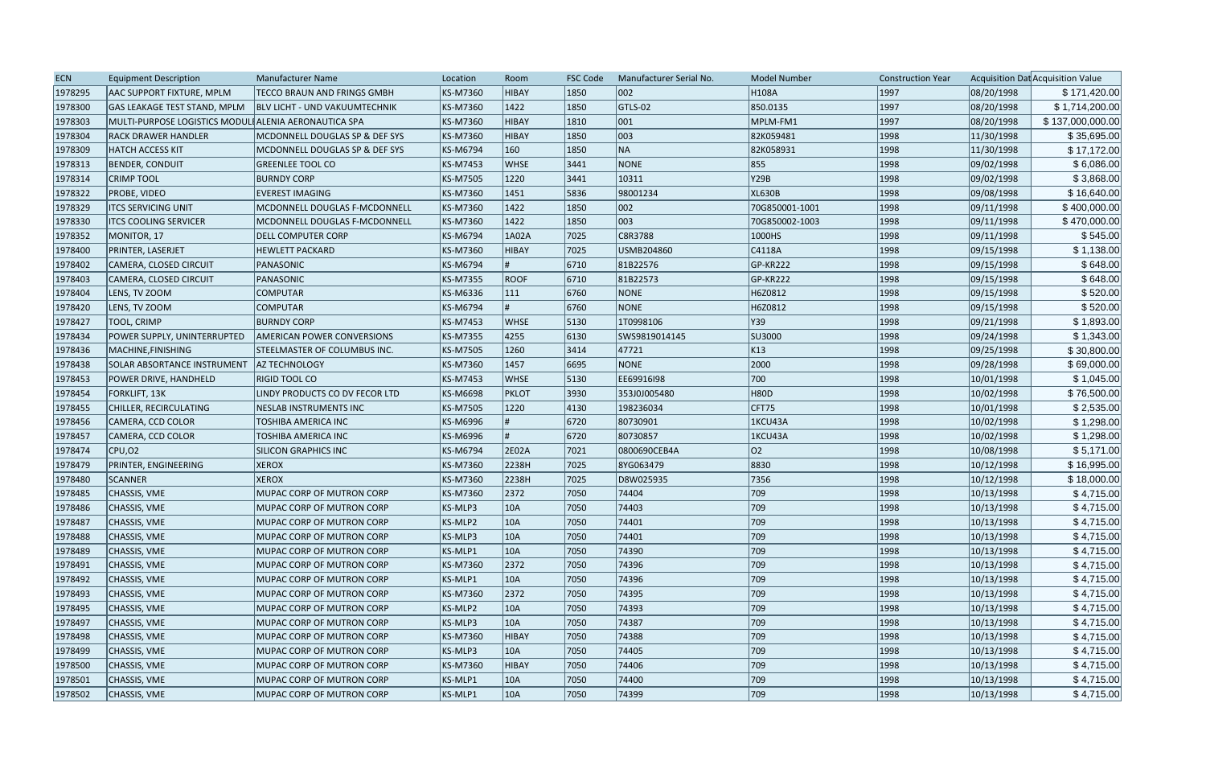| ECN | Equipment Description | Manufacturer Name | Location | Room | FSC Code | Manufacturer Serial No. | Model Number | Construction Year | Acquisition Dat | Acquisition Value |
|---|---|---|---|---|---|---|---|---|---|---|
| 1978295 | AAC SUPPORT FIXTURE, MPLM | TECCO BRAUN AND FRINGS GMBH | KS-M7360 | HIBAY | 1850 | 002 | H108A | 1997 | 08/20/1998 | $ 171,420.00 |
| 1978300 | GAS LEAKAGE TEST STAND, MPLM | BLV LICHT - UND VAKUUMTECHNIK | KS-M7360 | 1422 | 1850 | GTLS-02 | 850.0135 | 1997 | 08/20/1998 | $ 1,714,200.00 |
| 1978303 | MULTI-PURPOSE LOGISTICS MODUL | ALENIA AERONAUTICA SPA | KS-M7360 | HIBAY | 1810 | 001 | MPLM-FM1 | 1997 | 08/20/1998 | $ 137,000,000.00 |
| 1978304 | RACK DRAWER HANDLER | MCDONNELL DOUGLAS SP & DEF SYS | KS-M7360 | HIBAY | 1850 | 003 | 82K059481 | 1998 | 11/30/1998 | $ 35,695.00 |
| 1978309 | HATCH ACCESS KIT | MCDONNELL DOUGLAS SP & DEF SYS | KS-M6794 | 160 | 1850 | NA | 82K058931 | 1998 | 11/30/1998 | $ 17,172.00 |
| 1978313 | BENDER, CONDUIT | GREENLEE TOOL CO | KS-M7453 | WHSE | 3441 | NONE | 855 | 1998 | 09/02/1998 | $ 6,086.00 |
| 1978314 | CRIMP TOOL | BURNDY CORP | KS-M7505 | 1220 | 3441 | 10311 | Y29B | 1998 | 09/02/1998 | $ 3,868.00 |
| 1978322 | PROBE, VIDEO | EVEREST IMAGING | KS-M7360 | 1451 | 5836 | 98001234 | XL630B | 1998 | 09/08/1998 | $ 16,640.00 |
| 1978329 | ITCS SERVICING UNIT | MCDONNELL DOUGLAS F-MCDONNELL | KS-M7360 | 1422 | 1850 | 002 | 70G850001-1001 | 1998 | 09/11/1998 | $ 400,000.00 |
| 1978330 | ITCS COOLING SERVICER | MCDONNELL DOUGLAS F-MCDONNELL | KS-M7360 | 1422 | 1850 | 003 | 70G850002-1003 | 1998 | 09/11/1998 | $ 470,000.00 |
| 1978352 | MONITOR, 17 | DELL COMPUTER CORP | KS-M6794 | 1A02A | 7025 | C8R3788 | 1000HS | 1998 | 09/11/1998 | $ 545.00 |
| 1978400 | PRINTER, LASERJET | HEWLETT PACKARD | KS-M7360 | HIBAY | 7025 | USMB204860 | C4118A | 1998 | 09/15/1998 | $ 1,138.00 |
| 1978402 | CAMERA, CLOSED CIRCUIT | PANASONIC | KS-M6794 | # | 6710 | 81B22576 | GP-KR222 | 1998 | 09/15/1998 | $ 648.00 |
| 1978403 | CAMERA, CLOSED CIRCUIT | PANASONIC | KS-M7355 | ROOF | 6710 | 81B22573 | GP-KR222 | 1998 | 09/15/1998 | $ 648.00 |
| 1978404 | LENS, TV ZOOM | COMPUTAR | KS-M6336 | 111 | 6760 | NONE | H6Z0812 | 1998 | 09/15/1998 | $ 520.00 |
| 1978420 | LENS, TV ZOOM | COMPUTAR | KS-M6794 | # | 6760 | NONE | H6Z0812 | 1998 | 09/15/1998 | $ 520.00 |
| 1978427 | TOOL, CRIMP | BURNDY CORP | KS-M7453 | WHSE | 5130 | 1T0998106 | Y39 | 1998 | 09/21/1998 | $ 1,893.00 |
| 1978434 | POWER SUPPLY, UNINTERRUPTED | AMERICAN POWER CONVERSIONS | KS-M7355 | 4255 | 6130 | SWS9819014145 | SU3000 | 1998 | 09/24/1998 | $ 1,343.00 |
| 1978436 | MACHINE,FINISHING | STEELMASTER OF COLUMBUS INC. | KS-M7505 | 1260 | 3414 | 47721 | K13 | 1998 | 09/25/1998 | $ 30,800.00 |
| 1978438 | SOLAR ABSORTANCE INSTRUMENT | AZ TECHNOLOGY | KS-M7360 | 1457 | 6695 | NONE | 2000 | 1998 | 09/28/1998 | $ 69,000.00 |
| 1978453 | POWER DRIVE, HANDHELD | RIGID TOOL CO | KS-M7453 | WHSE | 5130 | EE69916I98 | 700 | 1998 | 10/01/1998 | $ 1,045.00 |
| 1978454 | FORKLIFT, 13K | LINDY PRODUCTS CO DV FECOR LTD | KS-M6698 | PKLOT | 3930 | 353J0J005480 | H80D | 1998 | 10/02/1998 | $ 76,500.00 |
| 1978455 | CHILLER, RECIRCULATING | NESLAB INSTRUMENTS INC | KS-M7505 | 1220 | 4130 | 198236034 | CFT75 | 1998 | 10/01/1998 | $ 2,535.00 |
| 1978456 | CAMERA, CCD COLOR | TOSHIBA AMERICA INC | KS-M6996 | # | 6720 | 80730901 | 1KCU43A | 1998 | 10/02/1998 | $ 1,298.00 |
| 1978457 | CAMERA, CCD COLOR | TOSHIBA AMERICA INC | KS-M6996 | # | 6720 | 80730857 | 1KCU43A | 1998 | 10/02/1998 | $ 1,298.00 |
| 1978474 | CPU,O2 | SILICON GRAPHICS INC | KS-M6794 | 2E02A | 7021 | 0800690CEB4A | O2 | 1998 | 10/08/1998 | $ 5,171.00 |
| 1978479 | PRINTER, ENGINEERING | XEROX | KS-M7360 | 2238H | 7025 | 8YG063479 | 8830 | 1998 | 10/12/1998 | $ 16,995.00 |
| 1978480 | SCANNER | XEROX | KS-M7360 | 2238H | 7025 | D8W025935 | 7356 | 1998 | 10/12/1998 | $ 18,000.00 |
| 1978485 | CHASSIS, VME | MUPAC CORP OF MUTRON CORP | KS-M7360 | 2372 | 7050 | 74404 | 709 | 1998 | 10/13/1998 | $ 4,715.00 |
| 1978486 | CHASSIS, VME | MUPAC CORP OF MUTRON CORP | KS-MLP3 | 10A | 7050 | 74403 | 709 | 1998 | 10/13/1998 | $ 4,715.00 |
| 1978487 | CHASSIS, VME | MUPAC CORP OF MUTRON CORP | KS-MLP2 | 10A | 7050 | 74401 | 709 | 1998 | 10/13/1998 | $ 4,715.00 |
| 1978488 | CHASSIS, VME | MUPAC CORP OF MUTRON CORP | KS-MLP3 | 10A | 7050 | 74401 | 709 | 1998 | 10/13/1998 | $ 4,715.00 |
| 1978489 | CHASSIS, VME | MUPAC CORP OF MUTRON CORP | KS-MLP1 | 10A | 7050 | 74390 | 709 | 1998 | 10/13/1998 | $ 4,715.00 |
| 1978491 | CHASSIS, VME | MUPAC CORP OF MUTRON CORP | KS-M7360 | 2372 | 7050 | 74396 | 709 | 1998 | 10/13/1998 | $ 4,715.00 |
| 1978492 | CHASSIS, VME | MUPAC CORP OF MUTRON CORP | KS-MLP1 | 10A | 7050 | 74396 | 709 | 1998 | 10/13/1998 | $ 4,715.00 |
| 1978493 | CHASSIS, VME | MUPAC CORP OF MUTRON CORP | KS-M7360 | 2372 | 7050 | 74395 | 709 | 1998 | 10/13/1998 | $ 4,715.00 |
| 1978495 | CHASSIS, VME | MUPAC CORP OF MUTRON CORP | KS-MLP2 | 10A | 7050 | 74393 | 709 | 1998 | 10/13/1998 | $ 4,715.00 |
| 1978497 | CHASSIS, VME | MUPAC CORP OF MUTRON CORP | KS-MLP3 | 10A | 7050 | 74387 | 709 | 1998 | 10/13/1998 | $ 4,715.00 |
| 1978498 | CHASSIS, VME | MUPAC CORP OF MUTRON CORP | KS-M7360 | HIBAY | 7050 | 74388 | 709 | 1998 | 10/13/1998 | $ 4,715.00 |
| 1978499 | CHASSIS, VME | MUPAC CORP OF MUTRON CORP | KS-MLP3 | 10A | 7050 | 74405 | 709 | 1998 | 10/13/1998 | $ 4,715.00 |
| 1978500 | CHASSIS, VME | MUPAC CORP OF MUTRON CORP | KS-M7360 | HIBAY | 7050 | 74406 | 709 | 1998 | 10/13/1998 | $ 4,715.00 |
| 1978501 | CHASSIS, VME | MUPAC CORP OF MUTRON CORP | KS-MLP1 | 10A | 7050 | 74400 | 709 | 1998 | 10/13/1998 | $ 4,715.00 |
| 1978502 | CHASSIS, VME | MUPAC CORP OF MUTRON CORP | KS-MLP1 | 10A | 7050 | 74399 | 709 | 1998 | 10/13/1998 | $ 4,715.00 |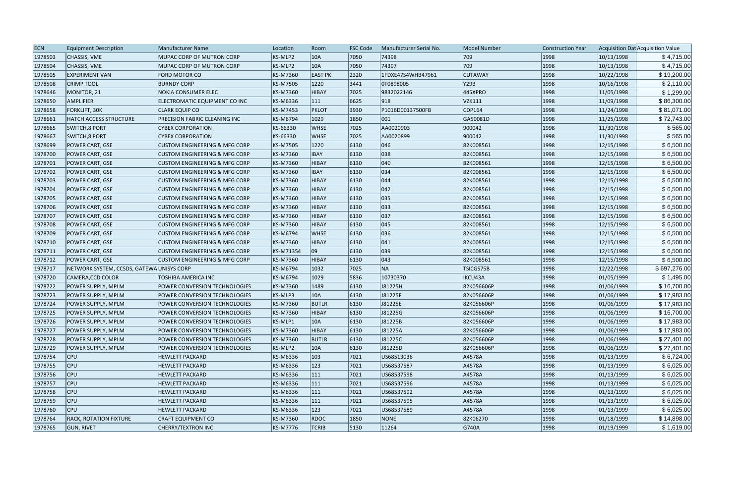| ECN | Equipment Description | Manufacturer Name | Location | Room | FSC Code | Manufacturer Serial No. | Model Number | Construction Year | Acquisition Dat | Acquisition Value |
|---|---|---|---|---|---|---|---|---|---|---|
| 1978503 | CHASSIS, VME | MUPAC CORP OF MUTRON CORP | KS-MLP2 | 10A | 7050 | 74398 | 709 | 1998 | 10/13/1998 | $ 4,715.00 |
| 1978504 | CHASSIS, VME | MUPAC CORP OF MUTRON CORP | KS-MLP2 | 10A | 7050 | 74397 | 709 | 1998 | 10/13/1998 | $ 4,715.00 |
| 1978505 | EXPERIMENT VAN | FORD MOTOR CO | KS-M7360 | EAST PK | 2320 | 1FDXE47S4WHB47961 | CUTAWAY | 1998 | 10/22/1998 | $ 19,200.00 |
| 1978508 | CRIMP TOOL | BURNDY CORP | KS-M7505 | 1220 | 3441 | 0T0898005 | Y29B | 1998 | 10/16/1998 | $ 2,110.00 |
| 1978646 | MONITOR, 21 | NOKIA CONSUMER ELEC | KS-M7360 | HIBAY | 7025 | 9832022146 | 445XPRO | 1998 | 11/05/1998 | $ 1,299.00 |
| 1978650 | AMPLIFIER | ELECTROMATIC EQUIPMENT CO INC | KS-M6336 | 111 | 6625 | 918 | VZK111 | 1998 | 11/09/1998 | $ 86,300.00 |
| 1978658 | FORKLIFT, 30K | CLARK EQUIP CO | KS-M7453 | PKLOT | 3930 | P1016D00137500FB | CDP164 | 1998 | 11/24/1998 | $ 81,071.00 |
| 1978661 | HATCH ACCESS STRUCTURE | PRECISION FABRIC CLEANING INC | KS-M6794 | 1029 | 1850 | 001 | GA50081D | 1998 | 11/25/1998 | $ 72,743.00 |
| 1978665 | SWITCH,8 PORT | CYBEX CORPORATION | KS-66330 | WHSE | 7025 | AA0020903 | 900042 | 1998 | 11/30/1998 | $ 565.00 |
| 1978667 | SWITCH,8 PORT | CYBEX CORPORATION | KS-66330 | WHSE | 7025 | AA0020899 | 900042 | 1998 | 11/30/1998 | $ 565.00 |
| 1978699 | POWER CART, GSE | CUSTOM ENGINEERING & MFG CORP | KS-M7505 | 1220 | 6130 | 046 | 82K008561 | 1998 | 12/15/1998 | $ 6,500.00 |
| 1978700 | POWER CART, GSE | CUSTOM ENGINEERING & MFG CORP | KS-M7360 | IBAY | 6130 | 038 | 82K008561 | 1998 | 12/15/1998 | $ 6,500.00 |
| 1978701 | POWER CART, GSE | CUSTOM ENGINEERING & MFG CORP | KS-M7360 | HIBAY | 6130 | 040 | 82K008561 | 1998 | 12/15/1998 | $ 6,500.00 |
| 1978702 | POWER CART, GSE | CUSTOM ENGINEERING & MFG CORP | KS-M7360 | IBAY | 6130 | 034 | 82K008561 | 1998 | 12/15/1998 | $ 6,500.00 |
| 1978703 | POWER CART, GSE | CUSTOM ENGINEERING & MFG CORP | KS-M7360 | HIBAY | 6130 | 044 | 82K008561 | 1998 | 12/15/1998 | $ 6,500.00 |
| 1978704 | POWER CART, GSE | CUSTOM ENGINEERING & MFG CORP | KS-M7360 | HIBAY | 6130 | 042 | 82K008561 | 1998 | 12/15/1998 | $ 6,500.00 |
| 1978705 | POWER CART, GSE | CUSTOM ENGINEERING & MFG CORP | KS-M7360 | HIBAY | 6130 | 035 | 82K008561 | 1998 | 12/15/1998 | $ 6,500.00 |
| 1978706 | POWER CART, GSE | CUSTOM ENGINEERING & MFG CORP | KS-M7360 | HIBAY | 6130 | 033 | 82K008561 | 1998 | 12/15/1998 | $ 6,500.00 |
| 1978707 | POWER CART, GSE | CUSTOM ENGINEERING & MFG CORP | KS-M7360 | HIBAY | 6130 | 037 | 82K008561 | 1998 | 12/15/1998 | $ 6,500.00 |
| 1978708 | POWER CART, GSE | CUSTOM ENGINEERING & MFG CORP | KS-M7360 | HIBAY | 6130 | 045 | 82K008561 | 1998 | 12/15/1998 | $ 6,500.00 |
| 1978709 | POWER CART, GSE | CUSTOM ENGINEERING & MFG CORP | KS-M6794 | WHSE | 6130 | 036 | 82K008561 | 1998 | 12/15/1998 | $ 6,500.00 |
| 1978710 | POWER CART, GSE | CUSTOM ENGINEERING & MFG CORP | KS-M7360 | HIBAY | 6130 | 041 | 82K008561 | 1998 | 12/15/1998 | $ 6,500.00 |
| 1978711 | POWER CART, GSE | CUSTOM ENGINEERING & MFG CORP | KS-M71354 | 09 | 6130 | 039 | 82K008561 | 1998 | 12/15/1998 | $ 6,500.00 |
| 1978712 | POWER CART, GSE | CUSTOM ENGINEERING & MFG CORP | KS-M7360 | HIBAY | 6130 | 043 | 82K008561 | 1998 | 12/15/1998 | $ 6,500.00 |
| 1978717 | NETWORK SYSTEM, CCSDS, GATEWA | UNISYS CORP | KS-M6794 | 1032 | 7025 | NA | TSICGS75B | 1998 | 12/22/1998 | $ 697,276.00 |
| 1978720 | CAMERA,CCD COLOR | TOSHIBA AMERICA INC | KS-M6794 | 1029 | 5836 | 10730370 | IKCU43A | 1998 | 01/05/1999 | $ 1,495.00 |
| 1978722 | POWER SUPPLY, MPLM | POWER CONVERSION TECHNOLOGIES | KS-M7360 | 1489 | 6130 | J81225H | 82K056606P | 1998 | 01/06/1999 | $ 16,700.00 |
| 1978723 | POWER SUPPLY, MPLM | POWER CONVERSION TECHNOLOGIES | KS-MLP3 | 10A | 6130 | J81225F | 82K056606P | 1998 | 01/06/1999 | $ 17,983.00 |
| 1978724 | POWER SUPPLY, MPLM | POWER CONVERSION TECHNOLOGIES | KS-M7360 | BUTLR | 6130 | J81225E | 82K056606P | 1998 | 01/06/1999 | $ 17,983.00 |
| 1978725 | POWER SUPPLY, MPLM | POWER CONVERSION TECHNOLOGIES | KS-M7360 | HIBAY | 6130 | J81225G | 82K056606P | 1998 | 01/06/1999 | $ 16,700.00 |
| 1978726 | POWER SUPPLY, MPLM | POWER CONVERSION TECHNOLOGIES | KS-MLP1 | 10A | 6130 | J81225B | 82K056606P | 1998 | 01/06/1999 | $ 17,983.00 |
| 1978727 | POWER SUPPLY, MPLM | POWER CONVERSION TECHNOLOGIES | KS-M7360 | HIBAY | 6130 | J81225A | 82K056606P | 1998 | 01/06/1999 | $ 17,983.00 |
| 1978728 | POWER SUPPLY, MPLM | POWER CONVERSION TECHNOLOGIES | KS-M7360 | BUTLR | 6130 | J81225C | 82K056606P | 1998 | 01/06/1999 | $ 27,401.00 |
| 1978729 | POWER SUPPLY, MPLM | POWER CONVERSION TECHNOLOGIES | KS-MLP2 | 10A | 6130 | J81225D | 82K056606P | 1998 | 01/06/1999 | $ 27,401.00 |
| 1978754 | CPU | HEWLETT PACKARD | KS-M6336 | 103 | 7021 | US68513036 | A4578A | 1998 | 01/13/1999 | $ 6,724.00 |
| 1978755 | CPU | HEWLETT PACKARD | KS-M6336 | 123 | 7021 | US68537587 | A4578A | 1998 | 01/13/1999 | $ 6,025.00 |
| 1978756 | CPU | HEWLETT PACKARD | KS-M6336 | 111 | 7021 | US68537598 | A4578A | 1998 | 01/13/1999 | $ 6,025.00 |
| 1978757 | CPU | HEWLETT PACKARD | KS-M6336 | 111 | 7021 | US68537596 | A4578A | 1998 | 01/13/1999 | $ 6,025.00 |
| 1978758 | CPU | HEWLETT PACKARD | KS-M6336 | 111 | 7021 | US68537592 | A4578A | 1998 | 01/13/1999 | $ 6,025.00 |
| 1978759 | CPU | HEWLETT PACKARD | KS-M6336 | 111 | 7021 | US68537595 | A4578A | 1998 | 01/13/1999 | $ 6,025.00 |
| 1978760 | CPU | HEWLETT PACKARD | KS-M6336 | 123 | 7021 | US68537589 | A4578A | 1998 | 01/13/1999 | $ 6,025.00 |
| 1978764 | RACK, ROTATION FIXTURE | CRAFT EQUIPMENT CO | KS-M7360 | RDOC | 1850 | NONE | 82K06270 | 1998 | 01/18/1999 | $ 14,898.00 |
| 1978765 | GUN, RIVET | CHERRY/TEXTRON INC | KS-M7776 | TCRIB | 5130 | 11264 | G740A | 1998 | 01/19/1999 | $ 1,619.00 |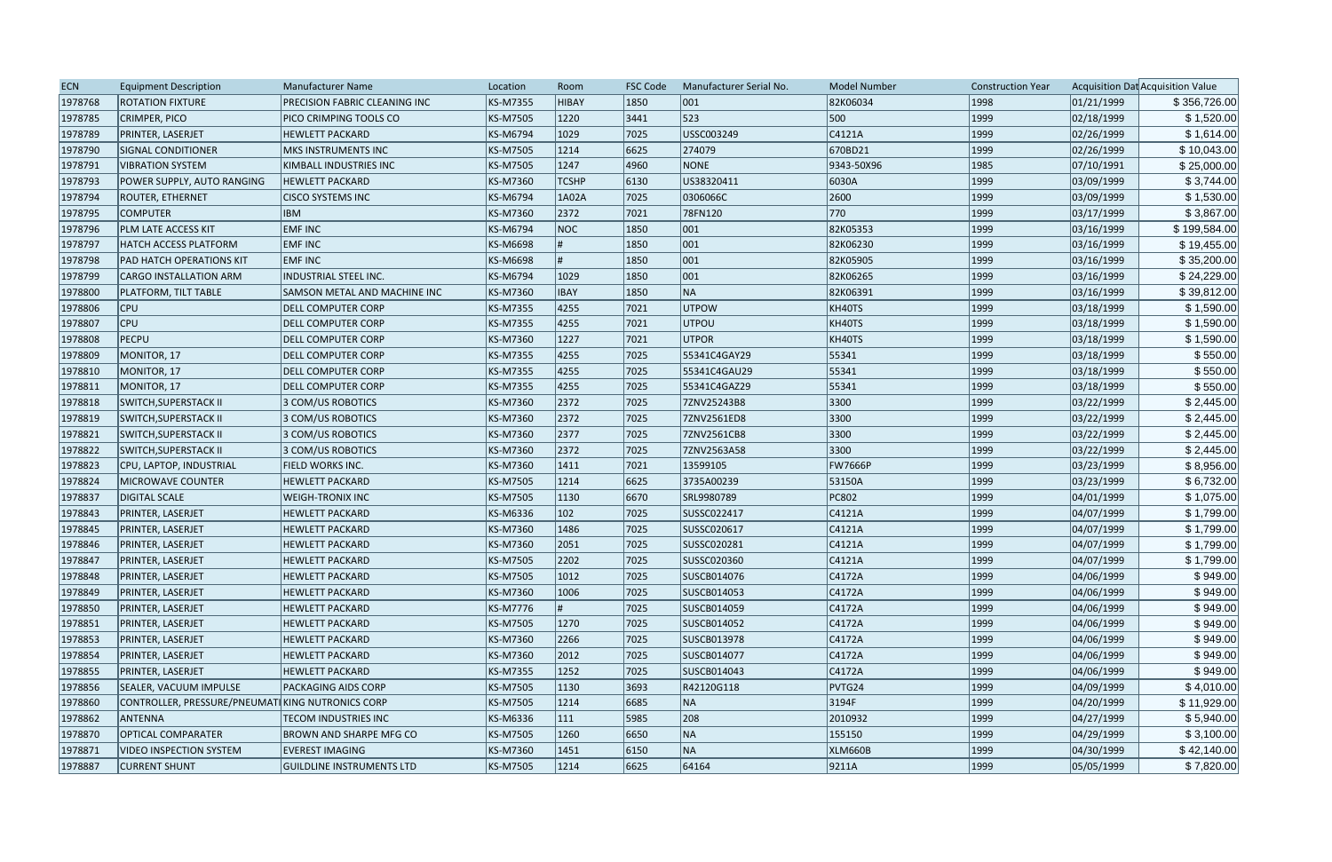| ECN | Equipment Description | Manufacturer Name | Location | Room | FSC Code | Manufacturer Serial No. | Model Number | Construction Year | Acquisition Dat | Acquisition Value |
|---|---|---|---|---|---|---|---|---|---|---|
| 1978768 | ROTATION FIXTURE | PRECISION FABRIC CLEANING INC | KS-M7355 | HIBAY | 1850 | 001 | 82K06034 | 1998 | 01/21/1999 | $ 356,726.00 |
| 1978785 | CRIMPER, PICO | PICO CRIMPING TOOLS CO | KS-M7505 | 1220 | 3441 | 523 | 500 | 1999 | 02/18/1999 | $ 1,520.00 |
| 1978789 | PRINTER, LASERJET | HEWLETT PACKARD | KS-M6794 | 1029 | 7025 | USSC003249 | C4121A | 1999 | 02/26/1999 | $ 1,614.00 |
| 1978790 | SIGNAL CONDITIONER | MKS INSTRUMENTS INC | KS-M7505 | 1214 | 6625 | 274079 | 670BD21 | 1999 | 02/26/1999 | $ 10,043.00 |
| 1978791 | VIBRATION SYSTEM | KIMBALL INDUSTRIES INC | KS-M7505 | 1247 | 4960 | NONE | 9343-50X96 | 1985 | 07/10/1991 | $ 25,000.00 |
| 1978793 | POWER SUPPLY, AUTO RANGING | HEWLETT PACKARD | KS-M7360 | TCSHP | 6130 | US38320411 | 6030A | 1999 | 03/09/1999 | $ 3,744.00 |
| 1978794 | ROUTER, ETHERNET | CISCO SYSTEMS INC | KS-M6794 | 1A02A | 7025 | 0306066C | 2600 | 1999 | 03/09/1999 | $ 1,530.00 |
| 1978795 | COMPUTER | IBM | KS-M7360 | 2372 | 7021 | 78FN120 | 770 | 1999 | 03/17/1999 | $ 3,867.00 |
| 1978796 | PLM LATE ACCESS KIT | EMF INC | KS-M6794 | NOC | 1850 | 001 | 82K05353 | 1999 | 03/16/1999 | $ 199,584.00 |
| 1978797 | HATCH ACCESS PLATFORM | EMF INC | KS-M6698 | # | 1850 | 001 | 82K06230 | 1999 | 03/16/1999 | $ 19,455.00 |
| 1978798 | PAD HATCH OPERATIONS KIT | EMF INC | KS-M6698 | # | 1850 | 001 | 82K05905 | 1999 | 03/16/1999 | $ 35,200.00 |
| 1978799 | CARGO INSTALLATION ARM | INDUSTRIAL STEEL INC. | KS-M6794 | 1029 | 1850 | 001 | 82K06265 | 1999 | 03/16/1999 | $ 24,229.00 |
| 1978800 | PLATFORM, TILT TABLE | SAMSON METAL AND MACHINE INC | KS-M7360 | IBAY | 1850 | NA | 82K06391 | 1999 | 03/16/1999 | $ 39,812.00 |
| 1978806 | CPU | DELL COMPUTER CORP | KS-M7355 | 4255 | 7021 | UTPOW | KH40TS | 1999 | 03/18/1999 | $ 1,590.00 |
| 1978807 | CPU | DELL COMPUTER CORP | KS-M7355 | 4255 | 7021 | UTPOU | KH40TS | 1999 | 03/18/1999 | $ 1,590.00 |
| 1978808 | PECPU | DELL COMPUTER CORP | KS-M7360 | 1227 | 7021 | UTPOR | KH40TS | 1999 | 03/18/1999 | $ 1,590.00 |
| 1978809 | MONITOR, 17 | DELL COMPUTER CORP | KS-M7355 | 4255 | 7025 | 55341C4GAY29 | 55341 | 1999 | 03/18/1999 | $ 550.00 |
| 1978810 | MONITOR, 17 | DELL COMPUTER CORP | KS-M7355 | 4255 | 7025 | 55341C4GAU29 | 55341 | 1999 | 03/18/1999 | $ 550.00 |
| 1978811 | MONITOR, 17 | DELL COMPUTER CORP | KS-M7355 | 4255 | 7025 | 55341C4GAZ29 | 55341 | 1999 | 03/18/1999 | $ 550.00 |
| 1978818 | SWITCH,SUPERSTACK II | 3 COM/US ROBOTICS | KS-M7360 | 2372 | 7025 | 7ZNV25243B8 | 3300 | 1999 | 03/22/1999 | $ 2,445.00 |
| 1978819 | SWITCH,SUPERSTACK II | 3 COM/US ROBOTICS | KS-M7360 | 2372 | 7025 | 7ZNV2561ED8 | 3300 | 1999 | 03/22/1999 | $ 2,445.00 |
| 1978821 | SWITCH,SUPERSTACK II | 3 COM/US ROBOTICS | KS-M7360 | 2377 | 7025 | 7ZNV2561CB8 | 3300 | 1999 | 03/22/1999 | $ 2,445.00 |
| 1978822 | SWITCH,SUPERSTACK II | 3 COM/US ROBOTICS | KS-M7360 | 2372 | 7025 | 7ZNV2563A58 | 3300 | 1999 | 03/22/1999 | $ 2,445.00 |
| 1978823 | CPU, LAPTOP, INDUSTRIAL | FIELD WORKS INC. | KS-M7360 | 1411 | 7021 | 13599105 | FW7666P | 1999 | 03/23/1999 | $ 8,956.00 |
| 1978824 | MICROWAVE COUNTER | HEWLETT PACKARD | KS-M7505 | 1214 | 6625 | 3735A00239 | 53150A | 1999 | 03/23/1999 | $ 6,732.00 |
| 1978837 | DIGITAL SCALE | WEIGH-TRONIX INC | KS-M7505 | 1130 | 6670 | SRL9980789 | PC802 | 1999 | 04/01/1999 | $ 1,075.00 |
| 1978843 | PRINTER, LASERJET | HEWLETT PACKARD | KS-M6336 | 102 | 7025 | SUSSC022417 | C4121A | 1999 | 04/07/1999 | $ 1,799.00 |
| 1978845 | PRINTER, LASERJET | HEWLETT PACKARD | KS-M7360 | 1486 | 7025 | SUSSC020617 | C4121A | 1999 | 04/07/1999 | $ 1,799.00 |
| 1978846 | PRINTER, LASERJET | HEWLETT PACKARD | KS-M7360 | 2051 | 7025 | SUSSC020281 | C4121A | 1999 | 04/07/1999 | $ 1,799.00 |
| 1978847 | PRINTER, LASERJET | HEWLETT PACKARD | KS-M7505 | 2202 | 7025 | SUSSC020360 | C4121A | 1999 | 04/07/1999 | $ 1,799.00 |
| 1978848 | PRINTER, LASERJET | HEWLETT PACKARD | KS-M7505 | 1012 | 7025 | SUSCB014076 | C4172A | 1999 | 04/06/1999 | $ 949.00 |
| 1978849 | PRINTER, LASERJET | HEWLETT PACKARD | KS-M7360 | 1006 | 7025 | SUSCB014053 | C4172A | 1999 | 04/06/1999 | $ 949.00 |
| 1978850 | PRINTER, LASERJET | HEWLETT PACKARD | KS-M7776 | # | 7025 | SUSCB014059 | C4172A | 1999 | 04/06/1999 | $ 949.00 |
| 1978851 | PRINTER, LASERJET | HEWLETT PACKARD | KS-M7505 | 1270 | 7025 | SUSCB014052 | C4172A | 1999 | 04/06/1999 | $ 949.00 |
| 1978853 | PRINTER, LASERJET | HEWLETT PACKARD | KS-M7360 | 2266 | 7025 | SUSCB013978 | C4172A | 1999 | 04/06/1999 | $ 949.00 |
| 1978854 | PRINTER, LASERJET | HEWLETT PACKARD | KS-M7360 | 2012 | 7025 | SUSCB014077 | C4172A | 1999 | 04/06/1999 | $ 949.00 |
| 1978855 | PRINTER, LASERJET | HEWLETT PACKARD | KS-M7355 | 1252 | 7025 | SUSCB014043 | C4172A | 1999 | 04/06/1999 | $ 949.00 |
| 1978856 | SEALER, VACUUM IMPULSE | PACKAGING AIDS CORP | KS-M7505 | 1130 | 3693 | R42120G118 | PVTG24 | 1999 | 04/09/1999 | $ 4,010.00 |
| 1978860 | CONTROLLER, PRESSURE/PNEUMATI | KING NUTRONICS CORP | KS-M7505 | 1214 | 6685 | NA | 3194F | 1999 | 04/20/1999 | $ 11,929.00 |
| 1978862 | ANTENNA | TECOM INDUSTRIES INC | KS-M6336 | 111 | 5985 | 208 | 2010932 | 1999 | 04/27/1999 | $ 5,940.00 |
| 1978870 | OPTICAL COMPARATER | BROWN AND SHARPE MFG CO | KS-M7505 | 1260 | 6650 | NA | 155150 | 1999 | 04/29/1999 | $ 3,100.00 |
| 1978871 | VIDEO INSPECTION SYSTEM | EVEREST IMAGING | KS-M7360 | 1451 | 6150 | NA | XLM660B | 1999 | 04/30/1999 | $ 42,140.00 |
| 1978887 | CURRENT SHUNT | GUILDLINE INSTRUMENTS LTD | KS-M7505 | 1214 | 6625 | 64164 | 9211A | 1999 | 05/05/1999 | $ 7,820.00 |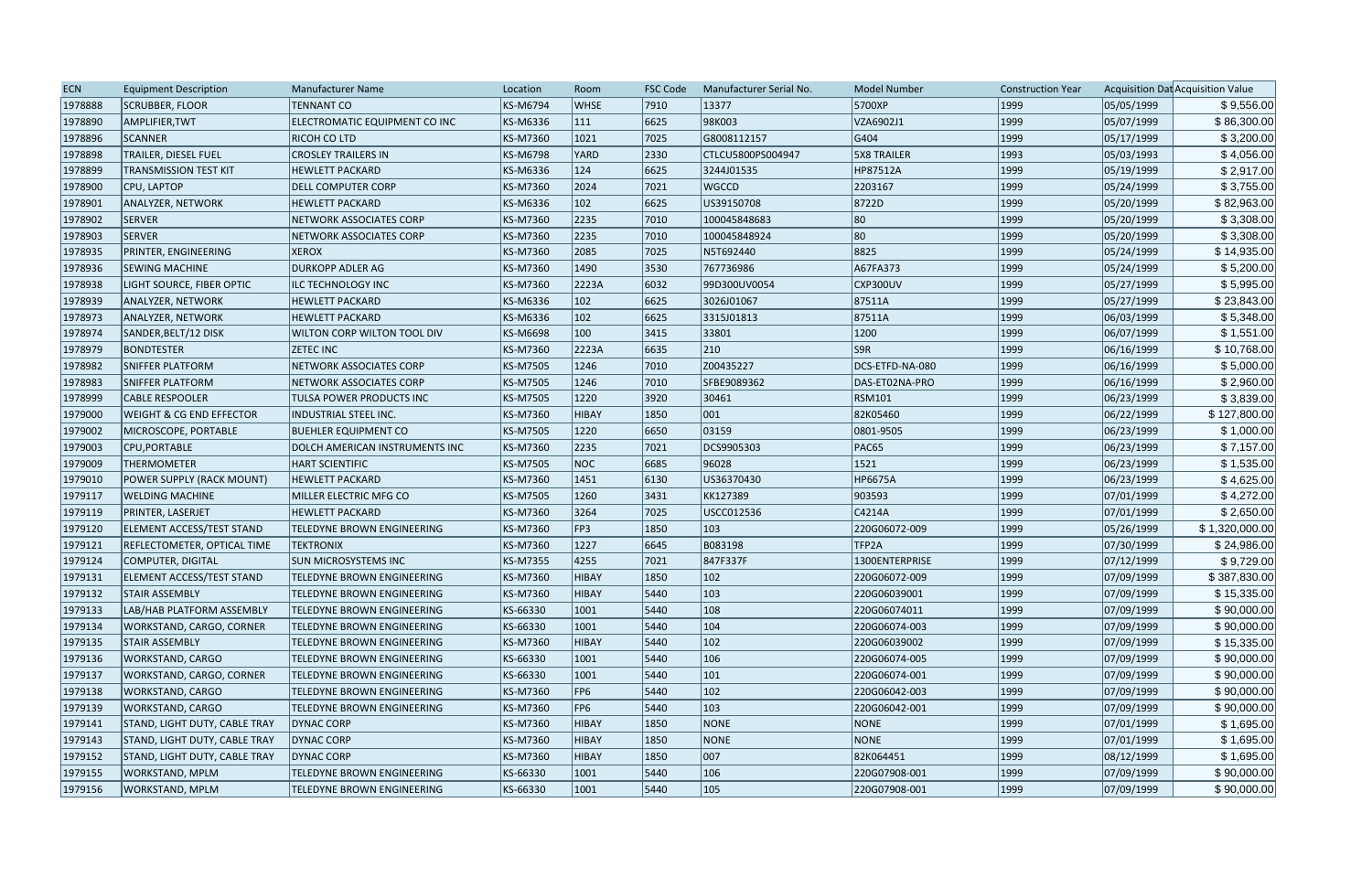| ECN | Equipment Description | Manufacturer Name | Location | Room | FSC Code | Manufacturer Serial No. | Model Number | Construction Year | Acquisition Dat | Acquisition Value |
|---|---|---|---|---|---|---|---|---|---|---|
| 1978888 | SCRUBBER, FLOOR | TENNANT CO | KS-M6794 | WHSE | 7910 | 13377 | 5700XP | 1999 | 05/05/1999 | $ 9,556.00 |
| 1978890 | AMPLIFIER,TWT | ELECTROMATIC EQUIPMENT CO INC | KS-M6336 | 111 | 6625 | 98K003 | VZA6902J1 | 1999 | 05/07/1999 | $ 86,300.00 |
| 1978896 | SCANNER | RICOH CO LTD | KS-M7360 | 1021 | 7025 | G8008112157 | G404 | 1999 | 05/17/1999 | $ 3,200.00 |
| 1978898 | TRAILER, DIESEL FUEL | CROSLEY TRAILERS IN | KS-M6798 | YARD | 2330 | CTLCU5800PS004947 | 5X8 TRAILER | 1993 | 05/03/1993 | $ 4,056.00 |
| 1978899 | TRANSMISSION TEST KIT | HEWLETT PACKARD | KS-M6336 | 124 | 6625 | 3244J01535 | HP87512A | 1999 | 05/19/1999 | $ 2,917.00 |
| 1978900 | CPU, LAPTOP | DELL COMPUTER CORP | KS-M7360 | 2024 | 7021 | WGCCD | 2203167 | 1999 | 05/24/1999 | $ 3,755.00 |
| 1978901 | ANALYZER, NETWORK | HEWLETT PACKARD | KS-M6336 | 102 | 6625 | US39150708 | 8722D | 1999 | 05/20/1999 | $ 82,963.00 |
| 1978902 | SERVER | NETWORK ASSOCIATES CORP | KS-M7360 | 2235 | 7010 | 100045848683 | 80 | 1999 | 05/20/1999 | $ 3,308.00 |
| 1978903 | SERVER | NETWORK ASSOCIATES CORP | KS-M7360 | 2235 | 7010 | 100045848924 | 80 | 1999 | 05/20/1999 | $ 3,308.00 |
| 1978935 | PRINTER, ENGINEERING | XEROX | KS-M7360 | 2085 | 7025 | N5T692440 | 8825 | 1999 | 05/24/1999 | $ 14,935.00 |
| 1978936 | SEWING MACHINE | DURKOPP ADLER AG | KS-M7360 | 1490 | 3530 | 767736986 | A67FA373 | 1999 | 05/24/1999 | $ 5,200.00 |
| 1978938 | LIGHT SOURCE, FIBER OPTIC | ILC TECHNOLOGY INC | KS-M7360 | 2223A | 6032 | 99D300UV0054 | CXP300UV | 1999 | 05/27/1999 | $ 5,995.00 |
| 1978939 | ANALYZER, NETWORK | HEWLETT PACKARD | KS-M6336 | 102 | 6625 | 3026J01067 | 87511A | 1999 | 05/27/1999 | $ 23,843.00 |
| 1978973 | ANALYZER, NETWORK | HEWLETT PACKARD | KS-M6336 | 102 | 6625 | 3315J01813 | 87511A | 1999 | 06/03/1999 | $ 5,348.00 |
| 1978974 | SANDER,BELT/12 DISK | WILTON CORP WILTON TOOL DIV | KS-M6698 | 100 | 3415 | 33801 | 1200 | 1999 | 06/07/1999 | $ 1,551.00 |
| 1978979 | BONDTESTER | ZETEC INC | KS-M7360 | 2223A | 6635 | 210 | S9R | 1999 | 06/16/1999 | $ 10,768.00 |
| 1978982 | SNIFFER PLATFORM | NETWORK ASSOCIATES CORP | KS-M7505 | 1246 | 7010 | Z00435227 | DCS-ETFD-NA-080 | 1999 | 06/16/1999 | $ 5,000.00 |
| 1978983 | SNIFFER PLATFORM | NETWORK ASSOCIATES CORP | KS-M7505 | 1246 | 7010 | SFBE9089362 | DAS-ET02NA-PRO | 1999 | 06/16/1999 | $ 2,960.00 |
| 1978999 | CABLE RESPOOLER | TULSA POWER PRODUCTS INC | KS-M7505 | 1220 | 3920 | 30461 | RSM101 | 1999 | 06/23/1999 | $ 3,839.00 |
| 1979000 | WEIGHT & CG END EFFECTOR | INDUSTRIAL STEEL INC. | KS-M7360 | HIBAY | 1850 | 001 | 82K05460 | 1999 | 06/22/1999 | $ 127,800.00 |
| 1979002 | MICROSCOPE, PORTABLE | BUEHLER EQUIPMENT CO | KS-M7505 | 1220 | 6650 | 03159 | 0801-9505 | 1999 | 06/23/1999 | $ 1,000.00 |
| 1979003 | CPU,PORTABLE | DOLCH AMERICAN INSTRUMENTS INC | KS-M7360 | 2235 | 7021 | DCS9905303 | PAC65 | 1999 | 06/23/1999 | $ 7,157.00 |
| 1979009 | THERMOMETER | HART SCIENTIFIC | KS-M7505 | NOC | 6685 | 96028 | 1521 | 1999 | 06/23/1999 | $ 1,535.00 |
| 1979010 | POWER SUPPLY (RACK MOUNT) | HEWLETT PACKARD | KS-M7360 | 1451 | 6130 | US36370430 | HP6675A | 1999 | 06/23/1999 | $ 4,625.00 |
| 1979117 | WELDING MACHINE | MILLER ELECTRIC MFG CO | KS-M7505 | 1260 | 3431 | KK127389 | 903593 | 1999 | 07/01/1999 | $ 4,272.00 |
| 1979119 | PRINTER, LASERJET | HEWLETT PACKARD | KS-M7360 | 3264 | 7025 | USCC012536 | C4214A | 1999 | 07/01/1999 | $ 2,650.00 |
| 1979120 | ELEMENT ACCESS/TEST STAND | TELEDYNE BROWN ENGINEERING | KS-M7360 | FP3 | 1850 | 103 | 220G06072-009 | 1999 | 05/26/1999 | $ 1,320,000.00 |
| 1979121 | REFLECTOMETER, OPTICAL TIME | TEKTRONIX | KS-M7360 | 1227 | 6645 | B083198 | TFP2A | 1999 | 07/30/1999 | $ 24,986.00 |
| 1979124 | COMPUTER, DIGITAL | SUN MICROSYSTEMS INC | KS-M7355 | 4255 | 7021 | 847F337F | 1300ENTERPRISE | 1999 | 07/12/1999 | $ 9,729.00 |
| 1979131 | ELEMENT ACCESS/TEST STAND | TELEDYNE BROWN ENGINEERING | KS-M7360 | HIBAY | 1850 | 102 | 220G06072-009 | 1999 | 07/09/1999 | $ 387,830.00 |
| 1979132 | STAIR ASSEMBLY | TELEDYNE BROWN ENGINEERING | KS-M7360 | HIBAY | 5440 | 103 | 220G06039001 | 1999 | 07/09/1999 | $ 15,335.00 |
| 1979133 | LAB/HAB PLATFORM ASSEMBLY | TELEDYNE BROWN ENGINEERING | KS-66330 | 1001 | 5440 | 108 | 220G06074011 | 1999 | 07/09/1999 | $ 90,000.00 |
| 1979134 | WORKSTAND, CARGO, CORNER | TELEDYNE BROWN ENGINEERING | KS-66330 | 1001 | 5440 | 104 | 220G06074-003 | 1999 | 07/09/1999 | $ 90,000.00 |
| 1979135 | STAIR ASSEMBLY | TELEDYNE BROWN ENGINEERING | KS-M7360 | HIBAY | 5440 | 102 | 220G06039002 | 1999 | 07/09/1999 | $ 15,335.00 |
| 1979136 | WORKSTAND, CARGO | TELEDYNE BROWN ENGINEERING | KS-66330 | 1001 | 5440 | 106 | 220G06074-005 | 1999 | 07/09/1999 | $ 90,000.00 |
| 1979137 | WORKSTAND, CARGO, CORNER | TELEDYNE BROWN ENGINEERING | KS-66330 | 1001 | 5440 | 101 | 220G06074-001 | 1999 | 07/09/1999 | $ 90,000.00 |
| 1979138 | WORKSTAND, CARGO | TELEDYNE BROWN ENGINEERING | KS-M7360 | FP6 | 5440 | 102 | 220G06042-003 | 1999 | 07/09/1999 | $ 90,000.00 |
| 1979139 | WORKSTAND, CARGO | TELEDYNE BROWN ENGINEERING | KS-M7360 | FP6 | 5440 | 103 | 220G06042-001 | 1999 | 07/09/1999 | $ 90,000.00 |
| 1979141 | STAND, LIGHT DUTY, CABLE TRAY | DYNAC CORP | KS-M7360 | HIBAY | 1850 | NONE | NONE | 1999 | 07/01/1999 | $ 1,695.00 |
| 1979143 | STAND, LIGHT DUTY, CABLE TRAY | DYNAC CORP | KS-M7360 | HIBAY | 1850 | NONE | NONE | 1999 | 07/01/1999 | $ 1,695.00 |
| 1979152 | STAND, LIGHT DUTY, CABLE TRAY | DYNAC CORP | KS-M7360 | HIBAY | 1850 | 007 | 82K064451 | 1999 | 08/12/1999 | $ 1,695.00 |
| 1979155 | WORKSTAND, MPLM | TELEDYNE BROWN ENGINEERING | KS-66330 | 1001 | 5440 | 106 | 220G07908-001 | 1999 | 07/09/1999 | $ 90,000.00 |
| 1979156 | WORKSTAND, MPLM | TELEDYNE BROWN ENGINEERING | KS-66330 | 1001 | 5440 | 105 | 220G07908-001 | 1999 | 07/09/1999 | $ 90,000.00 |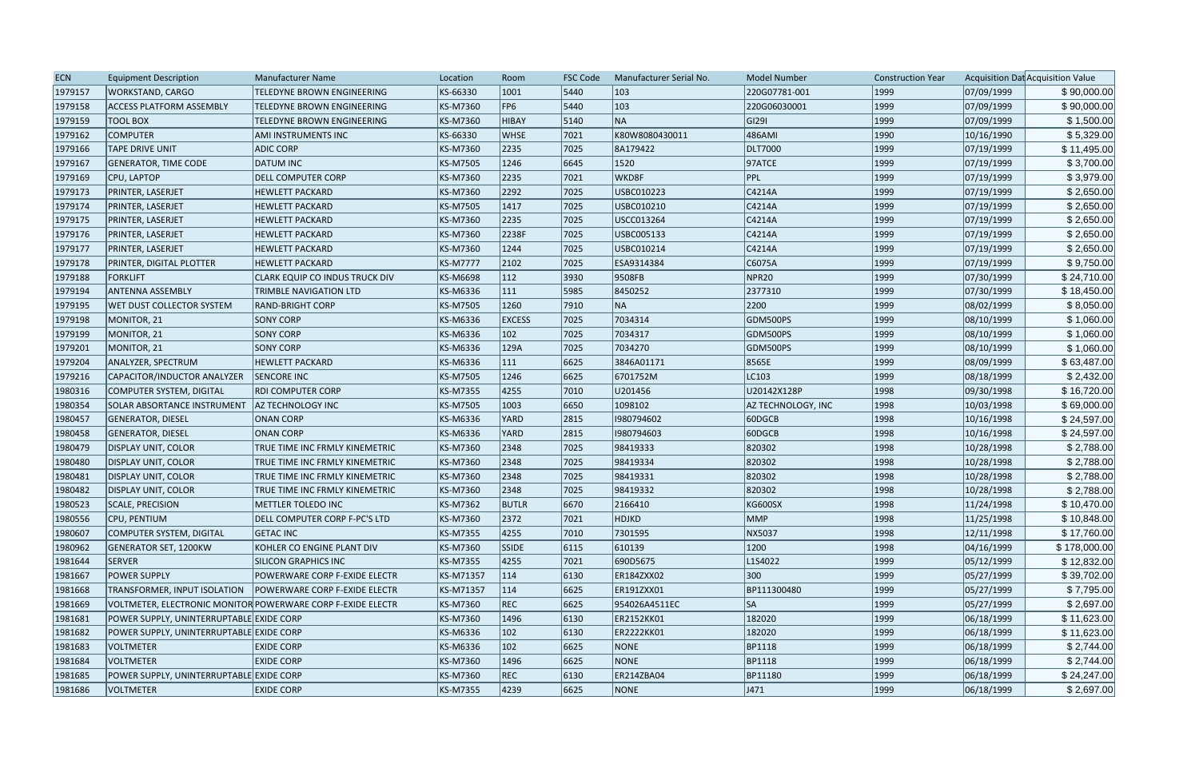| ECN | Equipment Description | Manufacturer Name | Location | Room | FSC Code | Manufacturer Serial No. | Model Number | Construction Year | Acquisition Dat | Acquisition Value |
|---|---|---|---|---|---|---|---|---|---|---|
| 1979157 | WORKSTAND, CARGO | TELEDYNE BROWN ENGINEERING | KS-66330 | 1001 | 5440 | 103 | 220G07781-001 | 1999 | 07/09/1999 | $ 90,000.00 |
| 1979158 | ACCESS PLATFORM ASSEMBLY | TELEDYNE BROWN ENGINEERING | KS-M7360 | FP6 | 5440 | 103 | 220G06030001 | 1999 | 07/09/1999 | $ 90,000.00 |
| 1979159 | TOOL BOX | TELEDYNE BROWN ENGINEERING | KS-M7360 | HIBAY | 5140 | NA | GI29I | 1999 | 07/09/1999 | $ 1,500.00 |
| 1979162 | COMPUTER | AMI INSTRUMENTS INC | KS-66330 | WHSE | 7021 | K80W8080430011 | 486AMI | 1990 | 10/16/1990 | $ 5,329.00 |
| 1979166 | TAPE DRIVE UNIT | ADIC CORP | KS-M7360 | 2235 | 7025 | 8A179422 | DLT7000 | 1999 | 07/19/1999 | $ 11,495.00 |
| 1979167 | GENERATOR, TIME CODE | DATUM INC | KS-M7505 | 1246 | 6645 | 1520 | 97ATCE | 1999 | 07/19/1999 | $ 3,700.00 |
| 1979169 | CPU, LAPTOP | DELL COMPUTER CORP | KS-M7360 | 2235 | 7021 | WKD8F | PPL | 1999 | 07/19/1999 | $ 3,979.00 |
| 1979173 | PRINTER, LASERJET | HEWLETT PACKARD | KS-M7360 | 2292 | 7025 | USBC010223 | C4214A | 1999 | 07/19/1999 | $ 2,650.00 |
| 1979174 | PRINTER, LASERJET | HEWLETT PACKARD | KS-M7505 | 1417 | 7025 | USBC010210 | C4214A | 1999 | 07/19/1999 | $ 2,650.00 |
| 1979175 | PRINTER, LASERJET | HEWLETT PACKARD | KS-M7360 | 2235 | 7025 | USCC013264 | C4214A | 1999 | 07/19/1999 | $ 2,650.00 |
| 1979176 | PRINTER, LASERJET | HEWLETT PACKARD | KS-M7360 | 2238F | 7025 | USBC005133 | C4214A | 1999 | 07/19/1999 | $ 2,650.00 |
| 1979177 | PRINTER, LASERJET | HEWLETT PACKARD | KS-M7360 | 1244 | 7025 | USBC010214 | C4214A | 1999 | 07/19/1999 | $ 2,650.00 |
| 1979178 | PRINTER, DIGITAL PLOTTER | HEWLETT PACKARD | KS-M7777 | 2102 | 7025 | ESA9314384 | C6075A | 1999 | 07/19/1999 | $ 9,750.00 |
| 1979188 | FORKLIFT | CLARK EQUIP CO INDUS TRUCK DIV | KS-M6698 | 112 | 3930 | 9508FB | NPR20 | 1999 | 07/30/1999 | $ 24,710.00 |
| 1979194 | ANTENNA ASSEMBLY | TRIMBLE NAVIGATION LTD | KS-M6336 | 111 | 5985 | 8450252 | 2377310 | 1999 | 07/30/1999 | $ 18,450.00 |
| 1979195 | WET DUST COLLECTOR SYSTEM | RAND-BRIGHT CORP | KS-M7505 | 1260 | 7910 | NA | 2200 | 1999 | 08/02/1999 | $ 8,050.00 |
| 1979198 | MONITOR, 21 | SONY CORP | KS-M6336 | EXCESS | 7025 | 7034314 | GDM500PS | 1999 | 08/10/1999 | $ 1,060.00 |
| 1979199 | MONITOR, 21 | SONY CORP | KS-M6336 | 102 | 7025 | 7034317 | GDM500PS | 1999 | 08/10/1999 | $ 1,060.00 |
| 1979201 | MONITOR, 21 | SONY CORP | KS-M6336 | 129A | 7025 | 7034270 | GDM500PS | 1999 | 08/10/1999 | $ 1,060.00 |
| 1979204 | ANALYZER, SPECTRUM | HEWLETT PACKARD | KS-M6336 | 111 | 6625 | 3846A01171 | 8565E | 1999 | 08/09/1999 | $ 63,487.00 |
| 1979216 | CAPACITOR/INDUCTOR ANALYZER | SENCORE INC | KS-M7505 | 1246 | 6625 | 6701752M | LC103 | 1999 | 08/18/1999 | $ 2,432.00 |
| 1980316 | COMPUTER SYSTEM, DIGITAL | RDI COMPUTER CORP | KS-M7355 | 4255 | 7010 | U201456 | U20142X128P | 1998 | 09/30/1998 | $ 16,720.00 |
| 1980354 | SOLAR ABSORTANCE INSTRUMENT | AZ TECHNOLOGY INC | KS-M7505 | 1003 | 6650 | 1098102 | AZ TECHNOLOGY, INC | 1998 | 10/03/1998 | $ 69,000.00 |
| 1980457 | GENERATOR, DIESEL | ONAN CORP | KS-M6336 | YARD | 2815 | I980794602 | 60DGCB | 1998 | 10/16/1998 | $ 24,597.00 |
| 1980458 | GENERATOR, DIESEL | ONAN CORP | KS-M6336 | YARD | 2815 | I980794603 | 60DGCB | 1998 | 10/16/1998 | $ 24,597.00 |
| 1980479 | DISPLAY UNIT, COLOR | TRUE TIME INC FRMLY KINEMETRIC | KS-M7360 | 2348 | 7025 | 98419333 | 820302 | 1998 | 10/28/1998 | $ 2,788.00 |
| 1980480 | DISPLAY UNIT, COLOR | TRUE TIME INC FRMLY KINEMETRIC | KS-M7360 | 2348 | 7025 | 98419334 | 820302 | 1998 | 10/28/1998 | $ 2,788.00 |
| 1980481 | DISPLAY UNIT, COLOR | TRUE TIME INC FRMLY KINEMETRIC | KS-M7360 | 2348 | 7025 | 98419331 | 820302 | 1998 | 10/28/1998 | $ 2,788.00 |
| 1980482 | DISPLAY UNIT, COLOR | TRUE TIME INC FRMLY KINEMETRIC | KS-M7360 | 2348 | 7025 | 98419332 | 820302 | 1998 | 10/28/1998 | $ 2,788.00 |
| 1980523 | SCALE, PRECISION | METTLER TOLEDO INC | KS-M7362 | BUTLR | 6670 | 2166410 | KG600SX | 1998 | 11/24/1998 | $ 10,470.00 |
| 1980556 | CPU, PENTIUM | DELL COMPUTER CORP F-PC'S LTD | KS-M7360 | 2372 | 7021 | HDJKD | MMP | 1998 | 11/25/1998 | $ 10,848.00 |
| 1980607 | COMPUTER SYSTEM, DIGITAL | GETAC INC | KS-M7355 | 4255 | 7010 | 7301595 | NX5037 | 1998 | 12/11/1998 | $ 17,760.00 |
| 1980962 | GENERATOR SET, 1200KW | KOHLER CO ENGINE PLANT DIV | KS-M7360 | SSIDE | 6115 | 610139 | 1200 | 1998 | 04/16/1999 | $ 178,000.00 |
| 1981644 | SERVER | SILICON GRAPHICS INC | KS-M7355 | 4255 | 7021 | 690D5675 | L1S4022 | 1999 | 05/12/1999 | $ 12,832.00 |
| 1981667 | POWER SUPPLY | POWERWARE CORP F-EXIDE ELECTR | KS-M71357 | 114 | 6130 | ER184ZXX02 | 300 | 1999 | 05/27/1999 | $ 39,702.00 |
| 1981668 | TRANSFORMER, INPUT ISOLATION | POWERWARE CORP F-EXIDE ELECTR | KS-M71357 | 114 | 6625 | ER191ZXX01 | BP111300480 | 1999 | 05/27/1999 | $ 7,795.00 |
| 1981669 | VOLTMETER, ELECTRONIC MONITOR | POWERWARE CORP F-EXIDE ELECTR | KS-M7360 | REC | 6625 | 954026A4511EC | SA | 1999 | 05/27/1999 | $ 2,697.00 |
| 1981681 | POWER SUPPLY, UNINTERRUPTABLE | EXIDE CORP | KS-M7360 | 1496 | 6130 | ER2152KK01 | 182020 | 1999 | 06/18/1999 | $ 11,623.00 |
| 1981682 | POWER SUPPLY, UNINTERRUPTABLE | EXIDE CORP | KS-M6336 | 102 | 6130 | ER2222KK01 | 182020 | 1999 | 06/18/1999 | $ 11,623.00 |
| 1981683 | VOLTMETER | EXIDE CORP | KS-M6336 | 102 | 6625 | NONE | BP1118 | 1999 | 06/18/1999 | $ 2,744.00 |
| 1981684 | VOLTMETER | EXIDE CORP | KS-M7360 | 1496 | 6625 | NONE | BP1118 | 1999 | 06/18/1999 | $ 2,744.00 |
| 1981685 | POWER SUPPLY, UNINTERRUPTABLE | EXIDE CORP | KS-M7360 | REC | 6130 | ER214ZBA04 | BP11180 | 1999 | 06/18/1999 | $ 24,247.00 |
| 1981686 | VOLTMETER | EXIDE CORP | KS-M7355 | 4239 | 6625 | NONE | J471 | 1999 | 06/18/1999 | $ 2,697.00 |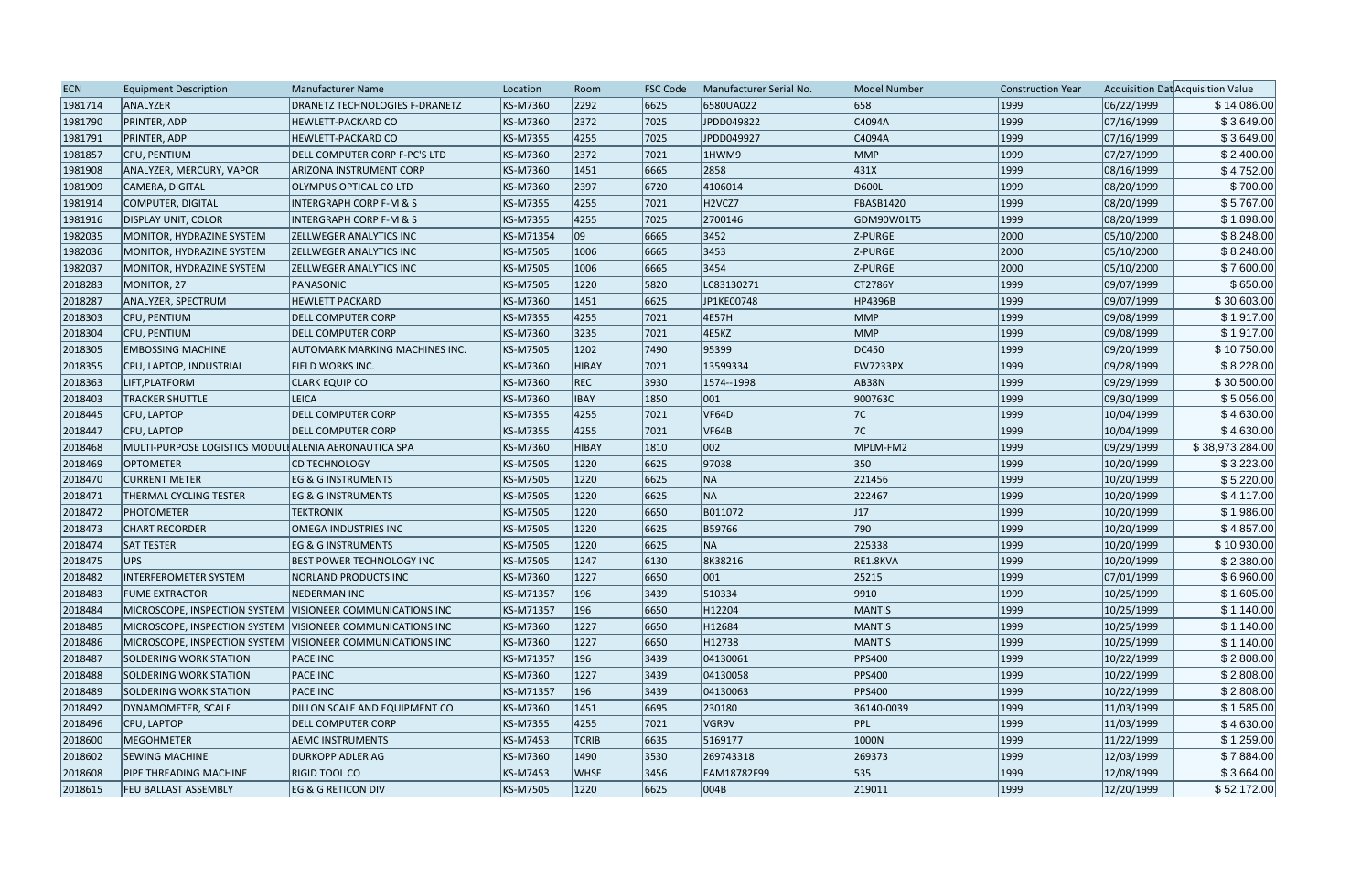| ECN | Equipment Description | Manufacturer Name | Location | Room | FSC Code | Manufacturer Serial No. | Model Number | Construction Year | Acquisition Dat | Acquisition Value |
|---|---|---|---|---|---|---|---|---|---|---|
| 1981714 | ANALYZER | DRANETZ TECHNOLOGIES F-DRANETZ | KS-M7360 | 2292 | 6625 | 6580UA022 | 658 | 1999 | 06/22/1999 | $ 14,086.00 |
| 1981790 | PRINTER, ADP | HEWLETT-PACKARD CO | KS-M7360 | 2372 | 7025 | JPDD049822 | C4094A | 1999 | 07/16/1999 | $ 3,649.00 |
| 1981791 | PRINTER, ADP | HEWLETT-PACKARD CO | KS-M7355 | 4255 | 7025 | JPDD049927 | C4094A | 1999 | 07/16/1999 | $ 3,649.00 |
| 1981857 | CPU, PENTIUM | DELL COMPUTER CORP F-PC'S LTD | KS-M7360 | 2372 | 7021 | 1HWM9 | MMP | 1999 | 07/27/1999 | $ 2,400.00 |
| 1981908 | ANALYZER, MERCURY, VAPOR | ARIZONA INSTRUMENT CORP | KS-M7360 | 1451 | 6665 | 2858 | 431X | 1999 | 08/16/1999 | $ 4,752.00 |
| 1981909 | CAMERA, DIGITAL | OLYMPUS OPTICAL CO LTD | KS-M7360 | 2397 | 6720 | 4106014 | D600L | 1999 | 08/20/1999 | $ 700.00 |
| 1981914 | COMPUTER, DIGITAL | INTERGRAPH CORP F-M & S | KS-M7355 | 4255 | 7021 | H2VCZ7 | FBASB1420 | 1999 | 08/20/1999 | $ 5,767.00 |
| 1981916 | DISPLAY UNIT, COLOR | INTERGRAPH CORP F-M & S | KS-M7355 | 4255 | 7025 | 2700146 | GDM90W01T5 | 1999 | 08/20/1999 | $ 1,898.00 |
| 1982035 | MONITOR, HYDRAZINE SYSTEM | ZELLWEGER ANALYTICS INC | KS-M71354 | 09 | 6665 | 3452 | Z-PURGE | 2000 | 05/10/2000 | $ 8,248.00 |
| 1982036 | MONITOR, HYDRAZINE SYSTEM | ZELLWEGER ANALYTICS INC | KS-M7505 | 1006 | 6665 | 3453 | Z-PURGE | 2000 | 05/10/2000 | $ 8,248.00 |
| 1982037 | MONITOR, HYDRAZINE SYSTEM | ZELLWEGER ANALYTICS INC | KS-M7505 | 1006 | 6665 | 3454 | Z-PURGE | 2000 | 05/10/2000 | $ 7,600.00 |
| 2018283 | MONITOR, 27 | PANASONIC | KS-M7505 | 1220 | 5820 | LC83130271 | CT2786Y | 1999 | 09/07/1999 | $ 650.00 |
| 2018287 | ANALYZER, SPECTRUM | HEWLETT PACKARD | KS-M7360 | 1451 | 6625 | JP1KE00748 | HP4396B | 1999 | 09/07/1999 | $ 30,603.00 |
| 2018303 | CPU, PENTIUM | DELL COMPUTER CORP | KS-M7355 | 4255 | 7021 | 4E57H | MMP | 1999 | 09/08/1999 | $ 1,917.00 |
| 2018304 | CPU, PENTIUM | DELL COMPUTER CORP | KS-M7360 | 3235 | 7021 | 4E5KZ | MMP | 1999 | 09/08/1999 | $ 1,917.00 |
| 2018305 | EMBOSSING MACHINE | AUTOMARK MARKING MACHINES INC. | KS-M7505 | 1202 | 7490 | 95399 | DC450 | 1999 | 09/20/1999 | $ 10,750.00 |
| 2018355 | CPU, LAPTOP, INDUSTRIAL | FIELD WORKS INC. | KS-M7360 | HIBAY | 7021 | 13599334 | FW7233PX | 1999 | 09/28/1999 | $ 8,228.00 |
| 2018363 | LIFT,PLATFORM | CLARK EQUIP CO | KS-M7360 | REC | 3930 | 1574--1998 | AB38N | 1999 | 09/29/1999 | $ 30,500.00 |
| 2018403 | TRACKER SHUTTLE | LEICA | KS-M7360 | IBAY | 1850 | 001 | 900763C | 1999 | 09/30/1999 | $ 5,056.00 |
| 2018445 | CPU, LAPTOP | DELL COMPUTER CORP | KS-M7355 | 4255 | 7021 | VF64D | 7C | 1999 | 10/04/1999 | $ 4,630.00 |
| 2018447 | CPU, LAPTOP | DELL COMPUTER CORP | KS-M7355 | 4255 | 7021 | VF64B | 7C | 1999 | 10/04/1999 | $ 4,630.00 |
| 2018468 | MULTI-PURPOSE LOGISTICS MODUL | ALENIA AERONAUTICA SPA | KS-M7360 | HIBAY | 1810 | 002 | MPLM-FM2 | 1999 | 09/29/1999 | $ 38,973,284.00 |
| 2018469 | OPTOMETER | CD TECHNOLOGY | KS-M7505 | 1220 | 6625 | 97038 | 350 | 1999 | 10/20/1999 | $ 3,223.00 |
| 2018470 | CURRENT METER | EG & G INSTRUMENTS | KS-M7505 | 1220 | 6625 | NA | 221456 | 1999 | 10/20/1999 | $ 5,220.00 |
| 2018471 | THERMAL CYCLING TESTER | EG & G INSTRUMENTS | KS-M7505 | 1220 | 6625 | NA | 222467 | 1999 | 10/20/1999 | $ 4,117.00 |
| 2018472 | PHOTOMETER | TEKTRONIX | KS-M7505 | 1220 | 6650 | B011072 | J17 | 1999 | 10/20/1999 | $ 1,986.00 |
| 2018473 | CHART RECORDER | OMEGA INDUSTRIES INC | KS-M7505 | 1220 | 6625 | B59766 | 790 | 1999 | 10/20/1999 | $ 4,857.00 |
| 2018474 | SAT TESTER | EG & G INSTRUMENTS | KS-M7505 | 1220 | 6625 | NA | 225338 | 1999 | 10/20/1999 | $ 10,930.00 |
| 2018475 | UPS | BEST POWER TECHNOLOGY INC | KS-M7505 | 1247 | 6130 | 8K38216 | RE1.8KVA | 1999 | 10/20/1999 | $ 2,380.00 |
| 2018482 | INTERFEROMETER SYSTEM | NORLAND PRODUCTS INC | KS-M7360 | 1227 | 6650 | 001 | 25215 | 1999 | 07/01/1999 | $ 6,960.00 |
| 2018483 | FUME EXTRACTOR | NEDERMAN INC | KS-M71357 | 196 | 3439 | 510334 | 9910 | 1999 | 10/25/1999 | $ 1,605.00 |
| 2018484 | MICROSCOPE, INSPECTION SYSTEM | VISIONEER COMMUNICATIONS INC | KS-M71357 | 196 | 6650 | H12204 | MANTIS | 1999 | 10/25/1999 | $ 1,140.00 |
| 2018485 | MICROSCOPE, INSPECTION SYSTEM | VISIONEER COMMUNICATIONS INC | KS-M7360 | 1227 | 6650 | H12684 | MANTIS | 1999 | 10/25/1999 | $ 1,140.00 |
| 2018486 | MICROSCOPE, INSPECTION SYSTEM | VISIONEER COMMUNICATIONS INC | KS-M7360 | 1227 | 6650 | H12738 | MANTIS | 1999 | 10/25/1999 | $ 1,140.00 |
| 2018487 | SOLDERING WORK STATION | PACE INC | KS-M71357 | 196 | 3439 | 04130061 | PPS400 | 1999 | 10/22/1999 | $ 2,808.00 |
| 2018488 | SOLDERING WORK STATION | PACE INC | KS-M7360 | 1227 | 3439 | 04130058 | PPS400 | 1999 | 10/22/1999 | $ 2,808.00 |
| 2018489 | SOLDERING WORK STATION | PACE INC | KS-M71357 | 196 | 3439 | 04130063 | PPS400 | 1999 | 10/22/1999 | $ 2,808.00 |
| 2018492 | DYNAMOMETER, SCALE | DILLON SCALE AND EQUIPMENT CO | KS-M7360 | 1451 | 6695 | 230180 | 36140-0039 | 1999 | 11/03/1999 | $ 1,585.00 |
| 2018496 | CPU, LAPTOP | DELL COMPUTER CORP | KS-M7355 | 4255 | 7021 | VGR9V | PPL | 1999 | 11/03/1999 | $ 4,630.00 |
| 2018600 | MEGOHMETER | AEMC INSTRUMENTS | KS-M7453 | TCRIB | 6635 | 5169177 | 1000N | 1999 | 11/22/1999 | $ 1,259.00 |
| 2018602 | SEWING MACHINE | DURKOPP ADLER AG | KS-M7360 | 1490 | 3530 | 269743318 | 269373 | 1999 | 12/03/1999 | $ 7,884.00 |
| 2018608 | PIPE THREADING MACHINE | RIGID TOOL CO | KS-M7453 | WHSE | 3456 | EAM18782F99 | 535 | 1999 | 12/08/1999 | $ 3,664.00 |
| 2018615 | FEU BALLAST ASSEMBLY | EG & G RETICON DIV | KS-M7505 | 1220 | 6625 | 004B | 219011 | 1999 | 12/20/1999 | $ 52,172.00 |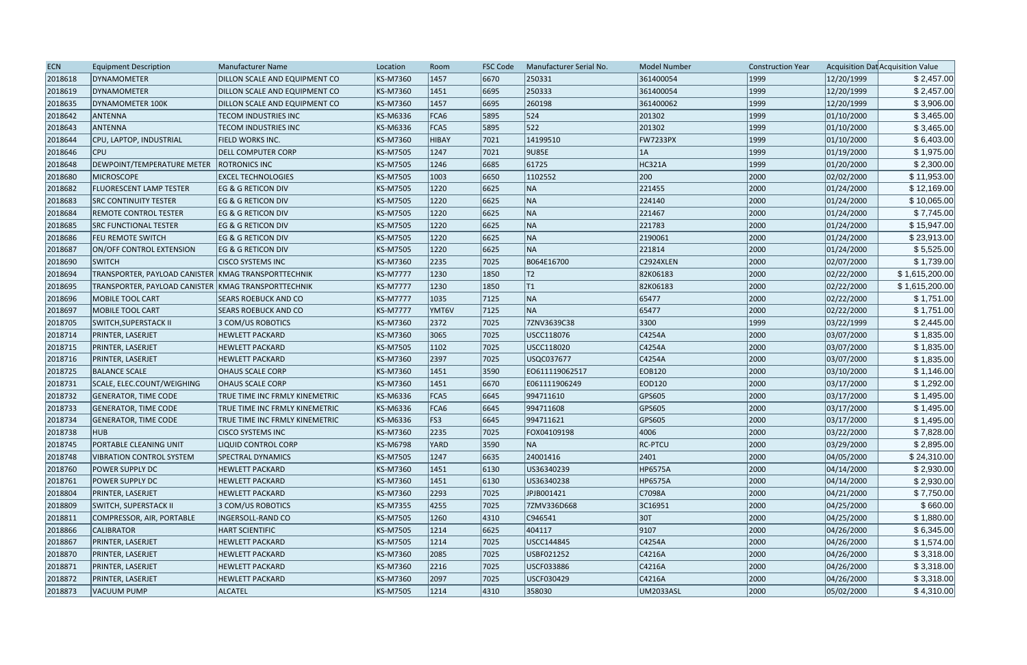| ECN | Equipment Description | Manufacturer Name | Location | Room | FSC Code | Manufacturer Serial No. | Model Number | Construction Year | Acquisition Dat | Acquisition Value |
|---|---|---|---|---|---|---|---|---|---|---|
| 2018618 | DYNAMOMETER | DILLON SCALE AND EQUIPMENT CO | KS-M7360 | 1457 | 6670 | 250331 | 361400054 | 1999 | 12/20/1999 | $ 2,457.00 |
| 2018619 | DYNAMOMETER | DILLON SCALE AND EQUIPMENT CO | KS-M7360 | 1451 | 6695 | 250333 | 361400054 | 1999 | 12/20/1999 | $ 2,457.00 |
| 2018635 | DYNAMOMETER 100K | DILLON SCALE AND EQUIPMENT CO | KS-M7360 | 1457 | 6695 | 260198 | 361400062 | 1999 | 12/20/1999 | $ 3,906.00 |
| 2018642 | ANTENNA | TECOM INDUSTRIES INC | KS-M6336 | FCA6 | 5895 | 524 | 201302 | 1999 | 01/10/2000 | $ 3,465.00 |
| 2018643 | ANTENNA | TECOM INDUSTRIES INC | KS-M6336 | FCA5 | 5895 | 522 | 201302 | 1999 | 01/10/2000 | $ 3,465.00 |
| 2018644 | CPU, LAPTOP, INDUSTRIAL | FIELD WORKS INC. | KS-M7360 | HIBAY | 7021 | 14199510 | FW7233PX | 1999 | 01/10/2000 | $ 6,403.00 |
| 2018646 | CPU | DELL COMPUTER CORP | KS-M7505 | 1247 | 7021 | 9U85E | 1A | 1999 | 01/19/2000 | $ 1,975.00 |
| 2018648 | DEWPOINT/TEMPERATURE METER | ROTRONICS INC | KS-M7505 | 1246 | 6685 | 61725 | HC321A | 1999 | 01/20/2000 | $ 2,300.00 |
| 2018680 | MICROSCOPE | EXCEL TECHNOLOGIES | KS-M7505 | 1003 | 6650 | 1102552 | 200 | 2000 | 02/02/2000 | $ 11,953.00 |
| 2018682 | FLUORESCENT LAMP TESTER | EG & G RETICON DIV | KS-M7505 | 1220 | 6625 | NA | 221455 | 2000 | 01/24/2000 | $ 12,169.00 |
| 2018683 | SRC CONTINUITY TESTER | EG & G RETICON DIV | KS-M7505 | 1220 | 6625 | NA | 224140 | 2000 | 01/24/2000 | $ 10,065.00 |
| 2018684 | REMOTE CONTROL TESTER | EG & G RETICON DIV | KS-M7505 | 1220 | 6625 | NA | 221467 | 2000 | 01/24/2000 | $ 7,745.00 |
| 2018685 | SRC FUNCTIONAL TESTER | EG & G RETICON DIV | KS-M7505 | 1220 | 6625 | NA | 221783 | 2000 | 01/24/2000 | $ 15,947.00 |
| 2018686 | FEU REMOTE SWITCH | EG & G RETICON DIV | KS-M7505 | 1220 | 6625 | NA | 2190061 | 2000 | 01/24/2000 | $ 23,913.00 |
| 2018687 | ON/OFF CONTROL EXTENSION | EG & G RETICON DIV | KS-M7505 | 1220 | 6625 | NA | 221814 | 2000 | 01/24/2000 | $ 5,525.00 |
| 2018690 | SWITCH | CISCO SYSTEMS INC | KS-M7360 | 2235 | 7025 | B064E16700 | C2924XLEN | 2000 | 02/07/2000 | $ 1,739.00 |
| 2018694 | TRANSPORTER, PAYLOAD CANISTER | KMAG TRANSPORTTECHNIK | KS-M7777 | 1230 | 1850 | T2 | 82K06183 | 2000 | 02/22/2000 | $ 1,615,200.00 |
| 2018695 | TRANSPORTER, PAYLOAD CANISTER | KMAG TRANSPORTTECHNIK | KS-M7777 | 1230 | 1850 | T1 | 82K06183 | 2000 | 02/22/2000 | $ 1,615,200.00 |
| 2018696 | MOBILE TOOL CART | SEARS ROEBUCK AND CO | KS-M7777 | 1035 | 7125 | NA | 65477 | 2000 | 02/22/2000 | $ 1,751.00 |
| 2018697 | MOBILE TOOL CART | SEARS ROEBUCK AND CO | KS-M7777 | YMT6V | 7125 | NA | 65477 | 2000 | 02/22/2000 | $ 1,751.00 |
| 2018705 | SWITCH,SUPERSTACK II | 3 COM/US ROBOTICS | KS-M7360 | 2372 | 7025 | 7ZNV3639C38 | 3300 | 1999 | 03/22/1999 | $ 2,445.00 |
| 2018714 | PRINTER, LASERJET | HEWLETT PACKARD | KS-M7360 | 3065 | 7025 | USCC118076 | C4254A | 2000 | 03/07/2000 | $ 1,835.00 |
| 2018715 | PRINTER, LASERJET | HEWLETT PACKARD | KS-M7505 | 1102 | 7025 | USCC118020 | C4254A | 2000 | 03/07/2000 | $ 1,835.00 |
| 2018716 | PRINTER, LASERJET | HEWLETT PACKARD | KS-M7360 | 2397 | 7025 | USQC037677 | C4254A | 2000 | 03/07/2000 | $ 1,835.00 |
| 2018725 | BALANCE SCALE | OHAUS SCALE CORP | KS-M7360 | 1451 | 3590 | EO611119062517 | EOB120 | 2000 | 03/10/2000 | $ 1,146.00 |
| 2018731 | SCALE, ELEC.COUNT/WEIGHING | OHAUS SCALE CORP | KS-M7360 | 1451 | 6670 | E061111906249 | EOD120 | 2000 | 03/17/2000 | $ 1,292.00 |
| 2018732 | GENERATOR, TIME CODE | TRUE TIME INC FRMLY KINEMETRIC | KS-M6336 | FCA5 | 6645 | 994711610 | GPS605 | 2000 | 03/17/2000 | $ 1,495.00 |
| 2018733 | GENERATOR, TIME CODE | TRUE TIME INC FRMLY KINEMETRIC | KS-M6336 | FCA6 | 6645 | 994711608 | GPS605 | 2000 | 03/17/2000 | $ 1,495.00 |
| 2018734 | GENERATOR, TIME CODE | TRUE TIME INC FRMLY KINEMETRIC | KS-M6336 | FS3 | 6645 | 994711621 | GPS605 | 2000 | 03/17/2000 | $ 1,495.00 |
| 2018738 | HUB | CISCO SYSTEMS INC | KS-M7360 | 2235 | 7025 | FOX04109198 | 4006 | 2000 | 03/22/2000 | $ 7,828.00 |
| 2018745 | PORTABLE CLEANING UNIT | LIQUID CONTROL CORP | KS-M6798 | YARD | 3590 | NA | RC-PTCU | 2000 | 03/29/2000 | $ 2,895.00 |
| 2018748 | VIBRATION CONTROL SYSTEM | SPECTRAL DYNAMICS | KS-M7505 | 1247 | 6635 | 24001416 | 2401 | 2000 | 04/05/2000 | $ 24,310.00 |
| 2018760 | POWER SUPPLY DC | HEWLETT PACKARD | KS-M7360 | 1451 | 6130 | US36340239 | HP6575A | 2000 | 04/14/2000 | $ 2,930.00 |
| 2018761 | POWER SUPPLY DC | HEWLETT PACKARD | KS-M7360 | 1451 | 6130 | US36340238 | HP6575A | 2000 | 04/14/2000 | $ 2,930.00 |
| 2018804 | PRINTER, LASERJET | HEWLETT PACKARD | KS-M7360 | 2293 | 7025 | JPJB001421 | C7098A | 2000 | 04/21/2000 | $ 7,750.00 |
| 2018809 | SWITCH, SUPERSTACK II | 3 COM/US ROBOTICS | KS-M7355 | 4255 | 7025 | 7ZMV336D668 | 3C16951 | 2000 | 04/25/2000 | $ 660.00 |
| 2018811 | COMPRESSOR, AIR, PORTABLE | INGERSOLL-RAND CO | KS-M7505 | 1260 | 4310 | C946541 | 30T | 2000 | 04/25/2000 | $ 1,880.00 |
| 2018866 | CALIBRATOR | HART SCIENTIFIC | KS-M7505 | 1214 | 6625 | 404117 | 9107 | 2000 | 04/26/2000 | $ 6,345.00 |
| 2018867 | PRINTER, LASERJET | HEWLETT PACKARD | KS-M7505 | 1214 | 7025 | USCC144845 | C4254A | 2000 | 04/26/2000 | $ 1,574.00 |
| 2018870 | PRINTER, LASERJET | HEWLETT PACKARD | KS-M7360 | 2085 | 7025 | USBF021252 | C4216A | 2000 | 04/26/2000 | $ 3,318.00 |
| 2018871 | PRINTER, LASERJET | HEWLETT PACKARD | KS-M7360 | 2216 | 7025 | USCF033886 | C4216A | 2000 | 04/26/2000 | $ 3,318.00 |
| 2018872 | PRINTER, LASERJET | HEWLETT PACKARD | KS-M7360 | 2097 | 7025 | USCF030429 | C4216A | 2000 | 04/26/2000 | $ 3,318.00 |
| 2018873 | VACUUM PUMP | ALCATEL | KS-M7505 | 1214 | 4310 | 358030 | UM2033ASL | 2000 | 05/02/2000 | $ 4,310.00 |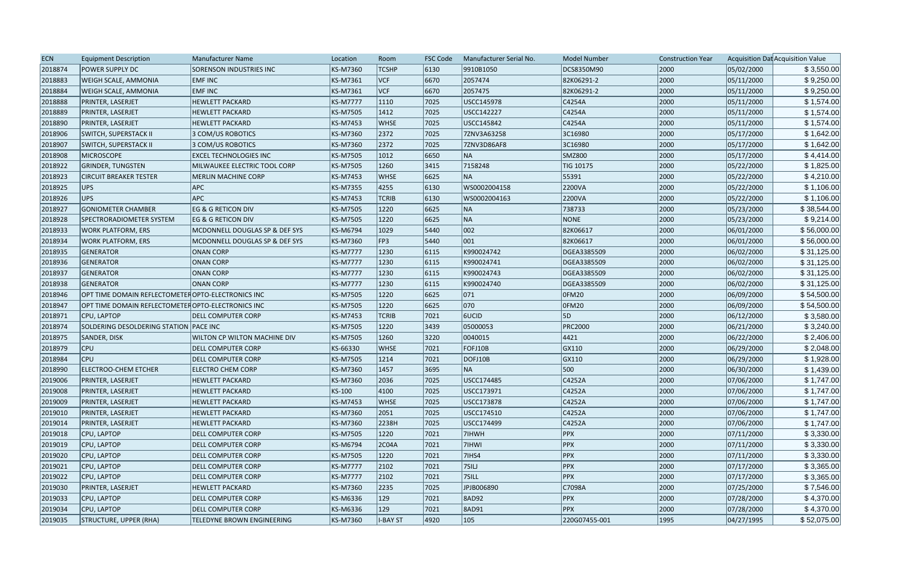| ECN | Equipment Description | Manufacturer Name | Location | Room | FSC Code | Manufacturer Serial No. | Model Number | Construction Year | Acquisition Dat | Acquisition Value |
|---|---|---|---|---|---|---|---|---|---|---|
| 2018874 | POWER SUPPLY DC | SORENSON INDUSTRIES INC | KS-M7360 | TCSHP | 6130 | 9910B1050 | DCS8350M90 | 2000 | 05/02/2000 | $ 3,550.00 |
| 2018883 | WEIGH SCALE, AMMONIA | EMF INC | KS-M7361 | VCF | 6670 | 2057474 | 82K06291-2 | 2000 | 05/11/2000 | $ 9,250.00 |
| 2018884 | WEIGH SCALE, AMMONIA | EMF INC | KS-M7361 | VCF | 6670 | 2057475 | 82K06291-2 | 2000 | 05/11/2000 | $ 9,250.00 |
| 2018888 | PRINTER, LASERJET | HEWLETT PACKARD | KS-M7777 | 1110 | 7025 | USCC145978 | C4254A | 2000 | 05/11/2000 | $ 1,574.00 |
| 2018889 | PRINTER, LASERJET | HEWLETT PACKARD | KS-M7505 | 1412 | 7025 | USCC142227 | C4254A | 2000 | 05/11/2000 | $ 1,574.00 |
| 2018890 | PRINTER, LASERJET | HEWLETT PACKARD | KS-M7453 | WHSE | 7025 | USCC145842 | C4254A | 2000 | 05/11/2000 | $ 1,574.00 |
| 2018906 | SWITCH, SUPERSTACK II | 3 COM/US ROBOTICS | KS-M7360 | 2372 | 7025 | 7ZNV3A63258 | 3C16980 | 2000 | 05/17/2000 | $ 1,642.00 |
| 2018907 | SWITCH, SUPERSTACK II | 3 COM/US ROBOTICS | KS-M7360 | 2372 | 7025 | 7ZNV3D86AF8 | 3C16980 | 2000 | 05/17/2000 | $ 1,642.00 |
| 2018908 | MICROSCOPE | EXCEL TECHNOLOGIES INC | KS-M7505 | 1012 | 6650 | NA | SMZ800 | 2000 | 05/17/2000 | $ 4,414.00 |
| 2018922 | GRINDER, TUNGSTEN | MILWAUKEE ELECTRIC TOOL CORP | KS-M7505 | 1260 | 3415 | 7158248 | TIG 10175 | 2000 | 05/22/2000 | $ 1,825.00 |
| 2018923 | CIRCUIT BREAKER TESTER | MERLIN MACHINE CORP | KS-M7453 | WHSE | 6625 | NA | 55391 | 2000 | 05/22/2000 | $ 4,210.00 |
| 2018925 | UPS | APC | KS-M7355 | 4255 | 6130 | WS0002004158 | 2200VA | 2000 | 05/22/2000 | $ 1,106.00 |
| 2018926 | UPS | APC | KS-M7453 | TCRIB | 6130 | WS0002004163 | 2200VA | 2000 | 05/22/2000 | $ 1,106.00 |
| 2018927 | GONIOMETER CHAMBER | EG & G RETICON DIV | KS-M7505 | 1220 | 6625 | NA | 738733 | 2000 | 05/23/2000 | $ 38,544.00 |
| 2018928 | SPECTRORADIOMETER SYSTEM | EG & G RETICON DIV | KS-M7505 | 1220 | 6625 | NA | NONE | 2000 | 05/23/2000 | $ 9,214.00 |
| 2018933 | WORK PLATFORM, ERS | MCDONNELL DOUGLAS SP & DEF SYS | KS-M6794 | 1029 | 5440 | 002 | 82K06617 | 2000 | 06/01/2000 | $ 56,000.00 |
| 2018934 | WORK PLATFORM, ERS | MCDONNELL DOUGLAS SP & DEF SYS | KS-M7360 | FP3 | 5440 | 001 | 82K06617 | 2000 | 06/01/2000 | $ 56,000.00 |
| 2018935 | GENERATOR | ONAN CORP | KS-M7777 | 1230 | 6115 | K990024742 | DGEA3385509 | 2000 | 06/02/2000 | $ 31,125.00 |
| 2018936 | GENERATOR | ONAN CORP | KS-M7777 | 1230 | 6115 | K990024741 | DGEA3385509 | 2000 | 06/02/2000 | $ 31,125.00 |
| 2018937 | GENERATOR | ONAN CORP | KS-M7777 | 1230 | 6115 | K990024743 | DGEA3385509 | 2000 | 06/02/2000 | $ 31,125.00 |
| 2018938 | GENERATOR | ONAN CORP | KS-M7777 | 1230 | 6115 | K990024740 | DGEA3385509 | 2000 | 06/02/2000 | $ 31,125.00 |
| 2018946 | OPT TIME DOMAIN REFLECTOMETER | OPTO-ELECTRONICS INC | KS-M7505 | 1220 | 6625 | 071 | 0FM20 | 2000 | 06/09/2000 | $ 54,500.00 |
| 2018947 | OPT TIME DOMAIN REFLECTOMETER | OPTO-ELECTRONICS INC | KS-M7505 | 1220 | 6625 | 070 | 0FM20 | 2000 | 06/09/2000 | $ 54,500.00 |
| 2018971 | CPU, LAPTOP | DELL COMPUTER CORP | KS-M7453 | TCRIB | 7021 | 6UCID | 5D | 2000 | 06/12/2000 | $ 3,580.00 |
| 2018974 | SOLDERING DESOLDERING STATION | PACE INC | KS-M7505 | 1220 | 3439 | 05000053 | PRC2000 | 2000 | 06/21/2000 | $ 3,240.00 |
| 2018975 | SANDER, DISK | WILTON CP WILTON MACHINE DIV | KS-M7505 | 1260 | 3220 | 0040015 | 4421 | 2000 | 06/22/2000 | $ 2,406.00 |
| 2018979 | CPU | DELL COMPUTER CORP | KS-66330 | WHSE | 7021 | FOFJ10B | GX110 | 2000 | 06/29/2000 | $ 2,048.00 |
| 2018984 | CPU | DELL COMPUTER CORP | KS-M7505 | 1214 | 7021 | DOFJ10B | GX110 | 2000 | 06/29/2000 | $ 1,928.00 |
| 2018990 | ELECTROO-CHEM ETCHER | ELECTRO CHEM CORP | KS-M7360 | 1457 | 3695 | NA | 500 | 2000 | 06/30/2000 | $ 1,439.00 |
| 2019006 | PRINTER, LASERJET | HEWLETT PACKARD | KS-M7360 | 2036 | 7025 | USCC174485 | C4252A | 2000 | 07/06/2000 | $ 1,747.00 |
| 2019008 | PRINTER, LASERJET | HEWLETT PACKARD | KS-100 | 4100 | 7025 | USCC173971 | C4252A | 2000 | 07/06/2000 | $ 1,747.00 |
| 2019009 | PRINTER, LASERJET | HEWLETT PACKARD | KS-M7453 | WHSE | 7025 | USCC173878 | C4252A | 2000 | 07/06/2000 | $ 1,747.00 |
| 2019010 | PRINTER, LASERJET | HEWLETT PACKARD | KS-M7360 | 2051 | 7025 | USCC174510 | C4252A | 2000 | 07/06/2000 | $ 1,747.00 |
| 2019014 | PRINTER, LASERJET | HEWLETT PACKARD | KS-M7360 | 2238H | 7025 | USCC174499 | C4252A | 2000 | 07/06/2000 | $ 1,747.00 |
| 2019018 | CPU, LAPTOP | DELL COMPUTER CORP | KS-M7505 | 1220 | 7021 | 7IHWH | PPX | 2000 | 07/11/2000 | $ 3,330.00 |
| 2019019 | CPU, LAPTOP | DELL COMPUTER CORP | KS-M6794 | 2C04A | 7021 | 7IHWI | PPX | 2000 | 07/11/2000 | $ 3,330.00 |
| 2019020 | CPU, LAPTOP | DELL COMPUTER CORP | KS-M7505 | 1220 | 7021 | 7IHS4 | PPX | 2000 | 07/11/2000 | $ 3,330.00 |
| 2019021 | CPU, LAPTOP | DELL COMPUTER CORP | KS-M7777 | 2102 | 7021 | 7SILJ | PPX | 2000 | 07/17/2000 | $ 3,365.00 |
| 2019022 | CPU, LAPTOP | DELL COMPUTER CORP | KS-M7777 | 2102 | 7021 | 7SILL | PPX | 2000 | 07/17/2000 | $ 3,365.00 |
| 2019030 | PRINTER, LASERJET | HEWLETT PACKARD | KS-M7360 | 2235 | 7025 | JPJB006890 | C7098A | 2000 | 07/25/2000 | $ 7,546.00 |
| 2019033 | CPU, LAPTOP | DELL COMPUTER CORP | KS-M6336 | 129 | 7021 | 8AD92 | PPX | 2000 | 07/28/2000 | $ 4,370.00 |
| 2019034 | CPU, LAPTOP | DELL COMPUTER CORP | KS-M6336 | 129 | 7021 | 8AD91 | PPX | 2000 | 07/28/2000 | $ 4,370.00 |
| 2019035 | STRUCTURE, UPPER (RHA) | TELEDYNE BROWN ENGINEERING | KS-M7360 | I-BAY ST | 4920 | 105 | 220G07455-001 | 1995 | 04/27/1995 | $ 52,075.00 |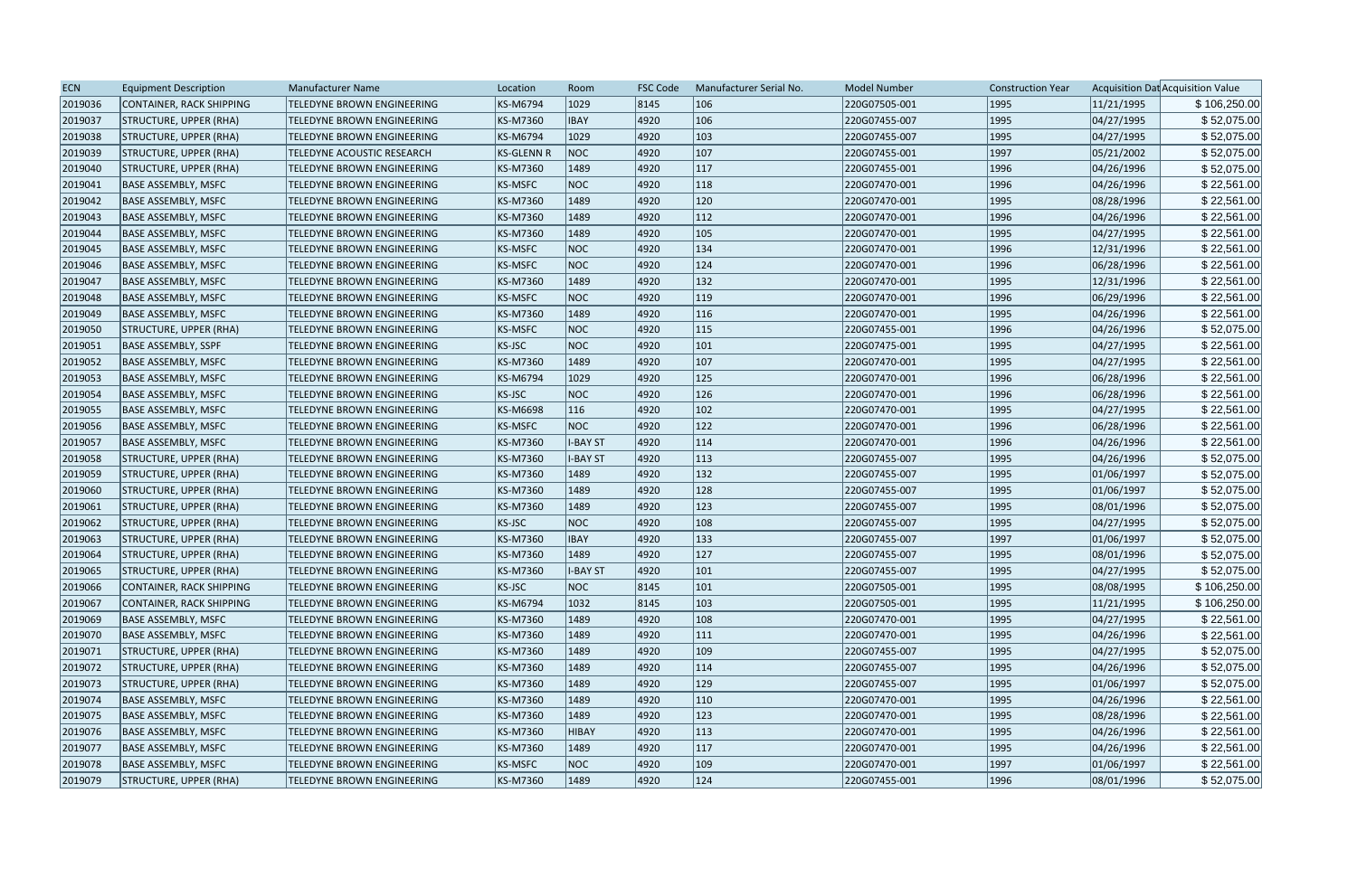| ECN | Equipment Description | Manufacturer Name | Location | Room | FSC Code | Manufacturer Serial No. | Model Number | Construction Year | Acquisition Dat | Acquisition Value |
|---|---|---|---|---|---|---|---|---|---|---|
| 2019036 | CONTAINER, RACK SHIPPING | TELEDYNE BROWN ENGINEERING | KS-M6794 | 1029 | 8145 | 106 | 220G07505-001 | 1995 | 11/21/1995 | $ 106,250.00 |
| 2019037 | STRUCTURE, UPPER (RHA) | TELEDYNE BROWN ENGINEERING | KS-M7360 | IBAY | 4920 | 106 | 220G07455-007 | 1995 | 04/27/1995 | $ 52,075.00 |
| 2019038 | STRUCTURE, UPPER (RHA) | TELEDYNE BROWN ENGINEERING | KS-M6794 | 1029 | 4920 | 103 | 220G07455-007 | 1995 | 04/27/1995 | $ 52,075.00 |
| 2019039 | STRUCTURE, UPPER (RHA) | TELEDYNE ACOUSTIC RESEARCH | KS-GLENN R | NOC | 4920 | 107 | 220G07455-001 | 1997 | 05/21/2002 | $ 52,075.00 |
| 2019040 | STRUCTURE, UPPER (RHA) | TELEDYNE BROWN ENGINEERING | KS-M7360 | 1489 | 4920 | 117 | 220G07455-001 | 1996 | 04/26/1996 | $ 52,075.00 |
| 2019041 | BASE ASSEMBLY, MSFC | TELEDYNE BROWN ENGINEERING | KS-MSFC | NOC | 4920 | 118 | 220G07470-001 | 1996 | 04/26/1996 | $ 22,561.00 |
| 2019042 | BASE ASSEMBLY, MSFC | TELEDYNE BROWN ENGINEERING | KS-M7360 | 1489 | 4920 | 120 | 220G07470-001 | 1995 | 08/28/1996 | $ 22,561.00 |
| 2019043 | BASE ASSEMBLY, MSFC | TELEDYNE BROWN ENGINEERING | KS-M7360 | 1489 | 4920 | 112 | 220G07470-001 | 1996 | 04/26/1996 | $ 22,561.00 |
| 2019044 | BASE ASSEMBLY, MSFC | TELEDYNE BROWN ENGINEERING | KS-M7360 | 1489 | 4920 | 105 | 220G07470-001 | 1995 | 04/27/1995 | $ 22,561.00 |
| 2019045 | BASE ASSEMBLY, MSFC | TELEDYNE BROWN ENGINEERING | KS-MSFC | NOC | 4920 | 134 | 220G07470-001 | 1996 | 12/31/1996 | $ 22,561.00 |
| 2019046 | BASE ASSEMBLY, MSFC | TELEDYNE BROWN ENGINEERING | KS-MSFC | NOC | 4920 | 124 | 220G07470-001 | 1996 | 06/28/1996 | $ 22,561.00 |
| 2019047 | BASE ASSEMBLY, MSFC | TELEDYNE BROWN ENGINEERING | KS-M7360 | 1489 | 4920 | 132 | 220G07470-001 | 1995 | 12/31/1996 | $ 22,561.00 |
| 2019048 | BASE ASSEMBLY, MSFC | TELEDYNE BROWN ENGINEERING | KS-MSFC | NOC | 4920 | 119 | 220G07470-001 | 1996 | 06/29/1996 | $ 22,561.00 |
| 2019049 | BASE ASSEMBLY, MSFC | TELEDYNE BROWN ENGINEERING | KS-M7360 | 1489 | 4920 | 116 | 220G07470-001 | 1995 | 04/26/1996 | $ 22,561.00 |
| 2019050 | STRUCTURE, UPPER (RHA) | TELEDYNE BROWN ENGINEERING | KS-MSFC | NOC | 4920 | 115 | 220G07455-001 | 1996 | 04/26/1996 | $ 52,075.00 |
| 2019051 | BASE ASSEMBLY, SSPF | TELEDYNE BROWN ENGINEERING | KS-JSC | NOC | 4920 | 101 | 220G07475-001 | 1995 | 04/27/1995 | $ 22,561.00 |
| 2019052 | BASE ASSEMBLY, MSFC | TELEDYNE BROWN ENGINEERING | KS-M7360 | 1489 | 4920 | 107 | 220G07470-001 | 1995 | 04/27/1995 | $ 22,561.00 |
| 2019053 | BASE ASSEMBLY, MSFC | TELEDYNE BROWN ENGINEERING | KS-M6794 | 1029 | 4920 | 125 | 220G07470-001 | 1996 | 06/28/1996 | $ 22,561.00 |
| 2019054 | BASE ASSEMBLY, MSFC | TELEDYNE BROWN ENGINEERING | KS-JSC | NOC | 4920 | 126 | 220G07470-001 | 1996 | 06/28/1996 | $ 22,561.00 |
| 2019055 | BASE ASSEMBLY, MSFC | TELEDYNE BROWN ENGINEERING | KS-M6698 | 116 | 4920 | 102 | 220G07470-001 | 1995 | 04/27/1995 | $ 22,561.00 |
| 2019056 | BASE ASSEMBLY, MSFC | TELEDYNE BROWN ENGINEERING | KS-MSFC | NOC | 4920 | 122 | 220G07470-001 | 1996 | 06/28/1996 | $ 22,561.00 |
| 2019057 | BASE ASSEMBLY, MSFC | TELEDYNE BROWN ENGINEERING | KS-M7360 | I-BAY ST | 4920 | 114 | 220G07470-001 | 1996 | 04/26/1996 | $ 22,561.00 |
| 2019058 | STRUCTURE, UPPER (RHA) | TELEDYNE BROWN ENGINEERING | KS-M7360 | I-BAY ST | 4920 | 113 | 220G07455-007 | 1995 | 04/26/1996 | $ 52,075.00 |
| 2019059 | STRUCTURE, UPPER (RHA) | TELEDYNE BROWN ENGINEERING | KS-M7360 | 1489 | 4920 | 132 | 220G07455-007 | 1995 | 01/06/1997 | $ 52,075.00 |
| 2019060 | STRUCTURE, UPPER (RHA) | TELEDYNE BROWN ENGINEERING | KS-M7360 | 1489 | 4920 | 128 | 220G07455-007 | 1995 | 01/06/1997 | $ 52,075.00 |
| 2019061 | STRUCTURE, UPPER (RHA) | TELEDYNE BROWN ENGINEERING | KS-M7360 | 1489 | 4920 | 123 | 220G07455-007 | 1995 | 08/01/1996 | $ 52,075.00 |
| 2019062 | STRUCTURE, UPPER (RHA) | TELEDYNE BROWN ENGINEERING | KS-JSC | NOC | 4920 | 108 | 220G07455-007 | 1995 | 04/27/1995 | $ 52,075.00 |
| 2019063 | STRUCTURE, UPPER (RHA) | TELEDYNE BROWN ENGINEERING | KS-M7360 | IBAY | 4920 | 133 | 220G07455-007 | 1997 | 01/06/1997 | $ 52,075.00 |
| 2019064 | STRUCTURE, UPPER (RHA) | TELEDYNE BROWN ENGINEERING | KS-M7360 | 1489 | 4920 | 127 | 220G07455-007 | 1995 | 08/01/1996 | $ 52,075.00 |
| 2019065 | STRUCTURE, UPPER (RHA) | TELEDYNE BROWN ENGINEERING | KS-M7360 | I-BAY ST | 4920 | 101 | 220G07455-007 | 1995 | 04/27/1995 | $ 52,075.00 |
| 2019066 | CONTAINER, RACK SHIPPING | TELEDYNE BROWN ENGINEERING | KS-JSC | NOC | 8145 | 101 | 220G07505-001 | 1995 | 08/08/1995 | $ 106,250.00 |
| 2019067 | CONTAINER, RACK SHIPPING | TELEDYNE BROWN ENGINEERING | KS-M6794 | 1032 | 8145 | 103 | 220G07505-001 | 1995 | 11/21/1995 | $ 106,250.00 |
| 2019069 | BASE ASSEMBLY, MSFC | TELEDYNE BROWN ENGINEERING | KS-M7360 | 1489 | 4920 | 108 | 220G07470-001 | 1995 | 04/27/1995 | $ 22,561.00 |
| 2019070 | BASE ASSEMBLY, MSFC | TELEDYNE BROWN ENGINEERING | KS-M7360 | 1489 | 4920 | 111 | 220G07470-001 | 1995 | 04/26/1996 | $ 22,561.00 |
| 2019071 | STRUCTURE, UPPER (RHA) | TELEDYNE BROWN ENGINEERING | KS-M7360 | 1489 | 4920 | 109 | 220G07455-007 | 1995 | 04/27/1995 | $ 52,075.00 |
| 2019072 | STRUCTURE, UPPER (RHA) | TELEDYNE BROWN ENGINEERING | KS-M7360 | 1489 | 4920 | 114 | 220G07455-007 | 1995 | 04/26/1996 | $ 52,075.00 |
| 2019073 | STRUCTURE, UPPER (RHA) | TELEDYNE BROWN ENGINEERING | KS-M7360 | 1489 | 4920 | 129 | 220G07455-007 | 1995 | 01/06/1997 | $ 52,075.00 |
| 2019074 | BASE ASSEMBLY, MSFC | TELEDYNE BROWN ENGINEERING | KS-M7360 | 1489 | 4920 | 110 | 220G07470-001 | 1995 | 04/26/1996 | $ 22,561.00 |
| 2019075 | BASE ASSEMBLY, MSFC | TELEDYNE BROWN ENGINEERING | KS-M7360 | 1489 | 4920 | 123 | 220G07470-001 | 1995 | 08/28/1996 | $ 22,561.00 |
| 2019076 | BASE ASSEMBLY, MSFC | TELEDYNE BROWN ENGINEERING | KS-M7360 | HIBAY | 4920 | 113 | 220G07470-001 | 1995 | 04/26/1996 | $ 22,561.00 |
| 2019077 | BASE ASSEMBLY, MSFC | TELEDYNE BROWN ENGINEERING | KS-M7360 | 1489 | 4920 | 117 | 220G07470-001 | 1995 | 04/26/1996 | $ 22,561.00 |
| 2019078 | BASE ASSEMBLY, MSFC | TELEDYNE BROWN ENGINEERING | KS-MSFC | NOC | 4920 | 109 | 220G07470-001 | 1997 | 01/06/1997 | $ 22,561.00 |
| 2019079 | STRUCTURE, UPPER (RHA) | TELEDYNE BROWN ENGINEERING | KS-M7360 | 1489 | 4920 | 124 | 220G07455-001 | 1996 | 08/01/1996 | $ 52,075.00 |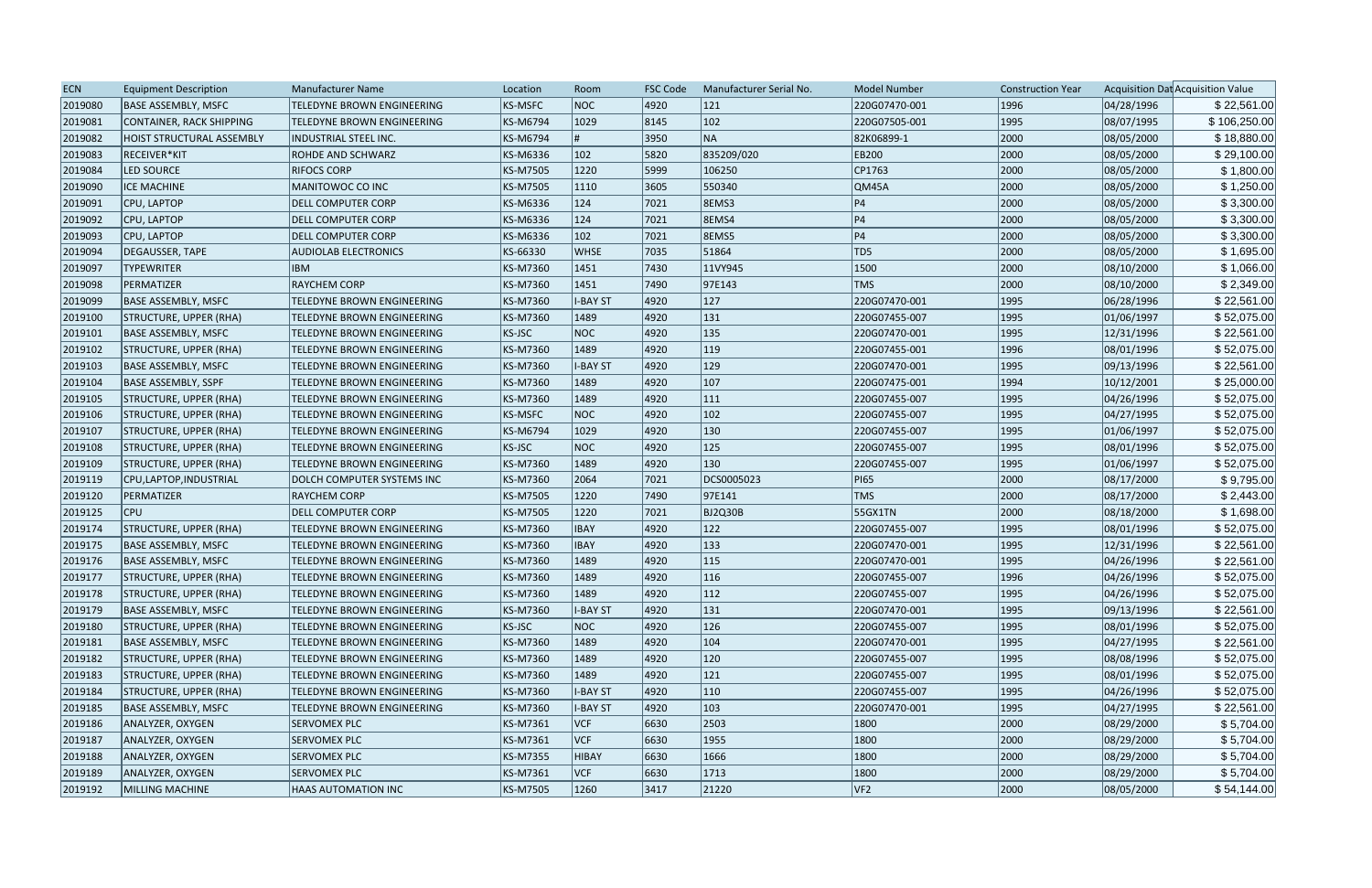| ECN | Equipment Description | Manufacturer Name | Location | Room | FSC Code | Manufacturer Serial No. | Model Number | Construction Year | Acquisition Dat | Acquisition Value |
|---|---|---|---|---|---|---|---|---|---|---|
| 2019080 | BASE ASSEMBLY, MSFC | TELEDYNE BROWN ENGINEERING | KS-MSFC | NOC | 4920 | 121 | 220G07470-001 | 1996 | 04/28/1996 | $ 22,561.00 |
| 2019081 | CONTAINER, RACK SHIPPING | TELEDYNE BROWN ENGINEERING | KS-M6794 | 1029 | 8145 | 102 | 220G07505-001 | 1995 | 08/07/1995 | $ 106,250.00 |
| 2019082 | HOIST STRUCTURAL ASSEMBLY | INDUSTRIAL STEEL INC. | KS-M6794 | # | 3950 | NA | 82K06899-1 | 2000 | 08/05/2000 | $ 18,880.00 |
| 2019083 | RECEIVER*KIT | ROHDE AND SCHWARZ | KS-M6336 | 102 | 5820 | 835209/020 | EB200 | 2000 | 08/05/2000 | $ 29,100.00 |
| 2019084 | LED SOURCE | RIFOCS CORP | KS-M7505 | 1220 | 5999 | 106250 | CP1763 | 2000 | 08/05/2000 | $ 1,800.00 |
| 2019090 | ICE MACHINE | MANITOWOC CO INC | KS-M7505 | 1110 | 3605 | 550340 | QM45A | 2000 | 08/05/2000 | $ 1,250.00 |
| 2019091 | CPU, LAPTOP | DELL COMPUTER CORP | KS-M6336 | 124 | 7021 | 8EMS3 | P4 | 2000 | 08/05/2000 | $ 3,300.00 |
| 2019092 | CPU, LAPTOP | DELL COMPUTER CORP | KS-M6336 | 124 | 7021 | 8EMS4 | P4 | 2000 | 08/05/2000 | $ 3,300.00 |
| 2019093 | CPU, LAPTOP | DELL COMPUTER CORP | KS-M6336 | 102 | 7021 | 8EMS5 | P4 | 2000 | 08/05/2000 | $ 3,300.00 |
| 2019094 | DEGAUSSER, TAPE | AUDIOLAB ELECTRONICS | KS-66330 | WHSE | 7035 | 51864 | TD5 | 2000 | 08/05/2000 | $ 1,695.00 |
| 2019097 | TYPEWRITER | IBM | KS-M7360 | 1451 | 7430 | 11VY945 | 1500 | 2000 | 08/10/2000 | $ 1,066.00 |
| 2019098 | PERMATIZER | RAYCHEM CORP | KS-M7360 | 1451 | 7490 | 97E143 | TMS | 2000 | 08/10/2000 | $ 2,349.00 |
| 2019099 | BASE ASSEMBLY, MSFC | TELEDYNE BROWN ENGINEERING | KS-M7360 | I-BAY ST | 4920 | 127 | 220G07470-001 | 1995 | 06/28/1996 | $ 22,561.00 |
| 2019100 | STRUCTURE, UPPER (RHA) | TELEDYNE BROWN ENGINEERING | KS-M7360 | 1489 | 4920 | 131 | 220G07455-007 | 1995 | 01/06/1997 | $ 52,075.00 |
| 2019101 | BASE ASSEMBLY, MSFC | TELEDYNE BROWN ENGINEERING | KS-JSC | NOC | 4920 | 135 | 220G07470-001 | 1995 | 12/31/1996 | $ 22,561.00 |
| 2019102 | STRUCTURE, UPPER (RHA) | TELEDYNE BROWN ENGINEERING | KS-M7360 | 1489 | 4920 | 119 | 220G07455-001 | 1996 | 08/01/1996 | $ 52,075.00 |
| 2019103 | BASE ASSEMBLY, MSFC | TELEDYNE BROWN ENGINEERING | KS-M7360 | I-BAY ST | 4920 | 129 | 220G07470-001 | 1995 | 09/13/1996 | $ 22,561.00 |
| 2019104 | BASE ASSEMBLY, SSPF | TELEDYNE BROWN ENGINEERING | KS-M7360 | 1489 | 4920 | 107 | 220G07475-001 | 1994 | 10/12/2001 | $ 25,000.00 |
| 2019105 | STRUCTURE, UPPER (RHA) | TELEDYNE BROWN ENGINEERING | KS-M7360 | 1489 | 4920 | 111 | 220G07455-007 | 1995 | 04/26/1996 | $ 52,075.00 |
| 2019106 | STRUCTURE, UPPER (RHA) | TELEDYNE BROWN ENGINEERING | KS-MSFC | NOC | 4920 | 102 | 220G07455-007 | 1995 | 04/27/1995 | $ 52,075.00 |
| 2019107 | STRUCTURE, UPPER (RHA) | TELEDYNE BROWN ENGINEERING | KS-M6794 | 1029 | 4920 | 130 | 220G07455-007 | 1995 | 01/06/1997 | $ 52,075.00 |
| 2019108 | STRUCTURE, UPPER (RHA) | TELEDYNE BROWN ENGINEERING | KS-JSC | NOC | 4920 | 125 | 220G07455-007 | 1995 | 08/01/1996 | $ 52,075.00 |
| 2019109 | STRUCTURE, UPPER (RHA) | TELEDYNE BROWN ENGINEERING | KS-M7360 | 1489 | 4920 | 130 | 220G07455-007 | 1995 | 01/06/1997 | $ 52,075.00 |
| 2019119 | CPU,LAPTOP,INDUSTRIAL | DOLCH COMPUTER SYSTEMS INC | KS-M7360 | 2064 | 7021 | DCS0005023 | PI65 | 2000 | 08/17/2000 | $ 9,795.00 |
| 2019120 | PERMATIZER | RAYCHEM CORP | KS-M7505 | 1220 | 7490 | 97E141 | TMS | 2000 | 08/17/2000 | $ 2,443.00 |
| 2019125 | CPU | DELL COMPUTER CORP | KS-M7505 | 1220 | 7021 | BJ2Q30B | 55GX1TN | 2000 | 08/18/2000 | $ 1,698.00 |
| 2019174 | STRUCTURE, UPPER (RHA) | TELEDYNE BROWN ENGINEERING | KS-M7360 | IBAY | 4920 | 122 | 220G07455-007 | 1995 | 08/01/1996 | $ 52,075.00 |
| 2019175 | BASE ASSEMBLY, MSFC | TELEDYNE BROWN ENGINEERING | KS-M7360 | IBAY | 4920 | 133 | 220G07470-001 | 1995 | 12/31/1996 | $ 22,561.00 |
| 2019176 | BASE ASSEMBLY, MSFC | TELEDYNE BROWN ENGINEERING | KS-M7360 | 1489 | 4920 | 115 | 220G07470-001 | 1995 | 04/26/1996 | $ 22,561.00 |
| 2019177 | STRUCTURE, UPPER (RHA) | TELEDYNE BROWN ENGINEERING | KS-M7360 | 1489 | 4920 | 116 | 220G07455-007 | 1996 | 04/26/1996 | $ 52,075.00 |
| 2019178 | STRUCTURE, UPPER (RHA) | TELEDYNE BROWN ENGINEERING | KS-M7360 | 1489 | 4920 | 112 | 220G07455-007 | 1995 | 04/26/1996 | $ 52,075.00 |
| 2019179 | BASE ASSEMBLY, MSFC | TELEDYNE BROWN ENGINEERING | KS-M7360 | I-BAY ST | 4920 | 131 | 220G07470-001 | 1995 | 09/13/1996 | $ 22,561.00 |
| 2019180 | STRUCTURE, UPPER (RHA) | TELEDYNE BROWN ENGINEERING | KS-JSC | NOC | 4920 | 126 | 220G07455-007 | 1995 | 08/01/1996 | $ 52,075.00 |
| 2019181 | BASE ASSEMBLY, MSFC | TELEDYNE BROWN ENGINEERING | KS-M7360 | 1489 | 4920 | 104 | 220G07470-001 | 1995 | 04/27/1995 | $ 22,561.00 |
| 2019182 | STRUCTURE, UPPER (RHA) | TELEDYNE BROWN ENGINEERING | KS-M7360 | 1489 | 4920 | 120 | 220G07455-007 | 1995 | 08/08/1996 | $ 52,075.00 |
| 2019183 | STRUCTURE, UPPER (RHA) | TELEDYNE BROWN ENGINEERING | KS-M7360 | 1489 | 4920 | 121 | 220G07455-007 | 1995 | 08/01/1996 | $ 52,075.00 |
| 2019184 | STRUCTURE, UPPER (RHA) | TELEDYNE BROWN ENGINEERING | KS-M7360 | I-BAY ST | 4920 | 110 | 220G07455-007 | 1995 | 04/26/1996 | $ 52,075.00 |
| 2019185 | BASE ASSEMBLY, MSFC | TELEDYNE BROWN ENGINEERING | KS-M7360 | I-BAY ST | 4920 | 103 | 220G07470-001 | 1995 | 04/27/1995 | $ 22,561.00 |
| 2019186 | ANALYZER, OXYGEN | SERVOMEX PLC | KS-M7361 | VCF | 6630 | 2503 | 1800 | 2000 | 08/29/2000 | $ 5,704.00 |
| 2019187 | ANALYZER, OXYGEN | SERVOMEX PLC | KS-M7361 | VCF | 6630 | 1955 | 1800 | 2000 | 08/29/2000 | $ 5,704.00 |
| 2019188 | ANALYZER, OXYGEN | SERVOMEX PLC | KS-M7355 | HIBAY | 6630 | 1666 | 1800 | 2000 | 08/29/2000 | $ 5,704.00 |
| 2019189 | ANALYZER, OXYGEN | SERVOMEX PLC | KS-M7361 | VCF | 6630 | 1713 | 1800 | 2000 | 08/29/2000 | $ 5,704.00 |
| 2019192 | MILLING MACHINE | HAAS AUTOMATION INC | KS-M7505 | 1260 | 3417 | 21220 | VF2 | 2000 | 08/05/2000 | $ 54,144.00 |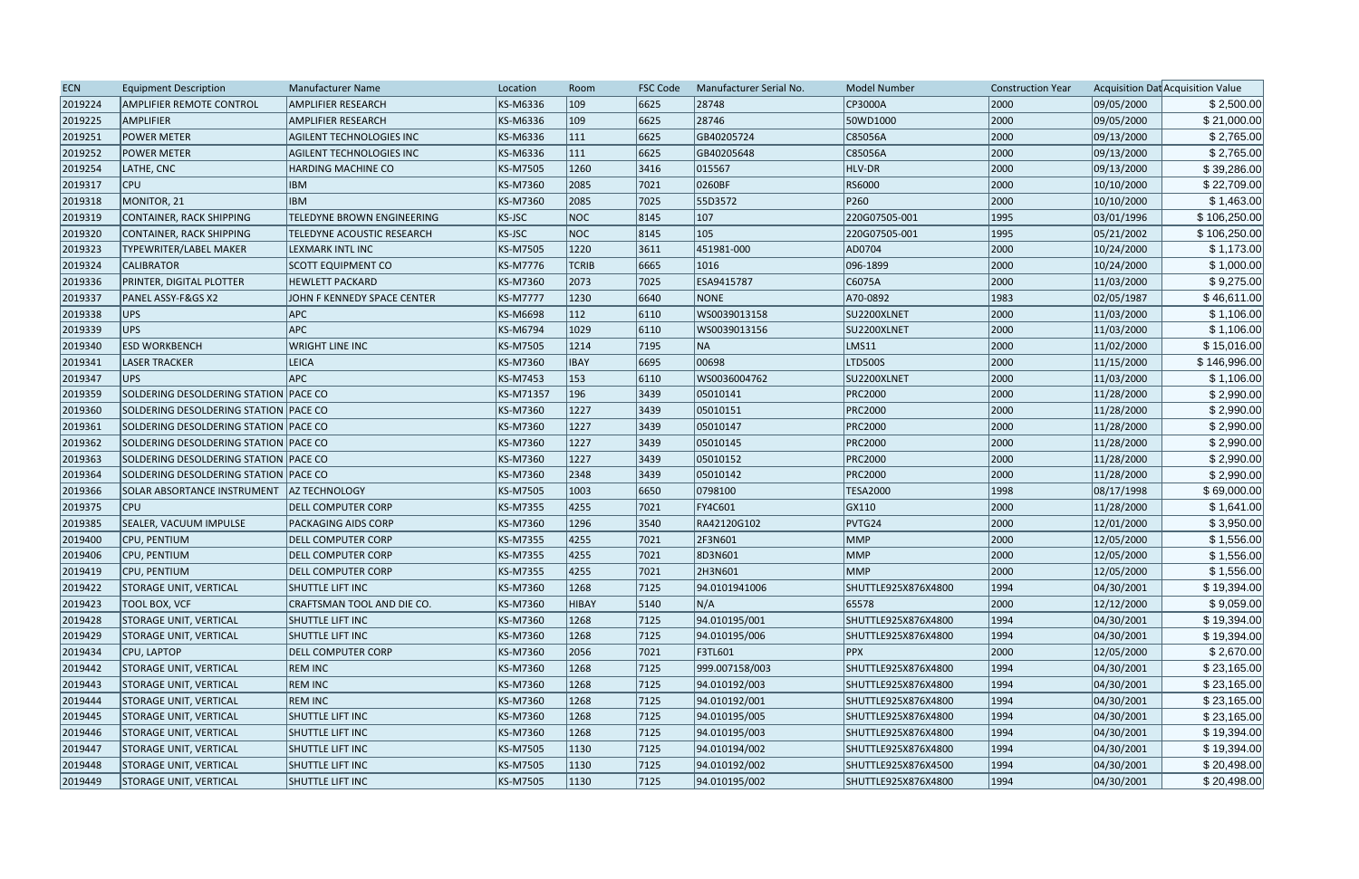| ECN | Equipment Description | Manufacturer Name | Location | Room | FSC Code | Manufacturer Serial No. | Model Number | Construction Year | Acquisition Dat | Acquisition Value |
|---|---|---|---|---|---|---|---|---|---|---|
| 2019224 | AMPLIFIER REMOTE CONTROL | AMPLIFIER RESEARCH | KS-M6336 | 109 | 6625 | 28748 | CP3000A | 2000 | 09/05/2000 | $ 2,500.00 |
| 2019225 | AMPLIFIER | AMPLIFIER RESEARCH | KS-M6336 | 109 | 6625 | 28746 | 50WD1000 | 2000 | 09/05/2000 | $ 21,000.00 |
| 2019251 | POWER METER | AGILENT TECHNOLOGIES INC | KS-M6336 | 111 | 6625 | GB40205724 | C85056A | 2000 | 09/13/2000 | $ 2,765.00 |
| 2019252 | POWER METER | AGILENT TECHNOLOGIES INC | KS-M6336 | 111 | 6625 | GB40205648 | C85056A | 2000 | 09/13/2000 | $ 2,765.00 |
| 2019254 | LATHE, CNC | HARDING MACHINE CO | KS-M7505 | 1260 | 3416 | 015567 | HLV-DR | 2000 | 09/13/2000 | $ 39,286.00 |
| 2019317 | CPU | IBM | KS-M7360 | 2085 | 7021 | 0260BF | RS6000 | 2000 | 10/10/2000 | $ 22,709.00 |
| 2019318 | MONITOR, 21 | IBM | KS-M7360 | 2085 | 7025 | 55D3572 | P260 | 2000 | 10/10/2000 | $ 1,463.00 |
| 2019319 | CONTAINER, RACK SHIPPING | TELEDYNE BROWN ENGINEERING | KS-JSC | NOC | 8145 | 107 | 220G07505-001 | 1995 | 03/01/1996 | $ 106,250.00 |
| 2019320 | CONTAINER, RACK SHIPPING | TELEDYNE ACOUSTIC RESEARCH | KS-JSC | NOC | 8145 | 105 | 220G07505-001 | 1995 | 05/21/2002 | $ 106,250.00 |
| 2019323 | TYPEWRITER/LABEL MAKER | LEXMARK INTL INC | KS-M7505 | 1220 | 3611 | 451981-000 | AD0704 | 2000 | 10/24/2000 | $ 1,173.00 |
| 2019324 | CALIBRATOR | SCOTT EQUIPMENT CO | KS-M7776 | TCRIB | 6665 | 1016 | 096-1899 | 2000 | 10/24/2000 | $ 1,000.00 |
| 2019336 | PRINTER, DIGITAL PLOTTER | HEWLETT PACKARD | KS-M7360 | 2073 | 7025 | ESA9415787 | C6075A | 2000 | 11/03/2000 | $ 9,275.00 |
| 2019337 | PANEL ASSY-F&GS X2 | JOHN F KENNEDY SPACE CENTER | KS-M7777 | 1230 | 6640 | NONE | A70-0892 | 1983 | 02/05/1987 | $ 46,611.00 |
| 2019338 | UPS | APC | KS-M6698 | 112 | 6110 | WS0039013158 | SU2200XLNET | 2000 | 11/03/2000 | $ 1,106.00 |
| 2019339 | UPS | APC | KS-M6794 | 1029 | 6110 | WS0039013156 | SU2200XLNET | 2000 | 11/03/2000 | $ 1,106.00 |
| 2019340 | ESD WORKBENCH | WRIGHT LINE INC | KS-M7505 | 1214 | 7195 | NA | LMS11 | 2000 | 11/02/2000 | $ 15,016.00 |
| 2019341 | LASER TRACKER | LEICA | KS-M7360 | IBAY | 6695 | 00698 | LTD500S | 2000 | 11/15/2000 | $ 146,996.00 |
| 2019347 | UPS | APC | KS-M7453 | 153 | 6110 | WS0036004762 | SU2200XLNET | 2000 | 11/03/2000 | $ 1,106.00 |
| 2019359 | SOLDERING DESOLDERING STATION | PACE CO | KS-M71357 | 196 | 3439 | 05010141 | PRC2000 | 2000 | 11/28/2000 | $ 2,990.00 |
| 2019360 | SOLDERING DESOLDERING STATION | PACE CO | KS-M7360 | 1227 | 3439 | 05010151 | PRC2000 | 2000 | 11/28/2000 | $ 2,990.00 |
| 2019361 | SOLDERING DESOLDERING STATION | PACE CO | KS-M7360 | 1227 | 3439 | 05010147 | PRC2000 | 2000 | 11/28/2000 | $ 2,990.00 |
| 2019362 | SOLDERING DESOLDERING STATION | PACE CO | KS-M7360 | 1227 | 3439 | 05010145 | PRC2000 | 2000 | 11/28/2000 | $ 2,990.00 |
| 2019363 | SOLDERING DESOLDERING STATION | PACE CO | KS-M7360 | 1227 | 3439 | 05010152 | PRC2000 | 2000 | 11/28/2000 | $ 2,990.00 |
| 2019364 | SOLDERING DESOLDERING STATION | PACE CO | KS-M7360 | 2348 | 3439 | 05010142 | PRC2000 | 2000 | 11/28/2000 | $ 2,990.00 |
| 2019366 | SOLAR ABSORTANCE INSTRUMENT | AZ TECHNOLOGY | KS-M7505 | 1003 | 6650 | 0798100 | TESA2000 | 1998 | 08/17/1998 | $ 69,000.00 |
| 2019375 | CPU | DELL COMPUTER CORP | KS-M7355 | 4255 | 7021 | FY4C601 | GX110 | 2000 | 11/28/2000 | $ 1,641.00 |
| 2019385 | SEALER, VACUUM IMPULSE | PACKAGING AIDS CORP | KS-M7360 | 1296 | 3540 | RA42120G102 | PVTG24 | 2000 | 12/01/2000 | $ 3,950.00 |
| 2019400 | CPU, PENTIUM | DELL COMPUTER CORP | KS-M7355 | 4255 | 7021 | 2F3N601 | MMP | 2000 | 12/05/2000 | $ 1,556.00 |
| 2019406 | CPU, PENTIUM | DELL COMPUTER CORP | KS-M7355 | 4255 | 7021 | 8D3N601 | MMP | 2000 | 12/05/2000 | $ 1,556.00 |
| 2019419 | CPU, PENTIUM | DELL COMPUTER CORP | KS-M7355 | 4255 | 7021 | 2H3N601 | MMP | 2000 | 12/05/2000 | $ 1,556.00 |
| 2019422 | STORAGE UNIT, VERTICAL | SHUTTLE LIFT INC | KS-M7360 | 1268 | 7125 | 94.0101941006 | SHUTTLE925X876X4800 | 1994 | 04/30/2001 | $ 19,394.00 |
| 2019423 | TOOL BOX, VCF | CRAFTSMAN TOOL AND DIE CO. | KS-M7360 | HIBAY | 5140 | N/A | 65578 | 2000 | 12/12/2000 | $ 9,059.00 |
| 2019428 | STORAGE UNIT, VERTICAL | SHUTTLE LIFT INC | KS-M7360 | 1268 | 7125 | 94.010195/001 | SHUTTLE925X876X4800 | 1994 | 04/30/2001 | $ 19,394.00 |
| 2019429 | STORAGE UNIT, VERTICAL | SHUTTLE LIFT INC | KS-M7360 | 1268 | 7125 | 94.010195/006 | SHUTTLE925X876X4800 | 1994 | 04/30/2001 | $ 19,394.00 |
| 2019434 | CPU, LAPTOP | DELL COMPUTER CORP | KS-M7360 | 2056 | 7021 | F3TL601 | PPX | 2000 | 12/05/2000 | $ 2,670.00 |
| 2019442 | STORAGE UNIT, VERTICAL | REM INC | KS-M7360 | 1268 | 7125 | 999.007158/003 | SHUTTLE925X876X4800 | 1994 | 04/30/2001 | $ 23,165.00 |
| 2019443 | STORAGE UNIT, VERTICAL | REM INC | KS-M7360 | 1268 | 7125 | 94.010192/003 | SHUTTLE925X876X4800 | 1994 | 04/30/2001 | $ 23,165.00 |
| 2019444 | STORAGE UNIT, VERTICAL | REM INC | KS-M7360 | 1268 | 7125 | 94.010192/001 | SHUTTLE925X876X4800 | 1994 | 04/30/2001 | $ 23,165.00 |
| 2019445 | STORAGE UNIT, VERTICAL | SHUTTLE LIFT INC | KS-M7360 | 1268 | 7125 | 94.010195/005 | SHUTTLE925X876X4800 | 1994 | 04/30/2001 | $ 23,165.00 |
| 2019446 | STORAGE UNIT, VERTICAL | SHUTTLE LIFT INC | KS-M7360 | 1268 | 7125 | 94.010195/003 | SHUTTLE925X876X4800 | 1994 | 04/30/2001 | $ 19,394.00 |
| 2019447 | STORAGE UNIT, VERTICAL | SHUTTLE LIFT INC | KS-M7505 | 1130 | 7125 | 94.010194/002 | SHUTTLE925X876X4800 | 1994 | 04/30/2001 | $ 19,394.00 |
| 2019448 | STORAGE UNIT, VERTICAL | SHUTTLE LIFT INC | KS-M7505 | 1130 | 7125 | 94.010192/002 | SHUTTLE925X876X4500 | 1994 | 04/30/2001 | $ 20,498.00 |
| 2019449 | STORAGE UNIT, VERTICAL | SHUTTLE LIFT INC | KS-M7505 | 1130 | 7125 | 94.010195/002 | SHUTTLE925X876X4800 | 1994 | 04/30/2001 | $ 20,498.00 |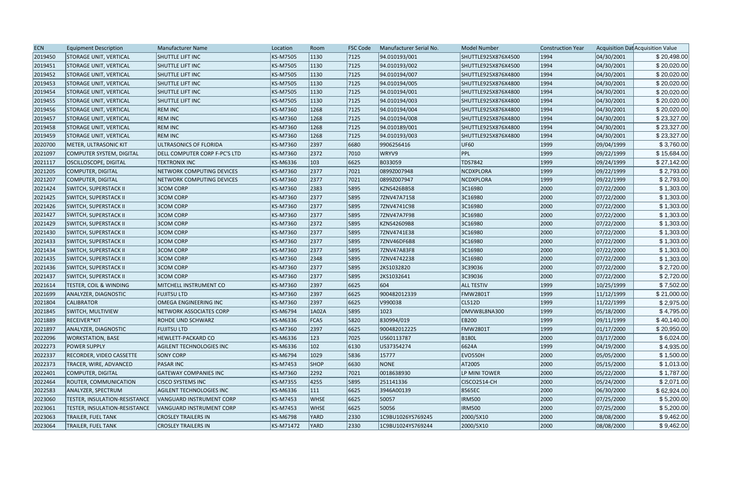| ECN | Equipment Description | Manufacturer Name | Location | Room | FSC Code | Manufacturer Serial No. | Model Number | Construction Year | Acquisition Dat | Acquisition Value |
| --- | --- | --- | --- | --- | --- | --- | --- | --- | --- | --- |
| 2019450 | STORAGE UNIT, VERTICAL | SHUTTLE LIFT INC | KS-M7505 | 1130 | 7125 | 94.010193/001 | SHUTTLE925X876X4500 | 1994 | 04/30/2001 | $ 20,498.00 |
| 2019451 | STORAGE UNIT, VERTICAL | SHUTTLE LIFT INC | KS-M7505 | 1130 | 7125 | 94.010193/002 | SHUTTLE925X876X4500 | 1994 | 04/30/2001 | $ 20,020.00 |
| 2019452 | STORAGE UNIT, VERTICAL | SHUTTLE LIFT INC | KS-M7505 | 1130 | 7125 | 94.010194/007 | SHUTTLE925X876X4800 | 1994 | 04/30/2001 | $ 20,020.00 |
| 2019453 | STORAGE UNIT, VERTICAL | SHUTTLE LIFT INC | KS-M7505 | 1130 | 7125 | 94.010194/005 | SHUTTLE925X876X4800 | 1994 | 04/30/2001 | $ 20,020.00 |
| 2019454 | STORAGE UNIT, VERTICAL | SHUTTLE LIFT INC | KS-M7505 | 1130 | 7125 | 94.010194/001 | SHUTTLE925X876X4800 | 1994 | 04/30/2001 | $ 20,020.00 |
| 2019455 | STORAGE UNIT, VERTICAL | SHUTTLE LIFT INC | KS-M7505 | 1130 | 7125 | 94.010194/003 | SHUTTLE925X876X4800 | 1994 | 04/30/2001 | $ 20,020.00 |
| 2019456 | STORAGE UNIT, VERTICAL | REM INC | KS-M7360 | 1268 | 7125 | 94.010194/004 | SHUTTLE925X876X4800 | 1994 | 04/30/2001 | $ 20,020.00 |
| 2019457 | STORAGE UNIT, VERTICAL | REM INC | KS-M7360 | 1268 | 7125 | 94.010194/008 | SHUTTLE925X876X4800 | 1994 | 04/30/2001 | $ 23,327.00 |
| 2019458 | STORAGE UNIT, VERTICAL | REM INC | KS-M7360 | 1268 | 7125 | 94.010189/001 | SHUTTLE925X876X4800 | 1994 | 04/30/2001 | $ 23,327.00 |
| 2019459 | STORAGE UNIT, VERTICAL | REM INC | KS-M7360 | 1268 | 7125 | 94.010193/003 | SHUTTLE925X876X4800 | 1994 | 04/30/2001 | $ 23,327.00 |
| 2020700 | METER, ULTRASONIC KIT | ULTRASONICS OF FLORIDA | KS-M7360 | 2397 | 6680 | 9906256416 | UF60 | 1999 | 09/04/1999 | $ 3,760.00 |
| 2021097 | COMPUTER SYSTEM, DIGITAL | DELL COMPUTER CORP F-PC'S LTD | KS-M7360 | 2372 | 7010 | WRYV9 | PPL | 1999 | 09/22/1999 | $ 15,684.00 |
| 2021117 | OSCILLOSCOPE, DIGITAL | TEKTRONIX INC | KS-M6336 | 103 | 6625 | B033059 | TDS7842 | 1999 | 09/24/1999 | $ 27,142.00 |
| 2021205 | COMPUTER, DIGITAL | NETWORK COMPUTING DEVICES | KS-M7360 | 2377 | 7021 | 0899Z007948 | NCDXPLORA | 1999 | 09/22/1999 | $ 2,793.00 |
| 2021207 | COMPUTER, DIGITAL | NETWORK COMPUTING DEVICES | KS-M7360 | 2377 | 7021 | 0899Z007947 | NCDXPLORA | 1999 | 09/22/1999 | $ 2,793.00 |
| 2021424 | SWITCH, SUPERSTACK II | 3COM CORP | KS-M7360 | 2383 | 5895 | KZNS426BB58 | 3C16980 | 2000 | 07/22/2000 | $ 1,303.00 |
| 2021425 | SWITCH, SUPERSTACK II | 3COM CORP | KS-M7360 | 2377 | 5895 | 7ZNV47A7158 | 3C16980 | 2000 | 07/22/2000 | $ 1,303.00 |
| 2021426 | SWITCH, SUPERSTACK II | 3COM CORP | KS-M7360 | 2377 | 5895 | 7ZNV4741C98 | 3C16980 | 2000 | 07/22/2000 | $ 1,303.00 |
| 2021427 | SWITCH, SUPERSTACK II | 3COM CORP | KS-M7360 | 2377 | 5895 | 7ZNV47A7F98 | 3C16980 | 2000 | 07/22/2000 | $ 1,303.00 |
| 2021429 | SWITCH, SUPERSTACK II | 3COM CORP | KS-M7360 | 2372 | 5895 | KZNS42609B8 | 3C16980 | 2000 | 07/22/2000 | $ 1,303.00 |
| 2021430 | SWITCH, SUPERSTACK II | 3COM CORP | KS-M7360 | 2377 | 5895 | 7ZNV4741E38 | 3C16980 | 2000 | 07/22/2000 | $ 1,303.00 |
| 2021433 | SWITCH, SUPERSTACK II | 3COM CORP | KS-M7360 | 2377 | 5895 | 7ZNV46DF6B8 | 3C16980 | 2000 | 07/22/2000 | $ 1,303.00 |
| 2021434 | SWITCH, SUPERSTACK II | 3COM CORP | KS-M7360 | 2377 | 5895 | 7ZNV47A83F8 | 3C16980 | 2000 | 07/22/2000 | $ 1,303.00 |
| 2021435 | SWITCH, SUPERSTACK II | 3COM CORP | KS-M7360 | 2348 | 5895 | 7ZNV4742238 | 3C16980 | 2000 | 07/22/2000 | $ 1,303.00 |
| 2021436 | SWITCH, SUPERSTACK II | 3COM CORP | KS-M7360 | 2377 | 5895 | 2KS1032820 | 3C39036 | 2000 | 07/22/2000 | $ 2,720.00 |
| 2021437 | SWITCH, SUPERSTACK II | 3COM CORP | KS-M7360 | 2377 | 5895 | 2KS1032641 | 3C39036 | 2000 | 07/22/2000 | $ 2,720.00 |
| 2021614 | TESTER, COIL & WINDING | MITCHELL INSTRUMENT CO | KS-M7360 | 2397 | 6625 | 604 | ALL TESTIV | 1999 | 10/25/1999 | $ 7,502.00 |
| 2021699 | ANALYZER, DIAGNOSTIC | FUJITSU LTD | KS-M7360 | 2397 | 6625 | 900482012339 | FMW2801T | 1999 | 11/12/1999 | $ 21,000.00 |
| 2021804 | CALIBRATOR | OMEGA ENGINEERING INC | KS-M7360 | 2397 | 6625 | V990038 | CL512D | 1999 | 11/22/1999 | $ 2,975.00 |
| 2021845 | SWITCH, MULTIVIEW | NETWORK ASSOCIATES CORP | KS-M6794 | 1A02A | 5895 | 1023 | DMVW8L8NA300 | 1999 | 05/18/2000 | $ 4,795.00 |
| 2021889 | RECEIVER*KIT | ROHDE UND SCHWARZ | KS-M6336 | FCA5 | 5820 | 830994/019 | EB200 | 1999 | 09/11/1999 | $ 40,140.00 |
| 2021897 | ANALYZER, DIAGNOSTIC | FUJITSU LTD | KS-M7360 | 2397 | 6625 | 900482012225 | FMW2801T | 1999 | 01/17/2000 | $ 20,950.00 |
| 2022096 | WORKSTATION, BASE | HEWLETT-PACKARD CO | KS-M6336 | 123 | 7025 | US60113787 | B180L | 2000 | 03/17/2000 | $ 6,024.00 |
| 2022273 | POWER SUPPLY | AGILENT TECHNOLOGIES INC | KS-M6336 | 102 | 6130 | US37354274 | 6624A | 1999 | 04/19/2000 | $ 4,935.00 |
| 2022337 | RECORDER, VIDEO CASSETTE | SONY CORP | KS-M6794 | 1029 | 5836 | 15777 | EVO550H | 2000 | 05/05/2000 | $ 1,500.00 |
| 2022373 | TRACER, WIRE, ADVANCED | PASAR INC | KS-M7453 | SHOP | 6630 | NONE | AT2005 | 2000 | 05/15/2000 | $ 1,013.00 |
| 2022401 | COMPUTER, DIGITAL | GATEWAY COMPANIES INC | KS-M7360 | 2292 | 7021 | 0018638930 | LP MINI TOWER | 2000 | 05/22/2000 | $ 1,787.00 |
| 2022464 | ROUTER, COMMUNICATION | CISCO SYSTEMS INC | KS-M7355 | 4255 | 5895 | 251141336 | CISCO2514-CH | 2000 | 05/24/2000 | $ 2,071.00 |
| 2022583 | ANALYZER, SPECTRUM | AGILENT TECHNOLOGIES INC | KS-M6336 | 111 | 6625 | 3946A00139 | 8565EC | 2000 | 06/30/2000 | $ 62,924.00 |
| 2023060 | TESTER, INSULATION-RESISTANCE | VANGUARD INSTRUMENT CORP | KS-M7453 | WHSE | 6625 | 50057 | IRM500 | 2000 | 07/25/2000 | $ 5,200.00 |
| 2023061 | TESTER, INSULATION-RESISTANCE | VANGUARD INSTRUMENT CORP | KS-M7453 | WHSE | 6625 | 50056 | IRM500 | 2000 | 07/25/2000 | $ 5,200.00 |
| 2023063 | TRAILER, FUEL TANK | CROSLEY TRAILERS IN | KS-M6798 | YARD | 2330 | 1C9BU1026YS769245 | 2000/5X10 | 2000 | 08/08/2000 | $ 9,462.00 |
| 2023064 | TRAILER, FUEL TANK | CROSLEY TRAILERS IN | KS-M71472 | YARD | 2330 | 1C9BU1024YS769244 | 2000/5X10 | 2000 | 08/08/2000 | $ 9,462.00 |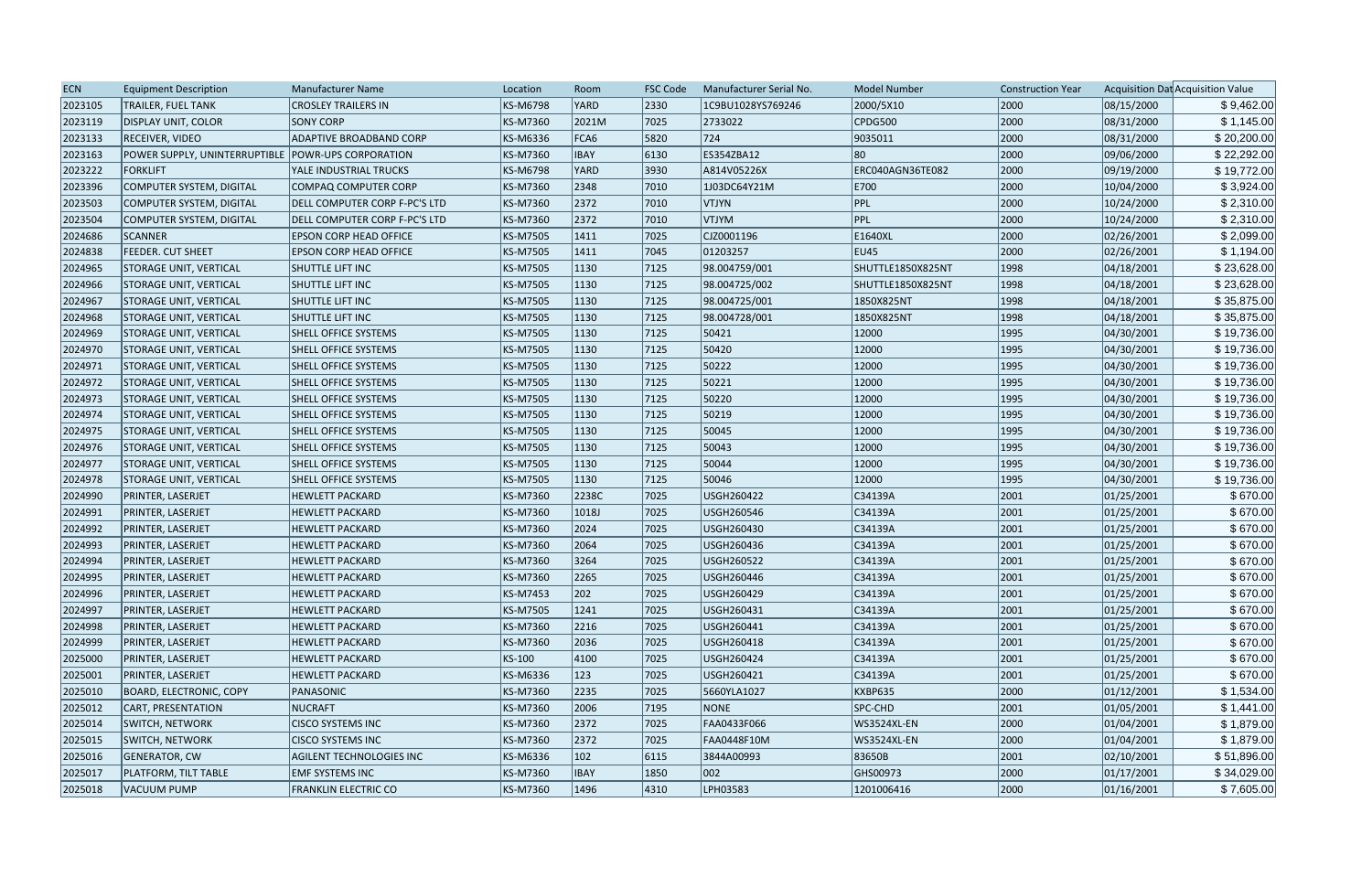| ECN | Equipment Description | Manufacturer Name | Location | Room | FSC Code | Manufacturer Serial No. | Model Number | Construction Year | Acquisition Dat | Acquisition Value |
|---|---|---|---|---|---|---|---|---|---|---|
| 2023105 | TRAILER, FUEL TANK | CROSLEY TRAILERS IN | KS-M6798 | YARD | 2330 | 1C9BU1028YS769246 | 2000/5X10 | 2000 | 08/15/2000 | $ 9,462.00 |
| 2023119 | DISPLAY UNIT, COLOR | SONY CORP | KS-M7360 | 2021M | 7025 | 2733022 | CPDG500 | 2000 | 08/31/2000 | $ 1,145.00 |
| 2023133 | RECEIVER, VIDEO | ADAPTIVE BROADBAND CORP | KS-M6336 | FCA6 | 5820 | 724 | 9035011 | 2000 | 08/31/2000 | $ 20,200.00 |
| 2023163 | POWER SUPPLY, UNINTERRUPTIBLE | POWR-UPS CORPORATION | KS-M7360 | IBAY | 6130 | ES354ZBA12 | 80 | 2000 | 09/06/2000 | $ 22,292.00 |
| 2023222 | FORKLIFT | YALE INDUSTRIAL TRUCKS | KS-M6798 | YARD | 3930 | A814V05226X | ERC040AGN36TE082 | 2000 | 09/19/2000 | $ 19,772.00 |
| 2023396 | COMPUTER SYSTEM, DIGITAL | COMPAQ COMPUTER CORP | KS-M7360 | 2348 | 7010 | 1J03DC64Y21M | E700 | 2000 | 10/04/2000 | $ 3,924.00 |
| 2023503 | COMPUTER SYSTEM, DIGITAL | DELL COMPUTER CORP F-PC'S LTD | KS-M7360 | 2372 | 7010 | VTJYN | PPL | 2000 | 10/24/2000 | $ 2,310.00 |
| 2023504 | COMPUTER SYSTEM, DIGITAL | DELL COMPUTER CORP F-PC'S LTD | KS-M7360 | 2372 | 7010 | VTJYM | PPL | 2000 | 10/24/2000 | $ 2,310.00 |
| 2024686 | SCANNER | EPSON CORP HEAD OFFICE | KS-M7505 | 1411 | 7025 | CJZ0001196 | E1640XL | 2000 | 02/26/2001 | $ 2,099.00 |
| 2024838 | FEEDER. CUT SHEET | EPSON CORP HEAD OFFICE | KS-M7505 | 1411 | 7045 | 01203257 | EU45 | 2000 | 02/26/2001 | $ 1,194.00 |
| 2024965 | STORAGE UNIT, VERTICAL | SHUTTLE LIFT INC | KS-M7505 | 1130 | 7125 | 98.004759/001 | SHUTTLE1850X825NT | 1998 | 04/18/2001 | $ 23,628.00 |
| 2024966 | STORAGE UNIT, VERTICAL | SHUTTLE LIFT INC | KS-M7505 | 1130 | 7125 | 98.004725/002 | SHUTTLE1850X825NT | 1998 | 04/18/2001 | $ 23,628.00 |
| 2024967 | STORAGE UNIT, VERTICAL | SHUTTLE LIFT INC | KS-M7505 | 1130 | 7125 | 98.004725/001 | 1850X825NT | 1998 | 04/18/2001 | $ 35,875.00 |
| 2024968 | STORAGE UNIT, VERTICAL | SHUTTLE LIFT INC | KS-M7505 | 1130 | 7125 | 98.004728/001 | 1850X825NT | 1998 | 04/18/2001 | $ 35,875.00 |
| 2024969 | STORAGE UNIT, VERTICAL | SHELL OFFICE SYSTEMS | KS-M7505 | 1130 | 7125 | 50421 | 12000 | 1995 | 04/30/2001 | $ 19,736.00 |
| 2024970 | STORAGE UNIT, VERTICAL | SHELL OFFICE SYSTEMS | KS-M7505 | 1130 | 7125 | 50420 | 12000 | 1995 | 04/30/2001 | $ 19,736.00 |
| 2024971 | STORAGE UNIT, VERTICAL | SHELL OFFICE SYSTEMS | KS-M7505 | 1130 | 7125 | 50222 | 12000 | 1995 | 04/30/2001 | $ 19,736.00 |
| 2024972 | STORAGE UNIT, VERTICAL | SHELL OFFICE SYSTEMS | KS-M7505 | 1130 | 7125 | 50221 | 12000 | 1995 | 04/30/2001 | $ 19,736.00 |
| 2024973 | STORAGE UNIT, VERTICAL | SHELL OFFICE SYSTEMS | KS-M7505 | 1130 | 7125 | 50220 | 12000 | 1995 | 04/30/2001 | $ 19,736.00 |
| 2024974 | STORAGE UNIT, VERTICAL | SHELL OFFICE SYSTEMS | KS-M7505 | 1130 | 7125 | 50219 | 12000 | 1995 | 04/30/2001 | $ 19,736.00 |
| 2024975 | STORAGE UNIT, VERTICAL | SHELL OFFICE SYSTEMS | KS-M7505 | 1130 | 7125 | 50045 | 12000 | 1995 | 04/30/2001 | $ 19,736.00 |
| 2024976 | STORAGE UNIT, VERTICAL | SHELL OFFICE SYSTEMS | KS-M7505 | 1130 | 7125 | 50043 | 12000 | 1995 | 04/30/2001 | $ 19,736.00 |
| 2024977 | STORAGE UNIT, VERTICAL | SHELL OFFICE SYSTEMS | KS-M7505 | 1130 | 7125 | 50044 | 12000 | 1995 | 04/30/2001 | $ 19,736.00 |
| 2024978 | STORAGE UNIT, VERTICAL | SHELL OFFICE SYSTEMS | KS-M7505 | 1130 | 7125 | 50046 | 12000 | 1995 | 04/30/2001 | $ 19,736.00 |
| 2024990 | PRINTER, LASERJET | HEWLETT PACKARD | KS-M7360 | 2238C | 7025 | USGH260422 | C34139A | 2001 | 01/25/2001 | $ 670.00 |
| 2024991 | PRINTER, LASERJET | HEWLETT PACKARD | KS-M7360 | 1018J | 7025 | USGH260546 | C34139A | 2001 | 01/25/2001 | $ 670.00 |
| 2024992 | PRINTER, LASERJET | HEWLETT PACKARD | KS-M7360 | 2024 | 7025 | USGH260430 | C34139A | 2001 | 01/25/2001 | $ 670.00 |
| 2024993 | PRINTER, LASERJET | HEWLETT PACKARD | KS-M7360 | 2064 | 7025 | USGH260436 | C34139A | 2001 | 01/25/2001 | $ 670.00 |
| 2024994 | PRINTER, LASERJET | HEWLETT PACKARD | KS-M7360 | 3264 | 7025 | USGH260522 | C34139A | 2001 | 01/25/2001 | $ 670.00 |
| 2024995 | PRINTER, LASERJET | HEWLETT PACKARD | KS-M7360 | 2265 | 7025 | USGH260446 | C34139A | 2001 | 01/25/2001 | $ 670.00 |
| 2024996 | PRINTER, LASERJET | HEWLETT PACKARD | KS-M7453 | 202 | 7025 | USGH260429 | C34139A | 2001 | 01/25/2001 | $ 670.00 |
| 2024997 | PRINTER, LASERJET | HEWLETT PACKARD | KS-M7505 | 1241 | 7025 | USGH260431 | C34139A | 2001 | 01/25/2001 | $ 670.00 |
| 2024998 | PRINTER, LASERJET | HEWLETT PACKARD | KS-M7360 | 2216 | 7025 | USGH260441 | C34139A | 2001 | 01/25/2001 | $ 670.00 |
| 2024999 | PRINTER, LASERJET | HEWLETT PACKARD | KS-M7360 | 2036 | 7025 | USGH260418 | C34139A | 2001 | 01/25/2001 | $ 670.00 |
| 2025000 | PRINTER, LASERJET | HEWLETT PACKARD | KS-100 | 4100 | 7025 | USGH260424 | C34139A | 2001 | 01/25/2001 | $ 670.00 |
| 2025001 | PRINTER, LASERJET | HEWLETT PACKARD | KS-M6336 | 123 | 7025 | USGH260421 | C34139A | 2001 | 01/25/2001 | $ 670.00 |
| 2025010 | BOARD, ELECTRONIC, COPY | PANASONIC | KS-M7360 | 2235 | 7025 | 5660YLA1027 | KXBP635 | 2000 | 01/12/2001 | $ 1,534.00 |
| 2025012 | CART, PRESENTATION | NUCRAFT | KS-M7360 | 2006 | 7195 | NONE | SPC-CHD | 2001 | 01/05/2001 | $ 1,441.00 |
| 2025014 | SWITCH, NETWORK | CISCO SYSTEMS INC | KS-M7360 | 2372 | 7025 | FAA0433F066 | WS3524XL-EN | 2000 | 01/04/2001 | $ 1,879.00 |
| 2025015 | SWITCH, NETWORK | CISCO SYSTEMS INC | KS-M7360 | 2372 | 7025 | FAA0448F10M | WS3524XL-EN | 2000 | 01/04/2001 | $ 1,879.00 |
| 2025016 | GENERATOR, CW | AGILENT TECHNOLOGIES INC | KS-M6336 | 102 | 6115 | 3844A00993 | 83650B | 2001 | 02/10/2001 | $ 51,896.00 |
| 2025017 | PLATFORM, TILT TABLE | EMF SYSTEMS INC | KS-M7360 | IBAY | 1850 | 002 | GHS00973 | 2000 | 01/17/2001 | $ 34,029.00 |
| 2025018 | VACUUM PUMP | FRANKLIN ELECTRIC CO | KS-M7360 | 1496 | 4310 | LPH03583 | 1201006416 | 2000 | 01/16/2001 | $ 7,605.00 |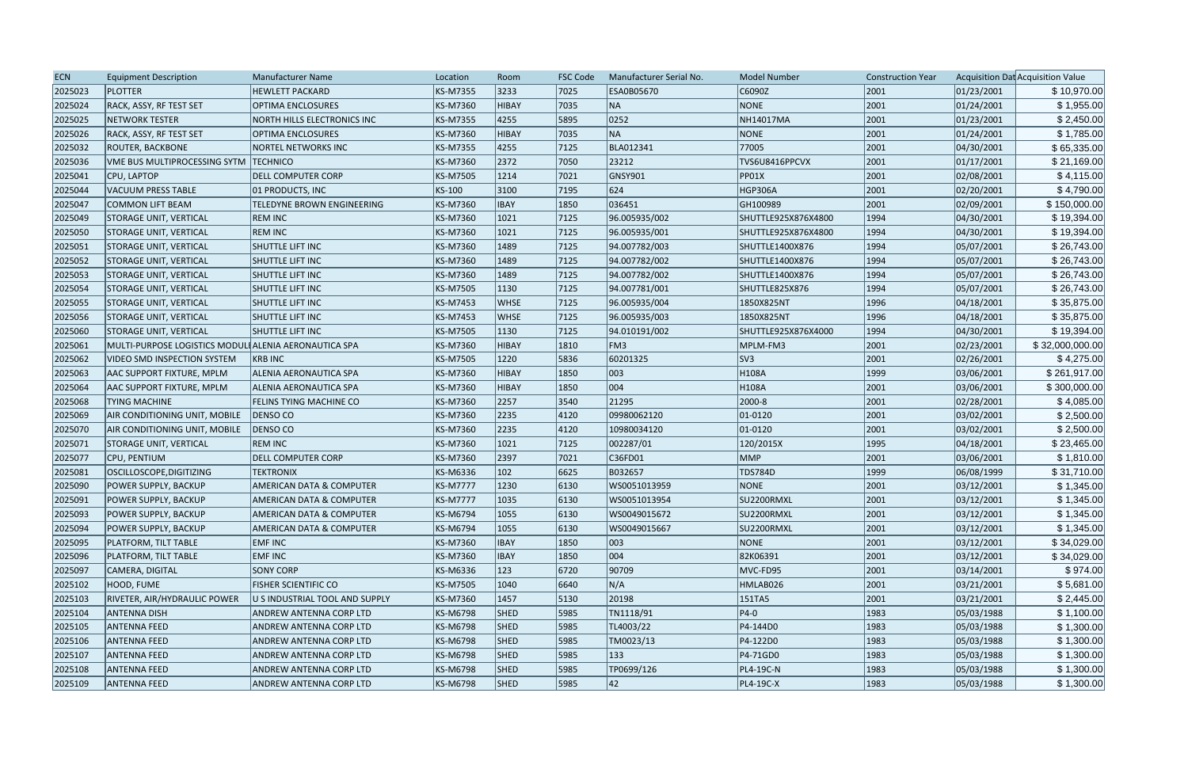| ECN | Equipment Description | Manufacturer Name | Location | Room | FSC Code | Manufacturer Serial No. | Model Number | Construction Year | Acquisition Dat | Acquisition Value |
|---|---|---|---|---|---|---|---|---|---|---|
| 2025023 | PLOTTER | HEWLETT PACKARD | KS-M7355 | 3233 | 7025 | ESA0B05670 | C6090Z | 2001 | 01/23/2001 | $ 10,970.00 |
| 2025024 | RACK, ASSY, RF TEST SET | OPTIMA ENCLOSURES | KS-M7360 | HIBAY | 7035 | NA | NONE | 2001 | 01/24/2001 | $ 1,955.00 |
| 2025025 | NETWORK TESTER | NORTH HILLS ELECTRONICS INC | KS-M7355 | 4255 | 5895 | 0252 | NH14017MA | 2001 | 01/23/2001 | $ 2,450.00 |
| 2025026 | RACK, ASSY, RF TEST SET | OPTIMA ENCLOSURES | KS-M7360 | HIBAY | 7035 | NA | NONE | 2001 | 01/24/2001 | $ 1,785.00 |
| 2025032 | ROUTER, BACKBONE | NORTEL NETWORKS INC | KS-M7355 | 4255 | 7125 | BLA012341 | 77005 | 2001 | 04/30/2001 | $ 65,335.00 |
| 2025036 | VME BUS MULTIPROCESSING SYTM | TECHNICO | KS-M7360 | 2372 | 7050 | 23212 | TVS6U8416PPCVX | 2001 | 01/17/2001 | $ 21,169.00 |
| 2025041 | CPU, LAPTOP | DELL COMPUTER CORP | KS-M7505 | 1214 | 7021 | GNSY901 | PP01X | 2001 | 02/08/2001 | $ 4,115.00 |
| 2025044 | VACUUM PRESS TABLE | 01 PRODUCTS, INC | KS-100 | 3100 | 7195 | 624 | HGP306A | 2001 | 02/20/2001 | $ 4,790.00 |
| 2025047 | COMMON LIFT BEAM | TELEDYNE BROWN ENGINEERING | KS-M7360 | IBAY | 1850 | 036451 | GH100989 | 2001 | 02/09/2001 | $ 150,000.00 |
| 2025049 | STORAGE UNIT, VERTICAL | REM INC | KS-M7360 | 1021 | 7125 | 96.005935/002 | SHUTTLE925X876X4800 | 1994 | 04/30/2001 | $ 19,394.00 |
| 2025050 | STORAGE UNIT, VERTICAL | REM INC | KS-M7360 | 1021 | 7125 | 96.005935/001 | SHUTTLE925X876X4800 | 1994 | 04/30/2001 | $ 19,394.00 |
| 2025051 | STORAGE UNIT, VERTICAL | SHUTTLE LIFT INC | KS-M7360 | 1489 | 7125 | 94.007782/003 | SHUTTLE1400X876 | 1994 | 05/07/2001 | $ 26,743.00 |
| 2025052 | STORAGE UNIT, VERTICAL | SHUTTLE LIFT INC | KS-M7360 | 1489 | 7125 | 94.007782/002 | SHUTTLE1400X876 | 1994 | 05/07/2001 | $ 26,743.00 |
| 2025053 | STORAGE UNIT, VERTICAL | SHUTTLE LIFT INC | KS-M7360 | 1489 | 7125 | 94.007782/002 | SHUTTLE1400X876 | 1994 | 05/07/2001 | $ 26,743.00 |
| 2025054 | STORAGE UNIT, VERTICAL | SHUTTLE LIFT INC | KS-M7505 | 1130 | 7125 | 94.007781/001 | SHUTTLE825X876 | 1994 | 05/07/2001 | $ 26,743.00 |
| 2025055 | STORAGE UNIT, VERTICAL | SHUTTLE LIFT INC | KS-M7453 | WHSE | 7125 | 96.005935/004 | 1850X825NT | 1996 | 04/18/2001 | $ 35,875.00 |
| 2025056 | STORAGE UNIT, VERTICAL | SHUTTLE LIFT INC | KS-M7453 | WHSE | 7125 | 96.005935/003 | 1850X825NT | 1996 | 04/18/2001 | $ 35,875.00 |
| 2025060 | STORAGE UNIT, VERTICAL | SHUTTLE LIFT INC | KS-M7505 | 1130 | 7125 | 94.010191/002 | SHUTTLE925X876X4000 | 1994 | 04/30/2001 | $ 19,394.00 |
| 2025061 | MULTI-PURPOSE LOGISTICS MODUL | ALENIA AERONAUTICA SPA | KS-M7360 | HIBAY | 1810 | FM3 | MPLM-FM3 | 2001 | 02/23/2001 | $ 32,000,000.00 |
| 2025062 | VIDEO SMD INSPECTION SYSTEM | KRB INC | KS-M7505 | 1220 | 5836 | 60201325 | SV3 | 2001 | 02/26/2001 | $ 4,275.00 |
| 2025063 | AAC SUPPORT FIXTURE, MPLM | ALENIA AERONAUTICA SPA | KS-M7360 | HIBAY | 1850 | 003 | H108A | 1999 | 03/06/2001 | $ 261,917.00 |
| 2025064 | AAC SUPPORT FIXTURE, MPLM | ALENIA AERONAUTICA SPA | KS-M7360 | HIBAY | 1850 | 004 | H108A | 2001 | 03/06/2001 | $ 300,000.00 |
| 2025068 | TYING MACHINE | FELINS TYING MACHINE CO | KS-M7360 | 2257 | 3540 | 21295 | 2000-8 | 2001 | 02/28/2001 | $ 4,085.00 |
| 2025069 | AIR CONDITIONING UNIT, MOBILE | DENSO CO | KS-M7360 | 2235 | 4120 | 09980062120 | 01-0120 | 2001 | 03/02/2001 | $ 2,500.00 |
| 2025070 | AIR CONDITIONING UNIT, MOBILE | DENSO CO | KS-M7360 | 2235 | 4120 | 10980034120 | 01-0120 | 2001 | 03/02/2001 | $ 2,500.00 |
| 2025071 | STORAGE UNIT, VERTICAL | REM INC | KS-M7360 | 1021 | 7125 | 002287/01 | 120/2015X | 1995 | 04/18/2001 | $ 23,465.00 |
| 2025077 | CPU, PENTIUM | DELL COMPUTER CORP | KS-M7360 | 2397 | 7021 | C36FD01 | MMP | 2001 | 03/06/2001 | $ 1,810.00 |
| 2025081 | OSCILLOSCOPE,DIGITIZING | TEKTRONIX | KS-M6336 | 102 | 6625 | B032657 | TDS784D | 1999 | 06/08/1999 | $ 31,710.00 |
| 2025090 | POWER SUPPLY, BACKUP | AMERICAN DATA & COMPUTER | KS-M7777 | 1230 | 6130 | WS0051013959 | NONE | 2001 | 03/12/2001 | $ 1,345.00 |
| 2025091 | POWER SUPPLY, BACKUP | AMERICAN DATA & COMPUTER | KS-M7777 | 1035 | 6130 | WS0051013954 | SU2200RMXL | 2001 | 03/12/2001 | $ 1,345.00 |
| 2025093 | POWER SUPPLY, BACKUP | AMERICAN DATA & COMPUTER | KS-M6794 | 1055 | 6130 | WS0049015672 | SU2200RMXL | 2001 | 03/12/2001 | $ 1,345.00 |
| 2025094 | POWER SUPPLY, BACKUP | AMERICAN DATA & COMPUTER | KS-M6794 | 1055 | 6130 | WS0049015667 | SU2200RMXL | 2001 | 03/12/2001 | $ 1,345.00 |
| 2025095 | PLATFORM, TILT TABLE | EMF INC | KS-M7360 | IBAY | 1850 | 003 | NONE | 2001 | 03/12/2001 | $ 34,029.00 |
| 2025096 | PLATFORM, TILT TABLE | EMF INC | KS-M7360 | IBAY | 1850 | 004 | 82K06391 | 2001 | 03/12/2001 | $ 34,029.00 |
| 2025097 | CAMERA, DIGITAL | SONY CORP | KS-M6336 | 123 | 6720 | 90709 | MVC-FD95 | 2001 | 03/14/2001 | $ 974.00 |
| 2025102 | HOOD, FUME | FISHER SCIENTIFIC CO | KS-M7505 | 1040 | 6640 | N/A | HMLAB026 | 2001 | 03/21/2001 | $ 5,681.00 |
| 2025103 | RIVETER, AIR/HYDRAULIC POWER | U S INDUSTRIAL TOOL AND SUPPLY | KS-M7360 | 1457 | 5130 | 20198 | 151TA5 | 2001 | 03/21/2001 | $ 2,445.00 |
| 2025104 | ANTENNA DISH | ANDREW ANTENNA CORP LTD | KS-M6798 | SHED | 5985 | TN1118/91 | P4-0 | 1983 | 05/03/1988 | $ 1,100.00 |
| 2025105 | ANTENNA FEED | ANDREW ANTENNA CORP LTD | KS-M6798 | SHED | 5985 | TL4003/22 | P4-144D0 | 1983 | 05/03/1988 | $ 1,300.00 |
| 2025106 | ANTENNA FEED | ANDREW ANTENNA CORP LTD | KS-M6798 | SHED | 5985 | TM0023/13 | P4-122D0 | 1983 | 05/03/1988 | $ 1,300.00 |
| 2025107 | ANTENNA FEED | ANDREW ANTENNA CORP LTD | KS-M6798 | SHED | 5985 | 133 | P4-71GD0 | 1983 | 05/03/1988 | $ 1,300.00 |
| 2025108 | ANTENNA FEED | ANDREW ANTENNA CORP LTD | KS-M6798 | SHED | 5985 | TP0699/126 | PL4-19C-N | 1983 | 05/03/1988 | $ 1,300.00 |
| 2025109 | ANTENNA FEED | ANDREW ANTENNA CORP LTD | KS-M6798 | SHED | 5985 | 42 | PL4-19C-X | 1983 | 05/03/1988 | $ 1,300.00 |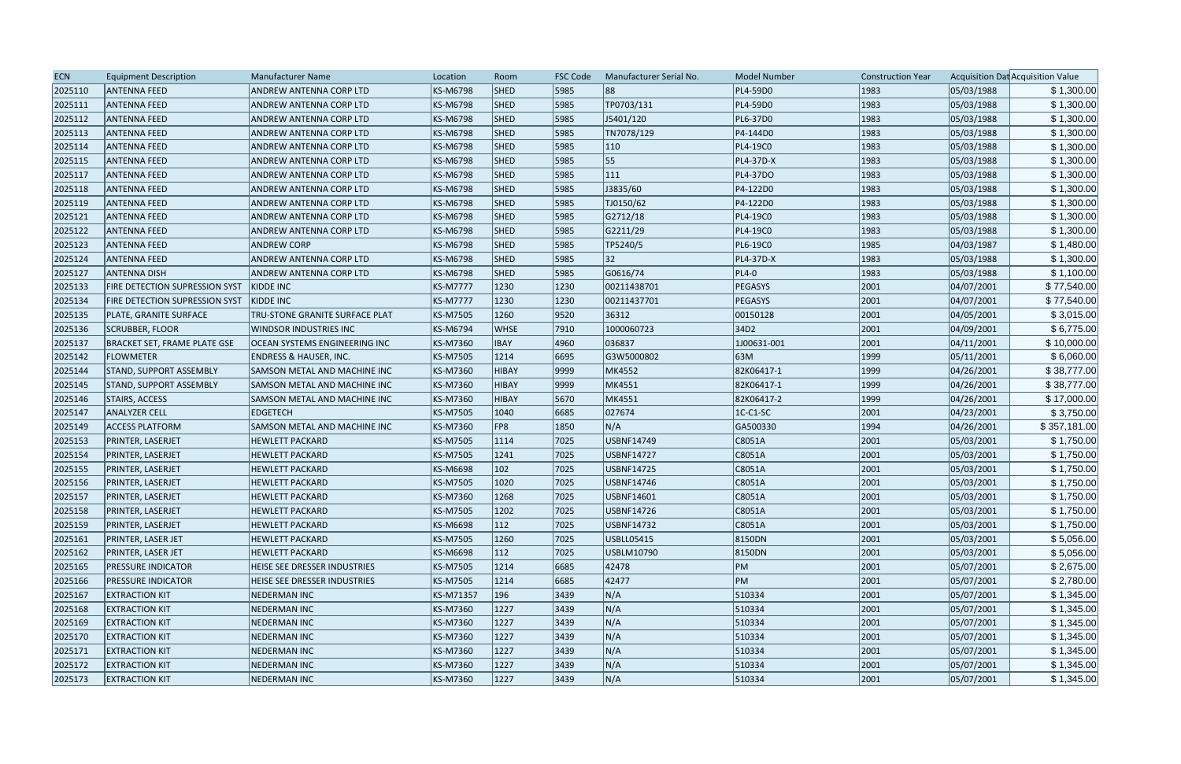| ECN | Equipment Description | Manufacturer Name | Location | Room | FSC Code | Manufacturer Serial No. | Model Number | Construction Year | Acquisition Dat | Acquisition Value |
|---|---|---|---|---|---|---|---|---|---|---|
| 2025110 | ANTENNA FEED | ANDREW ANTENNA CORP LTD | KS-M6798 | SHED | 5985 | 88 | PL4-59D0 | 1983 | 05/03/1988 | $ 1,300.00 |
| 2025111 | ANTENNA FEED | ANDREW ANTENNA CORP LTD | KS-M6798 | SHED | 5985 | TP0703/131 | PL4-59D0 | 1983 | 05/03/1988 | $ 1,300.00 |
| 2025112 | ANTENNA FEED | ANDREW ANTENNA CORP LTD | KS-M6798 | SHED | 5985 | J5401/120 | PL6-37D0 | 1983 | 05/03/1988 | $ 1,300.00 |
| 2025113 | ANTENNA FEED | ANDREW ANTENNA CORP LTD | KS-M6798 | SHED | 5985 | TN7078/129 | P4-144D0 | 1983 | 05/03/1988 | $ 1,300.00 |
| 2025114 | ANTENNA FEED | ANDREW ANTENNA CORP LTD | KS-M6798 | SHED | 5985 | 110 | PL4-19C0 | 1983 | 05/03/1988 | $ 1,300.00 |
| 2025115 | ANTENNA FEED | ANDREW ANTENNA CORP LTD | KS-M6798 | SHED | 5985 | 55 | PL4-37D-X | 1983 | 05/03/1988 | $ 1,300.00 |
| 2025117 | ANTENNA FEED | ANDREW ANTENNA CORP LTD | KS-M6798 | SHED | 5985 | 111 | PL4-37DO | 1983 | 05/03/1988 | $ 1,300.00 |
| 2025118 | ANTENNA FEED | ANDREW ANTENNA CORP LTD | KS-M6798 | SHED | 5985 | J3835/60 | P4-122D0 | 1983 | 05/03/1988 | $ 1,300.00 |
| 2025119 | ANTENNA FEED | ANDREW ANTENNA CORP LTD | KS-M6798 | SHED | 5985 | TJ0150/62 | P4-122D0 | 1983 | 05/03/1988 | $ 1,300.00 |
| 2025121 | ANTENNA FEED | ANDREW ANTENNA CORP LTD | KS-M6798 | SHED | 5985 | G2712/18 | PL4-19C0 | 1983 | 05/03/1988 | $ 1,300.00 |
| 2025122 | ANTENNA FEED | ANDREW ANTENNA CORP LTD | KS-M6798 | SHED | 5985 | G2211/29 | PL4-19C0 | 1983 | 05/03/1988 | $ 1,300.00 |
| 2025123 | ANTENNA FEED | ANDREW CORP | KS-M6798 | SHED | 5985 | TP5240/5 | PL6-19C0 | 1985 | 04/03/1987 | $ 1,480.00 |
| 2025124 | ANTENNA FEED | ANDREW ANTENNA CORP LTD | KS-M6798 | SHED | 5985 | 32 | PL4-37D-X | 1983 | 05/03/1988 | $ 1,300.00 |
| 2025127 | ANTENNA DISH | ANDREW ANTENNA CORP LTD | KS-M6798 | SHED | 5985 | G0616/74 | PL4-0 | 1983 | 05/03/1988 | $ 1,100.00 |
| 2025133 | FIRE DETECTION SUPRESSION SYST | KIDDE INC | KS-M7777 | 1230 | 1230 | 00211438701 | PEGASYS | 2001 | 04/07/2001 | $ 77,540.00 |
| 2025134 | FIRE DETECTION SUPRESSION SYST | KIDDE INC | KS-M7777 | 1230 | 1230 | 00211437701 | PEGASYS | 2001 | 04/07/2001 | $ 77,540.00 |
| 2025135 | PLATE, GRANITE SURFACE | TRU-STONE GRANITE SURFACE PLAT | KS-M7505 | 1260 | 9520 | 36312 | 00150128 | 2001 | 04/05/2001 | $ 3,015.00 |
| 2025136 | SCRUBBER, FLOOR | WINDSOR INDUSTRIES INC | KS-M6794 | WHSE | 7910 | 1000060723 | 34D2 | 2001 | 04/09/2001 | $ 6,775.00 |
| 2025137 | BRACKET SET, FRAME PLATE GSE | OCEAN SYSTEMS ENGINEERING INC | KS-M7360 | IBAY | 4960 | 036837 | 1J00631-001 | 2001 | 04/11/2001 | $ 10,000.00 |
| 2025142 | FLOWMETER | ENDRESS & HAUSER, INC. | KS-M7505 | 1214 | 6695 | G3W5000802 | 63M | 1999 | 05/11/2001 | $ 6,060.00 |
| 2025144 | STAND, SUPPORT ASSEMBLY | SAMSON METAL AND MACHINE INC | KS-M7360 | HIBAY | 9999 | MK4552 | 82K06417-1 | 1999 | 04/26/2001 | $ 38,777.00 |
| 2025145 | STAND, SUPPORT ASSEMBLY | SAMSON METAL AND MACHINE INC | KS-M7360 | HIBAY | 9999 | MK4551 | 82K06417-1 | 1999 | 04/26/2001 | $ 38,777.00 |
| 2025146 | STAIRS, ACCESS | SAMSON METAL AND MACHINE INC | KS-M7360 | HIBAY | 5670 | MK4551 | 82K06417-2 | 1999 | 04/26/2001 | $ 17,000.00 |
| 2025147 | ANALYZER CELL | EDGETECH | KS-M7505 | 1040 | 6685 | 027674 | 1C-C1-SC | 2001 | 04/23/2001 | $ 3,750.00 |
| 2025149 | ACCESS PLATFORM | SAMSON METAL AND MACHINE INC | KS-M7360 | FP8 | 1850 | N/A | GA500330 | 1994 | 04/26/2001 | $ 357,181.00 |
| 2025153 | PRINTER, LASERJET | HEWLETT PACKARD | KS-M7505 | 1114 | 7025 | USBNF14749 | C8051A | 2001 | 05/03/2001 | $ 1,750.00 |
| 2025154 | PRINTER, LASERJET | HEWLETT PACKARD | KS-M7505 | 1241 | 7025 | USBNF14727 | C8051A | 2001 | 05/03/2001 | $ 1,750.00 |
| 2025155 | PRINTER, LASERJET | HEWLETT PACKARD | KS-M6698 | 102 | 7025 | USBNF14725 | C8051A | 2001 | 05/03/2001 | $ 1,750.00 |
| 2025156 | PRINTER, LASERJET | HEWLETT PACKARD | KS-M7505 | 1020 | 7025 | USBNF14746 | C8051A | 2001 | 05/03/2001 | $ 1,750.00 |
| 2025157 | PRINTER, LASERJET | HEWLETT PACKARD | KS-M7360 | 1268 | 7025 | USBNF14601 | C8051A | 2001 | 05/03/2001 | $ 1,750.00 |
| 2025158 | PRINTER, LASERJET | HEWLETT PACKARD | KS-M7505 | 1202 | 7025 | USBNF14726 | C8051A | 2001 | 05/03/2001 | $ 1,750.00 |
| 2025159 | PRINTER, LASERJET | HEWLETT PACKARD | KS-M6698 | 112 | 7025 | USBNF14732 | C8051A | 2001 | 05/03/2001 | $ 1,750.00 |
| 2025161 | PRINTER, LASER JET | HEWLETT PACKARD | KS-M7505 | 1260 | 7025 | USBLL05415 | 8150DN | 2001 | 05/03/2001 | $ 5,056.00 |
| 2025162 | PRINTER, LASER JET | HEWLETT PACKARD | KS-M6698 | 112 | 7025 | USBLM10790 | 8150DN | 2001 | 05/03/2001 | $ 5,056.00 |
| 2025165 | PRESSURE INDICATOR | HEISE SEE DRESSER INDUSTRIES | KS-M7505 | 1214 | 6685 | 42478 | PM | 2001 | 05/07/2001 | $ 2,675.00 |
| 2025166 | PRESSURE INDICATOR | HEISE SEE DRESSER INDUSTRIES | KS-M7505 | 1214 | 6685 | 42477 | PM | 2001 | 05/07/2001 | $ 2,780.00 |
| 2025167 | EXTRACTION KIT | NEDERMAN INC | KS-M71357 | 196 | 3439 | N/A | 510334 | 2001 | 05/07/2001 | $ 1,345.00 |
| 2025168 | EXTRACTION KIT | NEDERMAN INC | KS-M7360 | 1227 | 3439 | N/A | 510334 | 2001 | 05/07/2001 | $ 1,345.00 |
| 2025169 | EXTRACTION KIT | NEDERMAN INC | KS-M7360 | 1227 | 3439 | N/A | 510334 | 2001 | 05/07/2001 | $ 1,345.00 |
| 2025170 | EXTRACTION KIT | NEDERMAN INC | KS-M7360 | 1227 | 3439 | N/A | 510334 | 2001 | 05/07/2001 | $ 1,345.00 |
| 2025171 | EXTRACTION KIT | NEDERMAN INC | KS-M7360 | 1227 | 3439 | N/A | 510334 | 2001 | 05/07/2001 | $ 1,345.00 |
| 2025172 | EXTRACTION KIT | NEDERMAN INC | KS-M7360 | 1227 | 3439 | N/A | 510334 | 2001 | 05/07/2001 | $ 1,345.00 |
| 2025173 | EXTRACTION KIT | NEDERMAN INC | KS-M7360 | 1227 | 3439 | N/A | 510334 | 2001 | 05/07/2001 | $ 1,345.00 |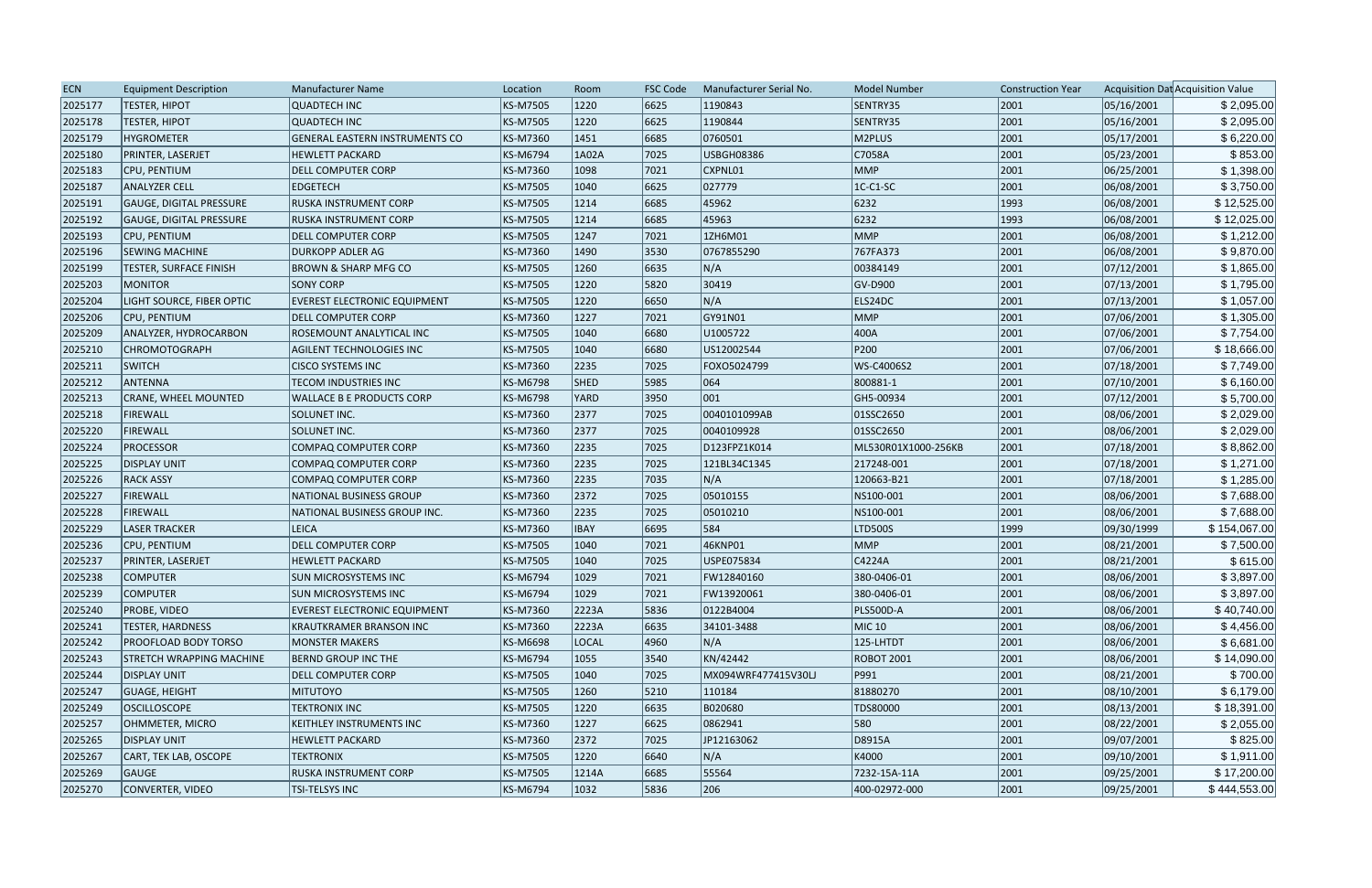| ECN | Equipment Description | Manufacturer Name | Location | Room | FSC Code | Manufacturer Serial No. | Model Number | Construction Year | Acquisition Dat | Acquisition Value |
|---|---|---|---|---|---|---|---|---|---|---|
| 2025177 | TESTER, HIPOT | QUADTECH INC | KS-M7505 | 1220 | 6625 | 1190843 | SENTRY35 | 2001 | 05/16/2001 | $ 2,095.00 |
| 2025178 | TESTER, HIPOT | QUADTECH INC | KS-M7505 | 1220 | 6625 | 1190844 | SENTRY35 | 2001 | 05/16/2001 | $ 2,095.00 |
| 2025179 | HYGROMETER | GENERAL EASTERN INSTRUMENTS CO | KS-M7360 | 1451 | 6685 | 0760501 | M2PLUS | 2001 | 05/17/2001 | $ 6,220.00 |
| 2025180 | PRINTER, LASERJET | HEWLETT PACKARD | KS-M6794 | 1A02A | 7025 | USBGH08386 | C7058A | 2001 | 05/23/2001 | $ 853.00 |
| 2025183 | CPU, PENTIUM | DELL COMPUTER CORP | KS-M7360 | 1098 | 7021 | CXPNL01 | MMP | 2001 | 06/25/2001 | $ 1,398.00 |
| 2025187 | ANALYZER CELL | EDGETECH | KS-M7505 | 1040 | 6625 | 027779 | 1C-C1-SC | 2001 | 06/08/2001 | $ 3,750.00 |
| 2025191 | GAUGE, DIGITAL PRESSURE | RUSKA INSTRUMENT CORP | KS-M7505 | 1214 | 6685 | 45962 | 6232 | 1993 | 06/08/2001 | $ 12,525.00 |
| 2025192 | GAUGE, DIGITAL PRESSURE | RUSKA INSTRUMENT CORP | KS-M7505 | 1214 | 6685 | 45963 | 6232 | 1993 | 06/08/2001 | $ 12,025.00 |
| 2025193 | CPU, PENTIUM | DELL COMPUTER CORP | KS-M7505 | 1247 | 7021 | 1ZH6M01 | MMP | 2001 | 06/08/2001 | $ 1,212.00 |
| 2025196 | SEWING MACHINE | DURKOPP ADLER AG | KS-M7360 | 1490 | 3530 | 0767855290 | 767FA373 | 2001 | 06/08/2001 | $ 9,870.00 |
| 2025199 | TESTER, SURFACE FINISH | BROWN & SHARP MFG CO | KS-M7505 | 1260 | 6635 | N/A | 00384149 | 2001 | 07/12/2001 | $ 1,865.00 |
| 2025203 | MONITOR | SONY CORP | KS-M7505 | 1220 | 5820 | 30419 | GV-D900 | 2001 | 07/13/2001 | $ 1,795.00 |
| 2025204 | LIGHT SOURCE, FIBER OPTIC | EVEREST ELECTRONIC EQUIPMENT | KS-M7505 | 1220 | 6650 | N/A | ELS24DC | 2001 | 07/13/2001 | $ 1,057.00 |
| 2025206 | CPU, PENTIUM | DELL COMPUTER CORP | KS-M7360 | 1227 | 7021 | GY91N01 | MMP | 2001 | 07/06/2001 | $ 1,305.00 |
| 2025209 | ANALYZER, HYDROCARBON | ROSEMOUNT ANALYTICAL INC | KS-M7505 | 1040 | 6680 | U1005722 | 400A | 2001 | 07/06/2001 | $ 7,754.00 |
| 2025210 | CHROMOTOGRAPH | AGILENT TECHNOLOGIES INC | KS-M7505 | 1040 | 6680 | US12002544 | P200 | 2001 | 07/06/2001 | $ 18,666.00 |
| 2025211 | SWITCH | CISCO SYSTEMS INC | KS-M7360 | 2235 | 7025 | FOXO5024799 | WS-C4006S2 | 2001 | 07/18/2001 | $ 7,749.00 |
| 2025212 | ANTENNA | TECOM INDUSTRIES INC | KS-M6798 | SHED | 5985 | 064 | 800881-1 | 2001 | 07/10/2001 | $ 6,160.00 |
| 2025213 | CRANE, WHEEL MOUNTED | WALLACE B E PRODUCTS CORP | KS-M6798 | YARD | 3950 | 001 | GH5-00934 | 2001 | 07/12/2001 | $ 5,700.00 |
| 2025218 | FIREWALL | SOLUNET INC. | KS-M7360 | 2377 | 7025 | 0040101099AB | 01SSC2650 | 2001 | 08/06/2001 | $ 2,029.00 |
| 2025220 | FIREWALL | SOLUNET INC. | KS-M7360 | 2377 | 7025 | 0040109928 | 01SSC2650 | 2001 | 08/06/2001 | $ 2,029.00 |
| 2025224 | PROCESSOR | COMPAQ COMPUTER CORP | KS-M7360 | 2235 | 7025 | D123FPZ1K014 | ML530R01X1000-256KB | 2001 | 07/18/2001 | $ 8,862.00 |
| 2025225 | DISPLAY UNIT | COMPAQ COMPUTER CORP | KS-M7360 | 2235 | 7025 | 121BL34C1345 | 217248-001 | 2001 | 07/18/2001 | $ 1,271.00 |
| 2025226 | RACK ASSY | COMPAQ COMPUTER CORP | KS-M7360 | 2235 | 7035 | N/A | 120663-B21 | 2001 | 07/18/2001 | $ 1,285.00 |
| 2025227 | FIREWALL | NATIONAL BUSINESS GROUP | KS-M7360 | 2372 | 7025 | 05010155 | NS100-001 | 2001 | 08/06/2001 | $ 7,688.00 |
| 2025228 | FIREWALL | NATIONAL BUSINESS GROUP INC. | KS-M7360 | 2235 | 7025 | 05010210 | NS100-001 | 2001 | 08/06/2001 | $ 7,688.00 |
| 2025229 | LASER TRACKER | LEICA | KS-M7360 | IBAY | 6695 | 584 | LTD500S | 1999 | 09/30/1999 | $ 154,067.00 |
| 2025236 | CPU, PENTIUM | DELL COMPUTER CORP | KS-M7505 | 1040 | 7021 | 46KNP01 | MMP | 2001 | 08/21/2001 | $ 7,500.00 |
| 2025237 | PRINTER, LASERJET | HEWLETT PACKARD | KS-M7505 | 1040 | 7025 | USPE075834 | C4224A | 2001 | 08/21/2001 | $ 615.00 |
| 2025238 | COMPUTER | SUN MICROSYSTEMS INC | KS-M6794 | 1029 | 7021 | FW12840160 | 380-0406-01 | 2001 | 08/06/2001 | $ 3,897.00 |
| 2025239 | COMPUTER | SUN MICROSYSTEMS INC | KS-M6794 | 1029 | 7021 | FW13920061 | 380-0406-01 | 2001 | 08/06/2001 | $ 3,897.00 |
| 2025240 | PROBE, VIDEO | EVEREST ELECTRONIC EQUIPMENT | KS-M7360 | 2223A | 5836 | 0122B4004 | PLS500D-A | 2001 | 08/06/2001 | $ 40,740.00 |
| 2025241 | TESTER, HARDNESS | KRAUTKRAMER BRANSON INC | KS-M7360 | 2223A | 6635 | 34101-3488 | MIC 10 | 2001 | 08/06/2001 | $ 4,456.00 |
| 2025242 | PROOFLOAD BODY TORSO | MONSTER MAKERS | KS-M6698 | LOCAL | 4960 | N/A | 125-LHTDT | 2001 | 08/06/2001 | $ 6,681.00 |
| 2025243 | STRETCH WRAPPING MACHINE | BERND GROUP INC THE | KS-M6794 | 1055 | 3540 | KN/42442 | ROBOT 2001 | 2001 | 08/06/2001 | $ 14,090.00 |
| 2025244 | DISPLAY UNIT | DELL COMPUTER CORP | KS-M7505 | 1040 | 7025 | MX094WRF477415V30LJ | P991 | 2001 | 08/21/2001 | $ 700.00 |
| 2025247 | GUAGE, HEIGHT | MITUTOYO | KS-M7505 | 1260 | 5210 | 110184 | 81880270 | 2001 | 08/10/2001 | $ 6,179.00 |
| 2025249 | OSCILLOSCOPE | TEKTRONIX INC | KS-M7505 | 1220 | 6635 | B020680 | TDS80000 | 2001 | 08/13/2001 | $ 18,391.00 |
| 2025257 | OHMMETER, MICRO | KEITHLEY INSTRUMENTS INC | KS-M7360 | 1227 | 6625 | 0862941 | 580 | 2001 | 08/22/2001 | $ 2,055.00 |
| 2025265 | DISPLAY UNIT | HEWLETT PACKARD | KS-M7360 | 2372 | 7025 | JP12163062 | D8915A | 2001 | 09/07/2001 | $ 825.00 |
| 2025267 | CART, TEK LAB, OSCOPE | TEKTRONIX | KS-M7505 | 1220 | 6640 | N/A | K4000 | 2001 | 09/10/2001 | $ 1,911.00 |
| 2025269 | GAUGE | RUSKA INSTRUMENT CORP | KS-M7505 | 1214A | 6685 | 55564 | 7232-15A-11A | 2001 | 09/25/2001 | $ 17,200.00 |
| 2025270 | CONVERTER, VIDEO | TSI-TELSYS INC | KS-M6794 | 1032 | 5836 | 206 | 400-02972-000 | 2001 | 09/25/2001 | $ 444,553.00 |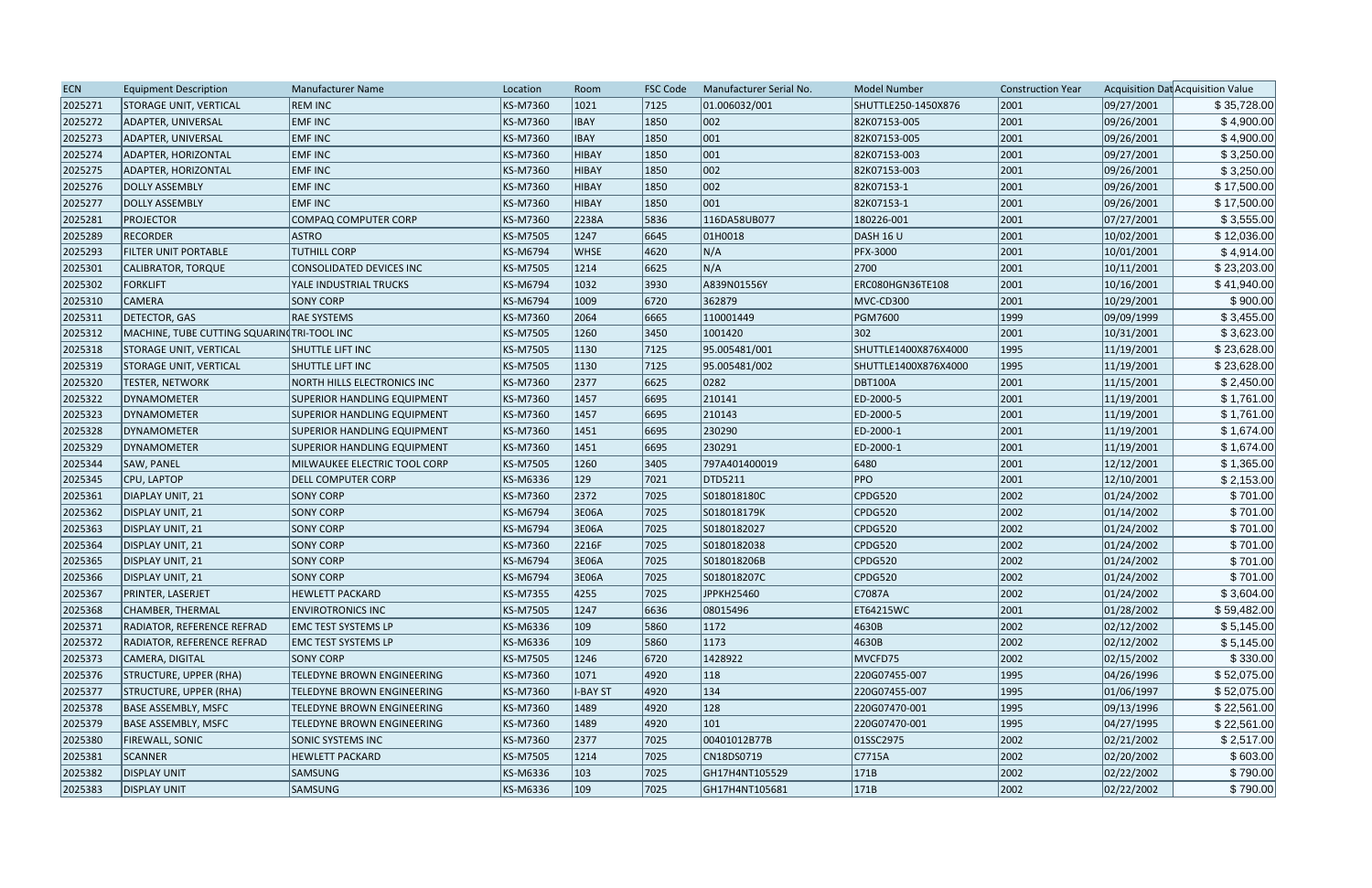| ECN | Equipment Description | Manufacturer Name | Location | Room | FSC Code | Manufacturer Serial No. | Model Number | Construction Year | Acquisition Dat | Acquisition Value |
|---|---|---|---|---|---|---|---|---|---|---|
| 2025271 | STORAGE UNIT, VERTICAL | REM INC | KS-M7360 | 1021 | 7125 | 01.006032/001 | SHUTTLE250-1450X876 | 2001 | 09/27/2001 | $ 35,728.00 |
| 2025272 | ADAPTER, UNIVERSAL | EMF INC | KS-M7360 | IBAY | 1850 | 002 | 82K07153-005 | 2001 | 09/26/2001 | $ 4,900.00 |
| 2025273 | ADAPTER, UNIVERSAL | EMF INC | KS-M7360 | IBAY | 1850 | 001 | 82K07153-005 | 2001 | 09/26/2001 | $ 4,900.00 |
| 2025274 | ADAPTER, HORIZONTAL | EMF INC | KS-M7360 | HIBAY | 1850 | 001 | 82K07153-003 | 2001 | 09/27/2001 | $ 3,250.00 |
| 2025275 | ADAPTER, HORIZONTAL | EMF INC | KS-M7360 | HIBAY | 1850 | 002 | 82K07153-003 | 2001 | 09/26/2001 | $ 3,250.00 |
| 2025276 | DOLLY ASSEMBLY | EMF INC | KS-M7360 | HIBAY | 1850 | 002 | 82K07153-1 | 2001 | 09/26/2001 | $ 17,500.00 |
| 2025277 | DOLLY ASSEMBLY | EMF INC | KS-M7360 | HIBAY | 1850 | 001 | 82K07153-1 | 2001 | 09/26/2001 | $ 17,500.00 |
| 2025281 | PROJECTOR | COMPAQ COMPUTER CORP | KS-M7360 | 2238A | 5836 | 116DA58UB077 | 180226-001 | 2001 | 07/27/2001 | $ 3,555.00 |
| 2025289 | RECORDER | ASTRO | KS-M7505 | 1247 | 6645 | 01H0018 | DASH 16 U | 2001 | 10/02/2001 | $ 12,036.00 |
| 2025293 | FILTER UNIT PORTABLE | TUTHILL CORP | KS-M6794 | WHSE | 4620 | N/A | PFX-3000 | 2001 | 10/01/2001 | $ 4,914.00 |
| 2025301 | CALIBRATOR, TORQUE | CONSOLIDATED DEVICES INC | KS-M7505 | 1214 | 6625 | N/A | 2700 | 2001 | 10/11/2001 | $ 23,203.00 |
| 2025302 | FORKLIFT | YALE INDUSTRIAL TRUCKS | KS-M6794 | 1032 | 3930 | A839N01556Y | ERC080HGN36TE108 | 2001 | 10/16/2001 | $ 41,940.00 |
| 2025310 | CAMERA | SONY CORP | KS-M6794 | 1009 | 6720 | 362879 | MVC-CD300 | 2001 | 10/29/2001 | $ 900.00 |
| 2025311 | DETECTOR, GAS | RAE SYSTEMS | KS-M7360 | 2064 | 6665 | 110001449 | PGM7600 | 1999 | 09/09/1999 | $ 3,455.00 |
| 2025312 | MACHINE, TUBE CUTTING SQUARIN | TRI-TOOL INC | KS-M7505 | 1260 | 3450 | 1001420 | 302 | 2001 | 10/31/2001 | $ 3,623.00 |
| 2025318 | STORAGE UNIT, VERTICAL | SHUTTLE LIFT INC | KS-M7505 | 1130 | 7125 | 95.005481/001 | SHUTTLE1400X876X4000 | 1995 | 11/19/2001 | $ 23,628.00 |
| 2025319 | STORAGE UNIT, VERTICAL | SHUTTLE LIFT INC | KS-M7505 | 1130 | 7125 | 95.005481/002 | SHUTTLE1400X876X4000 | 1995 | 11/19/2001 | $ 23,628.00 |
| 2025320 | TESTER, NETWORK | NORTH HILLS ELECTRONICS INC | KS-M7360 | 2377 | 6625 | 0282 | DBT100A | 2001 | 11/15/2001 | $ 2,450.00 |
| 2025322 | DYNAMOMETER | SUPERIOR HANDLING EQUIPMENT | KS-M7360 | 1457 | 6695 | 210141 | ED-2000-5 | 2001 | 11/19/2001 | $ 1,761.00 |
| 2025323 | DYNAMOMETER | SUPERIOR HANDLING EQUIPMENT | KS-M7360 | 1457 | 6695 | 210143 | ED-2000-5 | 2001 | 11/19/2001 | $ 1,761.00 |
| 2025328 | DYNAMOMETER | SUPERIOR HANDLING EQUIPMENT | KS-M7360 | 1451 | 6695 | 230290 | ED-2000-1 | 2001 | 11/19/2001 | $ 1,674.00 |
| 2025329 | DYNAMOMETER | SUPERIOR HANDLING EQUIPMENT | KS-M7360 | 1451 | 6695 | 230291 | ED-2000-1 | 2001 | 11/19/2001 | $ 1,674.00 |
| 2025344 | SAW, PANEL | MILWAUKEE ELECTRIC TOOL CORP | KS-M7505 | 1260 | 3405 | 797A401400019 | 6480 | 2001 | 12/12/2001 | $ 1,365.00 |
| 2025345 | CPU, LAPTOP | DELL COMPUTER CORP | KS-M6336 | 129 | 7021 | DTD5211 | PPO | 2001 | 12/10/2001 | $ 2,153.00 |
| 2025361 | DIAPLAY UNIT, 21 | SONY CORP | KS-M7360 | 2372 | 7025 | S018018180C | CPDG520 | 2002 | 01/24/2002 | $ 701.00 |
| 2025362 | DISPLAY UNIT, 21 | SONY CORP | KS-M6794 | 3E06A | 7025 | S018018179K | CPDG520 | 2002 | 01/14/2002 | $ 701.00 |
| 2025363 | DISPLAY UNIT, 21 | SONY CORP | KS-M6794 | 3E06A | 7025 | S0180182027 | CPDG520 | 2002 | 01/24/2002 | $ 701.00 |
| 2025364 | DISPLAY UNIT, 21 | SONY CORP | KS-M7360 | 2216F | 7025 | S0180182038 | CPDG520 | 2002 | 01/24/2002 | $ 701.00 |
| 2025365 | DISPLAY UNIT, 21 | SONY CORP | KS-M6794 | 3E06A | 7025 | S018018206B | CPDG520 | 2002 | 01/24/2002 | $ 701.00 |
| 2025366 | DISPLAY UNIT, 21 | SONY CORP | KS-M6794 | 3E06A | 7025 | S018018207C | CPDG520 | 2002 | 01/24/2002 | $ 701.00 |
| 2025367 | PRINTER, LASERJET | HEWLETT PACKARD | KS-M7355 | 4255 | 7025 | JPPKH25460 | C7087A | 2002 | 01/24/2002 | $ 3,604.00 |
| 2025368 | CHAMBER, THERMAL | ENVIROTRONICS INC | KS-M7505 | 1247 | 6636 | 08015496 | ET64215WC | 2001 | 01/28/2002 | $ 59,482.00 |
| 2025371 | RADIATOR, REFERENCE REFRAD | EMC TEST SYSTEMS LP | KS-M6336 | 109 | 5860 | 1172 | 4630B | 2002 | 02/12/2002 | $ 5,145.00 |
| 2025372 | RADIATOR, REFERENCE REFRAD | EMC TEST SYSTEMS LP | KS-M6336 | 109 | 5860 | 1173 | 4630B | 2002 | 02/12/2002 | $ 5,145.00 |
| 2025373 | CAMERA, DIGITAL | SONY CORP | KS-M7505 | 1246 | 6720 | 1428922 | MVCFD75 | 2002 | 02/15/2002 | $ 330.00 |
| 2025376 | STRUCTURE, UPPER (RHA) | TELEDYNE BROWN ENGINEERING | KS-M7360 | 1071 | 4920 | 118 | 220G07455-007 | 1995 | 04/26/1996 | $ 52,075.00 |
| 2025377 | STRUCTURE, UPPER (RHA) | TELEDYNE BROWN ENGINEERING | KS-M7360 | I-BAY ST | 4920 | 134 | 220G07455-007 | 1995 | 01/06/1997 | $ 52,075.00 |
| 2025378 | BASE ASSEMBLY, MSFC | TELEDYNE BROWN ENGINEERING | KS-M7360 | 1489 | 4920 | 128 | 220G07470-001 | 1995 | 09/13/1996 | $ 22,561.00 |
| 2025379 | BASE ASSEMBLY, MSFC | TELEDYNE BROWN ENGINEERING | KS-M7360 | 1489 | 4920 | 101 | 220G07470-001 | 1995 | 04/27/1995 | $ 22,561.00 |
| 2025380 | FIREWALL, SONIC | SONIC SYSTEMS INC | KS-M7360 | 2377 | 7025 | 00401012B77B | 01SSC2975 | 2002 | 02/21/2002 | $ 2,517.00 |
| 2025381 | SCANNER | HEWLETT PACKARD | KS-M7505 | 1214 | 7025 | CN18DS0719 | C7715A | 2002 | 02/20/2002 | $ 603.00 |
| 2025382 | DISPLAY UNIT | SAMSUNG | KS-M6336 | 103 | 7025 | GH17H4NT105529 | 171B | 2002 | 02/22/2002 | $ 790.00 |
| 2025383 | DISPLAY UNIT | SAMSUNG | KS-M6336 | 109 | 7025 | GH17H4NT105681 | 171B | 2002 | 02/22/2002 | $ 790.00 |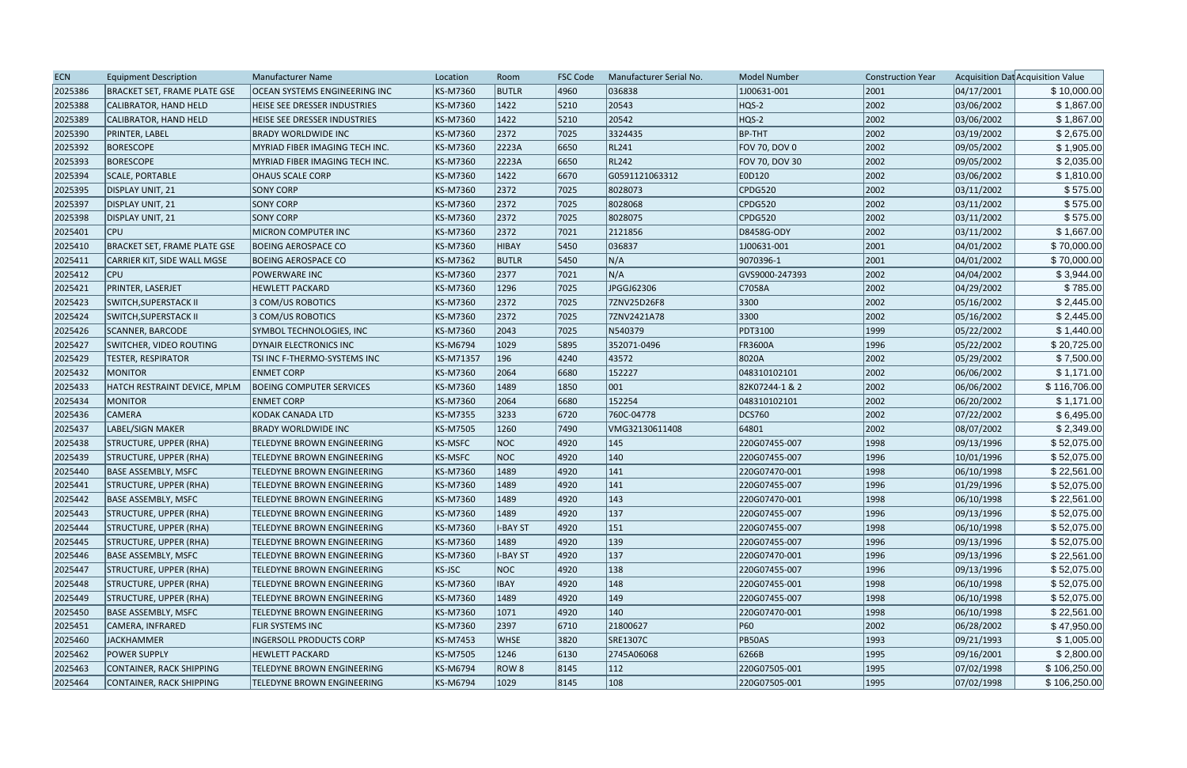| ECN | Equipment Description | Manufacturer Name | Location | Room | FSC Code | Manufacturer Serial No. | Model Number | Construction Year | Acquisition Dat | Acquisition Value |
|---|---|---|---|---|---|---|---|---|---|---|
| 2025386 | BRACKET SET, FRAME PLATE GSE | OCEAN SYSTEMS ENGINEERING INC | KS-M7360 | BUTLR | 4960 | 036838 | 1J00631-001 | 2001 | 04/17/2001 | $ 10,000.00 |
| 2025388 | CALIBRATOR, HAND HELD | HEISE SEE DRESSER INDUSTRIES | KS-M7360 | 1422 | 5210 | 20543 | HQS-2 | 2002 | 03/06/2002 | $ 1,867.00 |
| 2025389 | CALIBRATOR, HAND HELD | HEISE SEE DRESSER INDUSTRIES | KS-M7360 | 1422 | 5210 | 20542 | HQS-2 | 2002 | 03/06/2002 | $ 1,867.00 |
| 2025390 | PRINTER, LABEL | BRADY WORLDWIDE INC | KS-M7360 | 2372 | 7025 | 3324435 | BP-THT | 2002 | 03/19/2002 | $ 2,675.00 |
| 2025392 | BORESCOPE | MYRIAD FIBER IMAGING TECH INC. | KS-M7360 | 2223A | 6650 | RL241 | FOV 70, DOV 0 | 2002 | 09/05/2002 | $ 1,905.00 |
| 2025393 | BORESCOPE | MYRIAD FIBER IMAGING TECH INC. | KS-M7360 | 2223A | 6650 | RL242 | FOV 70, DOV 30 | 2002 | 09/05/2002 | $ 2,035.00 |
| 2025394 | SCALE, PORTABLE | OHAUS SCALE CORP | KS-M7360 | 1422 | 6670 | G0591121063312 | E0D120 | 2002 | 03/06/2002 | $ 1,810.00 |
| 2025395 | DISPLAY UNIT, 21 | SONY CORP | KS-M7360 | 2372 | 7025 | 8028073 | CPDG520 | 2002 | 03/11/2002 | $ 575.00 |
| 2025397 | DISPLAY UNIT, 21 | SONY CORP | KS-M7360 | 2372 | 7025 | 8028068 | CPDG520 | 2002 | 03/11/2002 | $ 575.00 |
| 2025398 | DISPLAY UNIT, 21 | SONY CORP | KS-M7360 | 2372 | 7025 | 8028075 | CPDG520 | 2002 | 03/11/2002 | $ 575.00 |
| 2025401 | CPU | MICRON COMPUTER INC | KS-M7360 | 2372 | 7021 | 2121856 | D8458G-ODY | 2002 | 03/11/2002 | $ 1,667.00 |
| 2025410 | BRACKET SET, FRAME PLATE GSE | BOEING AEROSPACE CO | KS-M7360 | HIBAY | 5450 | 036837 | 1J00631-001 | 2001 | 04/01/2002 | $ 70,000.00 |
| 2025411 | CARRIER KIT, SIDE WALL MGSE | BOEING AEROSPACE CO | KS-M7362 | BUTLR | 5450 | N/A | 9070396-1 | 2001 | 04/01/2002 | $ 70,000.00 |
| 2025412 | CPU | POWERWARE INC | KS-M7360 | 2377 | 7021 | N/A | GVS9000-247393 | 2002 | 04/04/2002 | $ 3,944.00 |
| 2025421 | PRINTER, LASERJET | HEWLETT PACKARD | KS-M7360 | 1296 | 7025 | JPGGJ62306 | C7058A | 2002 | 04/29/2002 | $ 785.00 |
| 2025423 | SWITCH,SUPERSTACK II | 3 COM/US ROBOTICS | KS-M7360 | 2372 | 7025 | 7ZNV25D26F8 | 3300 | 2002 | 05/16/2002 | $ 2,445.00 |
| 2025424 | SWITCH,SUPERSTACK II | 3 COM/US ROBOTICS | KS-M7360 | 2372 | 7025 | 7ZNV2421A78 | 3300 | 2002 | 05/16/2002 | $ 2,445.00 |
| 2025426 | SCANNER, BARCODE | SYMBOL TECHNOLOGIES, INC | KS-M7360 | 2043 | 7025 | N540379 | PDT3100 | 1999 | 05/22/2002 | $ 1,440.00 |
| 2025427 | SWITCHER, VIDEO ROUTING | DYNAIR ELECTRONICS INC | KS-M6794 | 1029 | 5895 | 352071-0496 | FR3600A | 1996 | 05/22/2002 | $ 20,725.00 |
| 2025429 | TESTER, RESPIRATOR | TSI INC F-THERMO-SYSTEMS INC | KS-M71357 | 196 | 4240 | 43572 | 8020A | 2002 | 05/29/2002 | $ 7,500.00 |
| 2025432 | MONITOR | ENMET CORP | KS-M7360 | 2064 | 6680 | 152227 | 048310102101 | 2002 | 06/06/2002 | $ 1,171.00 |
| 2025433 | HATCH RESTRAINT DEVICE, MPLM | BOEING COMPUTER SERVICES | KS-M7360 | 1489 | 1850 | 001 | 82K07244-1 & 2 | 2002 | 06/06/2002 | $ 116,706.00 |
| 2025434 | MONITOR | ENMET CORP | KS-M7360 | 2064 | 6680 | 152254 | 048310102101 | 2002 | 06/20/2002 | $ 1,171.00 |
| 2025436 | CAMERA | KODAK CANADA LTD | KS-M7355 | 3233 | 6720 | 760C-04778 | DCS760 | 2002 | 07/22/2002 | $ 6,495.00 |
| 2025437 | LABEL/SIGN MAKER | BRADY WORLDWIDE INC | KS-M7505 | 1260 | 7490 | VMG32130611408 | 64801 | 2002 | 08/07/2002 | $ 2,349.00 |
| 2025438 | STRUCTURE, UPPER (RHA) | TELEDYNE BROWN ENGINEERING | KS-MSFC | NOC | 4920 | 145 | 220G07455-007 | 1998 | 09/13/1996 | $ 52,075.00 |
| 2025439 | STRUCTURE, UPPER (RHA) | TELEDYNE BROWN ENGINEERING | KS-MSFC | NOC | 4920 | 140 | 220G07455-007 | 1996 | 10/01/1996 | $ 52,075.00 |
| 2025440 | BASE ASSEMBLY, MSFC | TELEDYNE BROWN ENGINEERING | KS-M7360 | 1489 | 4920 | 141 | 220G07470-001 | 1998 | 06/10/1998 | $ 22,561.00 |
| 2025441 | STRUCTURE, UPPER (RHA) | TELEDYNE BROWN ENGINEERING | KS-M7360 | 1489 | 4920 | 141 | 220G07455-007 | 1996 | 01/29/1996 | $ 52,075.00 |
| 2025442 | BASE ASSEMBLY, MSFC | TELEDYNE BROWN ENGINEERING | KS-M7360 | 1489 | 4920 | 143 | 220G07470-001 | 1998 | 06/10/1998 | $ 22,561.00 |
| 2025443 | STRUCTURE, UPPER (RHA) | TELEDYNE BROWN ENGINEERING | KS-M7360 | 1489 | 4920 | 137 | 220G07455-007 | 1996 | 09/13/1996 | $ 52,075.00 |
| 2025444 | STRUCTURE, UPPER (RHA) | TELEDYNE BROWN ENGINEERING | KS-M7360 | I-BAY ST | 4920 | 151 | 220G07455-007 | 1998 | 06/10/1998 | $ 52,075.00 |
| 2025445 | STRUCTURE, UPPER (RHA) | TELEDYNE BROWN ENGINEERING | KS-M7360 | 1489 | 4920 | 139 | 220G07455-007 | 1996 | 09/13/1996 | $ 52,075.00 |
| 2025446 | BASE ASSEMBLY, MSFC | TELEDYNE BROWN ENGINEERING | KS-M7360 | I-BAY ST | 4920 | 137 | 220G07470-001 | 1996 | 09/13/1996 | $ 22,561.00 |
| 2025447 | STRUCTURE, UPPER (RHA) | TELEDYNE BROWN ENGINEERING | KS-JSC | NOC | 4920 | 138 | 220G07455-007 | 1996 | 09/13/1996 | $ 52,075.00 |
| 2025448 | STRUCTURE, UPPER (RHA) | TELEDYNE BROWN ENGINEERING | KS-M7360 | IBAY | 4920 | 148 | 220G07455-001 | 1998 | 06/10/1998 | $ 52,075.00 |
| 2025449 | STRUCTURE, UPPER (RHA) | TELEDYNE BROWN ENGINEERING | KS-M7360 | 1489 | 4920 | 149 | 220G07455-007 | 1998 | 06/10/1998 | $ 52,075.00 |
| 2025450 | BASE ASSEMBLY, MSFC | TELEDYNE BROWN ENGINEERING | KS-M7360 | 1071 | 4920 | 140 | 220G07470-001 | 1998 | 06/10/1998 | $ 22,561.00 |
| 2025451 | CAMERA, INFRARED | FLIR SYSTEMS INC | KS-M7360 | 2397 | 6710 | 21800627 | P60 | 2002 | 06/28/2002 | $ 47,950.00 |
| 2025460 | JACKHAMMER | INGERSOLL PRODUCTS CORP | KS-M7453 | WHSE | 3820 | SRE1307C | PB50AS | 1993 | 09/21/1993 | $ 1,005.00 |
| 2025462 | POWER SUPPLY | HEWLETT PACKARD | KS-M7505 | 1246 | 6130 | 2745A06068 | 6266B | 1995 | 09/16/2001 | $ 2,800.00 |
| 2025463 | CONTAINER, RACK SHIPPING | TELEDYNE BROWN ENGINEERING | KS-M6794 | ROW 8 | 8145 | 112 | 220G07505-001 | 1995 | 07/02/1998 | $ 106,250.00 |
| 2025464 | CONTAINER, RACK SHIPPING | TELEDYNE BROWN ENGINEERING | KS-M6794 | 1029 | 8145 | 108 | 220G07505-001 | 1995 | 07/02/1998 | $ 106,250.00 |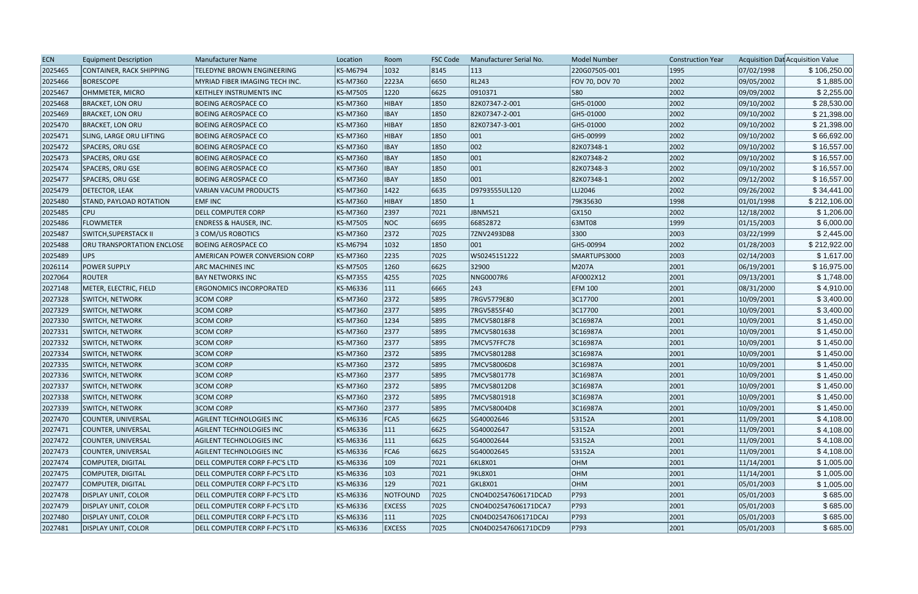| ECN | Equipment Description | Manufacturer Name | Location | Room | FSC Code | Manufacturer Serial No. | Model Number | Construction Year | Acquisition Dat | Acquisition Value |
|---|---|---|---|---|---|---|---|---|---|---|
| 2025465 | CONTAINER, RACK SHIPPING | TELEDYNE BROWN ENGINEERING | KS-M6794 | 1032 | 8145 | 113 | 220G07505-001 | 1995 | 07/02/1998 | $ 106,250.00 |
| 2025466 | BORESCOPE | MYRIAD FIBER IMAGING TECH INC. | KS-M7360 | 2223A | 6650 | RL243 | FOV 70, DOV 70 | 2002 | 09/05/2002 | $ 1,885.00 |
| 2025467 | OHMMETER, MICRO | KEITHLEY INSTRUMENTS INC | KS-M7505 | 1220 | 6625 | 0910371 | 580 | 2002 | 09/09/2002 | $ 2,255.00 |
| 2025468 | BRACKET, LON ORU | BOEING AEROSPACE CO | KS-M7360 | HIBAY | 1850 | 82K07347-2-001 | GH5-01000 | 2002 | 09/10/2002 | $ 28,530.00 |
| 2025469 | BRACKET, LON ORU | BOEING AEROSPACE CO | KS-M7360 | IBAY | 1850 | 82K07347-2-001 | GH5-01000 | 2002 | 09/10/2002 | $ 21,398.00 |
| 2025470 | BRACKET, LON ORU | BOEING AEROSPACE CO | KS-M7360 | HIBAY | 1850 | 82K07347-3-001 | GH5-01000 | 2002 | 09/10/2002 | $ 21,398.00 |
| 2025471 | SLING, LARGE ORU LIFTING | BOEING AEROSPACE CO | KS-M7360 | HIBAY | 1850 | 001 | GH5-00999 | 2002 | 09/10/2002 | $ 66,692.00 |
| 2025472 | SPACERS, ORU GSE | BOEING AEROSPACE CO | KS-M7360 | IBAY | 1850 | 002 | 82K07348-1 | 2002 | 09/10/2002 | $ 16,557.00 |
| 2025473 | SPACERS, ORU GSE | BOEING AEROSPACE CO | KS-M7360 | IBAY | 1850 | 001 | 82K07348-2 | 2002 | 09/10/2002 | $ 16,557.00 |
| 2025474 | SPACERS, ORU GSE | BOEING AEROSPACE CO | KS-M7360 | IBAY | 1850 | 001 | 82K07348-3 | 2002 | 09/10/2002 | $ 16,557.00 |
| 2025477 | SPACERS, ORU GSE | BOEING AEROSPACE CO | KS-M7360 | IBAY | 1850 | 001 | 82K07348-1 | 2002 | 09/12/2002 | $ 16,557.00 |
| 2025479 | DETECTOR, LEAK | VARIAN VACUM PRODUCTS | KS-M7360 | 1422 | 6635 | D9793555UL120 | LLJ2046 | 2002 | 09/26/2002 | $ 34,441.00 |
| 2025480 | STAND, PAYLOAD ROTATION | EMF INC | KS-M7360 | HIBAY | 1850 | 1 | 79K35630 | 1998 | 01/01/1998 | $ 212,106.00 |
| 2025485 | CPU | DELL COMPUTER CORP | KS-M7360 | 2397 | 7021 | JBNM521 | GX150 | 2002 | 12/18/2002 | $ 1,206.00 |
| 2025486 | FLOWMETER | ENDRESS & HAUSER, INC. | KS-M7505 | NOC | 6695 | 66852872 | 63MT08 | 1999 | 01/15/2003 | $ 6,000.00 |
| 2025487 | SWITCH,SUPERSTACK II | 3 COM/US ROBOTICS | KS-M7360 | 2372 | 7025 | 7ZNV2493DB8 | 3300 | 2003 | 03/22/1999 | $ 2,445.00 |
| 2025488 | ORU TRANSPORTATION ENCLOSE | BOEING AEROSPACE CO | KS-M6794 | 1032 | 1850 | 001 | GH5-00994 | 2002 | 01/28/2003 | $ 212,922.00 |
| 2025489 | UPS | AMERICAN POWER CONVERSION CORP | KS-M7360 | 2235 | 7025 | WS0245151222 | SMARTUPS3000 | 2003 | 02/14/2003 | $ 1,617.00 |
| 2026114 | POWER SUPPLY | ARC MACHINES INC | KS-M7505 | 1260 | 6625 | 32900 | M207A | 2001 | 06/19/2001 | $ 16,975.00 |
| 2027064 | ROUTER | BAY NETWORKS INC | KS-M7355 | 4255 | 7025 | NNG0007R6 | AF0002X12 | 2001 | 09/13/2001 | $ 1,748.00 |
| 2027148 | METER, ELECTRIC, FIELD | ERGONOMICS INCORPORATED | KS-M6336 | 111 | 6665 | 243 | EFM 100 | 2001 | 08/31/2000 | $ 4,910.00 |
| 2027328 | SWITCH, NETWORK | 3COM CORP | KS-M7360 | 2372 | 5895 | 7RGV5779E80 | 3C17700 | 2001 | 10/09/2001 | $ 3,400.00 |
| 2027329 | SWITCH, NETWORK | 3COM CORP | KS-M7360 | 2377 | 5895 | 7RGV5855F40 | 3C17700 | 2001 | 10/09/2001 | $ 3,400.00 |
| 2027330 | SWITCH, NETWORK | 3COM CORP | KS-M7360 | 1234 | 5895 | 7MCV58018F8 | 3C16987A | 2001 | 10/09/2001 | $ 1,450.00 |
| 2027331 | SWITCH, NETWORK | 3COM CORP | KS-M7360 | 2377 | 5895 | 7MCV5801638 | 3C16987A | 2001 | 10/09/2001 | $ 1,450.00 |
| 2027332 | SWITCH, NETWORK | 3COM CORP | KS-M7360 | 2377 | 5895 | 7MCV57FFC78 | 3C16987A | 2001 | 10/09/2001 | $ 1,450.00 |
| 2027334 | SWITCH, NETWORK | 3COM CORP | KS-M7360 | 2372 | 5895 | 7MCV58012B8 | 3C16987A | 2001 | 10/09/2001 | $ 1,450.00 |
| 2027335 | SWITCH, NETWORK | 3COM CORP | KS-M7360 | 2372 | 5895 | 7MCV58006D8 | 3C16987A | 2001 | 10/09/2001 | $ 1,450.00 |
| 2027336 | SWITCH, NETWORK | 3COM CORP | KS-M7360 | 2377 | 5895 | 7MCV5801778 | 3C16987A | 2001 | 10/09/2001 | $ 1,450.00 |
| 2027337 | SWITCH, NETWORK | 3COM CORP | KS-M7360 | 2372 | 5895 | 7MCV58012D8 | 3C16987A | 2001 | 10/09/2001 | $ 1,450.00 |
| 2027338 | SWITCH, NETWORK | 3COM CORP | KS-M7360 | 2372 | 5895 | 7MCV5801918 | 3C16987A | 2001 | 10/09/2001 | $ 1,450.00 |
| 2027339 | SWITCH, NETWORK | 3COM CORP | KS-M7360 | 2377 | 5895 | 7MCV58004D8 | 3C16987A | 2001 | 10/09/2001 | $ 1,450.00 |
| 2027470 | COUNTER, UNIVERSAL | AGILENT TECHNOLOGIES INC | KS-M6336 | FCA5 | 6625 | SG40002646 | 53152A | 2001 | 11/09/2001 | $ 4,108.00 |
| 2027471 | COUNTER, UNIVERSAL | AGILENT TECHNOLOGIES INC | KS-M6336 | 111 | 6625 | SG40002647 | 53152A | 2001 | 11/09/2001 | $ 4,108.00 |
| 2027472 | COUNTER, UNIVERSAL | AGILENT TECHNOLOGIES INC | KS-M6336 | 111 | 6625 | SG40002644 | 53152A | 2001 | 11/09/2001 | $ 4,108.00 |
| 2027473 | COUNTER, UNIVERSAL | AGILENT TECHNOLOGIES INC | KS-M6336 | FCA6 | 6625 | SG40002645 | 53152A | 2001 | 11/09/2001 | $ 4,108.00 |
| 2027474 | COMPUTER, DIGITAL | DELL COMPUTER CORP F-PC'S LTD | KS-M6336 | 109 | 7021 | 6KL8X01 | OHM | 2001 | 11/14/2001 | $ 1,005.00 |
| 2027475 | COMPUTER, DIGITAL | DELL COMPUTER CORP F-PC'S LTD | KS-M6336 | 103 | 7021 | 9KL8X01 | OHM | 2001 | 11/14/2001 | $ 1,005.00 |
| 2027477 | COMPUTER, DIGITAL | DELL COMPUTER CORP F-PC'S LTD | KS-M6336 | 129 | 7021 | GKL8X01 | OHM | 2001 | 05/01/2003 | $ 1,005.00 |
| 2027478 | DISPLAY UNIT, COLOR | DELL COMPUTER CORP F-PC'S LTD | KS-M6336 | NOTFOUND | 7025 | CNO4D02547606171DCAD | P793 | 2001 | 05/01/2003 | $ 685.00 |
| 2027479 | DISPLAY UNIT, COLOR | DELL COMPUTER CORP F-PC'S LTD | KS-M6336 | EXCESS | 7025 | CNO4D02547606171DCA7 | P793 | 2001 | 05/01/2003 | $ 685.00 |
| 2027480 | DISPLAY UNIT, COLOR | DELL COMPUTER CORP F-PC'S LTD | KS-M6336 | 111 | 7025 | CNO4D02547606171DCAJ | P793 | 2001 | 05/01/2003 | $ 685.00 |
| 2027481 | DISPLAY UNIT, COLOR | DELL COMPUTER CORP F-PC'S LTD | KS-M6336 | EXCESS | 7025 | CN04D02547606171DCD9 | P793 | 2001 | 05/01/2003 | $ 685.00 |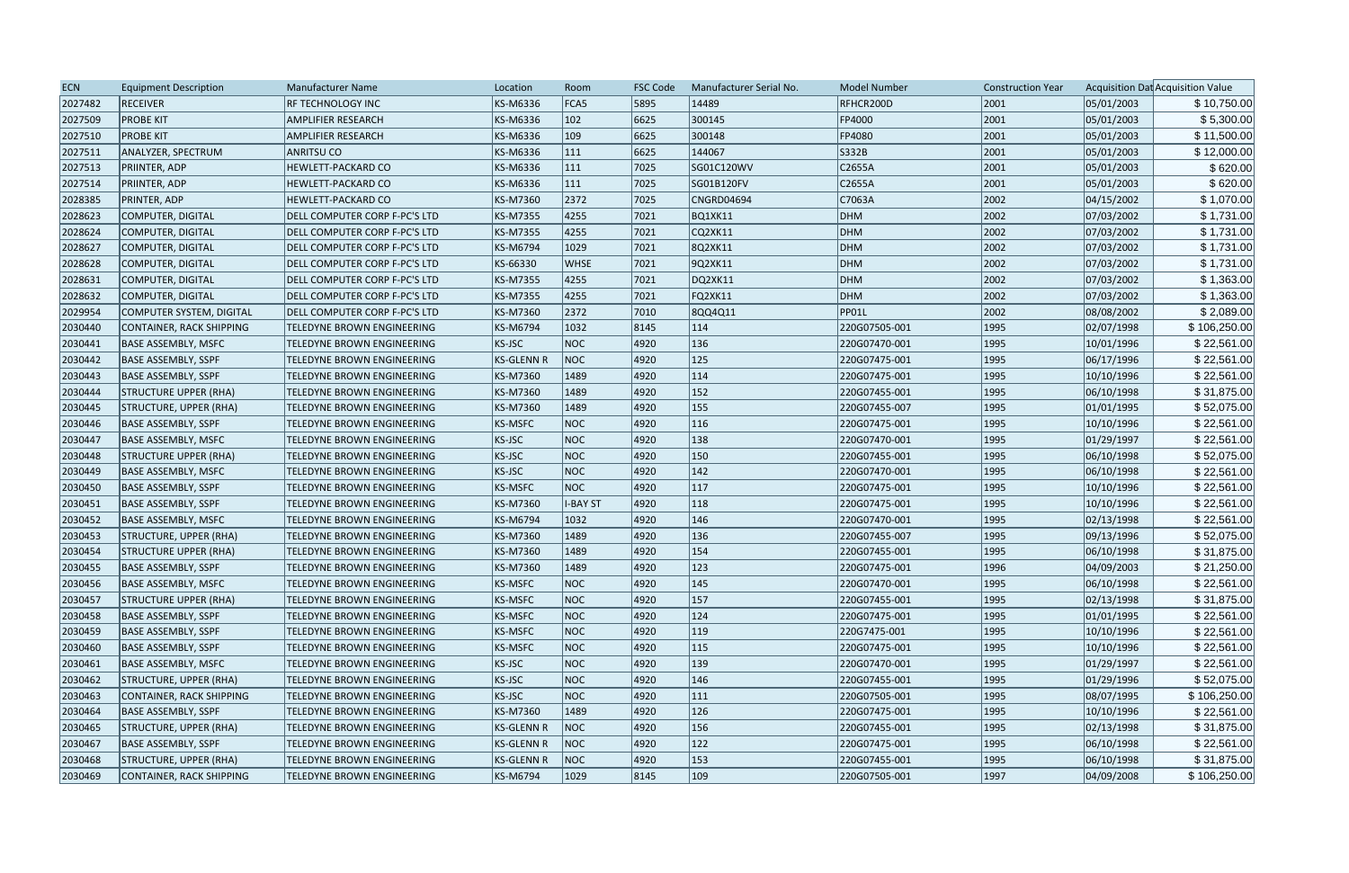| ECN | Equipment Description | Manufacturer Name | Location | Room | FSC Code | Manufacturer Serial No. | Model Number | Construction Year | Acquisition Dat | Acquisition Value |
|---|---|---|---|---|---|---|---|---|---|---|
| 2027482 | RECEIVER | RF TECHNOLOGY INC | KS-M6336 | FCA5 | 5895 | 14489 | RFHCR200D | 2001 | 05/01/2003 | $ 10,750.00 |
| 2027509 | PROBE KIT | AMPLIFIER RESEARCH | KS-M6336 | 102 | 6625 | 300145 | FP4000 | 2001 | 05/01/2003 | $ 5,300.00 |
| 2027510 | PROBE KIT | AMPLIFIER RESEARCH | KS-M6336 | 109 | 6625 | 300148 | FP4080 | 2001 | 05/01/2003 | $ 11,500.00 |
| 2027511 | ANALYZER, SPECTRUM | ANRITSU CO | KS-M6336 | 111 | 6625 | 144067 | S332B | 2001 | 05/01/2003 | $ 12,000.00 |
| 2027513 | PRIINTER, ADP | HEWLETT-PACKARD CO | KS-M6336 | 111 | 7025 | SG01C120WV | C2655A | 2001 | 05/01/2003 | $ 620.00 |
| 2027514 | PRIINTER, ADP | HEWLETT-PACKARD CO | KS-M6336 | 111 | 7025 | SG01B120FV | C2655A | 2001 | 05/01/2003 | $ 620.00 |
| 2028385 | PRINTER, ADP | HEWLETT-PACKARD CO | KS-M7360 | 2372 | 7025 | CNGRD04694 | C7063A | 2002 | 04/15/2002 | $ 1,070.00 |
| 2028623 | COMPUTER, DIGITAL | DELL COMPUTER CORP F-PC'S LTD | KS-M7355 | 4255 | 7021 | BQ1XK11 | DHM | 2002 | 07/03/2002 | $ 1,731.00 |
| 2028624 | COMPUTER, DIGITAL | DELL COMPUTER CORP F-PC'S LTD | KS-M7355 | 4255 | 7021 | CQ2XK11 | DHM | 2002 | 07/03/2002 | $ 1,731.00 |
| 2028627 | COMPUTER, DIGITAL | DELL COMPUTER CORP F-PC'S LTD | KS-M6794 | 1029 | 7021 | 8Q2XK11 | DHM | 2002 | 07/03/2002 | $ 1,731.00 |
| 2028628 | COMPUTER, DIGITAL | DELL COMPUTER CORP F-PC'S LTD | KS-66330 | WHSE | 7021 | 9Q2XK11 | DHM | 2002 | 07/03/2002 | $ 1,731.00 |
| 2028631 | COMPUTER, DIGITAL | DELL COMPUTER CORP F-PC'S LTD | KS-M7355 | 4255 | 7021 | DQ2XK11 | DHM | 2002 | 07/03/2002 | $ 1,363.00 |
| 2028632 | COMPUTER, DIGITAL | DELL COMPUTER CORP F-PC'S LTD | KS-M7355 | 4255 | 7021 | FQ2XK11 | DHM | 2002 | 07/03/2002 | $ 1,363.00 |
| 2029954 | COMPUTER SYSTEM, DIGITAL | DELL COMPUTER CORP F-PC'S LTD | KS-M7360 | 2372 | 7010 | 8QQ4Q11 | PP01L | 2002 | 08/08/2002 | $ 2,089.00 |
| 2030440 | CONTAINER, RACK SHIPPING | TELEDYNE BROWN ENGINEERING | KS-M6794 | 1032 | 8145 | 114 | 220G07505-001 | 1995 | 02/07/1998 | $ 106,250.00 |
| 2030441 | BASE ASSEMBLY, MSFC | TELEDYNE BROWN ENGINEERING | KS-JSC | NOC | 4920 | 136 | 220G07470-001 | 1995 | 10/01/1996 | $ 22,561.00 |
| 2030442 | BASE ASSEMBLY, SSPF | TELEDYNE BROWN ENGINEERING | KS-GLENN R | NOC | 4920 | 125 | 220G07475-001 | 1995 | 06/17/1996 | $ 22,561.00 |
| 2030443 | BASE ASSEMBLY, SSPF | TELEDYNE BROWN ENGINEERING | KS-M7360 | 1489 | 4920 | 114 | 220G07475-001 | 1995 | 10/10/1996 | $ 22,561.00 |
| 2030444 | STRUCTURE UPPER (RHA) | TELEDYNE BROWN ENGINEERING | KS-M7360 | 1489 | 4920 | 152 | 220G07455-001 | 1995 | 06/10/1998 | $ 31,875.00 |
| 2030445 | STRUCTURE, UPPER (RHA) | TELEDYNE BROWN ENGINEERING | KS-M7360 | 1489 | 4920 | 155 | 220G07455-007 | 1995 | 01/01/1995 | $ 52,075.00 |
| 2030446 | BASE ASSEMBLY, SSPF | TELEDYNE BROWN ENGINEERING | KS-MSFC | NOC | 4920 | 116 | 220G07475-001 | 1995 | 10/10/1996 | $ 22,561.00 |
| 2030447 | BASE ASSEMBLY, MSFC | TELEDYNE BROWN ENGINEERING | KS-JSC | NOC | 4920 | 138 | 220G07470-001 | 1995 | 01/29/1997 | $ 22,561.00 |
| 2030448 | STRUCTURE UPPER (RHA) | TELEDYNE BROWN ENGINEERING | KS-JSC | NOC | 4920 | 150 | 220G07455-001 | 1995 | 06/10/1998 | $ 52,075.00 |
| 2030449 | BASE ASSEMBLY, MSFC | TELEDYNE BROWN ENGINEERING | KS-JSC | NOC | 4920 | 142 | 220G07470-001 | 1995 | 06/10/1998 | $ 22,561.00 |
| 2030450 | BASE ASSEMBLY, SSPF | TELEDYNE BROWN ENGINEERING | KS-MSFC | NOC | 4920 | 117 | 220G07475-001 | 1995 | 10/10/1996 | $ 22,561.00 |
| 2030451 | BASE ASSEMBLY, SSPF | TELEDYNE BROWN ENGINEERING | KS-M7360 | I-BAY ST | 4920 | 118 | 220G07475-001 | 1995 | 10/10/1996 | $ 22,561.00 |
| 2030452 | BASE ASSEMBLY, MSFC | TELEDYNE BROWN ENGINEERING | KS-M6794 | 1032 | 4920 | 146 | 220G07470-001 | 1995 | 02/13/1998 | $ 22,561.00 |
| 2030453 | STRUCTURE, UPPER (RHA) | TELEDYNE BROWN ENGINEERING | KS-M7360 | 1489 | 4920 | 136 | 220G07455-007 | 1995 | 09/13/1996 | $ 52,075.00 |
| 2030454 | STRUCTURE UPPER (RHA) | TELEDYNE BROWN ENGINEERING | KS-M7360 | 1489 | 4920 | 154 | 220G07455-001 | 1995 | 06/10/1998 | $ 31,875.00 |
| 2030455 | BASE ASSEMBLY, SSPF | TELEDYNE BROWN ENGINEERING | KS-M7360 | 1489 | 4920 | 123 | 220G07475-001 | 1996 | 04/09/2003 | $ 21,250.00 |
| 2030456 | BASE ASSEMBLY, MSFC | TELEDYNE BROWN ENGINEERING | KS-MSFC | NOC | 4920 | 145 | 220G07470-001 | 1995 | 06/10/1998 | $ 22,561.00 |
| 2030457 | STRUCTURE UPPER (RHA) | TELEDYNE BROWN ENGINEERING | KS-MSFC | NOC | 4920 | 157 | 220G07455-001 | 1995 | 02/13/1998 | $ 31,875.00 |
| 2030458 | BASE ASSEMBLY, SSPF | TELEDYNE BROWN ENGINEERING | KS-MSFC | NOC | 4920 | 124 | 220G07475-001 | 1995 | 01/01/1995 | $ 22,561.00 |
| 2030459 | BASE ASSEMBLY, SSPF | TELEDYNE BROWN ENGINEERING | KS-MSFC | NOC | 4920 | 119 | 220G7475-001 | 1995 | 10/10/1996 | $ 22,561.00 |
| 2030460 | BASE ASSEMBLY, SSPF | TELEDYNE BROWN ENGINEERING | KS-MSFC | NOC | 4920 | 115 | 220G07475-001 | 1995 | 10/10/1996 | $ 22,561.00 |
| 2030461 | BASE ASSEMBLY, MSFC | TELEDYNE BROWN ENGINEERING | KS-JSC | NOC | 4920 | 139 | 220G07470-001 | 1995 | 01/29/1997 | $ 22,561.00 |
| 2030462 | STRUCTURE, UPPER (RHA) | TELEDYNE BROWN ENGINEERING | KS-JSC | NOC | 4920 | 146 | 220G07455-001 | 1995 | 01/29/1996 | $ 52,075.00 |
| 2030463 | CONTAINER, RACK SHIPPING | TELEDYNE BROWN ENGINEERING | KS-JSC | NOC | 4920 | 111 | 220G07505-001 | 1995 | 08/07/1995 | $ 106,250.00 |
| 2030464 | BASE ASSEMBLY, SSPF | TELEDYNE BROWN ENGINEERING | KS-M7360 | 1489 | 4920 | 126 | 220G07475-001 | 1995 | 10/10/1996 | $ 22,561.00 |
| 2030465 | STRUCTURE, UPPER (RHA) | TELEDYNE BROWN ENGINEERING | KS-GLENN R | NOC | 4920 | 156 | 220G07455-001 | 1995 | 02/13/1998 | $ 31,875.00 |
| 2030467 | BASE ASSEMBLY, SSPF | TELEDYNE BROWN ENGINEERING | KS-GLENN R | NOC | 4920 | 122 | 220G07475-001 | 1995 | 06/10/1998 | $ 22,561.00 |
| 2030468 | STRUCTURE, UPPER (RHA) | TELEDYNE BROWN ENGINEERING | KS-GLENN R | NOC | 4920 | 153 | 220G07455-001 | 1995 | 06/10/1998 | $ 31,875.00 |
| 2030469 | CONTAINER, RACK SHIPPING | TELEDYNE BROWN ENGINEERING | KS-M6794 | 1029 | 8145 | 109 | 220G07505-001 | 1997 | 04/09/2008 | $ 106,250.00 |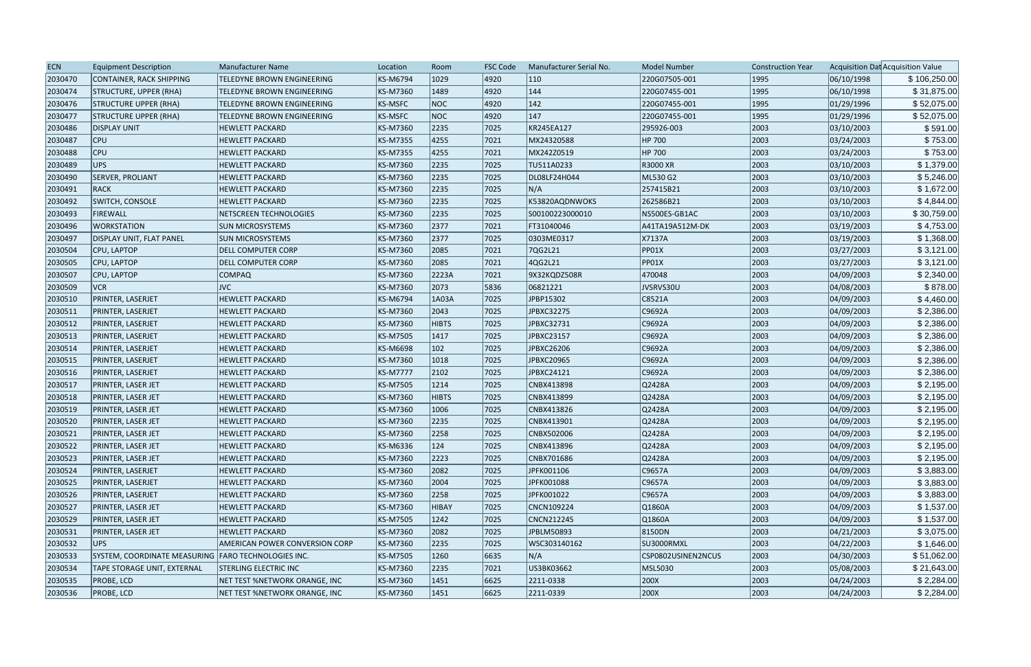| ECN | Equipment Description | Manufacturer Name | Location | Room | FSC Code | Manufacturer Serial No. | Model Number | Construction Year | Acquisition Dat | Acquisition Value |
|---|---|---|---|---|---|---|---|---|---|---|
| 2030470 | CONTAINER, RACK SHIPPING | TELEDYNE BROWN ENGINEERING | KS-M6794 | 1029 | 4920 | 110 | 220G07505-001 | 1995 | 06/10/1998 | $ 106,250.00 |
| 2030474 | STRUCTURE, UPPER (RHA) | TELEDYNE BROWN ENGINEERING | KS-M7360 | 1489 | 4920 | 144 | 220G07455-001 | 1995 | 06/10/1998 | $ 31,875.00 |
| 2030476 | STRUCTURE UPPER (RHA) | TELEDYNE BROWN ENGINEERING | KS-MSFC | NOC | 4920 | 142 | 220G07455-001 | 1995 | 01/29/1996 | $ 52,075.00 |
| 2030477 | STRUCTURE UPPER (RHA) | TELEDYNE BROWN ENGINEERING | KS-MSFC | NOC | 4920 | 147 | 220G07455-001 | 1995 | 01/29/1996 | $ 52,075.00 |
| 2030486 | DISPLAY UNIT | HEWLETT PACKARD | KS-M7360 | 2235 | 7025 | KR245EA127 | 295926-003 | 2003 | 03/10/2003 | $ 591.00 |
| 2030487 | CPU | HEWLETT PACKARD | KS-M7355 | 4255 | 7021 | MX24320588 | HP 700 | 2003 | 03/24/2003 | $ 753.00 |
| 2030488 | CPU | HEWLETT PACKARD | KS-M7355 | 4255 | 7021 | MX242Z0519 | HP 700 | 2003 | 03/24/2003 | $ 753.00 |
| 2030489 | UPS | HEWLETT PACKARD | KS-M7360 | 2235 | 7025 | TU511A0233 | R3000 XR | 2003 | 03/10/2003 | $ 1,379.00 |
| 2030490 | SERVER, PROLIANT | HEWLETT PACKARD | KS-M7360 | 2235 | 7025 | DL08LF24H044 | ML530 G2 | 2003 | 03/10/2003 | $ 5,246.00 |
| 2030491 | RACK | HEWLETT PACKARD | KS-M7360 | 2235 | 7025 | N/A | 257415B21 | 2003 | 03/10/2003 | $ 1,672.00 |
| 2030492 | SWITCH, CONSOLE | HEWLETT PACKARD | KS-M7360 | 2235 | 7025 | K53820AQDNWOKS | 262586B21 | 2003 | 03/10/2003 | $ 4,844.00 |
| 2030493 | FIREWALL | NETSCREEN TECHNOLOGIES | KS-M7360 | 2235 | 7025 | S00100223000010 | NS500ES-GB1AC | 2003 | 03/10/2003 | $ 30,759.00 |
| 2030496 | WORKSTATION | SUN MICROSYSTEMS | KS-M7360 | 2377 | 7021 | FT31040046 | A41TA19A512M-DK | 2003 | 03/19/2003 | $ 4,753.00 |
| 2030497 | DISPLAY UNIT, FLAT PANEL | SUN MICROSYSTEMS | KS-M7360 | 2377 | 7025 | 0303ME0317 | X7137A | 2003 | 03/19/2003 | $ 1,368.00 |
| 2030504 | CPU, LAPTOP | DELL COMPUTER CORP | KS-M7360 | 2085 | 7021 | 7QG2L21 | PP01X | 2003 | 03/27/2003 | $ 3,121.00 |
| 2030505 | CPU, LAPTOP | DELL COMPUTER CORP | KS-M7360 | 2085 | 7021 | 4QG2L21 | PP01X | 2003 | 03/27/2003 | $ 3,121.00 |
| 2030507 | CPU, LAPTOP | COMPAQ | KS-M7360 | 2223A | 7021 | 9X32KQDZ508R | 470048 | 2003 | 04/09/2003 | $ 2,340.00 |
| 2030509 | VCR | JVC | KS-M7360 | 2073 | 5836 | 06821221 | JVSRVS30U | 2003 | 04/08/2003 | $ 878.00 |
| 2030510 | PRINTER, LASERJET | HEWLETT PACKARD | KS-M6794 | 1A03A | 7025 | JPBP15302 | C8521A | 2003 | 04/09/2003 | $ 4,460.00 |
| 2030511 | PRINTER, LASERJET | HEWLETT PACKARD | KS-M7360 | 2043 | 7025 | JPBXC32275 | C9692A | 2003 | 04/09/2003 | $ 2,386.00 |
| 2030512 | PRINTER, LASERJET | HEWLETT PACKARD | KS-M7360 | HIBTS | 7025 | JPBXC32731 | C9692A | 2003 | 04/09/2003 | $ 2,386.00 |
| 2030513 | PRINTER, LASERJET | HEWLETT PACKARD | KS-M7505 | 1417 | 7025 | JPBXC23157 | C9692A | 2003 | 04/09/2003 | $ 2,386.00 |
| 2030514 | PRINTER, LASERJET | HEWLETT PACKARD | KS-M6698 | 102 | 7025 | JPBXC26206 | C9692A | 2003 | 04/09/2003 | $ 2,386.00 |
| 2030515 | PRINTER, LASERJET | HEWLETT PACKARD | KS-M7360 | 1018 | 7025 | JPBXC20965 | C9692A | 2003 | 04/09/2003 | $ 2,386.00 |
| 2030516 | PRINTER, LASERJET | HEWLETT PACKARD | KS-M7777 | 2102 | 7025 | JPBXC24121 | C9692A | 2003 | 04/09/2003 | $ 2,386.00 |
| 2030517 | PRINTER, LASER JET | HEWLETT PACKARD | KS-M7505 | 1214 | 7025 | CNBX413898 | Q2428A | 2003 | 04/09/2003 | $ 2,195.00 |
| 2030518 | PRINTER, LASER JET | HEWLETT PACKARD | KS-M7360 | HIBTS | 7025 | CNBX413899 | Q2428A | 2003 | 04/09/2003 | $ 2,195.00 |
| 2030519 | PRINTER, LASER JET | HEWLETT PACKARD | KS-M7360 | 1006 | 7025 | CNBX413826 | Q2428A | 2003 | 04/09/2003 | $ 2,195.00 |
| 2030520 | PRINTER, LASER JET | HEWLETT PACKARD | KS-M7360 | 2235 | 7025 | CNBX413901 | Q2428A | 2003 | 04/09/2003 | $ 2,195.00 |
| 2030521 | PRINTER, LASER JET | HEWLETT PACKARD | KS-M7360 | 2258 | 7025 | CNBX502006 | Q2428A | 2003 | 04/09/2003 | $ 2,195.00 |
| 2030522 | PRINTER, LASER JET | HEWLETT PACKARD | KS-M6336 | 124 | 7025 | CNBX413896 | Q2428A | 2003 | 04/09/2003 | $ 2,195.00 |
| 2030523 | PRINTER, LASER JET | HEWLETT PACKARD | KS-M7360 | 2223 | 7025 | CNBX701686 | Q2428A | 2003 | 04/09/2003 | $ 2,195.00 |
| 2030524 | PRINTER, LASERJET | HEWLETT PACKARD | KS-M7360 | 2082 | 7025 | JPFK001106 | C9657A | 2003 | 04/09/2003 | $ 3,883.00 |
| 2030525 | PRINTER, LASERJET | HEWLETT PACKARD | KS-M7360 | 2004 | 7025 | JPFK001088 | C9657A | 2003 | 04/09/2003 | $ 3,883.00 |
| 2030526 | PRINTER, LASERJET | HEWLETT PACKARD | KS-M7360 | 2258 | 7025 | JPFK001022 | C9657A | 2003 | 04/09/2003 | $ 3,883.00 |
| 2030527 | PRINTER, LASER JET | HEWLETT PACKARD | KS-M7360 | HIBAY | 7025 | CNCN109224 | Q1860A | 2003 | 04/09/2003 | $ 1,537.00 |
| 2030529 | PRINTER, LASER JET | HEWLETT PACKARD | KS-M7505 | 1242 | 7025 | CNCN212245 | Q1860A | 2003 | 04/09/2003 | $ 1,537.00 |
| 2030531 | PRINTER, LASER JET | HEWLETT PACKARD | KS-M7360 | 2082 | 7025 | JPBLM50893 | 8150DN | 2003 | 04/21/2003 | $ 3,075.00 |
| 2030532 | UPS | AMERICAN POWER CONVERSION CORP | KS-M7360 | 2235 | 7025 | WSC303140162 | SU3000RMXL | 2003 | 04/22/2003 | $ 1,646.00 |
| 2030533 | SYSTEM, COORDINATE MEASURING | FARO TECHNOLOGIES INC. | KS-M7505 | 1260 | 6635 | N/A | CSP0802USINEN2NCUS | 2003 | 04/30/2003 | $ 51,062.00 |
| 2030534 | TAPE STORAGE UNIT, EXTERNAL | STERLING ELECTRIC INC | KS-M7360 | 2235 | 7021 | US3BK03662 | MSL5030 | 2003 | 05/08/2003 | $ 21,643.00 |
| 2030535 | PROBE, LCD | NET TEST %NETWORK ORANGE, INC | KS-M7360 | 1451 | 6625 | 2211-0338 | 200X | 2003 | 04/24/2003 | $ 2,284.00 |
| 2030536 | PROBE, LCD | NET TEST %NETWORK ORANGE, INC | KS-M7360 | 1451 | 6625 | 2211-0339 | 200X | 2003 | 04/24/2003 | $ 2,284.00 |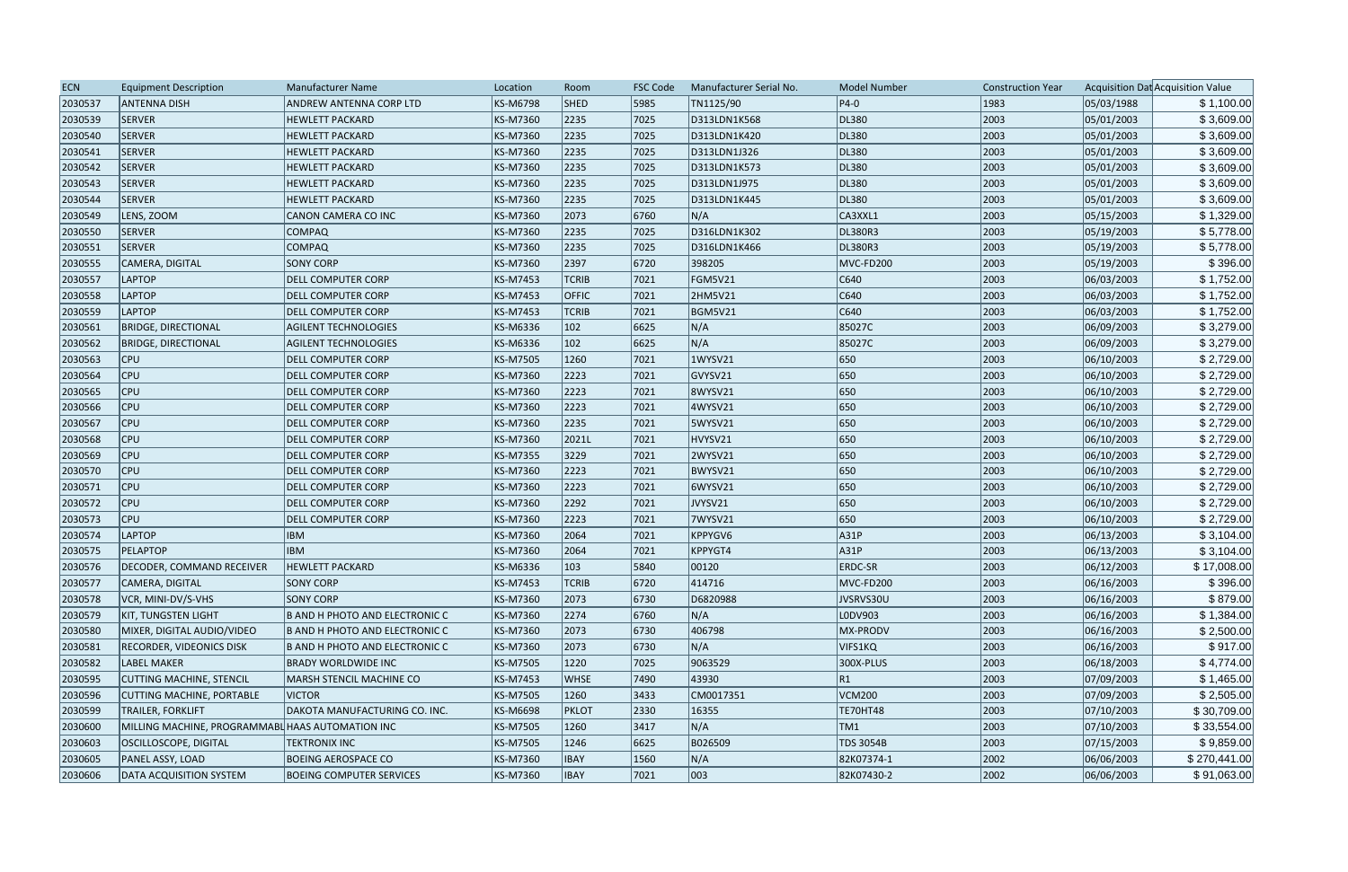| ECN | Equipment Description | Manufacturer Name | Location | Room | FSC Code | Manufacturer Serial No. | Model Number | Construction Year | Acquisition Dat | Acquisition Value |
|---|---|---|---|---|---|---|---|---|---|---|
| 2030537 | ANTENNA DISH | ANDREW ANTENNA CORP LTD | KS-M6798 | SHED | 5985 | TN1125/90 | P4-0 | 1983 | 05/03/1988 | $ 1,100.00 |
| 2030539 | SERVER | HEWLETT PACKARD | KS-M7360 | 2235 | 7025 | D313LDN1K568 | DL380 | 2003 | 05/01/2003 | $ 3,609.00 |
| 2030540 | SERVER | HEWLETT PACKARD | KS-M7360 | 2235 | 7025 | D313LDN1K420 | DL380 | 2003 | 05/01/2003 | $ 3,609.00 |
| 2030541 | SERVER | HEWLETT PACKARD | KS-M7360 | 2235 | 7025 | D313LDN1J326 | DL380 | 2003 | 05/01/2003 | $ 3,609.00 |
| 2030542 | SERVER | HEWLETT PACKARD | KS-M7360 | 2235 | 7025 | D313LDN1K573 | DL380 | 2003 | 05/01/2003 | $ 3,609.00 |
| 2030543 | SERVER | HEWLETT PACKARD | KS-M7360 | 2235 | 7025 | D313LDN1J975 | DL380 | 2003 | 05/01/2003 | $ 3,609.00 |
| 2030544 | SERVER | HEWLETT PACKARD | KS-M7360 | 2235 | 7025 | D313LDN1K445 | DL380 | 2003 | 05/01/2003 | $ 3,609.00 |
| 2030549 | LENS, ZOOM | CANON CAMERA CO INC | KS-M7360 | 2073 | 6760 | N/A | CA3XXL1 | 2003 | 05/15/2003 | $ 1,329.00 |
| 2030550 | SERVER | COMPAQ | KS-M7360 | 2235 | 7025 | D316LDN1K302 | DL380R3 | 2003 | 05/19/2003 | $ 5,778.00 |
| 2030551 | SERVER | COMPAQ | KS-M7360 | 2235 | 7025 | D316LDN1K466 | DL380R3 | 2003 | 05/19/2003 | $ 5,778.00 |
| 2030555 | CAMERA, DIGITAL | SONY CORP | KS-M7360 | 2397 | 6720 | 398205 | MVC-FD200 | 2003 | 05/19/2003 | $ 396.00 |
| 2030557 | LAPTOP | DELL COMPUTER CORP | KS-M7453 | TCRIB | 7021 | FGM5V21 | C640 | 2003 | 06/03/2003 | $ 1,752.00 |
| 2030558 | LAPTOP | DELL COMPUTER CORP | KS-M7453 | OFFIC | 7021 | 2HM5V21 | C640 | 2003 | 06/03/2003 | $ 1,752.00 |
| 2030559 | LAPTOP | DELL COMPUTER CORP | KS-M7453 | TCRIB | 7021 | BGM5V21 | C640 | 2003 | 06/03/2003 | $ 1,752.00 |
| 2030561 | BRIDGE, DIRECTIONAL | AGILENT TECHNOLOGIES | KS-M6336 | 102 | 6625 | N/A | 85027C | 2003 | 06/09/2003 | $ 3,279.00 |
| 2030562 | BRIDGE, DIRECTIONAL | AGILENT TECHNOLOGIES | KS-M6336 | 102 | 6625 | N/A | 85027C | 2003 | 06/09/2003 | $ 3,279.00 |
| 2030563 | CPU | DELL COMPUTER CORP | KS-M7505 | 1260 | 7021 | 1WYSV21 | 650 | 2003 | 06/10/2003 | $ 2,729.00 |
| 2030564 | CPU | DELL COMPUTER CORP | KS-M7360 | 2223 | 7021 | GVYSV21 | 650 | 2003 | 06/10/2003 | $ 2,729.00 |
| 2030565 | CPU | DELL COMPUTER CORP | KS-M7360 | 2223 | 7021 | 8WYSV21 | 650 | 2003 | 06/10/2003 | $ 2,729.00 |
| 2030566 | CPU | DELL COMPUTER CORP | KS-M7360 | 2223 | 7021 | 4WYSV21 | 650 | 2003 | 06/10/2003 | $ 2,729.00 |
| 2030567 | CPU | DELL COMPUTER CORP | KS-M7360 | 2235 | 7021 | 5WYSV21 | 650 | 2003 | 06/10/2003 | $ 2,729.00 |
| 2030568 | CPU | DELL COMPUTER CORP | KS-M7360 | 2021L | 7021 | HVYSV21 | 650 | 2003 | 06/10/2003 | $ 2,729.00 |
| 2030569 | CPU | DELL COMPUTER CORP | KS-M7355 | 3229 | 7021 | 2WYSV21 | 650 | 2003 | 06/10/2003 | $ 2,729.00 |
| 2030570 | CPU | DELL COMPUTER CORP | KS-M7360 | 2223 | 7021 | BWYSV21 | 650 | 2003 | 06/10/2003 | $ 2,729.00 |
| 2030571 | CPU | DELL COMPUTER CORP | KS-M7360 | 2223 | 7021 | 6WYSV21 | 650 | 2003 | 06/10/2003 | $ 2,729.00 |
| 2030572 | CPU | DELL COMPUTER CORP | KS-M7360 | 2292 | 7021 | JVYSV21 | 650 | 2003 | 06/10/2003 | $ 2,729.00 |
| 2030573 | CPU | DELL COMPUTER CORP | KS-M7360 | 2223 | 7021 | 7WYSV21 | 650 | 2003 | 06/10/2003 | $ 2,729.00 |
| 2030574 | LAPTOP | IBM | KS-M7360 | 2064 | 7021 | KPPYGV6 | A31P | 2003 | 06/13/2003 | $ 3,104.00 |
| 2030575 | PELAPTOP | IBM | KS-M7360 | 2064 | 7021 | KPPYGT4 | A31P | 2003 | 06/13/2003 | $ 3,104.00 |
| 2030576 | DECODER, COMMAND RECEIVER | HEWLETT PACKARD | KS-M6336 | 103 | 5840 | 00120 | ERDC-SR | 2003 | 06/12/2003 | $ 17,008.00 |
| 2030577 | CAMERA, DIGITAL | SONY CORP | KS-M7453 | TCRIB | 6720 | 414716 | MVC-FD200 | 2003 | 06/16/2003 | $ 396.00 |
| 2030578 | VCR, MINI-DV/S-VHS | SONY CORP | KS-M7360 | 2073 | 6730 | D6820988 | JVSRVS30U | 2003 | 06/16/2003 | $ 879.00 |
| 2030579 | KIT, TUNGSTEN LIGHT | B AND H PHOTO AND ELECTRONIC C | KS-M7360 | 2274 | 6760 | N/A | L0DV903 | 2003 | 06/16/2003 | $ 1,384.00 |
| 2030580 | MIXER, DIGITAL AUDIO/VIDEO | B AND H PHOTO AND ELECTRONIC C | KS-M7360 | 2073 | 6730 | 406798 | MX-PRODV | 2003 | 06/16/2003 | $ 2,500.00 |
| 2030581 | RECORDER, VIDEONICS DISK | B AND H PHOTO AND ELECTRONIC C | KS-M7360 | 2073 | 6730 | N/A | VIFS1KQ | 2003 | 06/16/2003 | $ 917.00 |
| 2030582 | LABEL MAKER | BRADY WORLDWIDE INC | KS-M7505 | 1220 | 7025 | 9063529 | 300X-PLUS | 2003 | 06/18/2003 | $ 4,774.00 |
| 2030595 | CUTTING MACHINE, STENCIL | MARSH STENCIL MACHINE CO | KS-M7453 | WHSE | 7490 | 43930 | R1 | 2003 | 07/09/2003 | $ 1,465.00 |
| 2030596 | CUTTING MACHINE, PORTABLE | VICTOR | KS-M7505 | 1260 | 3433 | CM0017351 | VCM200 | 2003 | 07/09/2003 | $ 2,505.00 |
| 2030599 | TRAILER, FORKLIFT | DAKOTA MANUFACTURING CO. INC. | KS-M6698 | PKLOT | 2330 | 16355 | TE70HT48 | 2003 | 07/10/2003 | $ 30,709.00 |
| 2030600 | MILLING MACHINE, PROGRAMMABL | HAAS AUTOMATION INC | KS-M7505 | 1260 | 3417 | N/A | TM1 | 2003 | 07/10/2003 | $ 33,554.00 |
| 2030603 | OSCILLOSCOPE, DIGITAL | TEKTRONIX INC | KS-M7505 | 1246 | 6625 | B026509 | TDS 3054B | 2003 | 07/15/2003 | $ 9,859.00 |
| 2030605 | PANEL ASSY, LOAD | BOEING AEROSPACE CO | KS-M7360 | IBAY | 1560 | N/A | 82K07374-1 | 2002 | 06/06/2003 | $ 270,441.00 |
| 2030606 | DATA ACQUISITION SYSTEM | BOEING COMPUTER SERVICES | KS-M7360 | IBAY | 7021 | 003 | 82K07430-2 | 2002 | 06/06/2003 | $ 91,063.00 |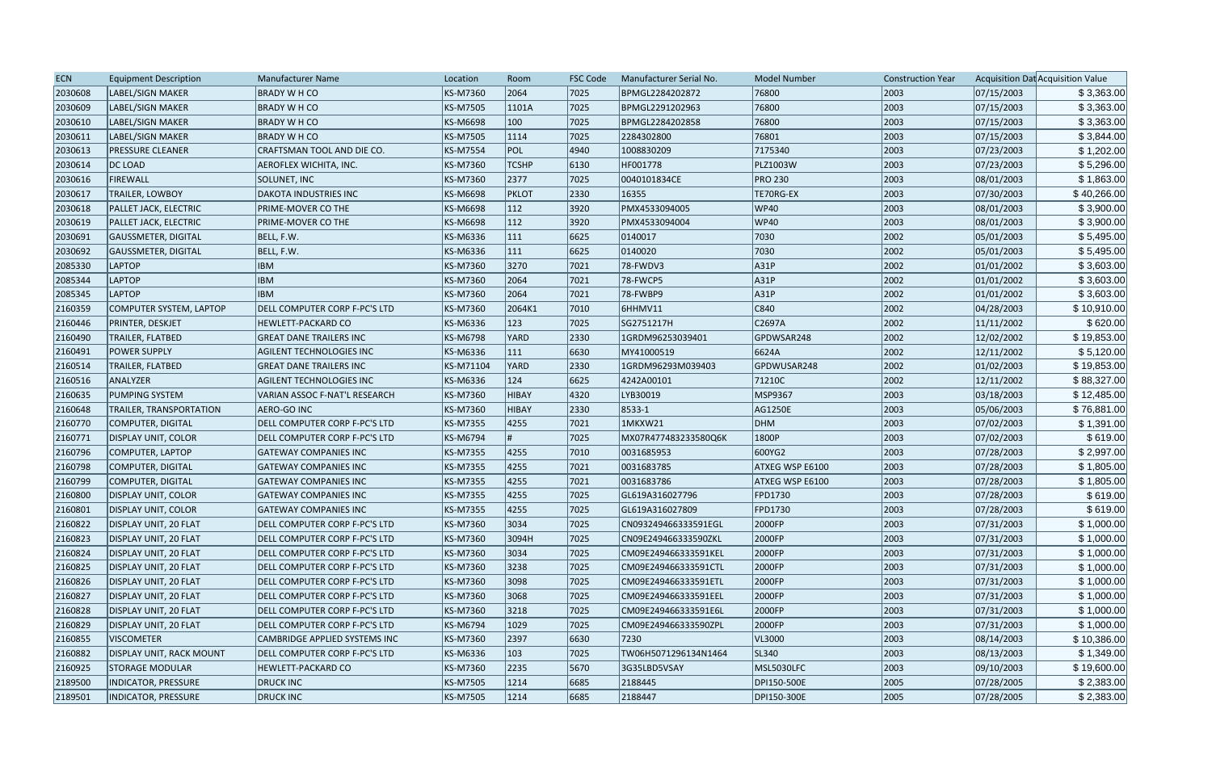| ECN | Equipment Description | Manufacturer Name | Location | Room | FSC Code | Manufacturer Serial No. | Model Number | Construction Year | Acquisition Dat | Acquisition Value |
|---|---|---|---|---|---|---|---|---|---|---|
| 2030608 | LABEL/SIGN MAKER | BRADY W H CO | KS-M7360 | 2064 | 7025 | BPMGL2284202872 | 76800 | 2003 | 07/15/2003 | $ 3,363.00 |
| 2030609 | LABEL/SIGN MAKER | BRADY W H CO | KS-M7505 | 1101A | 7025 | BPMGL2291202963 | 76800 | 2003 | 07/15/2003 | $ 3,363.00 |
| 2030610 | LABEL/SIGN MAKER | BRADY W H CO | KS-M6698 | 100 | 7025 | BPMGL2284202858 | 76800 | 2003 | 07/15/2003 | $ 3,363.00 |
| 2030611 | LABEL/SIGN MAKER | BRADY W H CO | KS-M7505 | 1114 | 7025 | 2284302800 | 76801 | 2003 | 07/15/2003 | $ 3,844.00 |
| 2030613 | PRESSURE CLEANER | CRAFTSMAN TOOL AND DIE CO. | KS-M7554 | POL | 4940 | 1008830209 | 7175340 | 2003 | 07/23/2003 | $ 1,202.00 |
| 2030614 | DC LOAD | AEROFLEX WICHITA, INC. | KS-M7360 | TCSHP | 6130 | HF001778 | PLZ1003W | 2003 | 07/23/2003 | $ 5,296.00 |
| 2030616 | FIREWALL | SOLUNET, INC | KS-M7360 | 2377 | 7025 | 0040101834CE | PRO 230 | 2003 | 08/01/2003 | $ 1,863.00 |
| 2030617 | TRAILER, LOWBOY | DAKOTA INDUSTRIES INC | KS-M6698 | PKLOT | 2330 | 16355 | TE70RG-EX | 2003 | 07/30/2003 | $ 40,266.00 |
| 2030618 | PALLET JACK, ELECTRIC | PRIME-MOVER CO THE | KS-M6698 | 112 | 3920 | PMX4533094005 | WP40 | 2003 | 08/01/2003 | $ 3,900.00 |
| 2030619 | PALLET JACK, ELECTRIC | PRIME-MOVER CO THE | KS-M6698 | 112 | 3920 | PMX4533094004 | WP40 | 2003 | 08/01/2003 | $ 3,900.00 |
| 2030691 | GAUSSMETER, DIGITAL | BELL, F.W. | KS-M6336 | 111 | 6625 | 0140017 | 7030 | 2002 | 05/01/2003 | $ 5,495.00 |
| 2030692 | GAUSSMETER, DIGITAL | BELL, F.W. | KS-M6336 | 111 | 6625 | 0140020 | 7030 | 2002 | 05/01/2003 | $ 5,495.00 |
| 2085330 | LAPTOP | IBM | KS-M7360 | 3270 | 7021 | 78-FWDV3 | A31P | 2002 | 01/01/2002 | $ 3,603.00 |
| 2085344 | LAPTOP | IBM | KS-M7360 | 2064 | 7021 | 78-FWCP5 | A31P | 2002 | 01/01/2002 | $ 3,603.00 |
| 2085345 | LAPTOP | IBM | KS-M7360 | 2064 | 7021 | 78-FWBP9 | A31P | 2002 | 01/01/2002 | $ 3,603.00 |
| 2160359 | COMPUTER SYSTEM, LAPTOP | DELL COMPUTER CORP F-PC'S LTD | KS-M7360 | 2064K1 | 7010 | 6HHMV11 | C840 | 2002 | 04/28/2003 | $ 10,910.00 |
| 2160446 | PRINTER, DESKJET | HEWLETT-PACKARD CO | KS-M6336 | 123 | 7025 | SG2751217H | C2697A | 2002 | 11/11/2002 | $ 620.00 |
| 2160490 | TRAILER, FLATBED | GREAT DANE TRAILERS INC | KS-M6798 | YARD | 2330 | 1GRDM96253039401 | GPDWSAR248 | 2002 | 12/02/2002 | $ 19,853.00 |
| 2160491 | POWER SUPPLY | AGILENT TECHNOLOGIES INC | KS-M6336 | 111 | 6630 | MY41000519 | 6624A | 2002 | 12/11/2002 | $ 5,120.00 |
| 2160514 | TRAILER, FLATBED | GREAT DANE TRAILERS INC | KS-M71104 | YARD | 2330 | 1GRDM96293M039403 | GPDWUSAR248 | 2002 | 01/02/2003 | $ 19,853.00 |
| 2160516 | ANALYZER | AGILENT TECHNOLOGIES INC | KS-M6336 | 124 | 6625 | 4242A00101 | 71210C | 2002 | 12/11/2002 | $ 88,327.00 |
| 2160635 | PUMPING SYSTEM | VARIAN ASSOC F-NAT'L RESEARCH | KS-M7360 | HIBAY | 4320 | LYB30019 | MSP9367 | 2003 | 03/18/2003 | $ 12,485.00 |
| 2160648 | TRAILER, TRANSPORTATION | AERO-GO INC | KS-M7360 | HIBAY | 2330 | 8533-1 | AG1250E | 2003 | 05/06/2003 | $ 76,881.00 |
| 2160770 | COMPUTER, DIGITAL | DELL COMPUTER CORP F-PC'S LTD | KS-M7355 | 4255 | 7021 | 1MKXW21 | DHM | 2003 | 07/02/2003 | $ 1,391.00 |
| 2160771 | DISPLAY UNIT, COLOR | DELL COMPUTER CORP F-PC'S LTD | KS-M6794 | # | 7025 | MX07R477483233580Q6K | 1800P | 2003 | 07/02/2003 | $ 619.00 |
| 2160796 | COMPUTER, LAPTOP | GATEWAY COMPANIES INC | KS-M7355 | 4255 | 7010 | 0031685953 | 600YG2 | 2003 | 07/28/2003 | $ 2,997.00 |
| 2160798 | COMPUTER, DIGITAL | GATEWAY COMPANIES INC | KS-M7355 | 4255 | 7021 | 0031683785 | ATXEG WSP E6100 | 2003 | 07/28/2003 | $ 1,805.00 |
| 2160799 | COMPUTER, DIGITAL | GATEWAY COMPANIES INC | KS-M7355 | 4255 | 7021 | 0031683786 | ATXEG WSP E6100 | 2003 | 07/28/2003 | $ 1,805.00 |
| 2160800 | DISPLAY UNIT, COLOR | GATEWAY COMPANIES INC | KS-M7355 | 4255 | 7025 | GL619A316027796 | FPD1730 | 2003 | 07/28/2003 | $ 619.00 |
| 2160801 | DISPLAY UNIT, COLOR | GATEWAY COMPANIES INC | KS-M7355 | 4255 | 7025 | GL619A316027809 | FPD1730 | 2003 | 07/28/2003 | $ 619.00 |
| 2160822 | DISPLAY UNIT, 20 FLAT | DELL COMPUTER CORP F-PC'S LTD | KS-M7360 | 3034 | 7025 | CN093249466333591EGL | 2000FP | 2003 | 07/31/2003 | $ 1,000.00 |
| 2160823 | DISPLAY UNIT, 20 FLAT | DELL COMPUTER CORP F-PC'S LTD | KS-M7360 | 3094H | 7025 | CN09E249466333590ZKL | 2000FP | 2003 | 07/31/2003 | $ 1,000.00 |
| 2160824 | DISPLAY UNIT, 20 FLAT | DELL COMPUTER CORP F-PC'S LTD | KS-M7360 | 3034 | 7025 | CM09E249466333591KEL | 2000FP | 2003 | 07/31/2003 | $ 1,000.00 |
| 2160825 | DISPLAY UNIT, 20 FLAT | DELL COMPUTER CORP F-PC'S LTD | KS-M7360 | 3238 | 7025 | CM09E249466333591CTL | 2000FP | 2003 | 07/31/2003 | $ 1,000.00 |
| 2160826 | DISPLAY UNIT, 20 FLAT | DELL COMPUTER CORP F-PC'S LTD | KS-M7360 | 3098 | 7025 | CM09E249466333591ETL | 2000FP | 2003 | 07/31/2003 | $ 1,000.00 |
| 2160827 | DISPLAY UNIT, 20 FLAT | DELL COMPUTER CORP F-PC'S LTD | KS-M7360 | 3068 | 7025 | CM09E249466333591EEL | 2000FP | 2003 | 07/31/2003 | $ 1,000.00 |
| 2160828 | DISPLAY UNIT, 20 FLAT | DELL COMPUTER CORP F-PC'S LTD | KS-M7360 | 3218 | 7025 | CM09E249466333591E6L | 2000FP | 2003 | 07/31/2003 | $ 1,000.00 |
| 2160829 | DISPLAY UNIT, 20 FLAT | DELL COMPUTER CORP F-PC'S LTD | KS-M6794 | 1029 | 7025 | CM09E249466333590ZPL | 2000FP | 2003 | 07/31/2003 | $ 1,000.00 |
| 2160855 | VISCOMETER | CAMBRIDGE APPLIED SYSTEMS INC | KS-M7360 | 2397 | 6630 | 7230 | VL3000 | 2003 | 08/14/2003 | $ 10,386.00 |
| 2160882 | DISPLAY UNIT, RACK MOUNT | DELL COMPUTER CORP F-PC'S LTD | KS-M6336 | 103 | 7025 | TW06H5071296134N1464 | SL340 | 2003 | 08/13/2003 | $ 1,349.00 |
| 2160925 | STORAGE MODULAR | HEWLETT-PACKARD CO | KS-M7360 | 2235 | 5670 | 3G35LBD5VSAY | MSL5030LFC | 2003 | 09/10/2003 | $ 19,600.00 |
| 2189500 | INDICATOR, PRESSURE | DRUCK INC | KS-M7505 | 1214 | 6685 | 2188445 | DPI150-500E | 2005 | 07/28/2005 | $ 2,383.00 |
| 2189501 | INDICATOR, PRESSURE | DRUCK INC | KS-M7505 | 1214 | 6685 | 2188447 | DPI150-300E | 2005 | 07/28/2005 | $ 2,383.00 |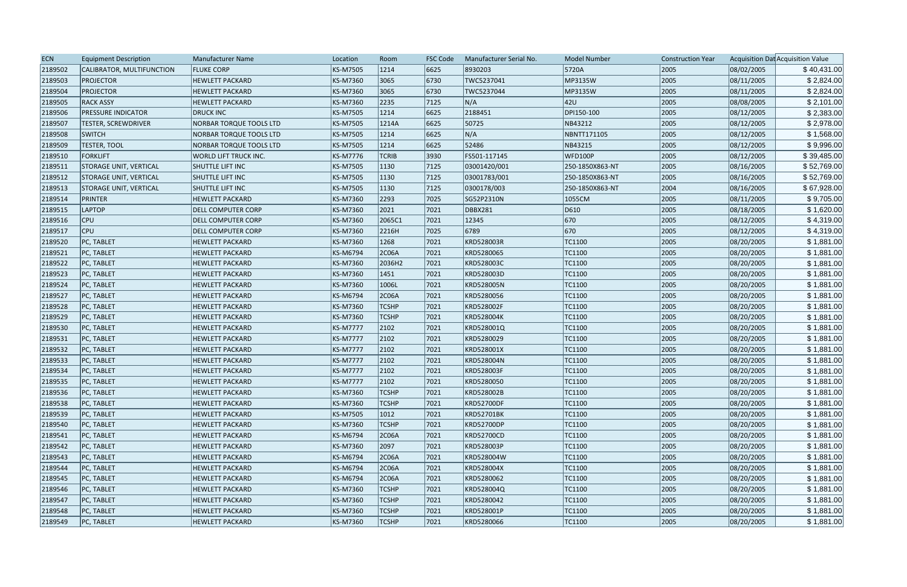| ECN | Equipment Description | Manufacturer Name | Location | Room | FSC Code | Manufacturer Serial No. | Model Number | Construction Year | Acquisition Dat | Acquisition Value |
|---|---|---|---|---|---|---|---|---|---|---|
| 2189502 | CALIBRATOR, MULTIFUNCTION | FLUKE CORP | KS-M7505 | 1214 | 6625 | 8930203 | 5720A | 2005 | 08/02/2005 | $ 40,431.00 |
| 2189503 | PROJECTOR | HEWLETT PACKARD | KS-M7360 | 3065 | 6730 | TWC5237041 | MP3135W | 2005 | 08/11/2005 | $ 2,824.00 |
| 2189504 | PROJECTOR | HEWLETT PACKARD | KS-M7360 | 3065 | 6730 | TWC5237044 | MP3135W | 2005 | 08/11/2005 | $ 2,824.00 |
| 2189505 | RACK ASSY | HEWLETT PACKARD | KS-M7360 | 2235 | 7125 | N/A | 42U | 2005 | 08/08/2005 | $ 2,101.00 |
| 2189506 | PRESSURE INDICATOR | DRUCK INC | KS-M7505 | 1214 | 6625 | 2188451 | DPI150-100 | 2005 | 08/12/2005 | $ 2,383.00 |
| 2189507 | TESTER, SCREWDRIVER | NORBAR TORQUE TOOLS LTD | KS-M7505 | 1214A | 6625 | 50725 | NB43212 | 2005 | 08/12/2005 | $ 2,978.00 |
| 2189508 | SWITCH | NORBAR TORQUE TOOLS LTD | KS-M7505 | 1214 | 6625 | N/A | NBNTT171105 | 2005 | 08/12/2005 | $ 1,568.00 |
| 2189509 | TESTER, TOOL | NORBAR TORQUE TOOLS LTD | KS-M7505 | 1214 | 6625 | 52486 | NB43215 | 2005 | 08/12/2005 | $ 9,996.00 |
| 2189510 | FORKLIFT | WORLD LIFT TRUCK INC. | KS-M7776 | TCRIB | 3930 | FS501-117145 | WFD100P | 2005 | 08/12/2005 | $ 39,485.00 |
| 2189511 | STORAGE UNIT, VERTICAL | SHUTTLE LIFT INC | KS-M7505 | 1130 | 7125 | 03001420/001 | 250-1850X863-NT | 2005 | 08/16/2005 | $ 52,769.00 |
| 2189512 | STORAGE UNIT, VERTICAL | SHUTTLE LIFT INC | KS-M7505 | 1130 | 7125 | 03001783/001 | 250-1850X863-NT | 2005 | 08/16/2005 | $ 52,769.00 |
| 2189513 | STORAGE UNIT, VERTICAL | SHUTTLE LIFT INC | KS-M7505 | 1130 | 7125 | 0300178/003 | 250-1850X863-NT | 2004 | 08/16/2005 | $ 67,928.00 |
| 2189514 | PRINTER | HEWLETT PACKARD | KS-M7360 | 2293 | 7025 | SG52P2310N | 1055CM | 2005 | 08/11/2005 | $ 9,705.00 |
| 2189515 | LAPTOP | DELL COMPUTER CORP | KS-M7360 | 2021 | 7021 | DBBX281 | D610 | 2005 | 08/18/2005 | $ 1,620.00 |
| 2189516 | CPU | DELL COMPUTER CORP | KS-M7360 | 2065C1 | 7021 | 12345 | 670 | 2005 | 08/12/2005 | $ 4,319.00 |
| 2189517 | CPU | DELL COMPUTER CORP | KS-M7360 | 2216H | 7025 | 6789 | 670 | 2005 | 08/12/2005 | $ 4,319.00 |
| 2189520 | PC, TABLET | HEWLETT PACKARD | KS-M7360 | 1268 | 7021 | KRD528003R | TC1100 | 2005 | 08/20/2005 | $ 1,881.00 |
| 2189521 | PC, TABLET | HEWLETT PACKARD | KS-M6794 | 2C06A | 7021 | KRD5280065 | TC1100 | 2005 | 08/20/2005 | $ 1,881.00 |
| 2189522 | PC, TABLET | HEWLETT PACKARD | KS-M7360 | 2036H2 | 7021 | KRD528003C | TC1100 | 2005 | 08/20/2005 | $ 1,881.00 |
| 2189523 | PC, TABLET | HEWLETT PACKARD | KS-M7360 | 1451 | 7021 | KRD528003D | TC1100 | 2005 | 08/20/2005 | $ 1,881.00 |
| 2189524 | PC, TABLET | HEWLETT PACKARD | KS-M7360 | 1006L | 7021 | KRD528005N | TC1100 | 2005 | 08/20/2005 | $ 1,881.00 |
| 2189527 | PC, TABLET | HEWLETT PACKARD | KS-M6794 | 2C06A | 7021 | KRD5280056 | TC1100 | 2005 | 08/20/2005 | $ 1,881.00 |
| 2189528 | PC, TABLET | HEWLETT PACKARD | KS-M7360 | TCSHP | 7021 | KRD528002F | TC1100 | 2005 | 08/20/2005 | $ 1,881.00 |
| 2189529 | PC, TABLET | HEWLETT PACKARD | KS-M7360 | TCSHP | 7021 | KRD528004K | TC1100 | 2005 | 08/20/2005 | $ 1,881.00 |
| 2189530 | PC, TABLET | HEWLETT PACKARD | KS-M7777 | 2102 | 7021 | KRD528001Q | TC1100 | 2005 | 08/20/2005 | $ 1,881.00 |
| 2189531 | PC, TABLET | HEWLETT PACKARD | KS-M7777 | 2102 | 7021 | KRD5280029 | TC1100 | 2005 | 08/20/2005 | $ 1,881.00 |
| 2189532 | PC, TABLET | HEWLETT PACKARD | KS-M7777 | 2102 | 7021 | KRD528001X | TC1100 | 2005 | 08/20/2005 | $ 1,881.00 |
| 2189533 | PC, TABLET | HEWLETT PACKARD | KS-M7777 | 2102 | 7021 | KRD528004N | TC1100 | 2005 | 08/20/2005 | $ 1,881.00 |
| 2189534 | PC, TABLET | HEWLETT PACKARD | KS-M7777 | 2102 | 7021 | KRD528003F | TC1100 | 2005 | 08/20/2005 | $ 1,881.00 |
| 2189535 | PC, TABLET | HEWLETT PACKARD | KS-M7777 | 2102 | 7021 | KRD5280050 | TC1100 | 2005 | 08/20/2005 | $ 1,881.00 |
| 2189536 | PC, TABLET | HEWLETT PACKARD | KS-M7360 | TCSHP | 7021 | KRD528002B | TC1100 | 2005 | 08/20/2005 | $ 1,881.00 |
| 2189538 | PC, TABLET | HEWLETT PACKARD | KS-M7360 | TCSHP | 7021 | KRD52700DF | TC1100 | 2005 | 08/20/2005 | $ 1,881.00 |
| 2189539 | PC, TABLET | HEWLETT PACKARD | KS-M7505 | 1012 | 7021 | KRD52701BK | TC1100 | 2005 | 08/20/2005 | $ 1,881.00 |
| 2189540 | PC, TABLET | HEWLETT PACKARD | KS-M7360 | TCSHP | 7021 | KRD52700DP | TC1100 | 2005 | 08/20/2005 | $ 1,881.00 |
| 2189541 | PC, TABLET | HEWLETT PACKARD | KS-M6794 | 2C06A | 7021 | KRD52700CD | TC1100 | 2005 | 08/20/2005 | $ 1,881.00 |
| 2189542 | PC, TABLET | HEWLETT PACKARD | KS-M7360 | 2097 | 7021 | KRD528003P | TC1100 | 2005 | 08/20/2005 | $ 1,881.00 |
| 2189543 | PC, TABLET | HEWLETT PACKARD | KS-M6794 | 2C06A | 7021 | KRD528004W | TC1100 | 2005 | 08/20/2005 | $ 1,881.00 |
| 2189544 | PC, TABLET | HEWLETT PACKARD | KS-M6794 | 2C06A | 7021 | KRD528004X | TC1100 | 2005 | 08/20/2005 | $ 1,881.00 |
| 2189545 | PC, TABLET | HEWLETT PACKARD | KS-M6794 | 2C06A | 7021 | KRD5280062 | TC1100 | 2005 | 08/20/2005 | $ 1,881.00 |
| 2189546 | PC, TABLET | HEWLETT PACKARD | KS-M7360 | TCSHP | 7021 | KRD528004Q | TC1100 | 2005 | 08/20/2005 | $ 1,881.00 |
| 2189547 | PC, TABLET | HEWLETT PACKARD | KS-M7360 | TCSHP | 7021 | KRD5280042 | TC1100 | 2005 | 08/20/2005 | $ 1,881.00 |
| 2189548 | PC, TABLET | HEWLETT PACKARD | KS-M7360 | TCSHP | 7021 | KRD528001P | TC1100 | 2005 | 08/20/2005 | $ 1,881.00 |
| 2189549 | PC, TABLET | HEWLETT PACKARD | KS-M7360 | TCSHP | 7021 | KRD5280066 | TC1100 | 2005 | 08/20/2005 | $ 1,881.00 |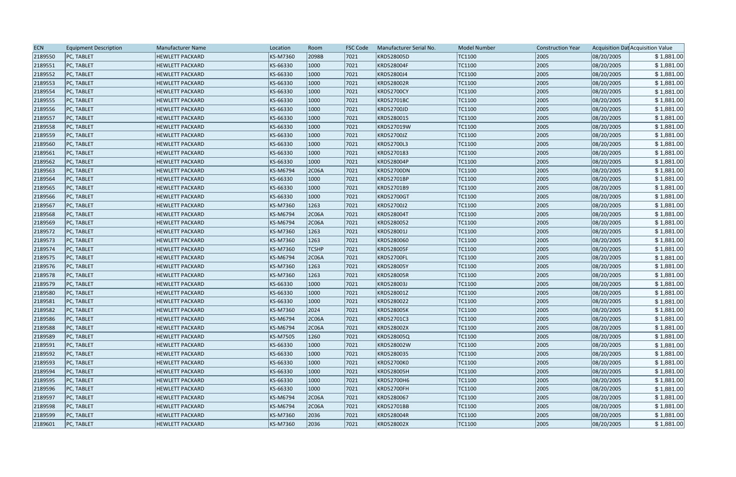| ECN | Equipment Description | Manufacturer Name | Location | Room | FSC Code | Manufacturer Serial No. | Model Number | Construction Year | Acquisition Dat | Acquisition Value |
|---|---|---|---|---|---|---|---|---|---|---|
| 2189550 | PC, TABLET | HEWLETT PACKARD | KS-M7360 | 2098B | 7021 | KRD528005D | TC1100 | 2005 | 08/20/2005 | $ 1,881.00 |
| 2189551 | PC, TABLET | HEWLETT PACKARD | KS-66330 | 1000 | 7021 | KRD528004F | TC1100 | 2005 | 08/20/2005 | $ 1,881.00 |
| 2189552 | PC, TABLET | HEWLETT PACKARD | KS-66330 | 1000 | 7021 | KRD52800J4 | TC1100 | 2005 | 08/20/2005 | $ 1,881.00 |
| 2189553 | PC, TABLET | HEWLETT PACKARD | KS-66330 | 1000 | 7021 | KRD528002R | TC1100 | 2005 | 08/20/2005 | $ 1,881.00 |
| 2189554 | PC, TABLET | HEWLETT PACKARD | KS-66330 | 1000 | 7021 | KRD52700CY | TC1100 | 2005 | 08/20/2005 | $ 1,881.00 |
| 2189555 | PC, TABLET | HEWLETT PACKARD | KS-66330 | 1000 | 7021 | KRD52701BC | TC1100 | 2005 | 08/20/2005 | $ 1,881.00 |
| 2189556 | PC, TABLET | HEWLETT PACKARD | KS-66330 | 1000 | 7021 | KRD52700JD | TC1100 | 2005 | 08/20/2005 | $ 1,881.00 |
| 2189557 | PC, TABLET | HEWLETT PACKARD | KS-66330 | 1000 | 7021 | KRD5280015 | TC1100 | 2005 | 08/20/2005 | $ 1,881.00 |
| 2189558 | PC, TABLET | HEWLETT PACKARD | KS-66330 | 1000 | 7021 | KRD527019W | TC1100 | 2005 | 08/20/2005 | $ 1,881.00 |
| 2189559 | PC, TABLET | HEWLETT PACKARD | KS-66330 | 1000 | 7021 | KRD52700JZ | TC1100 | 2005 | 08/20/2005 | $ 1,881.00 |
| 2189560 | PC, TABLET | HEWLETT PACKARD | KS-66330 | 1000 | 7021 | KRD52700L3 | TC1100 | 2005 | 08/20/2005 | $ 1,881.00 |
| 2189561 | PC, TABLET | HEWLETT PACKARD | KS-66330 | 1000 | 7021 | KRD5270183 | TC1100 | 2005 | 08/20/2005 | $ 1,881.00 |
| 2189562 | PC, TABLET | HEWLETT PACKARD | KS-66330 | 1000 | 7021 | KRD528004P | TC1100 | 2005 | 08/20/2005 | $ 1,881.00 |
| 2189563 | PC, TABLET | HEWLETT PACKARD | KS-M6794 | 2C06A | 7021 | KRD52700DN | TC1100 | 2005 | 08/20/2005 | $ 1,881.00 |
| 2189564 | PC, TABLET | HEWLETT PACKARD | KS-66330 | 1000 | 7021 | KRD52701BP | TC1100 | 2005 | 08/20/2005 | $ 1,881.00 |
| 2189565 | PC, TABLET | HEWLETT PACKARD | KS-66330 | 1000 | 7021 | KRD52701B9 | TC1100 | 2005 | 08/20/2005 | $ 1,881.00 |
| 2189566 | PC, TABLET | HEWLETT PACKARD | KS-66330 | 1000 | 7021 | KRD52700GT | TC1100 | 2005 | 08/20/2005 | $ 1,881.00 |
| 2189567 | PC, TABLET | HEWLETT PACKARD | KS-M7360 | 1263 | 7021 | KRD52700J2 | TC1100 | 2005 | 08/20/2005 | $ 1,881.00 |
| 2189568 | PC, TABLET | HEWLETT PACKARD | KS-M6794 | 2C06A | 7021 | KRD528004T | TC1100 | 2005 | 08/20/2005 | $ 1,881.00 |
| 2189569 | PC, TABLET | HEWLETT PACKARD | KS-M6794 | 2C06A | 7021 | KRD5280052 | TC1100 | 2005 | 08/20/2005 | $ 1,881.00 |
| 2189572 | PC, TABLET | HEWLETT PACKARD | KS-M7360 | 1263 | 7021 | KRD528001J | TC1100 | 2005 | 08/20/2005 | $ 1,881.00 |
| 2189573 | PC, TABLET | HEWLETT PACKARD | KS-M7360 | 1263 | 7021 | KRD5280060 | TC1100 | 2005 | 08/20/2005 | $ 1,881.00 |
| 2189574 | PC, TABLET | HEWLETT PACKARD | KS-M7360 | TCSHP | 7021 | KRD528005F | TC1100 | 2005 | 08/20/2005 | $ 1,881.00 |
| 2189575 | PC, TABLET | HEWLETT PACKARD | KS-M6794 | 2C06A | 7021 | KRD52700FL | TC1100 | 2005 | 08/20/2005 | $ 1,881.00 |
| 2189576 | PC, TABLET | HEWLETT PACKARD | KS-M7360 | 1263 | 7021 | KRD528005Y | TC1100 | 2005 | 08/20/2005 | $ 1,881.00 |
| 2189578 | PC, TABLET | HEWLETT PACKARD | KS-M7360 | 1263 | 7021 | KRD528005R | TC1100 | 2005 | 08/20/2005 | $ 1,881.00 |
| 2189579 | PC, TABLET | HEWLETT PACKARD | KS-66330 | 1000 | 7021 | KRD528003J | TC1100 | 2005 | 08/20/2005 | $ 1,881.00 |
| 2189580 | PC, TABLET | HEWLETT PACKARD | KS-66330 | 1000 | 7021 | KRD528001Z | TC1100 | 2005 | 08/20/2005 | $ 1,881.00 |
| 2189581 | PC, TABLET | HEWLETT PACKARD | KS-66330 | 1000 | 7021 | KRD5280022 | TC1100 | 2005 | 08/20/2005 | $ 1,881.00 |
| 2189582 | PC, TABLET | HEWLETT PACKARD | KS-M7360 | 2024 | 7021 | KRD528005K | TC1100 | 2005 | 08/20/2005 | $ 1,881.00 |
| 2189586 | PC, TABLET | HEWLETT PACKARD | KS-M6794 | 2C06A | 7021 | KRD52701C3 | TC1100 | 2005 | 08/20/2005 | $ 1,881.00 |
| 2189588 | PC, TABLET | HEWLETT PACKARD | KS-M6794 | 2C06A | 7021 | KRD528002X | TC1100 | 2005 | 08/20/2005 | $ 1,881.00 |
| 2189589 | PC, TABLET | HEWLETT PACKARD | KS-M7505 | 1260 | 7021 | KRD528005Q | TC1100 | 2005 | 08/20/2005 | $ 1,881.00 |
| 2189591 | PC, TABLET | HEWLETT PACKARD | KS-66330 | 1000 | 7021 | KRD528002W | TC1100 | 2005 | 08/20/2005 | $ 1,881.00 |
| 2189592 | PC, TABLET | HEWLETT PACKARD | KS-66330 | 1000 | 7021 | KRD5280035 | TC1100 | 2005 | 08/20/2005 | $ 1,881.00 |
| 2189593 | PC, TABLET | HEWLETT PACKARD | KS-66330 | 1000 | 7021 | KRD52700K0 | TC1100 | 2005 | 08/20/2005 | $ 1,881.00 |
| 2189594 | PC, TABLET | HEWLETT PACKARD | KS-66330 | 1000 | 7021 | KRD528005H | TC1100 | 2005 | 08/20/2005 | $ 1,881.00 |
| 2189595 | PC, TABLET | HEWLETT PACKARD | KS-66330 | 1000 | 7021 | KRD52700H6 | TC1100 | 2005 | 08/20/2005 | $ 1,881.00 |
| 2189596 | PC, TABLET | HEWLETT PACKARD | KS-66330 | 1000 | 7021 | KRD52700FH | TC1100 | 2005 | 08/20/2005 | $ 1,881.00 |
| 2189597 | PC, TABLET | HEWLETT PACKARD | KS-M6794 | 2C06A | 7021 | KRD5280067 | TC1100 | 2005 | 08/20/2005 | $ 1,881.00 |
| 2189598 | PC, TABLET | HEWLETT PACKARD | KS-M6794 | 2C06A | 7021 | KRD52701BB | TC1100 | 2005 | 08/20/2005 | $ 1,881.00 |
| 2189599 | PC, TABLET | HEWLETT PACKARD | KS-M7360 | 2036 | 7021 | KRD528004R | TC1100 | 2005 | 08/20/2005 | $ 1,881.00 |
| 2189601 | PC, TABLET | HEWLETT PACKARD | KS-M7360 | 2036 | 7021 | KRD528002X | TC1100 | 2005 | 08/20/2005 | $ 1,881.00 |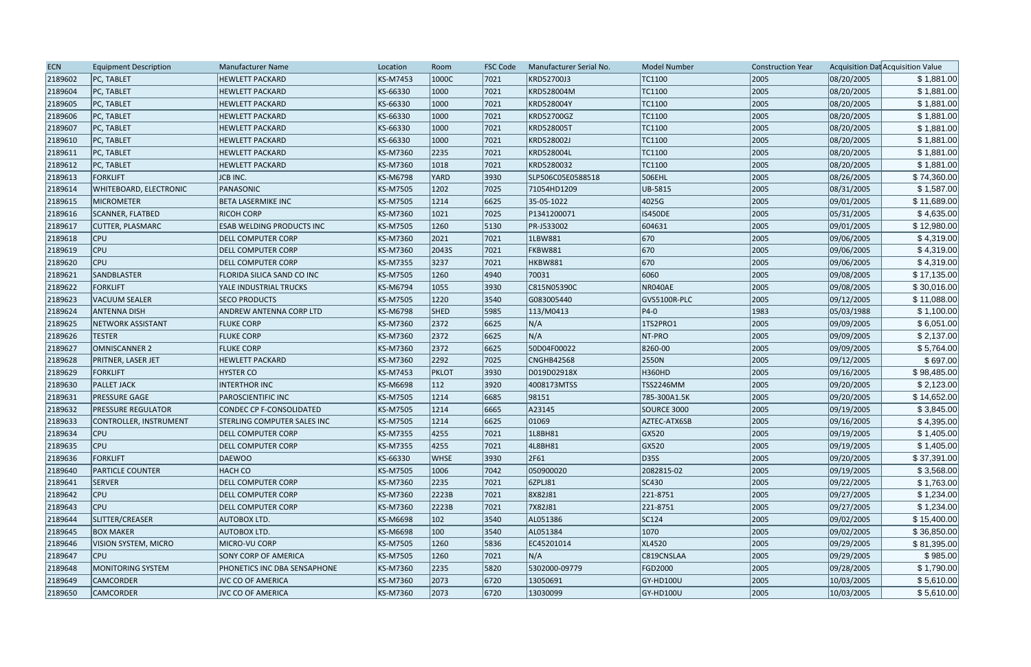| ECN | Equipment Description | Manufacturer Name | Location | Room | FSC Code | Manufacturer Serial No. | Model Number | Construction Year | Acquisition Dat | Acquisition Value |
|---|---|---|---|---|---|---|---|---|---|---|
| 2189602 | PC, TABLET | HEWLETT PACKARD | KS-M7453 | 1000C | 7021 | KRD52700J3 | TC1100 | 2005 | 08/20/2005 | $ 1,881.00 |
| 2189604 | PC, TABLET | HEWLETT PACKARD | KS-66330 | 1000 | 7021 | KRD528004M | TC1100 | 2005 | 08/20/2005 | $ 1,881.00 |
| 2189605 | PC, TABLET | HEWLETT PACKARD | KS-66330 | 1000 | 7021 | KRD528004Y | TC1100 | 2005 | 08/20/2005 | $ 1,881.00 |
| 2189606 | PC, TABLET | HEWLETT PACKARD | KS-66330 | 1000 | 7021 | KRD52700GZ | TC1100 | 2005 | 08/20/2005 | $ 1,881.00 |
| 2189607 | PC, TABLET | HEWLETT PACKARD | KS-66330 | 1000 | 7021 | KRD528005T | TC1100 | 2005 | 08/20/2005 | $ 1,881.00 |
| 2189610 | PC, TABLET | HEWLETT PACKARD | KS-66330 | 1000 | 7021 | KRD528002J | TC1100 | 2005 | 08/20/2005 | $ 1,881.00 |
| 2189611 | PC, TABLET | HEWLETT PACKARD | KS-M7360 | 2235 | 7021 | KRD528004L | TC1100 | 2005 | 08/20/2005 | $ 1,881.00 |
| 2189612 | PC, TABLET | HEWLETT PACKARD | KS-M7360 | 1018 | 7021 | KRD5280032 | TC1100 | 2005 | 08/20/2005 | $ 1,881.00 |
| 2189613 | FORKLIFT | JCB INC. | KS-M6798 | YARD | 3930 | SLP506C05E0588518 | 506EHL | 2005 | 08/26/2005 | $ 74,360.00 |
| 2189614 | WHITEBOARD, ELECTRONIC | PANASONIC | KS-M7505 | 1202 | 7025 | 71054HD1209 | UB-5815 | 2005 | 08/31/2005 | $ 1,587.00 |
| 2189615 | MICROMETER | BETA LASERMIKE INC | KS-M7505 | 1214 | 6625 | 35-05-1022 | 4025G | 2005 | 09/01/2005 | $ 11,689.00 |
| 2189616 | SCANNER, FLATBED | RICOH CORP | KS-M7360 | 1021 | 7025 | P1341200071 | IS450DE | 2005 | 05/31/2005 | $ 4,635.00 |
| 2189617 | CUTTER, PLASMARC | ESAB WELDING PRODUCTS INC | KS-M7505 | 1260 | 5130 | PR-J533002 | 604631 | 2005 | 09/01/2005 | $ 12,980.00 |
| 2189618 | CPU | DELL COMPUTER CORP | KS-M7360 | 2021 | 7021 | 1LBW881 | 670 | 2005 | 09/06/2005 | $ 4,319.00 |
| 2189619 | CPU | DELL COMPUTER CORP | KS-M7360 | 2043S | 7021 | FKBW881 | 670 | 2005 | 09/06/2005 | $ 4,319.00 |
| 2189620 | CPU | DELL COMPUTER CORP | KS-M7355 | 3237 | 7021 | HKBW881 | 670 | 2005 | 09/06/2005 | $ 4,319.00 |
| 2189621 | SANDBLASTER | FLORIDA SILICA SAND CO INC | KS-M7505 | 1260 | 4940 | 70031 | 6060 | 2005 | 09/08/2005 | $ 17,135.00 |
| 2189622 | FORKLIFT | YALE INDUSTRIAL TRUCKS | KS-M6794 | 1055 | 3930 | C815N05390C | NR040AE | 2005 | 09/08/2005 | $ 30,016.00 |
| 2189623 | VACUUM SEALER | SECO PRODUCTS | KS-M7505 | 1220 | 3540 | G083005440 | GVS5100R-PLC | 2005 | 09/12/2005 | $ 11,088.00 |
| 2189624 | ANTENNA DISH | ANDREW ANTENNA CORP LTD | KS-M6798 | SHED | 5985 | 113/M0413 | P4-0 | 1983 | 05/03/1988 | $ 1,100.00 |
| 2189625 | NETWORK ASSISTANT | FLUKE CORP | KS-M7360 | 2372 | 6625 | N/A | 1TS2PRO1 | 2005 | 09/09/2005 | $ 6,051.00 |
| 2189626 | TESTER | FLUKE CORP | KS-M7360 | 2372 | 6625 | N/A | NT-PRO | 2005 | 09/09/2005 | $ 2,137.00 |
| 2189627 | OMNISCANNER 2 | FLUKE CORP | KS-M7360 | 2372 | 6625 | 50D04F00022 | 8260-00 | 2005 | 09/09/2005 | $ 5,764.00 |
| 2189628 | PRITNER, LASER JET | HEWLETT PACKARD | KS-M7360 | 2292 | 7025 | CNGHB42568 | 2550N | 2005 | 09/12/2005 | $ 697.00 |
| 2189629 | FORKLIFT | HYSTER CO | KS-M7453 | PKLOT | 3930 | D019D02918X | H360HD | 2005 | 09/16/2005 | $ 98,485.00 |
| 2189630 | PALLET JACK | INTERTHOR INC | KS-M6698 | 112 | 3920 | 4008173MTSS | TSS2246MM | 2005 | 09/20/2005 | $ 2,123.00 |
| 2189631 | PRESSURE GAGE | PAROSCIENTIFIC INC | KS-M7505 | 1214 | 6685 | 98151 | 785-300A1.5K | 2005 | 09/20/2005 | $ 14,652.00 |
| 2189632 | PRESSURE REGULATOR | CONDEC CP F-CONSOLIDATED | KS-M7505 | 1214 | 6665 | A23145 | SOURCE 3000 | 2005 | 09/19/2005 | $ 3,845.00 |
| 2189633 | CONTROLLER, INSTRUMENT | STERLING COMPUTER SALES INC | KS-M7505 | 1214 | 6625 | 01069 | AZTEC-ATX6SB | 2005 | 09/16/2005 | $ 4,395.00 |
| 2189634 | CPU | DELL COMPUTER CORP | KS-M7355 | 4255 | 7021 | 1L8BH81 | GX520 | 2005 | 09/19/2005 | $ 1,405.00 |
| 2189635 | CPU | DELL COMPUTER CORP | KS-M7355 | 4255 | 7021 | 4L8BH81 | GX520 | 2005 | 09/19/2005 | $ 1,405.00 |
| 2189636 | FORKLIFT | DAEWOO | KS-66330 | WHSE | 3930 | 2F61 | D35S | 2005 | 09/20/2005 | $ 37,391.00 |
| 2189640 | PARTICLE COUNTER | HACH CO | KS-M7505 | 1006 | 7042 | 050900020 | 2082815-02 | 2005 | 09/19/2005 | $ 3,568.00 |
| 2189641 | SERVER | DELL COMPUTER CORP | KS-M7360 | 2235 | 7021 | 6ZPLJ81 | SC430 | 2005 | 09/22/2005 | $ 1,763.00 |
| 2189642 | CPU | DELL COMPUTER CORP | KS-M7360 | 2223B | 7021 | 8X82J81 | 221-8751 | 2005 | 09/27/2005 | $ 1,234.00 |
| 2189643 | CPU | DELL COMPUTER CORP | KS-M7360 | 2223B | 7021 | 7X82J81 | 221-8751 | 2005 | 09/27/2005 | $ 1,234.00 |
| 2189644 | SLITTER/CREASER | AUTOBOX LTD. | KS-M6698 | 102 | 3540 | AL051386 | SC124 | 2005 | 09/02/2005 | $ 15,400.00 |
| 2189645 | BOX MAKER | AUTOBOX LTD. | KS-M6698 | 100 | 3540 | AL051384 | 1070 | 2005 | 09/02/2005 | $ 36,850.00 |
| 2189646 | VISION SYSTEM, MICRO | MICRO-VU CORP | KS-M7505 | 1260 | 5836 | EC45201014 | XL4520 | 2005 | 09/29/2005 | $ 81,395.00 |
| 2189647 | CPU | SONY CORP OF AMERICA | KS-M7505 | 1260 | 7021 | N/A | C819CNSLAA | 2005 | 09/29/2005 | $ 985.00 |
| 2189648 | MONITORING SYSTEM | PHONETICS INC DBA SENSAPHONE | KS-M7360 | 2235 | 5820 | 5302000-09779 | FGD2000 | 2005 | 09/28/2005 | $ 1,790.00 |
| 2189649 | CAMCORDER | JVC CO OF AMERICA | KS-M7360 | 2073 | 6720 | 13050691 | GY-HD100U | 2005 | 10/03/2005 | $ 5,610.00 |
| 2189650 | CAMCORDER | JVC CO OF AMERICA | KS-M7360 | 2073 | 6720 | 13030099 | GY-HD100U | 2005 | 10/03/2005 | $ 5,610.00 |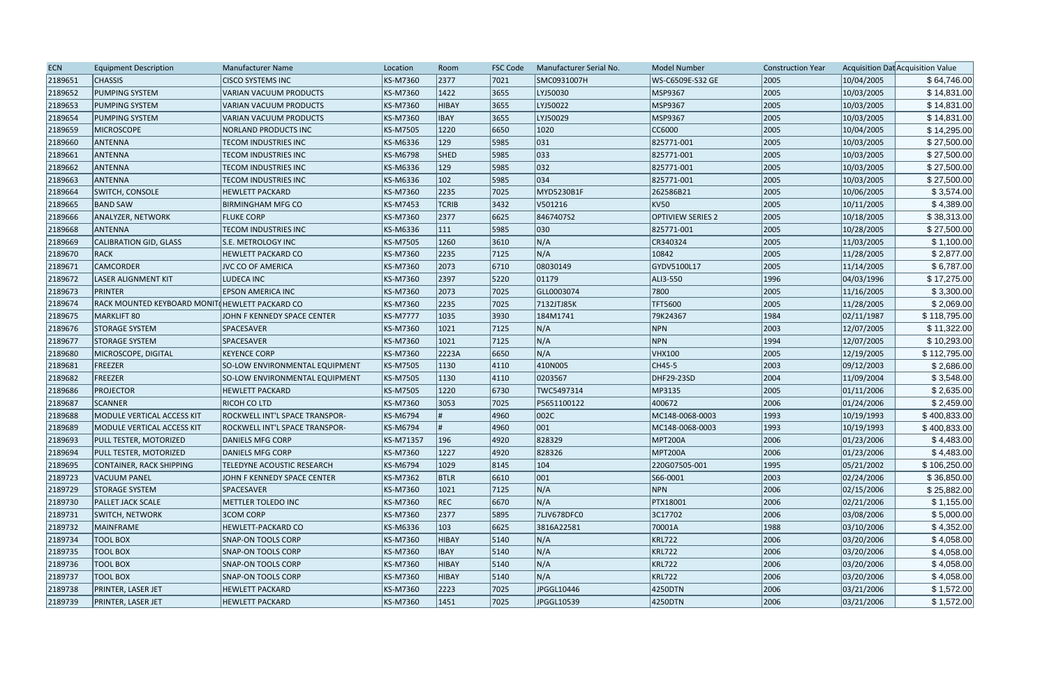| ECN | Equipment Description | Manufacturer Name | Location | Room | FSC Code | Manufacturer Serial No. | Model Number | Construction Year | Acquisition Dat | Acquisition Value |
|---|---|---|---|---|---|---|---|---|---|---|
| 2189651 | CHASSIS | CISCO SYSTEMS INC | KS-M7360 | 2377 | 7021 | SMC0931007H | WS-C6509E-S32 GE | 2005 | 10/04/2005 | $ 64,746.00 |
| 2189652 | PUMPING SYSTEM | VARIAN VACUUM PRODUCTS | KS-M7360 | 1422 | 3655 | LYJ50030 | MSP9367 | 2005 | 10/03/2005 | $ 14,831.00 |
| 2189653 | PUMPING SYSTEM | VARIAN VACUUM PRODUCTS | KS-M7360 | HIBAY | 3655 | LYJ50022 | MSP9367 | 2005 | 10/03/2005 | $ 14,831.00 |
| 2189654 | PUMPING SYSTEM | VARIAN VACUUM PRODUCTS | KS-M7360 | IBAY | 3655 | LYJ50029 | MSP9367 | 2005 | 10/03/2005 | $ 14,831.00 |
| 2189659 | MICROSCOPE | NORLAND PRODUCTS INC | KS-M7505 | 1220 | 6650 | 1020 | CC6000 | 2005 | 10/04/2005 | $ 14,295.00 |
| 2189660 | ANTENNA | TECOM INDUSTRIES INC | KS-M6336 | 129 | 5985 | 031 | 825771-001 | 2005 | 10/03/2005 | $ 27,500.00 |
| 2189661 | ANTENNA | TECOM INDUSTRIES INC | KS-M6798 | SHED | 5985 | 033 | 825771-001 | 2005 | 10/03/2005 | $ 27,500.00 |
| 2189662 | ANTENNA | TECOM INDUSTRIES INC | KS-M6336 | 129 | 5985 | 032 | 825771-001 | 2005 | 10/03/2005 | $ 27,500.00 |
| 2189663 | ANTENNA | TECOM INDUSTRIES INC | KS-M6336 | 102 | 5985 | 034 | 825771-001 | 2005 | 10/03/2005 | $ 27,500.00 |
| 2189664 | SWITCH, CONSOLE | HEWLETT PACKARD | KS-M7360 | 2235 | 7025 | MYD5230B1F | 262586B21 | 2005 | 10/06/2005 | $ 3,574.00 |
| 2189665 | BAND SAW | BIRMINGHAM MFG CO | KS-M7453 | TCRIB | 3432 | V501216 | KV50 | 2005 | 10/11/2005 | $ 4,389.00 |
| 2189666 | ANALYZER, NETWORK | FLUKE CORP | KS-M7360 | 2377 | 6625 | 8467407S2 | OPTIVIEW SERIES 2 | 2005 | 10/18/2005 | $ 38,313.00 |
| 2189668 | ANTENNA | TECOM INDUSTRIES INC | KS-M6336 | 111 | 5985 | 030 | 825771-001 | 2005 | 10/28/2005 | $ 27,500.00 |
| 2189669 | CALIBRATION GID, GLASS | S.E. METROLOGY INC | KS-M7505 | 1260 | 3610 | N/A | CR340324 | 2005 | 11/03/2005 | $ 1,100.00 |
| 2189670 | RACK | HEWLETT PACKARD CO | KS-M7360 | 2235 | 7125 | N/A | 10842 | 2005 | 11/28/2005 | $ 2,877.00 |
| 2189671 | CAMCORDER | JVC CO OF AMERICA | KS-M7360 | 2073 | 6710 | 08030149 | GYDV5100L17 | 2005 | 11/14/2005 | $ 6,787.00 |
| 2189672 | LASER ALIGNMENT KIT | LUDECA INC | KS-M7360 | 2397 | 5220 | 01179 | ALI3-550 | 1996 | 04/03/1996 | $ 17,275.00 |
| 2189673 | PRINTER | EPSON AMERICA INC | KS-M7360 | 2073 | 7025 | GLL0003074 | 7800 | 2005 | 11/16/2005 | $ 3,300.00 |
| 2189674 | RACK MOUNTED KEYBOARD MONIT | HEWLETT PACKARD CO | KS-M7360 | 2235 | 7025 | 7132JTJ85K | TFT5600 | 2005 | 11/28/2005 | $ 2,069.00 |
| 2189675 | MARKLIFT 80 | JOHN F KENNEDY SPACE CENTER | KS-M7777 | 1035 | 3930 | 184M1741 | 79K24367 | 1984 | 02/11/1987 | $ 118,795.00 |
| 2189676 | STORAGE SYSTEM | SPACESAVER | KS-M7360 | 1021 | 7125 | N/A | NPN | 2003 | 12/07/2005 | $ 11,322.00 |
| 2189677 | STORAGE SYSTEM | SPACESAVER | KS-M7360 | 1021 | 7125 | N/A | NPN | 1994 | 12/07/2005 | $ 10,293.00 |
| 2189680 | MICROSCOPE, DIGITAL | KEYENCE CORP | KS-M7360 | 2223A | 6650 | N/A | VHX100 | 2005 | 12/19/2005 | $ 112,795.00 |
| 2189681 | FREEZER | SO-LOW ENVIRONMENTAL EQUIPMENT | KS-M7505 | 1130 | 4110 | 410N005 | CH45-5 | 2003 | 09/12/2003 | $ 2,686.00 |
| 2189682 | FREEZER | SO-LOW ENVIRONMENTAL EQUIPMENT | KS-M7505 | 1130 | 4110 | 0203567 | DHF29-23SD | 2004 | 11/09/2004 | $ 3,548.00 |
| 2189686 | PROJECTOR | HEWLETT PACKARD | KS-M7505 | 1220 | 6730 | TWC5497314 | MP3135 | 2005 | 01/11/2006 | $ 2,635.00 |
| 2189687 | SCANNER | RICOH CO LTD | KS-M7360 | 3053 | 7025 | P5651100122 | 400672 | 2006 | 01/24/2006 | $ 2,459.00 |
| 2189688 | MODULE VERTICAL ACCESS KIT | ROCKWELL INT'L SPACE TRANSPOR- | KS-M6794 | # | 4960 | 002C | MC148-0068-0003 | 1993 | 10/19/1993 | $ 400,833.00 |
| 2189689 | MODULE VERTICAL ACCESS KIT | ROCKWELL INT'L SPACE TRANSPOR- | KS-M6794 | # | 4960 | 001 | MC148-0068-0003 | 1993 | 10/19/1993 | $ 400,833.00 |
| 2189693 | PULL TESTER, MOTORIZED | DANIELS MFG CORP | KS-M71357 | 196 | 4920 | 828329 | MPT200A | 2006 | 01/23/2006 | $ 4,483.00 |
| 2189694 | PULL TESTER, MOTORIZED | DANIELS MFG CORP | KS-M7360 | 1227 | 4920 | 828326 | MPT200A | 2006 | 01/23/2006 | $ 4,483.00 |
| 2189695 | CONTAINER, RACK SHIPPING | TELEDYNE ACOUSTIC RESEARCH | KS-M6794 | 1029 | 8145 | 104 | 220G07505-001 | 1995 | 05/21/2002 | $ 106,250.00 |
| 2189723 | VACUUM PANEL | JOHN F KENNEDY SPACE CENTER | KS-M7362 | BTLR | 6610 | 001 | S66-0001 | 2003 | 02/24/2006 | $ 36,850.00 |
| 2189729 | STORAGE SYSTEM | SPACESAVER | KS-M7360 | 1021 | 7125 | N/A | NPN | 2006 | 02/15/2006 | $ 25,882.00 |
| 2189730 | PALLET JACK SCALE | METTLER TOLEDO INC | KS-M7360 | REC | 6670 | N/A | PTX18001 | 2006 | 02/21/2006 | $ 1,155.00 |
| 2189731 | SWITCH, NETWORK | 3COM CORP | KS-M7360 | 2377 | 5895 | 7LJV678DFC0 | 3C17702 | 2006 | 03/08/2006 | $ 5,000.00 |
| 2189732 | MAINFRAME | HEWLETT-PACKARD CO | KS-M6336 | 103 | 6625 | 3816A22581 | 70001A | 1988 | 03/10/2006 | $ 4,352.00 |
| 2189734 | TOOL BOX | SNAP-ON TOOLS CORP | KS-M7360 | HIBAY | 5140 | N/A | KRL722 | 2006 | 03/20/2006 | $ 4,058.00 |
| 2189735 | TOOL BOX | SNAP-ON TOOLS CORP | KS-M7360 | IBAY | 5140 | N/A | KRL722 | 2006 | 03/20/2006 | $ 4,058.00 |
| 2189736 | TOOL BOX | SNAP-ON TOOLS CORP | KS-M7360 | HIBAY | 5140 | N/A | KRL722 | 2006 | 03/20/2006 | $ 4,058.00 |
| 2189737 | TOOL BOX | SNAP-ON TOOLS CORP | KS-M7360 | HIBAY | 5140 | N/A | KRL722 | 2006 | 03/20/2006 | $ 4,058.00 |
| 2189738 | PRINTER, LASER JET | HEWLETT PACKARD | KS-M7360 | 2223 | 7025 | JPGGL10446 | 4250DTN | 2006 | 03/21/2006 | $ 1,572.00 |
| 2189739 | PRINTER, LASER JET | HEWLETT PACKARD | KS-M7360 | 1451 | 7025 | JPGGL10539 | 4250DTN | 2006 | 03/21/2006 | $ 1,572.00 |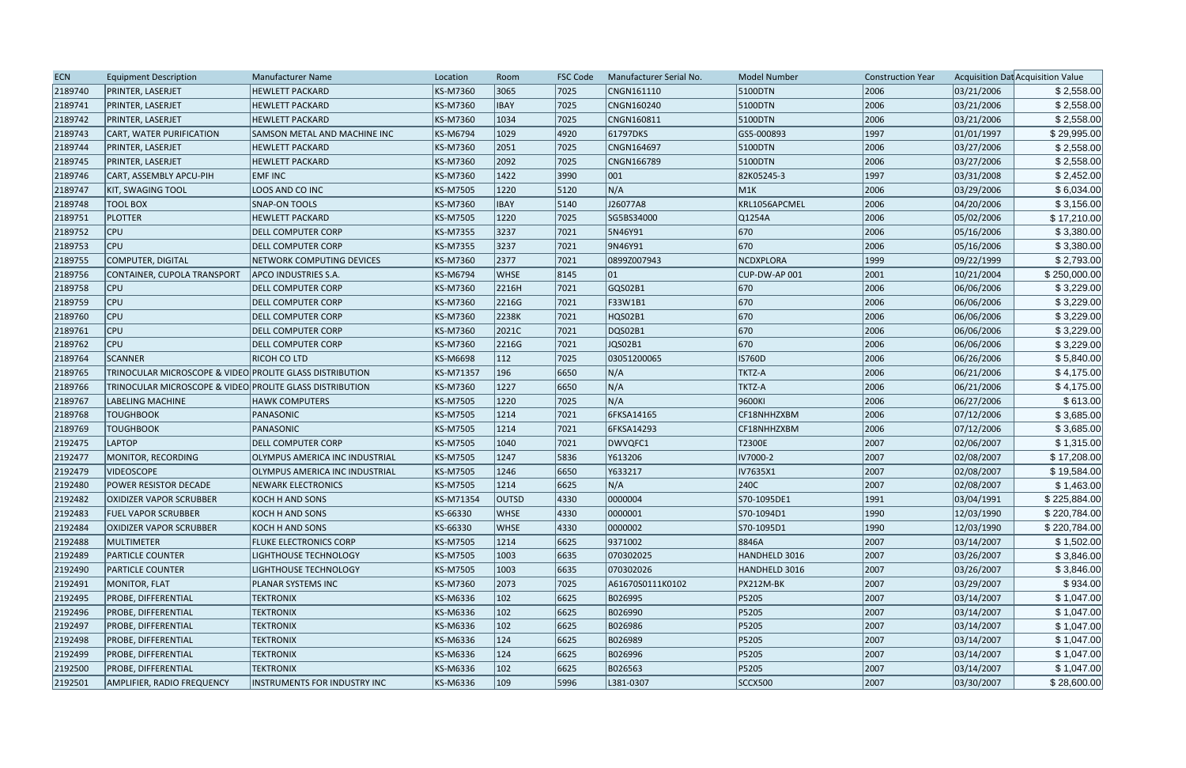| ECN | Equipment Description | Manufacturer Name | Location | Room | FSC Code | Manufacturer Serial No. | Model Number | Construction Year | Acquisition Dat | Acquisition Value |
|---|---|---|---|---|---|---|---|---|---|---|
| 2189740 | PRINTER, LASERJET | HEWLETT PACKARD | KS-M7360 | 3065 | 7025 | CNGN161110 | 5100DTN | 2006 | 03/21/2006 | $ 2,558.00 |
| 2189741 | PRINTER, LASERJET | HEWLETT PACKARD | KS-M7360 | IBAY | 7025 | CNGN160240 | 5100DTN | 2006 | 03/21/2006 | $ 2,558.00 |
| 2189742 | PRINTER, LASERJET | HEWLETT PACKARD | KS-M7360 | 1034 | 7025 | CNGN160811 | 5100DTN | 2006 | 03/21/2006 | $ 2,558.00 |
| 2189743 | CART, WATER PURIFICATION | SAMSON METAL AND MACHINE INC | KS-M6794 | 1029 | 4920 | 61797DKS | GS5-000893 | 1997 | 01/01/1997 | $ 29,995.00 |
| 2189744 | PRINTER, LASERJET | HEWLETT PACKARD | KS-M7360 | 2051 | 7025 | CNGN164697 | 5100DTN | 2006 | 03/27/2006 | $ 2,558.00 |
| 2189745 | PRINTER, LASERJET | HEWLETT PACKARD | KS-M7360 | 2092 | 7025 | CNGN166789 | 5100DTN | 2006 | 03/27/2006 | $ 2,558.00 |
| 2189746 | CART, ASSEMBLY APCU-PIH | EMF INC | KS-M7360 | 1422 | 3990 | 001 | 82K05245-3 | 1997 | 03/31/2008 | $ 2,452.00 |
| 2189747 | KIT, SWAGING TOOL | LOOS AND CO INC | KS-M7505 | 1220 | 5120 | N/A | M1K | 2006 | 03/29/2006 | $ 6,034.00 |
| 2189748 | TOOL BOX | SNAP-ON TOOLS | KS-M7360 | IBAY | 5140 | J26077A8 | KRL1056APCMEL | 2006 | 04/20/2006 | $ 3,156.00 |
| 2189751 | PLOTTER | HEWLETT PACKARD | KS-M7505 | 1220 | 7025 | SG5BS34000 | Q1254A | 2006 | 05/02/2006 | $ 17,210.00 |
| 2189752 | CPU | DELL COMPUTER CORP | KS-M7355 | 3237 | 7021 | 5N46Y91 | 670 | 2006 | 05/16/2006 | $ 3,380.00 |
| 2189753 | CPU | DELL COMPUTER CORP | KS-M7355 | 3237 | 7021 | 9N46Y91 | 670 | 2006 | 05/16/2006 | $ 3,380.00 |
| 2189755 | COMPUTER, DIGITAL | NETWORK COMPUTING DEVICES | KS-M7360 | 2377 | 7021 | 0899Z007943 | NCDXPLORA | 1999 | 09/22/1999 | $ 2,793.00 |
| 2189756 | CONTAINER, CUPOLA TRANSPORT | APCO INDUSTRIES S.A. | KS-M6794 | WHSE | 8145 | 01 | CUP-DW-AP 001 | 2001 | 10/21/2004 | $ 250,000.00 |
| 2189758 | CPU | DELL COMPUTER CORP | KS-M7360 | 2216H | 7021 | GQS02B1 | 670 | 2006 | 06/06/2006 | $ 3,229.00 |
| 2189759 | CPU | DELL COMPUTER CORP | KS-M7360 | 2216G | 7021 | F33W1B1 | 670 | 2006 | 06/06/2006 | $ 3,229.00 |
| 2189760 | CPU | DELL COMPUTER CORP | KS-M7360 | 2238K | 7021 | HQS02B1 | 670 | 2006 | 06/06/2006 | $ 3,229.00 |
| 2189761 | CPU | DELL COMPUTER CORP | KS-M7360 | 2021C | 7021 | DQS02B1 | 670 | 2006 | 06/06/2006 | $ 3,229.00 |
| 2189762 | CPU | DELL COMPUTER CORP | KS-M7360 | 2216G | 7021 | JQS02B1 | 670 | 2006 | 06/06/2006 | $ 3,229.00 |
| 2189764 | SCANNER | RICOH CO LTD | KS-M6698 | 112 | 7025 | 03051200065 | IS760D | 2006 | 06/26/2006 | $ 5,840.00 |
| 2189765 | TRINOCULAR MICROSCOPE & VIDEO | PROLITE GLASS DISTRIBUTION | KS-M71357 | 196 | 6650 | N/A | TKTZ-A | 2006 | 06/21/2006 | $ 4,175.00 |
| 2189766 | TRINOCULAR MICROSCOPE & VIDEO | PROLITE GLASS DISTRIBUTION | KS-M7360 | 1227 | 6650 | N/A | TKTZ-A | 2006 | 06/21/2006 | $ 4,175.00 |
| 2189767 | LABELING MACHINE | HAWK COMPUTERS | KS-M7505 | 1220 | 7025 | N/A | 9600KI | 2006 | 06/27/2006 | $ 613.00 |
| 2189768 | TOUGHBOOK | PANASONIC | KS-M7505 | 1214 | 7021 | 6FKSA14165 | CF18NHHZXBM | 2006 | 07/12/2006 | $ 3,685.00 |
| 2189769 | TOUGHBOOK | PANASONIC | KS-M7505 | 1214 | 7021 | 6FKSA14293 | CF18NHHZXBM | 2006 | 07/12/2006 | $ 3,685.00 |
| 2192475 | LAPTOP | DELL COMPUTER CORP | KS-M7505 | 1040 | 7021 | DWVQFC1 | T2300E | 2007 | 02/06/2007 | $ 1,315.00 |
| 2192477 | MONITOR, RECORDING | OLYMPUS AMERICA INC INDUSTRIAL | KS-M7505 | 1247 | 5836 | Y613206 | IV7000-2 | 2007 | 02/08/2007 | $ 17,208.00 |
| 2192479 | VIDEOSCOPE | OLYMPUS AMERICA INC INDUSTRIAL | KS-M7505 | 1246 | 6650 | Y633217 | IV7635X1 | 2007 | 02/08/2007 | $ 19,584.00 |
| 2192480 | POWER RESISTOR DECADE | NEWARK ELECTRONICS | KS-M7505 | 1214 | 6625 | N/A | 240C | 2007 | 02/08/2007 | $ 1,463.00 |
| 2192482 | OXIDIZER VAPOR SCRUBBER | KOCH H AND SONS | KS-M71354 | OUTSD | 4330 | 0000004 | S70-1095DE1 | 1991 | 03/04/1991 | $ 225,884.00 |
| 2192483 | FUEL VAPOR SCRUBBER | KOCH H AND SONS | KS-66330 | WHSE | 4330 | 0000001 | S70-1094D1 | 1990 | 12/03/1990 | $ 220,784.00 |
| 2192484 | OXIDIZER VAPOR SCRUBBER | KOCH H AND SONS | KS-66330 | WHSE | 4330 | 0000002 | S70-1095D1 | 1990 | 12/03/1990 | $ 220,784.00 |
| 2192488 | MULTIMETER | FLUKE ELECTRONICS CORP | KS-M7505 | 1214 | 6625 | 9371002 | 8846A | 2007 | 03/14/2007 | $ 1,502.00 |
| 2192489 | PARTICLE COUNTER | LIGHTHOUSE TECHNOLOGY | KS-M7505 | 1003 | 6635 | 070302025 | HANDHELD 3016 | 2007 | 03/26/2007 | $ 3,846.00 |
| 2192490 | PARTICLE COUNTER | LIGHTHOUSE TECHNOLOGY | KS-M7505 | 1003 | 6635 | 070302026 | HANDHELD 3016 | 2007 | 03/26/2007 | $ 3,846.00 |
| 2192491 | MONITOR, FLAT | PLANAR SYSTEMS INC | KS-M7360 | 2073 | 7025 | A61670S0111K0102 | PX212M-BK | 2007 | 03/29/2007 | $ 934.00 |
| 2192495 | PROBE, DIFFERENTIAL | TEKTRONIX | KS-M6336 | 102 | 6625 | B026995 | P5205 | 2007 | 03/14/2007 | $ 1,047.00 |
| 2192496 | PROBE, DIFFERENTIAL | TEKTRONIX | KS-M6336 | 102 | 6625 | B026990 | P5205 | 2007 | 03/14/2007 | $ 1,047.00 |
| 2192497 | PROBE, DIFFERENTIAL | TEKTRONIX | KS-M6336 | 102 | 6625 | B026986 | P5205 | 2007 | 03/14/2007 | $ 1,047.00 |
| 2192498 | PROBE, DIFFERENTIAL | TEKTRONIX | KS-M6336 | 124 | 6625 | B026989 | P5205 | 2007 | 03/14/2007 | $ 1,047.00 |
| 2192499 | PROBE, DIFFERENTIAL | TEKTRONIX | KS-M6336 | 124 | 6625 | B026996 | P5205 | 2007 | 03/14/2007 | $ 1,047.00 |
| 2192500 | PROBE, DIFFERENTIAL | TEKTRONIX | KS-M6336 | 102 | 6625 | B026563 | P5205 | 2007 | 03/14/2007 | $ 1,047.00 |
| 2192501 | AMPLIFIER, RADIO FREQUENCY | INSTRUMENTS FOR INDUSTRY INC | KS-M6336 | 109 | 5996 | L381-0307 | SCCX500 | 2007 | 03/30/2007 | $ 28,600.00 |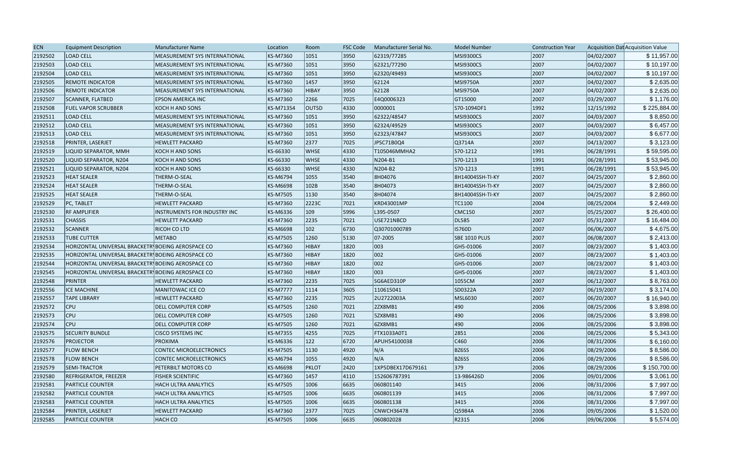| ECN | Equipment Description | Manufacturer Name | Location | Room | FSC Code | Manufacturer Serial No. | Model Number | Construction Year | Acquisition Dat | Acquisition Value |
|---|---|---|---|---|---|---|---|---|---|---|
| 2192502 | LOAD CELL | MEASUREMENT SYS INTERNATIONAL | KS-M7360 | 1051 | 3950 | 62319/77285 | MSI9300CS | 2007 | 04/02/2007 | $ 11,957.00 |
| 2192503 | LOAD CELL | MEASUREMENT SYS INTERNATIONAL | KS-M7360 | 1051 | 3950 | 62321/77290 | MSI9300CS | 2007 | 04/02/2007 | $ 10,197.00 |
| 2192504 | LOAD CELL | MEASUREMENT SYS INTERNATIONAL | KS-M7360 | 1051 | 3950 | 62320/49493 | MSI9300CS | 2007 | 04/02/2007 | $ 10,197.00 |
| 2192505 | REMOTE INDICATOR | MEASUREMENT SYS INTERNATIONAL | KS-M7360 | 1457 | 3950 | 62124 | MSI9750A | 2007 | 04/02/2007 | $ 2,635.00 |
| 2192506 | REMOTE INDICATOR | MEASUREMENT SYS INTERNATIONAL | KS-M7360 | HIBAY | 3950 | 62128 | MSI9750A | 2007 | 04/02/2007 | $ 2,635.00 |
| 2192507 | SCANNER, FLATBED | EPSON AMERICA INC | KS-M7360 | 2266 | 7025 | E4Q0006323 | GT15000 | 2007 | 03/29/2007 | $ 1,176.00 |
| 2192508 | FUEL VAPOR SCRUBBER | KOCH H AND SONS | KS-M71354 | OUTSD | 4330 | 0000001 | S70-1094DF1 | 1992 | 12/15/1992 | $ 225,884.00 |
| 2192511 | LOAD CELL | MEASUREMENT SYS INTERNATIONAL | KS-M7360 | 1051 | 3950 | 62322/48547 | MSI9300CS | 2007 | 04/03/2007 | $ 8,850.00 |
| 2192512 | LOAD CELL | MEASUREMENT SYS INTERNATIONAL | KS-M7360 | 1051 | 3950 | 62324/49529 | MSI9300CS | 2007 | 04/03/2007 | $ 6,457.00 |
| 2192513 | LOAD CELL | MEASUREMENT SYS INTERNATIONAL | KS-M7360 | 1051 | 3950 | 62323/47847 | MSI9300CS | 2007 | 04/03/2007 | $ 6,677.00 |
| 2192518 | PRINTER, LASERJET | HEWLETT PACKARD | KS-M7360 | 2377 | 7025 | JPSC71B0Q4 | Q3714A | 2007 | 04/13/2007 | $ 3,123.00 |
| 2192519 | LIQUID SEPARATOR, MMH | KOCH H AND SONS | KS-66330 | WHSE | 4330 | T105046MMHA2 | S70-1212 | 1991 | 06/28/1991 | $ 59,595.00 |
| 2192520 | LIQUID SEPARATOR, N204 | KOCH H AND SONS | KS-66330 | WHSE | 4330 | N204-B1 | S70-1213 | 1991 | 06/28/1991 | $ 53,945.00 |
| 2192521 | LIQUID SEPARATOR, N204 | KOCH H AND SONS | KS-66330 | WHSE | 4330 | N204-B2 | S70-1213 | 1991 | 06/28/1991 | $ 53,945.00 |
| 2192523 | HEAT SEALER | THERM-O-SEAL | KS-M6794 | 1055 | 3540 | 8H04076 | 8H14004SSH-TI-KY | 2007 | 04/25/2007 | $ 2,860.00 |
| 2192524 | HEAT SEALER | THERM-O-SEAL | KS-M6698 | 102B | 3540 | 8H04073 | 8H14004SSH-TI-KY | 2007 | 04/25/2007 | $ 2,860.00 |
| 2192525 | HEAT SEALER | THERM-O-SEAL | KS-M7505 | 1130 | 3540 | 8H04074 | 8H14004SSH-TI-KY | 2007 | 04/25/2007 | $ 2,860.00 |
| 2192529 | PC, TABLET | HEWLETT PACKARD | KS-M7360 | 2223C | 7021 | KRD43001MP | TC1100 | 2004 | 08/25/2004 | $ 2,449.00 |
| 2192530 | RF AMPLIFIER | INSTRUMENTS FOR INDUSTRY INC | KS-M6336 | 109 | 5996 | L395-0507 | CMC150 | 2007 | 05/25/2007 | $ 26,400.00 |
| 2192531 | CHASSIS | HEWLETT PACKARD | KS-M7360 | 2235 | 7021 | USE721NBCD | DL585 | 2007 | 05/31/2007 | $ 16,484.00 |
| 2192532 | SCANNER | RICOH CO LTD | KS-M6698 | 102 | 6730 | Q30701000789 | IS760D | 2007 | 06/06/2007 | $ 4,675.00 |
| 2192533 | TUBE CUTTER | METABO | KS-M7505 | 1260 | 5130 | 07-2005 | SBE 1010 PLUS | 2007 | 06/08/2007 | $ 2,413.00 |
| 2192534 | HORIZONTAL UNIVERSAL BRACKETRY | BOEING AEROSPACE CO | KS-M7360 | HIBAY | 1820 | 003 | GH5-01006 | 2007 | 08/23/2007 | $ 1,403.00 |
| 2192535 | HORIZONTAL UNIVERSAL BRACKETRY | BOEING AEROSPACE CO | KS-M7360 | HIBAY | 1820 | 002 | GH5-01006 | 2007 | 08/23/2007 | $ 1,403.00 |
| 2192544 | HORIZONTAL UNIVERSAL BRACKETRY | BOEING AEROSPACE CO | KS-M7360 | HIBAY | 1820 | 002 | GH5-01006 | 2007 | 08/23/2007 | $ 1,403.00 |
| 2192545 | HORIZONTAL UNIVERSAL BRACKETRY | BOEING AEROSPACE CO | KS-M7360 | HIBAY | 1820 | 003 | GH5-01006 | 2007 | 08/23/2007 | $ 1,403.00 |
| 2192548 | PRINTER | HEWLETT PACKARD | KS-M7360 | 2235 | 7025 | SG6AED310P | 1055CM | 2007 | 06/12/2007 | $ 8,763.00 |
| 2192556 | ICE MACHINE | MANITOWAC ICE CO | KS-M7777 | 1114 | 3605 | 110615041 | SD0322A | 2007 | 06/19/2007 | $ 3,174.00 |
| 2192557 | TAPE LIBRARY | HEWLETT PACKARD | KS-M7360 | 2235 | 7025 | 2U2722003A | MSL6030 | 2007 | 06/20/2007 | $ 16,940.00 |
| 2192572 | CPU | DELL COMPUTER CORP | KS-M7505 | 1260 | 7021 | 2ZX8MB1 | 490 | 2006 | 08/25/2006 | $ 3,898.00 |
| 2192573 | CPU | DELL COMPUTER CORP | KS-M7505 | 1260 | 7021 | 5ZX8MB1 | 490 | 2006 | 08/25/2006 | $ 3,898.00 |
| 2192574 | CPU | DELL COMPUTER CORP | KS-M7505 | 1260 | 7021 | 6ZX8MB1 | 490 | 2006 | 08/25/2006 | $ 3,898.00 |
| 2192575 | SECURITY BUNDLE | CISCO SYSTEMS INC | KS-M7355 | 4255 | 7025 | FTX1033A0T1 | 2851 | 2006 | 08/25/2006 | $ 5,343.00 |
| 2192576 | PROJECTOR | PROXIMA | KS-M6336 | 122 | 6720 | APUH54100038 | C460 | 2006 | 08/31/2006 | $ 6,160.00 |
| 2192577 | FLOW BENCH | CONTEC MICROELECTRONICS | KS-M7505 | 1130 | 4920 | N/A | BZ6SS | 2006 | 08/29/2006 | $ 8,586.00 |
| 2192578 | FLOW BENCH | CONTEC MICROELECTRONICS | KS-M6794 | 1055 | 4920 | N/A | BZ6SS | 2006 | 08/29/2006 | $ 8,586.00 |
| 2192579 | SEMI-TRACTOR | PETERBILT MOTORS CO | KS-M6698 | PKLOT | 2420 | 1XP5DBEX17D679161 | 379 | 2006 | 08/29/2006 | $ 150,700.00 |
| 2192580 | REFRIGERATOR, FREEZER | FISHER SCIENTIFIC | KS-M7360 | 1457 | 4110 | 152606787391 | 13-986426D | 2006 | 09/01/2006 | $ 3,061.00 |
| 2192581 | PARTICLE COUNTER | HACH ULTRA ANALYTICS | KS-M7505 | 1006 | 6635 | 060801140 | 3415 | 2006 | 08/31/2006 | $ 7,997.00 |
| 2192582 | PARTICLE COUNTER | HACH ULTRA ANALYTICS | KS-M7505 | 1006 | 6635 | 060801139 | 3415 | 2006 | 08/31/2006 | $ 7,997.00 |
| 2192583 | PARTICLE COUNTER | HACH ULTRA ANALYTICS | KS-M7505 | 1006 | 6635 | 060801138 | 3415 | 2006 | 08/31/2006 | $ 7,997.00 |
| 2192584 | PRINTER, LASERJET | HEWLETT PACKARD | KS-M7360 | 2377 | 7025 | CNWCH36478 | Q5984A | 2006 | 09/05/2006 | $ 1,520.00 |
| 2192585 | PARTICLE COUNTER | HACH CO | KS-M7505 | 1006 | 6635 | 060802028 | R2315 | 2006 | 09/06/2006 | $ 5,574.00 |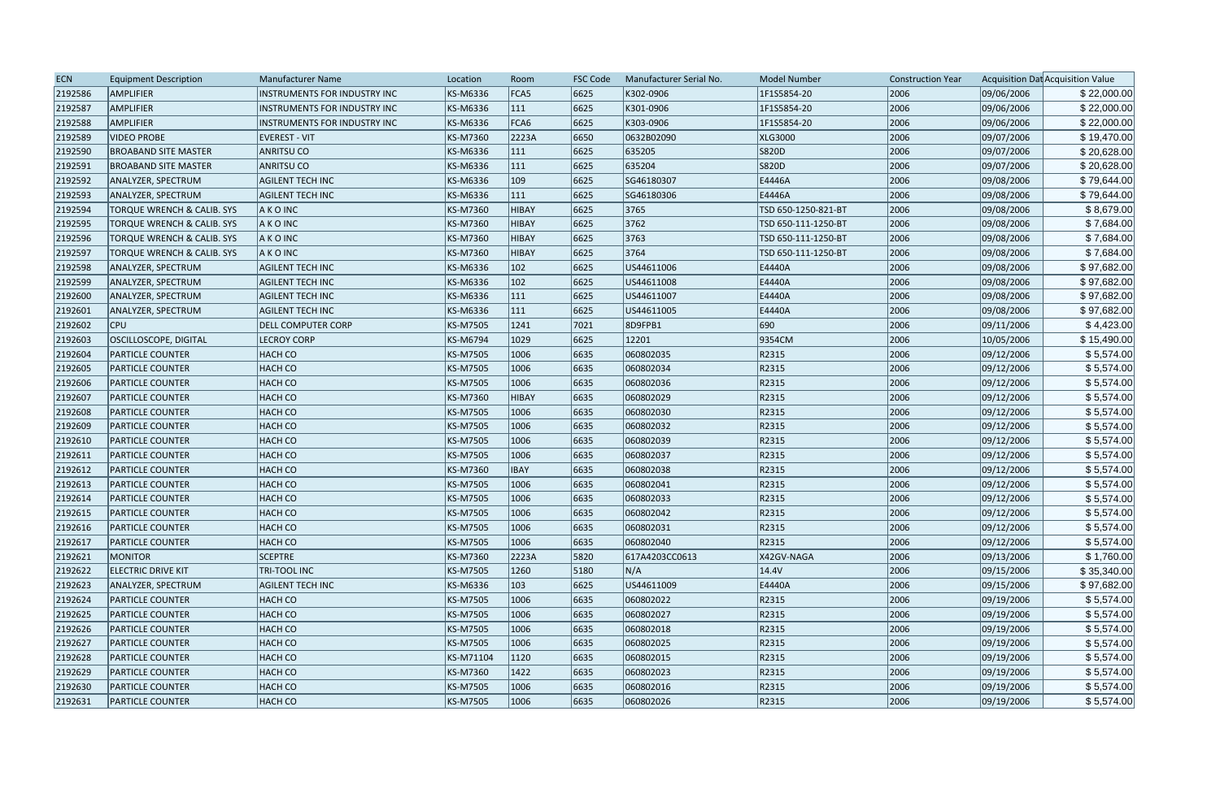| ECN | Equipment Description | Manufacturer Name | Location | Room | FSC Code | Manufacturer Serial No. | Model Number | Construction Year | Acquisition Dat | Acquisition Value |
|---|---|---|---|---|---|---|---|---|---|---|
| 2192586 | AMPLIFIER | INSTRUMENTS FOR INDUSTRY INC | KS-M6336 | FCA5 | 6625 | K302-0906 | 1F1S5854-20 | 2006 | 09/06/2006 | $ 22,000.00 |
| 2192587 | AMPLIFIER | INSTRUMENTS FOR INDUSTRY INC | KS-M6336 | 111 | 6625 | K301-0906 | 1F1S5854-20 | 2006 | 09/06/2006 | $ 22,000.00 |
| 2192588 | AMPLIFIER | INSTRUMENTS FOR INDUSTRY INC | KS-M6336 | FCA6 | 6625 | K303-0906 | 1F1S5854-20 | 2006 | 09/06/2006 | $ 22,000.00 |
| 2192589 | VIDEO PROBE | EVEREST - VIT | KS-M7360 | 2223A | 6650 | 0632B02090 | XLG3000 | 2006 | 09/07/2006 | $ 19,470.00 |
| 2192590 | BROADBAND SITE MASTER | ANRITSU CO | KS-M6336 | 111 | 6625 | 635205 | S820D | 2006 | 09/07/2006 | $ 20,628.00 |
| 2192591 | BROADBAND SITE MASTER | ANRITSU CO | KS-M6336 | 111 | 6625 | 635204 | S820D | 2006 | 09/07/2006 | $ 20,628.00 |
| 2192592 | ANALYZER, SPECTRUM | AGILENT TECH INC | KS-M6336 | 109 | 6625 | SG46180307 | E4446A | 2006 | 09/08/2006 | $ 79,644.00 |
| 2192593 | ANALYZER, SPECTRUM | AGILENT TECH INC | KS-M6336 | 111 | 6625 | SG46180306 | E4446A | 2006 | 09/08/2006 | $ 79,644.00 |
| 2192594 | TORQUE WRENCH & CALIB. SYS | A K O INC | KS-M7360 | HIBAY | 6625 | 3765 | TSD 650-1250-821-BT | 2006 | 09/08/2006 | $ 8,679.00 |
| 2192595 | TORQUE WRENCH & CALIB. SYS | A K O INC | KS-M7360 | HIBAY | 6625 | 3762 | TSD 650-111-1250-BT | 2006 | 09/08/2006 | $ 7,684.00 |
| 2192596 | TORQUE WRENCH & CALIB. SYS | A K O INC | KS-M7360 | HIBAY | 6625 | 3763 | TSD 650-111-1250-BT | 2006 | 09/08/2006 | $ 7,684.00 |
| 2192597 | TORQUE WRENCH & CALIB. SYS | A K O INC | KS-M7360 | HIBAY | 6625 | 3764 | TSD 650-111-1250-BT | 2006 | 09/08/2006 | $ 7,684.00 |
| 2192598 | ANALYZER, SPECTRUM | AGILENT TECH INC | KS-M6336 | 102 | 6625 | US44611006 | E4440A | 2006 | 09/08/2006 | $ 97,682.00 |
| 2192599 | ANALYZER, SPECTRUM | AGILENT TECH INC | KS-M6336 | 102 | 6625 | US44611008 | E4440A | 2006 | 09/08/2006 | $ 97,682.00 |
| 2192600 | ANALYZER, SPECTRUM | AGILENT TECH INC | KS-M6336 | 111 | 6625 | US44611007 | E4440A | 2006 | 09/08/2006 | $ 97,682.00 |
| 2192601 | ANALYZER, SPECTRUM | AGILENT TECH INC | KS-M6336 | 111 | 6625 | US44611005 | E4440A | 2006 | 09/08/2006 | $ 97,682.00 |
| 2192602 | CPU | DELL COMPUTER CORP | KS-M7505 | 1241 | 7021 | 8D9FPB1 | 690 | 2006 | 09/11/2006 | $ 4,423.00 |
| 2192603 | OSCILLOSCOPE, DIGITAL | LECROY CORP | KS-M6794 | 1029 | 6625 | 12201 | 9354CM | 2006 | 10/05/2006 | $ 15,490.00 |
| 2192604 | PARTICLE COUNTER | HACH CO | KS-M7505 | 1006 | 6635 | 060802035 | R2315 | 2006 | 09/12/2006 | $ 5,574.00 |
| 2192605 | PARTICLE COUNTER | HACH CO | KS-M7505 | 1006 | 6635 | 060802034 | R2315 | 2006 | 09/12/2006 | $ 5,574.00 |
| 2192606 | PARTICLE COUNTER | HACH CO | KS-M7505 | 1006 | 6635 | 060802036 | R2315 | 2006 | 09/12/2006 | $ 5,574.00 |
| 2192607 | PARTICLE COUNTER | HACH CO | KS-M7360 | HIBAY | 6635 | 060802029 | R2315 | 2006 | 09/12/2006 | $ 5,574.00 |
| 2192608 | PARTICLE COUNTER | HACH CO | KS-M7505 | 1006 | 6635 | 060802030 | R2315 | 2006 | 09/12/2006 | $ 5,574.00 |
| 2192609 | PARTICLE COUNTER | HACH CO | KS-M7505 | 1006 | 6635 | 060802032 | R2315 | 2006 | 09/12/2006 | $ 5,574.00 |
| 2192610 | PARTICLE COUNTER | HACH CO | KS-M7505 | 1006 | 6635 | 060802039 | R2315 | 2006 | 09/12/2006 | $ 5,574.00 |
| 2192611 | PARTICLE COUNTER | HACH CO | KS-M7505 | 1006 | 6635 | 060802037 | R2315 | 2006 | 09/12/2006 | $ 5,574.00 |
| 2192612 | PARTICLE COUNTER | HACH CO | KS-M7360 | IBAY | 6635 | 060802038 | R2315 | 2006 | 09/12/2006 | $ 5,574.00 |
| 2192613 | PARTICLE COUNTER | HACH CO | KS-M7505 | 1006 | 6635 | 060802041 | R2315 | 2006 | 09/12/2006 | $ 5,574.00 |
| 2192614 | PARTICLE COUNTER | HACH CO | KS-M7505 | 1006 | 6635 | 060802033 | R2315 | 2006 | 09/12/2006 | $ 5,574.00 |
| 2192615 | PARTICLE COUNTER | HACH CO | KS-M7505 | 1006 | 6635 | 060802042 | R2315 | 2006 | 09/12/2006 | $ 5,574.00 |
| 2192616 | PARTICLE COUNTER | HACH CO | KS-M7505 | 1006 | 6635 | 060802031 | R2315 | 2006 | 09/12/2006 | $ 5,574.00 |
| 2192617 | PARTICLE COUNTER | HACH CO | KS-M7505 | 1006 | 6635 | 060802040 | R2315 | 2006 | 09/12/2006 | $ 5,574.00 |
| 2192621 | MONITOR | SCEPTRE | KS-M7360 | 2223A | 5820 | 617A4203CC0613 | X42GV-NAGA | 2006 | 09/13/2006 | $ 1,760.00 |
| 2192622 | ELECTRIC DRIVE KIT | TRI-TOOL INC | KS-M7505 | 1260 | 5180 | N/A | 14.4V | 2006 | 09/15/2006 | $ 35,340.00 |
| 2192623 | ANALYZER, SPECTRUM | AGILENT TECH INC | KS-M6336 | 103 | 6625 | US44611009 | E4440A | 2006 | 09/15/2006 | $ 97,682.00 |
| 2192624 | PARTICLE COUNTER | HACH CO | KS-M7505 | 1006 | 6635 | 060802022 | R2315 | 2006 | 09/19/2006 | $ 5,574.00 |
| 2192625 | PARTICLE COUNTER | HACH CO | KS-M7505 | 1006 | 6635 | 060802027 | R2315 | 2006 | 09/19/2006 | $ 5,574.00 |
| 2192626 | PARTICLE COUNTER | HACH CO | KS-M7505 | 1006 | 6635 | 060802018 | R2315 | 2006 | 09/19/2006 | $ 5,574.00 |
| 2192627 | PARTICLE COUNTER | HACH CO | KS-M7505 | 1006 | 6635 | 060802025 | R2315 | 2006 | 09/19/2006 | $ 5,574.00 |
| 2192628 | PARTICLE COUNTER | HACH CO | KS-M71104 | 1120 | 6635 | 060802015 | R2315 | 2006 | 09/19/2006 | $ 5,574.00 |
| 2192629 | PARTICLE COUNTER | HACH CO | KS-M7360 | 1422 | 6635 | 060802023 | R2315 | 2006 | 09/19/2006 | $ 5,574.00 |
| 2192630 | PARTICLE COUNTER | HACH CO | KS-M7505 | 1006 | 6635 | 060802016 | R2315 | 2006 | 09/19/2006 | $ 5,574.00 |
| 2192631 | PARTICLE COUNTER | HACH CO | KS-M7505 | 1006 | 6635 | 060802026 | R2315 | 2006 | 09/19/2006 | $ 5,574.00 |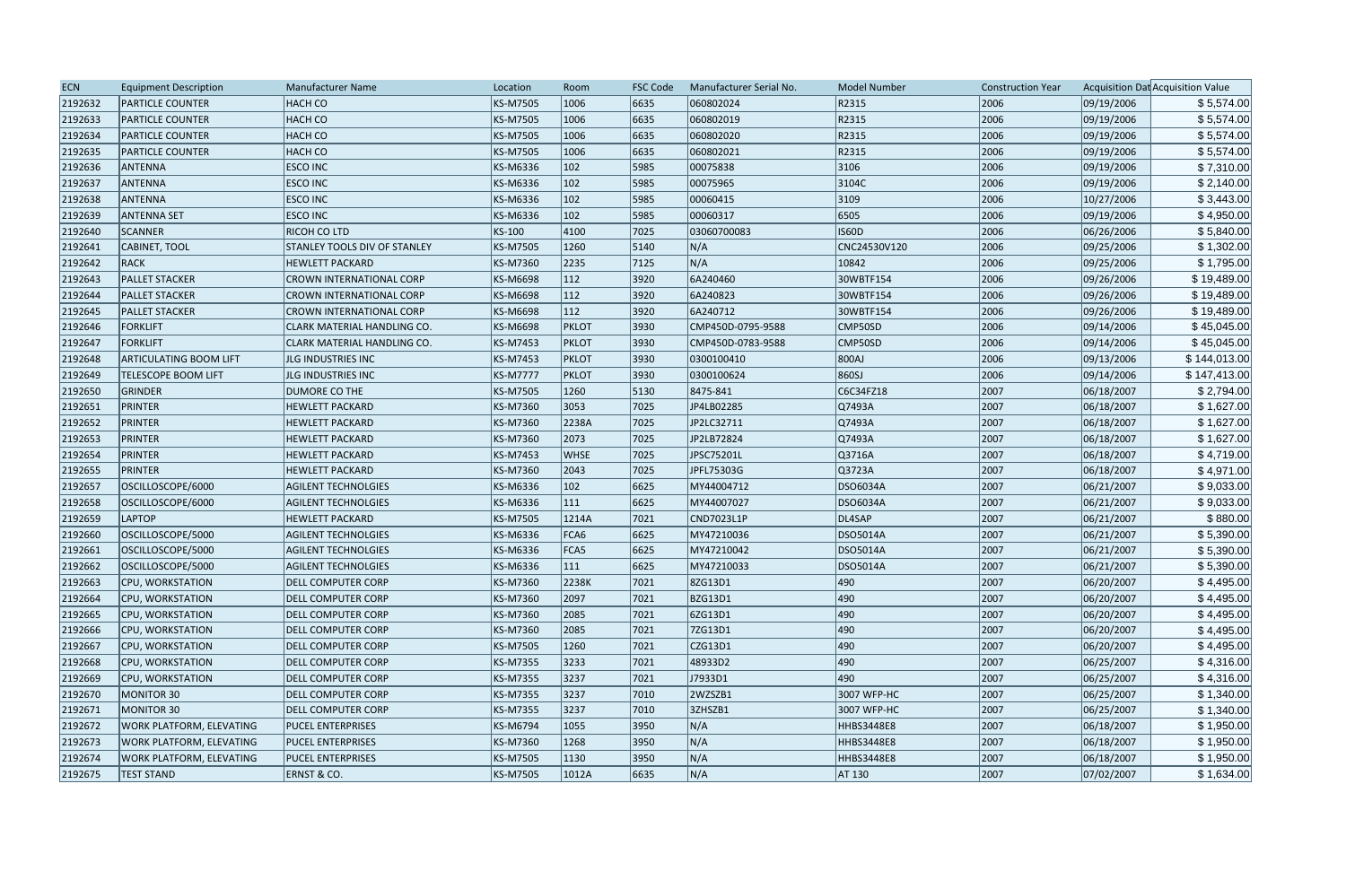| ECN | Equipment Description | Manufacturer Name | Location | Room | FSC Code | Manufacturer Serial No. | Model Number | Construction Year | Acquisition Dat | Acquisition Value |
|---|---|---|---|---|---|---|---|---|---|---|
| 2192632 | PARTICLE COUNTER | HACH CO | KS-M7505 | 1006 | 6635 | 060802024 | R2315 | 2006 | 09/19/2006 | $ 5,574.00 |
| 2192633 | PARTICLE COUNTER | HACH CO | KS-M7505 | 1006 | 6635 | 060802019 | R2315 | 2006 | 09/19/2006 | $ 5,574.00 |
| 2192634 | PARTICLE COUNTER | HACH CO | KS-M7505 | 1006 | 6635 | 060802020 | R2315 | 2006 | 09/19/2006 | $ 5,574.00 |
| 2192635 | PARTICLE COUNTER | HACH CO | KS-M7505 | 1006 | 6635 | 060802021 | R2315 | 2006 | 09/19/2006 | $ 5,574.00 |
| 2192636 | ANTENNA | ESCO INC | KS-M6336 | 102 | 5985 | 00075838 | 3106 | 2006 | 09/19/2006 | $ 7,310.00 |
| 2192637 | ANTENNA | ESCO INC | KS-M6336 | 102 | 5985 | 00075965 | 3104C | 2006 | 09/19/2006 | $ 2,140.00 |
| 2192638 | ANTENNA | ESCO INC | KS-M6336 | 102 | 5985 | 00060415 | 3109 | 2006 | 10/27/2006 | $ 3,443.00 |
| 2192639 | ANTENNA SET | ESCO INC | KS-M6336 | 102 | 5985 | 00060317 | 6505 | 2006 | 09/19/2006 | $ 4,950.00 |
| 2192640 | SCANNER | RICOH CO LTD | KS-100 | 4100 | 7025 | 03060700083 | IS60D | 2006 | 06/26/2006 | $ 5,840.00 |
| 2192641 | CABINET, TOOL | STANLEY TOOLS DIV OF STANLEY | KS-M7505 | 1260 | 5140 | N/A | CNC24530V120 | 2006 | 09/25/2006 | $ 1,302.00 |
| 2192642 | RACK | HEWLETT PACKARD | KS-M7360 | 2235 | 7125 | N/A | 10842 | 2006 | 09/25/2006 | $ 1,795.00 |
| 2192643 | PALLET STACKER | CROWN INTERNATIONAL CORP | KS-M6698 | 112 | 3920 | 6A240460 | 30WBTF154 | 2006 | 09/26/2006 | $ 19,489.00 |
| 2192644 | PALLET STACKER | CROWN INTERNATIONAL CORP | KS-M6698 | 112 | 3920 | 6A240823 | 30WBTF154 | 2006 | 09/26/2006 | $ 19,489.00 |
| 2192645 | PALLET STACKER | CROWN INTERNATIONAL CORP | KS-M6698 | 112 | 3920 | 6A240712 | 30WBTF154 | 2006 | 09/26/2006 | $ 19,489.00 |
| 2192646 | FORKLIFT | CLARK MATERIAL HANDLING CO. | KS-M6698 | PKLOT | 3930 | CMP450D-0795-9588 | CMP50SD | 2006 | 09/14/2006 | $ 45,045.00 |
| 2192647 | FORKLIFT | CLARK MATERIAL HANDLING CO. | KS-M7453 | PKLOT | 3930 | CMP450D-0783-9588 | CMP50SD | 2006 | 09/14/2006 | $ 45,045.00 |
| 2192648 | ARTICULATING BOOM LIFT | JLG INDUSTRIES INC | KS-M7453 | PKLOT | 3930 | 0300100410 | 800AJ | 2006 | 09/13/2006 | $ 144,013.00 |
| 2192649 | TELESCOPE BOOM LIFT | JLG INDUSTRIES INC | KS-M7777 | PKLOT | 3930 | 0300100624 | 860SJ | 2006 | 09/14/2006 | $ 147,413.00 |
| 2192650 | GRINDER | DUMORE CO THE | KS-M7505 | 1260 | 5130 | 8475-841 | C6C34FZ18 | 2007 | 06/18/2007 | $ 2,794.00 |
| 2192651 | PRINTER | HEWLETT PACKARD | KS-M7360 | 3053 | 7025 | JP4LB02285 | Q7493A | 2007 | 06/18/2007 | $ 1,627.00 |
| 2192652 | PRINTER | HEWLETT PACKARD | KS-M7360 | 2238A | 7025 | JP2LC32711 | Q7493A | 2007 | 06/18/2007 | $ 1,627.00 |
| 2192653 | PRINTER | HEWLETT PACKARD | KS-M7360 | 2073 | 7025 | JP2LB72824 | Q7493A | 2007 | 06/18/2007 | $ 1,627.00 |
| 2192654 | PRINTER | HEWLETT PACKARD | KS-M7453 | WHSE | 7025 | JPSC75201L | Q3716A | 2007 | 06/18/2007 | $ 4,719.00 |
| 2192655 | PRINTER | HEWLETT PACKARD | KS-M7360 | 2043 | 7025 | JPFL75303G | Q3723A | 2007 | 06/18/2007 | $ 4,971.00 |
| 2192657 | OSCILLOSCOPE/6000 | AGILENT TECHNOLGIES | KS-M6336 | 102 | 6625 | MY44004712 | DSO6034A | 2007 | 06/21/2007 | $ 9,033.00 |
| 2192658 | OSCILLOSCOPE/6000 | AGILENT TECHNOLGIES | KS-M6336 | 111 | 6625 | MY44007027 | DSO6034A | 2007 | 06/21/2007 | $ 9,033.00 |
| 2192659 | LAPTOP | HEWLETT PACKARD | KS-M7505 | 1214A | 7021 | CND7023L1P | DL4SAP | 2007 | 06/21/2007 | $ 880.00 |
| 2192660 | OSCILLOSCOPE/5000 | AGILENT TECHNOLGIES | KS-M6336 | FCA6 | 6625 | MY47210036 | DSO5014A | 2007 | 06/21/2007 | $ 5,390.00 |
| 2192661 | OSCILLOSCOPE/5000 | AGILENT TECHNOLGIES | KS-M6336 | FCA5 | 6625 | MY47210042 | DSO5014A | 2007 | 06/21/2007 | $ 5,390.00 |
| 2192662 | OSCILLOSCOPE/5000 | AGILENT TECHNOLGIES | KS-M6336 | 111 | 6625 | MY47210033 | DSO5014A | 2007 | 06/21/2007 | $ 5,390.00 |
| 2192663 | CPU, WORKSTATION | DELL COMPUTER CORP | KS-M7360 | 2238K | 7021 | 8ZG13D1 | 490 | 2007 | 06/20/2007 | $ 4,495.00 |
| 2192664 | CPU, WORKSTATION | DELL COMPUTER CORP | KS-M7360 | 2097 | 7021 | BZG13D1 | 490 | 2007 | 06/20/2007 | $ 4,495.00 |
| 2192665 | CPU, WORKSTATION | DELL COMPUTER CORP | KS-M7360 | 2085 | 7021 | 6ZG13D1 | 490 | 2007 | 06/20/2007 | $ 4,495.00 |
| 2192666 | CPU, WORKSTATION | DELL COMPUTER CORP | KS-M7360 | 2085 | 7021 | 7ZG13D1 | 490 | 2007 | 06/20/2007 | $ 4,495.00 |
| 2192667 | CPU, WORKSTATION | DELL COMPUTER CORP | KS-M7505 | 1260 | 7021 | CZG13D1 | 490 | 2007 | 06/20/2007 | $ 4,495.00 |
| 2192668 | CPU, WORKSTATION | DELL COMPUTER CORP | KS-M7355 | 3233 | 7021 | 48933D2 | 490 | 2007 | 06/25/2007 | $ 4,316.00 |
| 2192669 | CPU, WORKSTATION | DELL COMPUTER CORP | KS-M7355 | 3237 | 7021 | J7933D1 | 490 | 2007 | 06/25/2007 | $ 4,316.00 |
| 2192670 | MONITOR 30 | DELL COMPUTER CORP | KS-M7355 | 3237 | 7010 | 2WZSZB1 | 3007 WFP-HC | 2007 | 06/25/2007 | $ 1,340.00 |
| 2192671 | MONITOR 30 | DELL COMPUTER CORP | KS-M7355 | 3237 | 7010 | 3ZHSZB1 | 3007 WFP-HC | 2007 | 06/25/2007 | $ 1,340.00 |
| 2192672 | WORK PLATFORM, ELEVATING | PUCEL ENTERPRISES | KS-M6794 | 1055 | 3950 | N/A | HHBS3448E8 | 2007 | 06/18/2007 | $ 1,950.00 |
| 2192673 | WORK PLATFORM, ELEVATING | PUCEL ENTERPRISES | KS-M7360 | 1268 | 3950 | N/A | HHBS3448E8 | 2007 | 06/18/2007 | $ 1,950.00 |
| 2192674 | WORK PLATFORM, ELEVATING | PUCEL ENTERPRISES | KS-M7505 | 1130 | 3950 | N/A | HHBS3448E8 | 2007 | 06/18/2007 | $ 1,950.00 |
| 2192675 | TEST STAND | ERNST & CO. | KS-M7505 | 1012A | 6635 | N/A | AT 130 | 2007 | 07/02/2007 | $ 1,634.00 |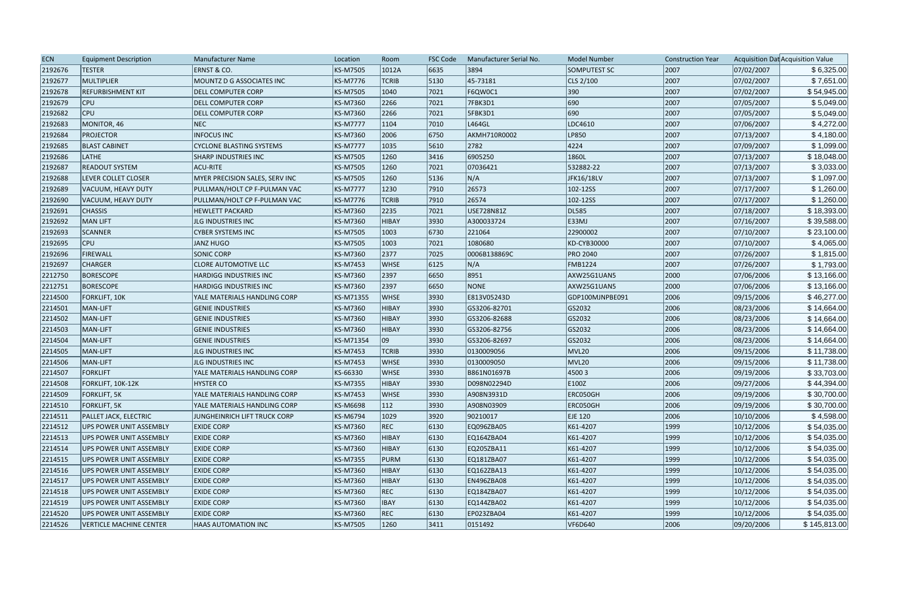| ECN | Equipment Description | Manufacturer Name | Location | Room | FSC Code | Manufacturer Serial No. | Model Number | Construction Year | Acquisition Dat | Acquisition Value |
|---|---|---|---|---|---|---|---|---|---|---|
| 2192676 | TESTER | ERNST & CO. | KS-M7505 | 1012A | 6635 | 3894 | SOMPUTEST SC | 2007 | 07/02/2007 | $ 6,325.00 |
| 2192677 | MULTIPLIER | MOUNTZ D G ASSOCIATES INC | KS-M7776 | TCRIB | 5130 | 45-73181 | CLS 2/100 | 2007 | 07/02/2007 | $ 7,651.00 |
| 2192678 | REFURBISHMENT KIT | DELL COMPUTER CORP | KS-M7505 | 1040 | 7021 | F6QW0C1 | 390 | 2007 | 07/02/2007 | $ 54,945.00 |
| 2192679 | CPU | DELL COMPUTER CORP | KS-M7360 | 2266 | 7021 | 7FBK3D1 | 690 | 2007 | 07/05/2007 | $ 5,049.00 |
| 2192682 | CPU | DELL COMPUTER CORP | KS-M7360 | 2266 | 7021 | 5FBK3D1 | 690 | 2007 | 07/05/2007 | $ 5,049.00 |
| 2192683 | MONITOR, 46 | NEC | KS-M7777 | 1104 | 7010 | L464GL | LDC4610 | 2007 | 07/06/2007 | $ 4,272.00 |
| 2192684 | PROJECTOR | INFOCUS INC | KS-M7360 | 2006 | 6750 | AKMH710R0002 | LP850 | 2007 | 07/13/2007 | $ 4,180.00 |
| 2192685 | BLAST CABINET | CYCLONE BLASTING SYSTEMS | KS-M7777 | 1035 | 5610 | 2782 | 4224 | 2007 | 07/09/2007 | $ 1,099.00 |
| 2192686 | LATHE | SHARP INDUSTRIES INC | KS-M7505 | 1260 | 3416 | 6905250 | 1860L | 2007 | 07/13/2007 | $ 18,048.00 |
| 2192687 | READOUT SYSTEM | ACU-RITE | KS-M7505 | 1260 | 7021 | 07036421 | 532882-22 | 2007 | 07/13/2007 | $ 3,033.00 |
| 2192688 | LEVER COLLET CLOSER | MYER PRECISION SALES, SERV INC | KS-M7505 | 1260 | 5136 | N/A | JFK16/18LV | 2007 | 07/13/2007 | $ 1,097.00 |
| 2192689 | VACUUM, HEAVY DUTY | PULLMAN/HOLT CP F-PULMAN VAC | KS-M7777 | 1230 | 7910 | 26573 | 102-12SS | 2007 | 07/17/2007 | $ 1,260.00 |
| 2192690 | VACUUM, HEAVY DUTY | PULLMAN/HOLT CP F-PULMAN VAC | KS-M7776 | TCRIB | 7910 | 26574 | 102-12SS | 2007 | 07/17/2007 | $ 1,260.00 |
| 2192691 | CHASSIS | HEWLETT PACKARD | KS-M7360 | 2235 | 7021 | USE728N81Z | DL585 | 2007 | 07/18/2007 | $ 18,393.00 |
| 2192692 | MAN LIFT | JLG INDUSTRIES INC | KS-M7360 | HIBAY | 3930 | A300033724 | E33MJ | 2007 | 07/16/2007 | $ 39,588.00 |
| 2192693 | SCANNER | CYBER SYSTEMS INC | KS-M7505 | 1003 | 6730 | 221064 | 22900002 | 2007 | 07/10/2007 | $ 23,100.00 |
| 2192695 | CPU | JANZ HUGO | KS-M7505 | 1003 | 7021 | 1080680 | KD-CYB30000 | 2007 | 07/10/2007 | $ 4,065.00 |
| 2192696 | FIREWALL | SONIC CORP | KS-M7360 | 2377 | 7025 | 0006B138869C | PRO 2040 | 2007 | 07/26/2007 | $ 1,815.00 |
| 2192697 | CHARGER | CLORE AUTOMOTIVE LLC | KS-M7453 | WHSE | 6125 | N/A | FMB1224 | 2007 | 07/26/2007 | $ 1,793.00 |
| 2212750 | BORESCOPE | HARDIGG INDUSTRIES INC | KS-M7360 | 2397 | 6650 | 8951 | AXW25G1UAN5 | 2000 | 07/06/2006 | $ 13,166.00 |
| 2212751 | BORESCOPE | HARDIGG INDUSTRIES INC | KS-M7360 | 2397 | 6650 | NONE | AXW25G1UAN5 | 2000 | 07/06/2006 | $ 13,166.00 |
| 2214500 | FORKLIFT, 10K | YALE MATERIALS HANDLING CORP | KS-M71355 | WHSE | 3930 | E813V05243D | GDP100MJNPBE091 | 2006 | 09/15/2006 | $ 46,277.00 |
| 2214501 | MAN-LIFT | GENIE INDUSTRIES | KS-M7360 | HIBAY | 3930 | GS3206-82701 | GS2032 | 2006 | 08/23/2006 | $ 14,664.00 |
| 2214502 | MAN-LIFT | GENIE INDUSTRIES | KS-M7360 | HIBAY | 3930 | GS3206-82688 | GS2032 | 2006 | 08/23/2006 | $ 14,664.00 |
| 2214503 | MAN-LIFT | GENIE INDUSTRIES | KS-M7360 | HIBAY | 3930 | GS3206-82756 | GS2032 | 2006 | 08/23/2006 | $ 14,664.00 |
| 2214504 | MAN-LIFT | GENIE INDUSTRIES | KS-M71354 | 09 | 3930 | GS3206-82697 | GS2032 | 2006 | 08/23/2006 | $ 14,664.00 |
| 2214505 | MAN-LIFT | JLG INDUSTRIES INC | KS-M7453 | TCRIB | 3930 | 0130009056 | MVL20 | 2006 | 09/15/2006 | $ 11,738.00 |
| 2214506 | MAN-LIFT | JLG INDUSTRIES INC | KS-M7453 | WHSE | 3930 | 0130009050 | MVL20 | 2006 | 09/15/2006 | $ 11,738.00 |
| 2214507 | FORKLIFT | YALE MATERIALS HANDLING CORP | KS-66330 | WHSE | 3930 | B861N01697B | 4500 3 | 2006 | 09/19/2006 | $ 33,703.00 |
| 2214508 | FORKLIFT, 10K-12K | HYSTER CO | KS-M7355 | HIBAY | 3930 | D098N02294D | E100Z | 2006 | 09/27/2006 | $ 44,394.00 |
| 2214509 | FORKLIFT, 5K | YALE MATERIALS HANDLING CORP | KS-M7453 | WHSE | 3930 | A908N3931D | ERC050GH | 2006 | 09/19/2006 | $ 30,700.00 |
| 2214510 | FORKLIFT, 5K | YALE MATERIALS HANDLING CORP | KS-M6698 | 112 | 3930 | A908N03909 | ERC050GH | 2006 | 09/19/2006 | $ 30,700.00 |
| 2214511 | PALLET JACK, ELECTRIC | JUNGHEINRICH LIFT TRUCK CORP | KS-M6794 | 1029 | 3920 | 90210017 | EJE 120 | 2006 | 10/10/2006 | $ 4,598.00 |
| 2214512 | UPS POWER UNIT ASSEMBLY | EXIDE CORP | KS-M7360 | REC | 6130 | EQ096ZBA05 | K61-4207 | 1999 | 10/12/2006 | $ 54,035.00 |
| 2214513 | UPS POWER UNIT ASSEMBLY | EXIDE CORP | KS-M7360 | HIBAY | 6130 | EQ164ZBA04 | K61-4207 | 1999 | 10/12/2006 | $ 54,035.00 |
| 2214514 | UPS POWER UNIT ASSEMBLY | EXIDE CORP | KS-M7360 | HIBAY | 6130 | EQ205ZBA11 | K61-4207 | 1999 | 10/12/2006 | $ 54,035.00 |
| 2214515 | UPS POWER UNIT ASSEMBLY | EXIDE CORP | KS-M7355 | PURM | 6130 | EQ181ZBA07 | K61-4207 | 1999 | 10/12/2006 | $ 54,035.00 |
| 2214516 | UPS POWER UNIT ASSEMBLY | EXIDE CORP | KS-M7360 | HIBAY | 6130 | EQ162ZBA13 | K61-4207 | 1999 | 10/12/2006 | $ 54,035.00 |
| 2214517 | UPS POWER UNIT ASSEMBLY | EXIDE CORP | KS-M7360 | HIBAY | 6130 | EN496ZBA08 | K61-4207 | 1999 | 10/12/2006 | $ 54,035.00 |
| 2214518 | UPS POWER UNIT ASSEMBLY | EXIDE CORP | KS-M7360 | REC | 6130 | EQ184ZBA07 | K61-4207 | 1999 | 10/12/2006 | $ 54,035.00 |
| 2214519 | UPS POWER UNIT ASSEMBLY | EXIDE CORP | KS-M7360 | IBAY | 6130 | EQ144ZBA02 | K61-4207 | 1999 | 10/12/2006 | $ 54,035.00 |
| 2214520 | UPS POWER UNIT ASSEMBLY | EXIDE CORP | KS-M7360 | REC | 6130 | EP023ZBA04 | K61-4207 | 1999 | 10/12/2006 | $ 54,035.00 |
| 2214526 | VERTICLE MACHINE CENTER | HAAS AUTOMATION INC | KS-M7505 | 1260 | 3411 | 0151492 | VF6D640 | 2006 | 09/20/2006 | $ 145,813.00 |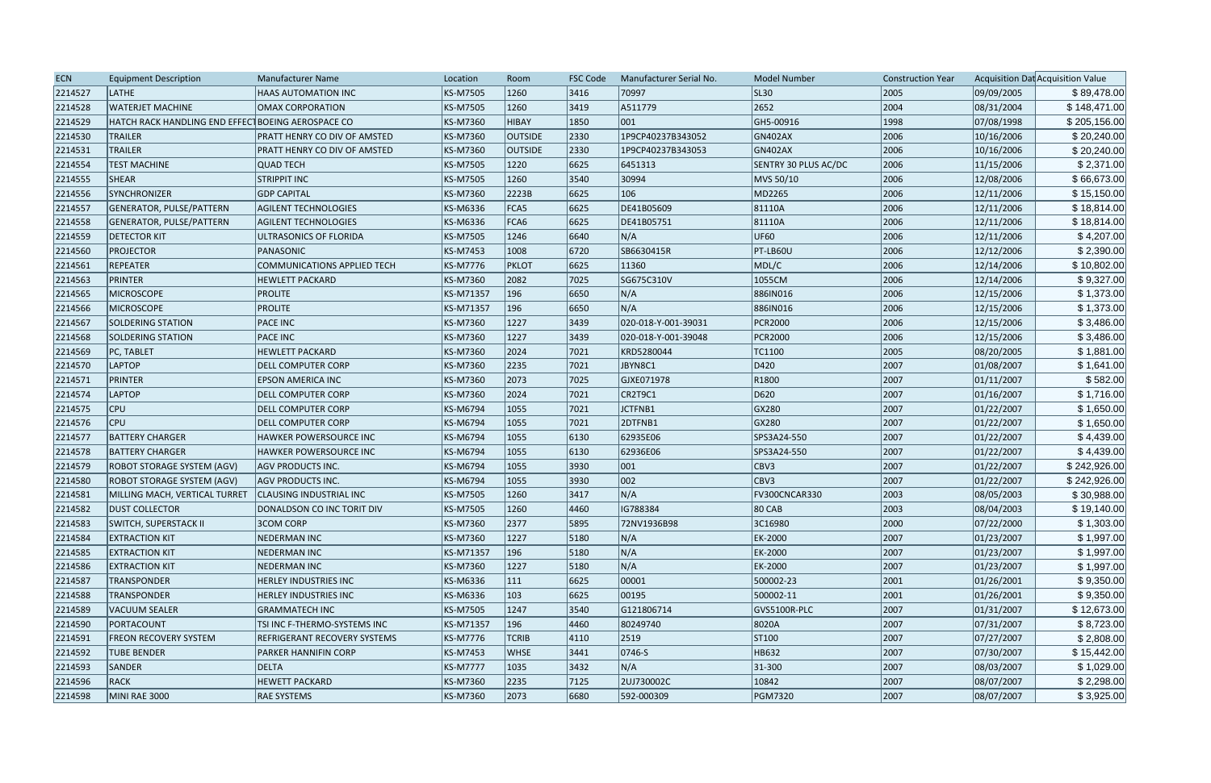| ECN | Equipment Description | Manufacturer Name | Location | Room | FSC Code | Manufacturer Serial No. | Model Number | Construction Year | Acquisition Dat | Acquisition Value |
|---|---|---|---|---|---|---|---|---|---|---|
| 2214527 | LATHE | HAAS AUTOMATION INC | KS-M7505 | 1260 | 3416 | 70997 | SL30 | 2005 | 09/09/2005 | $ 89,478.00 |
| 2214528 | WATERJET MACHINE | OMAX CORPORATION | KS-M7505 | 1260 | 3419 | A511779 | 2652 | 2004 | 08/31/2004 | $ 148,471.00 |
| 2214529 | HATCH RACK HANDLING END EFFECT | BOEING AEROSPACE CO | KS-M7360 | HIBAY | 1850 | 001 | GH5-00916 | 1998 | 07/08/1998 | $ 205,156.00 |
| 2214530 | TRAILER | PRATT HENRY CO DIV OF AMSTED | KS-M7360 | OUTSIDE | 2330 | 1P9CP40237B343052 | GN402AX | 2006 | 10/16/2006 | $ 20,240.00 |
| 2214531 | TRAILER | PRATT HENRY CO DIV OF AMSTED | KS-M7360 | OUTSIDE | 2330 | 1P9CP40237B343053 | GN402AX | 2006 | 10/16/2006 | $ 20,240.00 |
| 2214554 | TEST MACHINE | QUAD TECH | KS-M7505 | 1220 | 6625 | 6451313 | SENTRY 30 PLUS AC/DC | 2006 | 11/15/2006 | $ 2,371.00 |
| 2214555 | SHEAR | STRIPPIT INC | KS-M7505 | 1260 | 3540 | 30994 | MVS 50/10 | 2006 | 12/08/2006 | $ 66,673.00 |
| 2214556 | SYNCHRONIZER | GDP CAPITAL | KS-M7360 | 2223B | 6625 | 106 | MD2265 | 2006 | 12/11/2006 | $ 15,150.00 |
| 2214557 | GENERATOR, PULSE/PATTERN | AGILENT TECHNOLOGIES | KS-M6336 | FCA5 | 6625 | DE41B05609 | 81110A | 2006 | 12/11/2006 | $ 18,814.00 |
| 2214558 | GENERATOR, PULSE/PATTERN | AGILENT TECHNOLOGIES | KS-M6336 | FCA6 | 6625 | DE41B05751 | 81110A | 2006 | 12/11/2006 | $ 18,814.00 |
| 2214559 | DETECTOR KIT | ULTRASONICS OF FLORIDA | KS-M7505 | 1246 | 6640 | N/A | UF60 | 2006 | 12/11/2006 | $ 4,207.00 |
| 2214560 | PROJECTOR | PANASONIC | KS-M7453 | 1008 | 6720 | SB6630415R | PT-LB60U | 2006 | 12/12/2006 | $ 2,390.00 |
| 2214561 | REPEATER | COMMUNICATIONS APPLIED TECH | KS-M7776 | PKLOT | 6625 | 11360 | MDL/C | 2006 | 12/14/2006 | $ 10,802.00 |
| 2214563 | PRINTER | HEWLETT PACKARD | KS-M7360 | 2082 | 7025 | SG675C310V | 1055CM | 2006 | 12/14/2006 | $ 9,327.00 |
| 2214565 | MICROSCOPE | PROLITE | KS-M71357 | 196 | 6650 | N/A | 886IN016 | 2006 | 12/15/2006 | $ 1,373.00 |
| 2214566 | MICROSCOPE | PROLITE | KS-M71357 | 196 | 6650 | N/A | 886IN016 | 2006 | 12/15/2006 | $ 1,373.00 |
| 2214567 | SOLDERING STATION | PACE INC | KS-M7360 | 1227 | 3439 | 020-018-Y-001-39031 | PCR2000 | 2006 | 12/15/2006 | $ 3,486.00 |
| 2214568 | SOLDERING STATION | PACE INC | KS-M7360 | 1227 | 3439 | 020-018-Y-001-39048 | PCR2000 | 2006 | 12/15/2006 | $ 3,486.00 |
| 2214569 | PC, TABLET | HEWLETT PACKARD | KS-M7360 | 2024 | 7021 | KRD5280044 | TC1100 | 2005 | 08/20/2005 | $ 1,881.00 |
| 2214570 | LAPTOP | DELL COMPUTER CORP | KS-M7360 | 2235 | 7021 | JBYN8C1 | D420 | 2007 | 01/08/2007 | $ 1,641.00 |
| 2214571 | PRINTER | EPSON AMERICA INC | KS-M7360 | 2073 | 7025 | GJXE071978 | R1800 | 2007 | 01/11/2007 | $ 582.00 |
| 2214574 | LAPTOP | DELL COMPUTER CORP | KS-M7360 | 2024 | 7021 | CR2T9C1 | D620 | 2007 | 01/16/2007 | $ 1,716.00 |
| 2214575 | CPU | DELL COMPUTER CORP | KS-M6794 | 1055 | 7021 | JCTFNB1 | GX280 | 2007 | 01/22/2007 | $ 1,650.00 |
| 2214576 | CPU | DELL COMPUTER CORP | KS-M6794 | 1055 | 7021 | 2DTFNB1 | GX280 | 2007 | 01/22/2007 | $ 1,650.00 |
| 2214577 | BATTERY CHARGER | HAWKER POWERSOURCE INC | KS-M6794 | 1055 | 6130 | 62935E06 | SPS3A24-550 | 2007 | 01/22/2007 | $ 4,439.00 |
| 2214578 | BATTERY CHARGER | HAWKER POWERSOURCE INC | KS-M6794 | 1055 | 6130 | 62936E06 | SPS3A24-550 | 2007 | 01/22/2007 | $ 4,439.00 |
| 2214579 | ROBOT STORAGE SYSTEM (AGV) | AGV PRODUCTS INC. | KS-M6794 | 1055 | 3930 | 001 | CBV3 | 2007 | 01/22/2007 | $ 242,926.00 |
| 2214580 | ROBOT STORAGE SYSTEM (AGV) | AGV PRODUCTS INC. | KS-M6794 | 1055 | 3930 | 002 | CBV3 | 2007 | 01/22/2007 | $ 242,926.00 |
| 2214581 | MILLING MACH, VERTICAL TURRET | CLAUSING INDUSTRIAL INC | KS-M7505 | 1260 | 3417 | N/A | FV300CNCAR330 | 2003 | 08/05/2003 | $ 30,988.00 |
| 2214582 | DUST COLLECTOR | DONALDSON CO INC TORIT DIV | KS-M7505 | 1260 | 4460 | IG788384 | 80 CAB | 2003 | 08/04/2003 | $ 19,140.00 |
| 2214583 | SWITCH, SUPERSTACK II | 3COM CORP | KS-M7360 | 2377 | 5895 | 72NV1936B98 | 3C16980 | 2000 | 07/22/2000 | $ 1,303.00 |
| 2214584 | EXTRACTION KIT | NEDERMAN INC | KS-M7360 | 1227 | 5180 | N/A | EK-2000 | 2007 | 01/23/2007 | $ 1,997.00 |
| 2214585 | EXTRACTION KIT | NEDERMAN INC | KS-M71357 | 196 | 5180 | N/A | EK-2000 | 2007 | 01/23/2007 | $ 1,997.00 |
| 2214586 | EXTRACTION KIT | NEDERMAN INC | KS-M7360 | 1227 | 5180 | N/A | EK-2000 | 2007 | 01/23/2007 | $ 1,997.00 |
| 2214587 | TRANSPONDER | HERLEY INDUSTRIES INC | KS-M6336 | 111 | 6625 | 00001 | 500002-23 | 2001 | 01/26/2001 | $ 9,350.00 |
| 2214588 | TRANSPONDER | HERLEY INDUSTRIES INC | KS-M6336 | 103 | 6625 | 00195 | 500002-11 | 2001 | 01/26/2001 | $ 9,350.00 |
| 2214589 | VACUUM SEALER | GRAMMATECH INC | KS-M7505 | 1247 | 3540 | G121806714 | GVS5100R-PLC | 2007 | 01/31/2007 | $ 12,673.00 |
| 2214590 | PORTACOUNT | TSI INC F-THERMO-SYSTEMS INC | KS-M71357 | 196 | 4460 | 80249740 | 8020A | 2007 | 07/31/2007 | $ 8,723.00 |
| 2214591 | FREON RECOVERY SYSTEM | REFRIGERANT RECOVERY SYSTEMS | KS-M7776 | TCRIB | 4110 | 2519 | ST100 | 2007 | 07/27/2007 | $ 2,808.00 |
| 2214592 | TUBE BENDER | PARKER HANNIFIN CORP | KS-M7453 | WHSE | 3441 | 0746-S | HB632 | 2007 | 07/30/2007 | $ 15,442.00 |
| 2214593 | SANDER | DELTA | KS-M7777 | 1035 | 3432 | N/A | 31-300 | 2007 | 08/03/2007 | $ 1,029.00 |
| 2214596 | RACK | HEWETT PACKARD | KS-M7360 | 2235 | 7125 | 2UJ730002C | 10842 | 2007 | 08/07/2007 | $ 2,298.00 |
| 2214598 | MINI RAE 3000 | RAE SYSTEMS | KS-M7360 | 2073 | 6680 | 592-000309 | PGM7320 | 2007 | 08/07/2007 | $ 3,925.00 |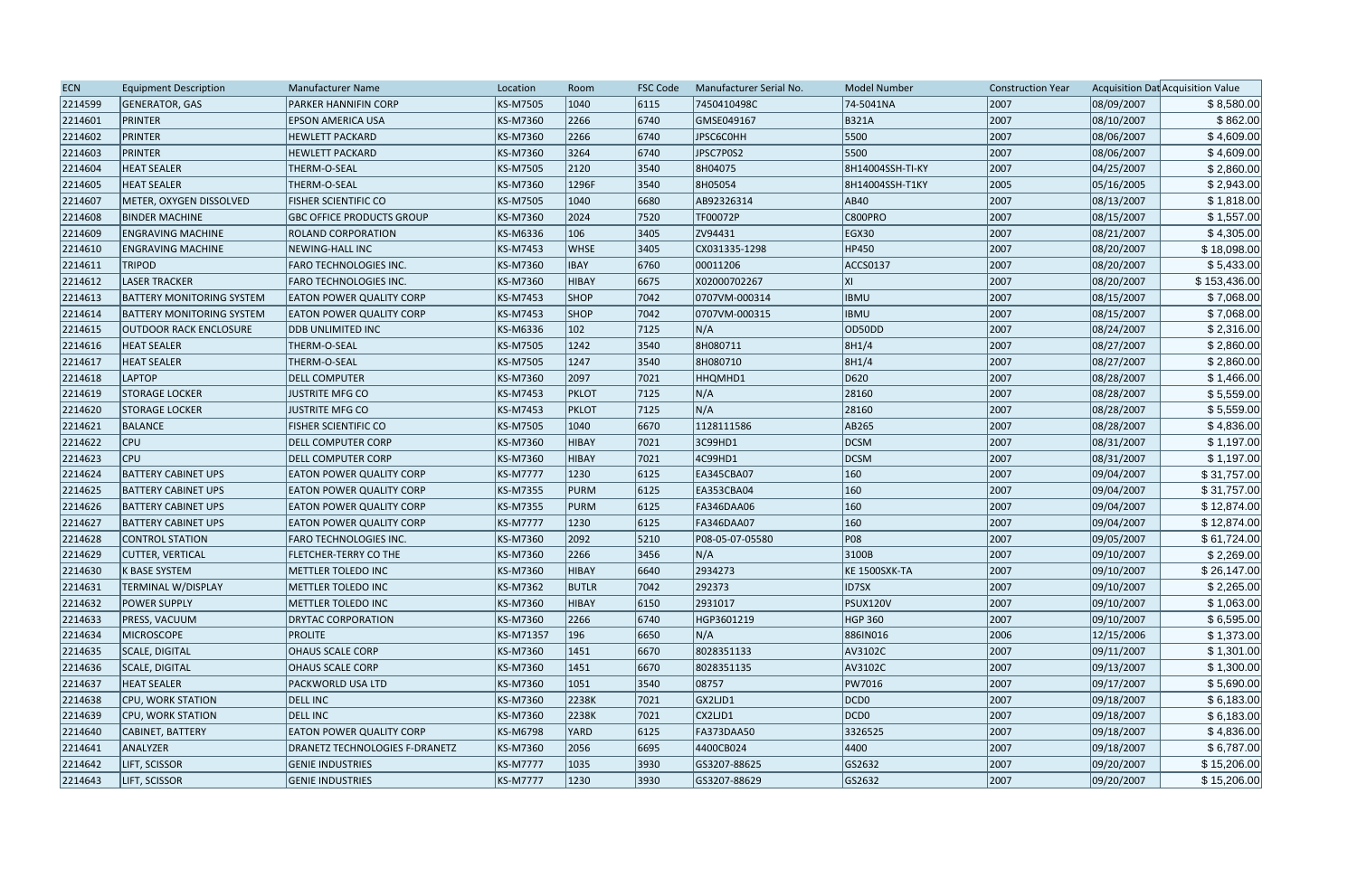| ECN | Equipment Description | Manufacturer Name | Location | Room | FSC Code | Manufacturer Serial No. | Model Number | Construction Year | Acquisition Dat | Acquisition Value |
|---|---|---|---|---|---|---|---|---|---|---|
| 2214599 | GENERATOR, GAS | PARKER HANNIFIN CORP | KS-M7505 | 1040 | 6115 | 7450410498C | 74-5041NA | 2007 | 08/09/2007 | $ 8,580.00 |
| 2214601 | PRINTER | EPSON AMERICA USA | KS-M7360 | 2266 | 6740 | GMSE049167 | B321A | 2007 | 08/10/2007 | $ 862.00 |
| 2214602 | PRINTER | HEWLETT PACKARD | KS-M7360 | 2266 | 6740 | JPSC6C0HH | 5500 | 2007 | 08/06/2007 | $ 4,609.00 |
| 2214603 | PRINTER | HEWLETT PACKARD | KS-M7360 | 3264 | 6740 | JPSC7P0S2 | 5500 | 2007 | 08/06/2007 | $ 4,609.00 |
| 2214604 | HEAT SEALER | THERM-O-SEAL | KS-M7505 | 2120 | 3540 | 8H04075 | 8H14004SSH-TI-KY | 2007 | 04/25/2007 | $ 2,860.00 |
| 2214605 | HEAT SEALER | THERM-O-SEAL | KS-M7360 | 1296F | 3540 | 8H05054 | 8H14004SSH-T1KY | 2005 | 05/16/2005 | $ 2,943.00 |
| 2214607 | METER, OXYGEN DISSOLVED | FISHER SCIENTIFIC CO | KS-M7505 | 1040 | 6680 | AB92326314 | AB40 | 2007 | 08/13/2007 | $ 1,818.00 |
| 2214608 | BINDER MACHINE | GBC OFFICE PRODUCTS GROUP | KS-M7360 | 2024 | 7520 | TF00072P | C800PRO | 2007 | 08/15/2007 | $ 1,557.00 |
| 2214609 | ENGRAVING MACHINE | ROLAND CORPORATION | KS-M6336 | 106 | 3405 | ZV94431 | EGX30 | 2007 | 08/21/2007 | $ 4,305.00 |
| 2214610 | ENGRAVING MACHINE | NEWING-HALL INC | KS-M7453 | WHSE | 3405 | CX031335-1298 | HP450 | 2007 | 08/20/2007 | $ 18,098.00 |
| 2214611 | TRIPOD | FARO TECHNOLOGIES INC. | KS-M7360 | IBAY | 6760 | 00011206 | ACCS0137 | 2007 | 08/20/2007 | $ 5,433.00 |
| 2214612 | LASER TRACKER | FARO TECHNOLOGIES INC. | KS-M7360 | HIBAY | 6675 | X02000702267 | XI | 2007 | 08/20/2007 | $ 153,436.00 |
| 2214613 | BATTERY MONITORING SYSTEM | EATON POWER QUALITY CORP | KS-M7453 | SHOP | 7042 | 0707VM-000314 | IBMU | 2007 | 08/15/2007 | $ 7,068.00 |
| 2214614 | BATTERY MONITORING SYSTEM | EATON POWER QUALITY CORP | KS-M7453 | SHOP | 7042 | 0707VM-000315 | IBMU | 2007 | 08/15/2007 | $ 7,068.00 |
| 2214615 | OUTDOOR RACK ENCLOSURE | DDB UNLIMITED INC | KS-M6336 | 102 | 7125 | N/A | OD50DD | 2007 | 08/24/2007 | $ 2,316.00 |
| 2214616 | HEAT SEALER | THERM-O-SEAL | KS-M7505 | 1242 | 3540 | 8H080711 | 8H1/4 | 2007 | 08/27/2007 | $ 2,860.00 |
| 2214617 | HEAT SEALER | THERM-O-SEAL | KS-M7505 | 1247 | 3540 | 8H080710 | 8H1/4 | 2007 | 08/27/2007 | $ 2,860.00 |
| 2214618 | LAPTOP | DELL COMPUTER | KS-M7360 | 2097 | 7021 | HHQMHD1 | D620 | 2007 | 08/28/2007 | $ 1,466.00 |
| 2214619 | STORAGE LOCKER | JUSTRITE MFG CO | KS-M7453 | PKLOT | 7125 | N/A | 28160 | 2007 | 08/28/2007 | $ 5,559.00 |
| 2214620 | STORAGE LOCKER | JUSTRITE MFG CO | KS-M7453 | PKLOT | 7125 | N/A | 28160 | 2007 | 08/28/2007 | $ 5,559.00 |
| 2214621 | BALANCE | FISHER SCIENTIFIC CO | KS-M7505 | 1040 | 6670 | 1128111586 | AB265 | 2007 | 08/28/2007 | $ 4,836.00 |
| 2214622 | CPU | DELL COMPUTER CORP | KS-M7360 | HIBAY | 7021 | 3C99HD1 | DCSM | 2007 | 08/31/2007 | $ 1,197.00 |
| 2214623 | CPU | DELL COMPUTER CORP | KS-M7360 | HIBAY | 7021 | 4C99HD1 | DCSM | 2007 | 08/31/2007 | $ 1,197.00 |
| 2214624 | BATTERY CABINET UPS | EATON POWER QUALITY CORP | KS-M7777 | 1230 | 6125 | EA345CBA07 | 160 | 2007 | 09/04/2007 | $ 31,757.00 |
| 2214625 | BATTERY CABINET UPS | EATON POWER QUALITY CORP | KS-M7355 | PURM | 6125 | EA353CBA04 | 160 | 2007 | 09/04/2007 | $ 31,757.00 |
| 2214626 | BATTERY CABINET UPS | EATON POWER QUALITY CORP | KS-M7355 | PURM | 6125 | FA346DAA06 | 160 | 2007 | 09/04/2007 | $ 12,874.00 |
| 2214627 | BATTERY CABINET UPS | EATON POWER QUALITY CORP | KS-M7777 | 1230 | 6125 | FA346DAA07 | 160 | 2007 | 09/04/2007 | $ 12,874.00 |
| 2214628 | CONTROL STATION | FARO TECHNOLOGIES INC. | KS-M7360 | 2092 | 5210 | P08-05-07-05580 | P08 | 2007 | 09/05/2007 | $ 61,724.00 |
| 2214629 | CUTTER, VERTICAL | FLETCHER-TERRY CO THE | KS-M7360 | 2266 | 3456 | N/A | 3100B | 2007 | 09/10/2007 | $ 2,269.00 |
| 2214630 | K BASE SYSTEM | METTLER TOLEDO INC | KS-M7360 | HIBAY | 6640 | 2934273 | KE 1500SXK-TA | 2007 | 09/10/2007 | $ 26,147.00 |
| 2214631 | TERMINAL W/DISPLAY | METTLER TOLEDO INC | KS-M7362 | BUTLR | 7042 | 292373 | ID7SX | 2007 | 09/10/2007 | $ 2,265.00 |
| 2214632 | POWER SUPPLY | METTLER TOLEDO INC | KS-M7360 | HIBAY | 6150 | 2931017 | PSUX120V | 2007 | 09/10/2007 | $ 1,063.00 |
| 2214633 | PRESS, VACUUM | DRYTAC CORPORATION | KS-M7360 | 2266 | 6740 | HGP3601219 | HGP 360 | 2007 | 09/10/2007 | $ 6,595.00 |
| 2214634 | MICROSCOPE | PROLITE | KS-M71357 | 196 | 6650 | N/A | 886IN016 | 2006 | 12/15/2006 | $ 1,373.00 |
| 2214635 | SCALE, DIGITAL | OHAUS SCALE CORP | KS-M7360 | 1451 | 6670 | 8028351133 | AV3102C | 2007 | 09/11/2007 | $ 1,301.00 |
| 2214636 | SCALE, DIGITAL | OHAUS SCALE CORP | KS-M7360 | 1451 | 6670 | 8028351135 | AV3102C | 2007 | 09/13/2007 | $ 1,300.00 |
| 2214637 | HEAT SEALER | PACKWORLD USA LTD | KS-M7360 | 1051 | 3540 | 08757 | PW7016 | 2007 | 09/17/2007 | $ 5,690.00 |
| 2214638 | CPU, WORK STATION | DELL INC | KS-M7360 | 2238K | 7021 | GX2LJD1 | DCD0 | 2007 | 09/18/2007 | $ 6,183.00 |
| 2214639 | CPU, WORK STATION | DELL INC | KS-M7360 | 2238K | 7021 | CX2LJD1 | DCD0 | 2007 | 09/18/2007 | $ 6,183.00 |
| 2214640 | CABINET, BATTERY | EATON POWER QUALITY CORP | KS-M6798 | YARD | 6125 | FA373DAA50 | 3326525 | 2007 | 09/18/2007 | $ 4,836.00 |
| 2214641 | ANALYZER | DRANETZ TECHNOLOGIES F-DRANETZ | KS-M7360 | 2056 | 6695 | 4400CB024 | 4400 | 2007 | 09/18/2007 | $ 6,787.00 |
| 2214642 | LIFT, SCISSOR | GENIE INDUSTRIES | KS-M7777 | 1035 | 3930 | GS3207-88625 | GS2632 | 2007 | 09/20/2007 | $ 15,206.00 |
| 2214643 | LIFT, SCISSOR | GENIE INDUSTRIES | KS-M7777 | 1230 | 3930 | GS3207-88629 | GS2632 | 2007 | 09/20/2007 | $ 15,206.00 |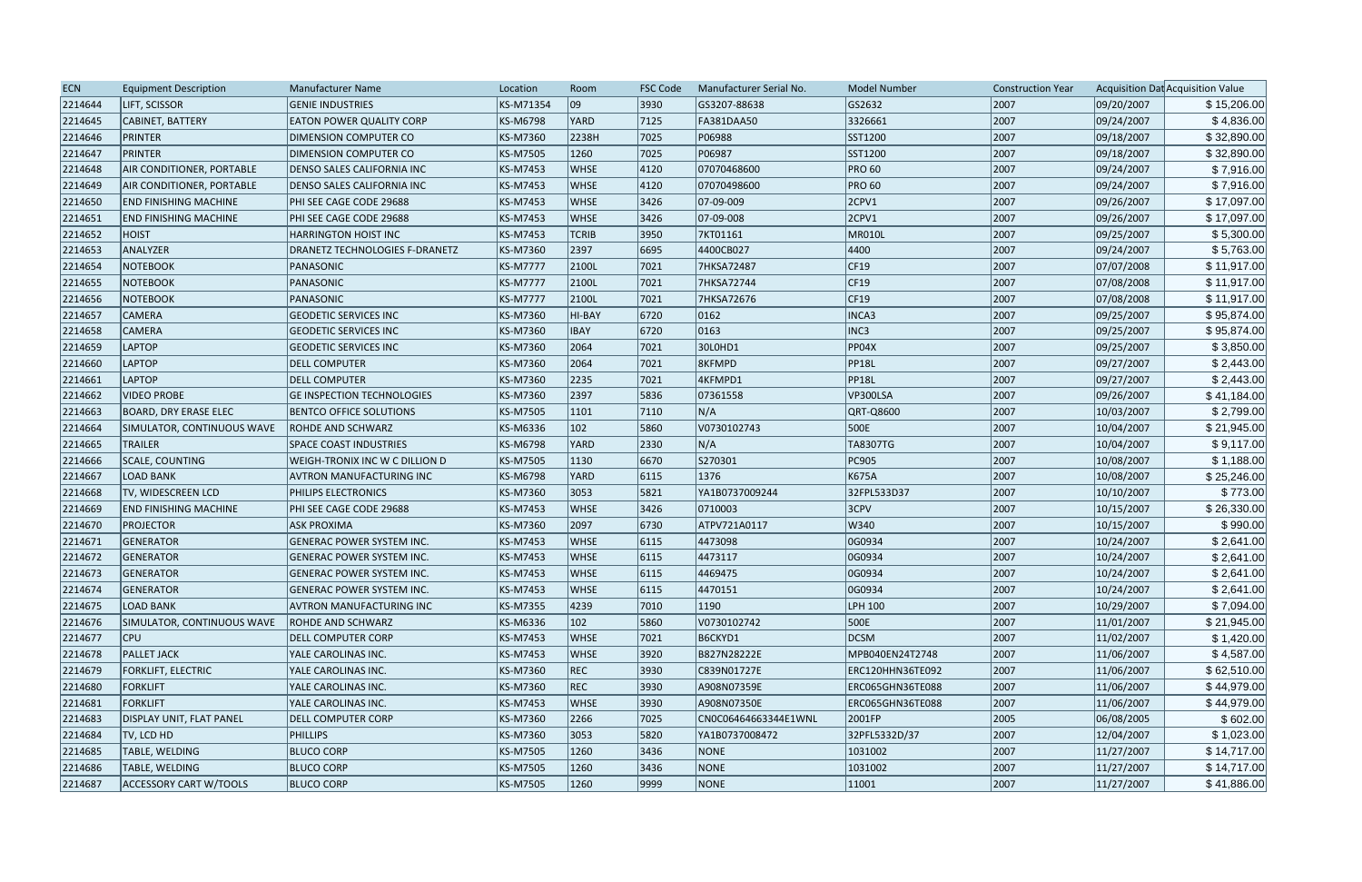| ECN | Equipment Description | Manufacturer Name | Location | Room | FSC Code | Manufacturer Serial No. | Model Number | Construction Year | Acquisition Dat | Acquisition Value |
|---|---|---|---|---|---|---|---|---|---|---|
| 2214644 | LIFT, SCISSOR | GENIE INDUSTRIES | KS-M71354 | 09 | 3930 | GS3207-88638 | GS2632 | 2007 | 09/20/2007 | $ 15,206.00 |
| 2214645 | CABINET, BATTERY | EATON POWER QUALITY CORP | KS-M6798 | YARD | 7125 | FA381DAA50 | 3326661 | 2007 | 09/24/2007 | $ 4,836.00 |
| 2214646 | PRINTER | DIMENSION COMPUTER CO | KS-M7360 | 2238H | 7025 | P06988 | SST1200 | 2007 | 09/18/2007 | $ 32,890.00 |
| 2214647 | PRINTER | DIMENSION COMPUTER CO | KS-M7505 | 1260 | 7025 | P06987 | SST1200 | 2007 | 09/18/2007 | $ 32,890.00 |
| 2214648 | AIR CONDITIONER, PORTABLE | DENSO SALES CALIFORNIA INC | KS-M7453 | WHSE | 4120 | 07070468600 | PRO 60 | 2007 | 09/24/2007 | $ 7,916.00 |
| 2214649 | AIR CONDITIONER, PORTABLE | DENSO SALES CALIFORNIA INC | KS-M7453 | WHSE | 4120 | 07070498600 | PRO 60 | 2007 | 09/24/2007 | $ 7,916.00 |
| 2214650 | END FINISHING MACHINE | PHI SEE CAGE CODE 29688 | KS-M7453 | WHSE | 3426 | 07-09-009 | 2CPV1 | 2007 | 09/26/2007 | $ 17,097.00 |
| 2214651 | END FINISHING MACHINE | PHI SEE CAGE CODE 29688 | KS-M7453 | WHSE | 3426 | 07-09-008 | 2CPV1 | 2007 | 09/26/2007 | $ 17,097.00 |
| 2214652 | HOIST | HARRINGTON HOIST INC | KS-M7453 | TCRIB | 3950 | 7KT01161 | MR010L | 2007 | 09/25/2007 | $ 5,300.00 |
| 2214653 | ANALYZER | DRANETZ TECHNOLOGIES F-DRANETZ | KS-M7360 | 2397 | 6695 | 4400CB027 | 4400 | 2007 | 09/24/2007 | $ 5,763.00 |
| 2214654 | NOTEBOOK | PANASONIC | KS-M7777 | 2100L | 7021 | 7HKSA72487 | CF19 | 2007 | 07/07/2008 | $ 11,917.00 |
| 2214655 | NOTEBOOK | PANASONIC | KS-M7777 | 2100L | 7021 | 7HKSA72744 | CF19 | 2007 | 07/08/2008 | $ 11,917.00 |
| 2214656 | NOTEBOOK | PANASONIC | KS-M7777 | 2100L | 7021 | 7HKSA72676 | CF19 | 2007 | 07/08/2008 | $ 11,917.00 |
| 2214657 | CAMERA | GEODETIC SERVICES INC | KS-M7360 | HI-BAY | 6720 | 0162 | INCA3 | 2007 | 09/25/2007 | $ 95,874.00 |
| 2214658 | CAMERA | GEODETIC SERVICES INC | KS-M7360 | IBAY | 6720 | 0163 | INC3 | 2007 | 09/25/2007 | $ 95,874.00 |
| 2214659 | LAPTOP | GEODETIC SERVICES INC | KS-M7360 | 2064 | 7021 | 30L0HD1 | PP04X | 2007 | 09/25/2007 | $ 3,850.00 |
| 2214660 | LAPTOP | DELL COMPUTER | KS-M7360 | 2064 | 7021 | 8KFMPD | PP18L | 2007 | 09/27/2007 | $ 2,443.00 |
| 2214661 | LAPTOP | DELL COMPUTER | KS-M7360 | 2235 | 7021 | 4KFMPD1 | PP18L | 2007 | 09/27/2007 | $ 2,443.00 |
| 2214662 | VIDEO PROBE | GE INSPECTION TECHNOLOGIES | KS-M7360 | 2397 | 5836 | 07361558 | VP300LSA | 2007 | 09/26/2007 | $ 41,184.00 |
| 2214663 | BOARD, DRY ERASE ELEC | BENTCO OFFICE SOLUTIONS | KS-M7505 | 1101 | 7110 | N/A | QRT-Q8600 | 2007 | 10/03/2007 | $ 2,799.00 |
| 2214664 | SIMULATOR, CONTINUOUS WAVE | ROHDE AND SCHWARZ | KS-M6336 | 102 | 5860 | V0730102743 | 500E | 2007 | 10/04/2007 | $ 21,945.00 |
| 2214665 | TRAILER | SPACE COAST INDUSTRIES | KS-M6798 | YARD | 2330 | N/A | TA8307TG | 2007 | 10/04/2007 | $ 9,117.00 |
| 2214666 | SCALE, COUNTING | WEIGH-TRONIX INC W C DILLION D | KS-M7505 | 1130 | 6670 | S270301 | PC905 | 2007 | 10/08/2007 | $ 1,188.00 |
| 2214667 | LOAD BANK | AVTRON MANUFACTURING INC | KS-M6798 | YARD | 6115 | 1376 | K675A | 2007 | 10/08/2007 | $ 25,246.00 |
| 2214668 | TV, WIDESCREEN LCD | PHILIPS ELECTRONICS | KS-M7360 | 3053 | 5821 | YA1B0737009244 | 32FPL533D37 | 2007 | 10/10/2007 | $ 773.00 |
| 2214669 | END FINISHING MACHINE | PHI SEE CAGE CODE 29688 | KS-M7453 | WHSE | 3426 | 0710003 | 3CPV | 2007 | 10/15/2007 | $ 26,330.00 |
| 2214670 | PROJECTOR | ASK PROXIMA | KS-M7360 | 2097 | 6730 | ATPV721A0117 | W340 | 2007 | 10/15/2007 | $ 990.00 |
| 2214671 | GENERATOR | GENERAC POWER SYSTEM INC. | KS-M7453 | WHSE | 6115 | 4473098 | 0G0934 | 2007 | 10/24/2007 | $ 2,641.00 |
| 2214672 | GENERATOR | GENERAC POWER SYSTEM INC. | KS-M7453 | WHSE | 6115 | 4473117 | 0G0934 | 2007 | 10/24/2007 | $ 2,641.00 |
| 2214673 | GENERATOR | GENERAC POWER SYSTEM INC. | KS-M7453 | WHSE | 6115 | 4469475 | 0G0934 | 2007 | 10/24/2007 | $ 2,641.00 |
| 2214674 | GENERATOR | GENERAC POWER SYSTEM INC. | KS-M7453 | WHSE | 6115 | 4470151 | 0G0934 | 2007 | 10/24/2007 | $ 2,641.00 |
| 2214675 | LOAD BANK | AVTRON MANUFACTURING INC | KS-M7355 | 4239 | 7010 | 1190 | LPH 100 | 2007 | 10/29/2007 | $ 7,094.00 |
| 2214676 | SIMULATOR, CONTINUOUS WAVE | ROHDE AND SCHWARZ | KS-M6336 | 102 | 5860 | V0730102742 | 500E | 2007 | 11/01/2007 | $ 21,945.00 |
| 2214677 | CPU | DELL COMPUTER CORP | KS-M7453 | WHSE | 7021 | B6CKYD1 | DCSM | 2007 | 11/02/2007 | $ 1,420.00 |
| 2214678 | PALLET JACK | YALE CAROLINAS INC. | KS-M7453 | WHSE | 3920 | B827N28222E | MPB040EN24T2748 | 2007 | 11/06/2007 | $ 4,587.00 |
| 2214679 | FORKLIFT, ELECTRIC | YALE CAROLINAS INC. | KS-M7360 | REC | 3930 | C839N01727E | ERC120HHN36TE092 | 2007 | 11/06/2007 | $ 62,510.00 |
| 2214680 | FORKLIFT | YALE CAROLINAS INC. | KS-M7360 | REC | 3930 | A908N07359E | ERC065GHN36TE088 | 2007 | 11/06/2007 | $ 44,979.00 |
| 2214681 | FORKLIFT | YALE CAROLINAS INC. | KS-M7453 | WHSE | 3930 | A908N07350E | ERC065GHN36TE088 | 2007 | 11/06/2007 | $ 44,979.00 |
| 2214683 | DISPLAY UNIT, FLAT PANEL | DELL COMPUTER CORP | KS-M7360 | 2266 | 7025 | CN0C06464663344E1WNL | 2001FP | 2005 | 06/08/2005 | $ 602.00 |
| 2214684 | TV, LCD HD | PHILLIPS | KS-M7360 | 3053 | 5820 | YA1B0737008472 | 32PFL5332D/37 | 2007 | 12/04/2007 | $ 1,023.00 |
| 2214685 | TABLE, WELDING | BLUCO CORP | KS-M7505 | 1260 | 3436 | NONE | 1031002 | 2007 | 11/27/2007 | $ 14,717.00 |
| 2214686 | TABLE, WELDING | BLUCO CORP | KS-M7505 | 1260 | 3436 | NONE | 1031002 | 2007 | 11/27/2007 | $ 14,717.00 |
| 2214687 | ACCESSORY CART W/TOOLS | BLUCO CORP | KS-M7505 | 1260 | 9999 | NONE | 11001 | 2007 | 11/27/2007 | $ 41,886.00 |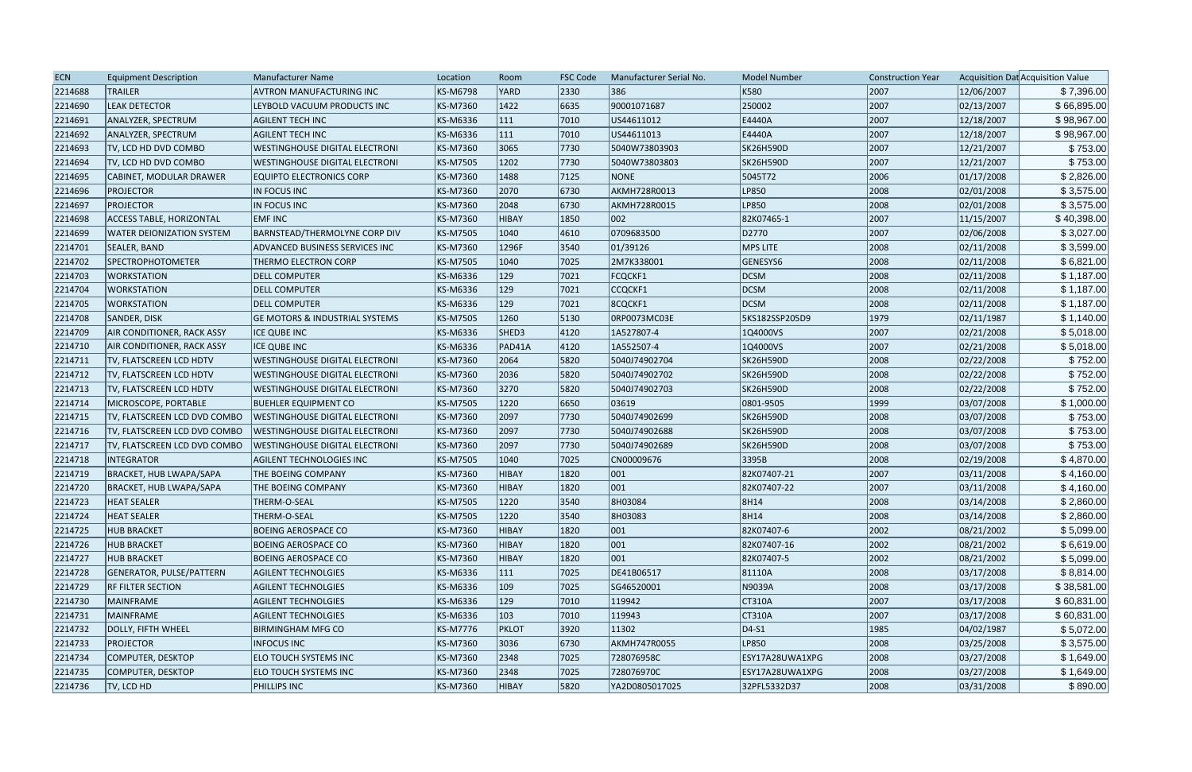| ECN | Equipment Description | Manufacturer Name | Location | Room | FSC Code | Manufacturer Serial No. | Model Number | Construction Year | Acquisition Dat | Acquisition Value |
|---|---|---|---|---|---|---|---|---|---|---|
| 2214688 | TRAILER | AVTRON MANUFACTURING INC | KS-M6798 | YARD | 2330 | 386 | K580 | 2007 | 12/06/2007 | $ 7,396.00 |
| 2214690 | LEAK DETECTOR | LEYBOLD VACUUM PRODUCTS INC | KS-M7360 | 1422 | 6635 | 90001071687 | 250002 | 2007 | 02/13/2007 | $ 66,895.00 |
| 2214691 | ANALYZER, SPECTRUM | AGILENT TECH INC | KS-M6336 | 111 | 7010 | US44611012 | E4440A | 2007 | 12/18/2007 | $ 98,967.00 |
| 2214692 | ANALYZER, SPECTRUM | AGILENT TECH INC | KS-M6336 | 111 | 7010 | US44611013 | E4440A | 2007 | 12/18/2007 | $ 98,967.00 |
| 2214693 | TV, LCD HD DVD COMBO | WESTINGHOUSE DIGITAL ELECTRONI | KS-M7360 | 3065 | 7730 | 5040W73803903 | SK26H590D | 2007 | 12/21/2007 | $ 753.00 |
| 2214694 | TV, LCD HD DVD COMBO | WESTINGHOUSE DIGITAL ELECTRONI | KS-M7505 | 1202 | 7730 | 5040W73803803 | SK26H590D | 2007 | 12/21/2007 | $ 753.00 |
| 2214695 | CABINET, MODULAR DRAWER | EQUIPTO ELECTRONICS CORP | KS-M7360 | 1488 | 7125 | NONE | 5045T72 | 2006 | 01/17/2008 | $ 2,826.00 |
| 2214696 | PROJECTOR | IN FOCUS INC | KS-M7360 | 2070 | 6730 | AKMH728R0013 | LP850 | 2008 | 02/01/2008 | $ 3,575.00 |
| 2214697 | PROJECTOR | IN FOCUS INC | KS-M7360 | 2048 | 6730 | AKMH728R0015 | LP850 | 2008 | 02/01/2008 | $ 3,575.00 |
| 2214698 | ACCESS TABLE, HORIZONTAL | EMF INC | KS-M7360 | HIBAY | 1850 | 002 | 82K07465-1 | 2007 | 11/15/2007 | $ 40,398.00 |
| 2214699 | WATER DEIONIZATION SYSTEM | BARNSTEAD/THERMOLYNE CORP DIV | KS-M7505 | 1040 | 4610 | 0709683500 | D2770 | 2007 | 02/06/2008 | $ 3,027.00 |
| 2214701 | SEALER, BAND | ADVANCED BUSINESS SERVICES INC | KS-M7360 | 1296F | 3540 | 01/39126 | MPS LITE | 2008 | 02/11/2008 | $ 3,599.00 |
| 2214702 | SPECTROPHOTOMETER | THERMO ELECTRON CORP | KS-M7505 | 1040 | 7025 | 2M7K338001 | GENESYS6 | 2008 | 02/11/2008 | $ 6,821.00 |
| 2214703 | WORKSTATION | DELL COMPUTER | KS-M6336 | 129 | 7021 | FCQCKF1 | DCSM | 2008 | 02/11/2008 | $ 1,187.00 |
| 2214704 | WORKSTATION | DELL COMPUTER | KS-M6336 | 129 | 7021 | CCQCKF1 | DCSM | 2008 | 02/11/2008 | $ 1,187.00 |
| 2214705 | WORKSTATION | DELL COMPUTER | KS-M6336 | 129 | 7021 | 8CQCKF1 | DCSM | 2008 | 02/11/2008 | $ 1,187.00 |
| 2214708 | SANDER, DISK | GE MOTORS & INDUSTRIAL SYSTEMS | KS-M7505 | 1260 | 5130 | 0RP0073MC03E | 5KS182SSP205D9 | 1979 | 02/11/1987 | $ 1,140.00 |
| 2214709 | AIR CONDITIONER, RACK ASSY | ICE QUBE INC | KS-M6336 | SHED3 | 4120 | 1A527807-4 | 1Q4000VS | 2007 | 02/21/2008 | $ 5,018.00 |
| 2214710 | AIR CONDITIONER, RACK ASSY | ICE QUBE INC | KS-M6336 | PAD41A | 4120 | 1A552507-4 | 1Q4000VS | 2007 | 02/21/2008 | $ 5,018.00 |
| 2214711 | TV, FLATSCREEN LCD HDTV | WESTINGHOUSE DIGITAL ELECTRONI | KS-M7360 | 2064 | 5820 | 5040J74902704 | SK26H590D | 2008 | 02/22/2008 | $ 752.00 |
| 2214712 | TV, FLATSCREEN LCD HDTV | WESTINGHOUSE DIGITAL ELECTRONI | KS-M7360 | 2036 | 5820 | 5040J74902702 | SK26H590D | 2008 | 02/22/2008 | $ 752.00 |
| 2214713 | TV, FLATSCREEN LCD HDTV | WESTINGHOUSE DIGITAL ELECTRONI | KS-M7360 | 3270 | 5820 | 5040J74902703 | SK26H590D | 2008 | 02/22/2008 | $ 752.00 |
| 2214714 | MICROSCOPE, PORTABLE | BUEHLER EQUIPMENT CO | KS-M7505 | 1220 | 6650 | 03619 | 0801-9505 | 1999 | 03/07/2008 | $ 1,000.00 |
| 2214715 | TV, FLATSCREEN LCD DVD COMBO | WESTINGHOUSE DIGITAL ELECTRONI | KS-M7360 | 2097 | 7730 | 5040J74902699 | SK26H590D | 2008 | 03/07/2008 | $ 753.00 |
| 2214716 | TV, FLATSCREEN LCD DVD COMBO | WESTINGHOUSE DIGITAL ELECTRONI | KS-M7360 | 2097 | 7730 | 5040J74902688 | SK26H590D | 2008 | 03/07/2008 | $ 753.00 |
| 2214717 | TV, FLATSCREEN LCD DVD COMBO | WESTINGHOUSE DIGITAL ELECTRONI | KS-M7360 | 2097 | 7730 | 5040J74902689 | SK26H590D | 2008 | 03/07/2008 | $ 753.00 |
| 2214718 | INTEGRATOR | AGILENT TECHNOLOGIES INC | KS-M7505 | 1040 | 7025 | CN00009676 | 3395B | 2008 | 02/19/2008 | $ 4,870.00 |
| 2214719 | BRACKET, HUB LWAPA/SAPA | THE BOEING COMPANY | KS-M7360 | HIBAY | 1820 | 001 | 82K07407-21 | 2007 | 03/11/2008 | $ 4,160.00 |
| 2214720 | BRACKET, HUB LWAPA/SAPA | THE BOEING COMPANY | KS-M7360 | HIBAY | 1820 | 001 | 82K07407-22 | 2007 | 03/11/2008 | $ 4,160.00 |
| 2214723 | HEAT SEALER | THERM-O-SEAL | KS-M7505 | 1220 | 3540 | 8H03084 | 8H14 | 2008 | 03/14/2008 | $ 2,860.00 |
| 2214724 | HEAT SEALER | THERM-O-SEAL | KS-M7505 | 1220 | 3540 | 8H03083 | 8H14 | 2008 | 03/14/2008 | $ 2,860.00 |
| 2214725 | HUB BRACKET | BOEING AEROSPACE CO | KS-M7360 | HIBAY | 1820 | 001 | 82K07407-6 | 2002 | 08/21/2002 | $ 5,099.00 |
| 2214726 | HUB BRACKET | BOEING AEROSPACE CO | KS-M7360 | HIBAY | 1820 | 001 | 82K07407-16 | 2002 | 08/21/2002 | $ 6,619.00 |
| 2214727 | HUB BRACKET | BOEING AEROSPACE CO | KS-M7360 | HIBAY | 1820 | 001 | 82K07407-5 | 2002 | 08/21/2002 | $ 5,099.00 |
| 2214728 | GENERATOR, PULSE/PATTERN | AGILENT TECHNOLGIES | KS-M6336 | 111 | 7025 | DE41B06517 | 81110A | 2008 | 03/17/2008 | $ 8,814.00 |
| 2214729 | RF FILTER SECTION | AGILENT TECHNOLGIES | KS-M6336 | 109 | 7025 | SG46520001 | N9039A | 2008 | 03/17/2008 | $ 38,581.00 |
| 2214730 | MAINFRAME | AGILENT TECHNOLGIES | KS-M6336 | 129 | 7010 | 119942 | CT310A | 2007 | 03/17/2008 | $ 60,831.00 |
| 2214731 | MAINFRAME | AGILENT TECHNOLGIES | KS-M6336 | 103 | 7010 | 119943 | CT310A | 2007 | 03/17/2008 | $ 60,831.00 |
| 2214732 | DOLLY, FIFTH WHEEL | BIRMINGHAM MFG CO | KS-M7776 | PKLOT | 3920 | 11302 | D4-S1 | 1985 | 04/02/1987 | $ 5,072.00 |
| 2214733 | PROJECTOR | INFOCUS INC | KS-M7360 | 3036 | 6730 | AKMH747R0055 | LP850 | 2008 | 03/25/2008 | $ 3,575.00 |
| 2214734 | COMPUTER, DESKTOP | ELO TOUCH SYSTEMS INC | KS-M7360 | 2348 | 7025 | 728076958C | ESY17A28UWA1XPG | 2008 | 03/27/2008 | $ 1,649.00 |
| 2214735 | COMPUTER, DESKTOP | ELO TOUCH SYSTEMS INC | KS-M7360 | 2348 | 7025 | 728076970C | ESY17A28UWA1XPG | 2008 | 03/27/2008 | $ 1,649.00 |
| 2214736 | TV, LCD HD | PHILLIPS INC | KS-M7360 | HIBAY | 5820 | YA2D0805017025 | 32PFL5332D37 | 2008 | 03/31/2008 | $ 890.00 |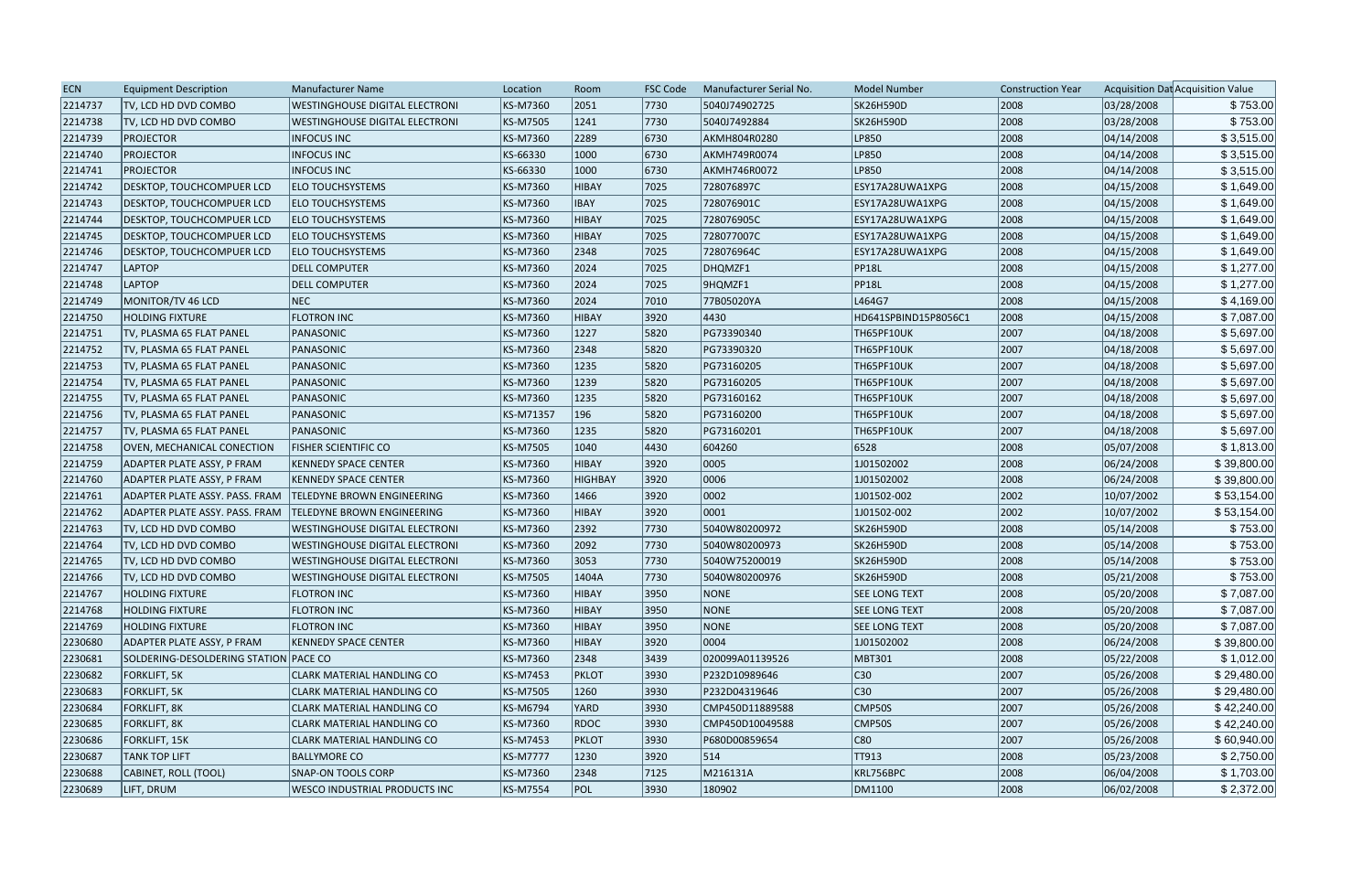| ECN | Equipment Description | Manufacturer Name | Location | Room | FSC Code | Manufacturer Serial No. | Model Number | Construction Year | Acquisition Dat | Acquisition Value |
|---|---|---|---|---|---|---|---|---|---|---|
| 2214737 | TV, LCD HD DVD COMBO | WESTINGHOUSE DIGITAL ELECTRONI | KS-M7360 | 2051 | 7730 | 5040J74902725 | SK26H590D | 2008 | 03/28/2008 | $ 753.00 |
| 2214738 | TV, LCD HD DVD COMBO | WESTINGHOUSE DIGITAL ELECTRONI | KS-M7505 | 1241 | 7730 | 5040J7492884 | SK26H590D | 2008 | 03/28/2008 | $ 753.00 |
| 2214739 | PROJECTOR | INFOCUS INC | KS-M7360 | 2289 | 6730 | AKMH804R0280 | LP850 | 2008 | 04/14/2008 | $ 3,515.00 |
| 2214740 | PROJECTOR | INFOCUS INC | KS-66330 | 1000 | 6730 | AKMH749R0074 | LP850 | 2008 | 04/14/2008 | $ 3,515.00 |
| 2214741 | PROJECTOR | INFOCUS INC | KS-66330 | 1000 | 6730 | AKMH746R0072 | LP850 | 2008 | 04/14/2008 | $ 3,515.00 |
| 2214742 | DESKTOP, TOUCHCOMPUER LCD | ELO TOUCHSYSTEMS | KS-M7360 | HIBAY | 7025 | 728076897C | ESY17A28UWA1XPG | 2008 | 04/15/2008 | $ 1,649.00 |
| 2214743 | DESKTOP, TOUCHCOMPUER LCD | ELO TOUCHSYSTEMS | KS-M7360 | IBAY | 7025 | 728076901C | ESY17A28UWA1XPG | 2008 | 04/15/2008 | $ 1,649.00 |
| 2214744 | DESKTOP, TOUCHCOMPUER LCD | ELO TOUCHSYSTEMS | KS-M7360 | HIBAY | 7025 | 728076905C | ESY17A28UWA1XPG | 2008 | 04/15/2008 | $ 1,649.00 |
| 2214745 | DESKTOP, TOUCHCOMPUER LCD | ELO TOUCHSYSTEMS | KS-M7360 | HIBAY | 7025 | 728077007C | ESY17A28UWA1XPG | 2008 | 04/15/2008 | $ 1,649.00 |
| 2214746 | DESKTOP, TOUCHCOMPUER LCD | ELO TOUCHSYSTEMS | KS-M7360 | 2348 | 7025 | 728076964C | ESY17A28UWA1XPG | 2008 | 04/15/2008 | $ 1,649.00 |
| 2214747 | LAPTOP | DELL COMPUTER | KS-M7360 | 2024 | 7025 | DHQMZF1 | PP18L | 2008 | 04/15/2008 | $ 1,277.00 |
| 2214748 | LAPTOP | DELL COMPUTER | KS-M7360 | 2024 | 7025 | 9HQMZF1 | PP18L | 2008 | 04/15/2008 | $ 1,277.00 |
| 2214749 | MONITOR/TV 46 LCD | NEC | KS-M7360 | 2024 | 7010 | 77B05020YA | L464G7 | 2008 | 04/15/2008 | $ 4,169.00 |
| 2214750 | HOLDING FIXTURE | FLOTRON INC | KS-M7360 | HIBAY | 3920 | 4430 | HD641SPBIND15P8056C1 | 2008 | 04/15/2008 | $ 7,087.00 |
| 2214751 | TV, PLASMA 65 FLAT PANEL | PANASONIC | KS-M7360 | 1227 | 5820 | PG73390340 | TH65PF10UK | 2007 | 04/18/2008 | $ 5,697.00 |
| 2214752 | TV, PLASMA 65 FLAT PANEL | PANASONIC | KS-M7360 | 2348 | 5820 | PG73390320 | TH65PF10UK | 2007 | 04/18/2008 | $ 5,697.00 |
| 2214753 | TV, PLASMA 65 FLAT PANEL | PANASONIC | KS-M7360 | 1235 | 5820 | PG73160205 | TH65PF10UK | 2007 | 04/18/2008 | $ 5,697.00 |
| 2214754 | TV, PLASMA 65 FLAT PANEL | PANASONIC | KS-M7360 | 1239 | 5820 | PG73160205 | TH65PF10UK | 2007 | 04/18/2008 | $ 5,697.00 |
| 2214755 | TV, PLASMA 65 FLAT PANEL | PANASONIC | KS-M7360 | 1235 | 5820 | PG73160162 | TH65PF10UK | 2007 | 04/18/2008 | $ 5,697.00 |
| 2214756 | TV, PLASMA 65 FLAT PANEL | PANASONIC | KS-M71357 | 196 | 5820 | PG73160200 | TH65PF10UK | 2007 | 04/18/2008 | $ 5,697.00 |
| 2214757 | TV, PLASMA 65 FLAT PANEL | PANASONIC | KS-M7360 | 1235 | 5820 | PG73160201 | TH65PF10UK | 2007 | 04/18/2008 | $ 5,697.00 |
| 2214758 | OVEN, MECHANICAL CONECTION | FISHER SCIENTIFIC CO | KS-M7505 | 1040 | 4430 | 604260 | 6528 | 2008 | 05/07/2008 | $ 1,813.00 |
| 2214759 | ADAPTER PLATE ASSY, P FRAM | KENNEDY SPACE CENTER | KS-M7360 | HIBAY | 3920 | 0005 | 1J01502002 | 2008 | 06/24/2008 | $ 39,800.00 |
| 2214760 | ADAPTER PLATE ASSY, P FRAM | KENNEDY SPACE CENTER | KS-M7360 | HIGHBAY | 3920 | 0006 | 1J01502002 | 2008 | 06/24/2008 | $ 39,800.00 |
| 2214761 | ADAPTER PLATE ASSY. PASS. FRAM | TELEDYNE BROWN ENGINEERING | KS-M7360 | 1466 | 3920 | 0002 | 1J01502-002 | 2002 | 10/07/2002 | $ 53,154.00 |
| 2214762 | ADAPTER PLATE ASSY. PASS. FRAM | TELEDYNE BROWN ENGINEERING | KS-M7360 | HIBAY | 3920 | 0001 | 1J01502-002 | 2002 | 10/07/2002 | $ 53,154.00 |
| 2214763 | TV, LCD HD DVD COMBO | WESTINGHOUSE DIGITAL ELECTRONI | KS-M7360 | 2392 | 7730 | 5040W80200972 | SK26H590D | 2008 | 05/14/2008 | $ 753.00 |
| 2214764 | TV, LCD HD DVD COMBO | WESTINGHOUSE DIGITAL ELECTRONI | KS-M7360 | 2092 | 7730 | 5040W80200973 | SK26H590D | 2008 | 05/14/2008 | $ 753.00 |
| 2214765 | TV, LCD HD DVD COMBO | WESTINGHOUSE DIGITAL ELECTRONI | KS-M7360 | 3053 | 7730 | 5040W75200019 | SK26H590D | 2008 | 05/14/2008 | $ 753.00 |
| 2214766 | TV, LCD HD DVD COMBO | WESTINGHOUSE DIGITAL ELECTRONI | KS-M7505 | 1404A | 7730 | 5040W80200976 | SK26H590D | 2008 | 05/21/2008 | $ 753.00 |
| 2214767 | HOLDING FIXTURE | FLOTRON INC | KS-M7360 | HIBAY | 3950 | NONE | SEE LONG TEXT | 2008 | 05/20/2008 | $ 7,087.00 |
| 2214768 | HOLDING FIXTURE | FLOTRON INC | KS-M7360 | HIBAY | 3950 | NONE | SEE LONG TEXT | 2008 | 05/20/2008 | $ 7,087.00 |
| 2214769 | HOLDING FIXTURE | FLOTRON INC | KS-M7360 | HIBAY | 3950 | NONE | SEE LONG TEXT | 2008 | 05/20/2008 | $ 7,087.00 |
| 2230680 | ADAPTER PLATE ASSY, P FRAM | KENNEDY SPACE CENTER | KS-M7360 | HIBAY | 3920 | 0004 | 1J01502002 | 2008 | 06/24/2008 | $ 39,800.00 |
| 2230681 | SOLDERING-DESOLDERING STATION | PACE CO | KS-M7360 | 2348 | 3439 | 020099A01139526 | MBT301 | 2008 | 05/22/2008 | $ 1,012.00 |
| 2230682 | FORKLIFT, 5K | CLARK MATERIAL HANDLING CO | KS-M7453 | PKLOT | 3930 | P232D10989646 | C30 | 2007 | 05/26/2008 | $ 29,480.00 |
| 2230683 | FORKLIFT, 5K | CLARK MATERIAL HANDLING CO | KS-M7505 | 1260 | 3930 | P232D04319646 | C30 | 2007 | 05/26/2008 | $ 29,480.00 |
| 2230684 | FORKLIFT, 8K | CLARK MATERIAL HANDLING CO | KS-M6794 | YARD | 3930 | CMP450D11889588 | CMP50S | 2007 | 05/26/2008 | $ 42,240.00 |
| 2230685 | FORKLIFT, 8K | CLARK MATERIAL HANDLING CO | KS-M7360 | RDOC | 3930 | CMP450D10049588 | CMP50S | 2007 | 05/26/2008 | $ 42,240.00 |
| 2230686 | FORKLIFT, 15K | CLARK MATERIAL HANDLING CO | KS-M7453 | PKLOT | 3930 | P680D00859654 | C80 | 2007 | 05/26/2008 | $ 60,940.00 |
| 2230687 | TANK TOP LIFT | BALLYMORE CO | KS-M7777 | 1230 | 3920 | 514 | TT913 | 2008 | 05/23/2008 | $ 2,750.00 |
| 2230688 | CABINET, ROLL (TOOL) | SNAP-ON TOOLS CORP | KS-M7360 | 2348 | 7125 | M216131A | KRL756BPC | 2008 | 06/04/2008 | $ 1,703.00 |
| 2230689 | LIFT, DRUM | WESCO INDUSTRIAL PRODUCTS INC | KS-M7554 | POL | 3930 | 180902 | DM1100 | 2008 | 06/02/2008 | $ 2,372.00 |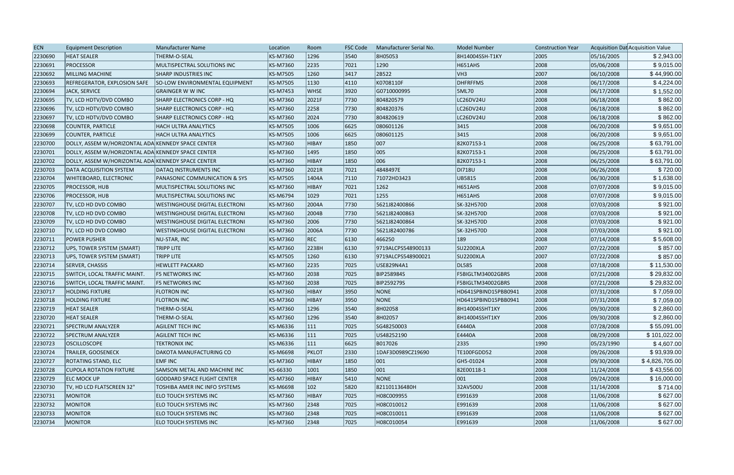| ECN | Equipment Description | Manufacturer Name | Location | Room | FSC Code | Manufacturer Serial No. | Model Number | Construction Year | Acquisition Dat | Acquisition Value |
|---|---|---|---|---|---|---|---|---|---|---|
| 2230690 | HEAT SEALER | THERM-O-SEAL | KS-M7360 | 1296 | 3540 | 8H05053 | 8H14004SSH-T1KY | 2005 | 05/16/2005 | $ 2,943.00 |
| 2230691 | PROCESSOR | MULTISPECTRAL SOLUTIONS INC | KS-M7360 | 2235 | 7021 | 1290 | H651AHS | 2008 | 05/06/2008 | $ 9,015.00 |
| 2230692 | MILLING MACHINE | SHARP INDUSTRIES INC | KS-M7505 | 1260 | 3417 | 2B522 | VH3 | 2007 | 06/10/2008 | $ 44,990.00 |
| 2230693 | REFREGERATOR, EXPLOSION SAFE | SO-LOW ENVIRONMENTAL EQUIPMENT | KS-M7505 | 1130 | 4110 | K0708110F | DHFRFFMS | 2008 | 06/17/2008 | $ 4,224.00 |
| 2230694 | JACK, SERVICE | GRAINGER W W INC | KS-M7453 | WHSE | 3920 | G0710000995 | 5ML70 | 2008 | 06/17/2008 | $ 1,552.00 |
| 2230695 | TV, LCD HDTV/DVD COMBO | SHARP ELECTRONICS CORP - HQ | KS-M7360 | 2021F | 7730 | 804820579 | LC26DV24U | 2008 | 06/18/2008 | $ 862.00 |
| 2230696 | TV, LCD HDTV/DVD COMBO | SHARP ELECTRONICS CORP - HQ | KS-M7360 | 2258 | 7730 | 804820376 | LC26DV24U | 2008 | 06/18/2008 | $ 862.00 |
| 2230697 | TV, LCD HDTV/DVD COMBO | SHARP ELECTRONICS CORP - HQ | KS-M7360 | 2024 | 7730 | 804820619 | LC26DV24U | 2008 | 06/18/2008 | $ 862.00 |
| 2230698 | COUNTER, PARTICLE | HACH ULTRA ANALYTICS | KS-M7505 | 1006 | 6625 | 080601126 | 3415 | 2008 | 06/20/2008 | $ 9,651.00 |
| 2230699 | COUNTER, PARTICLE | HACH ULTRA ANALYTICS | KS-M7505 | 1006 | 6625 | 080601125 | 3415 | 2008 | 06/20/2008 | $ 9,651.00 |
| 2230700 | DOLLY, ASSEM W/HORIZONTAL ADA | KENNEDY SPACE CENTER | KS-M7360 | HIBAY | 1850 | 007 | 82K07153-1 | 2008 | 06/25/2008 | $ 63,791.00 |
| 2230701 | DOLLY, ASSEM W/HORIZONTAL ADA | KENNEDY SPACE CENTER | KS-M7360 | 1495 | 1850 | 005 | 82K07153-1 | 2008 | 06/25/2008 | $ 63,791.00 |
| 2230702 | DOLLY, ASSEM W/HORIZONTAL ADA | KENNEDY SPACE CENTER | KS-M7360 | HIBAY | 1850 | 006 | 82K07153-1 | 2008 | 06/25/2008 | $ 63,791.00 |
| 2230703 | DATA ACQUISITION SYSTEM | DATAQ INSTRUMENTS INC | KS-M7360 | 2021R | 7021 | 4848497E | DI718U | 2008 | 06/26/2008 | $ 720.00 |
| 2230704 | WHITEBOARD, ELECTRONIC | PANASONIC COMMUNICATION & SYS | KS-M7505 | 1404A | 7110 | 71072HD3423 | UB5815 | 2008 | 06/30/2008 | $ 1,638.00 |
| 2230705 | PROCESSOR, HUB | MULTISPECTRAL SOLUTIONS INC | KS-M7360 | HIBAY | 7021 | 1262 | H651AHS | 2008 | 07/07/2008 | $ 9,015.00 |
| 2230706 | PROCESSOR, HUB | MULTISPECTRAL SOLUTIONS INC | KS-M6794 | 1029 | 7021 | 1255 | H651AHS | 2008 | 07/07/2008 | $ 9,015.00 |
| 2230707 | TV, LCD HD DVD COMBO | WESTINGHOUSE DIGITAL ELECTRONI | KS-M7360 | 2004A | 7730 | 5621J82400866 | SK-32H570D | 2008 | 07/03/2008 | $ 921.00 |
| 2230708 | TV, LCD HD DVD COMBO | WESTINGHOUSE DIGITAL ELECTRONI | KS-M7360 | 2004B | 7730 | 5621J82400863 | SK-32H570D | 2008 | 07/03/2008 | $ 921.00 |
| 2230709 | TV, LCD HD DVD COMBO | WESTINGHOUSE DIGITAL ELECTRONI | KS-M7360 | 2006 | 7730 | 5621J82400864 | SK-32H570D | 2008 | 07/03/2008 | $ 921.00 |
| 2230710 | TV, LCD HD DVD COMBO | WESTINGHOUSE DIGITAL ELECTRONI | KS-M7360 | 2006A | 7730 | 5621J82400786 | SK-32H570D | 2008 | 07/03/2008 | $ 921.00 |
| 2230711 | POWER PUSHER | NU-STAR, INC | KS-M7360 | REC | 6130 | 466250 | 189 | 2008 | 07/14/2008 | $ 5,608.00 |
| 2230712 | UPS, TOWER SYSTEM (SMART) | TRIPP LITE | KS-M7360 | 2238H | 6130 | 9719ALCPS548900133 | SU2200XLA | 2007 | 07/22/2008 | $ 857.00 |
| 2230713 | UPS, TOWER SYSTEM (SMART) | TRIPP LITE | KS-M7505 | 1260 | 6130 | 9719ALCPS548900021 | SU2200XLA | 2007 | 07/22/2008 | $ 857.00 |
| 2230714 | SERVER, CHASSIS | HEWLETT PACKARD | KS-M7360 | 2235 | 7025 | USE829N4A1 | DL585 | 2008 | 07/18/2008 | $ 11,530.00 |
| 2230715 | SWITCH, LOCAL TRAFFIC MAINT. | F5 NETWORKS INC | KS-M7360 | 2038 | 7025 | BIP258984S | F5BIGLTM34002GBRS | 2008 | 07/21/2008 | $ 29,832.00 |
| 2230716 | SWITCH, LOCAL TRAFFIC MAINT. | F5 NETWORKS INC | KS-M7360 | 2038 | 7025 | BIP259279S | F5BIGLTM34002GBRS | 2008 | 07/21/2008 | $ 29,832.00 |
| 2230717 | HOLDING FIXTURE | FLOTRON INC | KS-M7360 | HIBAY | 3950 | NONE | HD641SPBIND15PBB0941 | 2008 | 07/31/2008 | $ 7,059.00 |
| 2230718 | HOLDING FIXTURE | FLOTRON INC | KS-M7360 | HIBAY | 3950 | NONE | HD641SPBIND15PBB0941 | 2008 | 07/31/2008 | $ 7,059.00 |
| 2230719 | HEAT SEALER | THERM-O-SEAL | KS-M7360 | 1296 | 3540 | 8H02058 | 8H14004SSHT1KY | 2006 | 09/30/2008 | $ 2,860.00 |
| 2230720 | HEAT SEALER | THERM-O-SEAL | KS-M7360 | 1296 | 3540 | 8H02057 | 8H14004SSHT1KY | 2006 | 09/30/2008 | $ 2,860.00 |
| 2230721 | SPECTRUM ANALYZER | AGILENT TECH INC | KS-M6336 | 111 | 7025 | SG48250003 | E4440A | 2008 | 07/28/2008 | $ 55,091.00 |
| 2230722 | SPECTRUM ANALYZER | AGILENT TECH INC | KS-M6336 | 111 | 7025 | US48252190 | E4440A | 2008 | 08/29/2008 | $ 101,022.00 |
| 2230723 | OSCILLOSCOPE | TEKTRONIX INC | KS-M6336 | 111 | 6625 | B017026 | 2335 | 1990 | 05/23/1990 | $ 4,607.00 |
| 2230724 | TRAILER, GOOSENECK | DAKOTA MANUFACTURING CO | KS-M6698 | PKLOT | 2330 | 1DAF3D0989CZ19690 | TE100FGDD52 | 2008 | 09/26/2008 | $ 93,939.00 |
| 2230727 | ROTATING STAND, ELC | EMF INC | KS-M7360 | HIBAY | 1850 | 001 | GH5-01024 | 2008 | 09/30/2008 | $ 4,826,705.00 |
| 2230728 | CUPOLA ROTATION FIXTURE | SAMSON METAL AND MACHINE INC | KS-66330 | 1001 | 1850 | 001 | 82E00118-1 | 2008 | 11/24/2008 | $ 43,556.00 |
| 2230729 | ELC MOCK UP | GODDARD SPACE FLIGHT CENTER | KS-M7360 | HIBAY | 5410 | NONE | 001 | 2008 | 09/24/2008 | $ 16,000.00 |
| 2230730 | TV, HD LCD FLATSCREEN 32" | TOSHIBA AMER INC INFO SYSTEMS | KS-M6698 | 102 | 5820 | 821101136480H | 32AV500U | 2008 | 11/14/2008 | $ 714.00 |
| 2230731 | MONITOR | ELO TOUCH SYSTEMS INC | KS-M7360 | HIBAY | 7025 | H08C009955 | E991639 | 2008 | 11/06/2008 | $ 627.00 |
| 2230732 | MONITOR | ELO TOUCH SYSTEMS INC | KS-M7360 | 2348 | 7025 | H08C010012 | E991639 | 2008 | 11/06/2008 | $ 627.00 |
| 2230733 | MONITOR | ELO TOUCH SYSTEMS INC | KS-M7360 | 2348 | 7025 | H08C010011 | E991639 | 2008 | 11/06/2008 | $ 627.00 |
| 2230734 | MONITOR | ELO TOUCH SYSTEMS INC | KS-M7360 | 2348 | 7025 | H08C010054 | E991639 | 2008 | 11/06/2008 | $ 627.00 |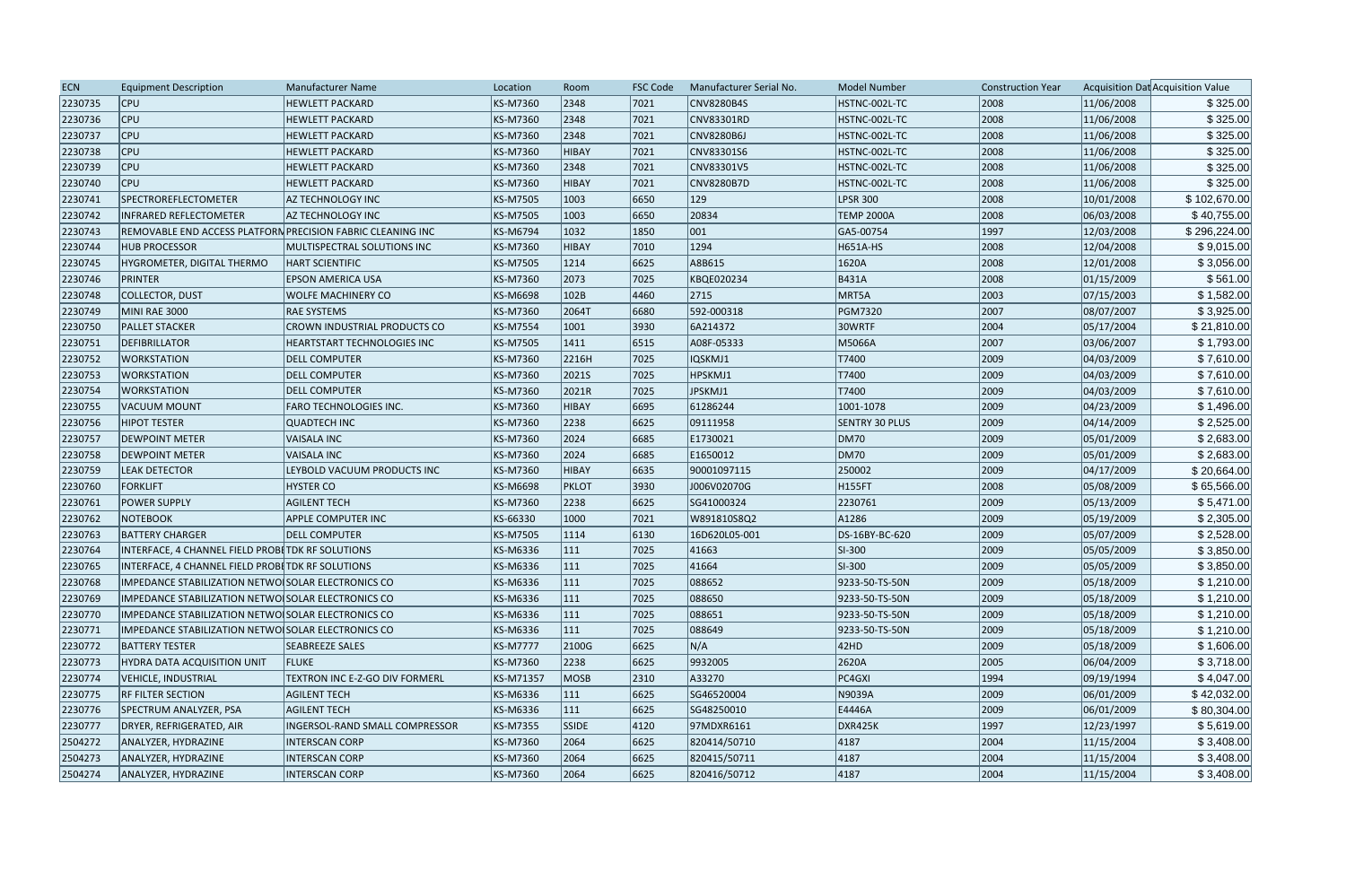| ECN | Equipment Description | Manufacturer Name | Location | Room | FSC Code | Manufacturer Serial No. | Model Number | Construction Year | Acquisition Dat | Acquisition Value |
|---|---|---|---|---|---|---|---|---|---|---|
| 2230735 | CPU | HEWLETT PACKARD | KS-M7360 | 2348 | 7021 | CNV8280B4S | HSTNC-002L-TC | 2008 | 11/06/2008 | $ 325.00 |
| 2230736 | CPU | HEWLETT PACKARD | KS-M7360 | 2348 | 7021 | CNV83301RD | HSTNC-002L-TC | 2008 | 11/06/2008 | $ 325.00 |
| 2230737 | CPU | HEWLETT PACKARD | KS-M7360 | 2348 | 7021 | CNV8280B6J | HSTNC-002L-TC | 2008 | 11/06/2008 | $ 325.00 |
| 2230738 | CPU | HEWLETT PACKARD | KS-M7360 | HIBAY | 7021 | CNV83301S6 | HSTNC-002L-TC | 2008 | 11/06/2008 | $ 325.00 |
| 2230739 | CPU | HEWLETT PACKARD | KS-M7360 | 2348 | 7021 | CNV83301V5 | HSTNC-002L-TC | 2008 | 11/06/2008 | $ 325.00 |
| 2230740 | CPU | HEWLETT PACKARD | KS-M7360 | HIBAY | 7021 | CNV8280B7D | HSTNC-002L-TC | 2008 | 11/06/2008 | $ 325.00 |
| 2230741 | SPECTROREFLECTOMETER | AZ TECHNOLOGY INC | KS-M7505 | 1003 | 6650 | 129 | LPSR 300 | 2008 | 10/01/2008 | $ 102,670.00 |
| 2230742 | INFRARED REFLECTOMETER | AZ TECHNOLOGY INC | KS-M7505 | 1003 | 6650 | 20834 | TEMP 2000A | 2008 | 06/03/2008 | $ 40,755.00 |
| 2230743 | REMOVABLE END ACCESS PLATFORM | PRECISION FABRIC CLEANING INC | KS-M6794 | 1032 | 1850 | 001 | GA5-00754 | 1997 | 12/03/2008 | $ 296,224.00 |
| 2230744 | HUB PROCESSOR | MULTISPECTRAL SOLUTIONS INC | KS-M7360 | HIBAY | 7010 | 1294 | H651A-HS | 2008 | 12/04/2008 | $ 9,015.00 |
| 2230745 | HYGROMETER, DIGITAL THERMO | HART SCIENTIFIC | KS-M7505 | 1214 | 6625 | A8B615 | 1620A | 2008 | 12/01/2008 | $ 3,056.00 |
| 2230746 | PRINTER | EPSON AMERICA USA | KS-M7360 | 2073 | 7025 | KBQE020234 | B431A | 2008 | 01/15/2009 | $ 561.00 |
| 2230748 | COLLECTOR, DUST | WOLFE MACHINERY CO | KS-M6698 | 102B | 4460 | 2715 | MRT5A | 2003 | 07/15/2003 | $ 1,582.00 |
| 2230749 | MINI RAE 3000 | RAE SYSTEMS | KS-M7360 | 2064T | 6680 | 592-000318 | PGM7320 | 2007 | 08/07/2007 | $ 3,925.00 |
| 2230750 | PALLET STACKER | CROWN INDUSTRIAL PRODUCTS CO | KS-M7554 | 1001 | 3930 | 6A214372 | 30WRTF | 2004 | 05/17/2004 | $ 21,810.00 |
| 2230751 | DEFIBRILLATOR | HEARTSTART TECHNOLOGIES INC | KS-M7505 | 1411 | 6515 | A08F-05333 | M5066A | 2007 | 03/06/2007 | $ 1,793.00 |
| 2230752 | WORKSTATION | DELL COMPUTER | KS-M7360 | 2216H | 7025 | IQSKMJ1 | T7400 | 2009 | 04/03/2009 | $ 7,610.00 |
| 2230753 | WORKSTATION | DELL COMPUTER | KS-M7360 | 2021S | 7025 | HPSKMJ1 | T7400 | 2009 | 04/03/2009 | $ 7,610.00 |
| 2230754 | WORKSTATION | DELL COMPUTER | KS-M7360 | 2021R | 7025 | JPSKMJ1 | T7400 | 2009 | 04/03/2009 | $ 7,610.00 |
| 2230755 | VACUUM MOUNT | FARO TECHNOLOGIES INC. | KS-M7360 | HIBAY | 6695 | 61286244 | 1001-1078 | 2009 | 04/23/2009 | $ 1,496.00 |
| 2230756 | HIPOT TESTER | QUADTECH INC | KS-M7360 | 2238 | 6625 | 09111958 | SENTRY 30 PLUS | 2009 | 04/14/2009 | $ 2,525.00 |
| 2230757 | DEWPOINT METER | VAISALA INC | KS-M7360 | 2024 | 6685 | E1730021 | DM70 | 2009 | 05/01/2009 | $ 2,683.00 |
| 2230758 | DEWPOINT METER | VAISALA INC | KS-M7360 | 2024 | 6685 | E1650012 | DM70 | 2009 | 05/01/2009 | $ 2,683.00 |
| 2230759 | LEAK DETECTOR | LEYBOLD VACUUM PRODUCTS INC | KS-M7360 | HIBAY | 6635 | 90001097115 | 250002 | 2009 | 04/17/2009 | $ 20,664.00 |
| 2230760 | FORKLIFT | HYSTER CO | KS-M6698 | PKLOT | 3930 | J006V02070G | H155FT | 2008 | 05/08/2009 | $ 65,566.00 |
| 2230761 | POWER SUPPLY | AGILENT TECH | KS-M7360 | 2238 | 6625 | SG41000324 | 2230761 | 2009 | 05/13/2009 | $ 5,471.00 |
| 2230762 | NOTEBOOK | APPLE COMPUTER INC | KS-66330 | 1000 | 7021 | W891810S8Q2 | A1286 | 2009 | 05/19/2009 | $ 2,305.00 |
| 2230763 | BATTERY CHARGER | DELL COMPUTER | KS-M7505 | 1114 | 6130 | 16D620L05-001 | DS-16BY-BC-620 | 2009 | 05/07/2009 | $ 2,528.00 |
| 2230764 | INTERFACE, 4 CHANNEL FIELD PROBE | TDK RF SOLUTIONS | KS-M6336 | 111 | 7025 | 41663 | SI-300 | 2009 | 05/05/2009 | $ 3,850.00 |
| 2230765 | INTERFACE, 4 CHANNEL FIELD PROBE | TDK RF SOLUTIONS | KS-M6336 | 111 | 7025 | 41664 | SI-300 | 2009 | 05/05/2009 | $ 3,850.00 |
| 2230768 | IMPEDANCE STABILIZATION NETWO | SOLAR ELECTRONICS CO | KS-M6336 | 111 | 7025 | 088652 | 9233-50-TS-50N | 2009 | 05/18/2009 | $ 1,210.00 |
| 2230769 | IMPEDANCE STABILIZATION NETWO | SOLAR ELECTRONICS CO | KS-M6336 | 111 | 7025 | 088650 | 9233-50-TS-50N | 2009 | 05/18/2009 | $ 1,210.00 |
| 2230770 | IMPEDANCE STABILIZATION NETWO | SOLAR ELECTRONICS CO | KS-M6336 | 111 | 7025 | 088651 | 9233-50-TS-50N | 2009 | 05/18/2009 | $ 1,210.00 |
| 2230771 | IMPEDANCE STABILIZATION NETWO | SOLAR ELECTRONICS CO | KS-M6336 | 111 | 7025 | 088649 | 9233-50-TS-50N | 2009 | 05/18/2009 | $ 1,210.00 |
| 2230772 | BATTERY TESTER | SEABREEZE SALES | KS-M7777 | 2100G | 6625 | N/A | 42HD | 2009 | 05/18/2009 | $ 1,606.00 |
| 2230773 | HYDRA DATA ACQUISITION UNIT | FLUKE | KS-M7360 | 2238 | 6625 | 9932005 | 2620A | 2005 | 06/04/2009 | $ 3,718.00 |
| 2230774 | VEHICLE, INDUSTRIAL | TEXTRON INC E-Z-GO DIV FORMERL | KS-M71357 | MOSB | 2310 | A33270 | PC4GXI | 1994 | 09/19/1994 | $ 4,047.00 |
| 2230775 | RF FILTER SECTION | AGILENT TECH | KS-M6336 | 111 | 6625 | SG46520004 | N9039A | 2009 | 06/01/2009 | $ 42,032.00 |
| 2230776 | SPECTRUM ANALYZER, PSA | AGILENT TECH | KS-M6336 | 111 | 6625 | SG48250010 | E4446A | 2009 | 06/01/2009 | $ 80,304.00 |
| 2230777 | DRYER, REFRIGERATED, AIR | INGERSOL-RAND SMALL COMPRESSOR | KS-M7355 | SSIDE | 4120 | 97MDXR6161 | DXR425K | 1997 | 12/23/1997 | $ 5,619.00 |
| 2504272 | ANALYZER, HYDRAZINE | INTERSCAN CORP | KS-M7360 | 2064 | 6625 | 820414/50710 | 4187 | 2004 | 11/15/2004 | $ 3,408.00 |
| 2504273 | ANALYZER, HYDRAZINE | INTERSCAN CORP | KS-M7360 | 2064 | 6625 | 820415/50711 | 4187 | 2004 | 11/15/2004 | $ 3,408.00 |
| 2504274 | ANALYZER, HYDRAZINE | INTERSCAN CORP | KS-M7360 | 2064 | 6625 | 820416/50712 | 4187 | 2004 | 11/15/2004 | $ 3,408.00 |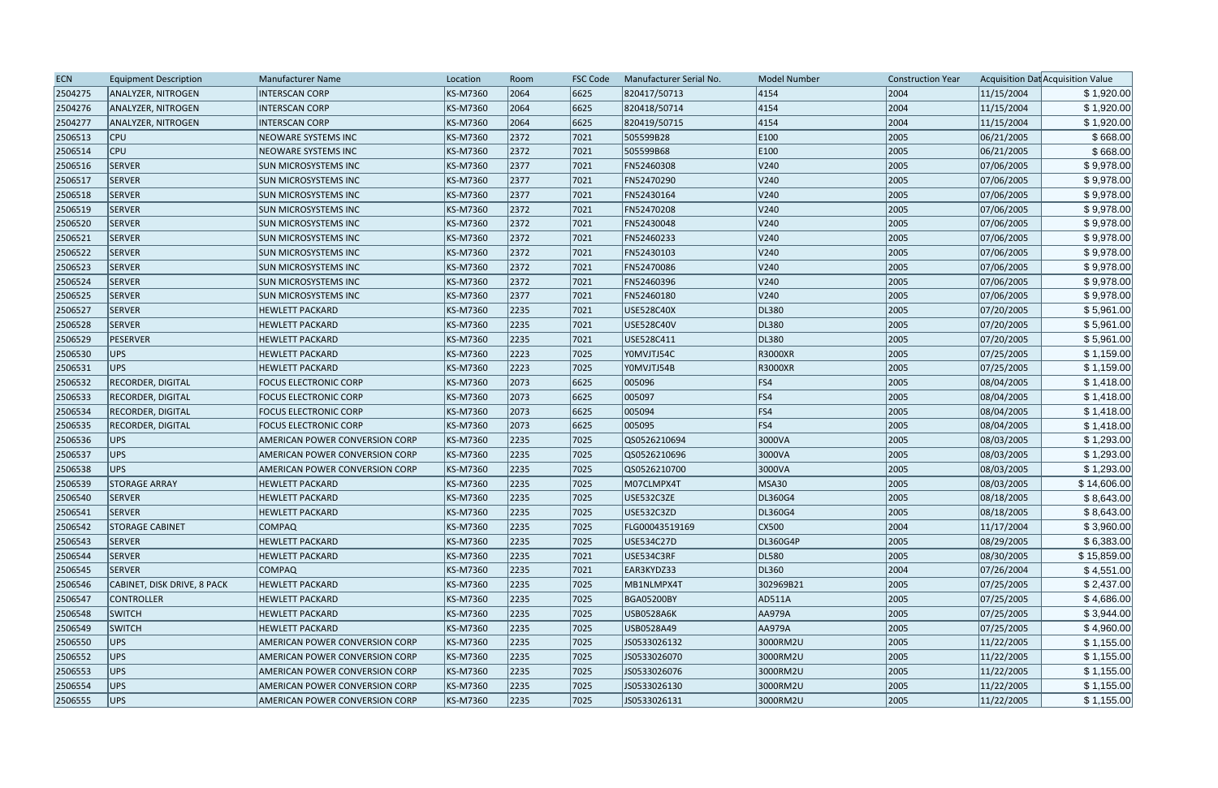| ECN | Equipment Description | Manufacturer Name | Location | Room | FSC Code | Manufacturer Serial No. | Model Number | Construction Year | Acquisition Dat | Acquisition Value |
|---|---|---|---|---|---|---|---|---|---|---|
| 2504275 | ANALYZER, NITROGEN | INTERSCAN CORP | KS-M7360 | 2064 | 6625 | 820417/50713 | 4154 | 2004 | 11/15/2004 | $ 1,920.00 |
| 2504276 | ANALYZER, NITROGEN | INTERSCAN CORP | KS-M7360 | 2064 | 6625 | 820418/50714 | 4154 | 2004 | 11/15/2004 | $ 1,920.00 |
| 2504277 | ANALYZER, NITROGEN | INTERSCAN CORP | KS-M7360 | 2064 | 6625 | 820419/50715 | 4154 | 2004 | 11/15/2004 | $ 1,920.00 |
| 2506513 | CPU | NEOWARE SYSTEMS INC | KS-M7360 | 2372 | 7021 | 505599B28 | E100 | 2005 | 06/21/2005 | $ 668.00 |
| 2506514 | CPU | NEOWARE SYSTEMS INC | KS-M7360 | 2372 | 7021 | 505599B68 | E100 | 2005 | 06/21/2005 | $ 668.00 |
| 2506516 | SERVER | SUN MICROSYSTEMS INC | KS-M7360 | 2377 | 7021 | FN52460308 | V240 | 2005 | 07/06/2005 | $ 9,978.00 |
| 2506517 | SERVER | SUN MICROSYSTEMS INC | KS-M7360 | 2377 | 7021 | FN52470290 | V240 | 2005 | 07/06/2005 | $ 9,978.00 |
| 2506518 | SERVER | SUN MICROSYSTEMS INC | KS-M7360 | 2377 | 7021 | FN52430164 | V240 | 2005 | 07/06/2005 | $ 9,978.00 |
| 2506519 | SERVER | SUN MICROSYSTEMS INC | KS-M7360 | 2372 | 7021 | FN52470208 | V240 | 2005 | 07/06/2005 | $ 9,978.00 |
| 2506520 | SERVER | SUN MICROSYSTEMS INC | KS-M7360 | 2372 | 7021 | FN52430048 | V240 | 2005 | 07/06/2005 | $ 9,978.00 |
| 2506521 | SERVER | SUN MICROSYSTEMS INC | KS-M7360 | 2372 | 7021 | FN52460233 | V240 | 2005 | 07/06/2005 | $ 9,978.00 |
| 2506522 | SERVER | SUN MICROSYSTEMS INC | KS-M7360 | 2372 | 7021 | FN52430103 | V240 | 2005 | 07/06/2005 | $ 9,978.00 |
| 2506523 | SERVER | SUN MICROSYSTEMS INC | KS-M7360 | 2372 | 7021 | FN52470086 | V240 | 2005 | 07/06/2005 | $ 9,978.00 |
| 2506524 | SERVER | SUN MICROSYSTEMS INC | KS-M7360 | 2372 | 7021 | FN52460396 | V240 | 2005 | 07/06/2005 | $ 9,978.00 |
| 2506525 | SERVER | SUN MICROSYSTEMS INC | KS-M7360 | 2377 | 7021 | FN52460180 | V240 | 2005 | 07/06/2005 | $ 9,978.00 |
| 2506527 | SERVER | HEWLETT PACKARD | KS-M7360 | 2235 | 7021 | USE528C40X | DL380 | 2005 | 07/20/2005 | $ 5,961.00 |
| 2506528 | SERVER | HEWLETT PACKARD | KS-M7360 | 2235 | 7021 | USE528C40V | DL380 | 2005 | 07/20/2005 | $ 5,961.00 |
| 2506529 | PESERVER | HEWLETT PACKARD | KS-M7360 | 2235 | 7021 | USE528C411 | DL380 | 2005 | 07/20/2005 | $ 5,961.00 |
| 2506530 | UPS | HEWLETT PACKARD | KS-M7360 | 2223 | 7025 | Y0MVJTJ54C | R3000XR | 2005 | 07/25/2005 | $ 1,159.00 |
| 2506531 | UPS | HEWLETT PACKARD | KS-M7360 | 2223 | 7025 | Y0MVJTJ54B | R3000XR | 2005 | 07/25/2005 | $ 1,159.00 |
| 2506532 | RECORDER, DIGITAL | FOCUS ELECTRONIC CORP | KS-M7360 | 2073 | 6625 | 005096 | FS4 | 2005 | 08/04/2005 | $ 1,418.00 |
| 2506533 | RECORDER, DIGITAL | FOCUS ELECTRONIC CORP | KS-M7360 | 2073 | 6625 | 005097 | FS4 | 2005 | 08/04/2005 | $ 1,418.00 |
| 2506534 | RECORDER, DIGITAL | FOCUS ELECTRONIC CORP | KS-M7360 | 2073 | 6625 | 005094 | FS4 | 2005 | 08/04/2005 | $ 1,418.00 |
| 2506535 | RECORDER, DIGITAL | FOCUS ELECTRONIC CORP | KS-M7360 | 2073 | 6625 | 005095 | FS4 | 2005 | 08/04/2005 | $ 1,418.00 |
| 2506536 | UPS | AMERICAN POWER CONVERSION CORP | KS-M7360 | 2235 | 7025 | QS0526210694 | 3000VA | 2005 | 08/03/2005 | $ 1,293.00 |
| 2506537 | UPS | AMERICAN POWER CONVERSION CORP | KS-M7360 | 2235 | 7025 | QS0526210696 | 3000VA | 2005 | 08/03/2005 | $ 1,293.00 |
| 2506538 | UPS | AMERICAN POWER CONVERSION CORP | KS-M7360 | 2235 | 7025 | QS0526210700 | 3000VA | 2005 | 08/03/2005 | $ 1,293.00 |
| 2506539 | STORAGE ARRAY | HEWLETT PACKARD | KS-M7360 | 2235 | 7025 | M07CLMPX4T | MSA30 | 2005 | 08/03/2005 | $ 14,606.00 |
| 2506540 | SERVER | HEWLETT PACKARD | KS-M7360 | 2235 | 7025 | USE532C3ZE | DL360G4 | 2005 | 08/18/2005 | $ 8,643.00 |
| 2506541 | SERVER | HEWLETT PACKARD | KS-M7360 | 2235 | 7025 | USE532C3ZD | DL360G4 | 2005 | 08/18/2005 | $ 8,643.00 |
| 2506542 | STORAGE CABINET | COMPAQ | KS-M7360 | 2235 | 7025 | FLG00043519169 | CX500 | 2004 | 11/17/2004 | $ 3,960.00 |
| 2506543 | SERVER | HEWLETT PACKARD | KS-M7360 | 2235 | 7025 | USE534C27D | DL360G4P | 2005 | 08/29/2005 | $ 6,383.00 |
| 2506544 | SERVER | HEWLETT PACKARD | KS-M7360 | 2235 | 7021 | USE534C3RF | DL580 | 2005 | 08/30/2005 | $ 15,859.00 |
| 2506545 | SERVER | COMPAQ | KS-M7360 | 2235 | 7021 | EAR3KYDZ33 | DL360 | 2004 | 07/26/2004 | $ 4,551.00 |
| 2506546 | CABINET, DISK DRIVE, 8 PACK | HEWLETT PACKARD | KS-M7360 | 2235 | 7025 | MB1NLMPX4T | 302969B21 | 2005 | 07/25/2005 | $ 2,437.00 |
| 2506547 | CONTROLLER | HEWLETT PACKARD | KS-M7360 | 2235 | 7025 | BGA05200BY | AD511A | 2005 | 07/25/2005 | $ 4,686.00 |
| 2506548 | SWITCH | HEWLETT PACKARD | KS-M7360 | 2235 | 7025 | USB0528A6K | AA979A | 2005 | 07/25/2005 | $ 3,944.00 |
| 2506549 | SWITCH | HEWLETT PACKARD | KS-M7360 | 2235 | 7025 | USB0528A49 | AA979A | 2005 | 07/25/2005 | $ 4,960.00 |
| 2506550 | UPS | AMERICAN POWER CONVERSION CORP | KS-M7360 | 2235 | 7025 | JS0533026132 | 3000RM2U | 2005 | 11/22/2005 | $ 1,155.00 |
| 2506552 | UPS | AMERICAN POWER CONVERSION CORP | KS-M7360 | 2235 | 7025 | JS0533026070 | 3000RM2U | 2005 | 11/22/2005 | $ 1,155.00 |
| 2506553 | UPS | AMERICAN POWER CONVERSION CORP | KS-M7360 | 2235 | 7025 | JS0533026076 | 3000RM2U | 2005 | 11/22/2005 | $ 1,155.00 |
| 2506554 | UPS | AMERICAN POWER CONVERSION CORP | KS-M7360 | 2235 | 7025 | JS0533026130 | 3000RM2U | 2005 | 11/22/2005 | $ 1,155.00 |
| 2506555 | UPS | AMERICAN POWER CONVERSION CORP | KS-M7360 | 2235 | 7025 | JS0533026131 | 3000RM2U | 2005 | 11/22/2005 | $ 1,155.00 |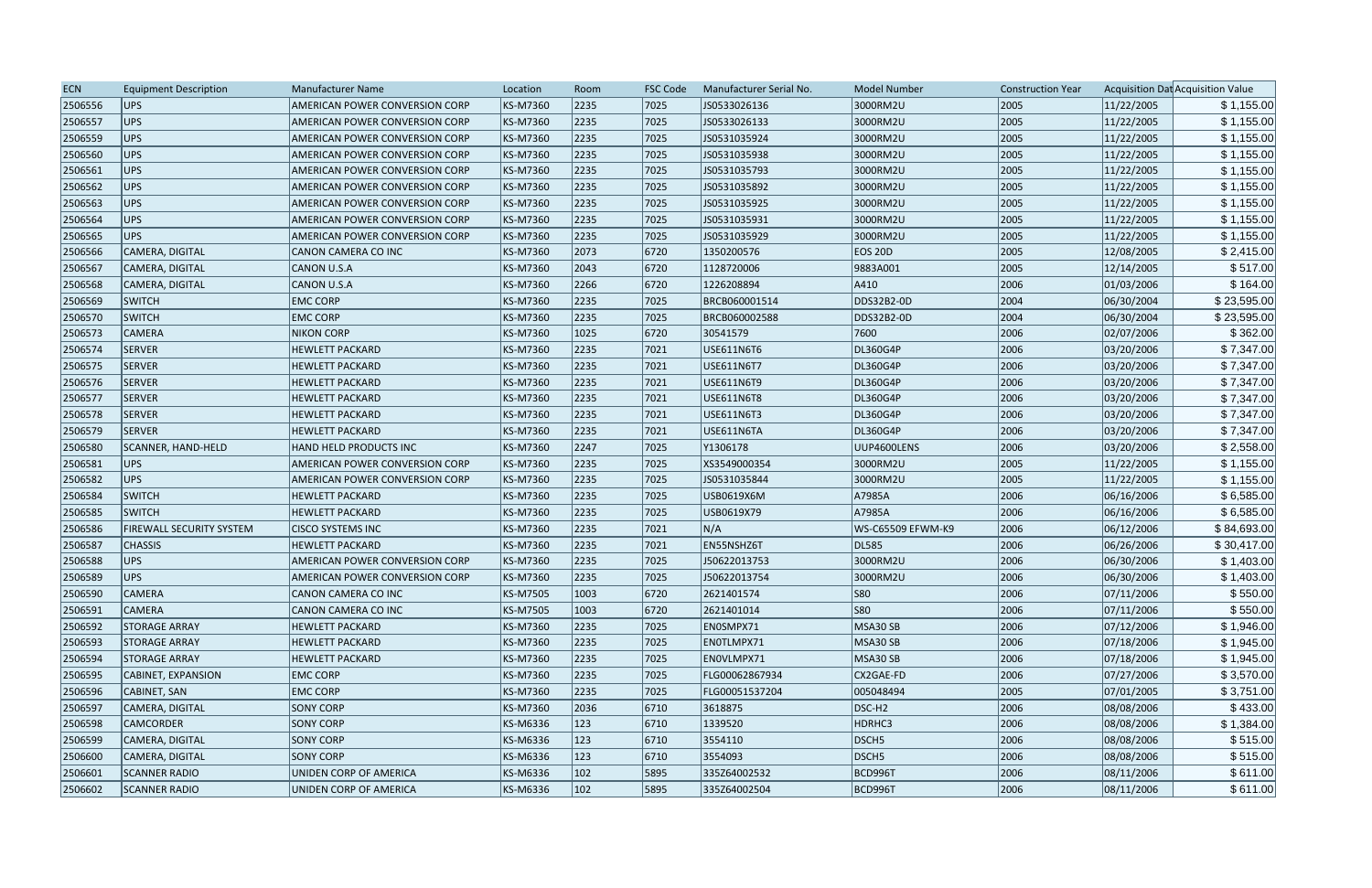| ECN | Equipment Description | Manufacturer Name | Location | Room | FSC Code | Manufacturer Serial No. | Model Number | Construction Year | Acquisition Dat | Acquisition Value |
|---|---|---|---|---|---|---|---|---|---|---|
| 2506556 | UPS | AMERICAN POWER CONVERSION CORP | KS-M7360 | 2235 | 7025 | JS0533026136 | 3000RM2U | 2005 | 11/22/2005 | $ 1,155.00 |
| 2506557 | UPS | AMERICAN POWER CONVERSION CORP | KS-M7360 | 2235 | 7025 | JS0533026133 | 3000RM2U | 2005 | 11/22/2005 | $ 1,155.00 |
| 2506559 | UPS | AMERICAN POWER CONVERSION CORP | KS-M7360 | 2235 | 7025 | JS0531035924 | 3000RM2U | 2005 | 11/22/2005 | $ 1,155.00 |
| 2506560 | UPS | AMERICAN POWER CONVERSION CORP | KS-M7360 | 2235 | 7025 | JS0531035938 | 3000RM2U | 2005 | 11/22/2005 | $ 1,155.00 |
| 2506561 | UPS | AMERICAN POWER CONVERSION CORP | KS-M7360 | 2235 | 7025 | JS0531035793 | 3000RM2U | 2005 | 11/22/2005 | $ 1,155.00 |
| 2506562 | UPS | AMERICAN POWER CONVERSION CORP | KS-M7360 | 2235 | 7025 | JS0531035892 | 3000RM2U | 2005 | 11/22/2005 | $ 1,155.00 |
| 2506563 | UPS | AMERICAN POWER CONVERSION CORP | KS-M7360 | 2235 | 7025 | JS0531035925 | 3000RM2U | 2005 | 11/22/2005 | $ 1,155.00 |
| 2506564 | UPS | AMERICAN POWER CONVERSION CORP | KS-M7360 | 2235 | 7025 | JS0531035931 | 3000RM2U | 2005 | 11/22/2005 | $ 1,155.00 |
| 2506565 | UPS | AMERICAN POWER CONVERSION CORP | KS-M7360 | 2235 | 7025 | JS0531035929 | 3000RM2U | 2005 | 11/22/2005 | $ 1,155.00 |
| 2506566 | CAMERA, DIGITAL | CANON CAMERA CO INC | KS-M7360 | 2073 | 6720 | 1350200576 | EOS 20D | 2005 | 12/08/2005 | $ 2,415.00 |
| 2506567 | CAMERA, DIGITAL | CANON U.S.A | KS-M7360 | 2043 | 6720 | 1128720006 | 9883A001 | 2005 | 12/14/2005 | $ 517.00 |
| 2506568 | CAMERA, DIGITAL | CANON U.S.A | KS-M7360 | 2266 | 6720 | 1226208894 | A410 | 2006 | 01/03/2006 | $ 164.00 |
| 2506569 | SWITCH | EMC CORP | KS-M7360 | 2235 | 7025 | BRCB060001514 | DDS32B2-0D | 2004 | 06/30/2004 | $ 23,595.00 |
| 2506570 | SWITCH | EMC CORP | KS-M7360 | 2235 | 7025 | BRCB060002588 | DDS32B2-0D | 2004 | 06/30/2004 | $ 23,595.00 |
| 2506573 | CAMERA | NIKON CORP | KS-M7360 | 1025 | 6720 | 30541579 | 7600 | 2006 | 02/07/2006 | $ 362.00 |
| 2506574 | SERVER | HEWLETT PACKARD | KS-M7360 | 2235 | 7021 | USE611N6T6 | DL360G4P | 2006 | 03/20/2006 | $ 7,347.00 |
| 2506575 | SERVER | HEWLETT PACKARD | KS-M7360 | 2235 | 7021 | USE611N6T7 | DL360G4P | 2006 | 03/20/2006 | $ 7,347.00 |
| 2506576 | SERVER | HEWLETT PACKARD | KS-M7360 | 2235 | 7021 | USE611N6T9 | DL360G4P | 2006 | 03/20/2006 | $ 7,347.00 |
| 2506577 | SERVER | HEWLETT PACKARD | KS-M7360 | 2235 | 7021 | USE611N6T8 | DL360G4P | 2006 | 03/20/2006 | $ 7,347.00 |
| 2506578 | SERVER | HEWLETT PACKARD | KS-M7360 | 2235 | 7021 | USE611N6T3 | DL360G4P | 2006 | 03/20/2006 | $ 7,347.00 |
| 2506579 | SERVER | HEWLETT PACKARD | KS-M7360 | 2235 | 7021 | USE611N6TA | DL360G4P | 2006 | 03/20/2006 | $ 7,347.00 |
| 2506580 | SCANNER, HAND-HELD | HAND HELD PRODUCTS INC | KS-M7360 | 2247 | 7025 | Y1306178 | UUP4600LENS | 2006 | 03/20/2006 | $ 2,558.00 |
| 2506581 | UPS | AMERICAN POWER CONVERSION CORP | KS-M7360 | 2235 | 7025 | XS3549000354 | 3000RM2U | 2005 | 11/22/2005 | $ 1,155.00 |
| 2506582 | UPS | AMERICAN POWER CONVERSION CORP | KS-M7360 | 2235 | 7025 | JS0531035844 | 3000RM2U | 2005 | 11/22/2005 | $ 1,155.00 |
| 2506584 | SWITCH | HEWLETT PACKARD | KS-M7360 | 2235 | 7025 | USB0619X6M | A7985A | 2006 | 06/16/2006 | $ 6,585.00 |
| 2506585 | SWITCH | HEWLETT PACKARD | KS-M7360 | 2235 | 7025 | USB0619X79 | A7985A | 2006 | 06/16/2006 | $ 6,585.00 |
| 2506586 | FIREWALL SECURITY SYSTEM | CISCO SYSTEMS INC | KS-M7360 | 2235 | 7021 | N/A | WS-C65509 EFWM-K9 | 2006 | 06/12/2006 | $ 84,693.00 |
| 2506587 | CHASSIS | HEWLETT PACKARD | KS-M7360 | 2235 | 7021 | EN55NSHZ6T | DL585 | 2006 | 06/26/2006 | $ 30,417.00 |
| 2506588 | UPS | AMERICAN POWER CONVERSION CORP | KS-M7360 | 2235 | 7025 | J50622013753 | 3000RM2U | 2006 | 06/30/2006 | $ 1,403.00 |
| 2506589 | UPS | AMERICAN POWER CONVERSION CORP | KS-M7360 | 2235 | 7025 | J50622013754 | 3000RM2U | 2006 | 06/30/2006 | $ 1,403.00 |
| 2506590 | CAMERA | CANON CAMERA CO INC | KS-M7505 | 1003 | 6720 | 2621401574 | S80 | 2006 | 07/11/2006 | $ 550.00 |
| 2506591 | CAMERA | CANON CAMERA CO INC | KS-M7505 | 1003 | 6720 | 2621401014 | S80 | 2006 | 07/11/2006 | $ 550.00 |
| 2506592 | STORAGE ARRAY | HEWLETT PACKARD | KS-M7360 | 2235 | 7025 | EN0SMPX71 | MSA30 SB | 2006 | 07/12/2006 | $ 1,946.00 |
| 2506593 | STORAGE ARRAY | HEWLETT PACKARD | KS-M7360 | 2235 | 7025 | EN0TLMPX71 | MSA30 SB | 2006 | 07/18/2006 | $ 1,945.00 |
| 2506594 | STORAGE ARRAY | HEWLETT PACKARD | KS-M7360 | 2235 | 7025 | EN0VLMPX71 | MSA30 SB | 2006 | 07/18/2006 | $ 1,945.00 |
| 2506595 | CABINET, EXPANSION | EMC CORP | KS-M7360 | 2235 | 7025 | FLG00062867934 | CX2GAE-FD | 2006 | 07/27/2006 | $ 3,570.00 |
| 2506596 | CABINET, SAN | EMC CORP | KS-M7360 | 2235 | 7025 | FLG00051537204 | 005048494 | 2005 | 07/01/2005 | $ 3,751.00 |
| 2506597 | CAMERA, DIGITAL | SONY CORP | KS-M7360 | 2036 | 6710 | 3618875 | DSC-H2 | 2006 | 08/08/2006 | $ 433.00 |
| 2506598 | CAMCORDER | SONY CORP | KS-M6336 | 123 | 6710 | 1339520 | HDRHC3 | 2006 | 08/08/2006 | $ 1,384.00 |
| 2506599 | CAMERA, DIGITAL | SONY CORP | KS-M6336 | 123 | 6710 | 3554110 | DSCH5 | 2006 | 08/08/2006 | $ 515.00 |
| 2506600 | CAMERA, DIGITAL | SONY CORP | KS-M6336 | 123 | 6710 | 3554093 | DSCH5 | 2006 | 08/08/2006 | $ 515.00 |
| 2506601 | SCANNER RADIO | UNIDEN CORP OF AMERICA | KS-M6336 | 102 | 5895 | 335Z64002532 | BCD996T | 2006 | 08/11/2006 | $ 611.00 |
| 2506602 | SCANNER RADIO | UNIDEN CORP OF AMERICA | KS-M6336 | 102 | 5895 | 335Z64002504 | BCD996T | 2006 | 08/11/2006 | $ 611.00 |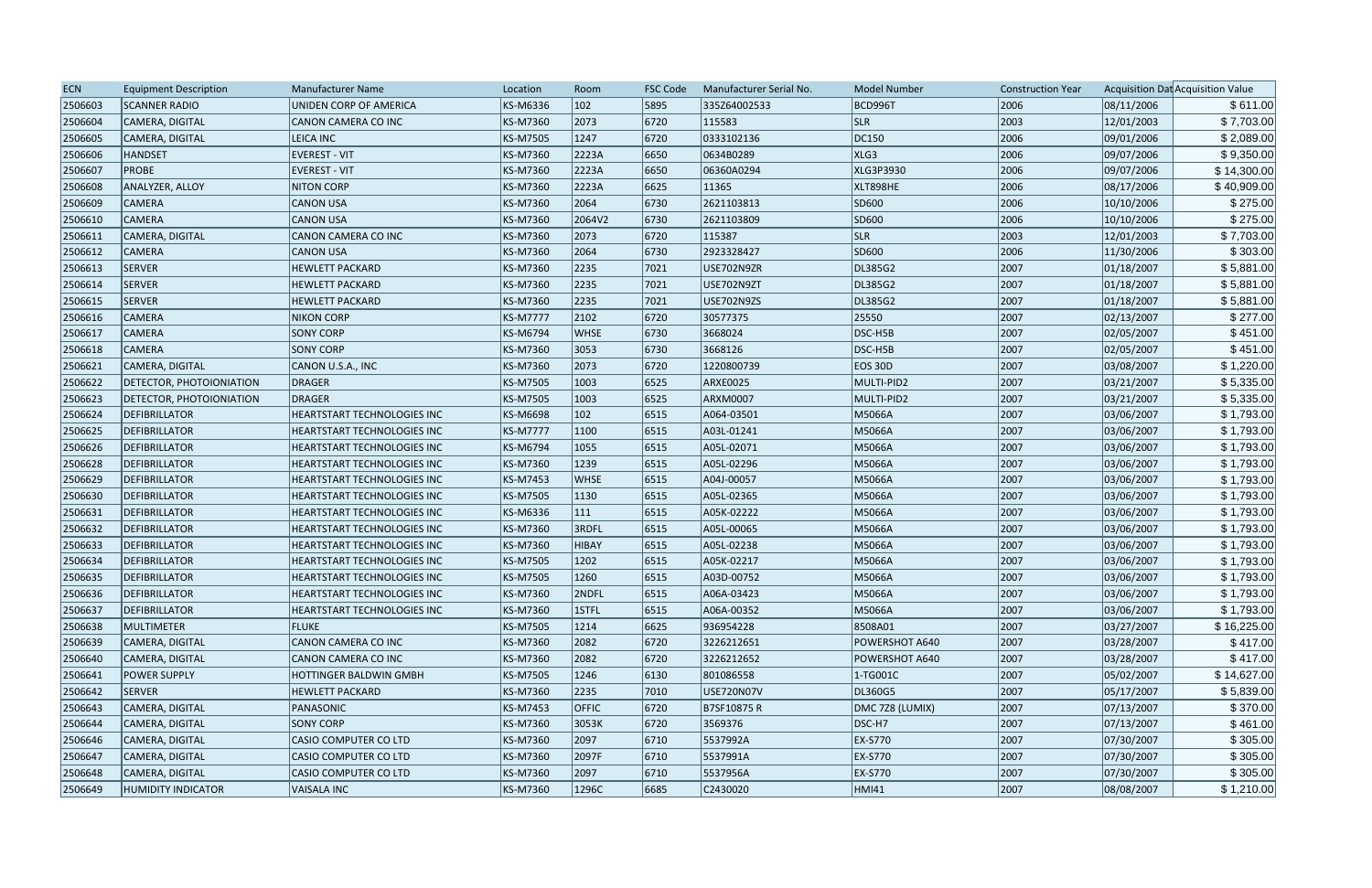| ECN | Equipment Description | Manufacturer Name | Location | Room | FSC Code | Manufacturer Serial No. | Model Number | Construction Year | Acquisition Dat | Acquisition Value |
|---|---|---|---|---|---|---|---|---|---|---|
| 2506603 | SCANNER RADIO | UNIDEN CORP OF AMERICA | KS-M6336 | 102 | 5895 | 335Z64002533 | BCD996T | 2006 | 08/11/2006 | $ 611.00 |
| 2506604 | CAMERA, DIGITAL | CANON CAMERA CO INC | KS-M7360 | 2073 | 6720 | 115583 | SLR | 2003 | 12/01/2003 | $ 7,703.00 |
| 2506605 | CAMERA, DIGITAL | LEICA INC | KS-M7505 | 1247 | 6720 | 0333102136 | DC150 | 2006 | 09/01/2006 | $ 2,089.00 |
| 2506606 | HANDSET | EVEREST - VIT | KS-M7360 | 2223A | 6650 | 0634B0289 | XLG3 | 2006 | 09/07/2006 | $ 9,350.00 |
| 2506607 | PROBE | EVEREST - VIT | KS-M7360 | 2223A | 6650 | 06360A0294 | XLG3P3930 | 2006 | 09/07/2006 | $ 14,300.00 |
| 2506608 | ANALYZER, ALLOY | NITON CORP | KS-M7360 | 2223A | 6625 | 11365 | XLT898HE | 2006 | 08/17/2006 | $ 40,909.00 |
| 2506609 | CAMERA | CANON USA | KS-M7360 | 2064 | 6730 | 2621103813 | SD600 | 2006 | 10/10/2006 | $ 275.00 |
| 2506610 | CAMERA | CANON USA | KS-M7360 | 2064V2 | 6730 | 2621103809 | SD600 | 2006 | 10/10/2006 | $ 275.00 |
| 2506611 | CAMERA, DIGITAL | CANON CAMERA CO INC | KS-M7360 | 2073 | 6720 | 115387 | SLR | 2003 | 12/01/2003 | $ 7,703.00 |
| 2506612 | CAMERA | CANON USA | KS-M7360 | 2064 | 6730 | 2923328427 | SD600 | 2006 | 11/30/2006 | $ 303.00 |
| 2506613 | SERVER | HEWLETT PACKARD | KS-M7360 | 2235 | 7021 | USE702N9ZR | DL385G2 | 2007 | 01/18/2007 | $ 5,881.00 |
| 2506614 | SERVER | HEWLETT PACKARD | KS-M7360 | 2235 | 7021 | USE702N9ZT | DL385G2 | 2007 | 01/18/2007 | $ 5,881.00 |
| 2506615 | SERVER | HEWLETT PACKARD | KS-M7360 | 2235 | 7021 | USE702N9ZS | DL385G2 | 2007 | 01/18/2007 | $ 5,881.00 |
| 2506616 | CAMERA | NIKON CORP | KS-M7777 | 2102 | 6720 | 30577375 | 25550 | 2007 | 02/13/2007 | $ 277.00 |
| 2506617 | CAMERA | SONY CORP | KS-M6794 | WHSE | 6730 | 3668024 | DSC-H5B | 2007 | 02/05/2007 | $ 451.00 |
| 2506618 | CAMERA | SONY CORP | KS-M7360 | 3053 | 6730 | 3668126 | DSC-H5B | 2007 | 02/05/2007 | $ 451.00 |
| 2506621 | CAMERA, DIGITAL | CANON U.S.A., INC | KS-M7360 | 2073 | 6720 | 1220800739 | EOS 30D | 2007 | 03/08/2007 | $ 1,220.00 |
| 2506622 | DETECTOR, PHOTOIONIATION | DRAGER | KS-M7505 | 1003 | 6525 | ARXE0025 | MULTI-PID2 | 2007 | 03/21/2007 | $ 5,335.00 |
| 2506623 | DETECTOR, PHOTOIONIATION | DRAGER | KS-M7505 | 1003 | 6525 | ARXM0007 | MULTI-PID2 | 2007 | 03/21/2007 | $ 5,335.00 |
| 2506624 | DEFIBRILLATOR | HEARTSTART TECHNOLOGIES INC | KS-M6698 | 102 | 6515 | A064-03501 | M5066A | 2007 | 03/06/2007 | $ 1,793.00 |
| 2506625 | DEFIBRILLATOR | HEARTSTART TECHNOLOGIES INC | KS-M7777 | 1100 | 6515 | A03L-01241 | M5066A | 2007 | 03/06/2007 | $ 1,793.00 |
| 2506626 | DEFIBRILLATOR | HEARTSTART TECHNOLOGIES INC | KS-M6794 | 1055 | 6515 | A05L-02071 | M5066A | 2007 | 03/06/2007 | $ 1,793.00 |
| 2506628 | DEFIBRILLATOR | HEARTSTART TECHNOLOGIES INC | KS-M7360 | 1239 | 6515 | A05L-02296 | M5066A | 2007 | 03/06/2007 | $ 1,793.00 |
| 2506629 | DEFIBRILLATOR | HEARTSTART TECHNOLOGIES INC | KS-M7453 | WHSE | 6515 | A04J-00057 | M5066A | 2007 | 03/06/2007 | $ 1,793.00 |
| 2506630 | DEFIBRILLATOR | HEARTSTART TECHNOLOGIES INC | KS-M7505 | 1130 | 6515 | A05L-02365 | M5066A | 2007 | 03/06/2007 | $ 1,793.00 |
| 2506631 | DEFIBRILLATOR | HEARTSTART TECHNOLOGIES INC | KS-M6336 | 111 | 6515 | A05K-02222 | M5066A | 2007 | 03/06/2007 | $ 1,793.00 |
| 2506632 | DEFIBRILLATOR | HEARTSTART TECHNOLOGIES INC | KS-M7360 | 3RDFL | 6515 | A05L-00065 | M5066A | 2007 | 03/06/2007 | $ 1,793.00 |
| 2506633 | DEFIBRILLATOR | HEARTSTART TECHNOLOGIES INC | KS-M7360 | HIBAY | 6515 | A05L-02238 | M5066A | 2007 | 03/06/2007 | $ 1,793.00 |
| 2506634 | DEFIBRILLATOR | HEARTSTART TECHNOLOGIES INC | KS-M7505 | 1202 | 6515 | A05K-02217 | M5066A | 2007 | 03/06/2007 | $ 1,793.00 |
| 2506635 | DEFIBRILLATOR | HEARTSTART TECHNOLOGIES INC | KS-M7505 | 1260 | 6515 | A03D-00752 | M5066A | 2007 | 03/06/2007 | $ 1,793.00 |
| 2506636 | DEFIBRILLATOR | HEARTSTART TECHNOLOGIES INC | KS-M7360 | 2NDFL | 6515 | A06A-03423 | M5066A | 2007 | 03/06/2007 | $ 1,793.00 |
| 2506637 | DEFIBRILLATOR | HEARTSTART TECHNOLOGIES INC | KS-M7360 | 1STFL | 6515 | A06A-00352 | M5066A | 2007 | 03/06/2007 | $ 1,793.00 |
| 2506638 | MULTIMETER | FLUKE | KS-M7505 | 1214 | 6625 | 936954228 | 8508A01 | 2007 | 03/27/2007 | $ 16,225.00 |
| 2506639 | CAMERA, DIGITAL | CANON CAMERA CO INC | KS-M7360 | 2082 | 6720 | 3226212651 | POWERSHOT A640 | 2007 | 03/28/2007 | $ 417.00 |
| 2506640 | CAMERA, DIGITAL | CANON CAMERA CO INC | KS-M7360 | 2082 | 6720 | 3226212652 | POWERSHOT A640 | 2007 | 03/28/2007 | $ 417.00 |
| 2506641 | POWER SUPPLY | HOTTINGER BALDWIN GMBH | KS-M7505 | 1246 | 6130 | 801086558 | 1-TG001C | 2007 | 05/02/2007 | $ 14,627.00 |
| 2506642 | SERVER | HEWLETT PACKARD | KS-M7360 | 2235 | 7010 | USE720N07V | DL360G5 | 2007 | 05/17/2007 | $ 5,839.00 |
| 2506643 | CAMERA, DIGITAL | PANASONIC | KS-M7453 | OFFIC | 6720 | B7SF10875 R | DMC 7Z8 (LUMIX) | 2007 | 07/13/2007 | $ 370.00 |
| 2506644 | CAMERA, DIGITAL | SONY CORP | KS-M7360 | 3053K | 6720 | 3569376 | DSC-H7 | 2007 | 07/13/2007 | $ 461.00 |
| 2506646 | CAMERA, DIGITAL | CASIO COMPUTER CO LTD | KS-M7360 | 2097 | 6710 | 5537992A | EX-S770 | 2007 | 07/30/2007 | $ 305.00 |
| 2506647 | CAMERA, DIGITAL | CASIO COMPUTER CO LTD | KS-M7360 | 2097F | 6710 | 5537991A | EX-S770 | 2007 | 07/30/2007 | $ 305.00 |
| 2506648 | CAMERA, DIGITAL | CASIO COMPUTER CO LTD | KS-M7360 | 2097 | 6710 | 5537956A | EX-S770 | 2007 | 07/30/2007 | $ 305.00 |
| 2506649 | HUMIDITY INDICATOR | VAISALA INC | KS-M7360 | 1296C | 6685 | C2430020 | HMI41 | 2007 | 08/08/2007 | $ 1,210.00 |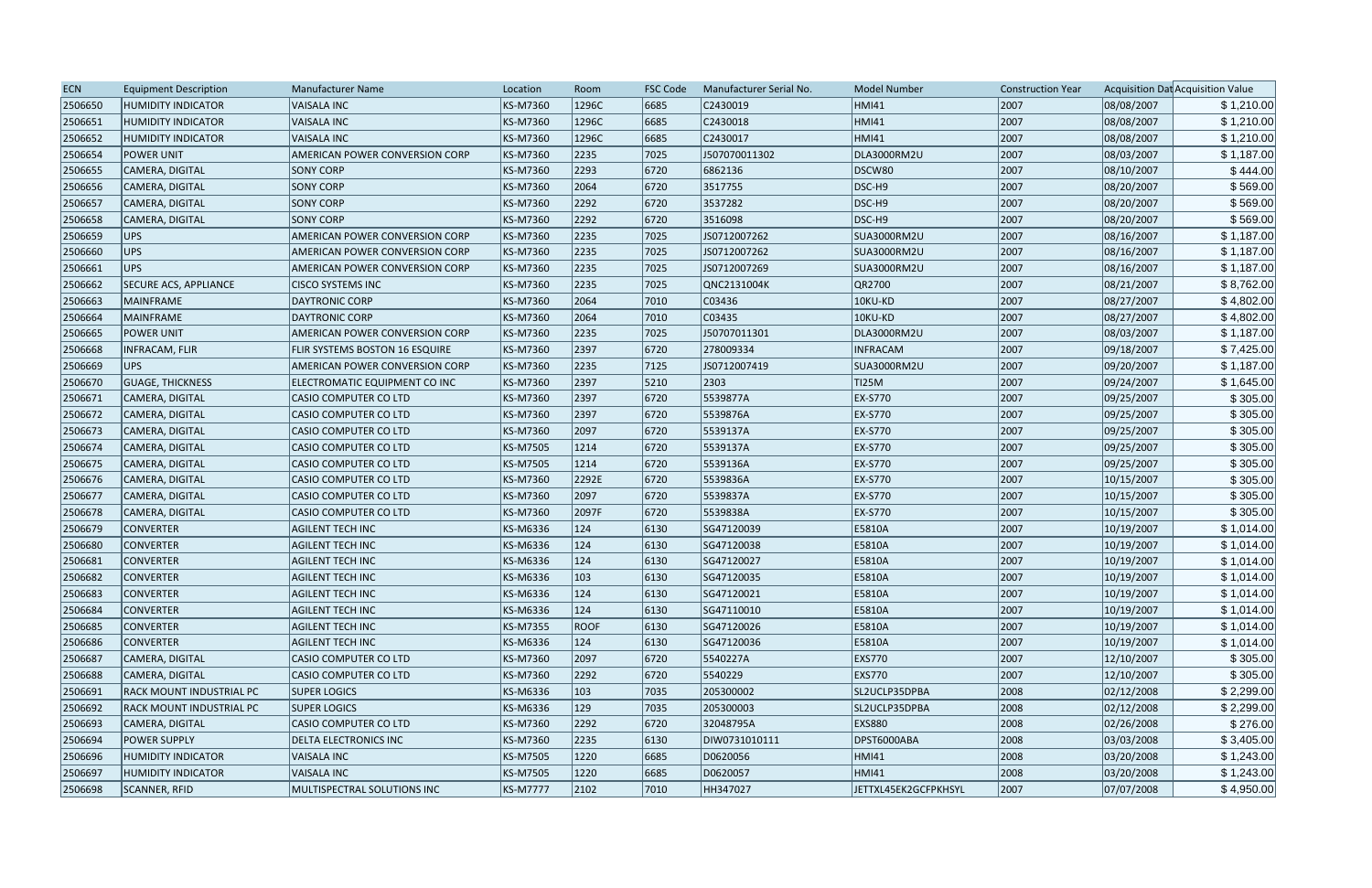| ECN | Equipment Description | Manufacturer Name | Location | Room | FSC Code | Manufacturer Serial No. | Model Number | Construction Year | Acquisition Dat | Acquisition Value |
|---|---|---|---|---|---|---|---|---|---|---|
| 2506650 | HUMIDITY INDICATOR | VAISALA INC | KS-M7360 | 1296C | 6685 | C2430019 | HMI41 | 2007 | 08/08/2007 | $ 1,210.00 |
| 2506651 | HUMIDITY INDICATOR | VAISALA INC | KS-M7360 | 1296C | 6685 | C2430018 | HMI41 | 2007 | 08/08/2007 | $ 1,210.00 |
| 2506652 | HUMIDITY INDICATOR | VAISALA INC | KS-M7360 | 1296C | 6685 | C2430017 | HMI41 | 2007 | 08/08/2007 | $ 1,210.00 |
| 2506654 | POWER UNIT | AMERICAN POWER CONVERSION CORP | KS-M7360 | 2235 | 7025 | JS07070011302 | DLA3000RM2U | 2007 | 08/03/2007 | $ 1,187.00 |
| 2506655 | CAMERA, DIGITAL | SONY CORP | KS-M7360 | 2293 | 6720 | 6862136 | DSCW80 | 2007 | 08/10/2007 | $ 444.00 |
| 2506656 | CAMERA, DIGITAL | SONY CORP | KS-M7360 | 2064 | 6720 | 3517755 | DSC-H9 | 2007 | 08/20/2007 | $ 569.00 |
| 2506657 | CAMERA, DIGITAL | SONY CORP | KS-M7360 | 2292 | 6720 | 3537282 | DSC-H9 | 2007 | 08/20/2007 | $ 569.00 |
| 2506658 | CAMERA, DIGITAL | SONY CORP | KS-M7360 | 2292 | 6720 | 3516098 | DSC-H9 | 2007 | 08/20/2007 | $ 569.00 |
| 2506659 | UPS | AMERICAN POWER CONVERSION CORP | KS-M7360 | 2235 | 7025 | JS0712007262 | SUA3000RM2U | 2007 | 08/16/2007 | $ 1,187.00 |
| 2506660 | UPS | AMERICAN POWER CONVERSION CORP | KS-M7360 | 2235 | 7025 | JS0712007262 | SUA3000RM2U | 2007 | 08/16/2007 | $ 1,187.00 |
| 2506661 | UPS | AMERICAN POWER CONVERSION CORP | KS-M7360 | 2235 | 7025 | JS0712007269 | SUA3000RM2U | 2007 | 08/16/2007 | $ 1,187.00 |
| 2506662 | SECURE ACS, APPLIANCE | CISCO SYSTEMS INC | KS-M7360 | 2235 | 7025 | QNC2131004K | QR2700 | 2007 | 08/21/2007 | $ 8,762.00 |
| 2506663 | MAINFRAME | DAYTRONIC CORP | KS-M7360 | 2064 | 7010 | C03436 | 10KU-KD | 2007 | 08/27/2007 | $ 4,802.00 |
| 2506664 | MAINFRAME | DAYTRONIC CORP | KS-M7360 | 2064 | 7010 | C03435 | 10KU-KD | 2007 | 08/27/2007 | $ 4,802.00 |
| 2506665 | POWER UNIT | AMERICAN POWER CONVERSION CORP | KS-M7360 | 2235 | 7025 | JS07070011301 | DLA3000RM2U | 2007 | 08/03/2007 | $ 1,187.00 |
| 2506668 | INFRACAM, FLIR | FLIR SYSTEMS BOSTON 16 ESQUIRE | KS-M7360 | 2397 | 6720 | 278009334 | INFRACAM | 2007 | 09/18/2007 | $ 7,425.00 |
| 2506669 | UPS | AMERICAN POWER CONVERSION CORP | KS-M7360 | 2235 | 7125 | JS0712007419 | SUA3000RM2U | 2007 | 09/20/2007 | $ 1,187.00 |
| 2506670 | GUAGE, THICKNESS | ELECTROMATIC EQUIPMENT CO INC | KS-M7360 | 2397 | 5210 | 2303 | TI25M | 2007 | 09/24/2007 | $ 1,645.00 |
| 2506671 | CAMERA, DIGITAL | CASIO COMPUTER CO LTD | KS-M7360 | 2397 | 6720 | 5539877A | EX-S770 | 2007 | 09/25/2007 | $ 305.00 |
| 2506672 | CAMERA, DIGITAL | CASIO COMPUTER CO LTD | KS-M7360 | 2397 | 6720 | 5539876A | EX-S770 | 2007 | 09/25/2007 | $ 305.00 |
| 2506673 | CAMERA, DIGITAL | CASIO COMPUTER CO LTD | KS-M7360 | 2097 | 6720 | 5539137A | EX-S770 | 2007 | 09/25/2007 | $ 305.00 |
| 2506674 | CAMERA, DIGITAL | CASIO COMPUTER CO LTD | KS-M7505 | 1214 | 6720 | 5539137A | EX-S770 | 2007 | 09/25/2007 | $ 305.00 |
| 2506675 | CAMERA, DIGITAL | CASIO COMPUTER CO LTD | KS-M7505 | 1214 | 6720 | 5539136A | EX-S770 | 2007 | 09/25/2007 | $ 305.00 |
| 2506676 | CAMERA, DIGITAL | CASIO COMPUTER CO LTD | KS-M7360 | 2292E | 6720 | 5539836A | EX-S770 | 2007 | 10/15/2007 | $ 305.00 |
| 2506677 | CAMERA, DIGITAL | CASIO COMPUTER CO LTD | KS-M7360 | 2097 | 6720 | 5539837A | EX-S770 | 2007 | 10/15/2007 | $ 305.00 |
| 2506678 | CAMERA, DIGITAL | CASIO COMPUTER CO LTD | KS-M7360 | 2097F | 6720 | 5539838A | EX-S770 | 2007 | 10/15/2007 | $ 305.00 |
| 2506679 | CONVERTER | AGILENT TECH INC | KS-M6336 | 124 | 6130 | SG47120039 | E5810A | 2007 | 10/19/2007 | $ 1,014.00 |
| 2506680 | CONVERTER | AGILENT TECH INC | KS-M6336 | 124 | 6130 | SG47120038 | E5810A | 2007 | 10/19/2007 | $ 1,014.00 |
| 2506681 | CONVERTER | AGILENT TECH INC | KS-M6336 | 124 | 6130 | SG47120027 | E5810A | 2007 | 10/19/2007 | $ 1,014.00 |
| 2506682 | CONVERTER | AGILENT TECH INC | KS-M6336 | 103 | 6130 | SG47120035 | E5810A | 2007 | 10/19/2007 | $ 1,014.00 |
| 2506683 | CONVERTER | AGILENT TECH INC | KS-M6336 | 124 | 6130 | SG47120021 | E5810A | 2007 | 10/19/2007 | $ 1,014.00 |
| 2506684 | CONVERTER | AGILENT TECH INC | KS-M6336 | 124 | 6130 | SG47110010 | E5810A | 2007 | 10/19/2007 | $ 1,014.00 |
| 2506685 | CONVERTER | AGILENT TECH INC | KS-M7355 | ROOF | 6130 | SG47120026 | E5810A | 2007 | 10/19/2007 | $ 1,014.00 |
| 2506686 | CONVERTER | AGILENT TECH INC | KS-M6336 | 124 | 6130 | SG47120036 | E5810A | 2007 | 10/19/2007 | $ 1,014.00 |
| 2506687 | CAMERA, DIGITAL | CASIO COMPUTER CO LTD | KS-M7360 | 2097 | 6720 | 5540227A | EXS770 | 2007 | 12/10/2007 | $ 305.00 |
| 2506688 | CAMERA, DIGITAL | CASIO COMPUTER CO LTD | KS-M7360 | 2292 | 6720 | 5540229 | EXS770 | 2007 | 12/10/2007 | $ 305.00 |
| 2506691 | RACK MOUNT INDUSTRIAL PC | SUPER LOGICS | KS-M6336 | 103 | 7035 | 205300002 | SL2UCLP35DPBA | 2008 | 02/12/2008 | $ 2,299.00 |
| 2506692 | RACK MOUNT INDUSTRIAL PC | SUPER LOGICS | KS-M6336 | 129 | 7035 | 205300003 | SL2UCLP35DPBA | 2008 | 02/12/2008 | $ 2,299.00 |
| 2506693 | CAMERA, DIGITAL | CASIO COMPUTER CO LTD | KS-M7360 | 2292 | 6720 | 32048795A | EXS880 | 2008 | 02/26/2008 | $ 276.00 |
| 2506694 | POWER SUPPLY | DELTA ELECTRONICS INC | KS-M7360 | 2235 | 6130 | DIW0731010111 | DPST6000ABA | 2008 | 03/03/2008 | $ 3,405.00 |
| 2506696 | HUMIDITY INDICATOR | VAISALA INC | KS-M7505 | 1220 | 6685 | D0620056 | HMI41 | 2008 | 03/20/2008 | $ 1,243.00 |
| 2506697 | HUMIDITY INDICATOR | VAISALA INC | KS-M7505 | 1220 | 6685 | D0620057 | HMI41 | 2008 | 03/20/2008 | $ 1,243.00 |
| 2506698 | SCANNER, RFID | MULTISPECTRAL SOLUTIONS INC | KS-M7777 | 2102 | 7010 | HH347027 | JETTXL45EK2GCFPKHSYL | 2007 | 07/07/2008 | $ 4,950.00 |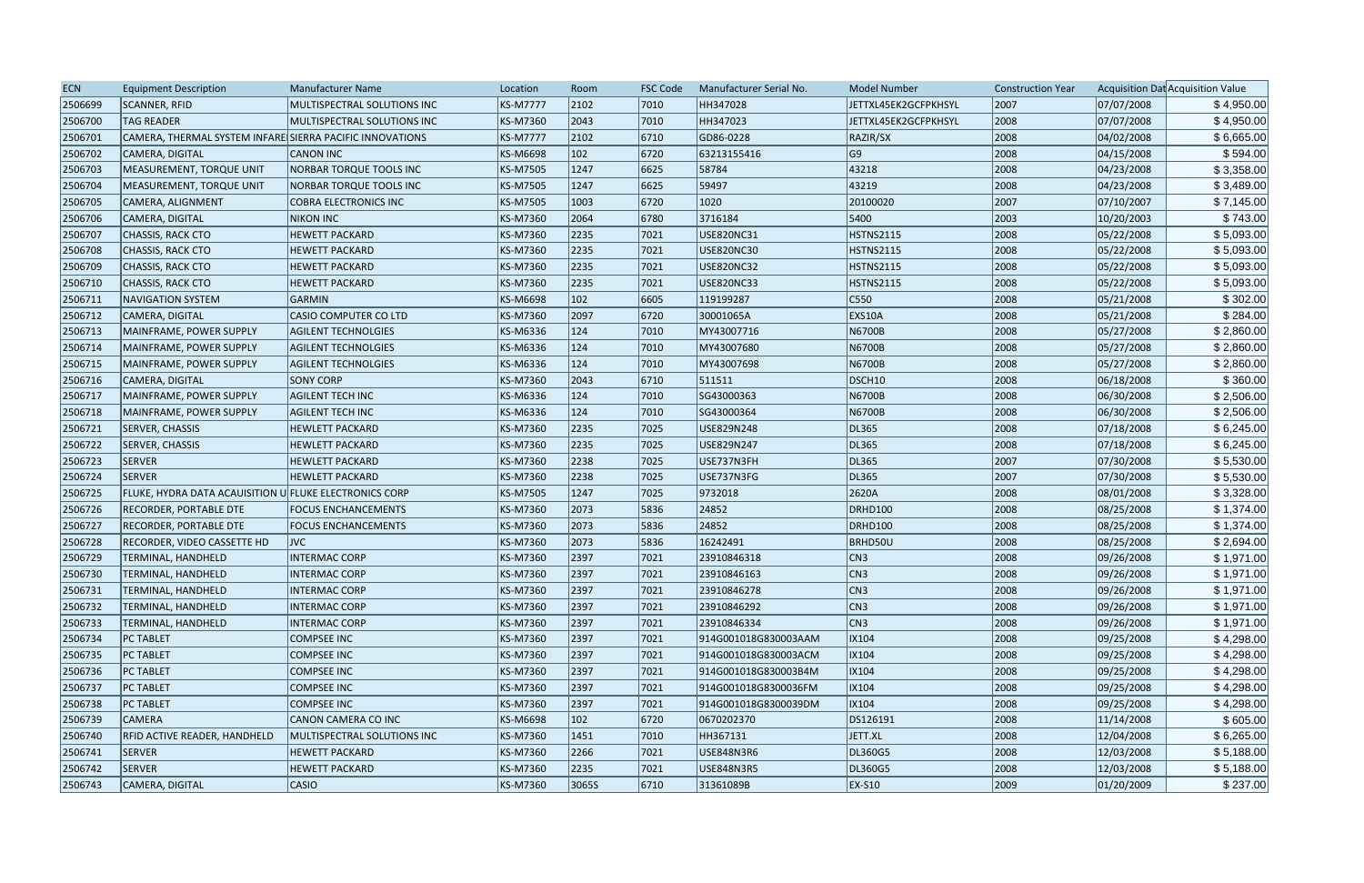| ECN | Equipment Description | Manufacturer Name | Location | Room | FSC Code | Manufacturer Serial No. | Model Number | Construction Year | Acquisition Dat | Acquisition Value |
|---|---|---|---|---|---|---|---|---|---|---|
| 2506699 | SCANNER, RFID | MULTISPECTRAL SOLUTIONS INC | KS-M7777 | 2102 | 7010 | HH347028 | JETTXL45EK2GCFPKHSYL | 2007 | 07/07/2008 | $ 4,950.00 |
| 2506700 | TAG READER | MULTISPECTRAL SOLUTIONS INC | KS-M7360 | 2043 | 7010 | HH347023 | JETTXL45EK2GCFPKHSYL | 2008 | 07/07/2008 | $ 4,950.00 |
| 2506701 | CAMERA, THERMAL SYSTEM INFARE | SIERRA PACIFIC INNOVATIONS | KS-M7777 | 2102 | 6710 | GD86-0228 | RAZIR/SX | 2008 | 04/02/2008 | $ 6,665.00 |
| 2506702 | CAMERA, DIGITAL | CANON INC | KS-M6698 | 102 | 6720 | 63213155416 | G9 | 2008 | 04/15/2008 | $ 594.00 |
| 2506703 | MEASUREMENT, TORQUE UNIT | NORBAR TORQUE TOOLS INC | KS-M7505 | 1247 | 6625 | 58784 | 43218 | 2008 | 04/23/2008 | $ 3,358.00 |
| 2506704 | MEASUREMENT, TORQUE UNIT | NORBAR TORQUE TOOLS INC | KS-M7505 | 1247 | 6625 | 59497 | 43219 | 2008 | 04/23/2008 | $ 3,489.00 |
| 2506705 | CAMERA, ALIGNMENT | COBRA ELECTRONICS INC | KS-M7505 | 1003 | 6720 | 1020 | 20100020 | 2007 | 07/10/2007 | $ 7,145.00 |
| 2506706 | CAMERA, DIGITAL | NIKON INC | KS-M7360 | 2064 | 6780 | 3716184 | 5400 | 2003 | 10/20/2003 | $ 743.00 |
| 2506707 | CHASSIS, RACK CTO | HEWETT PACKARD | KS-M7360 | 2235 | 7021 | USE820NC31 | HSTNS2115 | 2008 | 05/22/2008 | $ 5,093.00 |
| 2506708 | CHASSIS, RACK CTO | HEWETT PACKARD | KS-M7360 | 2235 | 7021 | USE820NC30 | HSTNS2115 | 2008 | 05/22/2008 | $ 5,093.00 |
| 2506709 | CHASSIS, RACK CTO | HEWETT PACKARD | KS-M7360 | 2235 | 7021 | USE820NC32 | HSTNS2115 | 2008 | 05/22/2008 | $ 5,093.00 |
| 2506710 | CHASSIS, RACK CTO | HEWETT PACKARD | KS-M7360 | 2235 | 7021 | USE820NC33 | HSTNS2115 | 2008 | 05/22/2008 | $ 5,093.00 |
| 2506711 | NAVIGATION SYSTEM | GARMIN | KS-M6698 | 102 | 6605 | 119199287 | C550 | 2008 | 05/21/2008 | $ 302.00 |
| 2506712 | CAMERA, DIGITAL | CASIO COMPUTER CO LTD | KS-M7360 | 2097 | 6720 | 30001065A | EXS10A | 2008 | 05/21/2008 | $ 284.00 |
| 2506713 | MAINFRAME, POWER SUPPLY | AGILENT TECHNOLGIES | KS-M6336 | 124 | 7010 | MY43007716 | N6700B | 2008 | 05/27/2008 | $ 2,860.00 |
| 2506714 | MAINFRAME, POWER SUPPLY | AGILENT TECHNOLGIES | KS-M6336 | 124 | 7010 | MY43007680 | N6700B | 2008 | 05/27/2008 | $ 2,860.00 |
| 2506715 | MAINFRAME, POWER SUPPLY | AGILENT TECHNOLGIES | KS-M6336 | 124 | 7010 | MY43007698 | N6700B | 2008 | 05/27/2008 | $ 2,860.00 |
| 2506716 | CAMERA, DIGITAL | SONY CORP | KS-M7360 | 2043 | 6710 | 511511 | DSCH10 | 2008 | 06/18/2008 | $ 360.00 |
| 2506717 | MAINFRAME, POWER SUPPLY | AGILENT TECH INC | KS-M6336 | 124 | 7010 | SG43000363 | N6700B | 2008 | 06/30/2008 | $ 2,506.00 |
| 2506718 | MAINFRAME, POWER SUPPLY | AGILENT TECH INC | KS-M6336 | 124 | 7010 | SG43000364 | N6700B | 2008 | 06/30/2008 | $ 2,506.00 |
| 2506721 | SERVER, CHASSIS | HEWLETT PACKARD | KS-M7360 | 2235 | 7025 | USE829N248 | DL365 | 2008 | 07/18/2008 | $ 6,245.00 |
| 2506722 | SERVER, CHASSIS | HEWLETT PACKARD | KS-M7360 | 2235 | 7025 | USE829N247 | DL365 | 2008 | 07/18/2008 | $ 6,245.00 |
| 2506723 | SERVER | HEWLETT PACKARD | KS-M7360 | 2238 | 7025 | USE737N3FH | DL365 | 2007 | 07/30/2008 | $ 5,530.00 |
| 2506724 | SERVER | HEWLETT PACKARD | KS-M7360 | 2238 | 7025 | USE737N3FG | DL365 | 2007 | 07/30/2008 | $ 5,530.00 |
| 2506725 | FLUKE, HYDRA DATA ACAUISITION U | FLUKE ELECTRONICS CORP | KS-M7505 | 1247 | 7025 | 9732018 | 2620A | 2008 | 08/01/2008 | $ 3,328.00 |
| 2506726 | RECORDER, PORTABLE DTE | FOCUS ENCHANCEMENTS | KS-M7360 | 2073 | 5836 | 24852 | DRHD100 | 2008 | 08/25/2008 | $ 1,374.00 |
| 2506727 | RECORDER, PORTABLE DTE | FOCUS ENCHANCEMENTS | KS-M7360 | 2073 | 5836 | 24852 | DRHD100 | 2008 | 08/25/2008 | $ 1,374.00 |
| 2506728 | RECORDER, VIDEO CASSETTE HD | JVC | KS-M7360 | 2073 | 5836 | 16242491 | BRHD50U | 2008 | 08/25/2008 | $ 2,694.00 |
| 2506729 | TERMINAL, HANDHELD | INTERMAC CORP | KS-M7360 | 2397 | 7021 | 23910846318 | CN3 | 2008 | 09/26/2008 | $ 1,971.00 |
| 2506730 | TERMINAL, HANDHELD | INTERMAC CORP | KS-M7360 | 2397 | 7021 | 23910846163 | CN3 | 2008 | 09/26/2008 | $ 1,971.00 |
| 2506731 | TERMINAL, HANDHELD | INTERMAC CORP | KS-M7360 | 2397 | 7021 | 23910846278 | CN3 | 2008 | 09/26/2008 | $ 1,971.00 |
| 2506732 | TERMINAL, HANDHELD | INTERMAC CORP | KS-M7360 | 2397 | 7021 | 23910846292 | CN3 | 2008 | 09/26/2008 | $ 1,971.00 |
| 2506733 | TERMINAL, HANDHELD | INTERMAC CORP | KS-M7360 | 2397 | 7021 | 23910846334 | CN3 | 2008 | 09/26/2008 | $ 1,971.00 |
| 2506734 | PC TABLET | COMPSEE INC | KS-M7360 | 2397 | 7021 | 914G001018G830003AAM | IX104 | 2008 | 09/25/2008 | $ 4,298.00 |
| 2506735 | PC TABLET | COMPSEE INC | KS-M7360 | 2397 | 7021 | 914G001018G830003ACM | IX104 | 2008 | 09/25/2008 | $ 4,298.00 |
| 2506736 | PC TABLET | COMPSEE INC | KS-M7360 | 2397 | 7021 | 914G001018G830003B4M | IX104 | 2008 | 09/25/2008 | $ 4,298.00 |
| 2506737 | PC TABLET | COMPSEE INC | KS-M7360 | 2397 | 7021 | 914G001018G8300036FM | IX104 | 2008 | 09/25/2008 | $ 4,298.00 |
| 2506738 | PC TABLET | COMPSEE INC | KS-M7360 | 2397 | 7021 | 914G001018G8300039DM | IX104 | 2008 | 09/25/2008 | $ 4,298.00 |
| 2506739 | CAMERA | CANON CAMERA CO INC | KS-M6698 | 102 | 6720 | 0670202370 | DS126191 | 2008 | 11/14/2008 | $ 605.00 |
| 2506740 | RFID ACTIVE READER, HANDHELD | MULTISPECTRAL SOLUTIONS INC | KS-M7360 | 1451 | 7010 | HH367131 | JETT.XL | 2008 | 12/04/2008 | $ 6,265.00 |
| 2506741 | SERVER | HEWETT PACKARD | KS-M7360 | 2266 | 7021 | USE848N3R6 | DL360G5 | 2008 | 12/03/2008 | $ 5,188.00 |
| 2506742 | SERVER | HEWETT PACKARD | KS-M7360 | 2235 | 7021 | USE848N3R5 | DL360G5 | 2008 | 12/03/2008 | $ 5,188.00 |
| 2506743 | CAMERA, DIGITAL | CASIO | KS-M7360 | 3065S | 6710 | 31361089B | EX-S10 | 2009 | 01/20/2009 | $ 237.00 |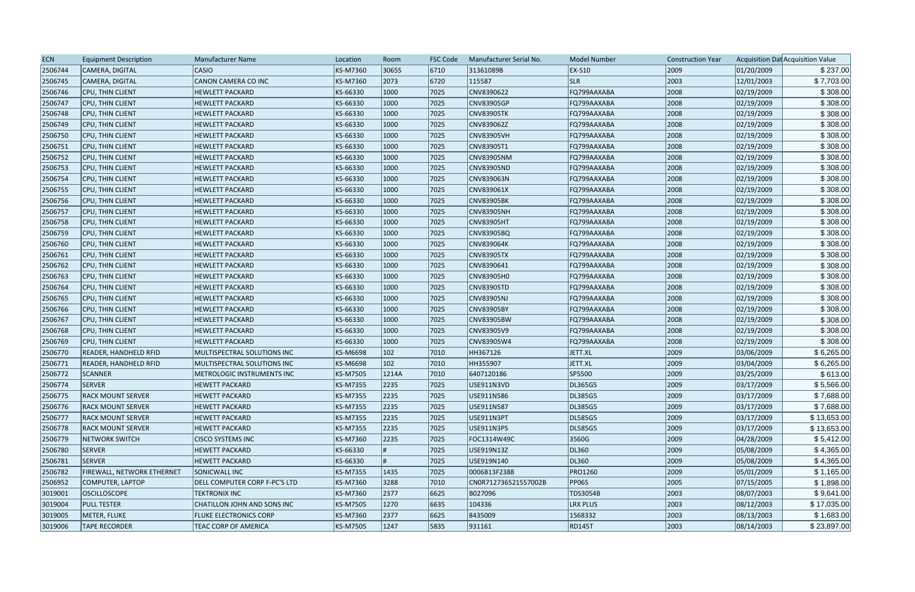| ECN | Equipment Description | Manufacturer Name | Location | Room | FSC Code | Manufacturer Serial No. | Model Number | Construction Year | Acquisition Dat | Acquisition Value |
|---|---|---|---|---|---|---|---|---|---|---|
| 2506744 | CAMERA, DIGITAL | CASIO | KS-M7360 | 3065S | 6710 | 31361089B | EX-S10 | 2009 | 01/20/2009 | $ 237.00 |
| 2506745 | CAMERA, DIGITAL | CANON CAMERA CO INC | KS-M7360 | 2073 | 6720 | 115587 | SLR | 2003 | 12/01/2003 | $ 7,703.00 |
| 2506746 | CPU, THIN CLIENT | HEWLETT PACKARD | KS-66330 | 1000 | 7025 | CNV8390622 | FQ799AAXABA | 2008 | 02/19/2009 | $ 308.00 |
| 2506747 | CPU, THIN CLIENT | HEWLETT PACKARD | KS-66330 | 1000 | 7025 | CNV83905GP | FQ799AAXABA | 2008 | 02/19/2009 | $ 308.00 |
| 2506748 | CPU, THIN CLIENT | HEWLETT PACKARD | KS-66330 | 1000 | 7025 | CNV83905TK | FQ799AAXABA | 2008 | 02/19/2009 | $ 308.00 |
| 2506749 | CPU, THIN CLIENT | HEWLETT PACKARD | KS-66330 | 1000 | 7025 | CNV839062Z | FQ799AAXABA | 2008 | 02/19/2009 | $ 308.00 |
| 2506750 | CPU, THIN CLIENT | HEWLETT PACKARD | KS-66330 | 1000 | 7025 | CNV83905VH | FQ799AAXABA | 2008 | 02/19/2009 | $ 308.00 |
| 2506751 | CPU, THIN CLIENT | HEWLETT PACKARD | KS-66330 | 1000 | 7025 | CNV83905T1 | FQ799AAXABA | 2008 | 02/19/2009 | $ 308.00 |
| 2506752 | CPU, THIN CLIENT | HEWLETT PACKARD | KS-66330 | 1000 | 7025 | CNV83905NM | FQ799AAXABA | 2008 | 02/19/2009 | $ 308.00 |
| 2506753 | CPU, THIN CLIENT | HEWLETT PACKARD | KS-66330 | 1000 | 7025 | CNV83905ND | FQ799AAXABA | 2008 | 02/19/2009 | $ 308.00 |
| 2506754 | CPU, THIN CLIENT | HEWLETT PACKARD | KS-66330 | 1000 | 7025 | CNV839063N | FQ799AAXABA | 2008 | 02/19/2009 | $ 308.00 |
| 2506755 | CPU, THIN CLIENT | HEWLETT PACKARD | KS-66330 | 1000 | 7025 | CNV839061X | FQ799AAXABA | 2008 | 02/19/2009 | $ 308.00 |
| 2506756 | CPU, THIN CLIENT | HEWLETT PACKARD | KS-66330 | 1000 | 7025 | CNV83905BK | FQ799AAXABA | 2008 | 02/19/2009 | $ 308.00 |
| 2506757 | CPU, THIN CLIENT | HEWLETT PACKARD | KS-66330 | 1000 | 7025 | CNV83905NH | FQ799AAXABA | 2008 | 02/19/2009 | $ 308.00 |
| 2506758 | CPU, THIN CLIENT | HEWLETT PACKARD | KS-66330 | 1000 | 7025 | CNV83905HT | FQ799AAXABA | 2008 | 02/19/2009 | $ 308.00 |
| 2506759 | CPU, THIN CLIENT | HEWLETT PACKARD | KS-66330 | 1000 | 7025 | CNV83905BQ | FQ799AAXABA | 2008 | 02/19/2009 | $ 308.00 |
| 2506760 | CPU, THIN CLIENT | HEWLETT PACKARD | KS-66330 | 1000 | 7025 | CNV839064K | FQ799AAXABA | 2008 | 02/19/2009 | $ 308.00 |
| 2506761 | CPU, THIN CLIENT | HEWLETT PACKARD | KS-66330 | 1000 | 7025 | CNV83905TX | FQ799AAXABA | 2008 | 02/19/2009 | $ 308.00 |
| 2506762 | CPU, THIN CLIENT | HEWLETT PACKARD | KS-66330 | 1000 | 7025 | CNV8390641 | FQ799AAXABA | 2008 | 02/19/2009 | $ 308.00 |
| 2506763 | CPU, THIN CLIENT | HEWLETT PACKARD | KS-66330 | 1000 | 7025 | CNV83905H0 | FQ799AAXABA | 2008 | 02/19/2009 | $ 308.00 |
| 2506764 | CPU, THIN CLIENT | HEWLETT PACKARD | KS-66330 | 1000 | 7025 | CNV83905TD | FQ799AAXABA | 2008 | 02/19/2009 | $ 308.00 |
| 2506765 | CPU, THIN CLIENT | HEWLETT PACKARD | KS-66330 | 1000 | 7025 | CNV83905NJ | FQ799AAXABA | 2008 | 02/19/2009 | $ 308.00 |
| 2506766 | CPU, THIN CLIENT | HEWLETT PACKARD | KS-66330 | 1000 | 7025 | CNV83905BY | FQ799AAXABA | 2008 | 02/19/2009 | $ 308.00 |
| 2506767 | CPU, THIN CLIENT | HEWLETT PACKARD | KS-66330 | 1000 | 7025 | CNV83905BW | FQ799AAXABA | 2008 | 02/19/2009 | $ 308.00 |
| 2506768 | CPU, THIN CLIENT | HEWLETT PACKARD | KS-66330 | 1000 | 7025 | CNV83905V9 | FQ799AAXABA | 2008 | 02/19/2009 | $ 308.00 |
| 2506769 | CPU, THIN CLIENT | HEWLETT PACKARD | KS-66330 | 1000 | 7025 | CNV83905W4 | FQ799AAXABA | 2008 | 02/19/2009 | $ 308.00 |
| 2506770 | READER, HANDHELD RFID | MULTISPECTRAL SOLUTIONS INC | KS-M6698 | 102 | 7010 | HH367126 | JETT.XL | 2009 | 03/06/2009 | $ 6,265.00 |
| 2506771 | READER, HANDHELD RFID | MULTISPECTRAL SOLUTIONS INC | KS-M6698 | 102 | 7010 | HH355907 | JETT.XL | 2009 | 03/04/2009 | $ 6,265.00 |
| 2506772 | SCANNER | METROLOGIC INSTRUMENTS INC | KS-M7505 | 1214A | 7010 | 6407120186 | SP5500 | 2009 | 03/25/2009 | $ 613.00 |
| 2506774 | SERVER | HEWETT PACKARD | KS-M7355 | 2235 | 7025 | USE911N3VD | DL365G5 | 2009 | 03/17/2009 | $ 5,566.00 |
| 2506775 | RACK MOUNT SERVER | HEWETT PACKARD | KS-M7355 | 2235 | 7025 | USE911N586 | DL385G5 | 2009 | 03/17/2009 | $ 7,688.00 |
| 2506776 | RACK MOUNT SERVER | HEWETT PACKARD | KS-M7355 | 2235 | 7025 | USE911N587 | DL385G5 | 2009 | 03/17/2009 | $ 7,688.00 |
| 2506777 | RACK MOUNT SERVER | HEWETT PACKARD | KS-M7355 | 2235 | 7025 | USE911N3PT | DL585G5 | 2009 | 03/17/2009 | $ 13,653.00 |
| 2506778 | RACK MOUNT SERVER | HEWETT PACKARD | KS-M7355 | 2235 | 7025 | USE911N3PS | DL585G5 | 2009 | 03/17/2009 | $ 13,653.00 |
| 2506779 | NETWORK SWITCH | CISCO SYSTEMS INC | KS-M7360 | 2235 | 7025 | FOC1314W49C | 3560G | 2009 | 04/28/2009 | $ 5,412.00 |
| 2506780 | SERVER | HEWETT PACKARD | KS-66330 | # | 7025 | USE919N13Z | DL360 | 2009 | 05/08/2009 | $ 4,365.00 |
| 2506781 | SERVER | HEWETT PACKARD | KS-66330 | # | 7025 | USE919N140 | DL360 | 2009 | 05/08/2009 | $ 4,365.00 |
| 2506782 | FIREWALL, NETWORK ETHERNET | SONICWALL INC | KS-M7355 | 1435 | 7025 | 0006B13F2388 | PRO1260 | 2009 | 05/01/2009 | $ 1,165.00 |
| 2506952 | COMPUTER, LAPTOP | DELL COMPUTER CORP F-PC'S LTD | KS-M7360 | 3288 | 7010 | CN0R712736521557002B | PP06S | 2005 | 07/15/2005 | $ 1,898.00 |
| 3019001 | OSCILLOSCOPE | TEKTRONIX INC | KS-M7360 | 2377 | 6625 | B027096 | TDS3054B | 2003 | 08/07/2003 | $ 9,641.00 |
| 3019004 | PULL TESTER | CHATILLON JOHN AND SONS INC | KS-M7505 | 1270 | 6635 | 104336 | LRX PLUS | 2003 | 08/12/2003 | $ 17,035.00 |
| 3019005 | METER, FLUKE | FLUKE ELECTRONICS CORP | KS-M7360 | 2377 | 6625 | 8435009 | 1568332 | 2003 | 08/13/2003 | $ 1,683.00 |
| 3019006 | TAPE RECORDER | TEAC CORP OF AMERICA | KS-M7505 | 1247 | 5835 | 931161 | RD145T | 2003 | 08/14/2003 | $ 23,897.00 |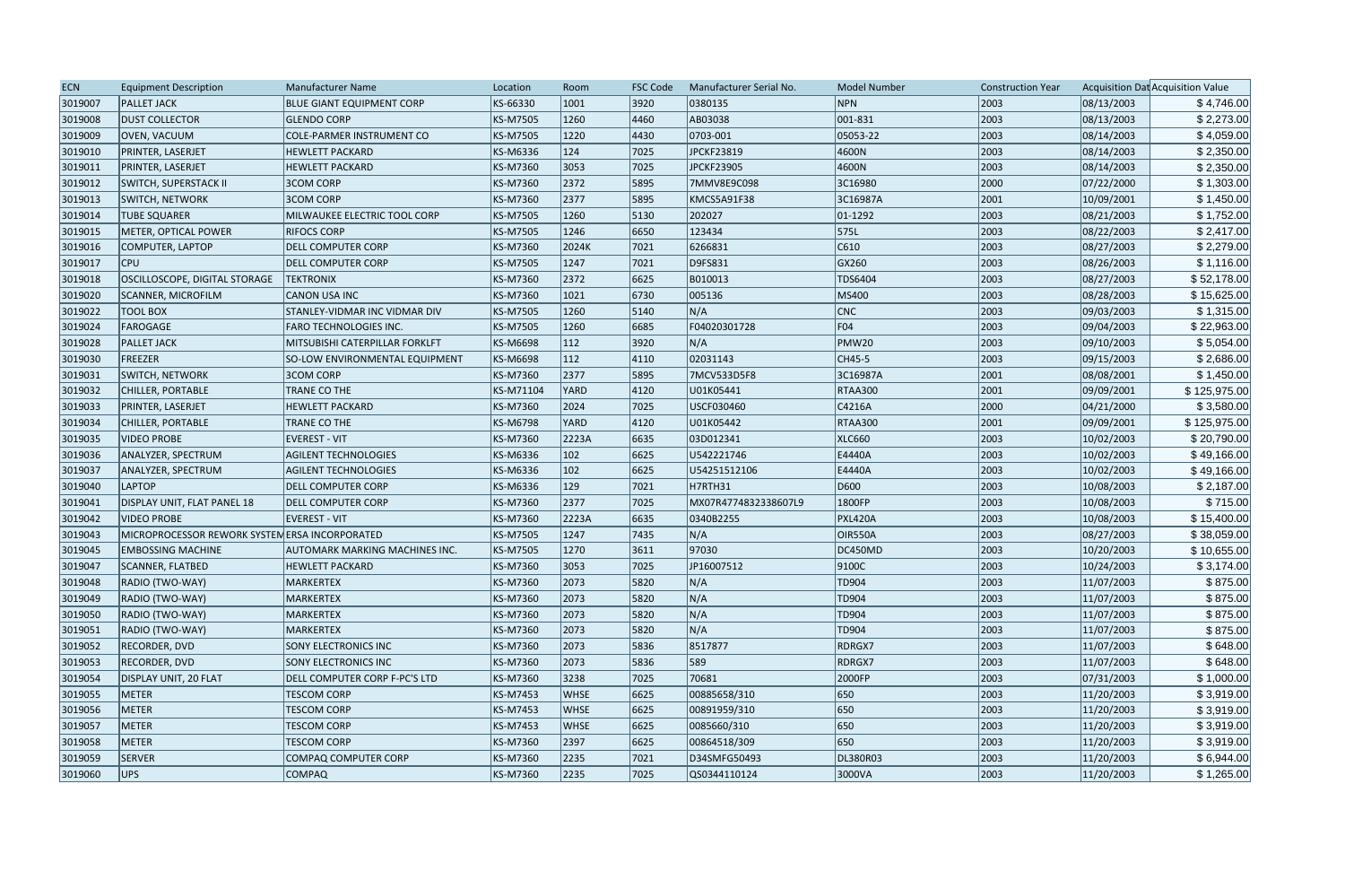| ECN | Equipment Description | Manufacturer Name | Location | Room | FSC Code | Manufacturer Serial No. | Model Number | Construction Year | Acquisition Dat | Acquisition Value |
|---|---|---|---|---|---|---|---|---|---|---|
| 3019007 | PALLET JACK | BLUE GIANT EQUIPMENT CORP | KS-66330 | 1001 | 3920 | 0380135 | NPN | 2003 | 08/13/2003 | $ 4,746.00 |
| 3019008 | DUST COLLECTOR | GLENDO CORP | KS-M7505 | 1260 | 4460 | AB03038 | 001-831 | 2003 | 08/13/2003 | $ 2,273.00 |
| 3019009 | OVEN, VACUUM | COLE-PARMER INSTRUMENT CO | KS-M7505 | 1220 | 4430 | 0703-001 | 05053-22 | 2003 | 08/14/2003 | $ 4,059.00 |
| 3019010 | PRINTER, LASERJET | HEWLETT PACKARD | KS-M6336 | 124 | 7025 | JPCKF23819 | 4600N | 2003 | 08/14/2003 | $ 2,350.00 |
| 3019011 | PRINTER, LASERJET | HEWLETT PACKARD | KS-M7360 | 3053 | 7025 | JPCKF23905 | 4600N | 2003 | 08/14/2003 | $ 2,350.00 |
| 3019012 | SWITCH, SUPERSTACK II | 3COM CORP | KS-M7360 | 2372 | 5895 | 7MMV8E9C098 | 3C16980 | 2000 | 07/22/2000 | $ 1,303.00 |
| 3019013 | SWITCH, NETWORK | 3COM CORP | KS-M7360 | 2377 | 5895 | KMCS5A91F38 | 3C16987A | 2001 | 10/09/2001 | $ 1,450.00 |
| 3019014 | TUBE SQUARER | MILWAUKEE ELECTRIC TOOL CORP | KS-M7505 | 1260 | 5130 | 202027 | 01-1292 | 2003 | 08/21/2003 | $ 1,752.00 |
| 3019015 | METER, OPTICAL POWER | RIFOCS CORP | KS-M7505 | 1246 | 6650 | 123434 | 575L | 2003 | 08/22/2003 | $ 2,417.00 |
| 3019016 | COMPUTER, LAPTOP | DELL COMPUTER CORP | KS-M7360 | 2024K | 7021 | 6266831 | C610 | 2003 | 08/27/2003 | $ 2,279.00 |
| 3019017 | CPU | DELL COMPUTER CORP | KS-M7505 | 1247 | 7021 | D9FS831 | GX260 | 2003 | 08/26/2003 | $ 1,116.00 |
| 3019018 | OSCILLOSCOPE, DIGITAL STORAGE | TEKTRONIX | KS-M7360 | 2372 | 6625 | B010013 | TDS6404 | 2003 | 08/27/2003 | $ 52,178.00 |
| 3019020 | SCANNER, MICROFILM | CANON USA INC | KS-M7360 | 1021 | 6730 | 005136 | MS400 | 2003 | 08/28/2003 | $ 15,625.00 |
| 3019022 | TOOL BOX | STANLEY-VIDMAR INC VIDMAR DIV | KS-M7505 | 1260 | 5140 | N/A | CNC | 2003 | 09/03/2003 | $ 1,315.00 |
| 3019024 | FAROGAGE | FARO TECHNOLOGIES INC. | KS-M7505 | 1260 | 6685 | F04020301728 | F04 | 2003 | 09/04/2003 | $ 22,963.00 |
| 3019028 | PALLET JACK | MITSUBISHI CATERPILLAR FORKLFT | KS-M6698 | 112 | 3920 | N/A | PMW20 | 2003 | 09/10/2003 | $ 5,054.00 |
| 3019030 | FREEZER | SO-LOW ENVIRONMENTAL EQUIPMENT | KS-M6698 | 112 | 4110 | 02031143 | CH45-5 | 2003 | 09/15/2003 | $ 2,686.00 |
| 3019031 | SWITCH, NETWORK | 3COM CORP | KS-M7360 | 2377 | 5895 | 7MCV533D5F8 | 3C16987A | 2001 | 08/08/2001 | $ 1,450.00 |
| 3019032 | CHILLER, PORTABLE | TRANE CO THE | KS-M71104 | YARD | 4120 | U01K05441 | RTAA300 | 2001 | 09/09/2001 | $ 125,975.00 |
| 3019033 | PRINTER, LASERJET | HEWLETT PACKARD | KS-M7360 | 2024 | 7025 | USCF030460 | C4216A | 2000 | 04/21/2000 | $ 3,580.00 |
| 3019034 | CHILLER, PORTABLE | TRANE CO THE | KS-M6798 | YARD | 4120 | U01K05442 | RTAA300 | 2001 | 09/09/2001 | $ 125,975.00 |
| 3019035 | VIDEO PROBE | EVEREST - VIT | KS-M7360 | 2223A | 6635 | 03D012341 | XLC660 | 2003 | 10/02/2003 | $ 20,790.00 |
| 3019036 | ANALYZER, SPECTRUM | AGILENT TECHNOLOGIES | KS-M6336 | 102 | 6625 | U542221746 | E4440A | 2003 | 10/02/2003 | $ 49,166.00 |
| 3019037 | ANALYZER, SPECTRUM | AGILENT TECHNOLOGIES | KS-M6336 | 102 | 6625 | U54251512106 | E4440A | 2003 | 10/02/2003 | $ 49,166.00 |
| 3019040 | LAPTOP | DELL COMPUTER CORP | KS-M6336 | 129 | 7021 | H7RTH31 | D600 | 2003 | 10/08/2003 | $ 2,187.00 |
| 3019041 | DISPLAY UNIT, FLAT PANEL 18 | DELL COMPUTER CORP | KS-M7360 | 2377 | 7025 | MX07R4774832338607L9 | 1800FP | 2003 | 10/08/2003 | $ 715.00 |
| 3019042 | VIDEO PROBE | EVEREST - VIT | KS-M7360 | 2223A | 6635 | 0340B2255 | PXL420A | 2003 | 10/08/2003 | $ 15,400.00 |
| 3019043 | MICROPROCESSOR REWORK SYSTEM | ERSA INCORPORATED | KS-M7505 | 1247 | 7435 | N/A | OIR550A | 2003 | 08/27/2003 | $ 38,059.00 |
| 3019045 | EMBOSSING MACHINE | AUTOMARK MARKING MACHINES INC. | KS-M7505 | 1270 | 3611 | 97030 | DC450MD | 2003 | 10/20/2003 | $ 10,655.00 |
| 3019047 | SCANNER, FLATBED | HEWLETT PACKARD | KS-M7360 | 3053 | 7025 | JP16007512 | 9100C | 2003 | 10/24/2003 | $ 3,174.00 |
| 3019048 | RADIO (TWO-WAY) | MARKERTEX | KS-M7360 | 2073 | 5820 | N/A | TD904 | 2003 | 11/07/2003 | $ 875.00 |
| 3019049 | RADIO (TWO-WAY) | MARKERTEX | KS-M7360 | 2073 | 5820 | N/A | TD904 | 2003 | 11/07/2003 | $ 875.00 |
| 3019050 | RADIO (TWO-WAY) | MARKERTEX | KS-M7360 | 2073 | 5820 | N/A | TD904 | 2003 | 11/07/2003 | $ 875.00 |
| 3019051 | RADIO (TWO-WAY) | MARKERTEX | KS-M7360 | 2073 | 5820 | N/A | TD904 | 2003 | 11/07/2003 | $ 875.00 |
| 3019052 | RECORDER, DVD | SONY ELECTRONICS INC | KS-M7360 | 2073 | 5836 | 8517877 | RDRGX7 | 2003 | 11/07/2003 | $ 648.00 |
| 3019053 | RECORDER, DVD | SONY ELECTRONICS INC | KS-M7360 | 2073 | 5836 | 589 | RDRGX7 | 2003 | 11/07/2003 | $ 648.00 |
| 3019054 | DISPLAY UNIT, 20 FLAT | DELL COMPUTER CORP F-PC'S LTD | KS-M7360 | 3238 | 7025 | 70681 | 2000FP | 2003 | 07/31/2003 | $ 1,000.00 |
| 3019055 | METER | TESCOM CORP | KS-M7453 | WHSE | 6625 | 00885658/310 | 650 | 2003 | 11/20/2003 | $ 3,919.00 |
| 3019056 | METER | TESCOM CORP | KS-M7453 | WHSE | 6625 | 00891959/310 | 650 | 2003 | 11/20/2003 | $ 3,919.00 |
| 3019057 | METER | TESCOM CORP | KS-M7453 | WHSE | 6625 | 0085660/310 | 650 | 2003 | 11/20/2003 | $ 3,919.00 |
| 3019058 | METER | TESCOM CORP | KS-M7360 | 2397 | 6625 | 00864518/309 | 650 | 2003 | 11/20/2003 | $ 3,919.00 |
| 3019059 | SERVER | COMPAQ COMPUTER CORP | KS-M7360 | 2235 | 7021 | D34SMFG50493 | DL380R03 | 2003 | 11/20/2003 | $ 6,944.00 |
| 3019060 | UPS | COMPAQ | KS-M7360 | 2235 | 7025 | QS0344110124 | 3000VA | 2003 | 11/20/2003 | $ 1,265.00 |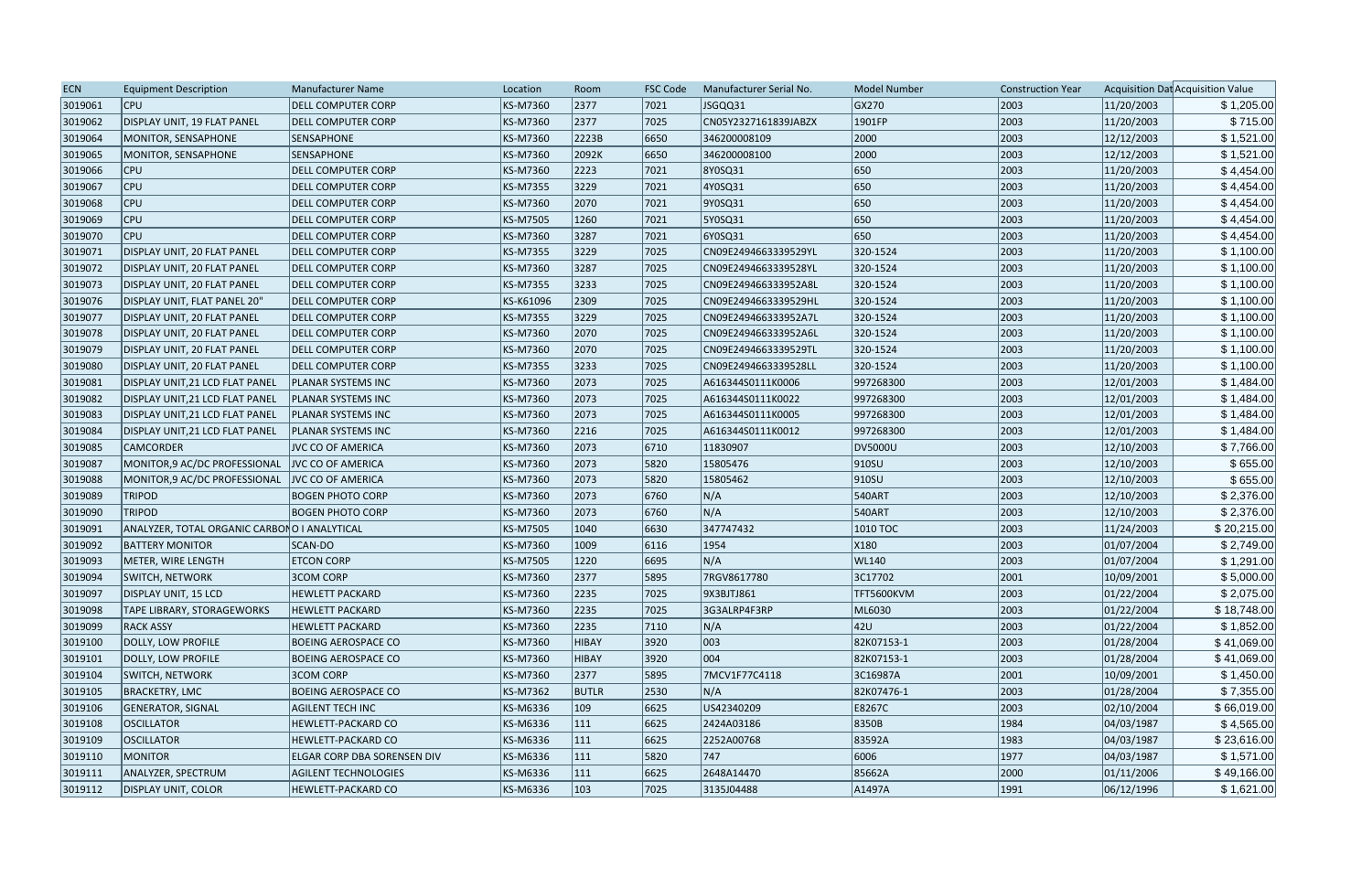| ECN | Equipment Description | Manufacturer Name | Location | Room | FSC Code | Manufacturer Serial No. | Model Number | Construction Year | Acquisition Dat | Acquisition Value |
|---|---|---|---|---|---|---|---|---|---|---|
| 3019061 | CPU | DELL COMPUTER CORP | KS-M7360 | 2377 | 7021 | JSGQQ31 | GX270 | 2003 | 11/20/2003 | $ 1,205.00 |
| 3019062 | DISPLAY UNIT, 19 FLAT PANEL | DELL COMPUTER CORP | KS-M7360 | 2377 | 7025 | CN05Y2327161839JABZX | 1901FP | 2003 | 11/20/2003 | $ 715.00 |
| 3019064 | MONITOR, SENSAPHONE | SENSAPHONE | KS-M7360 | 2223B | 6650 | 346200008109 | 2000 | 2003 | 12/12/2003 | $ 1,521.00 |
| 3019065 | MONITOR, SENSAPHONE | SENSAPHONE | KS-M7360 | 2092K | 6650 | 346200008100 | 2000 | 2003 | 12/12/2003 | $ 1,521.00 |
| 3019066 | CPU | DELL COMPUTER CORP | KS-M7360 | 2223 | 7021 | 8Y0SQ31 | 650 | 2003 | 11/20/2003 | $ 4,454.00 |
| 3019067 | CPU | DELL COMPUTER CORP | KS-M7355 | 3229 | 7021 | 4Y0SQ31 | 650 | 2003 | 11/20/2003 | $ 4,454.00 |
| 3019068 | CPU | DELL COMPUTER CORP | KS-M7360 | 2070 | 7021 | 9Y0SQ31 | 650 | 2003 | 11/20/2003 | $ 4,454.00 |
| 3019069 | CPU | DELL COMPUTER CORP | KS-M7505 | 1260 | 7021 | 5Y0SQ31 | 650 | 2003 | 11/20/2003 | $ 4,454.00 |
| 3019070 | CPU | DELL COMPUTER CORP | KS-M7360 | 3287 | 7021 | 6Y0SQ31 | 650 | 2003 | 11/20/2003 | $ 4,454.00 |
| 3019071 | DISPLAY UNIT, 20 FLAT PANEL | DELL COMPUTER CORP | KS-M7355 | 3229 | 7025 | CN09E2494663339529YL | 320-1524 | 2003 | 11/20/2003 | $ 1,100.00 |
| 3019072 | DISPLAY UNIT, 20 FLAT PANEL | DELL COMPUTER CORP | KS-M7360 | 3287 | 7025 | CN09E2494663339528YL | 320-1524 | 2003 | 11/20/2003 | $ 1,100.00 |
| 3019073 | DISPLAY UNIT, 20 FLAT PANEL | DELL COMPUTER CORP | KS-M7355 | 3233 | 7025 | CN09E249466333952A8L | 320-1524 | 2003 | 11/20/2003 | $ 1,100.00 |
| 3019076 | DISPLAY UNIT, FLAT PANEL 20" | DELL COMPUTER CORP | KS-K61096 | 2309 | 7025 | CN09E2494663339529HL | 320-1524 | 2003 | 11/20/2003 | $ 1,100.00 |
| 3019077 | DISPLAY UNIT, 20 FLAT PANEL | DELL COMPUTER CORP | KS-M7355 | 3229 | 7025 | CN09E249466333952A7L | 320-1524 | 2003 | 11/20/2003 | $ 1,100.00 |
| 3019078 | DISPLAY UNIT, 20 FLAT PANEL | DELL COMPUTER CORP | KS-M7360 | 2070 | 7025 | CN09E249466333952A6L | 320-1524 | 2003 | 11/20/2003 | $ 1,100.00 |
| 3019079 | DISPLAY UNIT, 20 FLAT PANEL | DELL COMPUTER CORP | KS-M7360 | 2070 | 7025 | CN09E2494663339529TL | 320-1524 | 2003 | 11/20/2003 | $ 1,100.00 |
| 3019080 | DISPLAY UNIT, 20 FLAT PANEL | DELL COMPUTER CORP | KS-M7355 | 3233 | 7025 | CN09E2494663339528LL | 320-1524 | 2003 | 11/20/2003 | $ 1,100.00 |
| 3019081 | DISPLAY UNIT,21 LCD FLAT PANEL | PLANAR SYSTEMS INC | KS-M7360 | 2073 | 7025 | A616344S0111K0006 | 997268300 | 2003 | 12/01/2003 | $ 1,484.00 |
| 3019082 | DISPLAY UNIT,21 LCD FLAT PANEL | PLANAR SYSTEMS INC | KS-M7360 | 2073 | 7025 | A616344S0111K0022 | 997268300 | 2003 | 12/01/2003 | $ 1,484.00 |
| 3019083 | DISPLAY UNIT,21 LCD FLAT PANEL | PLANAR SYSTEMS INC | KS-M7360 | 2073 | 7025 | A616344S0111K0005 | 997268300 | 2003 | 12/01/2003 | $ 1,484.00 |
| 3019084 | DISPLAY UNIT,21 LCD FLAT PANEL | PLANAR SYSTEMS INC | KS-M7360 | 2216 | 7025 | A616344S0111K0012 | 997268300 | 2003 | 12/01/2003 | $ 1,484.00 |
| 3019085 | CAMCORDER | JVC CO OF AMERICA | KS-M7360 | 2073 | 6710 | 11830907 | DV5000U | 2003 | 12/10/2003 | $ 7,766.00 |
| 3019087 | MONITOR,9 AC/DC PROFESSIONAL | JVC CO OF AMERICA | KS-M7360 | 2073 | 5820 | 15805476 | 910SU | 2003 | 12/10/2003 | $ 655.00 |
| 3019088 | MONITOR,9 AC/DC PROFESSIONAL | JVC CO OF AMERICA | KS-M7360 | 2073 | 5820 | 15805462 | 910SU | 2003 | 12/10/2003 | $ 655.00 |
| 3019089 | TRIPOD | BOGEN PHOTO CORP | KS-M7360 | 2073 | 6760 | N/A | 540ART | 2003 | 12/10/2003 | $ 2,376.00 |
| 3019090 | TRIPOD | BOGEN PHOTO CORP | KS-M7360 | 2073 | 6760 | N/A | 540ART | 2003 | 12/10/2003 | $ 2,376.00 |
| 3019091 | ANALYZER, TOTAL ORGANIC CARBON | O I ANALYTICAL | KS-M7505 | 1040 | 6630 | 347747432 | 1010 TOC | 2003 | 11/24/2003 | $ 20,215.00 |
| 3019092 | BATTERY MONITOR | SCAN-DO | KS-M7360 | 1009 | 6116 | 1954 | X180 | 2003 | 01/07/2004 | $ 2,749.00 |
| 3019093 | METER, WIRE LENGTH | ETCON CORP | KS-M7505 | 1220 | 6695 | N/A | WL140 | 2003 | 01/07/2004 | $ 1,291.00 |
| 3019094 | SWITCH, NETWORK | 3COM CORP | KS-M7360 | 2377 | 5895 | 7RGV8617780 | 3C17702 | 2001 | 10/09/2001 | $ 5,000.00 |
| 3019097 | DISPLAY UNIT, 15 LCD | HEWLETT PACKARD | KS-M7360 | 2235 | 7025 | 9X3BJTJ861 | TFT5600KVM | 2003 | 01/22/2004 | $ 2,075.00 |
| 3019098 | TAPE LIBRARY, STORAGEWORKS | HEWLETT PACKARD | KS-M7360 | 2235 | 7025 | 3G3ALRP4F3RP | ML6030 | 2003 | 01/22/2004 | $ 18,748.00 |
| 3019099 | RACK ASSY | HEWLETT PACKARD | KS-M7360 | 2235 | 7110 | N/A | 42U | 2003 | 01/22/2004 | $ 1,852.00 |
| 3019100 | DOLLY, LOW PROFILE | BOEING AEROSPACE CO | KS-M7360 | HIBAY | 3920 | 003 | 82K07153-1 | 2003 | 01/28/2004 | $ 41,069.00 |
| 3019101 | DOLLY, LOW PROFILE | BOEING AEROSPACE CO | KS-M7360 | HIBAY | 3920 | 004 | 82K07153-1 | 2003 | 01/28/2004 | $ 41,069.00 |
| 3019104 | SWITCH, NETWORK | 3COM CORP | KS-M7360 | 2377 | 5895 | 7MCV1F77C4118 | 3C16987A | 2001 | 10/09/2001 | $ 1,450.00 |
| 3019105 | BRACKETRY, LMC | BOEING AEROSPACE CO | KS-M7362 | BUTLR | 2530 | N/A | 82K07476-1 | 2003 | 01/28/2004 | $ 7,355.00 |
| 3019106 | GENERATOR, SIGNAL | AGILENT TECH INC | KS-M6336 | 109 | 6625 | US42340209 | E8267C | 2003 | 02/10/2004 | $ 66,019.00 |
| 3019108 | OSCILLATOR | HEWLETT-PACKARD CO | KS-M6336 | 111 | 6625 | 2424A03186 | 8350B | 1984 | 04/03/1987 | $ 4,565.00 |
| 3019109 | OSCILLATOR | HEWLETT-PACKARD CO | KS-M6336 | 111 | 6625 | 2252A00768 | 83592A | 1983 | 04/03/1987 | $ 23,616.00 |
| 3019110 | MONITOR | ELGAR CORP DBA SORENSEN DIV | KS-M6336 | 111 | 5820 | 747 | 6006 | 1977 | 04/03/1987 | $ 1,571.00 |
| 3019111 | ANALYZER, SPECTRUM | AGILENT TECHNOLOGIES | KS-M6336 | 111 | 6625 | 2648A14470 | 85662A | 2000 | 01/11/2006 | $ 49,166.00 |
| 3019112 | DISPLAY UNIT, COLOR | HEWLETT-PACKARD CO | KS-M6336 | 103 | 7025 | 3135J04488 | A1497A | 1991 | 06/12/1996 | $ 1,621.00 |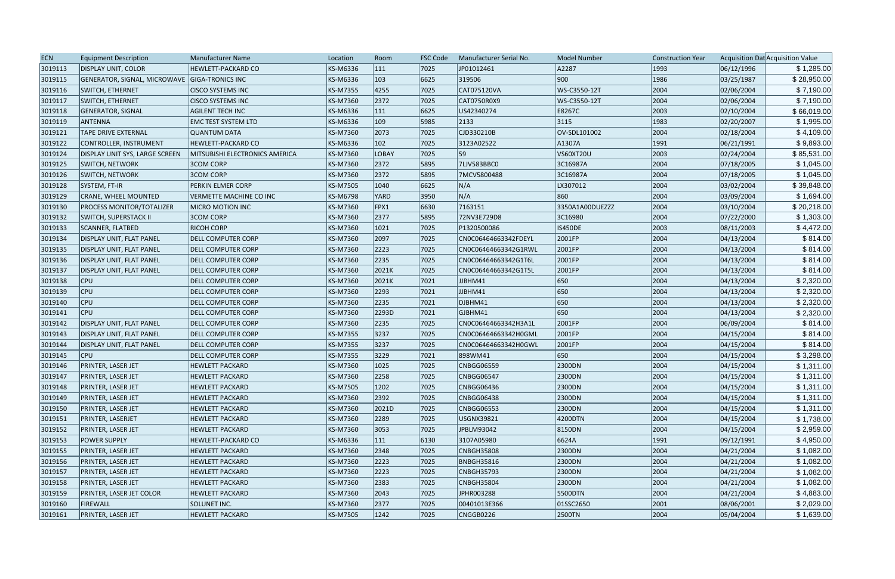| ECN | Equipment Description | Manufacturer Name | Location | Room | FSC Code | Manufacturer Serial No. | Model Number | Construction Year | Acquisition Dat | Acquisition Value |
|---|---|---|---|---|---|---|---|---|---|---|
| 3019113 | DISPLAY UNIT, COLOR | HEWLETT-PACKARD CO | KS-M6336 | 111 | 7025 | JP01012461 | A2287 | 1993 | 06/12/1996 | $ 1,285.00 |
| 3019115 | GENERATOR, SIGNAL, MICROWAVE | GIGA-TRONICS INC | KS-M6336 | 103 | 6625 | 319506 | 900 | 1986 | 03/25/1987 | $ 28,950.00 |
| 3019116 | SWITCH, ETHERNET | CISCO SYSTEMS INC | KS-M7355 | 4255 | 7025 | CAT07512OVA | WS-C3550-12T | 2004 | 02/06/2004 | $ 7,190.00 |
| 3019117 | SWITCH, ETHERNET | CISCO SYSTEMS INC | KS-M7360 | 2372 | 7025 | CAT0750R0X9 | WS-C3550-12T | 2004 | 02/06/2004 | $ 7,190.00 |
| 3019118 | GENERATOR, SIGNAL | AGILENT TECH INC | KS-M6336 | 111 | 6625 | US42340274 | E8267C | 2003 | 02/10/2004 | $ 66,019.00 |
| 3019119 | ANTENNA | EMC TEST SYSTEM LTD | KS-M6336 | 109 | 5985 | 2133 | 3115 | 1983 | 02/20/2007 | $ 1,995.00 |
| 3019121 | TAPE DRIVE EXTERNAL | QUANTUM DATA | KS-M7360 | 2073 | 7025 | CJD330210B | OV-SDL101002 | 2004 | 02/18/2004 | $ 4,109.00 |
| 3019122 | CONTROLLER, INSTRUMENT | HEWLETT-PACKARD CO | KS-M6336 | 102 | 7025 | 3123A02522 | A1307A | 1991 | 06/21/1991 | $ 9,893.00 |
| 3019124 | DISPLAY UNIT SYS, LARGE SCREEN | MITSUBISHI ELECTRONICS AMERICA | KS-M7360 | LOBAY | 7025 | 59 | VS60XT20U | 2003 | 02/24/2004 | $ 85,531.00 |
| 3019125 | SWITCH, NETWORK | 3COM CORP | KS-M7360 | 2372 | 5895 | 7LJV583BBC0 | 3C16987A | 2004 | 07/18/2005 | $ 1,045.00 |
| 3019126 | SWITCH, NETWORK | 3COM CORP | KS-M7360 | 2372 | 5895 | 7MCV5800488 | 3C16987A | 2004 | 07/18/2005 | $ 1,045.00 |
| 3019128 | SYSTEM, FT-IR | PERKIN ELMER CORP | KS-M7505 | 1040 | 6625 | N/A | LX307012 | 2004 | 03/02/2004 | $ 39,848.00 |
| 3019129 | CRANE, WHEEL MOUNTED | VERMETTE MACHINE CO INC | KS-M6798 | YARD | 3950 | N/A | 860 | 2004 | 03/09/2004 | $ 1,694.00 |
| 3019130 | PROCESS MONITOR/TOTALIZER | MICRO MOTION INC | KS-M7360 | FPX1 | 6630 | 7163151 | 3350A1A00DUEZZZ | 2004 | 03/10/2004 | $ 20,218.00 |
| 3019132 | SWITCH, SUPERSTACK II | 3COM CORP | KS-M7360 | 2377 | 5895 | 72NV3E729D8 | 3C16980 | 2000 | 07/22/2000 | $ 1,303.00 |
| 3019133 | SCANNER, FLATBED | RICOH CORP | KS-M7360 | 1021 | 7025 | P1320500086 | IS450DE | 2003 | 08/11/2003 | $ 4,472.00 |
| 3019134 | DISPLAY UNIT, FLAT PANEL | DELL COMPUTER CORP | KS-M7360 | 2097 | 7025 | CN0C06464663342FDEYL | 2001FP | 2004 | 04/13/2004 | $ 814.00 |
| 3019135 | DISPLAY UNIT, FLAT PANEL | DELL COMPUTER CORP | KS-M7360 | 2223 | 7025 | CN0C06464663342G1RWL | 2001FP | 2004 | 04/13/2004 | $ 814.00 |
| 3019136 | DISPLAY UNIT, FLAT PANEL | DELL COMPUTER CORP | KS-M7360 | 2235 | 7025 | CN0C06464663342G1T6L | 2001FP | 2004 | 04/13/2004 | $ 814.00 |
| 3019137 | DISPLAY UNIT, FLAT PANEL | DELL COMPUTER CORP | KS-M7360 | 2021K | 7025 | CN0C06464663342G1T5L | 2001FP | 2004 | 04/13/2004 | $ 814.00 |
| 3019138 | CPU | DELL COMPUTER CORP | KS-M7360 | 2021K | 7021 | JJBHM41 | 650 | 2004 | 04/13/2004 | $ 2,320.00 |
| 3019139 | CPU | DELL COMPUTER CORP | KS-M7360 | 2293 | 7021 | JJBHM41 | 650 | 2004 | 04/13/2004 | $ 2,320.00 |
| 3019140 | CPU | DELL COMPUTER CORP | KS-M7360 | 2235 | 7021 | DJBHM41 | 650 | 2004 | 04/13/2004 | $ 2,320.00 |
| 3019141 | CPU | DELL COMPUTER CORP | KS-M7360 | 2293D | 7021 | GJBHM41 | 650 | 2004 | 04/13/2004 | $ 2,320.00 |
| 3019142 | DISPLAY UNIT, FLAT PANEL | DELL COMPUTER CORP | KS-M7360 | 2235 | 7025 | CN0C06464663342H3A1L | 2001FP | 2004 | 06/09/2004 | $ 814.00 |
| 3019143 | DISPLAY UNIT, FLAT PANEL | DELL COMPUTER CORP | KS-M7355 | 3237 | 7025 | CN0C06464663342H0GML | 2001FP | 2004 | 04/15/2004 | $ 814.00 |
| 3019144 | DISPLAY UNIT, FLAT PANEL | DELL COMPUTER CORP | KS-M7355 | 3237 | 7025 | CN0C06464663342H0GWL | 2001FP | 2004 | 04/15/2004 | $ 814.00 |
| 3019145 | CPU | DELL COMPUTER CORP | KS-M7355 | 3229 | 7021 | 898WM41 | 650 | 2004 | 04/15/2004 | $ 3,298.00 |
| 3019146 | PRINTER, LASER JET | HEWLETT PACKARD | KS-M7360 | 1025 | 7025 | CNBGG06559 | 2300DN | 2004 | 04/15/2004 | $ 1,311.00 |
| 3019147 | PRINTER, LASER JET | HEWLETT PACKARD | KS-M7360 | 2258 | 7025 | CNBGG06547 | 2300DN | 2004 | 04/15/2004 | $ 1,311.00 |
| 3019148 | PRINTER, LASER JET | HEWLETT PACKARD | KS-M7505 | 1202 | 7025 | CNBGG06436 | 2300DN | 2004 | 04/15/2004 | $ 1,311.00 |
| 3019149 | PRINTER, LASER JET | HEWLETT PACKARD | KS-M7360 | 2392 | 7025 | CNBGG06438 | 2300DN | 2004 | 04/15/2004 | $ 1,311.00 |
| 3019150 | PRINTER, LASER JET | HEWLETT PACKARD | KS-M7360 | 2021D | 7025 | CNBGG06553 | 2300DN | 2004 | 04/15/2004 | $ 1,311.00 |
| 3019151 | PRINTER, LASERJET | HEWLETT PACKARD | KS-M7360 | 2289 | 7025 | USGNX39821 | 4200DTN | 2004 | 04/15/2004 | $ 1,738.00 |
| 3019152 | PRINTER, LASER JET | HEWLETT PACKARD | KS-M7360 | 3053 | 7025 | JPBLM93042 | 8150DN | 2004 | 04/15/2004 | $ 2,959.00 |
| 3019153 | POWER SUPPLY | HEWLETT-PACKARD CO | KS-M6336 | 111 | 6130 | 3107A05980 | 6624A | 1991 | 09/12/1991 | $ 4,950.00 |
| 3019155 | PRINTER, LASER JET | HEWLETT PACKARD | KS-M7360 | 2348 | 7025 | CNBGH35808 | 2300DN | 2004 | 04/21/2004 | $ 1,082.00 |
| 3019156 | PRINTER, LASER JET | HEWLETT PACKARD | KS-M7360 | 2223 | 7025 | BNBGH35816 | 2300DN | 2004 | 04/21/2004 | $ 1,082.00 |
| 3019157 | PRINTER, LASER JET | HEWLETT PACKARD | KS-M7360 | 2223 | 7025 | CNBGH35793 | 2300DN | 2004 | 04/21/2004 | $ 1,082.00 |
| 3019158 | PRINTER, LASER JET | HEWLETT PACKARD | KS-M7360 | 2383 | 7025 | CNBGH35804 | 2300DN | 2004 | 04/21/2004 | $ 1,082.00 |
| 3019159 | PRINTER, LASER JET COLOR | HEWLETT PACKARD | KS-M7360 | 2043 | 7025 | JPHR003288 | 5500DTN | 2004 | 04/21/2004 | $ 4,883.00 |
| 3019160 | FIREWALL | SOLUNET INC. | KS-M7360 | 2377 | 7025 | 00401013E366 | 01SSC2650 | 2001 | 08/06/2001 | $ 2,029.00 |
| 3019161 | PRINTER, LASER JET | HEWLETT PACKARD | KS-M7505 | 1242 | 7025 | CNGGB0226 | 2500TN | 2004 | 05/04/2004 | $ 1,639.00 |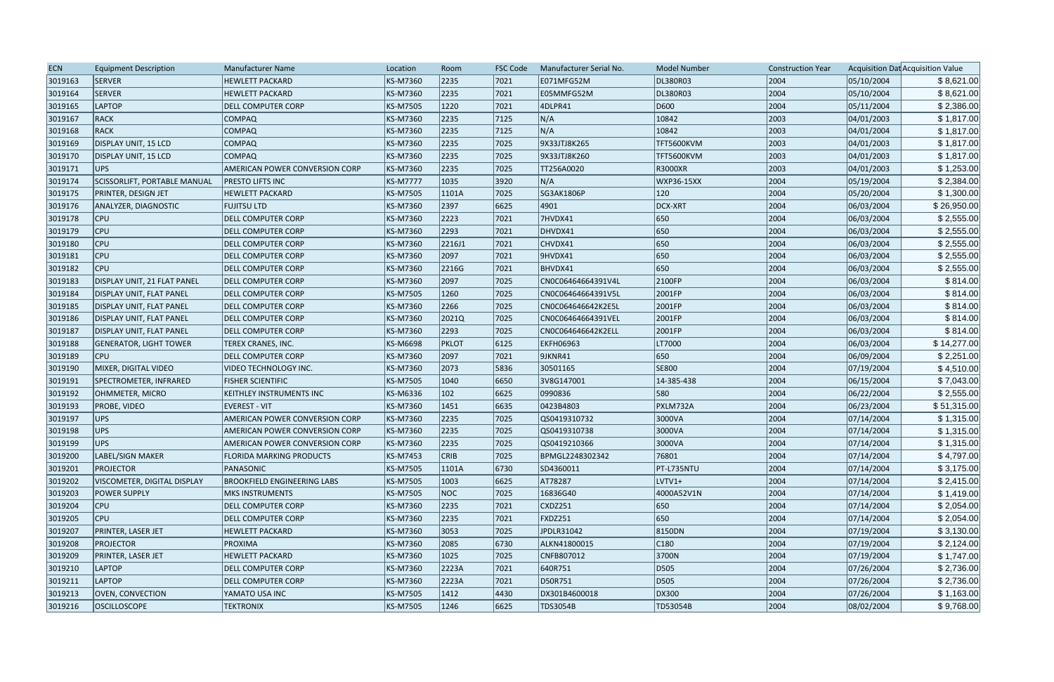| ECN | Equipment Description | Manufacturer Name | Location | Room | FSC Code | Manufacturer Serial No. | Model Number | Construction Year | Acquisition Dat | Acquisition Value |
|---|---|---|---|---|---|---|---|---|---|---|
| 3019163 | SERVER | HEWLETT PACKARD | KS-M7360 | 2235 | 7021 | E071MFG52M | DL380R03 | 2004 | 05/10/2004 | $ 8,621.00 |
| 3019164 | SERVER | HEWLETT PACKARD | KS-M7360 | 2235 | 7021 | E05MMFG52M | DL380R03 | 2004 | 05/10/2004 | $ 8,621.00 |
| 3019165 | LAPTOP | DELL COMPUTER CORP | KS-M7505 | 1220 | 7021 | 4DLPR41 | D600 | 2004 | 05/11/2004 | $ 2,386.00 |
| 3019167 | RACK | COMPAQ | KS-M7360 | 2235 | 7125 | N/A | 10842 | 2003 | 04/01/2003 | $ 1,817.00 |
| 3019168 | RACK | COMPAQ | KS-M7360 | 2235 | 7125 | N/A | 10842 | 2003 | 04/01/2004 | $ 1,817.00 |
| 3019169 | DISPLAY UNIT, 15 LCD | COMPAQ | KS-M7360 | 2235 | 7025 | 9X33JTJ8K265 | TFT5600KVM | 2003 | 04/01/2003 | $ 1,817.00 |
| 3019170 | DISPLAY UNIT, 15 LCD | COMPAQ | KS-M7360 | 2235 | 7025 | 9X33JTJ8K260 | TFT5600KVM | 2003 | 04/01/2003 | $ 1,817.00 |
| 3019171 | UPS | AMERICAN POWER CONVERSION CORP | KS-M7360 | 2235 | 7025 | TT256A0020 | R3000XR | 2003 | 04/01/2003 | $ 1,253.00 |
| 3019174 | SCISSORLIFT, PORTABLE MANUAL | PRESTO LIFTS INC | KS-M7777 | 1035 | 3920 | N/A | WXP36-15XX | 2004 | 05/19/2004 | $ 2,384.00 |
| 3019175 | PRINTER, DESIGN JET | HEWLETT PACKARD | KS-M7505 | 1101A | 7025 | SG3AK1806P | 120 | 2004 | 05/20/2004 | $ 1,300.00 |
| 3019176 | ANALYZER, DIAGNOSTIC | FUJITSU LTD | KS-M7360 | 2397 | 6625 | 4901 | DCX-XRT | 2004 | 06/03/2004 | $ 26,950.00 |
| 3019178 | CPU | DELL COMPUTER CORP | KS-M7360 | 2223 | 7021 | 7HVDX41 | 650 | 2004 | 06/03/2004 | $ 2,555.00 |
| 3019179 | CPU | DELL COMPUTER CORP | KS-M7360 | 2293 | 7021 | DHVDX41 | 650 | 2004 | 06/03/2004 | $ 2,555.00 |
| 3019180 | CPU | DELL COMPUTER CORP | KS-M7360 | 2216J1 | 7021 | CHVDX41 | 650 | 2004 | 06/03/2004 | $ 2,555.00 |
| 3019181 | CPU | DELL COMPUTER CORP | KS-M7360 | 2097 | 7021 | 9HVDX41 | 650 | 2004 | 06/03/2004 | $ 2,555.00 |
| 3019182 | CPU | DELL COMPUTER CORP | KS-M7360 | 2216G | 7021 | BHVDX41 | 650 | 2004 | 06/03/2004 | $ 2,555.00 |
| 3019183 | DISPLAY UNIT, 21 FLAT PANEL | DELL COMPUTER CORP | KS-M7360 | 2097 | 7025 | CN0C06464664391V4L | 2100FP | 2004 | 06/03/2004 | $ 814.00 |
| 3019184 | DISPLAY UNIT, FLAT PANEL | DELL COMPUTER CORP | KS-M7505 | 1260 | 7025 | CN0C06464664391V5L | 2001FP | 2004 | 06/03/2004 | $ 814.00 |
| 3019185 | DISPLAY UNIT, FLAT PANEL | DELL COMPUTER CORP | KS-M7360 | 2266 | 7025 | CN0C064646642K2E5L | 2001FP | 2004 | 06/03/2004 | $ 814.00 |
| 3019186 | DISPLAY UNIT, FLAT PANEL | DELL COMPUTER CORP | KS-M7360 | 2021Q | 7025 | CN0C06464664391VEL | 2001FP | 2004 | 06/03/2004 | $ 814.00 |
| 3019187 | DISPLAY UNIT, FLAT PANEL | DELL COMPUTER CORP | KS-M7360 | 2293 | 7025 | CN0C064646642K2ELL | 2001FP | 2004 | 06/03/2004 | $ 814.00 |
| 3019188 | GENERATOR, LIGHT TOWER | TEREX CRANES, INC. | KS-M6698 | PKLOT | 6125 | EKFH06963 | LT7000 | 2004 | 06/03/2004 | $ 14,277.00 |
| 3019189 | CPU | DELL COMPUTER CORP | KS-M7360 | 2097 | 7021 | 9JKNR41 | 650 | 2004 | 06/09/2004 | $ 2,251.00 |
| 3019190 | MIXER, DIGITAL VIDEO | VIDEO TECHNOLOGY INC. | KS-M7360 | 2073 | 5836 | 30501165 | SE800 | 2004 | 07/19/2004 | $ 4,510.00 |
| 3019191 | SPECTROMETER, INFRARED | FISHER SCIENTIFIC | KS-M7505 | 1040 | 6650 | 3V8G147001 | 14-385-438 | 2004 | 06/15/2004 | $ 7,043.00 |
| 3019192 | OHMMETER, MICRO | KEITHLEY INSTRUMENTS INC | KS-M6336 | 102 | 6625 | 0990836 | 580 | 2004 | 06/22/2004 | $ 2,555.00 |
| 3019193 | PROBE, VIDEO | EVEREST - VIT | KS-M7360 | 1451 | 6635 | 0423B4803 | PXLM732A | 2004 | 06/23/2004 | $ 51,315.00 |
| 3019197 | UPS | AMERICAN POWER CONVERSION CORP | KS-M7360 | 2235 | 7025 | QS0419310732 | 3000VA | 2004 | 07/14/2004 | $ 1,315.00 |
| 3019198 | UPS | AMERICAN POWER CONVERSION CORP | KS-M7360 | 2235 | 7025 | QS0419310738 | 3000VA | 2004 | 07/14/2004 | $ 1,315.00 |
| 3019199 | UPS | AMERICAN POWER CONVERSION CORP | KS-M7360 | 2235 | 7025 | QS0419210366 | 3000VA | 2004 | 07/14/2004 | $ 1,315.00 |
| 3019200 | LABEL/SIGN MAKER | FLORIDA MARKING PRODUCTS | KS-M7453 | CRIB | 7025 | BPMGL2248302342 | 76801 | 2004 | 07/14/2004 | $ 4,797.00 |
| 3019201 | PROJECTOR | PANASONIC | KS-M7505 | 1101A | 6730 | SD4360011 | PT-L735NTU | 2004 | 07/14/2004 | $ 3,175.00 |
| 3019202 | VISCOMETER, DIGITAL DISPLAY | BROOKFIELD ENGINEERING LABS | KS-M7505 | 1003 | 6625 | AT78287 | LVTV1+ | 2004 | 07/14/2004 | $ 2,415.00 |
| 3019203 | POWER SUPPLY | MKS INSTRUMENTS | KS-M7505 | NOC | 7025 | 16836G40 | 4000A52V1N | 2004 | 07/14/2004 | $ 1,419.00 |
| 3019204 | CPU | DELL COMPUTER CORP | KS-M7360 | 2235 | 7021 | CXDZ251 | 650 | 2004 | 07/14/2004 | $ 2,054.00 |
| 3019205 | CPU | DELL COMPUTER CORP | KS-M7360 | 2235 | 7021 | FXDZ251 | 650 | 2004 | 07/14/2004 | $ 2,054.00 |
| 3019207 | PRINTER, LASER JET | HEWLETT PACKARD | KS-M7360 | 3053 | 7025 | JPDLR31042 | 8150DN | 2004 | 07/19/2004 | $ 3,130.00 |
| 3019208 | PROJECTOR | PROXIMA | KS-M7360 | 2085 | 6730 | ALKN41800015 | C180 | 2004 | 07/19/2004 | $ 2,124.00 |
| 3019209 | PRINTER, LASER JET | HEWLETT PACKARD | KS-M7360 | 1025 | 7025 | CNFB807012 | 3700N | 2004 | 07/19/2004 | $ 1,747.00 |
| 3019210 | LAPTOP | DELL COMPUTER CORP | KS-M7360 | 2223A | 7021 | 640R751 | D505 | 2004 | 07/26/2004 | $ 2,736.00 |
| 3019211 | LAPTOP | DELL COMPUTER CORP | KS-M7360 | 2223A | 7021 | D50R751 | D505 | 2004 | 07/26/2004 | $ 2,736.00 |
| 3019213 | OVEN, CONVECTION | YAMATO USA INC | KS-M7505 | 1412 | 4430 | DX301B4600018 | DX300 | 2004 | 07/26/2004 | $ 1,163.00 |
| 3019216 | OSCILLOSCOPE | TEKTRONIX | KS-M7505 | 1246 | 6625 | TDS3054B | TD53054B | 2004 | 08/02/2004 | $ 9,768.00 |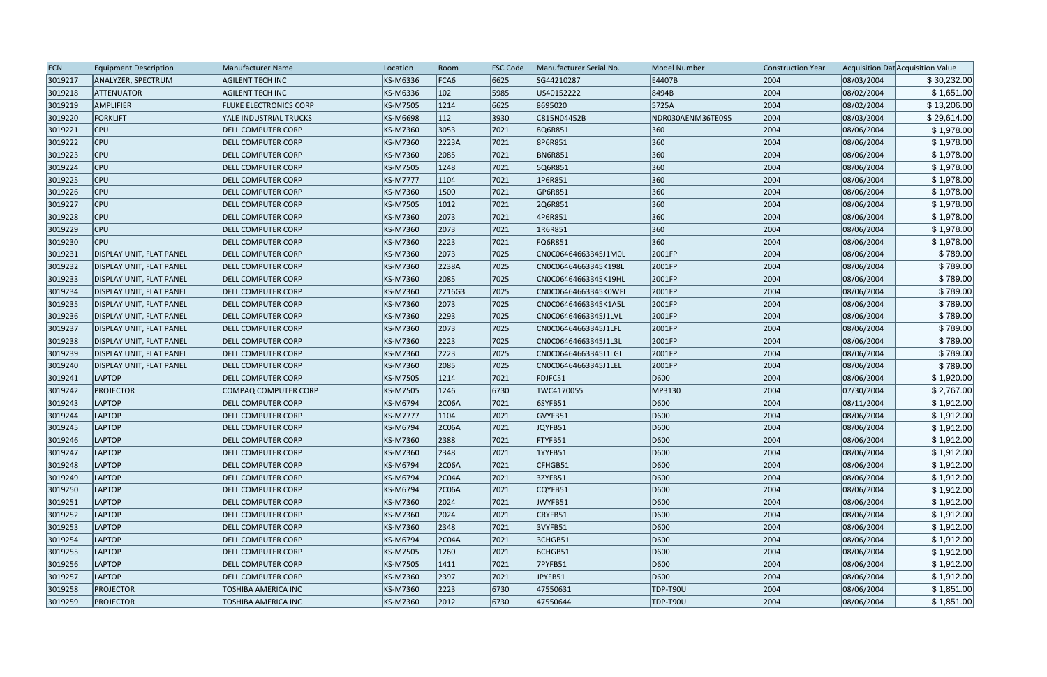| ECN | Equipment Description | Manufacturer Name | Location | Room | FSC Code | Manufacturer Serial No. | Model Number | Construction Year | Acquisition Dat | Acquisition Value |
|---|---|---|---|---|---|---|---|---|---|---|
| 3019217 | ANALYZER, SPECTRUM | AGILENT TECH INC | KS-M6336 | FCA6 | 6625 | SG44210287 | E4407B | 2004 | 08/03/2004 | $ 30,232.00 |
| 3019218 | ATTENUATOR | AGILENT TECH INC | KS-M6336 | 102 | 5985 | US40152222 | 8494B | 2004 | 08/02/2004 | $ 1,651.00 |
| 3019219 | AMPLIFIER | FLUKE ELECTRONICS CORP | KS-M7505 | 1214 | 6625 | 8695020 | 5725A | 2004 | 08/02/2004 | $ 13,206.00 |
| 3019220 | FORKLIFT | YALE INDUSTRIAL TRUCKS | KS-M6698 | 112 | 3930 | C815N04452B | NDR030AENM36TE095 | 2004 | 08/03/2004 | $ 29,614.00 |
| 3019221 | CPU | DELL COMPUTER CORP | KS-M7360 | 3053 | 7021 | 8Q6R851 | 360 | 2004 | 08/06/2004 | $ 1,978.00 |
| 3019222 | CPU | DELL COMPUTER CORP | KS-M7360 | 2223A | 7021 | 8P6R851 | 360 | 2004 | 08/06/2004 | $ 1,978.00 |
| 3019223 | CPU | DELL COMPUTER CORP | KS-M7360 | 2085 | 7021 | BN6R851 | 360 | 2004 | 08/06/2004 | $ 1,978.00 |
| 3019224 | CPU | DELL COMPUTER CORP | KS-M7505 | 1248 | 7021 | 5Q6R851 | 360 | 2004 | 08/06/2004 | $ 1,978.00 |
| 3019225 | CPU | DELL COMPUTER CORP | KS-M7777 | 1104 | 7021 | 1P6R851 | 360 | 2004 | 08/06/2004 | $ 1,978.00 |
| 3019226 | CPU | DELL COMPUTER CORP | KS-M7360 | 1500 | 7021 | GP6R851 | 360 | 2004 | 08/06/2004 | $ 1,978.00 |
| 3019227 | CPU | DELL COMPUTER CORP | KS-M7505 | 1012 | 7021 | 2Q6R851 | 360 | 2004 | 08/06/2004 | $ 1,978.00 |
| 3019228 | CPU | DELL COMPUTER CORP | KS-M7360 | 2073 | 7021 | 4P6R851 | 360 | 2004 | 08/06/2004 | $ 1,978.00 |
| 3019229 | CPU | DELL COMPUTER CORP | KS-M7360 | 2073 | 7021 | 1R6R851 | 360 | 2004 | 08/06/2004 | $ 1,978.00 |
| 3019230 | CPU | DELL COMPUTER CORP | KS-M7360 | 2223 | 7021 | FQ6R851 | 360 | 2004 | 08/06/2004 | $ 1,978.00 |
| 3019231 | DISPLAY UNIT, FLAT PANEL | DELL COMPUTER CORP | KS-M7360 | 2073 | 7025 | CN0C06464663345J1M0L | 2001FP | 2004 | 08/06/2004 | $ 789.00 |
| 3019232 | DISPLAY UNIT, FLAT PANEL | DELL COMPUTER CORP | KS-M7360 | 2238A | 7025 | CN0C06464663345K198L | 2001FP | 2004 | 08/06/2004 | $ 789.00 |
| 3019233 | DISPLAY UNIT, FLAT PANEL | DELL COMPUTER CORP | KS-M7360 | 2085 | 7025 | CN0C06464663345K19HL | 2001FP | 2004 | 08/06/2004 | $ 789.00 |
| 3019234 | DISPLAY UNIT, FLAT PANEL | DELL COMPUTER CORP | KS-M7360 | 2216G3 | 7025 | CN0C06464663345K0WFL | 2001FP | 2004 | 08/06/2004 | $ 789.00 |
| 3019235 | DISPLAY UNIT, FLAT PANEL | DELL COMPUTER CORP | KS-M7360 | 2073 | 7025 | CN0C06464663345K1A5L | 2001FP | 2004 | 08/06/2004 | $ 789.00 |
| 3019236 | DISPLAY UNIT, FLAT PANEL | DELL COMPUTER CORP | KS-M7360 | 2293 | 7025 | CN0C06464663345J1LVL | 2001FP | 2004 | 08/06/2004 | $ 789.00 |
| 3019237 | DISPLAY UNIT, FLAT PANEL | DELL COMPUTER CORP | KS-M7360 | 2073 | 7025 | CN0C06464663345J1LFL | 2001FP | 2004 | 08/06/2004 | $ 789.00 |
| 3019238 | DISPLAY UNIT, FLAT PANEL | DELL COMPUTER CORP | KS-M7360 | 2223 | 7025 | CN0C06464663345J1L3L | 2001FP | 2004 | 08/06/2004 | $ 789.00 |
| 3019239 | DISPLAY UNIT, FLAT PANEL | DELL COMPUTER CORP | KS-M7360 | 2223 | 7025 | CN0C06464663345J1LGL | 2001FP | 2004 | 08/06/2004 | $ 789.00 |
| 3019240 | DISPLAY UNIT, FLAT PANEL | DELL COMPUTER CORP | KS-M7360 | 2085 | 7025 | CN0C06464663345J1LEL | 2001FP | 2004 | 08/06/2004 | $ 789.00 |
| 3019241 | LAPTOP | DELL COMPUTER CORP | KS-M7505 | 1214 | 7021 | FDJFC51 | D600 | 2004 | 08/06/2004 | $ 1,920.00 |
| 3019242 | PROJECTOR | COMPAQ COMPUTER CORP | KS-M7505 | 1246 | 6730 | TWC4170055 | MP3130 | 2004 | 07/30/2004 | $ 2,767.00 |
| 3019243 | LAPTOP | DELL COMPUTER CORP | KS-M6794 | 2C06A | 7021 | 6SYFB51 | D600 | 2004 | 08/11/2004 | $ 1,912.00 |
| 3019244 | LAPTOP | DELL COMPUTER CORP | KS-M7777 | 1104 | 7021 | GVYFB51 | D600 | 2004 | 08/06/2004 | $ 1,912.00 |
| 3019245 | LAPTOP | DELL COMPUTER CORP | KS-M6794 | 2C06A | 7021 | JQYFB51 | D600 | 2004 | 08/06/2004 | $ 1,912.00 |
| 3019246 | LAPTOP | DELL COMPUTER CORP | KS-M7360 | 2388 | 7021 | FTYFB51 | D600 | 2004 | 08/06/2004 | $ 1,912.00 |
| 3019247 | LAPTOP | DELL COMPUTER CORP | KS-M7360 | 2348 | 7021 | 1YYFB51 | D600 | 2004 | 08/06/2004 | $ 1,912.00 |
| 3019248 | LAPTOP | DELL COMPUTER CORP | KS-M6794 | 2C06A | 7021 | CFHGB51 | D600 | 2004 | 08/06/2004 | $ 1,912.00 |
| 3019249 | LAPTOP | DELL COMPUTER CORP | KS-M6794 | 2C04A | 7021 | 3ZYFB51 | D600 | 2004 | 08/06/2004 | $ 1,912.00 |
| 3019250 | LAPTOP | DELL COMPUTER CORP | KS-M6794 | 2C06A | 7021 | CQYFB51 | D600 | 2004 | 08/06/2004 | $ 1,912.00 |
| 3019251 | LAPTOP | DELL COMPUTER CORP | KS-M7360 | 2024 | 7021 | JWYFB51 | D600 | 2004 | 08/06/2004 | $ 1,912.00 |
| 3019252 | LAPTOP | DELL COMPUTER CORP | KS-M7360 | 2024 | 7021 | CRYFB51 | D600 | 2004 | 08/06/2004 | $ 1,912.00 |
| 3019253 | LAPTOP | DELL COMPUTER CORP | KS-M7360 | 2348 | 7021 | 3VYFB51 | D600 | 2004 | 08/06/2004 | $ 1,912.00 |
| 3019254 | LAPTOP | DELL COMPUTER CORP | KS-M6794 | 2C04A | 7021 | 3CHGB51 | D600 | 2004 | 08/06/2004 | $ 1,912.00 |
| 3019255 | LAPTOP | DELL COMPUTER CORP | KS-M7505 | 1260 | 7021 | 6CHGB51 | D600 | 2004 | 08/06/2004 | $ 1,912.00 |
| 3019256 | LAPTOP | DELL COMPUTER CORP | KS-M7505 | 1411 | 7021 | 7PYFB51 | D600 | 2004 | 08/06/2004 | $ 1,912.00 |
| 3019257 | LAPTOP | DELL COMPUTER CORP | KS-M7360 | 2397 | 7021 | JPYFB51 | D600 | 2004 | 08/06/2004 | $ 1,912.00 |
| 3019258 | PROJECTOR | TOSHIBA AMERICA INC | KS-M7360 | 2223 | 6730 | 47550631 | TDP-T90U | 2004 | 08/06/2004 | $ 1,851.00 |
| 3019259 | PROJECTOR | TOSHIBA AMERICA INC | KS-M7360 | 2012 | 6730 | 47550644 | TDP-T90U | 2004 | 08/06/2004 | $ 1,851.00 |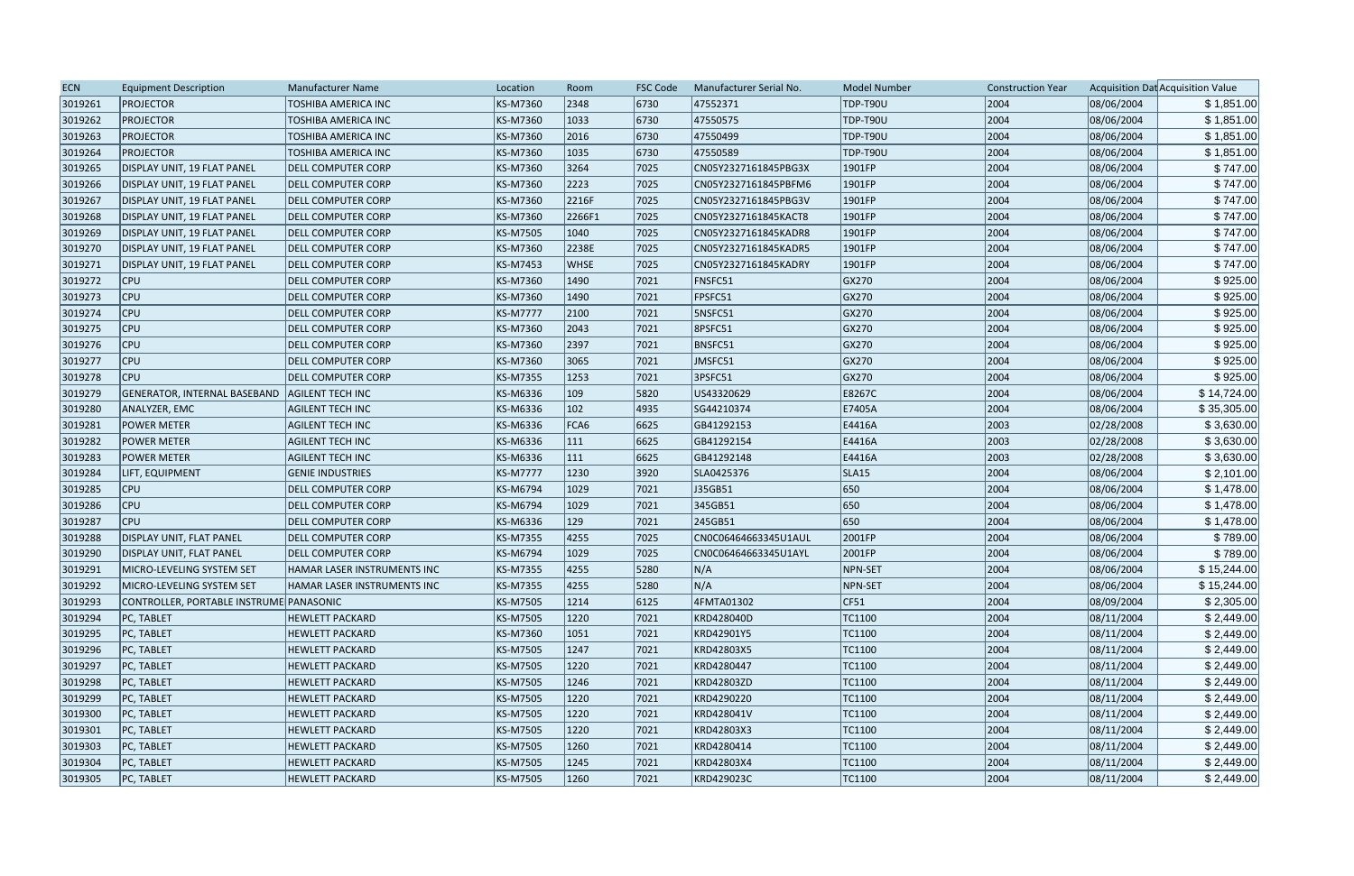| ECN | Equipment Description | Manufacturer Name | Location | Room | FSC Code | Manufacturer Serial No. | Model Number | Construction Year | Acquisition Dat | Acquisition Value |
|---|---|---|---|---|---|---|---|---|---|---|
| 3019261 | PROJECTOR | TOSHIBA AMERICA INC | KS-M7360 | 2348 | 6730 | 47552371 | TDP-T90U | 2004 | 08/06/2004 | $ 1,851.00 |
| 3019262 | PROJECTOR | TOSHIBA AMERICA INC | KS-M7360 | 1033 | 6730 | 47550575 | TDP-T90U | 2004 | 08/06/2004 | $ 1,851.00 |
| 3019263 | PROJECTOR | TOSHIBA AMERICA INC | KS-M7360 | 2016 | 6730 | 47550499 | TDP-T90U | 2004 | 08/06/2004 | $ 1,851.00 |
| 3019264 | PROJECTOR | TOSHIBA AMERICA INC | KS-M7360 | 1035 | 6730 | 47550589 | TDP-T90U | 2004 | 08/06/2004 | $ 1,851.00 |
| 3019265 | DISPLAY UNIT, 19 FLAT PANEL | DELL COMPUTER CORP | KS-M7360 | 3264 | 7025 | CN05Y2327161845PBG3X | 1901FP | 2004 | 08/06/2004 | $ 747.00 |
| 3019266 | DISPLAY UNIT, 19 FLAT PANEL | DELL COMPUTER CORP | KS-M7360 | 2223 | 7025 | CN05Y2327161845PBFM6 | 1901FP | 2004 | 08/06/2004 | $ 747.00 |
| 3019267 | DISPLAY UNIT, 19 FLAT PANEL | DELL COMPUTER CORP | KS-M7360 | 2216F | 7025 | CN05Y2327161845PBG3V | 1901FP | 2004 | 08/06/2004 | $ 747.00 |
| 3019268 | DISPLAY UNIT, 19 FLAT PANEL | DELL COMPUTER CORP | KS-M7360 | 2266F1 | 7025 | CN05Y2327161845KACT8 | 1901FP | 2004 | 08/06/2004 | $ 747.00 |
| 3019269 | DISPLAY UNIT, 19 FLAT PANEL | DELL COMPUTER CORP | KS-M7505 | 1040 | 7025 | CN05Y2327161845KADR8 | 1901FP | 2004 | 08/06/2004 | $ 747.00 |
| 3019270 | DISPLAY UNIT, 19 FLAT PANEL | DELL COMPUTER CORP | KS-M7360 | 2238E | 7025 | CN05Y2327161845KADR5 | 1901FP | 2004 | 08/06/2004 | $ 747.00 |
| 3019271 | DISPLAY UNIT, 19 FLAT PANEL | DELL COMPUTER CORP | KS-M7453 | WHSE | 7025 | CN05Y2327161845KADRY | 1901FP | 2004 | 08/06/2004 | $ 747.00 |
| 3019272 | CPU | DELL COMPUTER CORP | KS-M7360 | 1490 | 7021 | FNSFC51 | GX270 | 2004 | 08/06/2004 | $ 925.00 |
| 3019273 | CPU | DELL COMPUTER CORP | KS-M7360 | 1490 | 7021 | FPSFC51 | GX270 | 2004 | 08/06/2004 | $ 925.00 |
| 3019274 | CPU | DELL COMPUTER CORP | KS-M7777 | 2100 | 7021 | 5NSFC51 | GX270 | 2004 | 08/06/2004 | $ 925.00 |
| 3019275 | CPU | DELL COMPUTER CORP | KS-M7360 | 2043 | 7021 | 8PSFC51 | GX270 | 2004 | 08/06/2004 | $ 925.00 |
| 3019276 | CPU | DELL COMPUTER CORP | KS-M7360 | 2397 | 7021 | BNSFC51 | GX270 | 2004 | 08/06/2004 | $ 925.00 |
| 3019277 | CPU | DELL COMPUTER CORP | KS-M7360 | 3065 | 7021 | JMSFC51 | GX270 | 2004 | 08/06/2004 | $ 925.00 |
| 3019278 | CPU | DELL COMPUTER CORP | KS-M7355 | 1253 | 7021 | 3PSFC51 | GX270 | 2004 | 08/06/2004 | $ 925.00 |
| 3019279 | GENERATOR, INTERNAL BASEBAND | AGILENT TECH INC | KS-M6336 | 109 | 5820 | US43320629 | E8267C | 2004 | 08/06/2004 | $ 14,724.00 |
| 3019280 | ANALYZER, EMC | AGILENT TECH INC | KS-M6336 | 102 | 4935 | SG44210374 | E7405A | 2004 | 08/06/2004 | $ 35,305.00 |
| 3019281 | POWER METER | AGILENT TECH INC | KS-M6336 | FCA6 | 6625 | GB41292153 | E4416A | 2003 | 02/28/2008 | $ 3,630.00 |
| 3019282 | POWER METER | AGILENT TECH INC | KS-M6336 | 111 | 6625 | GB41292154 | E4416A | 2003 | 02/28/2008 | $ 3,630.00 |
| 3019283 | POWER METER | AGILENT TECH INC | KS-M6336 | 111 | 6625 | GB41292148 | E4416A | 2003 | 02/28/2008 | $ 3,630.00 |
| 3019284 | LIFT, EQUIPMENT | GENIE INDUSTRIES | KS-M7777 | 1230 | 3920 | SLA0425376 | SLA15 | 2004 | 08/06/2004 | $ 2,101.00 |
| 3019285 | CPU | DELL COMPUTER CORP | KS-M6794 | 1029 | 7021 | J35GB51 | 650 | 2004 | 08/06/2004 | $ 1,478.00 |
| 3019286 | CPU | DELL COMPUTER CORP | KS-M6794 | 1029 | 7021 | 345GB51 | 650 | 2004 | 08/06/2004 | $ 1,478.00 |
| 3019287 | CPU | DELL COMPUTER CORP | KS-M6336 | 129 | 7021 | 245GB51 | 650 | 2004 | 08/06/2004 | $ 1,478.00 |
| 3019288 | DISPLAY UNIT, FLAT PANEL | DELL COMPUTER CORP | KS-M7355 | 4255 | 7025 | CN0C06464663345U1AUL | 2001FP | 2004 | 08/06/2004 | $ 789.00 |
| 3019290 | DISPLAY UNIT, FLAT PANEL | DELL COMPUTER CORP | KS-M6794 | 1029 | 7025 | CN0C06464663345U1AYL | 2001FP | 2004 | 08/06/2004 | $ 789.00 |
| 3019291 | MICRO-LEVELING SYSTEM SET | HAMAR LASER INSTRUMENTS INC | KS-M7355 | 4255 | 5280 | N/A | NPN-SET | 2004 | 08/06/2004 | $ 15,244.00 |
| 3019292 | MICRO-LEVELING SYSTEM SET | HAMAR LASER INSTRUMENTS INC | KS-M7355 | 4255 | 5280 | N/A | NPN-SET | 2004 | 08/06/2004 | $ 15,244.00 |
| 3019293 | CONTROLLER, PORTABLE INSTRUME | PANASONIC | KS-M7505 | 1214 | 6125 | 4FMTA01302 | CF51 | 2004 | 08/09/2004 | $ 2,305.00 |
| 3019294 | PC, TABLET | HEWLETT PACKARD | KS-M7505 | 1220 | 7021 | KRD428040D | TC1100 | 2004 | 08/11/2004 | $ 2,449.00 |
| 3019295 | PC, TABLET | HEWLETT PACKARD | KS-M7360 | 1051 | 7021 | KRD42901Y5 | TC1100 | 2004 | 08/11/2004 | $ 2,449.00 |
| 3019296 | PC, TABLET | HEWLETT PACKARD | KS-M7505 | 1247 | 7021 | KRD42803X5 | TC1100 | 2004 | 08/11/2004 | $ 2,449.00 |
| 3019297 | PC, TABLET | HEWLETT PACKARD | KS-M7505 | 1220 | 7021 | KRD4280447 | TC1100 | 2004 | 08/11/2004 | $ 2,449.00 |
| 3019298 | PC, TABLET | HEWLETT PACKARD | KS-M7505 | 1246 | 7021 | KRD42803ZD | TC1100 | 2004 | 08/11/2004 | $ 2,449.00 |
| 3019299 | PC, TABLET | HEWLETT PACKARD | KS-M7505 | 1220 | 7021 | KRD4290220 | TC1100 | 2004 | 08/11/2004 | $ 2,449.00 |
| 3019300 | PC, TABLET | HEWLETT PACKARD | KS-M7505 | 1220 | 7021 | KRD428041V | TC1100 | 2004 | 08/11/2004 | $ 2,449.00 |
| 3019301 | PC, TABLET | HEWLETT PACKARD | KS-M7505 | 1220 | 7021 | KRD42803X3 | TC1100 | 2004 | 08/11/2004 | $ 2,449.00 |
| 3019303 | PC, TABLET | HEWLETT PACKARD | KS-M7505 | 1260 | 7021 | KRD4280414 | TC1100 | 2004 | 08/11/2004 | $ 2,449.00 |
| 3019304 | PC, TABLET | HEWLETT PACKARD | KS-M7505 | 1245 | 7021 | KRD42803X4 | TC1100 | 2004 | 08/11/2004 | $ 2,449.00 |
| 3019305 | PC, TABLET | HEWLETT PACKARD | KS-M7505 | 1260 | 7021 | KRD429023C | TC1100 | 2004 | 08/11/2004 | $ 2,449.00 |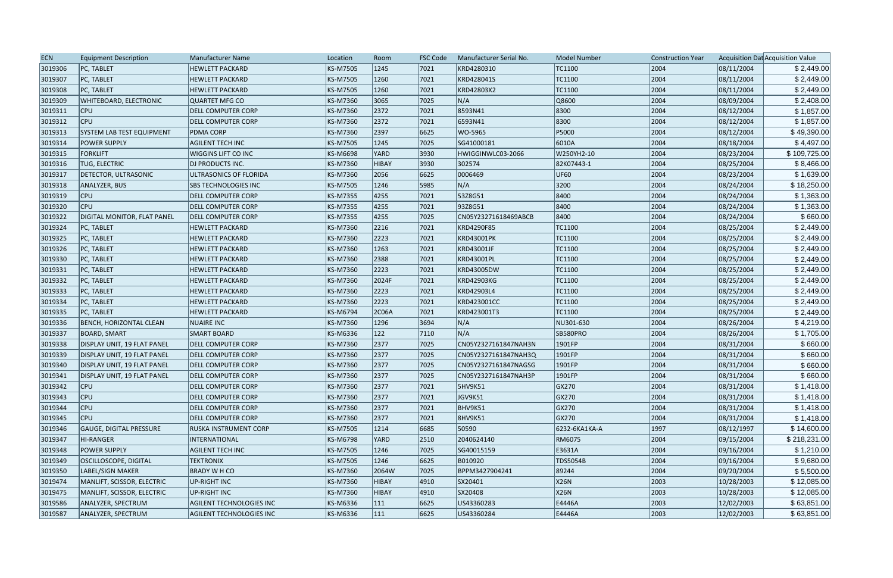| ECN | Equipment Description | Manufacturer Name | Location | Room | FSC Code | Manufacturer Serial No. | Model Number | Construction Year | Acquisition Dat | Acquisition Value |
|---|---|---|---|---|---|---|---|---|---|---|
| 3019306 | PC, TABLET | HEWLETT PACKARD | KS-M7505 | 1245 | 7021 | KRD4280310 | TC1100 | 2004 | 08/11/2004 | $ 2,449.00 |
| 3019307 | PC, TABLET | HEWLETT PACKARD | KS-M7505 | 1260 | 7021 | KRD428041S | TC1100 | 2004 | 08/11/2004 | $ 2,449.00 |
| 3019308 | PC, TABLET | HEWLETT PACKARD | KS-M7505 | 1260 | 7021 | KRD42803X2 | TC1100 | 2004 | 08/11/2004 | $ 2,449.00 |
| 3019309 | WHITEBOARD, ELECTRONIC | QUARTET MFG CO | KS-M7360 | 3065 | 7025 | N/A | Q8600 | 2004 | 08/09/2004 | $ 2,408.00 |
| 3019311 | CPU | DELL COMPUTER CORP | KS-M7360 | 2372 | 7021 | 8593N41 | 8300 | 2004 | 08/12/2004 | $ 1,857.00 |
| 3019312 | CPU | DELL COMPUTER CORP | KS-M7360 | 2372 | 7021 | 6593N41 | 8300 | 2004 | 08/12/2004 | $ 1,857.00 |
| 3019313 | SYSTEM LAB TEST EQUIPMENT | PDMA CORP | KS-M7360 | 2397 | 6625 | WO-5965 | P5000 | 2004 | 08/12/2004 | $ 49,390.00 |
| 3019314 | POWER SUPPLY | AGILENT TECH INC | KS-M7505 | 1245 | 7025 | SG41000181 | 6010A | 2004 | 08/18/2004 | $ 4,497.00 |
| 3019315 | FORKLIFT | WIGGINS LIFT CO INC | KS-M6698 | YARD | 3930 | HWIGGINWLC03-2066 | W250YH2-10 | 2004 | 08/23/2004 | $ 109,725.00 |
| 3019316 | TUG, ELECTRIC | DJ PRODUCTS INC. | KS-M7360 | HIBAY | 3930 | 302574 | 82K07443-1 | 2004 | 08/25/2004 | $ 8,466.00 |
| 3019317 | DETECTOR, ULTRASONIC | ULTRASONICS OF FLORIDA | KS-M7360 | 2056 | 6625 | 0006469 | UF60 | 2004 | 08/23/2004 | $ 1,639.00 |
| 3019318 | ANALYZER, BUS | SBS TECHNOLOGIES INC | KS-M7505 | 1246 | 5985 | N/A | 3200 | 2004 | 08/24/2004 | $ 18,250.00 |
| 3019319 | CPU | DELL COMPUTER CORP | KS-M7355 | 4255 | 7021 | 53Z8G51 | 8400 | 2004 | 08/24/2004 | $ 1,363.00 |
| 3019320 | CPU | DELL COMPUTER CORP | KS-M7355 | 4255 | 7021 | 93Z8G51 | 8400 | 2004 | 08/24/2004 | $ 1,363.00 |
| 3019322 | DIGITAL MONITOR, FLAT PANEL | DELL COMPUTER CORP | KS-M7355 | 4255 | 7025 | CN05Y23271618469ABCB | 8400 | 2004 | 08/24/2004 | $ 660.00 |
| 3019324 | PC, TABLET | HEWLETT PACKARD | KS-M7360 | 2216 | 7021 | KRD4290F85 | TC1100 | 2004 | 08/25/2004 | $ 2,449.00 |
| 3019325 | PC, TABLET | HEWLETT PACKARD | KS-M7360 | 2223 | 7021 | KRD43001PK | TC1100 | 2004 | 08/25/2004 | $ 2,449.00 |
| 3019326 | PC, TABLET | HEWLETT PACKARD | KS-M7360 | 1263 | 7021 | KRD43001JF | TC1100 | 2004 | 08/25/2004 | $ 2,449.00 |
| 3019330 | PC, TABLET | HEWLETT PACKARD | KS-M7360 | 2388 | 7021 | KRD43001PL | TC1100 | 2004 | 08/25/2004 | $ 2,449.00 |
| 3019331 | PC, TABLET | HEWLETT PACKARD | KS-M7360 | 2223 | 7021 | KRD43005DW | TC1100 | 2004 | 08/25/2004 | $ 2,449.00 |
| 3019332 | PC, TABLET | HEWLETT PACKARD | KS-M7360 | 2024F | 7021 | KRD42903KG | TC1100 | 2004 | 08/25/2004 | $ 2,449.00 |
| 3019333 | PC, TABLET | HEWLETT PACKARD | KS-M7360 | 2223 | 7021 | KRD42903L4 | TC1100 | 2004 | 08/25/2004 | $ 2,449.00 |
| 3019334 | PC, TABLET | HEWLETT PACKARD | KS-M7360 | 2223 | 7021 | KRD423001CC | TC1100 | 2004 | 08/25/2004 | $ 2,449.00 |
| 3019335 | PC, TABLET | HEWLETT PACKARD | KS-M6794 | 2C06A | 7021 | KRD423001T3 | TC1100 | 2004 | 08/25/2004 | $ 2,449.00 |
| 3019336 | BENCH, HORIZONTAL CLEAN | NUAIRE INC | KS-M7360 | 1296 | 3694 | N/A | NU301-630 | 2004 | 08/26/2004 | $ 4,219.00 |
| 3019337 | BOARD, SMART | SMART BOARD | KS-M6336 | 122 | 7110 | N/A | SB580PRO | 2004 | 08/26/2004 | $ 1,705.00 |
| 3019338 | DISPLAY UNIT, 19 FLAT PANEL | DELL COMPUTER CORP | KS-M7360 | 2377 | 7025 | CN05Y2327161847NAH3N | 1901FP | 2004 | 08/31/2004 | $ 660.00 |
| 3019339 | DISPLAY UNIT, 19 FLAT PANEL | DELL COMPUTER CORP | KS-M7360 | 2377 | 7025 | CN05Y2327161847NAH3Q | 1901FP | 2004 | 08/31/2004 | $ 660.00 |
| 3019340 | DISPLAY UNIT, 19 FLAT PANEL | DELL COMPUTER CORP | KS-M7360 | 2377 | 7025 | CN05Y2327161847NAGSG | 1901FP | 2004 | 08/31/2004 | $ 660.00 |
| 3019341 | DISPLAY UNIT, 19 FLAT PANEL | DELL COMPUTER CORP | KS-M7360 | 2377 | 7025 | CN05Y2327161847NAH3P | 1901FP | 2004 | 08/31/2004 | $ 660.00 |
| 3019342 | CPU | DELL COMPUTER CORP | KS-M7360 | 2377 | 7021 | 5HV9K51 | GX270 | 2004 | 08/31/2004 | $ 1,418.00 |
| 3019343 | CPU | DELL COMPUTER CORP | KS-M7360 | 2377 | 7021 | JGV9K51 | GX270 | 2004 | 08/31/2004 | $ 1,418.00 |
| 3019344 | CPU | DELL COMPUTER CORP | KS-M7360 | 2377 | 7021 | BHV9K51 | GX270 | 2004 | 08/31/2004 | $ 1,418.00 |
| 3019345 | CPU | DELL COMPUTER CORP | KS-M7360 | 2377 | 7021 | 8HV9K51 | GX270 | 2004 | 08/31/2004 | $ 1,418.00 |
| 3019346 | GAUGE, DIGITAL PRESSURE | RUSKA INSTRUMENT CORP | KS-M7505 | 1214 | 6685 | 50590 | 6232-6KA1KA-A | 1997 | 08/12/1997 | $ 14,600.00 |
| 3019347 | HI-RANGER | INTERNATIONAL | KS-M6798 | YARD | 2510 | 2040624140 | RM6075 | 2004 | 09/15/2004 | $ 218,231.00 |
| 3019348 | POWER SUPPLY | AGILENT TECH INC | KS-M7505 | 1246 | 7025 | SG40015159 | E3631A | 2004 | 09/16/2004 | $ 1,210.00 |
| 3019349 | OSCILLOSCOPE, DIGITAL | TEKTRONIX | KS-M7505 | 1246 | 6625 | B010920 | TDS5054B | 2004 | 09/16/2004 | $ 9,680.00 |
| 3019350 | LABEL/SIGN MAKER | BRADY W H CO | KS-M7360 | 2064W | 7025 | BPPM3427904241 | 89244 | 2004 | 09/20/2004 | $ 5,500.00 |
| 3019474 | MANLIFT, SCISSOR, ELECTRIC | UP-RIGHT INC | KS-M7360 | HIBAY | 4910 | SX20401 | X26N | 2003 | 10/28/2003 | $ 12,085.00 |
| 3019475 | MANLIFT, SCISSOR, ELECTRIC | UP-RIGHT INC | KS-M7360 | HIBAY | 4910 | SX20408 | X26N | 2003 | 10/28/2003 | $ 12,085.00 |
| 3019586 | ANALYZER, SPECTRUM | AGILENT TECHNOLOGIES INC | KS-M6336 | 111 | 6625 | US43360283 | E4446A | 2003 | 12/02/2003 | $ 63,851.00 |
| 3019587 | ANALYZER, SPECTRUM | AGILENT TECHNOLOGIES INC | KS-M6336 | 111 | 6625 | US43360284 | E4446A | 2003 | 12/02/2003 | $ 63,851.00 |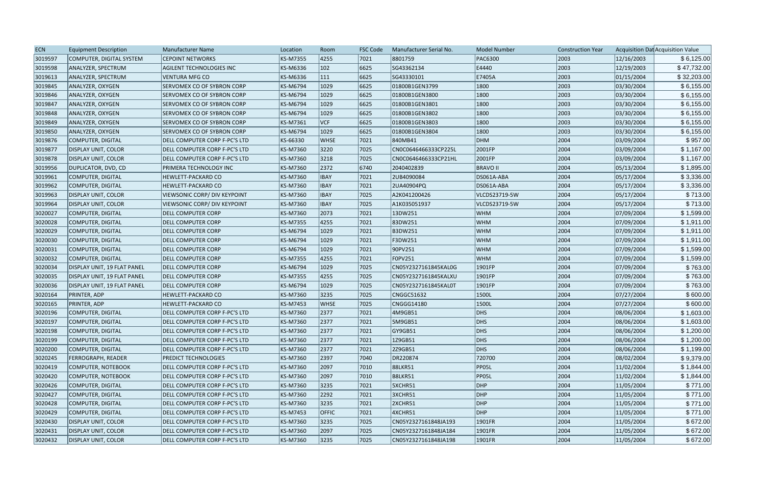| ECN | Equipment Description | Manufacturer Name | Location | Room | FSC Code | Manufacturer Serial No. | Model Number | Construction Year | Acquisition Dat | Acquisition Value |
|---|---|---|---|---|---|---|---|---|---|---|
| 3019597 | COMPUTER, DIGITAL SYSTEM | CEPOINT NETWORKS | KS-M7355 | 4255 | 7021 | 8801759 | PAC6300 | 2003 | 12/16/2003 | $ 6,125.00 |
| 3019598 | ANALYZER, SPECTRUM | AGILENT TECHNOLOGIES INC | KS-M6336 | 102 | 6625 | SG43362134 | E4440 | 2003 | 12/19/2003 | $ 47,732.00 |
| 3019613 | ANALYZER, SPECTRUM | VENTURA MFG CO | KS-M6336 | 111 | 6625 | SG43330101 | E7405A | 2003 | 01/15/2004 | $ 32,203.00 |
| 3019845 | ANALYZER, OXYGEN | SERVOMEX CO OF SYBRON CORP | KS-M6794 | 1029 | 6625 | 01800B1GEN3799 | 1800 | 2003 | 03/30/2004 | $ 6,155.00 |
| 3019846 | ANALYZER, OXYGEN | SERVOMEX CO OF SYBRON CORP | KS-M6794 | 1029 | 6625 | 01800B1GEN3800 | 1800 | 2003 | 03/30/2004 | $ 6,155.00 |
| 3019847 | ANALYZER, OXYGEN | SERVOMEX CO OF SYBRON CORP | KS-M6794 | 1029 | 6625 | 01800B1GEN3801 | 1800 | 2003 | 03/30/2004 | $ 6,155.00 |
| 3019848 | ANALYZER, OXYGEN | SERVOMEX CO OF SYBRON CORP | KS-M6794 | 1029 | 6625 | 01800B1GEN3802 | 1800 | 2003 | 03/30/2004 | $ 6,155.00 |
| 3019849 | ANALYZER, OXYGEN | SERVOMEX CO OF SYBRON CORP | KS-M7361 | VCF | 6625 | 01800B1GEN3803 | 1800 | 2003 | 03/30/2004 | $ 6,155.00 |
| 3019850 | ANALYZER, OXYGEN | SERVOMEX CO OF SYBRON CORP | KS-M6794 | 1029 | 6625 | 01800B1GEN3804 | 1800 | 2003 | 03/30/2004 | $ 6,155.00 |
| 3019876 | COMPUTER, DIGITAL | DELL COMPUTER CORP F-PC'S LTD | KS-66330 | WHSE | 7021 | 840MB41 | DHM | 2004 | 03/09/2004 | $ 957.00 |
| 3019877 | DISPLAY UNIT, COLOR | DELL COMPUTER CORP F-PC'S LTD | KS-M7360 | 3220 | 7025 | CN0C0646466333CP225L | 2001FP | 2004 | 03/09/2004 | $ 1,167.00 |
| 3019878 | DISPLAY UNIT, COLOR | DELL COMPUTER CORP F-PC'S LTD | KS-M7360 | 3218 | 7025 | CN0C0646466333CP21HL | 2001FP | 2004 | 03/09/2004 | $ 1,167.00 |
| 3019956 | DUPLICATOR, DVD, CD | PRIMERA TECHNOLOGY INC | KS-M7360 | 2372 | 6740 | 2040402839 | BRAVO II | 2004 | 05/13/2004 | $ 1,895.00 |
| 3019961 | COMPUTER, DIGITAL | HEWLETT-PACKARD CO | KS-M7360 | IBAY | 7021 | 2UB4090084 | DS061A-ABA | 2004 | 05/17/2004 | $ 3,336.00 |
| 3019962 | COMPUTER, DIGITAL | HEWLETT-PACKARD CO | KS-M7360 | IBAY | 7021 | 2UA40904PQ | DS061A-ABA | 2004 | 05/17/2004 | $ 3,336.00 |
| 3019963 | DISPLAY UNIT, COLOR | VIEWSONIC CORP/ DIV KEYPOINT | KS-M7360 | IBAY | 7025 | A2K041200426 | VLCDS23719-5W | 2004 | 05/17/2004 | $ 713.00 |
| 3019964 | DISPLAY UNIT, COLOR | VIEWSONIC CORP/ DIV KEYPOINT | KS-M7360 | IBAY | 7025 | A1K035051937 | VLCDS23719-5W | 2004 | 05/17/2004 | $ 713.00 |
| 3020027 | COMPUTER, DIGITAL | DELL COMPUTER CORP | KS-M7360 | 2073 | 7021 | 13DW251 | WHM | 2004 | 07/09/2004 | $ 1,599.00 |
| 3020028 | COMPUTER, DIGITAL | DELL COMPUTER CORP | KS-M7355 | 4255 | 7021 | 83DW251 | WHM | 2004 | 07/09/2004 | $ 1,911.00 |
| 3020029 | COMPUTER, DIGITAL | DELL COMPUTER CORP | KS-M6794 | 1029 | 7021 | B3DW251 | WHM | 2004 | 07/09/2004 | $ 1,911.00 |
| 3020030 | COMPUTER, DIGITAL | DELL COMPUTER CORP | KS-M6794 | 1029 | 7021 | F3DW251 | WHM | 2004 | 07/09/2004 | $ 1,911.00 |
| 3020031 | COMPUTER, DIGITAL | DELL COMPUTER CORP | KS-M6794 | 1029 | 7021 | 90PV251 | WHM | 2004 | 07/09/2004 | $ 1,599.00 |
| 3020032 | COMPUTER, DIGITAL | DELL COMPUTER CORP | KS-M7355 | 4255 | 7021 | F0PV251 | WHM | 2004 | 07/09/2004 | $ 1,599.00 |
| 3020034 | DISPLAY UNIT, 19 FLAT PANEL | DELL COMPUTER CORP | KS-M6794 | 1029 | 7025 | CN05Y2327161845KAL0G | 1901FP | 2004 | 07/09/2004 | $ 763.00 |
| 3020035 | DISPLAY UNIT, 19 FLAT PANEL | DELL COMPUTER CORP | KS-M7355 | 4255 | 7025 | CN05Y2327161845KALXU | 1901FP | 2004 | 07/09/2004 | $ 763.00 |
| 3020036 | DISPLAY UNIT, 19 FLAT PANEL | DELL COMPUTER CORP | KS-M6794 | 1029 | 7025 | CN05Y2327161845KAL0T | 1901FP | 2004 | 07/09/2004 | $ 763.00 |
| 3020164 | PRINTER, ADP | HEWLETT-PACKARD CO | KS-M7360 | 3235 | 7025 | CNGGC51632 | 1500L | 2004 | 07/27/2004 | $ 600.00 |
| 3020165 | PRINTER, ADP | HEWLETT-PACKARD CO | KS-M7453 | WHSE | 7025 | CNGGG14180 | 1500L | 2004 | 07/27/2004 | $ 600.00 |
| 3020196 | COMPUTER, DIGITAL | DELL COMPUTER CORP F-PC'S LTD | KS-M7360 | 2377 | 7021 | 4M9GB51 | DHS | 2004 | 08/06/2004 | $ 1,603.00 |
| 3020197 | COMPUTER, DIGITAL | DELL COMPUTER CORP F-PC'S LTD | KS-M7360 | 2377 | 7021 | 5M9GB51 | DHS | 2004 | 08/06/2004 | $ 1,603.00 |
| 3020198 | COMPUTER, DIGITAL | DELL COMPUTER CORP F-PC'S LTD | KS-M7360 | 2377 | 7021 | GY9GB51 | DHS | 2004 | 08/06/2004 | $ 1,200.00 |
| 3020199 | COMPUTER, DIGITAL | DELL COMPUTER CORP F-PC'S LTD | KS-M7360 | 2377 | 7021 | 1Z9GB51 | DHS | 2004 | 08/06/2004 | $ 1,200.00 |
| 3020200 | COMPUTER, DIGITAL | DELL COMPUTER CORP F-PC'S LTD | KS-M7360 | 2377 | 7021 | 2Z9GB51 | DHS | 2004 | 08/06/2004 | $ 1,199.00 |
| 3020245 | FERROGRAPH, READER | PREDICT TECHNOLOGIES | KS-M7360 | 2397 | 7040 | DR220874 | 720700 | 2004 | 08/02/2004 | $ 9,379.00 |
| 3020419 | COMPUTER, NOTEBOOK | DELL COMPUTER CORP F-PC'S LTD | KS-M7360 | 2097 | 7010 | 88LKR51 | PP05L | 2004 | 11/02/2004 | $ 1,844.00 |
| 3020420 | COMPUTER, NOTEBOOK | DELL COMPUTER CORP F-PC'S LTD | KS-M7360 | 2097 | 7010 | B8LKR51 | PP05L | 2004 | 11/02/2004 | $ 1,844.00 |
| 3020426 | COMPUTER, DIGITAL | DELL COMPUTER CORP F-PC'S LTD | KS-M7360 | 3235 | 7021 | 5XCHR51 | DHP | 2004 | 11/05/2004 | $ 771.00 |
| 3020427 | COMPUTER, DIGITAL | DELL COMPUTER CORP F-PC'S LTD | KS-M7360 | 2292 | 7021 | 3XCHR51 | DHP | 2004 | 11/05/2004 | $ 771.00 |
| 3020428 | COMPUTER, DIGITAL | DELL COMPUTER CORP F-PC'S LTD | KS-M7360 | 3235 | 7021 | 2XCHR51 | DHP | 2004 | 11/05/2004 | $ 771.00 |
| 3020429 | COMPUTER, DIGITAL | DELL COMPUTER CORP F-PC'S LTD | KS-M7453 | OFFIC | 7021 | 4XCHR51 | DHP | 2004 | 11/05/2004 | $ 771.00 |
| 3020430 | DISPLAY UNIT, COLOR | DELL COMPUTER CORP F-PC'S LTD | KS-M7360 | 3235 | 7025 | CN05Y2327161848JA193 | 1901FR | 2004 | 11/05/2004 | $ 672.00 |
| 3020431 | DISPLAY UNIT, COLOR | DELL COMPUTER CORP F-PC'S LTD | KS-M7360 | 2097 | 7025 | CN05Y2327161848JA184 | 1901FR | 2004 | 11/05/2004 | $ 672.00 |
| 3020432 | DISPLAY UNIT, COLOR | DELL COMPUTER CORP F-PC'S LTD | KS-M7360 | 3235 | 7025 | CN05Y2327161848JA198 | 1901FR | 2004 | 11/05/2004 | $ 672.00 |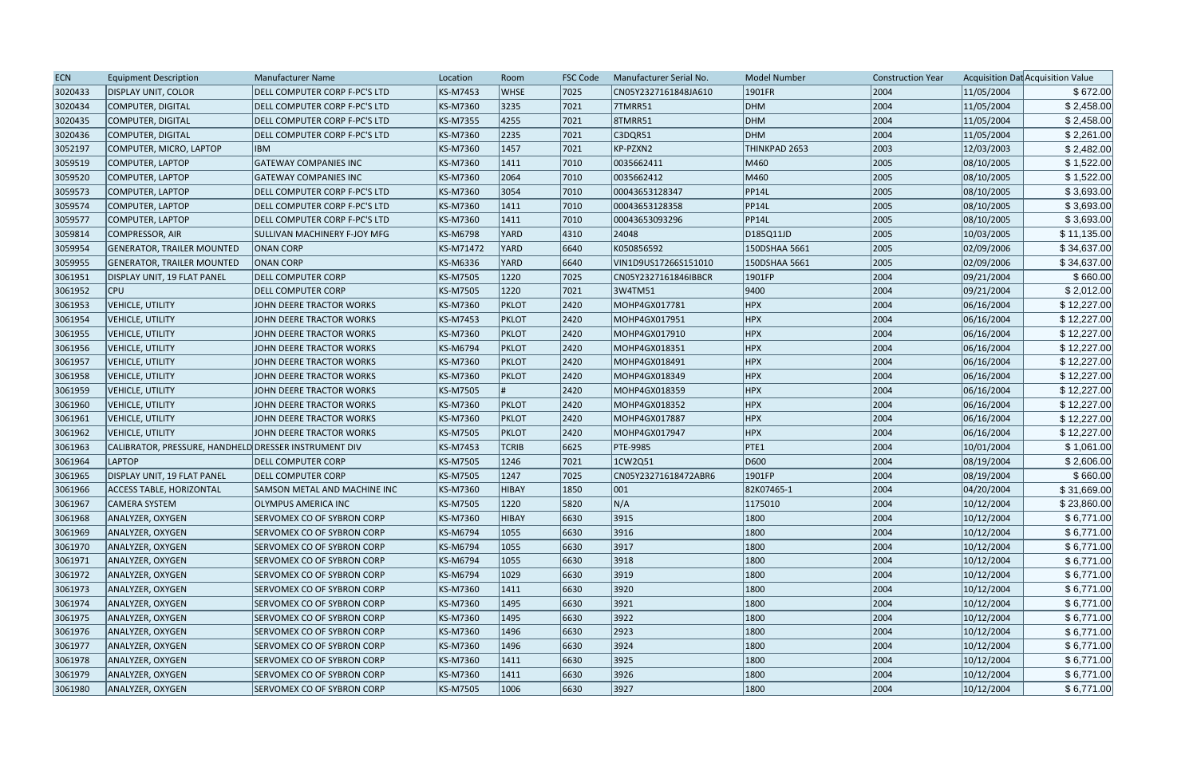| ECN | Equipment Description | Manufacturer Name | Location | Room | FSC Code | Manufacturer Serial No. | Model Number | Construction Year | Acquisition Dat | Acquisition Value |
|---|---|---|---|---|---|---|---|---|---|---|
| 3020433 | DISPLAY UNIT, COLOR | DELL COMPUTER CORP F-PC'S LTD | KS-M7453 | WHSE | 7025 | CN05Y2327161848JA610 | 1901FR | 2004 | 11/05/2004 | $ 672.00 |
| 3020434 | COMPUTER, DIGITAL | DELL COMPUTER CORP F-PC'S LTD | KS-M7360 | 3235 | 7021 | 7TMRR51 | DHM | 2004 | 11/05/2004 | $ 2,458.00 |
| 3020435 | COMPUTER, DIGITAL | DELL COMPUTER CORP F-PC'S LTD | KS-M7355 | 4255 | 7021 | 8TMRR51 | DHM | 2004 | 11/05/2004 | $ 2,458.00 |
| 3020436 | COMPUTER, DIGITAL | DELL COMPUTER CORP F-PC'S LTD | KS-M7360 | 2235 | 7021 | C3DQR51 | DHM | 2004 | 11/05/2004 | $ 2,261.00 |
| 3052197 | COMPUTER, MICRO, LAPTOP | IBM | KS-M7360 | 1457 | 7021 | KP-PZXN2 | THINKPAD 2653 | 2003 | 12/03/2003 | $ 2,482.00 |
| 3059519 | COMPUTER, LAPTOP | GATEWAY COMPANIES INC | KS-M7360 | 1411 | 7010 | 0035662411 | M460 | 2005 | 08/10/2005 | $ 1,522.00 |
| 3059520 | COMPUTER, LAPTOP | GATEWAY COMPANIES INC | KS-M7360 | 2064 | 7010 | 0035662412 | M460 | 2005 | 08/10/2005 | $ 1,522.00 |
| 3059573 | COMPUTER, LAPTOP | DELL COMPUTER CORP F-PC'S LTD | KS-M7360 | 3054 | 7010 | 00043653128347 | PP14L | 2005 | 08/10/2005 | $ 3,693.00 |
| 3059574 | COMPUTER, LAPTOP | DELL COMPUTER CORP F-PC'S LTD | KS-M7360 | 1411 | 7010 | 00043653128358 | PP14L | 2005 | 08/10/2005 | $ 3,693.00 |
| 3059577 | COMPUTER, LAPTOP | DELL COMPUTER CORP F-PC'S LTD | KS-M7360 | 1411 | 7010 | 00043653093296 | PP14L | 2005 | 08/10/2005 | $ 3,693.00 |
| 3059814 | COMPRESSOR, AIR | SULLIVAN MACHINERY F-JOY MFG | KS-M6798 | YARD | 4310 | 24048 | D185Q11JD | 2005 | 10/03/2005 | $ 11,135.00 |
| 3059954 | GENERATOR, TRAILER MOUNTED | ONAN CORP | KS-M71472 | YARD | 6640 | K050856592 | 150DSHAA 5661 | 2005 | 02/09/2006 | $ 34,637.00 |
| 3059955 | GENERATOR, TRAILER MOUNTED | ONAN CORP | KS-M6336 | YARD | 6640 | VIN1D9US17266S151010 | 150DSHAA 5661 | 2005 | 02/09/2006 | $ 34,637.00 |
| 3061951 | DISPLAY UNIT, 19 FLAT PANEL | DELL COMPUTER CORP | KS-M7505 | 1220 | 7025 | CN05Y2327161846IBBCR | 1901FP | 2004 | 09/21/2004 | $ 660.00 |
| 3061952 | CPU | DELL COMPUTER CORP | KS-M7505 | 1220 | 7021 | 3W4TM51 | 9400 | 2004 | 09/21/2004 | $ 2,012.00 |
| 3061953 | VEHICLE, UTILITY | JOHN DEERE TRACTOR WORKS | KS-M7360 | PKLOT | 2420 | MOHP4GX017781 | HPX | 2004 | 06/16/2004 | $ 12,227.00 |
| 3061954 | VEHICLE, UTILITY | JOHN DEERE TRACTOR WORKS | KS-M7453 | PKLOT | 2420 | MOHP4GX017951 | HPX | 2004 | 06/16/2004 | $ 12,227.00 |
| 3061955 | VEHICLE, UTILITY | JOHN DEERE TRACTOR WORKS | KS-M7360 | PKLOT | 2420 | MOHP4GX017910 | HPX | 2004 | 06/16/2004 | $ 12,227.00 |
| 3061956 | VEHICLE, UTILITY | JOHN DEERE TRACTOR WORKS | KS-M6794 | PKLOT | 2420 | MOHP4GX018351 | HPX | 2004 | 06/16/2004 | $ 12,227.00 |
| 3061957 | VEHICLE, UTILITY | JOHN DEERE TRACTOR WORKS | KS-M7360 | PKLOT | 2420 | MOHP4GX018491 | HPX | 2004 | 06/16/2004 | $ 12,227.00 |
| 3061958 | VEHICLE, UTILITY | JOHN DEERE TRACTOR WORKS | KS-M7360 | PKLOT | 2420 | MOHP4GX018349 | HPX | 2004 | 06/16/2004 | $ 12,227.00 |
| 3061959 | VEHICLE, UTILITY | JOHN DEERE TRACTOR WORKS | KS-M7505 | # | 2420 | MOHP4GX018359 | HPX | 2004 | 06/16/2004 | $ 12,227.00 |
| 3061960 | VEHICLE, UTILITY | JOHN DEERE TRACTOR WORKS | KS-M7360 | PKLOT | 2420 | MOHP4GX018352 | HPX | 2004 | 06/16/2004 | $ 12,227.00 |
| 3061961 | VEHICLE, UTILITY | JOHN DEERE TRACTOR WORKS | KS-M7360 | PKLOT | 2420 | MOHP4GX017887 | HPX | 2004 | 06/16/2004 | $ 12,227.00 |
| 3061962 | VEHICLE, UTILITY | JOHN DEERE TRACTOR WORKS | KS-M7505 | PKLOT | 2420 | MOHP4GX017947 | HPX | 2004 | 06/16/2004 | $ 12,227.00 |
| 3061963 | CALIBRATOR, PRESSURE, HANDHELD | DRESSER INSTRUMENT DIV | KS-M7453 | TCRIB | 6625 | PTE-9985 | PTE1 | 2004 | 10/01/2004 | $ 1,061.00 |
| 3061964 | LAPTOP | DELL COMPUTER CORP | KS-M7505 | 1246 | 7021 | 1CW2Q51 | D600 | 2004 | 08/19/2004 | $ 2,606.00 |
| 3061965 | DISPLAY UNIT, 19 FLAT PANEL | DELL COMPUTER CORP | KS-M7505 | 1247 | 7025 | CN05Y23271618472ABR6 | 1901FP | 2004 | 08/19/2004 | $ 660.00 |
| 3061966 | ACCESS TABLE, HORIZONTAL | SAMSON METAL AND MACHINE INC | KS-M7360 | HIBAY | 1850 | 001 | 82K07465-1 | 2004 | 04/20/2004 | $ 31,669.00 |
| 3061967 | CAMERA SYSTEM | OLYMPUS AMERICA INC | KS-M7505 | 1220 | 5820 | N/A | 1175010 | 2004 | 10/12/2004 | $ 23,860.00 |
| 3061968 | ANALYZER, OXYGEN | SERVOMEX CO OF SYBRON CORP | KS-M7360 | HIBAY | 6630 | 3915 | 1800 | 2004 | 10/12/2004 | $ 6,771.00 |
| 3061969 | ANALYZER, OXYGEN | SERVOMEX CO OF SYBRON CORP | KS-M6794 | 1055 | 6630 | 3916 | 1800 | 2004 | 10/12/2004 | $ 6,771.00 |
| 3061970 | ANALYZER, OXYGEN | SERVOMEX CO OF SYBRON CORP | KS-M6794 | 1055 | 6630 | 3917 | 1800 | 2004 | 10/12/2004 | $ 6,771.00 |
| 3061971 | ANALYZER, OXYGEN | SERVOMEX CO OF SYBRON CORP | KS-M6794 | 1055 | 6630 | 3918 | 1800 | 2004 | 10/12/2004 | $ 6,771.00 |
| 3061972 | ANALYZER, OXYGEN | SERVOMEX CO OF SYBRON CORP | KS-M6794 | 1029 | 6630 | 3919 | 1800 | 2004 | 10/12/2004 | $ 6,771.00 |
| 3061973 | ANALYZER, OXYGEN | SERVOMEX CO OF SYBRON CORP | KS-M7360 | 1411 | 6630 | 3920 | 1800 | 2004 | 10/12/2004 | $ 6,771.00 |
| 3061974 | ANALYZER, OXYGEN | SERVOMEX CO OF SYBRON CORP | KS-M7360 | 1495 | 6630 | 3921 | 1800 | 2004 | 10/12/2004 | $ 6,771.00 |
| 3061975 | ANALYZER, OXYGEN | SERVOMEX CO OF SYBRON CORP | KS-M7360 | 1495 | 6630 | 3922 | 1800 | 2004 | 10/12/2004 | $ 6,771.00 |
| 3061976 | ANALYZER, OXYGEN | SERVOMEX CO OF SYBRON CORP | KS-M7360 | 1496 | 6630 | 2923 | 1800 | 2004 | 10/12/2004 | $ 6,771.00 |
| 3061977 | ANALYZER, OXYGEN | SERVOMEX CO OF SYBRON CORP | KS-M7360 | 1496 | 6630 | 3924 | 1800 | 2004 | 10/12/2004 | $ 6,771.00 |
| 3061978 | ANALYZER, OXYGEN | SERVOMEX CO OF SYBRON CORP | KS-M7360 | 1411 | 6630 | 3925 | 1800 | 2004 | 10/12/2004 | $ 6,771.00 |
| 3061979 | ANALYZER, OXYGEN | SERVOMEX CO OF SYBRON CORP | KS-M7360 | 1411 | 6630 | 3926 | 1800 | 2004 | 10/12/2004 | $ 6,771.00 |
| 3061980 | ANALYZER, OXYGEN | SERVOMEX CO OF SYBRON CORP | KS-M7505 | 1006 | 6630 | 3927 | 1800 | 2004 | 10/12/2004 | $ 6,771.00 |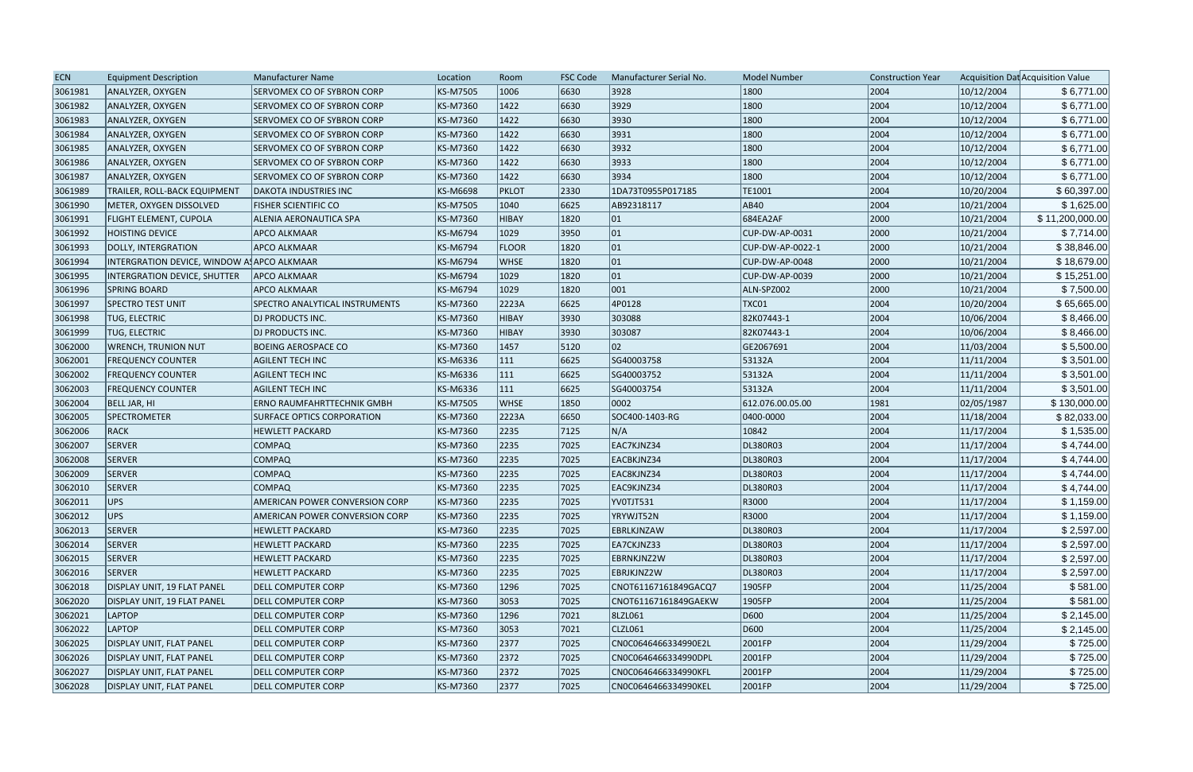| ECN | Equipment Description | Manufacturer Name | Location | Room | FSC Code | Manufacturer Serial No. | Model Number | Construction Year | Acquisition Dat | Acquisition Value |
|---|---|---|---|---|---|---|---|---|---|---|
| 3061981 | ANALYZER, OXYGEN | SERVOMEX CO OF SYBRON CORP | KS-M7505 | 1006 | 6630 | 3928 | 1800 | 2004 | 10/12/2004 | $ 6,771.00 |
| 3061982 | ANALYZER, OXYGEN | SERVOMEX CO OF SYBRON CORP | KS-M7360 | 1422 | 6630 | 3929 | 1800 | 2004 | 10/12/2004 | $ 6,771.00 |
| 3061983 | ANALYZER, OXYGEN | SERVOMEX CO OF SYBRON CORP | KS-M7360 | 1422 | 6630 | 3930 | 1800 | 2004 | 10/12/2004 | $ 6,771.00 |
| 3061984 | ANALYZER, OXYGEN | SERVOMEX CO OF SYBRON CORP | KS-M7360 | 1422 | 6630 | 3931 | 1800 | 2004 | 10/12/2004 | $ 6,771.00 |
| 3061985 | ANALYZER, OXYGEN | SERVOMEX CO OF SYBRON CORP | KS-M7360 | 1422 | 6630 | 3932 | 1800 | 2004 | 10/12/2004 | $ 6,771.00 |
| 3061986 | ANALYZER, OXYGEN | SERVOMEX CO OF SYBRON CORP | KS-M7360 | 1422 | 6630 | 3933 | 1800 | 2004 | 10/12/2004 | $ 6,771.00 |
| 3061987 | ANALYZER, OXYGEN | SERVOMEX CO OF SYBRON CORP | KS-M7360 | 1422 | 6630 | 3934 | 1800 | 2004 | 10/12/2004 | $ 6,771.00 |
| 3061989 | TRAILER, ROLL-BACK EQUIPMENT | DAKOTA INDUSTRIES INC | KS-M6698 | PKLOT | 2330 | 1DA73T0955P017185 | TE1001 | 2004 | 10/20/2004 | $ 60,397.00 |
| 3061990 | METER, OXYGEN DISSOLVED | FISHER SCIENTIFIC CO | KS-M7505 | 1040 | 6625 | AB92318117 | AB40 | 2004 | 10/21/2004 | $ 1,625.00 |
| 3061991 | FLIGHT ELEMENT, CUPOLA | ALENIA AERONAUTICA SPA | KS-M7360 | HIBAY | 1820 | 01 | 684EA2AF | 2000 | 10/21/2004 | $ 11,200,000.00 |
| 3061992 | HOISTING DEVICE | APCO ALKMAAR | KS-M6794 | 1029 | 3950 | 01 | CUP-DW-AP-0031 | 2000 | 10/21/2004 | $ 7,714.00 |
| 3061993 | DOLLY, INTERGRATION | APCO ALKMAAR | KS-M6794 | FLOOR | 1820 | 01 | CUP-DW-AP-0022-1 | 2000 | 10/21/2004 | $ 38,846.00 |
| 3061994 | INTERGRATION DEVICE, WINDOW AS | APCO ALKMAAR | KS-M6794 | WHSE | 1820 | 01 | CUP-DW-AP-0048 | 2000 | 10/21/2004 | $ 18,679.00 |
| 3061995 | INTERGRATION DEVICE, SHUTTER | APCO ALKMAAR | KS-M6794 | 1029 | 1820 | 01 | CUP-DW-AP-0039 | 2000 | 10/21/2004 | $ 15,251.00 |
| 3061996 | SPRING BOARD | APCO ALKMAAR | KS-M6794 | 1029 | 1820 | 001 | ALN-SPZ002 | 2000 | 10/21/2004 | $ 7,500.00 |
| 3061997 | SPECTRO TEST UNIT | SPECTRO ANALYTICAL INSTRUMENTS | KS-M7360 | 2223A | 6625 | 4P0128 | TXC01 | 2004 | 10/20/2004 | $ 65,665.00 |
| 3061998 | TUG, ELECTRIC | DJ PRODUCTS INC. | KS-M7360 | HIBAY | 3930 | 303088 | 82K07443-1 | 2004 | 10/06/2004 | $ 8,466.00 |
| 3061999 | TUG, ELECTRIC | DJ PRODUCTS INC. | KS-M7360 | HIBAY | 3930 | 303087 | 82K07443-1 | 2004 | 10/06/2004 | $ 8,466.00 |
| 3062000 | WRENCH, TRUNION NUT | BOEING AEROSPACE CO | KS-M7360 | 1457 | 5120 | 02 | GE2067691 | 2004 | 11/03/2004 | $ 5,500.00 |
| 3062001 | FREQUENCY COUNTER | AGILENT TECH INC | KS-M6336 | 111 | 6625 | SG40003758 | 53132A | 2004 | 11/11/2004 | $ 3,501.00 |
| 3062002 | FREQUENCY COUNTER | AGILENT TECH INC | KS-M6336 | 111 | 6625 | SG40003752 | 53132A | 2004 | 11/11/2004 | $ 3,501.00 |
| 3062003 | FREQUENCY COUNTER | AGILENT TECH INC | KS-M6336 | 111 | 6625 | SG40003754 | 53132A | 2004 | 11/11/2004 | $ 3,501.00 |
| 3062004 | BELL JAR, HI | ERNO RAUMFAHRTTECHNIK GMBH | KS-M7505 | WHSE | 1850 | 0002 | 612.076.00.05.00 | 1981 | 02/05/1987 | $ 130,000.00 |
| 3062005 | SPECTROMETER | SURFACE OPTICS CORPORATION | KS-M7360 | 2223A | 6650 | SOC400-1403-RG | 0400-0000 | 2004 | 11/18/2004 | $ 82,033.00 |
| 3062006 | RACK | HEWLETT PACKARD | KS-M7360 | 2235 | 7125 | N/A | 10842 | 2004 | 11/17/2004 | $ 1,535.00 |
| 3062007 | SERVER | COMPAQ | KS-M7360 | 2235 | 7025 | EAC7KJNZ34 | DL380R03 | 2004 | 11/17/2004 | $ 4,744.00 |
| 3062008 | SERVER | COMPAQ | KS-M7360 | 2235 | 7025 | EACBKJNZ34 | DL380R03 | 2004 | 11/17/2004 | $ 4,744.00 |
| 3062009 | SERVER | COMPAQ | KS-M7360 | 2235 | 7025 | EAC8KJNZ34 | DL380R03 | 2004 | 11/17/2004 | $ 4,744.00 |
| 3062010 | SERVER | COMPAQ | KS-M7360 | 2235 | 7025 | EAC9KJNZ34 | DL380R03 | 2004 | 11/17/2004 | $ 4,744.00 |
| 3062011 | UPS | AMERICAN POWER CONVERSION CORP | KS-M7360 | 2235 | 7025 | YV0TJT531 | R3000 | 2004 | 11/17/2004 | $ 1,159.00 |
| 3062012 | UPS | AMERICAN POWER CONVERSION CORP | KS-M7360 | 2235 | 7025 | YRYWJT52N | R3000 | 2004 | 11/17/2004 | $ 1,159.00 |
| 3062013 | SERVER | HEWLETT PACKARD | KS-M7360 | 2235 | 7025 | EBRLKJNZAW | DL380R03 | 2004 | 11/17/2004 | $ 2,597.00 |
| 3062014 | SERVER | HEWLETT PACKARD | KS-M7360 | 2235 | 7025 | EA7CKJNZ33 | DL380R03 | 2004 | 11/17/2004 | $ 2,597.00 |
| 3062015 | SERVER | HEWLETT PACKARD | KS-M7360 | 2235 | 7025 | EBRNKJNZ2W | DL380R03 | 2004 | 11/17/2004 | $ 2,597.00 |
| 3062016 | SERVER | HEWLETT PACKARD | KS-M7360 | 2235 | 7025 | EBRJKJNZ2W | DL380R03 | 2004 | 11/17/2004 | $ 2,597.00 |
| 3062018 | DISPLAY UNIT, 19 FLAT PANEL | DELL COMPUTER CORP | KS-M7360 | 1296 | 7025 | CNOT61167161849GACQ7 | 1905FP | 2004 | 11/25/2004 | $ 581.00 |
| 3062020 | DISPLAY UNIT, 19 FLAT PANEL | DELL COMPUTER CORP | KS-M7360 | 3053 | 7025 | CNOT61167161849GAEKW | 1905FP | 2004 | 11/25/2004 | $ 581.00 |
| 3062021 | LAPTOP | DELL COMPUTER CORP | KS-M7360 | 1296 | 7021 | 8LZL061 | D600 | 2004 | 11/25/2004 | $ 2,145.00 |
| 3062022 | LAPTOP | DELL COMPUTER CORP | KS-M7360 | 3053 | 7021 | CLZL061 | D600 | 2004 | 11/25/2004 | $ 2,145.00 |
| 3062025 | DISPLAY UNIT, FLAT PANEL | DELL COMPUTER CORP | KS-M7360 | 2377 | 7025 | CN0C0646466334990E2L | 2001FP | 2004 | 11/29/2004 | $ 725.00 |
| 3062026 | DISPLAY UNIT, FLAT PANEL | DELL COMPUTER CORP | KS-M7360 | 2372 | 7025 | CN0C0646466334990DPL | 2001FP | 2004 | 11/29/2004 | $ 725.00 |
| 3062027 | DISPLAY UNIT, FLAT PANEL | DELL COMPUTER CORP | KS-M7360 | 2372 | 7025 | CN0C0646466334990KFL | 2001FP | 2004 | 11/29/2004 | $ 725.00 |
| 3062028 | DISPLAY UNIT, FLAT PANEL | DELL COMPUTER CORP | KS-M7360 | 2377 | 7025 | CN0C0646466334990KEL | 2001FP | 2004 | 11/29/2004 | $ 725.00 |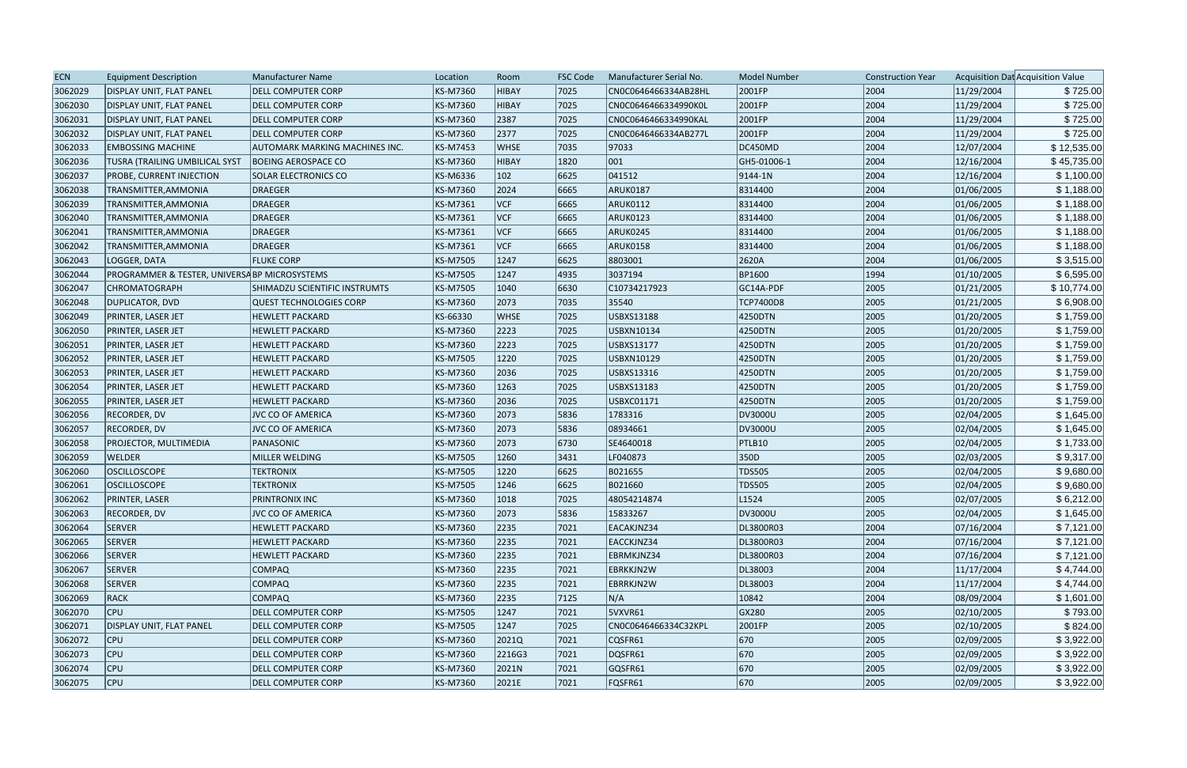| ECN | Equipment Description | Manufacturer Name | Location | Room | FSC Code | Manufacturer Serial No. | Model Number | Construction Year | Acquisition Dat | Acquisition Value |
|---|---|---|---|---|---|---|---|---|---|---|
| 3062029 | DISPLAY UNIT, FLAT PANEL | DELL COMPUTER CORP | KS-M7360 | HIBAY | 7025 | CN0C0646466334AB28HL | 2001FP | 2004 | 11/29/2004 | $ 725.00 |
| 3062030 | DISPLAY UNIT, FLAT PANEL | DELL COMPUTER CORP | KS-M7360 | HIBAY | 7025 | CN0C0646466334990K0L | 2001FP | 2004 | 11/29/2004 | $ 725.00 |
| 3062031 | DISPLAY UNIT, FLAT PANEL | DELL COMPUTER CORP | KS-M7360 | 2387 | 7025 | CN0C0646466334990KAL | 2001FP | 2004 | 11/29/2004 | $ 725.00 |
| 3062032 | DISPLAY UNIT, FLAT PANEL | DELL COMPUTER CORP | KS-M7360 | 2377 | 7025 | CN0C0646466334AB277L | 2001FP | 2004 | 11/29/2004 | $ 725.00 |
| 3062033 | EMBOSSING MACHINE | AUTOMARK MARKING MACHINES INC. | KS-M7453 | WHSE | 7035 | 97033 | DC450MD | 2004 | 12/07/2004 | $ 12,535.00 |
| 3062036 | TUSRA (TRAILING UMBILICAL SYST | BOEING AEROSPACE CO | KS-M7360 | HIBAY | 1820 | 001 | GH5-01006-1 | 2004 | 12/16/2004 | $ 45,735.00 |
| 3062037 | PROBE, CURRENT INJECTION | SOLAR ELECTRONICS CO | KS-M6336 | 102 | 6625 | 041512 | 9144-1N | 2004 | 12/16/2004 | $ 1,100.00 |
| 3062038 | TRANSMITTER,AMMONIA | DRAEGER | KS-M7360 | 2024 | 6665 | ARUK0187 | 8314400 | 2004 | 01/06/2005 | $ 1,188.00 |
| 3062039 | TRANSMITTER,AMMONIA | DRAEGER | KS-M7361 | VCF | 6665 | ARUK0112 | 8314400 | 2004 | 01/06/2005 | $ 1,188.00 |
| 3062040 | TRANSMITTER,AMMONIA | DRAEGER | KS-M7361 | VCF | 6665 | ARUK0123 | 8314400 | 2004 | 01/06/2005 | $ 1,188.00 |
| 3062041 | TRANSMITTER,AMMONIA | DRAEGER | KS-M7361 | VCF | 6665 | ARUK0245 | 8314400 | 2004 | 01/06/2005 | $ 1,188.00 |
| 3062042 | TRANSMITTER,AMMONIA | DRAEGER | KS-M7361 | VCF | 6665 | ARUK0158 | 8314400 | 2004 | 01/06/2005 | $ 1,188.00 |
| 3062043 | LOGGER, DATA | FLUKE CORP | KS-M7505 | 1247 | 6625 | 8803001 | 2620A | 2004 | 01/06/2005 | $ 3,515.00 |
| 3062044 | PROGRAMMER & TESTER, UNIVERSA | BP MICROSYSTEMS | KS-M7505 | 1247 | 4935 | 3037194 | BP1600 | 1994 | 01/10/2005 | $ 6,595.00 |
| 3062047 | CHROMATOGRAPH | SHIMADZU SCIENTIFIC INSTRUMTS | KS-M7505 | 1040 | 6630 | C10734217923 | GC14A-PDF | 2005 | 01/21/2005 | $ 10,774.00 |
| 3062048 | DUPLICATOR, DVD | QUEST TECHNOLOGIES CORP | KS-M7360 | 2073 | 7035 | 35540 | TCP7400D8 | 2005 | 01/21/2005 | $ 6,908.00 |
| 3062049 | PRINTER, LASER JET | HEWLETT PACKARD | KS-66330 | WHSE | 7025 | USBXS13188 | 4250DTN | 2005 | 01/20/2005 | $ 1,759.00 |
| 3062050 | PRINTER, LASER JET | HEWLETT PACKARD | KS-M7360 | 2223 | 7025 | USBXN10134 | 4250DTN | 2005 | 01/20/2005 | $ 1,759.00 |
| 3062051 | PRINTER, LASER JET | HEWLETT PACKARD | KS-M7360 | 2223 | 7025 | USBXS13177 | 4250DTN | 2005 | 01/20/2005 | $ 1,759.00 |
| 3062052 | PRINTER, LASER JET | HEWLETT PACKARD | KS-M7505 | 1220 | 7025 | USBXN10129 | 4250DTN | 2005 | 01/20/2005 | $ 1,759.00 |
| 3062053 | PRINTER, LASER JET | HEWLETT PACKARD | KS-M7360 | 2036 | 7025 | USBXS13316 | 4250DTN | 2005 | 01/20/2005 | $ 1,759.00 |
| 3062054 | PRINTER, LASER JET | HEWLETT PACKARD | KS-M7360 | 1263 | 7025 | USBXS13183 | 4250DTN | 2005 | 01/20/2005 | $ 1,759.00 |
| 3062055 | PRINTER, LASER JET | HEWLETT PACKARD | KS-M7360 | 2036 | 7025 | USBXC01171 | 4250DTN | 2005 | 01/20/2005 | $ 1,759.00 |
| 3062056 | RECORDER, DV | JVC CO OF AMERICA | KS-M7360 | 2073 | 5836 | 1783316 | DV3000U | 2005 | 02/04/2005 | $ 1,645.00 |
| 3062057 | RECORDER, DV | JVC CO OF AMERICA | KS-M7360 | 2073 | 5836 | 08934661 | DV3000U | 2005 | 02/04/2005 | $ 1,645.00 |
| 3062058 | PROJECTOR, MULTIMEDIA | PANASONIC | KS-M7360 | 2073 | 6730 | SE4640018 | PTLB10 | 2005 | 02/04/2005 | $ 1,733.00 |
| 3062059 | WELDER | MILLER WELDING | KS-M7505 | 1260 | 3431 | LF040873 | 350D | 2005 | 02/03/2005 | $ 9,317.00 |
| 3062060 | OSCILLOSCOPE | TEKTRONIX | KS-M7505 | 1220 | 6625 | B021655 | TDS505 | 2005 | 02/04/2005 | $ 9,680.00 |
| 3062061 | OSCILLOSCOPE | TEKTRONIX | KS-M7505 | 1246 | 6625 | B021660 | TDS505 | 2005 | 02/04/2005 | $ 9,680.00 |
| 3062062 | PRINTER, LASER | PRINTRONIX INC | KS-M7360 | 1018 | 7025 | 48054214874 | L1524 | 2005 | 02/07/2005 | $ 6,212.00 |
| 3062063 | RECORDER, DV | JVC CO OF AMERICA | KS-M7360 | 2073 | 5836 | 15833267 | DV3000U | 2005 | 02/04/2005 | $ 1,645.00 |
| 3062064 | SERVER | HEWLETT PACKARD | KS-M7360 | 2235 | 7021 | EACAKJNZ34 | DL3800R03 | 2004 | 07/16/2004 | $ 7,121.00 |
| 3062065 | SERVER | HEWLETT PACKARD | KS-M7360 | 2235 | 7021 | EACCKJNZ34 | DL3800R03 | 2004 | 07/16/2004 | $ 7,121.00 |
| 3062066 | SERVER | HEWLETT PACKARD | KS-M7360 | 2235 | 7021 | EBRMKJNZ34 | DL3800R03 | 2004 | 07/16/2004 | $ 7,121.00 |
| 3062067 | SERVER | COMPAQ | KS-M7360 | 2235 | 7021 | EBRKKJN2W | DL38003 | 2004 | 11/17/2004 | $ 4,744.00 |
| 3062068 | SERVER | COMPAQ | KS-M7360 | 2235 | 7021 | EBRRKJN2W | DL38003 | 2004 | 11/17/2004 | $ 4,744.00 |
| 3062069 | RACK | COMPAQ | KS-M7360 | 2235 | 7125 | N/A | 10842 | 2004 | 08/09/2004 | $ 1,601.00 |
| 3062070 | CPU | DELL COMPUTER CORP | KS-M7505 | 1247 | 7021 | 5VXVR61 | GX280 | 2005 | 02/10/2005 | $ 793.00 |
| 3062071 | DISPLAY UNIT, FLAT PANEL | DELL COMPUTER CORP | KS-M7505 | 1247 | 7025 | CN0C0646466334C32KPL | 2001FP | 2005 | 02/10/2005 | $ 824.00 |
| 3062072 | CPU | DELL COMPUTER CORP | KS-M7360 | 2021Q | 7021 | CQSFR61 | 670 | 2005 | 02/09/2005 | $ 3,922.00 |
| 3062073 | CPU | DELL COMPUTER CORP | KS-M7360 | 2216G3 | 7021 | DQSFR61 | 670 | 2005 | 02/09/2005 | $ 3,922.00 |
| 3062074 | CPU | DELL COMPUTER CORP | KS-M7360 | 2021N | 7021 | GQSFR61 | 670 | 2005 | 02/09/2005 | $ 3,922.00 |
| 3062075 | CPU | DELL COMPUTER CORP | KS-M7360 | 2021E | 7021 | FQSFR61 | 670 | 2005 | 02/09/2005 | $ 3,922.00 |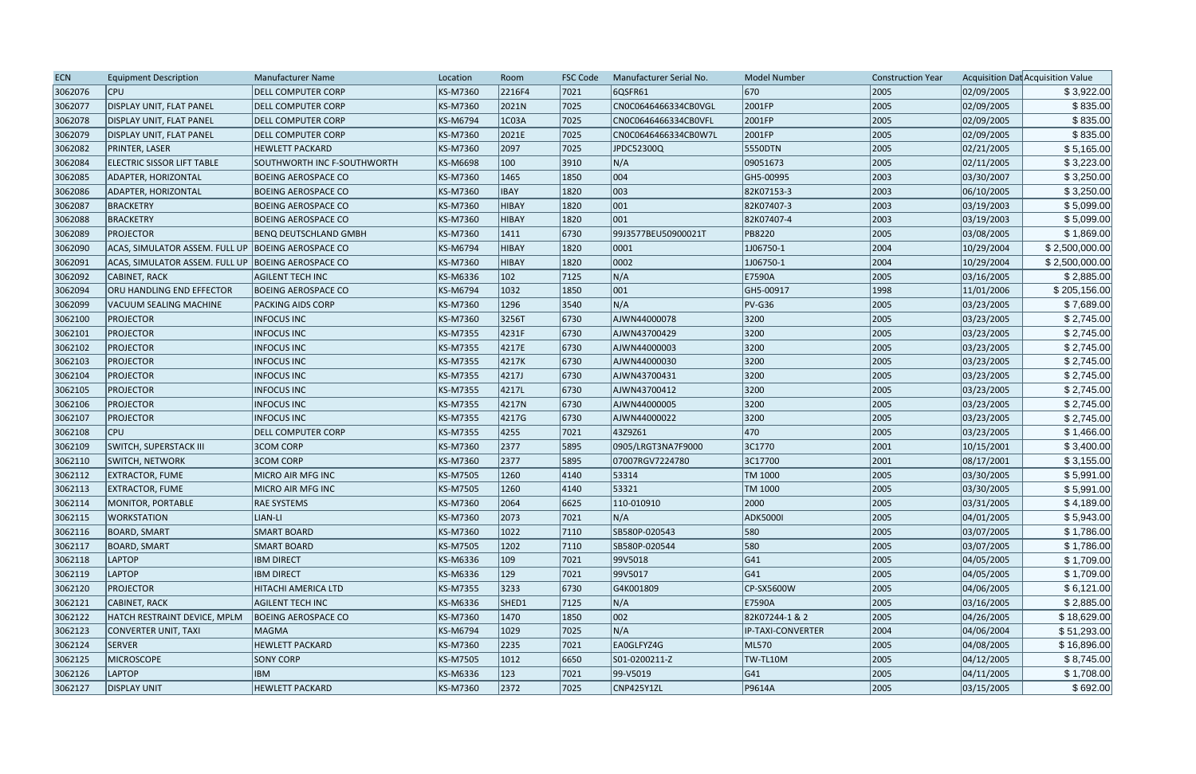| ECN | Equipment Description | Manufacturer Name | Location | Room | FSC Code | Manufacturer Serial No. | Model Number | Construction Year | Acquisition Dat | Acquisition Value |
|---|---|---|---|---|---|---|---|---|---|---|
| 3062076 | CPU | DELL COMPUTER CORP | KS-M7360 | 2216F4 | 7021 | 6QSFR61 | 670 | 2005 | 02/09/2005 | $ 3,922.00 |
| 3062077 | DISPLAY UNIT, FLAT PANEL | DELL COMPUTER CORP | KS-M7360 | 2021N | 7025 | CN0C0646466334CB0VGL | 2001FP | 2005 | 02/09/2005 | $ 835.00 |
| 3062078 | DISPLAY UNIT, FLAT PANEL | DELL COMPUTER CORP | KS-M6794 | 1C03A | 7025 | CN0C0646466334CB0VFL | 2001FP | 2005 | 02/09/2005 | $ 835.00 |
| 3062079 | DISPLAY UNIT, FLAT PANEL | DELL COMPUTER CORP | KS-M7360 | 2021E | 7025 | CN0C0646466334CB0W7L | 2001FP | 2005 | 02/09/2005 | $ 835.00 |
| 3062082 | PRINTER, LASER | HEWLETT PACKARD | KS-M7360 | 2097 | 7025 | JPDC52300Q | 5550DTN | 2005 | 02/21/2005 | $ 5,165.00 |
| 3062084 | ELECTRIC SISSOR LIFT TABLE | SOUTHWORTH INC F-SOUTHWORTH | KS-M6698 | 100 | 3910 | N/A | 09051673 | 2005 | 02/11/2005 | $ 3,223.00 |
| 3062085 | ADAPTER, HORIZONTAL | BOEING AEROSPACE CO | KS-M7360 | 1465 | 1850 | 004 | GH5-00995 | 2003 | 03/30/2007 | $ 3,250.00 |
| 3062086 | ADAPTER, HORIZONTAL | BOEING AEROSPACE CO | KS-M7360 | IBAY | 1820 | 003 | 82K07153-3 | 2003 | 06/10/2005 | $ 3,250.00 |
| 3062087 | BRACKETRY | BOEING AEROSPACE CO | KS-M7360 | HIBAY | 1820 | 001 | 82K07407-3 | 2003 | 03/19/2003 | $ 5,099.00 |
| 3062088 | BRACKETRY | BOEING AEROSPACE CO | KS-M7360 | HIBAY | 1820 | 001 | 82K07407-4 | 2003 | 03/19/2003 | $ 5,099.00 |
| 3062089 | PROJECTOR | BENQ DEUTSCHLAND GMBH | KS-M7360 | 1411 | 6730 | 99J3577BEU50900021T | PB8220 | 2005 | 03/08/2005 | $ 1,869.00 |
| 3062090 | ACAS, SIMULATOR ASSEM. FULL UP | BOEING AEROSPACE CO | KS-M6794 | HIBAY | 1820 | 0001 | 1J06750-1 | 2004 | 10/29/2004 | $ 2,500,000.00 |
| 3062091 | ACAS, SIMULATOR ASSEM. FULL UP | BOEING AEROSPACE CO | KS-M7360 | HIBAY | 1820 | 0002 | 1J06750-1 | 2004 | 10/29/2004 | $ 2,500,000.00 |
| 3062092 | CABINET, RACK | AGILENT TECH INC | KS-M6336 | 102 | 7125 | N/A | E7590A | 2005 | 03/16/2005 | $ 2,885.00 |
| 3062094 | ORU HANDLING END EFFECTOR | BOEING AEROSPACE CO | KS-M6794 | 1032 | 1850 | 001 | GH5-00917 | 1998 | 11/01/2006 | $ 205,156.00 |
| 3062099 | VACUUM SEALING MACHINE | PACKING AIDS CORP | KS-M7360 | 1296 | 3540 | N/A | PV-G36 | 2005 | 03/23/2005 | $ 7,689.00 |
| 3062100 | PROJECTOR | INFOCUS INC | KS-M7360 | 3256T | 6730 | AJWN44000078 | 3200 | 2005 | 03/23/2005 | $ 2,745.00 |
| 3062101 | PROJECTOR | INFOCUS INC | KS-M7355 | 4231F | 6730 | AJWN43700429 | 3200 | 2005 | 03/23/2005 | $ 2,745.00 |
| 3062102 | PROJECTOR | INFOCUS INC | KS-M7355 | 4217E | 6730 | AJWN44000003 | 3200 | 2005 | 03/23/2005 | $ 2,745.00 |
| 3062103 | PROJECTOR | INFOCUS INC | KS-M7355 | 4217K | 6730 | AJWN44000030 | 3200 | 2005 | 03/23/2005 | $ 2,745.00 |
| 3062104 | PROJECTOR | INFOCUS INC | KS-M7355 | 4217J | 6730 | AJWN43700431 | 3200 | 2005 | 03/23/2005 | $ 2,745.00 |
| 3062105 | PROJECTOR | INFOCUS INC | KS-M7355 | 4217L | 6730 | AJWN43700412 | 3200 | 2005 | 03/23/2005 | $ 2,745.00 |
| 3062106 | PROJECTOR | INFOCUS INC | KS-M7355 | 4217N | 6730 | AJWN44000005 | 3200 | 2005 | 03/23/2005 | $ 2,745.00 |
| 3062107 | PROJECTOR | INFOCUS INC | KS-M7355 | 4217G | 6730 | AJWN44000022 | 3200 | 2005 | 03/23/2005 | $ 2,745.00 |
| 3062108 | CPU | DELL COMPUTER CORP | KS-M7355 | 4255 | 7021 | 43Z9Z61 | 470 | 2005 | 03/23/2005 | $ 1,466.00 |
| 3062109 | SWITCH, SUPERSTACK III | 3COM CORP | KS-M7360 | 2377 | 5895 | 0905/LRGT3NA7F9000 | 3C1770 | 2001 | 10/15/2001 | $ 3,400.00 |
| 3062110 | SWITCH, NETWORK | 3COM CORP | KS-M7360 | 2377 | 5895 | 07007RGV7224780 | 3C17700 | 2001 | 08/17/2001 | $ 3,155.00 |
| 3062112 | EXTRACTOR, FUME | MICRO AIR MFG INC | KS-M7505 | 1260 | 4140 | 53314 | TM 1000 | 2005 | 03/30/2005 | $ 5,991.00 |
| 3062113 | EXTRACTOR, FUME | MICRO AIR MFG INC | KS-M7505 | 1260 | 4140 | 53321 | TM 1000 | 2005 | 03/30/2005 | $ 5,991.00 |
| 3062114 | MONITOR, PORTABLE | RAE SYSTEMS | KS-M7360 | 2064 | 6625 | 110-010910 | 2000 | 2005 | 03/31/2005 | $ 4,189.00 |
| 3062115 | WORKSTATION | LIAN-LI | KS-M7360 | 2073 | 7021 | N/A | ADK5000I | 2005 | 04/01/2005 | $ 5,943.00 |
| 3062116 | BOARD, SMART | SMART BOARD | KS-M7360 | 1022 | 7110 | SB580P-020543 | 580 | 2005 | 03/07/2005 | $ 1,786.00 |
| 3062117 | BOARD, SMART | SMART BOARD | KS-M7505 | 1202 | 7110 | SB580P-020544 | 580 | 2005 | 03/07/2005 | $ 1,786.00 |
| 3062118 | LAPTOP | IBM DIRECT | KS-M6336 | 109 | 7021 | 99V5018 | G41 | 2005 | 04/05/2005 | $ 1,709.00 |
| 3062119 | LAPTOP | IBM DIRECT | KS-M6336 | 129 | 7021 | 99V5017 | G41 | 2005 | 04/05/2005 | $ 1,709.00 |
| 3062120 | PROJECTOR | HITACHI AMERICA LTD | KS-M7355 | 3233 | 6730 | G4K001809 | CP-SX5600W | 2005 | 04/06/2005 | $ 6,121.00 |
| 3062121 | CABINET, RACK | AGILENT TECH INC | KS-M6336 | SHED1 | 7125 | N/A | E7590A | 2005 | 03/16/2005 | $ 2,885.00 |
| 3062122 | HATCH RESTRAINT DEVICE, MPLM | BOEING AEROSPACE CO | KS-M7360 | 1470 | 1850 | 002 | 82K07244-1 & 2 | 2005 | 04/26/2005 | $ 18,629.00 |
| 3062123 | CONVERTER UNIT, TAXI | MAGMA | KS-M6794 | 1029 | 7025 | N/A | IP-TAXI-CONVERTER | 2004 | 04/06/2004 | $ 51,293.00 |
| 3062124 | SERVER | HEWLETT PACKARD | KS-M7360 | 2235 | 7021 | EA0GLFYZ4G | ML570 | 2005 | 04/08/2005 | $ 16,896.00 |
| 3062125 | MICROSCOPE | SONY CORP | KS-M7505 | 1012 | 6650 | S01-0200211-Z | TW-TL10M | 2005 | 04/12/2005 | $ 8,745.00 |
| 3062126 | LAPTOP | IBM | KS-M6336 | 123 | 7021 | 99-V5019 | G41 | 2005 | 04/11/2005 | $ 1,708.00 |
| 3062127 | DISPLAY UNIT | HEWLETT PACKARD | KS-M7360 | 2372 | 7025 | CNP425Y1ZL | P9614A | 2005 | 03/15/2005 | $ 692.00 |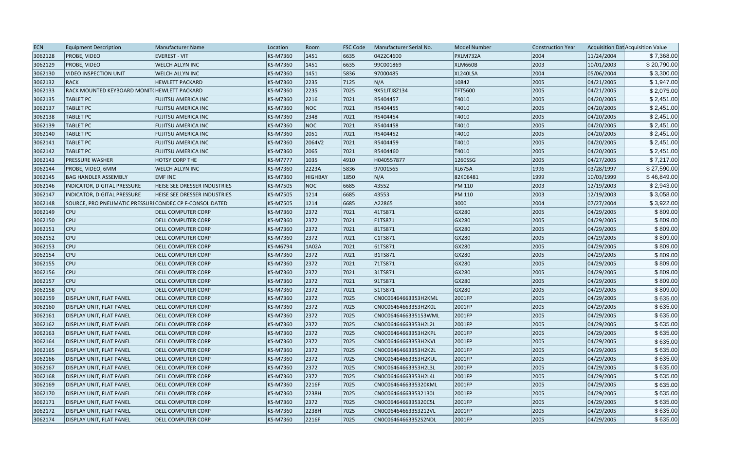| ECN | Equipment Description | Manufacturer Name | Location | Room | FSC Code | Manufacturer Serial No. | Model Number | Construction Year | Acquisition Dat | Acquisition Value |
|---|---|---|---|---|---|---|---|---|---|---|
| 3062128 | PROBE, VIDEO | EVEREST - VIT | KS-M7360 | 1451 | 6635 | 0422C4600 | PXLM732A | 2004 | 11/24/2004 | $ 7,368.00 |
| 3062129 | PROBE, VIDEO | WELCH ALLYN INC | KS-M7360 | 1451 | 6635 | 99C001869 | XLM660B | 2003 | 10/01/2003 | $ 20,790.00 |
| 3062130 | VIDEO INSPECTION UNIT | WELCH ALLYN INC | KS-M7360 | 1451 | 5836 | 97000485 | XL240LSA | 2004 | 05/06/2004 | $ 3,300.00 |
| 3062132 | RACK | HEWLETT PACKARD | KS-M7360 | 2235 | 7125 | N/A | 10842 | 2005 | 04/21/2005 | $ 1,947.00 |
| 3062133 | RACK MOUNTED KEYBOARD MONIT | HEWLETT PACKARD | KS-M7360 | 2235 | 7025 | 9X51JTJ8Z134 | TFT5600 | 2005 | 04/21/2005 | $ 2,075.00 |
| 3062135 | TABLET PC | FUJITSU AMERICA INC | KS-M7360 | 2216 | 7021 | R5404457 | T4010 | 2005 | 04/20/2005 | $ 2,451.00 |
| 3062137 | TABLET PC | FUJITSU AMERICA INC | KS-M7360 | NOC | 7021 | R5404455 | T4010 | 2005 | 04/20/2005 | $ 2,451.00 |
| 3062138 | TABLET PC | FUJITSU AMERICA INC | KS-M7360 | 2348 | 7021 | R5404454 | T4010 | 2005 | 04/20/2005 | $ 2,451.00 |
| 3062139 | TABLET PC | FUJITSU AMERICA INC | KS-M7360 | NOC | 7021 | R5404458 | T4010 | 2005 | 04/20/2005 | $ 2,451.00 |
| 3062140 | TABLET PC | FUJITSU AMERICA INC | KS-M7360 | 2051 | 7021 | R5404452 | T4010 | 2005 | 04/20/2005 | $ 2,451.00 |
| 3062141 | TABLET PC | FUJITSU AMERICA INC | KS-M7360 | 2064V2 | 7021 | R5404459 | T4010 | 2005 | 04/20/2005 | $ 2,451.00 |
| 3062142 | TABLET PC | FUJITSU AMERICA INC | KS-M7360 | 2065 | 7021 | R5404460 | T4010 | 2005 | 04/20/2005 | $ 2,451.00 |
| 3062143 | PRESSURE WASHER | HOTSY CORP THE | KS-M7777 | 1035 | 4910 | H040557877 | 1260SSG | 2005 | 04/27/2005 | $ 7,217.00 |
| 3062144 | PROBE, VIDEO, 6MM | WELCH ALLYN INC | KS-M7360 | 2223A | 5836 | 97001565 | XL675A | 1996 | 03/28/1997 | $ 27,590.00 |
| 3062145 | BAG HANDLER ASSEMBLY | EMF INC | KS-M7360 | HIGHBAY | 1850 | N/A | 82K06481 | 1999 | 10/03/1999 | $ 46,849.00 |
| 3062146 | INDICATOR, DIGITAL PRESSURE | HEISE SEE DRESSER INDUSTRIES | KS-M7505 | NOC | 6685 | 43552 | PM 110 | 2003 | 12/19/2003 | $ 2,943.00 |
| 3062147 | INDICATOR, DIGITAL PRESSURE | HEISE SEE DRESSER INDUSTRIES | KS-M7505 | 1214 | 6685 | 43553 | PM 110 | 2003 | 12/19/2003 | $ 3,058.00 |
| 3062148 | SOURCE, PRO PNEUMATIC PRESSUR | CONDEC CP F-CONSOLIDATED | KS-M7505 | 1214 | 6685 | A22865 | 3000 | 2004 | 07/27/2004 | $ 3,922.00 |
| 3062149 | CPU | DELL COMPUTER CORP | KS-M7360 | 2372 | 7021 | 41TS871 | GX280 | 2005 | 04/29/2005 | $ 809.00 |
| 3062150 | CPU | DELL COMPUTER CORP | KS-M7360 | 2372 | 7021 | F1TS871 | GX280 | 2005 | 04/29/2005 | $ 809.00 |
| 3062151 | CPU | DELL COMPUTER CORP | KS-M7360 | 2372 | 7021 | 81TS871 | GX280 | 2005 | 04/29/2005 | $ 809.00 |
| 3062152 | CPU | DELL COMPUTER CORP | KS-M7360 | 2372 | 7021 | C1TS871 | GX280 | 2005 | 04/29/2005 | $ 809.00 |
| 3062153 | CPU | DELL COMPUTER CORP | KS-M6794 | 1A02A | 7021 | 61TS871 | GX280 | 2005 | 04/29/2005 | $ 809.00 |
| 3062154 | CPU | DELL COMPUTER CORP | KS-M7360 | 2372 | 7021 | B1TS871 | GX280 | 2005 | 04/29/2005 | $ 809.00 |
| 3062155 | CPU | DELL COMPUTER CORP | KS-M7360 | 2372 | 7021 | 71TS871 | GX280 | 2005 | 04/29/2005 | $ 809.00 |
| 3062156 | CPU | DELL COMPUTER CORP | KS-M7360 | 2372 | 7021 | 31TS871 | GX280 | 2005 | 04/29/2005 | $ 809.00 |
| 3062157 | CPU | DELL COMPUTER CORP | KS-M7360 | 2372 | 7021 | 91TS871 | GX280 | 2005 | 04/29/2005 | $ 809.00 |
| 3062158 | CPU | DELL COMPUTER CORP | KS-M7360 | 2372 | 7021 | 51TS871 | GX280 | 2005 | 04/29/2005 | $ 809.00 |
| 3062159 | DISPLAY UNIT, FLAT PANEL | DELL COMPUTER CORP | KS-M7360 | 2372 | 7025 | CN0C06464663353H2KML | 2001FP | 2005 | 04/29/2005 | $ 635.00 |
| 3062160 | DISPLAY UNIT, FLAT PANEL | DELL COMPUTER CORP | KS-M7360 | 2372 | 7025 | CN0C06464663353H2K0L | 2001FP | 2005 | 04/29/2005 | $ 635.00 |
| 3062161 | DISPLAY UNIT, FLAT PANEL | DELL COMPUTER CORP | KS-M7360 | 2372 | 7025 | CN0C0646466335153WML | 2001FP | 2005 | 04/29/2005 | $ 635.00 |
| 3062162 | DISPLAY UNIT, FLAT PANEL | DELL COMPUTER CORP | KS-M7360 | 2372 | 7025 | CN0C06464663353H2L2L | 2001FP | 2005 | 04/29/2005 | $ 635.00 |
| 3062163 | DISPLAY UNIT, FLAT PANEL | DELL COMPUTER CORP | KS-M7360 | 2372 | 7025 | CN0C06464663353H2KPL | 2001FP | 2005 | 04/29/2005 | $ 635.00 |
| 3062164 | DISPLAY UNIT, FLAT PANEL | DELL COMPUTER CORP | KS-M7360 | 2372 | 7025 | CN0C06464663353H2KVL | 2001FP | 2005 | 04/29/2005 | $ 635.00 |
| 3062165 | DISPLAY UNIT, FLAT PANEL | DELL COMPUTER CORP | KS-M7360 | 2372 | 7025 | CN0C06464663353H2K2L | 2001FP | 2005 | 04/29/2005 | $ 635.00 |
| 3062166 | DISPLAY UNIT, FLAT PANEL | DELL COMPUTER CORP | KS-M7360 | 2372 | 7025 | CN0C06464663353H2KUL | 2001FP | 2005 | 04/29/2005 | $ 635.00 |
| 3062167 | DISPLAY UNIT, FLAT PANEL | DELL COMPUTER CORP | KS-M7360 | 2372 | 7025 | CN0C06464663353H2L3L | 2001FP | 2005 | 04/29/2005 | $ 635.00 |
| 3062168 | DISPLAY UNIT, FLAT PANEL | DELL COMPUTER CORP | KS-M7360 | 2372 | 7025 | CN0C06464663353H2L4L | 2001FP | 2005 | 04/29/2005 | $ 635.00 |
| 3062169 | DISPLAY UNIT, FLAT PANEL | DELL COMPUTER CORP | KS-M7360 | 2216F | 7025 | CN0C0646466335320KML | 2001FP | 2005 | 04/29/2005 | $ 635.00 |
| 3062170 | DISPLAY UNIT, FLAT PANEL | DELL COMPUTER CORP | KS-M7360 | 2238H | 7025 | CN0C0646466335321 30L | 2001FP | 2005 | 04/29/2005 | $ 635.00 |
| 3062171 | DISPLAY UNIT, FLAT PANEL | DELL COMPUTER CORP | KS-M7360 | 2372 | 7025 | CN0C0646466335320C5L | 2001FP | 2005 | 04/29/2005 | $ 635.00 |
| 3062172 | DISPLAY UNIT, FLAT PANEL | DELL COMPUTER CORP | KS-M7360 | 2238H | 7025 | CN0C06464663353212VL | 2001FP | 2005 | 04/29/2005 | $ 635.00 |
| 3062174 | DISPLAY UNIT, FLAT PANEL | DELL COMPUTER CORP | KS-M7360 | 2216F | 7025 | CN0C06464663352S2NDL | 2001FP | 2005 | 04/29/2005 | $ 635.00 |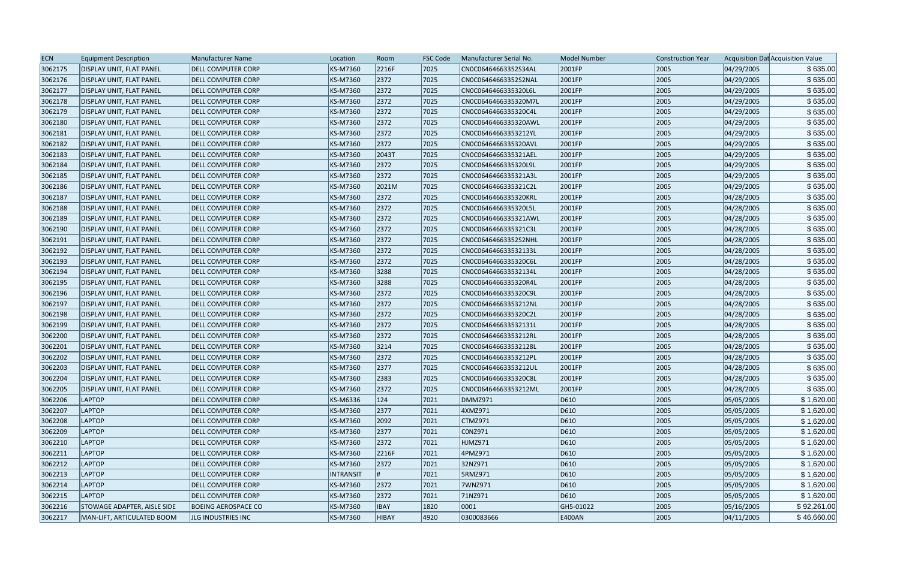| ECN | Equipment Description | Manufacturer Name | Location | Room | FSC Code | Manufacturer Serial No. | Model Number | Construction Year | Acquisition Dat | Acquisition Value |
|---|---|---|---|---|---|---|---|---|---|---|
| 3062175 | DISPLAY UNIT, FLAT PANEL | DELL COMPUTER CORP | KS-M7360 | 2216F | 7025 | CN0C06464663352S34AL | 2001FP | 2005 | 04/29/2005 | $ 635.00 |
| 3062176 | DISPLAY UNIT, FLAT PANEL | DELL COMPUTER CORP | KS-M7360 | 2372 | 7025 | CN0C06464663352S2NAL | 2001FP | 2005 | 04/29/2005 | $ 635.00 |
| 3062177 | DISPLAY UNIT, FLAT PANEL | DELL COMPUTER CORP | KS-M7360 | 2372 | 7025 | CN0C0646466335320L6L | 2001FP | 2005 | 04/29/2005 | $ 635.00 |
| 3062178 | DISPLAY UNIT, FLAT PANEL | DELL COMPUTER CORP | KS-M7360 | 2372 | 7025 | CN0C0646466335320M7L | 2001FP | 2005 | 04/29/2005 | $ 635.00 |
| 3062179 | DISPLAY UNIT, FLAT PANEL | DELL COMPUTER CORP | KS-M7360 | 2372 | 7025 | CN0C0646466335320C4L | 2001FP | 2005 | 04/29/2005 | $ 635.00 |
| 3062180 | DISPLAY UNIT, FLAT PANEL | DELL COMPUTER CORP | KS-M7360 | 2372 | 7025 | CN0C0646466335320AWL | 2001FP | 2005 | 04/29/2005 | $ 635.00 |
| 3062181 | DISPLAY UNIT, FLAT PANEL | DELL COMPUTER CORP | KS-M7360 | 2372 | 7025 | CN0C06464663353212YL | 2001FP | 2005 | 04/29/2005 | $ 635.00 |
| 3062182 | DISPLAY UNIT, FLAT PANEL | DELL COMPUTER CORP | KS-M7360 | 2372 | 7025 | CN0C0646466335320AVL | 2001FP | 2005 | 04/29/2005 | $ 635.00 |
| 3062183 | DISPLAY UNIT, FLAT PANEL | DELL COMPUTER CORP | KS-M7360 | 2043T | 7025 | CN0C0646466335321AEL | 2001FP | 2005 | 04/29/2005 | $ 635.00 |
| 3062184 | DISPLAY UNIT, FLAT PANEL | DELL COMPUTER CORP | KS-M7360 | 2372 | 7025 | CN0C0646466335320L9L | 2001FP | 2005 | 04/29/2005 | $ 635.00 |
| 3062185 | DISPLAY UNIT, FLAT PANEL | DELL COMPUTER CORP | KS-M7360 | 2372 | 7025 | CN0C0646466335321A3L | 2001FP | 2005 | 04/29/2005 | $ 635.00 |
| 3062186 | DISPLAY UNIT, FLAT PANEL | DELL COMPUTER CORP | KS-M7360 | 2021M | 7025 | CN0C0646466335321C2L | 2001FP | 2005 | 04/29/2005 | $ 635.00 |
| 3062187 | DISPLAY UNIT, FLAT PANEL | DELL COMPUTER CORP | KS-M7360 | 2372 | 7025 | CN0C0646466335320KRL | 2001FP | 2005 | 04/28/2005 | $ 635.00 |
| 3062188 | DISPLAY UNIT, FLAT PANEL | DELL COMPUTER CORP | KS-M7360 | 2372 | 7025 | CN0C0646466335320L5L | 2001FP | 2005 | 04/28/2005 | $ 635.00 |
| 3062189 | DISPLAY UNIT, FLAT PANEL | DELL COMPUTER CORP | KS-M7360 | 2372 | 7025 | CN0C0646466335321AWL | 2001FP | 2005 | 04/28/2005 | $ 635.00 |
| 3062190 | DISPLAY UNIT, FLAT PANEL | DELL COMPUTER CORP | KS-M7360 | 2372 | 7025 | CN0C0646466335321C3L | 2001FP | 2005 | 04/28/2005 | $ 635.00 |
| 3062191 | DISPLAY UNIT, FLAT PANEL | DELL COMPUTER CORP | KS-M7360 | 2372 | 7025 | CN0C06464663352S2NHL | 2001FP | 2005 | 04/28/2005 | $ 635.00 |
| 3062192 | DISPLAY UNIT, FLAT PANEL | DELL COMPUTER CORP | KS-M7360 | 2372 | 7025 | CN0C064646633532133L | 2001FP | 2005 | 04/28/2005 | $ 635.00 |
| 3062193 | DISPLAY UNIT, FLAT PANEL | DELL COMPUTER CORP | KS-M7360 | 2372 | 7025 | CN0C0646466335320C6L | 2001FP | 2005 | 04/28/2005 | $ 635.00 |
| 3062194 | DISPLAY UNIT, FLAT PANEL | DELL COMPUTER CORP | KS-M7360 | 3288 | 7025 | CN0C064646633532134L | 2001FP | 2005 | 04/28/2005 | $ 635.00 |
| 3062195 | DISPLAY UNIT, FLAT PANEL | DELL COMPUTER CORP | KS-M7360 | 3288 | 7025 | CN0C0646466335320R4L | 2001FP | 2005 | 04/28/2005 | $ 635.00 |
| 3062196 | DISPLAY UNIT, FLAT PANEL | DELL COMPUTER CORP | KS-M7360 | 2372 | 7025 | CN0C0646466335320C9L | 2001FP | 2005 | 04/28/2005 | $ 635.00 |
| 3062197 | DISPLAY UNIT, FLAT PANEL | DELL COMPUTER CORP | KS-M7360 | 2372 | 7025 | CN0C06464663353212NL | 2001FP | 2005 | 04/28/2005 | $ 635.00 |
| 3062198 | DISPLAY UNIT, FLAT PANEL | DELL COMPUTER CORP | KS-M7360 | 2372 | 7025 | CN0C0646466335320C2L | 2001FP | 2005 | 04/28/2005 | $ 635.00 |
| 3062199 | DISPLAY UNIT, FLAT PANEL | DELL COMPUTER CORP | KS-M7360 | 2372 | 7025 | CN0C064646633532131L | 2001FP | 2005 | 04/28/2005 | $ 635.00 |
| 3062200 | DISPLAY UNIT, FLAT PANEL | DELL COMPUTER CORP | KS-M7360 | 2372 | 7025 | CN0C06464663353212RL | 2001FP | 2005 | 04/28/2005 | $ 635.00 |
| 3062201 | DISPLAY UNIT, FLAT PANEL | DELL COMPUTER CORP | KS-M7360 | 3214 | 7025 | CN0C064646633532128L | 2001FP | 2005 | 04/28/2005 | $ 635.00 |
| 3062202 | DISPLAY UNIT, FLAT PANEL | DELL COMPUTER CORP | KS-M7360 | 2372 | 7025 | CN0C06464663353212PL | 2001FP | 2005 | 04/28/2005 | $ 635.00 |
| 3062203 | DISPLAY UNIT, FLAT PANEL | DELL COMPUTER CORP | KS-M7360 | 2377 | 7025 | CN0C06464663353212UL | 2001FP | 2005 | 04/28/2005 | $ 635.00 |
| 3062204 | DISPLAY UNIT, FLAT PANEL | DELL COMPUTER CORP | KS-M7360 | 2383 | 7025 | CN0C0646466335320C8L | 2001FP | 2005 | 04/28/2005 | $ 635.00 |
| 3062205 | DISPLAY UNIT, FLAT PANEL | DELL COMPUTER CORP | KS-M7360 | 2372 | 7025 | CN0C06464663353212ML | 2001FP | 2005 | 04/28/2005 | $ 635.00 |
| 3062206 | LAPTOP | DELL COMPUTER CORP | KS-M6336 | 124 | 7021 | DMMZ971 | D610 | 2005 | 05/05/2005 | $ 1,620.00 |
| 3062207 | LAPTOP | DELL COMPUTER CORP | KS-M7360 | 2377 | 7021 | 4XMZ971 | D610 | 2005 | 05/05/2005 | $ 1,620.00 |
| 3062208 | LAPTOP | DELL COMPUTER CORP | KS-M7360 | 2092 | 7021 | CTMZ971 | D610 | 2005 | 05/05/2005 | $ 1,620.00 |
| 3062209 | LAPTOP | DELL COMPUTER CORP | KS-M7360 | 2377 | 7021 | C0NZ971 | D610 | 2005 | 05/05/2005 | $ 1,620.00 |
| 3062210 | LAPTOP | DELL COMPUTER CORP | KS-M7360 | 2372 | 7021 | HJMZ971 | D610 | 2005 | 05/05/2005 | $ 1,620.00 |
| 3062211 | LAPTOP | DELL COMPUTER CORP | KS-M7360 | 2216F | 7021 | 4PMZ971 | D610 | 2005 | 05/05/2005 | $ 1,620.00 |
| 3062212 | LAPTOP | DELL COMPUTER CORP | KS-M7360 | 2372 | 7021 | 32NZ971 | D610 | 2005 | 05/05/2005 | $ 1,620.00 |
| 3062213 | LAPTOP | DELL COMPUTER CORP | INTRANSIT | # | 7021 | 5RMZ971 | D610 | 2005 | 05/05/2005 | $ 1,620.00 |
| 3062214 | LAPTOP | DELL COMPUTER CORP | KS-M7360 | 2372 | 7021 | 7WNZ971 | D610 | 2005 | 05/05/2005 | $ 1,620.00 |
| 3062215 | LAPTOP | DELL COMPUTER CORP | KS-M7360 | 2372 | 7021 | 71NZ971 | D610 | 2005 | 05/05/2005 | $ 1,620.00 |
| 3062216 | STOWAGE ADAPTER, AISLE SIDE | BOEING AEROSPACE CO | KS-M7360 | IBAY | 1820 | 0001 | GH5-01022 | 2005 | 05/16/2005 | $ 92,261.00 |
| 3062217 | MAN-LIFT, ARTICULATED BOOM | JLG INDUSTRIES INC | KS-M7360 | HIBAY | 4920 | 0300083666 | E400AN | 2005 | 04/11/2005 | $ 46,660.00 |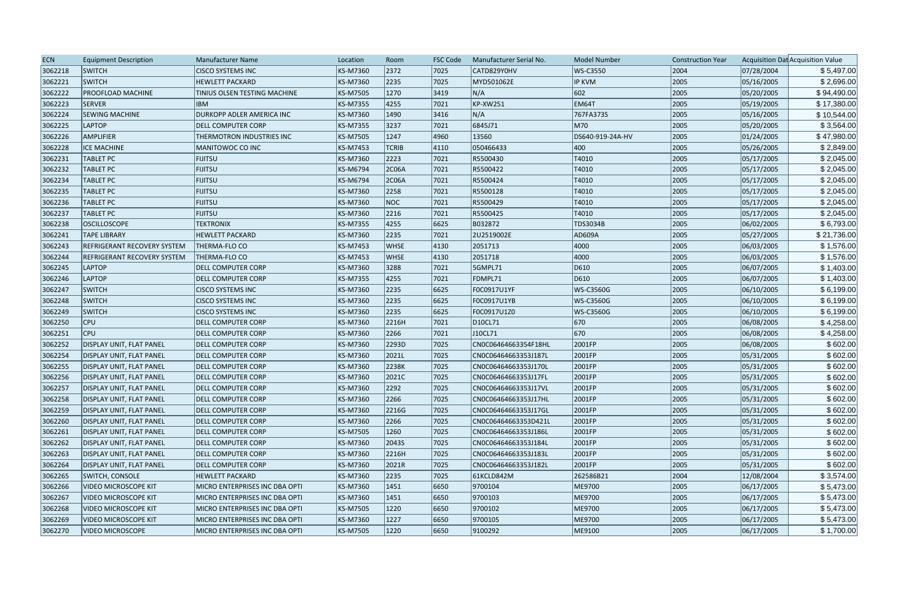| ECN | Equipment Description | Manufacturer Name | Location | Room | FSC Code | Manufacturer Serial No. | Model Number | Construction Year | Acquisition Dat | Acquisition Value |
|---|---|---|---|---|---|---|---|---|---|---|
| 3062218 | SWITCH | CISCO SYSTEMS INC | KS-M7360 | 2372 | 7025 | CATD829Y0HV | WS-C3550 | 2004 | 07/28/2004 | $ 5,497.00 |
| 3062221 | SWITCH | HEWLETT PACKARD | KS-M7360 | 2235 | 7025 | MYD501062E | IP KVM | 2005 | 05/16/2005 | $ 2,696.00 |
| 3062222 | PROOFLOAD MACHINE | TINIUS OLSEN TESTING MACHINE | KS-M7505 | 1270 | 3419 | N/A | 602 | 2005 | 05/20/2005 | $ 94,490.00 |
| 3062223 | SERVER | IBM | KS-M7355 | 4255 | 7021 | KP-XW251 | EM64T | 2005 | 05/19/2005 | $ 17,380.00 |
| 3062224 | SEWING MACHINE | DURKOPP ADLER AMERICA INC | KS-M7360 | 1490 | 3416 | N/A | 767FA373S | 2005 | 05/16/2005 | $ 10,544.00 |
| 3062225 | LAPTOP | DELL COMPUTER CORP | KS-M7355 | 3237 | 7021 | 6845J71 | M70 | 2005 | 05/20/2005 | $ 3,564.00 |
| 3062226 | AMPLIFIER | THERMOTRON INDUSTRIES INC | KS-M7505 | 1247 | 4960 | 13560 | DS640-919-24A-HV | 2005 | 01/24/2005 | $ 47,980.00 |
| 3062228 | ICE MACHINE | MANITOWOC CO INC | KS-M7453 | TCRIB | 4110 | 050466433 | 400 | 2005 | 05/26/2005 | $ 2,849.00 |
| 3062231 | TABLET PC | FUJITSU | KS-M7360 | 2223 | 7021 | R5500430 | T4010 | 2005 | 05/17/2005 | $ 2,045.00 |
| 3062232 | TABLET PC | FUJITSU | KS-M6794 | 2C06A | 7021 | R5500422 | T4010 | 2005 | 05/17/2005 | $ 2,045.00 |
| 3062234 | TABLET PC | FUJITSU | KS-M6794 | 2C06A | 7021 | R5500424 | T4010 | 2005 | 05/17/2005 | $ 2,045.00 |
| 3062235 | TABLET PC | FUJITSU | KS-M7360 | 2258 | 7021 | R5500128 | T4010 | 2005 | 05/17/2005 | $ 2,045.00 |
| 3062236 | TABLET PC | FUJITSU | KS-M7360 | NOC | 7021 | R5500429 | T4010 | 2005 | 05/17/2005 | $ 2,045.00 |
| 3062237 | TABLET PC | FUJITSU | KS-M7360 | 2216 | 7021 | R5500425 | T4010 | 2005 | 05/17/2005 | $ 2,045.00 |
| 3062238 | OSCILLOSCOPE | TEKTRONIX | KS-M7355 | 4255 | 6625 | B032872 | TDS3034B | 2005 | 06/02/2005 | $ 6,793.00 |
| 3062241 | TAPE LIBRARY | HEWLETT PACKARD | KS-M7360 | 2235 | 7021 | 2U2519002E | AD609A | 2005 | 05/27/2005 | $ 21,736.00 |
| 3062243 | REFRIGERANT RECOVERY SYSTEM | THERMA-FLO CO | KS-M7453 | WHSE | 4130 | 2051713 | 4000 | 2005 | 06/03/2005 | $ 1,576.00 |
| 3062244 | REFRIGERANT RECOVERY SYSTEM | THERMA-FLO CO | KS-M7453 | WHSE | 4130 | 2051718 | 4000 | 2005 | 06/03/2005 | $ 1,576.00 |
| 3062245 | LAPTOP | DELL COMPUTER CORP | KS-M7360 | 3288 | 7021 | 5GMPL71 | D610 | 2005 | 06/07/2005 | $ 1,403.00 |
| 3062246 | LAPTOP | DELL COMPUTER CORP | KS-M7355 | 4255 | 7021 | FDMPL71 | D610 | 2005 | 06/07/2005 | $ 1,403.00 |
| 3062247 | SWITCH | CISCO SYSTEMS INC | KS-M7360 | 2235 | 6625 | F0C0917U1YF | WS-C3560G | 2005 | 06/10/2005 | $ 6,199.00 |
| 3062248 | SWITCH | CISCO SYSTEMS INC | KS-M7360 | 2235 | 6625 | F0C0917U1YB | WS-C3560G | 2005 | 06/10/2005 | $ 6,199.00 |
| 3062249 | SWITCH | CISCO SYSTEMS INC | KS-M7360 | 2235 | 6625 | F0C0917U1Z0 | WS-C3560G | 2005 | 06/10/2005 | $ 6,199.00 |
| 3062250 | CPU | DELL COMPUTER CORP | KS-M7360 | 2216H | 7021 | D10CL71 | 670 | 2005 | 06/08/2005 | $ 4,258.00 |
| 3062251 | CPU | DELL COMPUTER CORP | KS-M7360 | 2266 | 7021 | J10CL71 | 670 | 2005 | 06/08/2005 | $ 4,258.00 |
| 3062252 | DISPLAY UNIT, FLAT PANEL | DELL COMPUTER CORP | KS-M7360 | 2293D | 7025 | CN0C06464663354F18HL | 2001FP | 2005 | 06/08/2005 | $ 602.00 |
| 3062254 | DISPLAY UNIT, FLAT PANEL | DELL COMPUTER CORP | KS-M7360 | 2021L | 7025 | CN0C06464663353J187L | 2001FP | 2005 | 05/31/2005 | $ 602.00 |
| 3062255 | DISPLAY UNIT, FLAT PANEL | DELL COMPUTER CORP | KS-M7360 | 2238K | 7025 | CN0C06464663353J170L | 2001FP | 2005 | 05/31/2005 | $ 602.00 |
| 3062256 | DISPLAY UNIT, FLAT PANEL | DELL COMPUTER CORP | KS-M7360 | 2021C | 7025 | CN0C06464663353J17FL | 2001FP | 2005 | 05/31/2005 | $ 602.00 |
| 3062257 | DISPLAY UNIT, FLAT PANEL | DELL COMPUTER CORP | KS-M7360 | 2292 | 7025 | CN0C06464663353J17VL | 2001FP | 2005 | 05/31/2005 | $ 602.00 |
| 3062258 | DISPLAY UNIT, FLAT PANEL | DELL COMPUTER CORP | KS-M7360 | 2266 | 7025 | CN0C06464663353J17HL | 2001FP | 2005 | 05/31/2005 | $ 602.00 |
| 3062259 | DISPLAY UNIT, FLAT PANEL | DELL COMPUTER CORP | KS-M7360 | 2216G | 7025 | CN0C06464663353J17GL | 2001FP | 2005 | 05/31/2005 | $ 602.00 |
| 3062260 | DISPLAY UNIT, FLAT PANEL | DELL COMPUTER CORP | KS-M7360 | 2266 | 7025 | CN0C06464663353D421L | 2001FP | 2005 | 05/31/2005 | $ 602.00 |
| 3062261 | DISPLAY UNIT, FLAT PANEL | DELL COMPUTER CORP | KS-M7505 | 1260 | 7025 | CN0C06464663353J186L | 2001FP | 2005 | 05/31/2005 | $ 602.00 |
| 3062262 | DISPLAY UNIT, FLAT PANEL | DELL COMPUTER CORP | KS-M7360 | 2043S | 7025 | CN0C06464663353J184L | 2001FP | 2005 | 05/31/2005 | $ 602.00 |
| 3062263 | DISPLAY UNIT, FLAT PANEL | DELL COMPUTER CORP | KS-M7360 | 2216H | 7025 | CN0C06464663353J183L | 2001FP | 2005 | 05/31/2005 | $ 602.00 |
| 3062264 | DISPLAY UNIT, FLAT PANEL | DELL COMPUTER CORP | KS-M7360 | 2021R | 7025 | CN0C06464663353J182L | 2001FP | 2005 | 05/31/2005 | $ 602.00 |
| 3062265 | SWITCH, CONSOLE | HEWLETT PACKARD | KS-M7360 | 2235 | 7025 | 61KCLD842M | 262586B21 | 2004 | 12/08/2004 | $ 3,574.00 |
| 3062266 | VIDEO MICROSCOPE KIT | MICRO ENTERPRISES INC DBA OPTI | KS-M7360 | 1451 | 6650 | 9700104 | ME9700 | 2005 | 06/17/2005 | $ 5,473.00 |
| 3062267 | VIDEO MICROSCOPE KIT | MICRO ENTERPRISES INC DBA OPTI | KS-M7360 | 1451 | 6650 | 9700103 | ME9700 | 2005 | 06/17/2005 | $ 5,473.00 |
| 3062268 | VIDEO MICROSCOPE KIT | MICRO ENTERPRISES INC DBA OPTI | KS-M7505 | 1220 | 6650 | 9700102 | ME9700 | 2005 | 06/17/2005 | $ 5,473.00 |
| 3062269 | VIDEO MICROSCOPE KIT | MICRO ENTERPRISES INC DBA OPTI | KS-M7360 | 1227 | 6650 | 9700105 | ME9700 | 2005 | 06/17/2005 | $ 5,473.00 |
| 3062270 | VIDEO MICROSCOPE | MICRO ENTERPRISES INC DBA OPTI | KS-M7505 | 1220 | 6650 | 9100292 | ME9100 | 2005 | 06/17/2005 | $ 1,700.00 |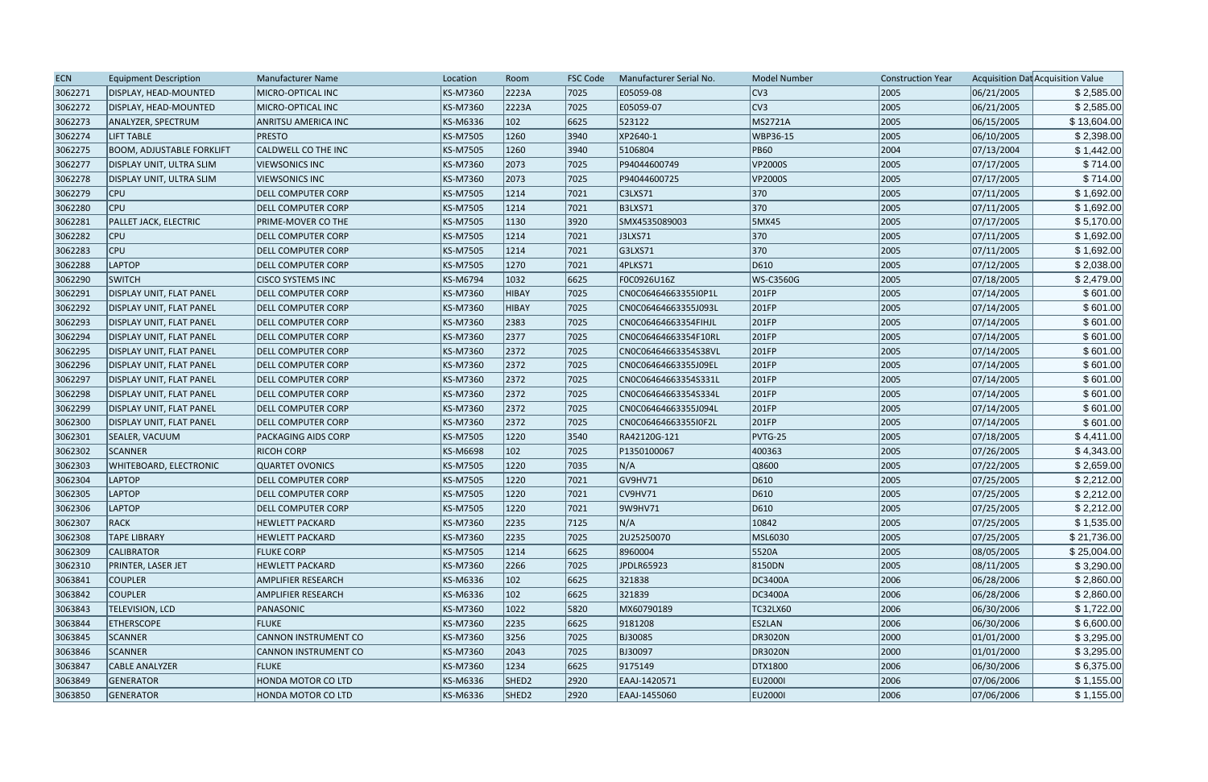| ECN | Equipment Description | Manufacturer Name | Location | Room | FSC Code | Manufacturer Serial No. | Model Number | Construction Year | Acquisition Dat | Acquisition Value |
|---|---|---|---|---|---|---|---|---|---|---|
| 3062271 | DISPLAY, HEAD-MOUNTED | MICRO-OPTICAL INC | KS-M7360 | 2223A | 7025 | E05059-08 | CV3 | 2005 | 06/21/2005 | $ 2,585.00 |
| 3062272 | DISPLAY, HEAD-MOUNTED | MICRO-OPTICAL INC | KS-M7360 | 2223A | 7025 | E05059-07 | CV3 | 2005 | 06/21/2005 | $ 2,585.00 |
| 3062273 | ANALYZER, SPECTRUM | ANRITSU AMERICA INC | KS-M6336 | 102 | 6625 | 523122 | MS2721A | 2005 | 06/15/2005 | $ 13,604.00 |
| 3062274 | LIFT TABLE | PRESTO | KS-M7505 | 1260 | 3940 | XP2640-1 | WBP36-15 | 2005 | 06/10/2005 | $ 2,398.00 |
| 3062275 | BOOM, ADJUSTABLE FORKLIFT | CALDWELL CO THE INC | KS-M7505 | 1260 | 3940 | 5106804 | PB60 | 2004 | 07/13/2004 | $ 1,442.00 |
| 3062277 | DISPLAY UNIT, ULTRA SLIM | VIEWSONICS INC | KS-M7360 | 2073 | 7025 | P94044600749 | VP2000S | 2005 | 07/17/2005 | $ 714.00 |
| 3062278 | DISPLAY UNIT, ULTRA SLIM | VIEWSONICS INC | KS-M7360 | 2073 | 7025 | P94044600725 | VP2000S | 2005 | 07/17/2005 | $ 714.00 |
| 3062279 | CPU | DELL COMPUTER CORP | KS-M7505 | 1214 | 7021 | C3LXS71 | 370 | 2005 | 07/11/2005 | $ 1,692.00 |
| 3062280 | CPU | DELL COMPUTER CORP | KS-M7505 | 1214 | 7021 | B3LXS71 | 370 | 2005 | 07/11/2005 | $ 1,692.00 |
| 3062281 | PALLET JACK, ELECTRIC | PRIME-MOVER CO THE | KS-M7505 | 1130 | 3920 | SMX4535089003 | 5MX45 | 2005 | 07/17/2005 | $ 5,170.00 |
| 3062282 | CPU | DELL COMPUTER CORP | KS-M7505 | 1214 | 7021 | J3LXS71 | 370 | 2005 | 07/11/2005 | $ 1,692.00 |
| 3062283 | CPU | DELL COMPUTER CORP | KS-M7505 | 1214 | 7021 | G3LXS71 | 370 | 2005 | 07/11/2005 | $ 1,692.00 |
| 3062288 | LAPTOP | DELL COMPUTER CORP | KS-M7505 | 1270 | 7021 | 4PLKS71 | D610 | 2005 | 07/12/2005 | $ 2,038.00 |
| 3062290 | SWITCH | CISCO SYSTEMS INC | KS-M6794 | 1032 | 6625 | F0C0926U16Z | WS-C3560G | 2005 | 07/18/2005 | $ 2,479.00 |
| 3062291 | DISPLAY UNIT, FLAT PANEL | DELL COMPUTER CORP | KS-M7360 | HIBAY | 7025 | CN0C06464663355I0P1L | 201FP | 2005 | 07/14/2005 | $ 601.00 |
| 3062292 | DISPLAY UNIT, FLAT PANEL | DELL COMPUTER CORP | KS-M7360 | HIBAY | 7025 | CN0C06464663355J093L | 201FP | 2005 | 07/14/2005 | $ 601.00 |
| 3062293 | DISPLAY UNIT, FLAT PANEL | DELL COMPUTER CORP | KS-M7360 | 2383 | 7025 | CN0C06464663354FIHJL | 201FP | 2005 | 07/14/2005 | $ 601.00 |
| 3062294 | DISPLAY UNIT, FLAT PANEL | DELL COMPUTER CORP | KS-M7360 | 2377 | 7025 | CN0C06464663354F10RL | 201FP | 2005 | 07/14/2005 | $ 601.00 |
| 3062295 | DISPLAY UNIT, FLAT PANEL | DELL COMPUTER CORP | KS-M7360 | 2372 | 7025 | CN0C06464663354S38VL | 201FP | 2005 | 07/14/2005 | $ 601.00 |
| 3062296 | DISPLAY UNIT, FLAT PANEL | DELL COMPUTER CORP | KS-M7360 | 2372 | 7025 | CN0C06464663355J09EL | 201FP | 2005 | 07/14/2005 | $ 601.00 |
| 3062297 | DISPLAY UNIT, FLAT PANEL | DELL COMPUTER CORP | KS-M7360 | 2372 | 7025 | CN0C06464663354S331L | 201FP | 2005 | 07/14/2005 | $ 601.00 |
| 3062298 | DISPLAY UNIT, FLAT PANEL | DELL COMPUTER CORP | KS-M7360 | 2372 | 7025 | CN0C06464663354S334L | 201FP | 2005 | 07/14/2005 | $ 601.00 |
| 3062299 | DISPLAY UNIT, FLAT PANEL | DELL COMPUTER CORP | KS-M7360 | 2372 | 7025 | CN0C06464663355J094L | 201FP | 2005 | 07/14/2005 | $ 601.00 |
| 3062300 | DISPLAY UNIT, FLAT PANEL | DELL COMPUTER CORP | KS-M7360 | 2372 | 7025 | CN0C06464663355I0F2L | 201FP | 2005 | 07/14/2005 | $ 601.00 |
| 3062301 | SEALER, VACUUM | PACKAGING AIDS CORP | KS-M7505 | 1220 | 3540 | RA42120G-121 | PVTG-25 | 2005 | 07/18/2005 | $ 4,411.00 |
| 3062302 | SCANNER | RICOH CORP | KS-M6698 | 102 | 7025 | P1350100067 | 400363 | 2005 | 07/26/2005 | $ 4,343.00 |
| 3062303 | WHITEBOARD, ELECTRONIC | QUARTET OVONICS | KS-M7505 | 1220 | 7035 | N/A | Q8600 | 2005 | 07/22/2005 | $ 2,659.00 |
| 3062304 | LAPTOP | DELL COMPUTER CORP | KS-M7505 | 1220 | 7021 | GV9HV71 | D610 | 2005 | 07/25/2005 | $ 2,212.00 |
| 3062305 | LAPTOP | DELL COMPUTER CORP | KS-M7505 | 1220 | 7021 | CV9HV71 | D610 | 2005 | 07/25/2005 | $ 2,212.00 |
| 3062306 | LAPTOP | DELL COMPUTER CORP | KS-M7505 | 1220 | 7021 | 9W9HV71 | D610 | 2005 | 07/25/2005 | $ 2,212.00 |
| 3062307 | RACK | HEWLETT PACKARD | KS-M7360 | 2235 | 7125 | N/A | 10842 | 2005 | 07/25/2005 | $ 1,535.00 |
| 3062308 | TAPE LIBRARY | HEWLETT PACKARD | KS-M7360 | 2235 | 7025 | 2U25250070 | MSL6030 | 2005 | 07/25/2005 | $ 21,736.00 |
| 3062309 | CALIBRATOR | FLUKE CORP | KS-M7505 | 1214 | 6625 | 8960004 | 5520A | 2005 | 08/05/2005 | $ 25,004.00 |
| 3062310 | PRINTER, LASER JET | HEWLETT PACKARD | KS-M7360 | 2266 | 7025 | JPDLR65923 | 8150DN | 2005 | 08/11/2005 | $ 3,290.00 |
| 3063841 | COUPLER | AMPLIFIER RESEARCH | KS-M6336 | 102 | 6625 | 321838 | DC3400A | 2006 | 06/28/2006 | $ 2,860.00 |
| 3063842 | COUPLER | AMPLIFIER RESEARCH | KS-M6336 | 102 | 6625 | 321839 | DC3400A | 2006 | 06/28/2006 | $ 2,860.00 |
| 3063843 | TELEVISION, LCD | PANASONIC | KS-M7360 | 1022 | 5820 | MX60790189 | TC32LX60 | 2006 | 06/30/2006 | $ 1,722.00 |
| 3063844 | ETHERSCOPE | FLUKE | KS-M7360 | 2235 | 6625 | 9181208 | ES2LAN | 2006 | 06/30/2006 | $ 6,600.00 |
| 3063845 | SCANNER | CANNON INSTRUMENT CO | KS-M7360 | 3256 | 7025 | BJ30085 | DR3020N | 2000 | 01/01/2000 | $ 3,295.00 |
| 3063846 | SCANNER | CANNON INSTRUMENT CO | KS-M7360 | 2043 | 7025 | BJ30097 | DR3020N | 2000 | 01/01/2000 | $ 3,295.00 |
| 3063847 | CABLE ANALYZER | FLUKE | KS-M7360 | 1234 | 6625 | 9175149 | DTX1800 | 2006 | 06/30/2006 | $ 6,375.00 |
| 3063849 | GENERATOR | HONDA MOTOR CO LTD | KS-M6336 | SHED2 | 2920 | EAAJ-1420571 | EU2000I | 2006 | 07/06/2006 | $ 1,155.00 |
| 3063850 | GENERATOR | HONDA MOTOR CO LTD | KS-M6336 | SHED2 | 2920 | EAAJ-1455060 | EU2000I | 2006 | 07/06/2006 | $ 1,155.00 |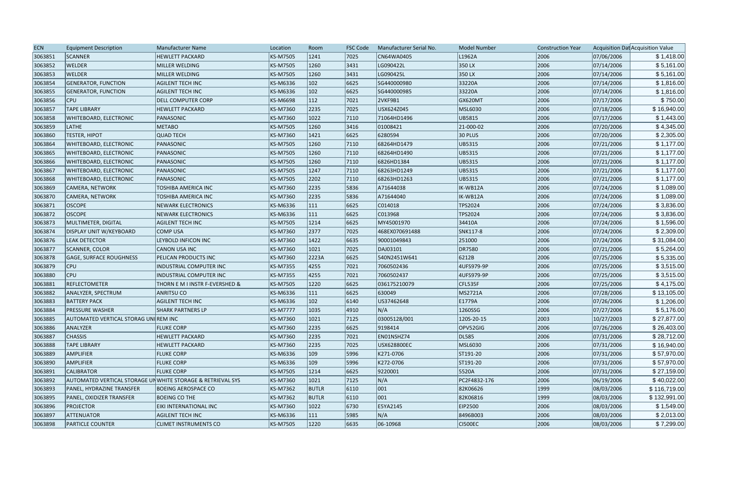| ECN | Equipment Description | Manufacturer Name | Location | Room | FSC Code | Manufacturer Serial No. | Model Number | Construction Year | Acquisition Dat | Acquisition Value |
|---|---|---|---|---|---|---|---|---|---|---|
| 3063851 | SCANNER | HEWLETT PACKARD | KS-M7505 | 1241 | 7025 | CN64WA0405 | L1962A | 2006 | 07/06/2006 | $ 1,418.00 |
| 3063852 | WELDER | MILLER WELDING | KS-M7505 | 1260 | 3431 | LG090422L | 350 LX | 2006 | 07/14/2006 | $ 5,161.00 |
| 3063853 | WELDER | MILLER WELDING | KS-M7505 | 1260 | 3431 | LG090425L | 350 LX | 2006 | 07/14/2006 | $ 5,161.00 |
| 3063854 | GENERATOR, FUNCTION | AGILENT TECH INC | KS-M6336 | 102 | 6625 | SG440000980 | 33220A | 2006 | 07/14/2006 | $ 1,816.00 |
| 3063855 | GENERATOR, FUNCTION | AGILENT TECH INC | KS-M6336 | 102 | 6625 | SG440000985 | 33220A | 2006 | 07/14/2006 | $ 1,816.00 |
| 3063856 | CPU | DELL COMPUTER CORP | KS-M6698 | 112 | 7021 | 2VKF9B1 | GX620MT | 2006 | 07/17/2006 | $ 750.00 |
| 3063857 | TAPE LIBRARY | HEWLETT PACKARD | KS-M7360 | 2235 | 7025 | USX624Z045 | MSL6030 | 2006 | 07/18/2006 | $ 16,940.00 |
| 3063858 | WHITEBOARD, ELECTRONIC | PANASONIC | KS-M7360 | 1022 | 7110 | 71064HD1496 | UB5815 | 2006 | 07/17/2006 | $ 1,443.00 |
| 3063859 | LATHE | METABO | KS-M7505 | 1260 | 3416 | 01008421 | 21-000-02 | 2006 | 07/20/2006 | $ 4,345.00 |
| 3063860 | TESTER, HIPOT | QUAD TECH | KS-M7360 | 1421 | 6625 | 6280594 | 30 PLUS | 2006 | 07/20/2006 | $ 2,305.00 |
| 3063864 | WHITEBOARD, ELECTRONIC | PANASONIC | KS-M7505 | 1260 | 7110 | 68264HD1479 | UB5315 | 2006 | 07/21/2006 | $ 1,177.00 |
| 3063865 | WHITEBOARD, ELECTRONIC | PANASONIC | KS-M7505 | 1260 | 7110 | 68264HD1490 | UB5315 | 2006 | 07/21/2006 | $ 1,177.00 |
| 3063866 | WHITEBOARD, ELECTRONIC | PANASONIC | KS-M7505 | 1260 | 7110 | 6826HD1384 | UB5315 | 2006 | 07/21/2006 | $ 1,177.00 |
| 3063867 | WHITEBOARD, ELECTRONIC | PANASONIC | KS-M7505 | 1247 | 7110 | 68263HD1249 | UB5315 | 2006 | 07/21/2006 | $ 1,177.00 |
| 3063868 | WHITEBOARD, ELECTRONIC | PANASONIC | KS-M7505 | 2202 | 7110 | 68263HD1263 | UB5315 | 2006 | 07/21/2006 | $ 1,177.00 |
| 3063869 | CAMERA, NETWORK | TOSHIBA AMERICA INC | KS-M7360 | 2235 | 5836 | A71644038 | IK-WB12A | 2006 | 07/24/2006 | $ 1,089.00 |
| 3063870 | CAMERA, NETWORK | TOSHIBA AMERICA INC | KS-M7360 | 2235 | 5836 | A71644040 | IK-WB12A | 2006 | 07/24/2006 | $ 1,089.00 |
| 3063871 | OSCOPE | NEWARK ELECTRONICS | KS-M6336 | 111 | 6625 | C014018 | TPS2024 | 2006 | 07/24/2006 | $ 3,836.00 |
| 3063872 | OSCOPE | NEWARK ELECTRONICS | KS-M6336 | 111 | 6625 | C013968 | TPS2024 | 2006 | 07/24/2006 | $ 3,836.00 |
| 3063873 | MULTIMETER, DIGITAL | AGILENT TECH INC | KS-M7505 | 1214 | 6625 | MY45001970 | 34410A | 2006 | 07/24/2006 | $ 1,596.00 |
| 3063874 | DISPLAY UNIT W/KEYBOARD | COMP USA | KS-M7360 | 2377 | 7025 | 468EX070691488 | SNK117-8 | 2006 | 07/24/2006 | $ 2,309.00 |
| 3063876 | LEAK DETECTOR | LEYBOLD INFICON INC | KS-M7360 | 1422 | 6635 | 90001049843 | 251000 | 2006 | 07/24/2006 | $ 31,084.00 |
| 3063877 | SCANNER, COLOR | CANON USA INC | KS-M7360 | 1021 | 7025 | DAJ03101 | DR7580 | 2006 | 07/21/2006 | $ 5,264.00 |
| 3063878 | GAGE, SURFACE ROUGHNESS | PELICAN PRODUCTS INC | KS-M7360 | 2223A | 6625 | 540N2451W641 | 6212B | 2006 | 07/25/2006 | $ 5,335.00 |
| 3063879 | CPU | INDUSTRIAL COMPUTER INC | KS-M7355 | 4255 | 7021 | 7060502436 | 4UFS979-9P | 2006 | 07/25/2006 | $ 3,515.00 |
| 3063880 | CPU | INDUSTRIAL COMPUTER INC | KS-M7355 | 4255 | 7021 | 7060502437 | 4UFS979-9P | 2006 | 07/25/2006 | $ 3,515.00 |
| 3063881 | REFLECTOMETER | THORN E M I INSTR F-EVERSHED & | KS-M7505 | 1220 | 6625 | 036175210079 | CFL535F | 2006 | 07/25/2006 | $ 4,175.00 |
| 3063882 | ANALYZER, SPECTRUM | ANRITSU CO | KS-M6336 | 111 | 6625 | 630049 | MS2721A | 2006 | 07/28/2006 | $ 13,105.00 |
| 3063883 | BATTERY PACK | AGILENT TECH INC | KS-M6336 | 102 | 6140 | US37462648 | E1779A | 2006 | 07/26/2006 | $ 1,206.00 |
| 3063884 | PRESSURE WASHER | SHARK PARTNERS LP | KS-M7777 | 1035 | 4910 | N/A | 1260SSG | 2006 | 07/27/2006 | $ 5,176.00 |
| 3063885 | AUTOMATED VERTICAL STORAG UNI | REM INC | KS-M7360 | 1021 | 7125 | 03005128/001 | 120S-20-15 | 2003 | 10/27/2003 | $ 27,877.00 |
| 3063886 | ANALYZER | FLUKE CORP | KS-M7360 | 2235 | 6625 | 9198414 | OPV52GIG | 2006 | 07/26/2006 | $ 26,403.00 |
| 3063887 | CHASSIS | HEWLETT PACKARD | KS-M7360 | 2235 | 7021 | EN01NSHZ74 | DL585 | 2006 | 07/31/2006 | $ 28,712.00 |
| 3063888 | TAPE LIBRARY | HEWLETT PACKARD | KS-M7360 | 2235 | 7025 | USX628800EC | MSL6030 | 2006 | 07/31/2006 | $ 16,940.00 |
| 3063889 | AMPLIFIER | FLUKE CORP | KS-M6336 | 109 | 5996 | K271-0706 | ST191-20 | 2006 | 07/31/2006 | $ 57,970.00 |
| 3063890 | AMPLIFIER | FLUKE CORP | KS-M6336 | 109 | 5996 | K272-0706 | ST191-20 | 2006 | 07/31/2006 | $ 57,970.00 |
| 3063891 | CALIBRATOR | FLUKE CORP | KS-M7505 | 1214 | 6625 | 9220001 | 5520A | 2006 | 07/31/2006 | $ 27,159.00 |
| 3063892 | AUTOMATED VERTICAL STORAGE UN | WHITE STORAGE & RETRIEVAL SYS | KS-M7360 | 1021 | 7125 | N/A | PC2F4832-176 | 2006 | 06/19/2006 | $ 40,022.00 |
| 3063893 | PANEL, HYDRAZINE TRANSFER | BOEING AEROSPACE CO | KS-M7362 | BUTLR | 6110 | 001 | 82K06626 | 1999 | 08/03/2006 | $ 116,719.00 |
| 3063895 | PANEL, OXIDIZER TRANSFER | BOEING CO THE | KS-M7362 | BUTLR | 6110 | 001 | 82K06816 | 1999 | 08/03/2006 | $ 132,991.00 |
| 3063896 | PROJECTOR | EIKI INTERNATIONAL INC | KS-M7360 | 1022 | 6730 | E5YA2145 | EIP2500 | 2006 | 08/03/2006 | $ 1,549.00 |
| 3063897 | ATTENUATOR | AGILENT TECH INC | KS-M6336 | 111 | 5985 | N/A | 8496B003 | 2006 | 08/03/2006 | $ 2,013.00 |
| 3063898 | PARTICLE COUNTER | CLIMET INSTRUMENTS CO | KS-M7505 | 1220 | 6635 | 06-10968 | CI500EC | 2006 | 08/03/2006 | $ 7,299.00 |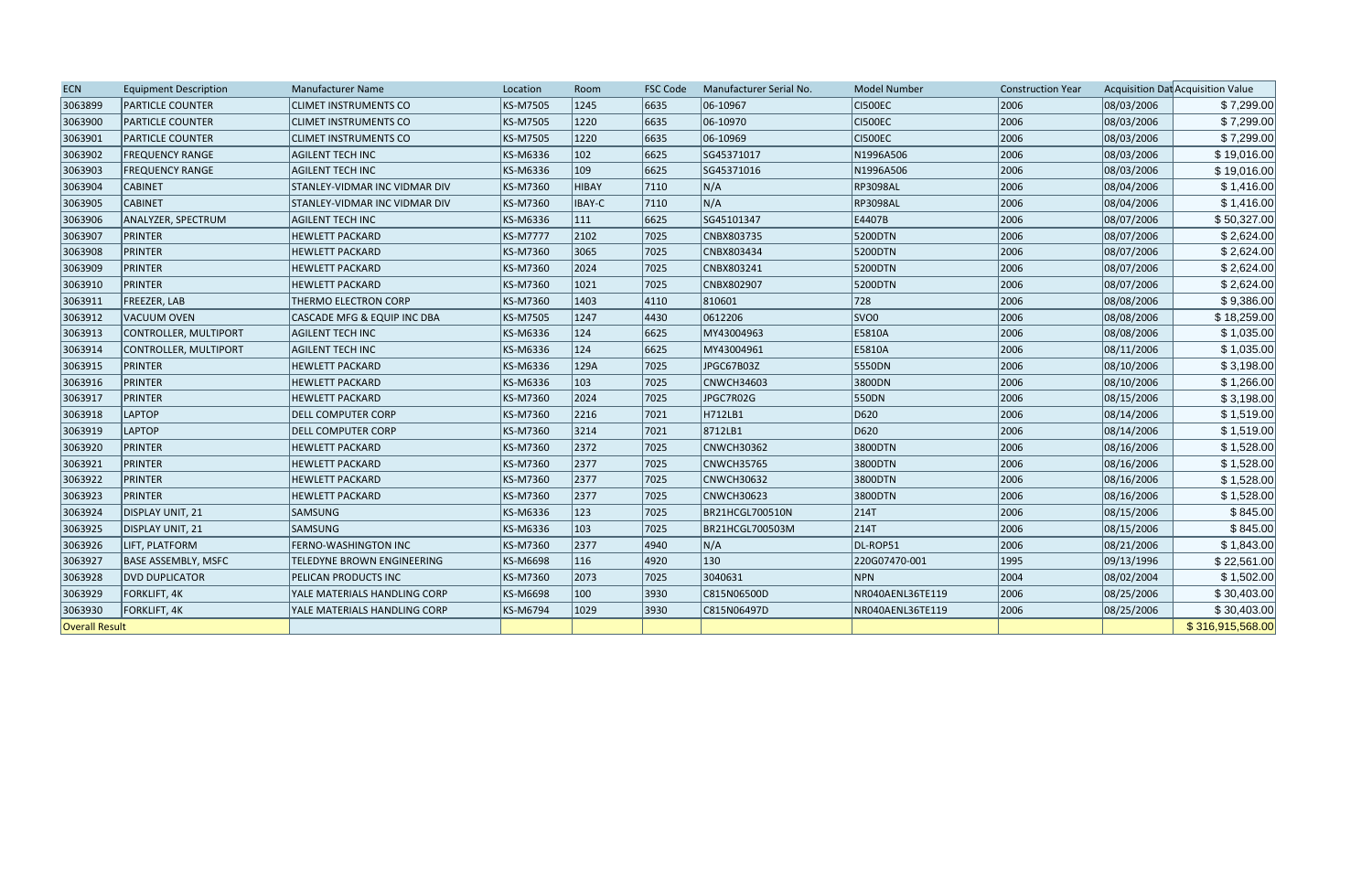| ECN | Equipment Description | Manufacturer Name | Location | Room | FSC Code | Manufacturer Serial No. | Model Number | Construction Year | Acquisition Dat | Acquisition Value |
|---|---|---|---|---|---|---|---|---|---|---|
| 3063899 | PARTICLE COUNTER | CLIMET INSTRUMENTS CO | KS-M7505 | 1245 | 6635 | 06-10967 | CI500EC | 2006 | 08/03/2006 | $ 7,299.00 |
| 3063900 | PARTICLE COUNTER | CLIMET INSTRUMENTS CO | KS-M7505 | 1220 | 6635 | 06-10970 | CI500EC | 2006 | 08/03/2006 | $ 7,299.00 |
| 3063901 | PARTICLE COUNTER | CLIMET INSTRUMENTS CO | KS-M7505 | 1220 | 6635 | 06-10969 | CI500EC | 2006 | 08/03/2006 | $ 7,299.00 |
| 3063902 | FREQUENCY RANGE | AGILENT TECH INC | KS-M6336 | 102 | 6625 | SG45371017 | N1996A506 | 2006 | 08/03/2006 | $ 19,016.00 |
| 3063903 | FREQUENCY RANGE | AGILENT TECH INC | KS-M6336 | 109 | 6625 | SG45371016 | N1996A506 | 2006 | 08/03/2006 | $ 19,016.00 |
| 3063904 | CABINET | STANLEY-VIDMAR INC VIDMAR DIV | KS-M7360 | HIBAY | 7110 | N/A | RP3098AL | 2006 | 08/04/2006 | $ 1,416.00 |
| 3063905 | CABINET | STANLEY-VIDMAR INC VIDMAR DIV | KS-M7360 | IBAY-C | 7110 | N/A | RP3098AL | 2006 | 08/04/2006 | $ 1,416.00 |
| 3063906 | ANALYZER, SPECTRUM | AGILENT TECH INC | KS-M6336 | 111 | 6625 | SG45101347 | E4407B | 2006 | 08/07/2006 | $ 50,327.00 |
| 3063907 | PRINTER | HEWLETT PACKARD | KS-M7777 | 2102 | 7025 | CNBX803735 | 5200DTN | 2006 | 08/07/2006 | $ 2,624.00 |
| 3063908 | PRINTER | HEWLETT PACKARD | KS-M7360 | 3065 | 7025 | CNBX803434 | 5200DTN | 2006 | 08/07/2006 | $ 2,624.00 |
| 3063909 | PRINTER | HEWLETT PACKARD | KS-M7360 | 2024 | 7025 | CNBX803241 | 5200DTN | 2006 | 08/07/2006 | $ 2,624.00 |
| 3063910 | PRINTER | HEWLETT PACKARD | KS-M7360 | 1021 | 7025 | CNBX802907 | 5200DTN | 2006 | 08/07/2006 | $ 2,624.00 |
| 3063911 | FREEZER, LAB | THERMO ELECTRON CORP | KS-M7360 | 1403 | 4110 | 810601 | 728 | 2006 | 08/08/2006 | $ 9,386.00 |
| 3063912 | VACUUM OVEN | CASCADE MFG & EQUIP INC DBA | KS-M7505 | 1247 | 4430 | 0612206 | SVO0 | 2006 | 08/08/2006 | $ 18,259.00 |
| 3063913 | CONTROLLER, MULTIPORT | AGILENT TECH INC | KS-M6336 | 124 | 6625 | MY43004963 | E5810A | 2006 | 08/08/2006 | $ 1,035.00 |
| 3063914 | CONTROLLER, MULTIPORT | AGILENT TECH INC | KS-M6336 | 124 | 6625 | MY43004961 | E5810A | 2006 | 08/11/2006 | $ 1,035.00 |
| 3063915 | PRINTER | HEWLETT PACKARD | KS-M6336 | 129A | 7025 | JPGC67B03Z | 5550DN | 2006 | 08/10/2006 | $ 3,198.00 |
| 3063916 | PRINTER | HEWLETT PACKARD | KS-M6336 | 103 | 7025 | CNWCH34603 | 3800DN | 2006 | 08/10/2006 | $ 1,266.00 |
| 3063917 | PRINTER | HEWLETT PACKARD | KS-M7360 | 2024 | 7025 | JPGC7R02G | 550DN | 2006 | 08/15/2006 | $ 3,198.00 |
| 3063918 | LAPTOP | DELL COMPUTER CORP | KS-M7360 | 2216 | 7021 | H712LB1 | D620 | 2006 | 08/14/2006 | $ 1,519.00 |
| 3063919 | LAPTOP | DELL COMPUTER CORP | KS-M7360 | 3214 | 7021 | 8712LB1 | D620 | 2006 | 08/14/2006 | $ 1,519.00 |
| 3063920 | PRINTER | HEWLETT PACKARD | KS-M7360 | 2372 | 7025 | CNWCH30362 | 3800DTN | 2006 | 08/16/2006 | $ 1,528.00 |
| 3063921 | PRINTER | HEWLETT PACKARD | KS-M7360 | 2377 | 7025 | CNWCH35765 | 3800DTN | 2006 | 08/16/2006 | $ 1,528.00 |
| 3063922 | PRINTER | HEWLETT PACKARD | KS-M7360 | 2377 | 7025 | CNWCH30632 | 3800DTN | 2006 | 08/16/2006 | $ 1,528.00 |
| 3063923 | PRINTER | HEWLETT PACKARD | KS-M7360 | 2377 | 7025 | CNWCH30623 | 3800DTN | 2006 | 08/16/2006 | $ 1,528.00 |
| 3063924 | DISPLAY UNIT, 21 | SAMSUNG | KS-M6336 | 123 | 7025 | BR21HCGL700510N | 214T | 2006 | 08/15/2006 | $ 845.00 |
| 3063925 | DISPLAY UNIT, 21 | SAMSUNG | KS-M6336 | 103 | 7025 | BR21HCGL700503M | 214T | 2006 | 08/15/2006 | $ 845.00 |
| 3063926 | LIFT, PLATFORM | FERNO-WASHINGTON INC | KS-M7360 | 2377 | 4940 | N/A | DL-ROP51 | 2006 | 08/21/2006 | $ 1,843.00 |
| 3063927 | BASE ASSEMBLY, MSFC | TELEDYNE BROWN ENGINEERING | KS-M6698 | 116 | 4920 | 130 | 220G07470-001 | 1995 | 09/13/1996 | $ 22,561.00 |
| 3063928 | DVD DUPLICATOR | PELICAN PRODUCTS INC | KS-M7360 | 2073 | 7025 | 3040631 | NPN | 2004 | 08/02/2004 | $ 1,502.00 |
| 3063929 | FORKLIFT, 4K | YALE MATERIALS HANDLING CORP | KS-M6698 | 100 | 3930 | C815N06500D | NR040AENL36TE119 | 2006 | 08/25/2006 | $ 30,403.00 |
| 3063930 | FORKLIFT, 4K | YALE MATERIALS HANDLING CORP | KS-M6794 | 1029 | 3930 | C815N06497D | NR040AENL36TE119 | 2006 | 08/25/2006 | $ 30,403.00 |
| Overall Result | | | | | | | | | | $ 316,915,568.00 |